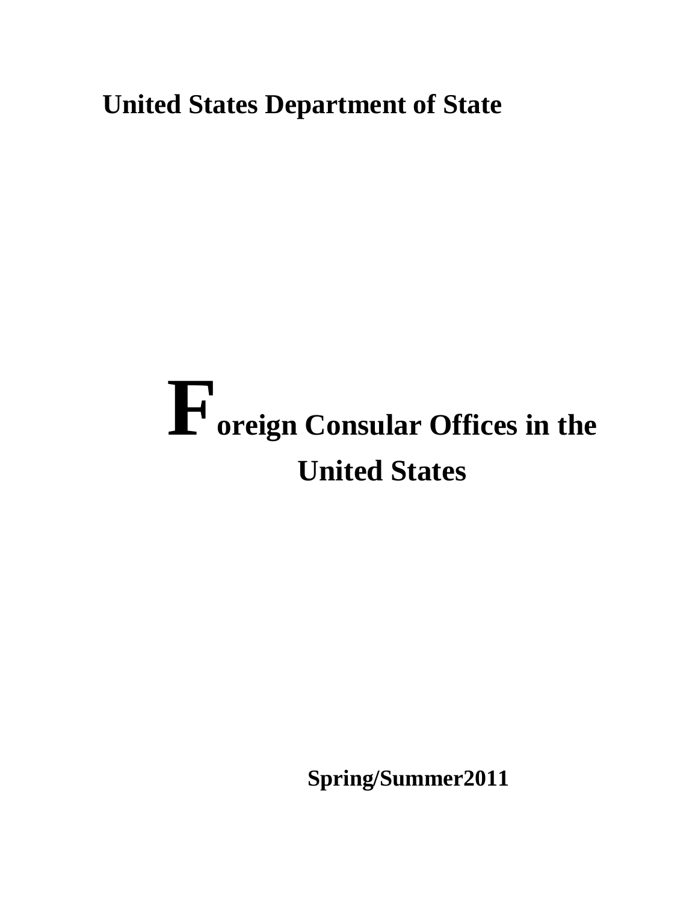**United States Department of State**

# Foreign Consular Offices in the United States

**Spring/Summer2011**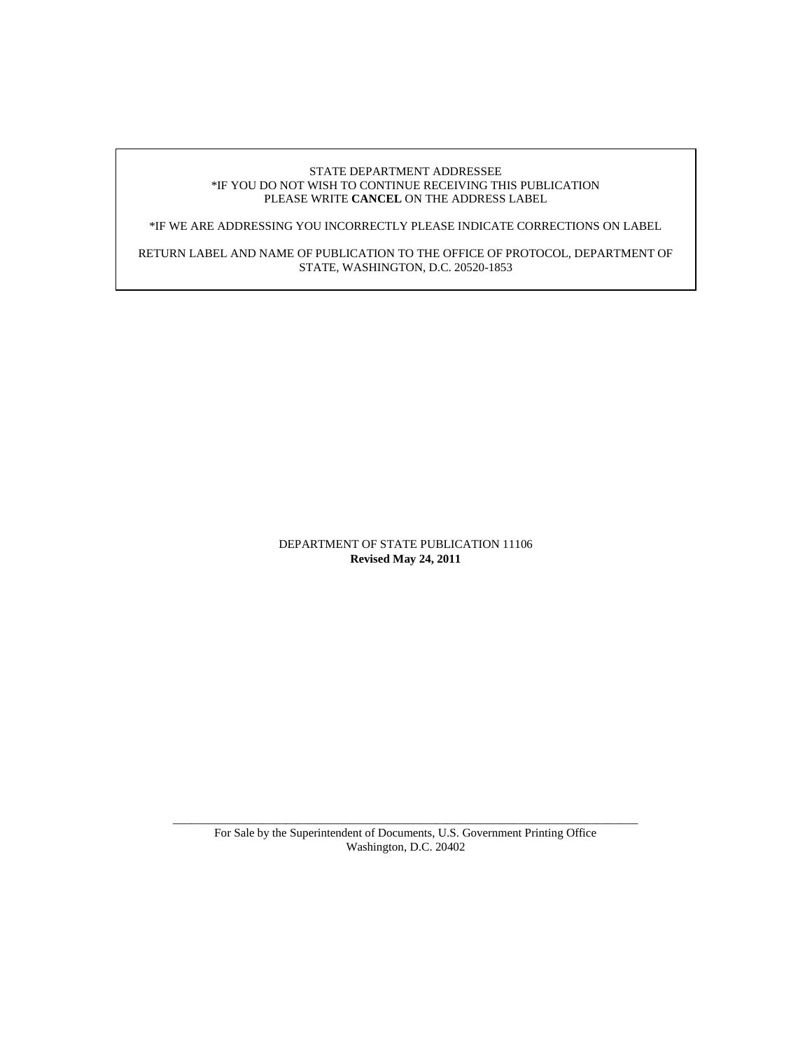STATE DEPARTMENT ADDRESSEE
*IF YOU DO NOT WISH TO CONTINUE RECEIVING THIS PUBLICATION
PLEASE WRITE **CANCEL** ON THE ADDRESS LABEL

*IF WE ARE ADDRESSING YOU INCORRECTLY PLEASE INDICATE CORRECTIONS ON LABEL

RETURN LABEL AND NAME OF PUBLICATION TO THE OFFICE OF PROTOCOL, DEPARTMENT OF STATE, WASHINGTON, D.C. 20520-1853

DEPARTMENT OF STATE PUBLICATION 11106
**Revised May 24, 2011**

---

For Sale by the Superintendent of Documents, U.S. Government Printing Office
Washington, D.C. 20402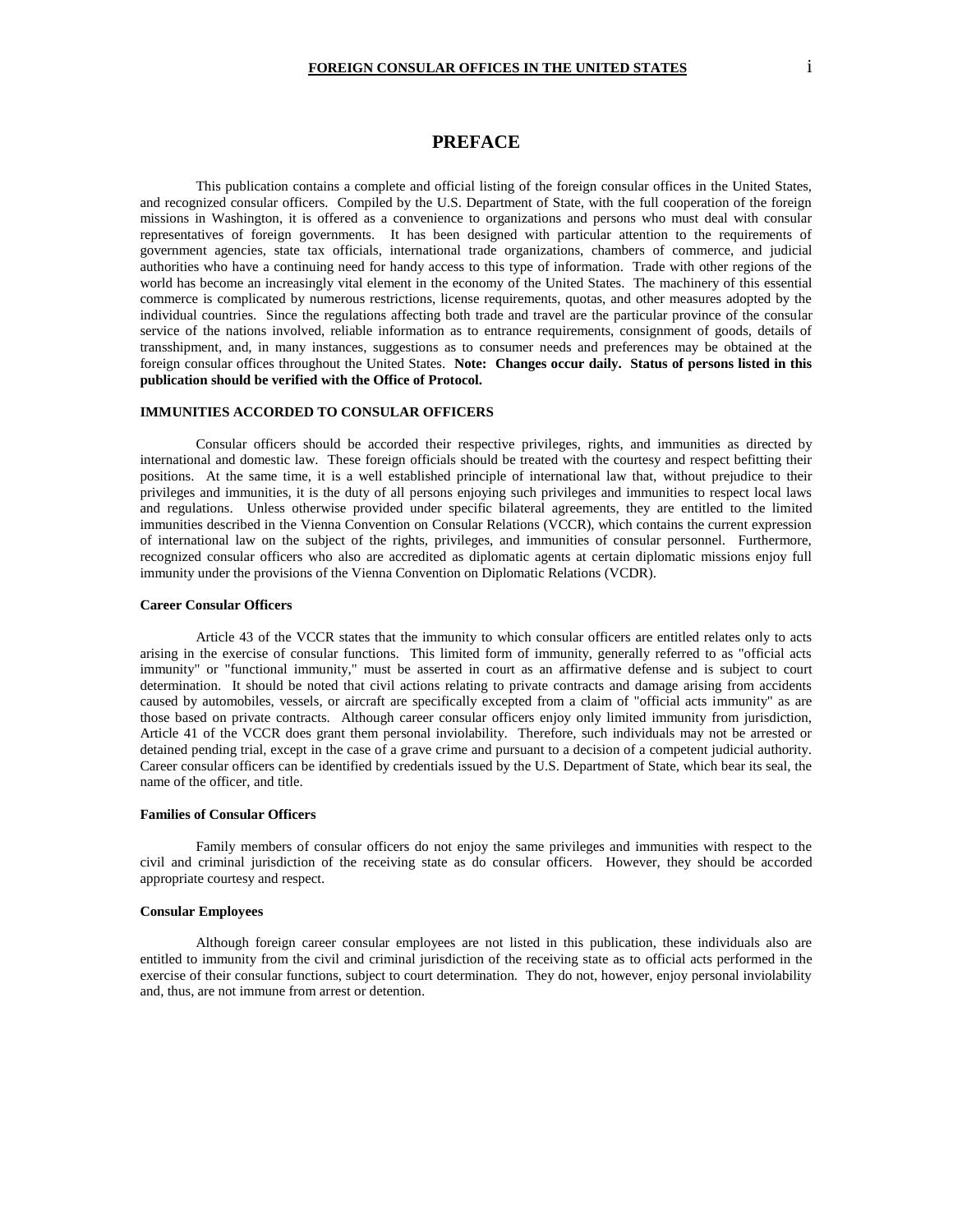# PREFACE

This publication contains a complete and official listing of the foreign consular offices in the United States, and recognized consular officers. Compiled by the U.S. Department of State, with the full cooperation of the foreign missions in Washington, it is offered as a convenience to organizations and persons who must deal with consular representatives of foreign governments. It has been designed with particular attention to the requirements of government agencies, state tax officials, international trade organizations, chambers of commerce, and judicial authorities who have a continuing need for handy access to this type of information. Trade with other regions of the world has become an increasingly vital element in the economy of the United States. The machinery of this essential commerce is complicated by numerous restrictions, license requirements, quotas, and other measures adopted by the individual countries. Since the regulations affecting both trade and travel are the particular province of the consular service of the nations involved, reliable information as to entrance requirements, consignment of goods, details of transshipment, and, in many instances, suggestions as to consumer needs and preferences may be obtained at the foreign consular offices throughout the United States. **Note: Changes occur daily. Status of persons listed in this publication should be verified with the Office of Protocol.**

## IMMUNITIES ACCORDED TO CONSULAR OFFICERS

Consular officers should be accorded their respective privileges, rights, and immunities as directed by international and domestic law. These foreign officials should be treated with the courtesy and respect befitting their positions. At the same time, it is a well established principle of international law that, without prejudice to their privileges and immunities, it is the duty of all persons enjoying such privileges and immunities to respect local laws and regulations. Unless otherwise provided under specific bilateral agreements, they are entitled to the limited immunities described in the Vienna Convention on Consular Relations (VCCR), which contains the current expression of international law on the subject of the rights, privileges, and immunities of consular personnel. Furthermore, recognized consular officers who also are accredited as diplomatic agents at certain diplomatic missions enjoy full immunity under the provisions of the Vienna Convention on Diplomatic Relations (VCDR).

### Career Consular Officers

Article 43 of the VCCR states that the immunity to which consular officers are entitled relates only to acts arising in the exercise of consular functions. This limited form of immunity, generally referred to as "official acts immunity" or "functional immunity," must be asserted in court as an affirmative defense and is subject to court determination. It should be noted that civil actions relating to private contracts and damage arising from accidents caused by automobiles, vessels, or aircraft are specifically excepted from a claim of "official acts immunity" as are those based on private contracts. Although career consular officers enjoy only limited immunity from jurisdiction, Article 41 of the VCCR does grant them personal inviolability. Therefore, such individuals may not be arrested or detained pending trial, except in the case of a grave crime and pursuant to a decision of a competent judicial authority. Career consular officers can be identified by credentials issued by the U.S. Department of State, which bear its seal, the name of the officer, and title.

### Families of Consular Officers

Family members of consular officers do not enjoy the same privileges and immunities with respect to the civil and criminal jurisdiction of the receiving state as do consular officers. However, they should be accorded appropriate courtesy and respect.

### Consular Employees

Although foreign career consular employees are not listed in this publication, these individuals also are entitled to immunity from the civil and criminal jurisdiction of the receiving state as to official acts performed in the exercise of their consular functions, subject to court determination. They do not, however, enjoy personal inviolability and, thus, are not immune from arrest or detention.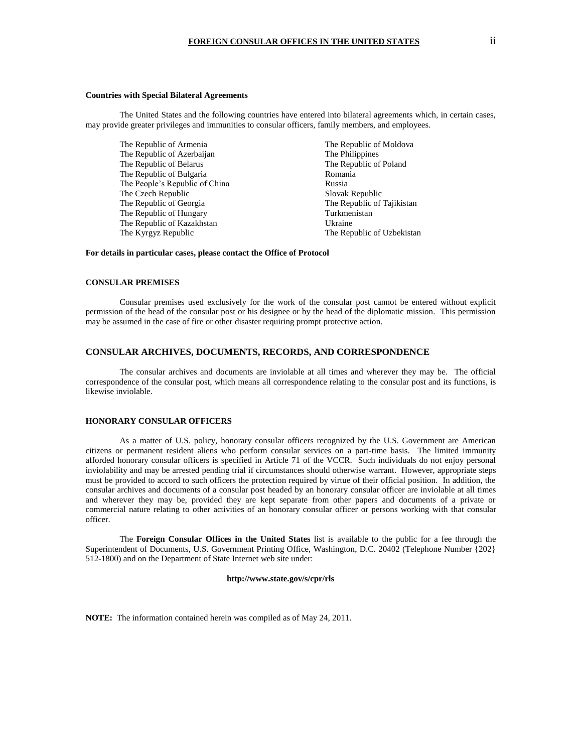**Countries with Special Bilateral Agreements**

The United States and the following countries have entered into bilateral agreements which, in certain cases, may provide greater privileges and immunities to consular officers, family members, and employees.

The Republic of Armenia
The Republic of Azerbaijan
The Republic of Belarus
The Republic of Bulgaria
The People's Republic of China
The Czech Republic
The Republic of Georgia
The Republic of Hungary
The Republic of Kazakhstan
The Kyrgyz Republic
The Republic of Moldova
The Philippines
The Republic of Poland
Romania
Russia
Slovak Republic
The Republic of Tajikistan
Turkmenistan
Ukraine
The Republic of Uzbekistan

**For details in particular cases, please contact the Office of Protocol**

## CONSULAR PREMISES

Consular premises used exclusively for the work of the consular post cannot be entered without explicit permission of the head of the consular post or his designee or by the head of the diplomatic mission. This permission may be assumed in the case of fire or other disaster requiring prompt protective action.

## CONSULAR ARCHIVES, DOCUMENTS, RECORDS, AND CORRESPONDENCE

The consular archives and documents are inviolable at all times and wherever they may be. The official correspondence of the consular post, which means all correspondence relating to the consular post and its functions, is likewise inviolable.

## HONORARY CONSULAR OFFICERS

As a matter of U.S. policy, honorary consular officers recognized by the U.S. Government are American citizens or permanent resident aliens who perform consular services on a part-time basis. The limited immunity afforded honorary consular officers is specified in Article 71 of the VCCR. Such individuals do not enjoy personal inviolability and may be arrested pending trial if circumstances should otherwise warrant. However, appropriate steps must be provided to accord to such officers the protection required by virtue of their official position. In addition, the consular archives and documents of a consular post headed by an honorary consular officer are inviolable at all times and wherever they may be, provided they are kept separate from other papers and documents of a private or commercial nature relating to other activities of an honorary consular officer or persons working with that consular officer.

The **Foreign Consular Offices in the United States** list is available to the public for a fee through the Superintendent of Documents, U.S. Government Printing Office, Washington, D.C. 20402 (Telephone Number {202} 512-1800) and on the Department of State Internet web site under:

**http://www.state.gov/s/cpr/rls**

**NOTE:** The information contained herein was compiled as of May 24, 2011.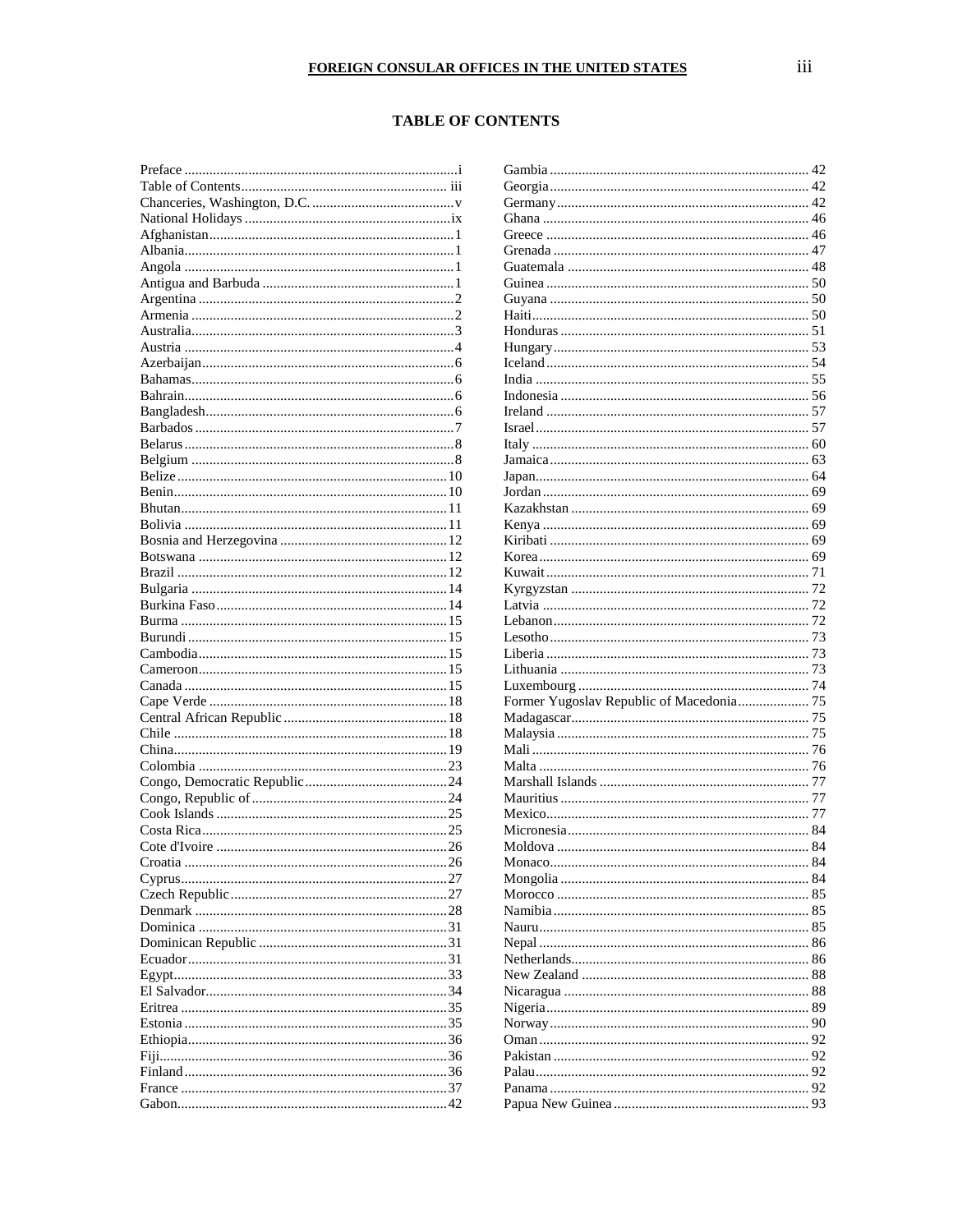# TABLE OF CONTENTS

| Entry | Page |
|---|---|
| Preface | i |
| Table of Contents | iii |
| Chanceries, Washington, D.C. | v |
| National Holidays | ix |
| Afghanistan | 1 |
| Albania | 1 |
| Angola | 1 |
| Antigua and Barbuda | 1 |
| Argentina | 2 |
| Armenia | 2 |
| Australia | 3 |
| Austria | 4 |
| Azerbaijan | 6 |
| Bahamas | 6 |
| Bahrain | 6 |
| Bangladesh | 6 |
| Barbados | 7 |
| Belarus | 8 |
| Belgium | 8 |
| Belize | 10 |
| Benin | 10 |
| Bhutan | 11 |
| Bolivia | 11 |
| Bosnia and Herzegovina | 12 |
| Botswana | 12 |
| Brazil | 12 |
| Bulgaria | 14 |
| Burkina Faso | 14 |
| Burma | 15 |
| Burundi | 15 |
| Cambodia | 15 |
| Cameroon | 15 |
| Canada | 15 |
| Cape Verde | 18 |
| Central African Republic | 18 |
| Chile | 18 |
| China | 19 |
| Colombia | 23 |
| Congo, Democratic Republic | 24 |
| Congo, Republic of | 24 |
| Cook Islands | 25 |
| Costa Rica | 25 |
| Cote d'Ivoire | 26 |
| Croatia | 26 |
| Cyprus | 27 |
| Czech Republic | 27 |
| Denmark | 28 |
| Dominica | 31 |
| Dominican Republic | 31 |
| Ecuador | 31 |
| Egypt | 33 |
| El Salvador | 34 |
| Eritrea | 35 |
| Estonia | 35 |
| Ethiopia | 36 |
| Fiji | 36 |
| Finland | 36 |
| France | 37 |
| Gabon | 42 |
| Gambia | 42 |
| Georgia | 42 |
| Germany | 42 |
| Ghana | 46 |
| Greece | 46 |
| Grenada | 47 |
| Guatemala | 48 |
| Guinea | 50 |
| Guyana | 50 |
| Haiti | 50 |
| Honduras | 51 |
| Hungary | 53 |
| Iceland | 54 |
| India | 55 |
| Indonesia | 56 |
| Ireland | 57 |
| Israel | 57 |
| Italy | 60 |
| Jamaica | 63 |
| Japan | 64 |
| Jordan | 69 |
| Kazakhstan | 69 |
| Kenya | 69 |
| Kiribati | 69 |
| Korea | 69 |
| Kuwait | 71 |
| Kyrgyzstan | 72 |
| Latvia | 72 |
| Lebanon | 72 |
| Lesotho | 73 |
| Liberia | 73 |
| Lithuania | 73 |
| Luxembourg | 74 |
| Former Yugoslav Republic of Macedonia | 75 |
| Madagascar | 75 |
| Malaysia | 75 |
| Mali | 76 |
| Malta | 76 |
| Marshall Islands | 77 |
| Mauritius | 77 |
| Mexico | 77 |
| Micronesia | 84 |
| Moldova | 84 |
| Monaco | 84 |
| Mongolia | 84 |
| Morocco | 85 |
| Namibia | 85 |
| Nauru | 85 |
| Nepal | 86 |
| Netherlands | 86 |
| New Zealand | 88 |
| Nicaragua | 88 |
| Nigeria | 89 |
| Norway | 90 |
| Oman | 92 |
| Pakistan | 92 |
| Palau | 92 |
| Panama | 92 |
| Papua New Guinea | 93 |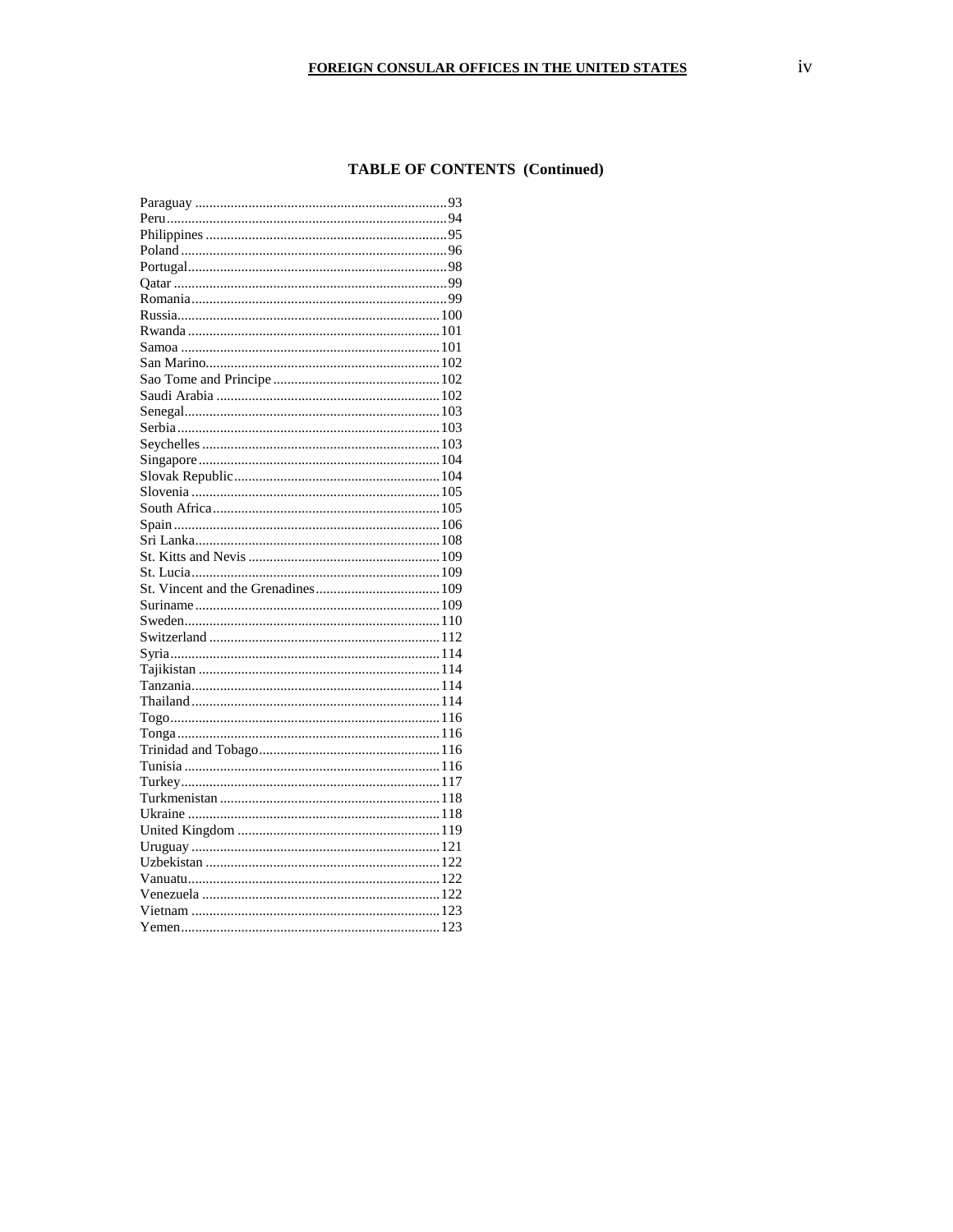## TABLE OF CONTENTS (Continued)

Paraguay ....................................................................... 93
Peru.............................................................................. 94
Philippines .................................................................... 95
Poland ........................................................................... 96
Portugal......................................................................... 98
Qatar ............................................................................. 99
Romania........................................................................ 99
Russia.......................................................................... 100
Rwanda ....................................................................... 101
Samoa ......................................................................... 101
San Marino.................................................................. 102
Sao Tome and Principe ............................................... 102
Saudi Arabia ............................................................... 102
Senegal........................................................................ 103
Serbia .......................................................................... 103
Seychelles ................................................................... 103
Singapore .................................................................... 104
Slovak Republic .......................................................... 104
Slovenia ...................................................................... 105
South Africa ................................................................ 105
Spain ........................................................................... 106
Sri Lanka..................................................................... 108
St. Kitts and Nevis ...................................................... 109
St. Lucia ...................................................................... 109
St. Vincent and the Grenadines ................................... 109
Suriname ..................................................................... 109
Sweden........................................................................ 110
Switzerland ................................................................. 112
Syria ............................................................................ 114
Tajikistan .................................................................... 114
Tanzania ...................................................................... 114
Thailand ...................................................................... 114
Togo ............................................................................ 116
Tonga .......................................................................... 116
Trinidad and Tobago ................................................... 116
Tunisia ........................................................................ 116
Turkey......................................................................... 117
Turkmenistan .............................................................. 118
Ukraine ....................................................................... 118
United Kingdom ......................................................... 119
Uruguay ...................................................................... 121
Uzbekistan .................................................................. 122
Vanuatu....................................................................... 122
Venezuela ................................................................... 122
Vietnam ...................................................................... 123
Yemen......................................................................... 123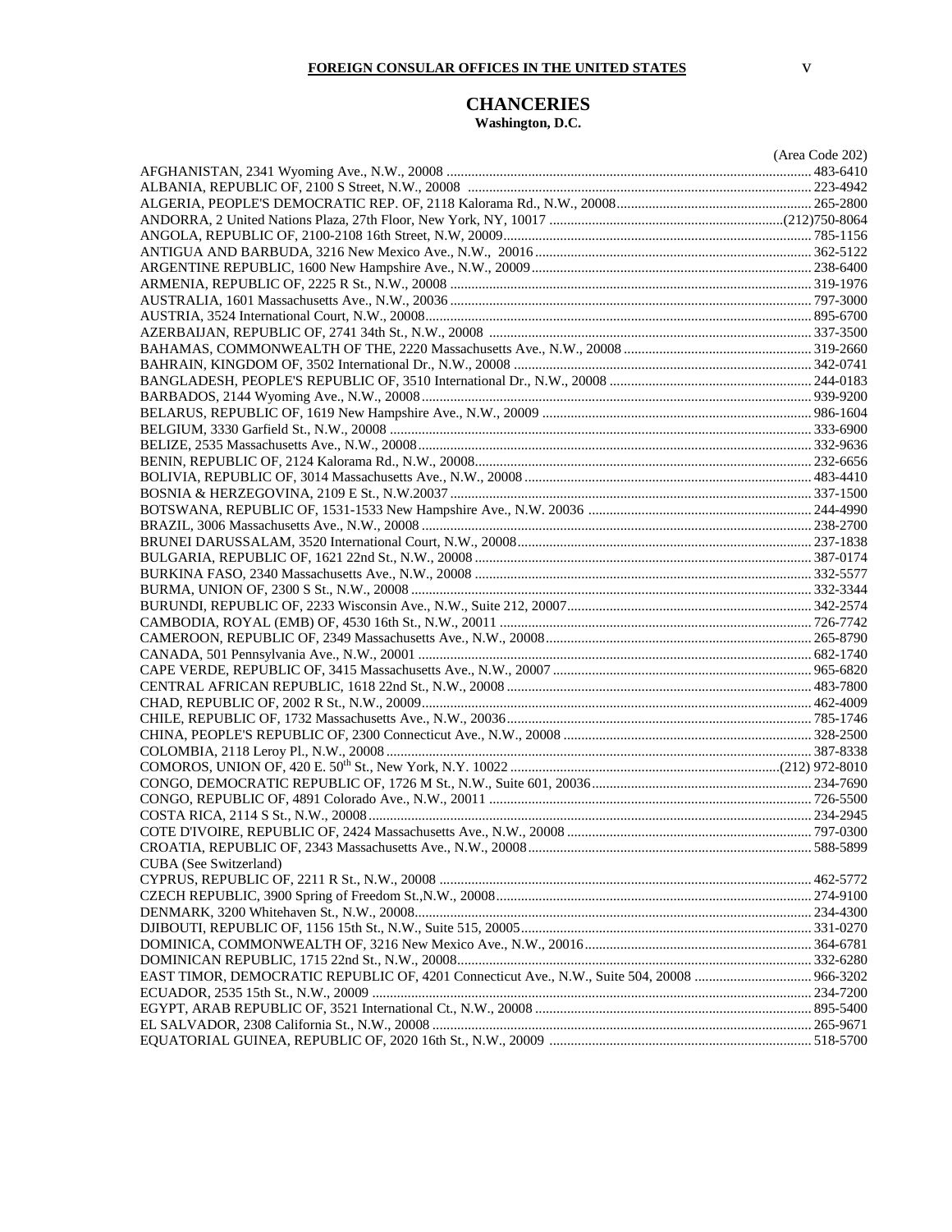**FOREIGN CONSULAR OFFICES IN THE UNITED STATES**

# CHANCERIES

**Washington, D.C.**

(Area Code 202)

AFGHANISTAN, 2341 Wyoming Ave., N.W., 20008 .......... 483-6410
ALBANIA, REPUBLIC OF, 2100 S Street, N.W., 20008 .......... 223-4942
ALGERIA, PEOPLE'S DEMOCRATIC REP. OF, 2118 Kalorama Rd., N.W., 20008 .......... 265-2800
ANDORRA, 2 United Nations Plaza, 27th Floor, New York, NY, 10017 .......... (212)750-8064
ANGOLA, REPUBLIC OF, 2100-2108 16th Street, N.W, 20009 .......... 785-1156
ANTIGUA AND BARBUDA, 3216 New Mexico Ave., N.W., 20016 .......... 362-5122
ARGENTINE REPUBLIC, 1600 New Hampshire Ave., N.W., 20009 .......... 238-6400
ARMENIA, REPUBLIC OF, 2225 R St., N.W., 20008 .......... 319-1976
AUSTRALIA, 1601 Massachusetts Ave., N.W., 20036 .......... 797-3000
AUSTRIA, 3524 International Court, N.W., 20008 .......... 895-6700
AZERBAIJAN, REPUBLIC OF, 2741 34th St., N.W., 20008 .......... 337-3500
BAHAMAS, COMMONWEALTH OF THE, 2220 Massachusetts Ave., N.W., 20008 .......... 319-2660
BAHRAIN, KINGDOM OF, 3502 International Dr., N.W., 20008 .......... 342-0741
BANGLADESH, PEOPLE'S REPUBLIC OF, 3510 International Dr., N.W., 20008 .......... 244-0183
BARBADOS, 2144 Wyoming Ave., N.W., 20008 .......... 939-9200
BELARUS, REPUBLIC OF, 1619 New Hampshire Ave., N.W., 20009 .......... 986-1604
BELGIUM, 3330 Garfield St., N.W., 20008 .......... 333-6900
BELIZE, 2535 Massachusetts Ave., N.W., 20008 .......... 332-9636
BENIN, REPUBLIC OF, 2124 Kalorama Rd., N.W., 20008 .......... 232-6656
BOLIVIA, REPUBLIC OF, 3014 Massachusetts Ave., N.W., 20008 .......... 483-4410
BOSNIA & HERZEGOVINA, 2109 E St., N.W.20037 .......... 337-1500
BOTSWANA, REPUBLIC OF, 1531-1533 New Hampshire Ave., N.W. 20036 .......... 244-4990
BRAZIL, 3006 Massachusetts Ave., N.W., 20008 .......... 238-2700
BRUNEI DARUSSALAM, 3520 International Court, N.W., 20008 .......... 237-1838
BULGARIA, REPUBLIC OF, 1621 22nd St., N.W., 20008 .......... 387-0174
BURKINA FASO, 2340 Massachusetts Ave., N.W., 20008 .......... 332-5577
BURMA, UNION OF, 2300 S St., N.W., 20008 .......... 332-3344
BURUNDI, REPUBLIC OF, 2233 Wisconsin Ave., N.W., Suite 212, 20007 .......... 342-2574
CAMBODIA, ROYAL (EMB) OF, 4530 16th St., N.W., 20011 .......... 726-7742
CAMEROON, REPUBLIC OF, 2349 Massachusetts Ave., N.W., 20008 .......... 265-8790
CANADA, 501 Pennsylvania Ave., N.W., 20001 .......... 682-1740
CAPE VERDE, REPUBLIC OF, 3415 Massachusetts Ave., N.W., 20007 .......... 965-6820
CENTRAL AFRICAN REPUBLIC, 1618 22nd St., N.W., 20008 .......... 483-7800
CHAD, REPUBLIC OF, 2002 R St., N.W., 20009 .......... 462-4009
CHILE, REPUBLIC OF, 1732 Massachusetts Ave., N.W., 20036 .......... 785-1746
CHINA, PEOPLE'S REPUBLIC OF, 2300 Connecticut Ave., N.W., 20008 .......... 328-2500
COLOMBIA, 2118 Leroy Pl., N.W., 20008 .......... 387-8338
COMOROS, UNION OF, 420 E. 50th St., New York, N.Y. 10022 .......... (212) 972-8010
CONGO, DEMOCRATIC REPUBLIC OF, 1726 M St., N.W., Suite 601, 20036 .......... 234-7690
CONGO, REPUBLIC OF, 4891 Colorado Ave., N.W., 20011 .......... 726-5500
COSTA RICA, 2114 S St., N.W., 20008 .......... 234-2945
COTE D'IVOIRE, REPUBLIC OF, 2424 Massachusetts Ave., N.W., 20008 .......... 797-0300
CROATIA, REPUBLIC OF, 2343 Massachusetts Ave., N.W., 20008 .......... 588-5899
CUBA (See Switzerland)
CYPRUS, REPUBLIC OF, 2211 R St., N.W., 20008 .......... 462-5772
CZECH REPUBLIC, 3900 Spring of Freedom St.,N.W., 20008 .......... 274-9100
DENMARK, 3200 Whitehaven St., N.W., 20008 .......... 234-4300
DJIBOUTI, REPUBLIC OF, 1156 15th St., N.W., Suite 515, 20005 .......... 331-0270
DOMINICA, COMMONWEALTH OF, 3216 New Mexico Ave., N.W., 20016 .......... 364-6781
DOMINICAN REPUBLIC, 1715 22nd St., N.W., 20008 .......... 332-6280
EAST TIMOR, DEMOCRATIC REPUBLIC OF, 4201 Connecticut Ave., N.W., Suite 504, 20008 .......... 966-3202
ECUADOR, 2535 15th St., N.W., 20009 .......... 234-7200
EGYPT, ARAB REPUBLIC OF, 3521 International Ct., N.W., 20008 .......... 895-5400
EL SALVADOR, 2308 California St., N.W., 20008 .......... 265-9671
EQUATORIAL GUINEA, REPUBLIC OF, 2020 16th St., N.W., 20009 .......... 518-5700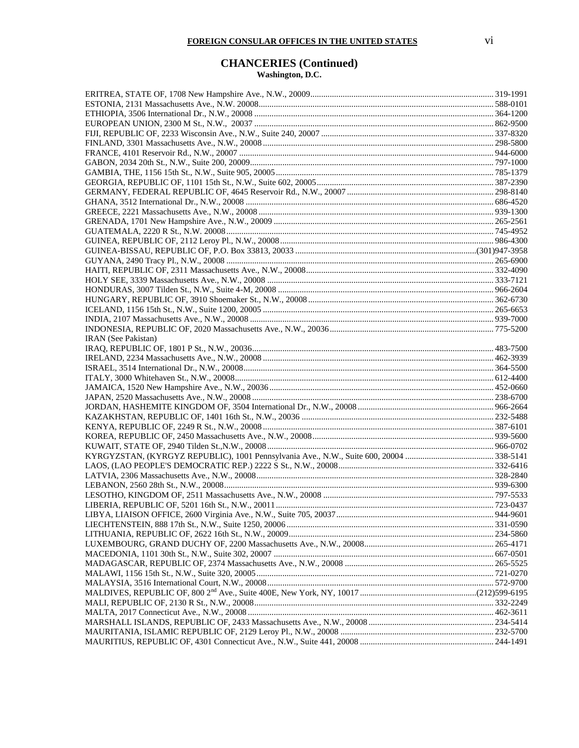## CHANCERIES (Continued)

### Washington, D.C.

ERITREA, STATE OF, 1708 New Hampshire Ave., N.W., 20009.......... 319-1991
ESTONIA, 2131 Massachusetts Ave., N.W. 20008.......... 588-0101
ETHIOPIA, 3506 International Dr., N.W., 20008.......... 364-1200
EUROPEAN UNION, 2300 M St., N.W., 20037.......... 862-9500
FIJI, REPUBLIC OF, 2233 Wisconsin Ave., N.W., Suite 240, 20007.......... 337-8320
FINLAND, 3301 Massachusetts Ave., N.W., 20008.......... 298-5800
FRANCE, 4101 Reservoir Rd., N.W., 20007.......... 944-6000
GABON, 2034 20th St., N.W., Suite 200, 20009.......... 797-1000
GAMBIA, THE, 1156 15th St., N.W., Suite 905, 20005.......... 785-1379
GEORGIA, REPUBLIC OF, 1101 15th St., N.W., Suite 602, 20005.......... 387-2390
GERMANY, FEDERAL REPUBLIC OF, 4645 Reservoir Rd., N.W., 20007.......... 298-8140
GHANA, 3512 International Dr., N.W., 20008.......... 686-4520
GREECE, 2221 Massachusetts Ave., N.W., 20008.......... 939-1300
GRENADA, 1701 New Hampshire Ave., N.W., 20009.......... 265-2561
GUATEMALA, 2220 R St., N.W. 20008.......... 745-4952
GUINEA, REPUBLIC OF, 2112 Leroy Pl., N.W., 20008.......... 986-4300
GUINEA-BISSAU, REPUBLIC OF, P.O. Box 33813, 20033.......... (301)947-3958
GUYANA, 2490 Tracy Pl., N.W., 20008.......... 265-6900
HAITI, REPUBLIC OF, 2311 Massachusetts Ave., N.W., 20008.......... 332-4090
HOLY SEE, 3339 Massachusetts Ave., N.W., 20008.......... 333-7121
HONDURAS, 3007 Tilden St., N.W., Suite 4-M, 20008.......... 966-2604
HUNGARY, REPUBLIC OF, 3910 Shoemaker St., N.W., 20008.......... 362-6730
ICELAND, 1156 15th St., N.W., Suite 1200, 20005.......... 265-6653
INDIA, 2107 Massachusetts Ave., N.W., 20008.......... 939-7000
INDONESIA, REPUBLIC OF, 2020 Massachusetts Ave., N.W., 20036.......... 775-5200
IRAN (See Pakistan)
IRAQ, REPUBLIC OF, 1801 P St., N.W., 20036.......... 483-7500
IRELAND, 2234 Massachusetts Ave., N.W., 20008.......... 462-3939
ISRAEL, 3514 International Dr., N.W., 20008.......... 364-5500
ITALY, 3000 Whitehaven St., N.W., 20008.......... 612-4400
JAMAICA, 1520 New Hampshire Ave., N.W., 20036.......... 452-0660
JAPAN, 2520 Massachusetts Ave., N.W., 20008.......... 238-6700
JORDAN, HASHEMITE KINGDOM OF, 3504 International Dr., N.W., 20008.......... 966-2664
KAZAKHSTAN, REPUBLIC OF, 1401 16th St., N.W., 20036.......... 232-5488
KENYA, REPUBLIC OF, 2249 R St., N.W., 20008.......... 387-6101
KOREA, REPUBLIC OF, 2450 Massachusetts Ave., N.W., 20008.......... 939-5600
KUWAIT, STATE OF, 2940 Tilden St.,N.W., 20008.......... 966-0702
KYRGYZSTAN, (KYRGYZ REPUBLIC), 1001 Pennsylvania Ave., N.W., Suite 600, 20004.......... 338-5141
LAOS, (LAO PEOPLE'S DEMOCRATIC REP.) 2222 S St., N.W., 20008.......... 332-6416
LATVIA, 2306 Massachusetts Ave., N.W., 20008.......... 328-2840
LEBANON, 2560 28th St., N.W., 20008.......... 939-6300
LESOTHO, KINGDOM OF, 2511 Massachusetts Ave., N.W., 20008.......... 797-5533
LIBERIA, REPUBLIC OF, 5201 16th St., N.W., 20011.......... 723-0437
LIBYA, LIAISON OFFICE, 2600 Virginia Ave., N.W., Suite 705, 20037.......... 944-9601
LIECHTENSTEIN, 888 17th St., N.W., Suite 1250, 20006.......... 331-0590
LITHUANIA, REPUBLIC OF, 2622 16th St., N.W., 20009.......... 234-5860
LUXEMBOURG, GRAND DUCHY OF, 2200 Massachusetts Ave., N.W., 20008.......... 265-4171
MACEDONIA, 1101 30th St., N.W., Suite 302, 20007.......... 667-0501
MADAGASCAR, REPUBLIC OF, 2374 Massachusetts Ave., N.W., 20008.......... 265-5525
MALAWI, 1156 15th St., N.W., Suite 320, 20005.......... 721-0270
MALAYSIA, 3516 International Court, N.W., 20008.......... 572-9700
MALDIVES, REPUBLIC OF, 800 2nd Ave., Suite 400E, New York, NY, 10017.......... (212)599-6195
MALI, REPUBLIC OF, 2130 R St., N.W., 20008.......... 332-2249
MALTA, 2017 Connecticut Ave., N.W., 20008.......... 462-3611
MARSHALL ISLANDS, REPUBLIC OF, 2433 Massachusetts Ave., N.W., 20008.......... 234-5414
MAURITANIA, ISLAMIC REPUBLIC OF, 2129 Leroy Pl., N.W., 20008.......... 232-5700
MAURITIUS, REPUBLIC OF, 4301 Connecticut Ave., N.W., Suite 441, 20008.......... 244-1491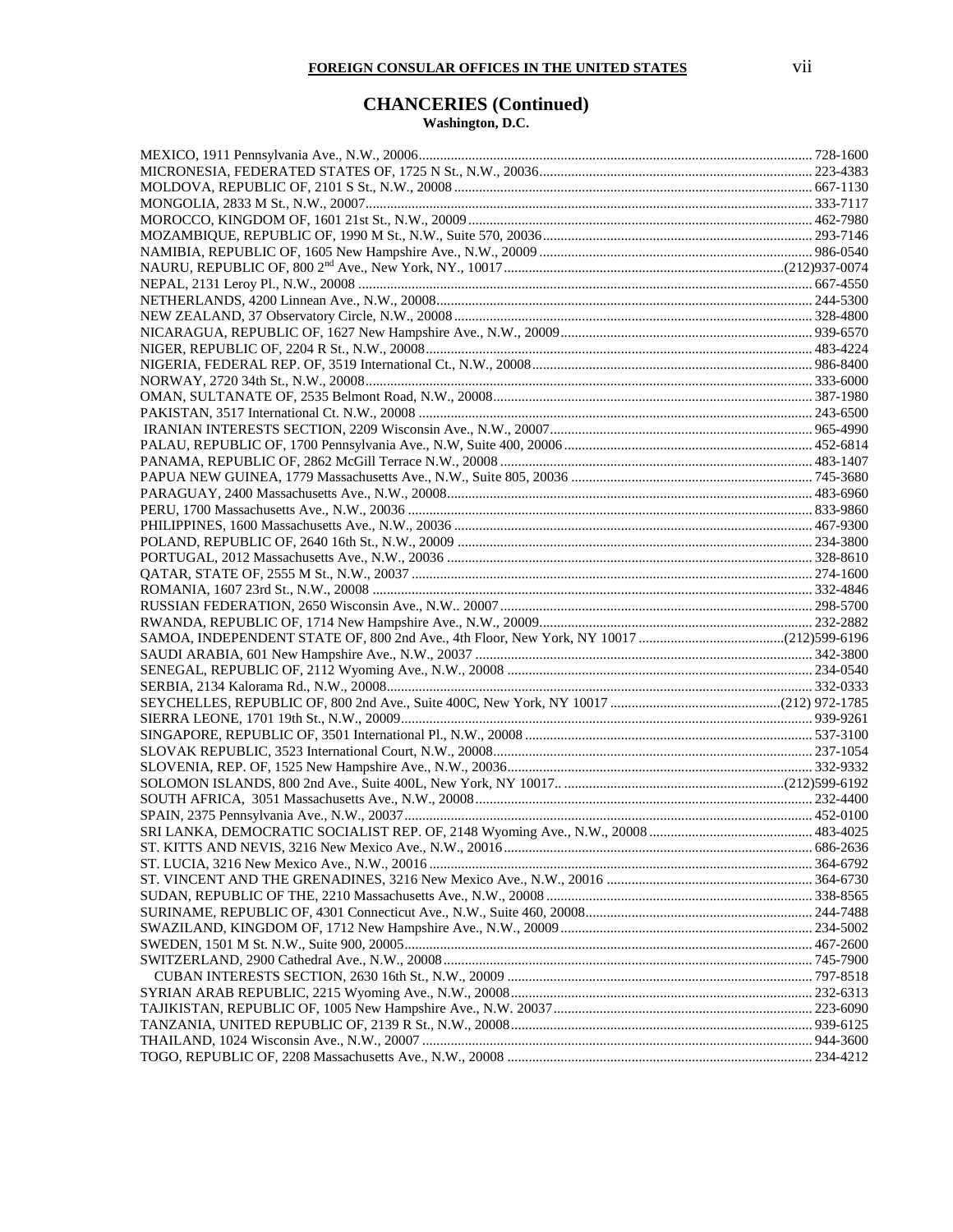## CHANCERIES (Continued)

### Washington, D.C.

MEXICO, 1911 Pennsylvania Ave., N.W., 20006 ........ 728-1600
MICRONESIA, FEDERATED STATES OF, 1725 N St., N.W., 20036 ........ 223-4383
MOLDOVA, REPUBLIC OF, 2101 S St., N.W., 20008 ........ 667-1130
MONGOLIA, 2833 M St., N.W., 20007 ........ 333-7117
MOROCCO, KINGDOM OF, 1601 21st St., N.W., 20009 ........ 462-7980
MOZAMBIQUE, REPUBLIC OF, 1990 M St., N.W., Suite 570, 20036 ........ 293-7146
NAMIBIA, REPUBLIC OF, 1605 New Hampshire Ave., N.W., 20009 ........ 986-0540
NAURU, REPUBLIC OF, 800 2nd Ave., New York, NY., 10017 ........ (212)937-0074
NEPAL, 2131 Leroy Pl., N.W., 20008 ........ 667-4550
NETHERLANDS, 4200 Linnean Ave., N.W., 20008 ........ 244-5300
NEW ZEALAND, 37 Observatory Circle, N.W., 20008 ........ 328-4800
NICARAGUA, REPUBLIC OF, 1627 New Hampshire Ave., N.W., 20009 ........ 939-6570
NIGER, REPUBLIC OF, 2204 R St., N.W., 20008 ........ 483-4224
NIGERIA, FEDERAL REP. OF, 3519 International Ct., N.W., 20008 ........ 986-8400
NORWAY, 2720 34th St., N.W., 20008 ........ 333-6000
OMAN, SULTANATE OF, 2535 Belmont Road, N.W., 20008 ........ 387-1980
PAKISTAN, 3517 International Ct. N.W., 20008 ........ 243-6500
IRANIAN INTERESTS SECTION, 2209 Wisconsin Ave., N.W., 20007 ........ 965-4990
PALAU, REPUBLIC OF, 1700 Pennsylvania Ave., N.W, Suite 400, 20006 ........ 452-6814
PANAMA, REPUBLIC OF, 2862 McGill Terrace N.W., 20008 ........ 483-1407
PAPUA NEW GUINEA, 1779 Massachusetts Ave., N.W., Suite 805, 20036 ........ 745-3680
PARAGUAY, 2400 Massachusetts Ave., N.W., 20008 ........ 483-6960
PERU, 1700 Massachusetts Ave., N.W., 20036 ........ 833-9860
PHILIPPINES, 1600 Massachusetts Ave., N.W., 20036 ........ 467-9300
POLAND, REPUBLIC OF, 2640 16th St., N.W., 20009 ........ 234-3800
PORTUGAL, 2012 Massachusetts Ave., N.W., 20036 ........ 328-8610
QATAR, STATE OF, 2555 M St., N.W., 20037 ........ 274-1600
ROMANIA, 1607 23rd St., N.W., 20008 ........ 332-4846
RUSSIAN FEDERATION, 2650 Wisconsin Ave., N.W.. 20007 ........ 298-5700
RWANDA, REPUBLIC OF, 1714 New Hampshire Ave., N.W., 20009 ........ 232-2882
SAMOA, INDEPENDENT STATE OF, 800 2nd Ave., 4th Floor, New York, NY 10017 ........ (212)599-6196
SAUDI ARABIA, 601 New Hampshire Ave., N.W., 20037 ........ 342-3800
SENEGAL, REPUBLIC OF, 2112 Wyoming Ave., N.W., 20008 ........ 234-0540
SERBIA, 2134 Kalorama Rd., N.W., 20008 ........ 332-0333
SEYCHELLES, REPUBLIC OF, 800 2nd Ave., Suite 400C, New York, NY 10017 ........ (212) 972-1785
SIERRA LEONE, 1701 19th St., N.W., 20009 ........ 939-9261
SINGAPORE, REPUBLIC OF, 3501 International Pl., N.W., 20008 ........ 537-3100
SLOVAK REPUBLIC, 3523 International Court, N.W., 20008 ........ 237-1054
SLOVENIA, REP. OF, 1525 New Hampshire Ave., N.W., 20036 ........ 332-9332
SOLOMON ISLANDS, 800 2nd Ave., Suite 400L, New York, NY 10017.. ........ (212)599-6192
SOUTH AFRICA, 3051 Massachusetts Ave., N.W., 20008 ........ 232-4400
SPAIN, 2375 Pennsylvania Ave., N.W., 20037 ........ 452-0100
SRI LANKA, DEMOCRATIC SOCIALIST REP. OF, 2148 Wyoming Ave., N.W., 20008 ........ 483-4025
ST. KITTS AND NEVIS, 3216 New Mexico Ave., N.W., 20016 ........ 686-2636
ST. LUCIA, 3216 New Mexico Ave., N.W., 20016 ........ 364-6792
ST. VINCENT AND THE GRENADINES, 3216 New Mexico Ave., N.W., 20016 ........ 364-6730
SUDAN, REPUBLIC OF THE, 2210 Massachusetts Ave., N.W., 20008 ........ 338-8565
SURINAME, REPUBLIC OF, 4301 Connecticut Ave., N.W., Suite 460, 20008 ........ 244-7488
SWAZILAND, KINGDOM OF, 1712 New Hampshire Ave., N.W., 20009 ........ 234-5002
SWEDEN, 1501 M St. N.W., Suite 900, 20005 ........ 467-2600
SWITZERLAND, 2900 Cathedral Ave., N.W., 20008 ........ 745-7900
CUBAN INTERESTS SECTION, 2630 16th St., N.W., 20009 ........ 797-8518
SYRIAN ARAB REPUBLIC, 2215 Wyoming Ave., N.W., 20008 ........ 232-6313
TAJIKISTAN, REPUBLIC OF, 1005 New Hampshire Ave., N.W. 20037 ........ 223-6090
TANZANIA, UNITED REPUBLIC OF, 2139 R St., N.W., 20008 ........ 939-6125
THAILAND, 1024 Wisconsin Ave., N.W., 20007 ........ 944-3600
TOGO, REPUBLIC OF, 2208 Massachusetts Ave., N.W., 20008 ........ 234-4212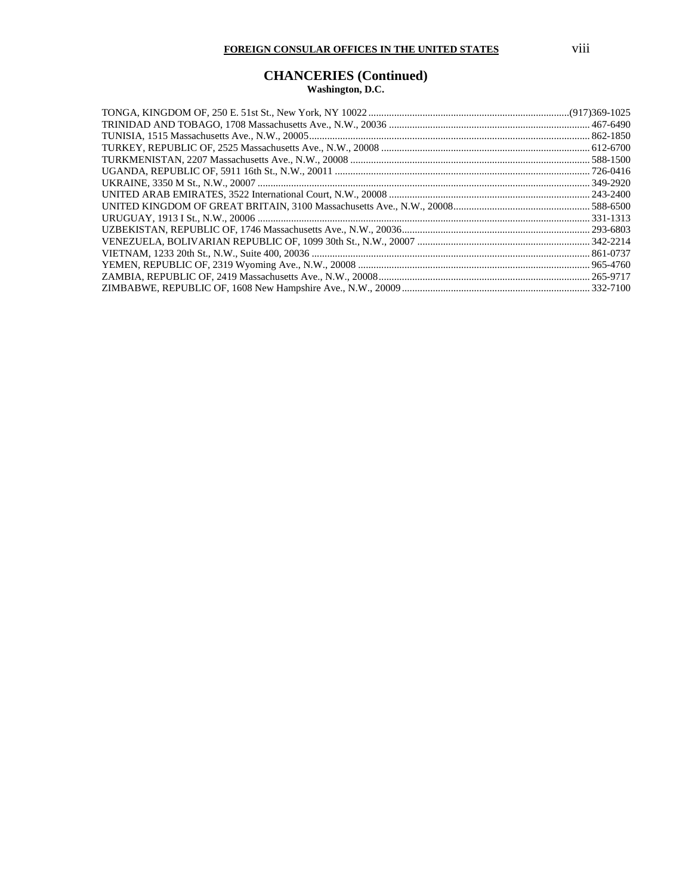## CHANCERIES (Continued)

### Washington, D.C.

TONGA, KINGDOM OF, 250 E. 51st St., New York, NY 10022 ............................................................................(917)369-1025
TRINIDAD AND TOBAGO, 1708 Massachusetts Ave., N.W., 20036 ............................................................................ 467-6490
TUNISIA, 1515 Massachusetts Ave., N.W., 20005............................................................................................... 862-1850
TURKEY, REPUBLIC OF, 2525 Massachusetts Ave., N.W., 20008 ................................................................................ 612-6700
TURKMENISTAN, 2207 Massachusetts Ave., N.W., 20008 ............................................................................................ 588-1500
UGANDA, REPUBLIC OF, 5911 16th St., N.W., 20011 .................................................................................................. 726-0416
UKRAINE, 3350 M St., N.W., 20007 ............................................................................................................... 349-2920
UNITED ARAB EMIRATES, 3522 International Court, N.W., 20008 ............................................................................. 243-2400
UNITED KINGDOM OF GREAT BRITAIN, 3100 Massachusetts Ave., N.W., 20008.................................................... 588-6500
URUGUAY, 1913 I St., N.W., 20006 ............................................................................................................... 331-1313
UZBEKISTAN, REPUBLIC OF, 1746 Massachusetts Ave., N.W., 20036......................................................................... 293-6803
VENEZUELA, BOLIVARIAN REPUBLIC OF, 1099 30th St., N.W., 20007 .................................................................. 342-2214
VIETNAM, 1233 20th St., N.W., Suite 400, 20036 ............................................................................................ 861-0737
YEMEN, REPUBLIC OF, 2319 Wyoming Ave., N.W., 20008 ........................................................................................ 965-4760
ZAMBIA, REPUBLIC OF, 2419 Massachusetts Ave., N.W., 20008................................................................................. 265-9717
ZIMBABWE, REPUBLIC OF, 1608 New Hampshire Ave., N.W., 20009........................................................................ 332-7100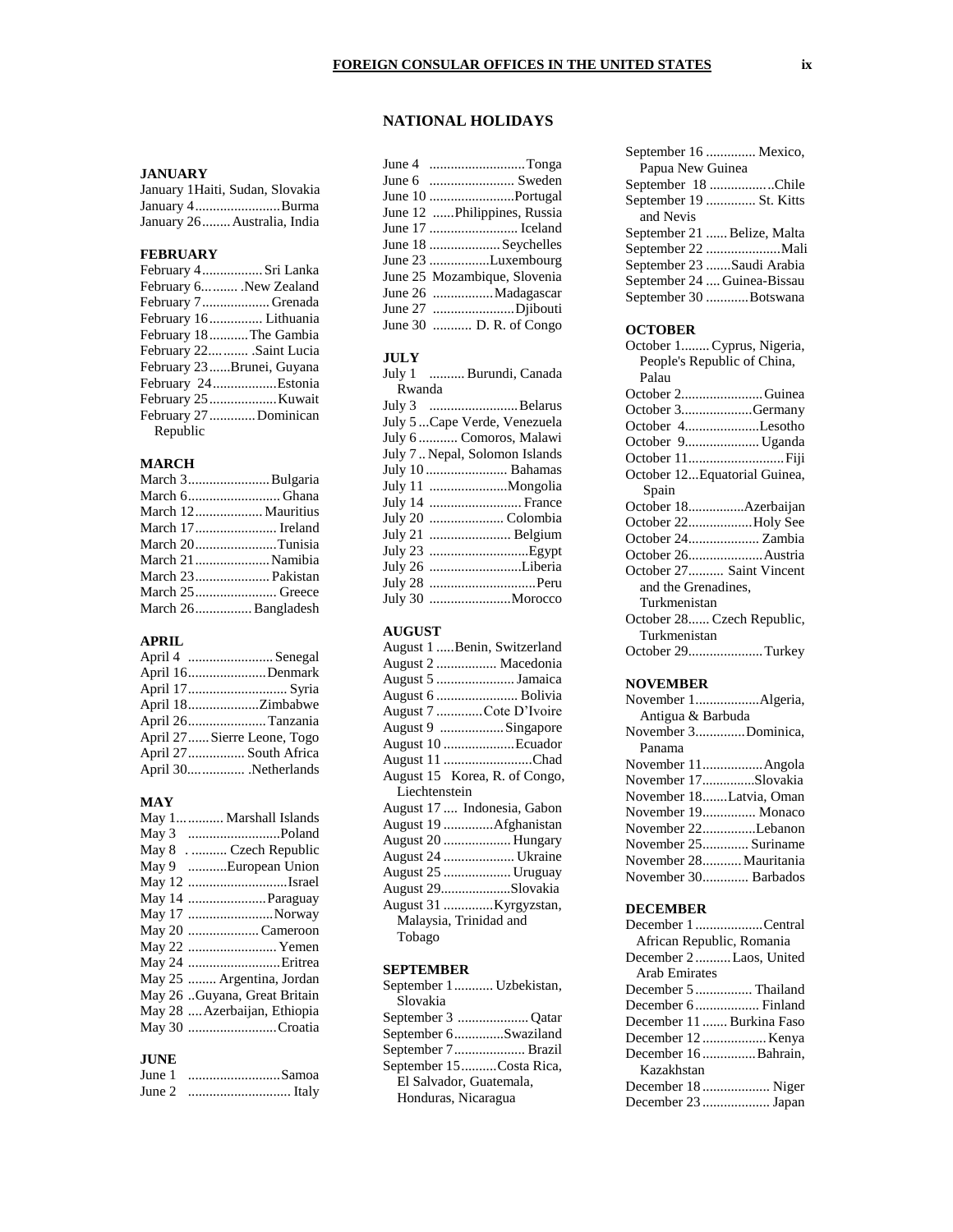## NATIONAL HOLIDAYS

### JANUARY

January 1 Haiti, Sudan, Slovakia
January 4 ........................ Burma
January 26 ........ Australia, India

### FEBRUARY

February 4 ................. Sri Lanka
February 6.......... .New Zealand
February 7 ................... Grenada
February 16 ............... Lithuania
February 18 ........... The Gambia
February 22........... .Saint Lucia
February 23 ......Brunei, Guyana
February 24 ..................Estonia
February 25 ...................Kuwait
February 27 ............. Dominican Republic

### MARCH

March 3 ....................... Bulgaria
March 6 .......................... Ghana
March 12 ................... Mauritius
March 17 ....................... Ireland
March 20 .......................Tunisia
March 21 ..................... Namibia
March 23 ..................... Pakistan
March 25 ....................... Greece
March 26 ................ Bangladesh

### APRIL

April 4 ........................ Senegal
April 16 ......................Denmark
April 17 ............................ Syria
April 18 ....................Zimbabwe
April 26 ...................... Tanzania
April 27 ...... Sierre Leone, Togo
April 27 ................ South Africa
April 30................. .Netherlands

### MAY

May 1............. Marshall Islands
May 3 ..........................Poland
May 8 . .......... Czech Republic
May 9 ...........European Union
May 12 ............................Israel
May 14 ...................... Paraguay
May 17 ........................Norway
May 20 .................... Cameroon
May 22 ......................... Yemen
May 24 ..........................Eritrea
May 25 ........ Argentina, Jordan
May 26 ..Guyana, Great Britain
May 28 .... Azerbaijan, Ethiopia
May 30 .........................Croatia

### JUNE

June 1 ..........................Samoa
June 2 ............................ Italy
June 4 ...........................Tonga
June 6 ........................ Sweden
June 10 ........................Portugal
June 12 ......Philippines, Russia
June 17 ......................... Iceland
June 18 .................... Seychelles
June 23 .................Luxembourg
June 25 Mozambique, Slovenia
June 26 .................Madagascar
June 27 .......................Djibouti
June 30 ........... D. R. of Congo

### JULY

July 1 .......... Burundi, Canada Rwanda
July 3 .........................Belarus
July 5 ...Cape Verde, Venezuela
July 6 ........... Comoros, Malawi
July 7 .. Nepal, Solomon Islands
July 10 ....................... Bahamas
July 11 ......................Mongolia
July 14 .......................... France
July 20 ..................... Colombia
July 21 ....................... Belgium
July 23 ............................Egypt
July 26 ..........................Liberia
July 28 ..............................Peru
July 30 .......................Morocco

### AUGUST

August 1 .....Benin, Switzerland
August 2 ................. Macedonia
August 5 ...................... Jamaica
August 6 ....................... Bolivia
August 7 .............Cote D'Ivoire
August 9 .................. Singapore
August 10 ....................Ecuador
August 11 .........................Chad
August 15 Korea, R. of Congo, Liechtenstein
August 17 .... Indonesia, Gabon
August 19 ..............Afghanistan
August 20 ................... Hungary
August 24 .................... Ukraine
August 25 ................... Uruguay
August 29....................Slovakia
August 31 ..............Kyrgyzstan, Malaysia, Trinidad and Tobago

### SEPTEMBER

September 1 ........... Uzbekistan, Slovakia
September 3 .................... Qatar
September 6 ..............Swaziland
September 7 .................... Brazil
September 15 ..........Costa Rica, El Salvador, Guatemala, Honduras, Nicaragua
September 16 .............. Mexico, Papua New Guinea
September 18 ...................Chile
September 19 .............. St. Kitts and Nevis
September 21 ...... Belize, Malta
September 22 .....................Mali
September 23 .......Saudi Arabia
September 24 .... Guinea-Bissau
September 30 ............Botswana

### OCTOBER

October 1........ Cyprus, Nigeria, People's Republic of China, Palau
October 2....................... Guinea
October 3....................Germany
October 4.....................Lesotho
October 9..................... Uganda
October 11.......................... Fiji
October 12...Equatorial Guinea, Spain
October 18................Azerbaijan
October 22..................Holy See
October 24.................... Zambia
October 26..................... Austria
October 27.......... Saint Vincent and the Grenadines, Turkmenistan
October 28...... Czech Republic, Turkmenistan
October 29..................... Turkey

### NOVEMBER

November 1..................Algeria, Antigua & Barbuda
November 3..............Dominica, Panama
November 11................. Angola
November 17...............Slovakia
November 18.......Latvia, Oman
November 19............... Monaco
November 22...............Lebanon
November 25............. Suriname
November 28........... Mauritania
November 30............. Barbados

### DECEMBER

December 1 ...................Central African Republic, Romania
December 2 ..........Laos, United Arab Emirates
December 5 ................ Thailand
December 6 .................. Finland
December 11 ....... Burkina Faso
December 12 .................. Kenya
December 16 ...............Bahrain, Kazakhstan
December 18 ................... Niger
December 23 ................... Japan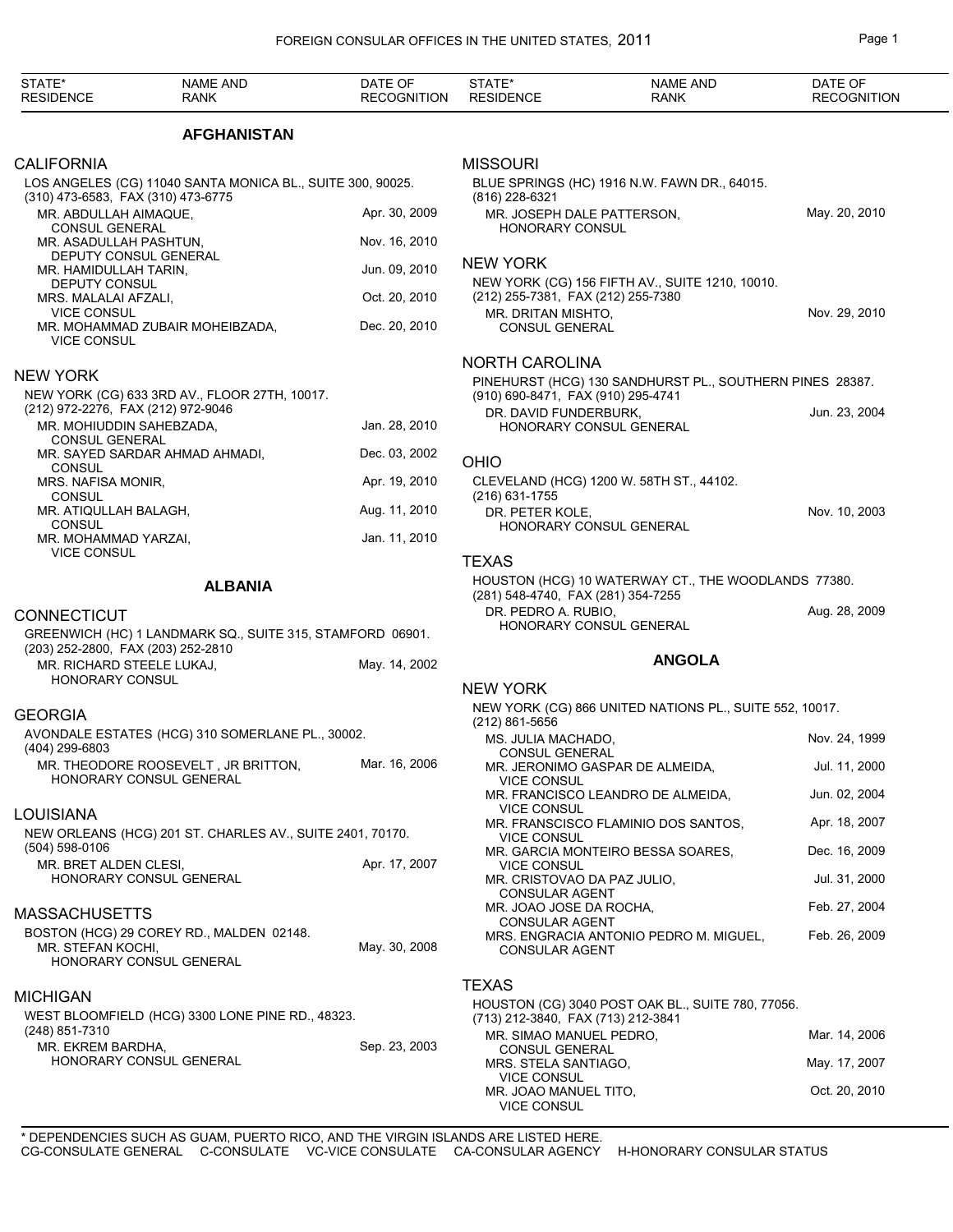## AFGHANISTAN

### CALIFORNIA

LOS ANGELES (CG) 11040 SANTA MONICA BL., SUITE 300, 90025.
(310) 473-6583, FAX (310) 473-6775

| NAME AND RANK | DATE OF RECOGNITION |
|---|---|
| MR. ABDULLAH AIMAQUE, CONSUL GENERAL | Apr. 30, 2009 |
| MR. ASADULLAH PASHTUN, DEPUTY CONSUL GENERAL | Nov. 16, 2010 |
| MR. HAMIDULLAH TARIN, DEPUTY CONSUL | Jun. 09, 2010 |
| MRS. MALALAI AFZALI, VICE CONSUL | Oct. 20, 2010 |
| MR. MOHAMMAD ZUBAIR MOHEIBZADA, VICE CONSUL | Dec. 20, 2010 |

### NEW YORK

NEW YORK (CG) 633 3RD AV., FLOOR 27TH, 10017.
(212) 972-2276, FAX (212) 972-9046

| NAME AND RANK | DATE OF RECOGNITION |
|---|---|
| MR. MOHIUDDIN SAHEBZADA, CONSUL GENERAL | Jan. 28, 2010 |
| MR. SAYED SARDAR AHMAD AHMADI, CONSUL | Dec. 03, 2002 |
| MRS. NAFISA MONIR, CONSUL | Apr. 19, 2010 |
| MR. ATIQULLAH BALAGH, CONSUL | Aug. 11, 2010 |
| MR. MOHAMMAD YARZAI, VICE CONSUL | Jan. 11, 2010 |

## ALBANIA

### CONNECTICUT

GREENWICH (HC) 1 LANDMARK SQ., SUITE 315, STAMFORD 06901.
(203) 252-2800, FAX (203) 252-2810

| NAME AND RANK | DATE OF RECOGNITION |
|---|---|
| MR. RICHARD STEELE LUKAJ, HONORARY CONSUL | May. 14, 2002 |

### GEORGIA

AVONDALE ESTATES (HCG) 310 SOMERLANE PL., 30002.
(404) 299-6803

| NAME AND RANK | DATE OF RECOGNITION |
|---|---|
| MR. THEODORE ROOSEVELT , JR BRITTON, HONORARY CONSUL GENERAL | Mar. 16, 2006 |

### LOUISIANA

NEW ORLEANS (HCG) 201 ST. CHARLES AV., SUITE 2401, 70170.
(504) 598-0106

| NAME AND RANK | DATE OF RECOGNITION |
|---|---|
| MR. BRET ALDEN CLESI, HONORARY CONSUL GENERAL | Apr. 17, 2007 |

### MASSACHUSETTS

BOSTON (HCG) 29 COREY RD., MALDEN 02148.

| NAME AND RANK | DATE OF RECOGNITION |
|---|---|
| MR. STEFAN KOCHI, HONORARY CONSUL GENERAL | May. 30, 2008 |

### MICHIGAN

WEST BLOOMFIELD (HCG) 3300 LONE PINE RD., 48323.
(248) 851-7310

| NAME AND RANK | DATE OF RECOGNITION |
|---|---|
| MR. EKREM BARDHA, HONORARY CONSUL GENERAL | Sep. 23, 2003 |

### MISSOURI

BLUE SPRINGS (HC) 1916 N.W. FAWN DR., 64015.
(816) 228-6321

| NAME AND RANK | DATE OF RECOGNITION |
|---|---|
| MR. JOSEPH DALE PATTERSON, HONORARY CONSUL | May. 20, 2010 |

### NEW YORK

NEW YORK (CG) 156 FIFTH AV., SUITE 1210, 10010.
(212) 255-7381, FAX (212) 255-7380

| NAME AND RANK | DATE OF RECOGNITION |
|---|---|
| MR. DRITAN MISHTO, CONSUL GENERAL | Nov. 29, 2010 |

### NORTH CAROLINA

PINEHURST (HCG) 130 SANDHURST PL., SOUTHERN PINES 28387.
(910) 690-8471, FAX (910) 295-4741

| NAME AND RANK | DATE OF RECOGNITION |
|---|---|
| DR. DAVID FUNDERBURK, HONORARY CONSUL GENERAL | Jun. 23, 2004 |

### OHIO

CLEVELAND (HCG) 1200 W. 58TH ST., 44102.
(216) 631-1755

| NAME AND RANK | DATE OF RECOGNITION |
|---|---|
| DR. PETER KOLE, HONORARY CONSUL GENERAL | Nov. 10, 2003 |

### TEXAS

HOUSTON (HCG) 10 WATERWAY CT., THE WOODLANDS 77380.
(281) 548-4740, FAX (281) 354-7255

| NAME AND RANK | DATE OF RECOGNITION |
|---|---|
| DR. PEDRO A. RUBIO, HONORARY CONSUL GENERAL | Aug. 28, 2009 |

## ANGOLA

### NEW YORK

NEW YORK (CG) 866 UNITED NATIONS PL., SUITE 552, 10017.
(212) 861-5656

| NAME AND RANK | DATE OF RECOGNITION |
|---|---|
| MS. JULIA MACHADO, CONSUL GENERAL | Nov. 24, 1999 |
| MR. JERONIMO GASPAR DE ALMEIDA, VICE CONSUL | Jul. 11, 2000 |
| MR. FRANCISCO LEANDRO DE ALMEIDA, VICE CONSUL | Jun. 02, 2004 |
| MR. FRANSCISCO FLAMINIO DOS SANTOS, VICE CONSUL | Apr. 18, 2007 |
| MR. GARCIA MONTEIRO BESSA SOARES, VICE CONSUL | Dec. 16, 2009 |
| MR. CRISTOVAO DA PAZ JULIO, CONSULAR AGENT | Jul. 31, 2000 |
| MR. JOAO JOSE DA ROCHA, CONSULAR AGENT | Feb. 27, 2004 |
| MRS. ENGRACIA ANTONIO PEDRO M. MIGUEL, CONSULAR AGENT | Feb. 26, 2009 |

### TEXAS

HOUSTON (CG) 3040 POST OAK BL., SUITE 780, 77056.
(713) 212-3840, FAX (713) 212-3841

| NAME AND RANK | DATE OF RECOGNITION |
|---|---|
| MR. SIMAO MANUEL PEDRO, CONSUL GENERAL | Mar. 14, 2006 |
| MRS. STELA SANTIAGO, VICE CONSUL | May. 17, 2007 |
| MR. JOAO MANUEL TITO, VICE CONSUL | Oct. 20, 2010 |

* DEPENDENCIES SUCH AS GUAM, PUERTO RICO, AND THE VIRGIN ISLANDS ARE LISTED HERE.
CG-CONSULATE GENERAL C-CONSULATE VC-VICE CONSULATE CA-CONSULAR AGENCY H-HONORARY CONSULAR STATUS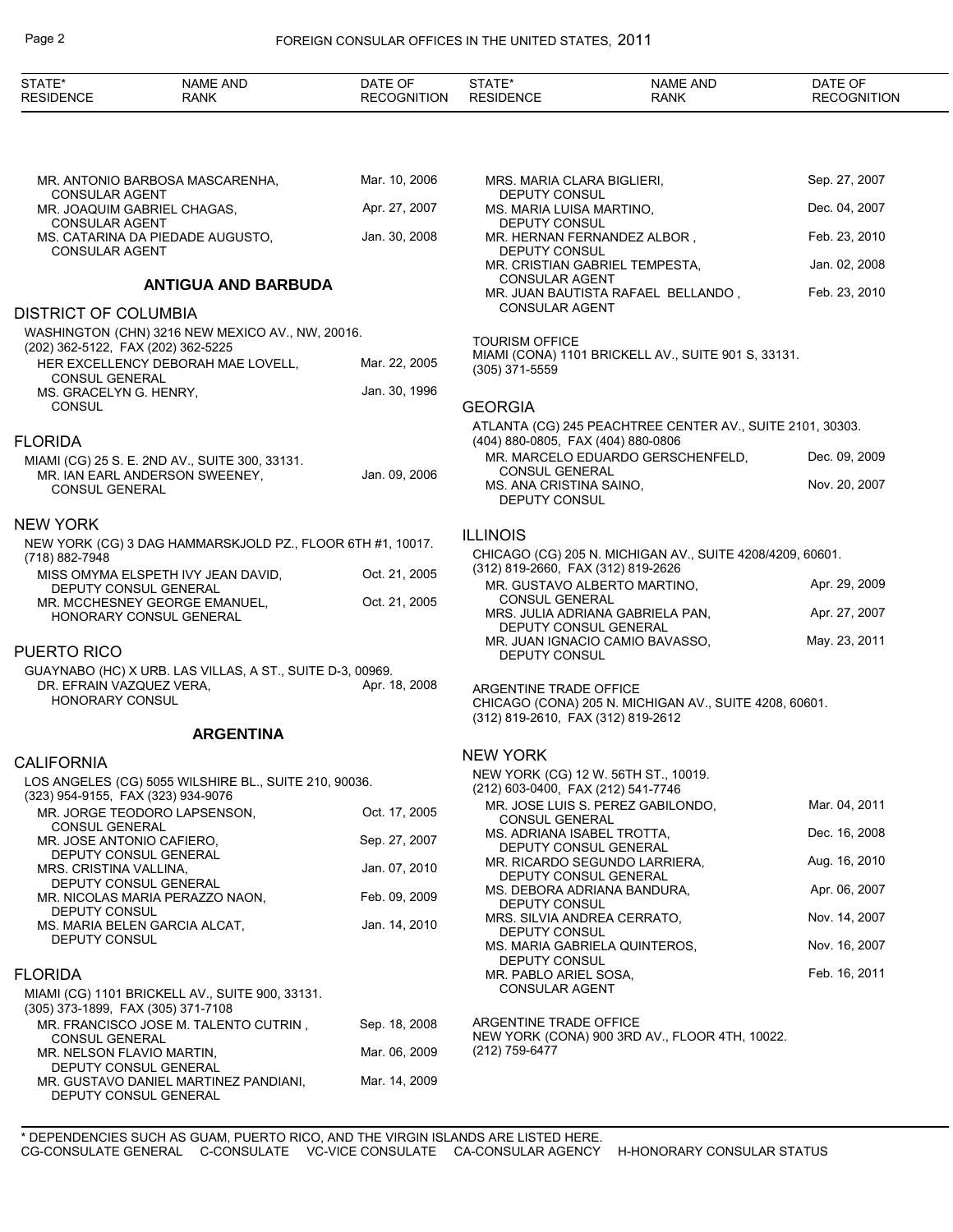MR. ANTONIO BARBOSA MASCARENHA, CONSULAR AGENT — Mar. 10, 2006
MR. JOAQUIM GABRIEL CHAGAS, CONSULAR AGENT — Apr. 27, 2007
MS. CATARINA DA PIEDADE AUGUSTO, CONSULAR AGENT — Jan. 30, 2008

## ANTIGUA AND BARBUDA

### DISTRICT OF COLUMBIA

WASHINGTON (CHN) 3216 NEW MEXICO AV., NW, 20016.
(202) 362-5122, FAX (202) 362-5225

HER EXCELLENCY DEBORAH MAE LOVELL, CONSUL GENERAL — Mar. 22, 2005
MS. GRACELYN G. HENRY, CONSUL — Jan. 30, 1996

### FLORIDA

MIAMI (CG) 25 S. E. 2ND AV., SUITE 300, 33131.

MR. IAN EARL ANDERSON SWEENEY, CONSUL GENERAL — Jan. 09, 2006

### NEW YORK

NEW YORK (CG) 3 DAG HAMMARSKJOLD PZ., FLOOR 6TH #1, 10017.
(718) 882-7948

MISS OMYMA ELSPETH IVY JEAN DAVID, DEPUTY CONSUL GENERAL — Oct. 21, 2005
MR. MCCHESNEY GEORGE EMANUEL, HONORARY CONSUL GENERAL — Oct. 21, 2005

### PUERTO RICO

GUAYNABO (HC) X URB. LAS VILLAS, A ST., SUITE D-3, 00969.

DR. EFRAIN VAZQUEZ VERA, HONORARY CONSUL — Apr. 18, 2008

## ARGENTINA

### CALIFORNIA

LOS ANGELES (CG) 5055 WILSHIRE BL., SUITE 210, 90036.
(323) 954-9155, FAX (323) 934-9076

MR. JORGE TEODORO LAPSENSON, CONSUL GENERAL — Oct. 17, 2005
MR. JOSE ANTONIO CAFIERO, DEPUTY CONSUL GENERAL — Sep. 27, 2007
MRS. CRISTINA VALLINA, DEPUTY CONSUL GENERAL — Jan. 07, 2010
MR. NICOLAS MARIA PERAZZO NAON, DEPUTY CONSUL — Feb. 09, 2009
MS. MARIA BELEN GARCIA ALCAT, DEPUTY CONSUL — Jan. 14, 2010

### FLORIDA

MIAMI (CG) 1101 BRICKELL AV., SUITE 900, 33131.
(305) 373-1899, FAX (305) 371-7108

MR. FRANCISCO JOSE M. TALENTO CUTRIN , CONSUL GENERAL — Sep. 18, 2008
MR. NELSON FLAVIO MARTIN, DEPUTY CONSUL GENERAL — Mar. 06, 2009
MR. GUSTAVO DANIEL MARTINEZ PANDIANI, DEPUTY CONSUL GENERAL — Mar. 14, 2009
MRS. MARIA CLARA BIGLIERI, DEPUTY CONSUL — Sep. 27, 2007
MS. MARIA LUISA MARTINO, DEPUTY CONSUL — Dec. 04, 2007
MR. HERNAN FERNANDEZ ALBOR , DEPUTY CONSUL — Feb. 23, 2010
MR. CRISTIAN GABRIEL TEMPESTA, CONSULAR AGENT — Jan. 02, 2008
MR. JUAN BAUTISTA RAFAEL BELLANDO , CONSULAR AGENT — Feb. 23, 2010

TOURISM OFFICE
MIAMI (CONA) 1101 BRICKELL AV., SUITE 901 S, 33131.
(305) 371-5559

### GEORGIA

ATLANTA (CG) 245 PEACHTREE CENTER AV., SUITE 2101, 30303.
(404) 880-0805, FAX (404) 880-0806

MR. MARCELO EDUARDO GERSCHENFELD, CONSUL GENERAL — Dec. 09, 2009
MS. ANA CRISTINA SAINO, DEPUTY CONSUL — Nov. 20, 2007

### ILLINOIS

CHICAGO (CG) 205 N. MICHIGAN AV., SUITE 4208/4209, 60601.
(312) 819-2660, FAX (312) 819-2626

MR. GUSTAVO ALBERTO MARTINO, CONSUL GENERAL — Apr. 29, 2009
MRS. JULIA ADRIANA GABRIELA PAN, DEPUTY CONSUL GENERAL — Apr. 27, 2007
MR. JUAN IGNACIO CAMIO BAVASSO, DEPUTY CONSUL — May. 23, 2011

ARGENTINE TRADE OFFICE
CHICAGO (CONA) 205 N. MICHIGAN AV., SUITE 4208, 60601.
(312) 819-2610, FAX (312) 819-2612

### NEW YORK

NEW YORK (CG) 12 W. 56TH ST., 10019.
(212) 603-0400, FAX (212) 541-7746

MR. JOSE LUIS S. PEREZ GABILONDO, CONSUL GENERAL — Mar. 04, 2011
MS. ADRIANA ISABEL TROTTA, DEPUTY CONSUL GENERAL — Dec. 16, 2008
MR. RICARDO SEGUNDO LARRIERA, DEPUTY CONSUL GENERAL — Aug. 16, 2010
MS. DEBORA ADRIANA BANDURA, DEPUTY CONSUL — Apr. 06, 2007
MRS. SILVIA ANDREA CERRATO, DEPUTY CONSUL — Nov. 14, 2007
MS. MARIA GABRIELA QUINTEROS, DEPUTY CONSUL — Nov. 16, 2007
MR. PABLO ARIEL SOSA, CONSULAR AGENT — Feb. 16, 2011

ARGENTINE TRADE OFFICE
NEW YORK (CONA) 900 3RD AV., FLOOR 4TH, 10022.
(212) 759-6477

\* DEPENDENCIES SUCH AS GUAM, PUERTO RICO, AND THE VIRGIN ISLANDS ARE LISTED HERE.
CG-CONSULATE GENERAL C-CONSULATE VC-VICE CONSULATE CA-CONSULAR AGENCY H-HONORARY CONSULAR STATUS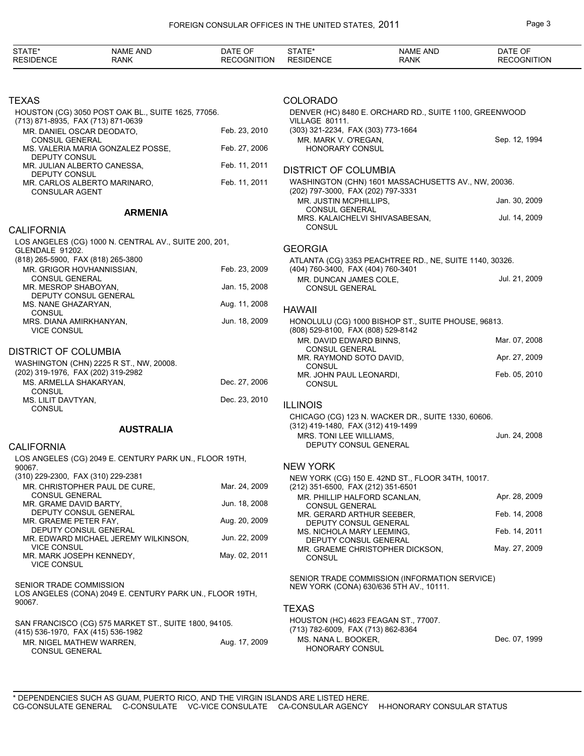| STATE* RESIDENCE | NAME AND RANK | DATE OF RECOGNITION |
|---|---|---|

## TEXAS

HOUSTON (CG) 3050 POST OAK BL., SUITE 1625, 77056.
(713) 871-8935, FAX (713) 871-0639

| Name and Rank | Date of Recognition |
|---|---|
| MR. DANIEL OSCAR DEODATO, CONSUL GENERAL | Feb. 23, 2010 |
| MS. VALERIA MARIA GONZALEZ POSSE, DEPUTY CONSUL | Feb. 27, 2006 |
| MR. JULIAN ALBERTO CANESSA, DEPUTY CONSUL | Feb. 11, 2011 |
| MR. CARLOS ALBERTO MARINARO, CONSULAR AGENT | Feb. 11, 2011 |

# ARMENIA

## CALIFORNIA

LOS ANGELES (CG) 1000 N. CENTRAL AV., SUITE 200, 201, GLENDALE 91202.
(818) 265-5900, FAX (818) 265-3800

| Name and Rank | Date of Recognition |
|---|---|
| MR. GRIGOR HOVHANNISSIAN, CONSUL GENERAL | Feb. 23, 2009 |
| MR. MESROP SHABOYAN, DEPUTY CONSUL GENERAL | Jan. 15, 2008 |
| MS. NANE GHAZARYAN, CONSUL | Aug. 11, 2008 |
| MRS. DIANA AMIRKHANYAN, VICE CONSUL | Jun. 18, 2009 |

## DISTRICT OF COLUMBIA

WASHINGTON (CHN) 2225 R ST., NW, 20008.
(202) 319-1976, FAX (202) 319-2982

| Name and Rank | Date of Recognition |
|---|---|
| MS. ARMELLA SHAKARYAN, CONSUL | Dec. 27, 2006 |
| MS. LILIT DAVTYAN, CONSUL | Dec. 23, 2010 |

# AUSTRALIA

## CALIFORNIA

LOS ANGELES (CG) 2049 E. CENTURY PARK UN., FLOOR 19TH, 90067.
(310) 229-2300, FAX (310) 229-2381

| Name and Rank | Date of Recognition |
|---|---|
| MR. CHRISTOPHER PAUL DE CURE, CONSUL GENERAL | Mar. 24, 2009 |
| MR. GRAME DAVID BARTY, DEPUTY CONSUL GENERAL | Jun. 18, 2008 |
| MR. GRAEME PETER FAY, DEPUTY CONSUL GENERAL | Aug. 20, 2009 |
| MR. EDWARD MICHAEL JEREMY WILKINSON, VICE CONSUL | Jun. 22, 2009 |
| MR. MARK JOSEPH KENNEDY, VICE CONSUL | May. 02, 2011 |

SENIOR TRADE COMMISSION
LOS ANGELES (CONA) 2049 E. CENTURY PARK UN., FLOOR 19TH, 90067.

SAN FRANCISCO (CG) 575 MARKET ST., SUITE 1800, 94105.
(415) 536-1970, FAX (415) 536-1982

| Name and Rank | Date of Recognition |
|---|---|
| MR. NIGEL MATHEW WARREN, CONSUL GENERAL | Aug. 17, 2009 |

## COLORADO

DENVER (HC) 8480 E. ORCHARD RD., SUITE 1100, GREENWOOD VILLAGE 80111.
(303) 321-2234, FAX (303) 773-1664

| Name and Rank | Date of Recognition |
|---|---|
| MR. MARK V. O'REGAN, HONORARY CONSUL | Sep. 12, 1994 |

## DISTRICT OF COLUMBIA

WASHINGTON (CHN) 1601 MASSACHUSETTS AV., NW, 20036.
(202) 797-3000, FAX (202) 797-3331

| Name and Rank | Date of Recognition |
|---|---|
| MR. JUSTIN MCPHILLIPS, CONSUL GENERAL | Jan. 30, 2009 |
| MRS. KALAICHELVI SHIVASABESAN, CONSUL | Jul. 14, 2009 |

## GEORGIA

ATLANTA (CG) 3353 PEACHTREE RD., NE, SUITE 1140, 30326.
(404) 760-3400, FAX (404) 760-3401

| Name and Rank | Date of Recognition |
|---|---|
| MR. DUNCAN JAMES COLE, CONSUL GENERAL | Jul. 21, 2009 |

## HAWAII

HONOLULU (CG) 1000 BISHOP ST., SUITE PHOUSE, 96813.
(808) 529-8100, FAX (808) 529-8142

| Name and Rank | Date of Recognition |
|---|---|
| MR. DAVID EDWARD BINNS, CONSUL GENERAL | Mar. 07, 2008 |
| MR. RAYMOND SOTO DAVID, CONSUL | Apr. 27, 2009 |
| MR. JOHN PAUL LEONARDI, CONSUL | Feb. 05, 2010 |

## ILLINOIS

CHICAGO (CG) 123 N. WACKER DR., SUITE 1330, 60606.
(312) 419-1480, FAX (312) 419-1499

| Name and Rank | Date of Recognition |
|---|---|
| MRS. TONI LEE WILLIAMS, DEPUTY CONSUL GENERAL | Jun. 24, 2008 |

## NEW YORK

NEW YORK (CG) 150 E. 42ND ST., FLOOR 34TH, 10017.
(212) 351-6500, FAX (212) 351-6501

| Name and Rank | Date of Recognition |
|---|---|
| MR. PHILLIP HALFORD SCANLAN, CONSUL GENERAL | Apr. 28, 2009 |
| MR. GERARD ARTHUR SEEBER, DEPUTY CONSUL GENERAL | Feb. 14, 2008 |
| MS. NICHOLA MARY LEEMING, DEPUTY CONSUL GENERAL | Feb. 14, 2011 |
| MR. GRAEME CHRISTOPHER DICKSON, CONSUL | May. 27, 2009 |

SENIOR TRADE COMMISSION (INFORMATION SERVICE)
NEW YORK (CONA) 630/636 5TH AV., 10111.

## TEXAS

HOUSTON (HC) 4623 FEAGAN ST., 77007.
(713) 782-6009, FAX (713) 862-8364

| Name and Rank | Date of Recognition |
|---|---|
| MS. NANA L. BOOKER, HONORARY CONSUL | Dec. 07, 1999 |

\* DEPENDENCIES SUCH AS GUAM, PUERTO RICO, AND THE VIRGIN ISLANDS ARE LISTED HERE.
CG-CONSULATE GENERAL C-CONSULATE VC-VICE CONSULATE CA-CONSULAR AGENCY H-HONORARY CONSULAR STATUS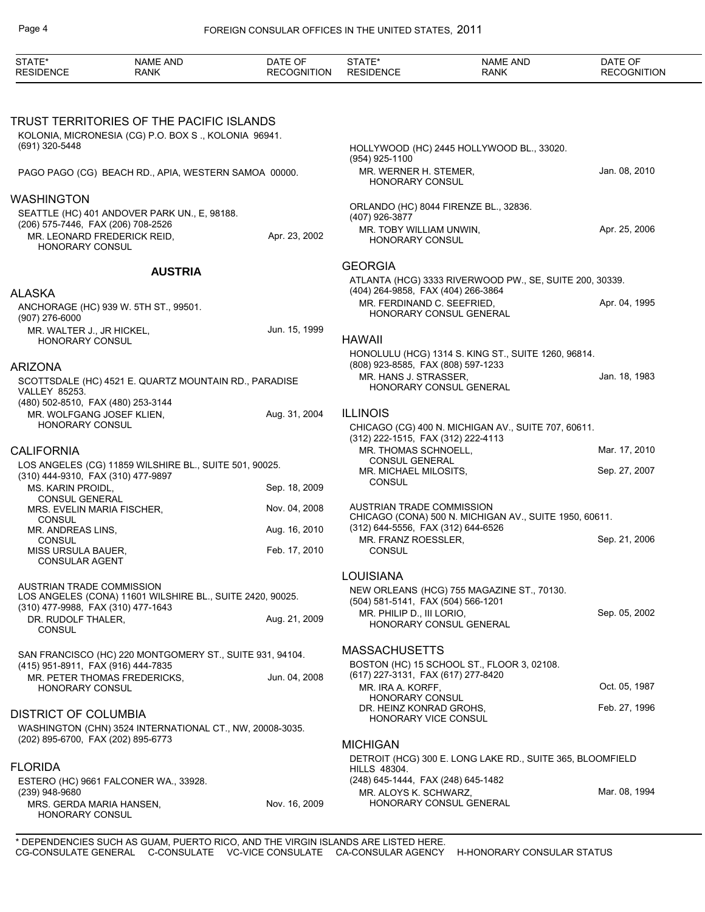TRUST TERRITORIES OF THE PACIFIC ISLANDS

KOLONIA, MICRONESIA (CG) P.O. BOX S ., KOLONIA 96941.
(691) 320-5448

PAGO PAGO (CG) BEACH RD., APIA, WESTERN SAMOA 00000.

## WASHINGTON

SEATTLE (HC) 401 ANDOVER PARK UN., E, 98188.
(206) 575-7446, FAX (206) 708-2526

| | |
|---|---|
| MR. LEONARD FREDERICK REID, HONORARY CONSUL | Apr. 23, 2002 |

# AUSTRIA

## ALASKA

ANCHORAGE (HC) 939 W. 5TH ST., 99501.
(907) 276-6000

| | |
|---|---|
| MR. WALTER J., JR HICKEL, HONORARY CONSUL | Jun. 15, 1999 |

## ARIZONA

SCOTTSDALE (HC) 4521 E. QUARTZ MOUNTAIN RD., PARADISE VALLEY 85253.
(480) 502-8510, FAX (480) 253-3144

| | |
|---|---|
| MR. WOLFGANG JOSEF KLIEN, HONORARY CONSUL | Aug. 31, 2004 |

## CALIFORNIA

LOS ANGELES (CG) 11859 WILSHIRE BL., SUITE 501, 90025.
(310) 444-9310, FAX (310) 477-9897

| | |
|---|---|
| MS. KARIN PROIDL, CONSUL GENERAL | Sep. 18, 2009 |
| MRS. EVELIN MARIA FISCHER, CONSUL | Nov. 04, 2008 |
| MR. ANDREAS LINS, CONSUL | Aug. 16, 2010 |
| MISS URSULA BAUER, CONSULAR AGENT | Feb. 17, 2010 |

AUSTRIAN TRADE COMMISSION
LOS ANGELES (CONA) 11601 WILSHIRE BL., SUITE 2420, 90025.
(310) 477-9988, FAX (310) 477-1643

| | |
|---|---|
| DR. RUDOLF THALER, CONSUL | Aug. 21, 2009 |

SAN FRANCISCO (HC) 220 MONTGOMERY ST., SUITE 931, 94104.
(415) 951-8911, FAX (916) 444-7835

| | |
|---|---|
| MR. PETER THOMAS FREDERICKS, HONORARY CONSUL | Jun. 04, 2008 |

## DISTRICT OF COLUMBIA

WASHINGTON (CHN) 3524 INTERNATIONAL CT., NW, 20008-3035.
(202) 895-6700, FAX (202) 895-6773

## FLORIDA

ESTERO (HC) 9661 FALCONER WA., 33928.
(239) 948-9680

| | |
|---|---|
| MRS. GERDA MARIA HANSEN, HONORARY CONSUL | Nov. 16, 2009 |

HOLLYWOOD (HC) 2445 HOLLYWOOD BL., 33020.
(954) 925-1100

| | |
|---|---|
| MR. WERNER H. STEMER, HONORARY CONSUL | Jan. 08, 2010 |

ORLANDO (HC) 8044 FIRENZE BL., 32836.
(407) 926-3877

| | |
|---|---|
| MR. TOBY WILLIAM UNWIN, HONORARY CONSUL | Apr. 25, 2006 |

## GEORGIA

ATLANTA (HCG) 3333 RIVERWOOD PW., SE, SUITE 200, 30339.
(404) 264-9858, FAX (404) 266-3864

| | |
|---|---|
| MR. FERDINAND C. SEEFRIED, HONORARY CONSUL GENERAL | Apr. 04, 1995 |

## HAWAII

HONOLULU (HCG) 1314 S. KING ST., SUITE 1260, 96814.
(808) 923-8585, FAX (808) 597-1233

| | |
|---|---|
| MR. HANS J. STRASSER, HONORARY CONSUL GENERAL | Jan. 18, 1983 |

## ILLINOIS

CHICAGO (CG) 400 N. MICHIGAN AV., SUITE 707, 60611.
(312) 222-1515, FAX (312) 222-4113

| | |
|---|---|
| MR. THOMAS SCHNOELL, CONSUL GENERAL | Mar. 17, 2010 |
| MR. MICHAEL MILOSITS, CONSUL | Sep. 27, 2007 |

AUSTRIAN TRADE COMMISSION
CHICAGO (CONA) 500 N. MICHIGAN AV., SUITE 1950, 60611.
(312) 644-5556, FAX (312) 644-6526

| | |
|---|---|
| MR. FRANZ ROESSLER, CONSUL | Sep. 21, 2006 |

## LOUISIANA

NEW ORLEANS (HCG) 755 MAGAZINE ST., 70130.
(504) 581-5141, FAX (504) 566-1201

| | |
|---|---|
| MR. PHILIP D., III LORIO, HONORARY CONSUL GENERAL | Sep. 05, 2002 |

## MASSACHUSETTS

BOSTON (HC) 15 SCHOOL ST., FLOOR 3, 02108.
(617) 227-3131, FAX (617) 277-8420

| | |
|---|---|
| MR. IRA A. KORFF, HONORARY CONSUL | Oct. 05, 1987 |
| DR. HEINZ KONRAD GROHS, HONORARY VICE CONSUL | Feb. 27, 1996 |

## MICHIGAN

DETROIT (HCG) 300 E. LONG LAKE RD., SUITE 365, BLOOMFIELD HILLS 48304.
(248) 645-1444, FAX (248) 645-1482

| | |
|---|---|
| MR. ALOYS K. SCHWARZ, HONORARY CONSUL GENERAL | Mar. 08, 1994 |

* DEPENDENCIES SUCH AS GUAM, PUERTO RICO, AND THE VIRGIN ISLANDS ARE LISTED HERE.
CG-CONSULATE GENERAL C-CONSULATE VC-VICE CONSULATE CA-CONSULAR AGENCY H-HONORARY CONSULAR STATUS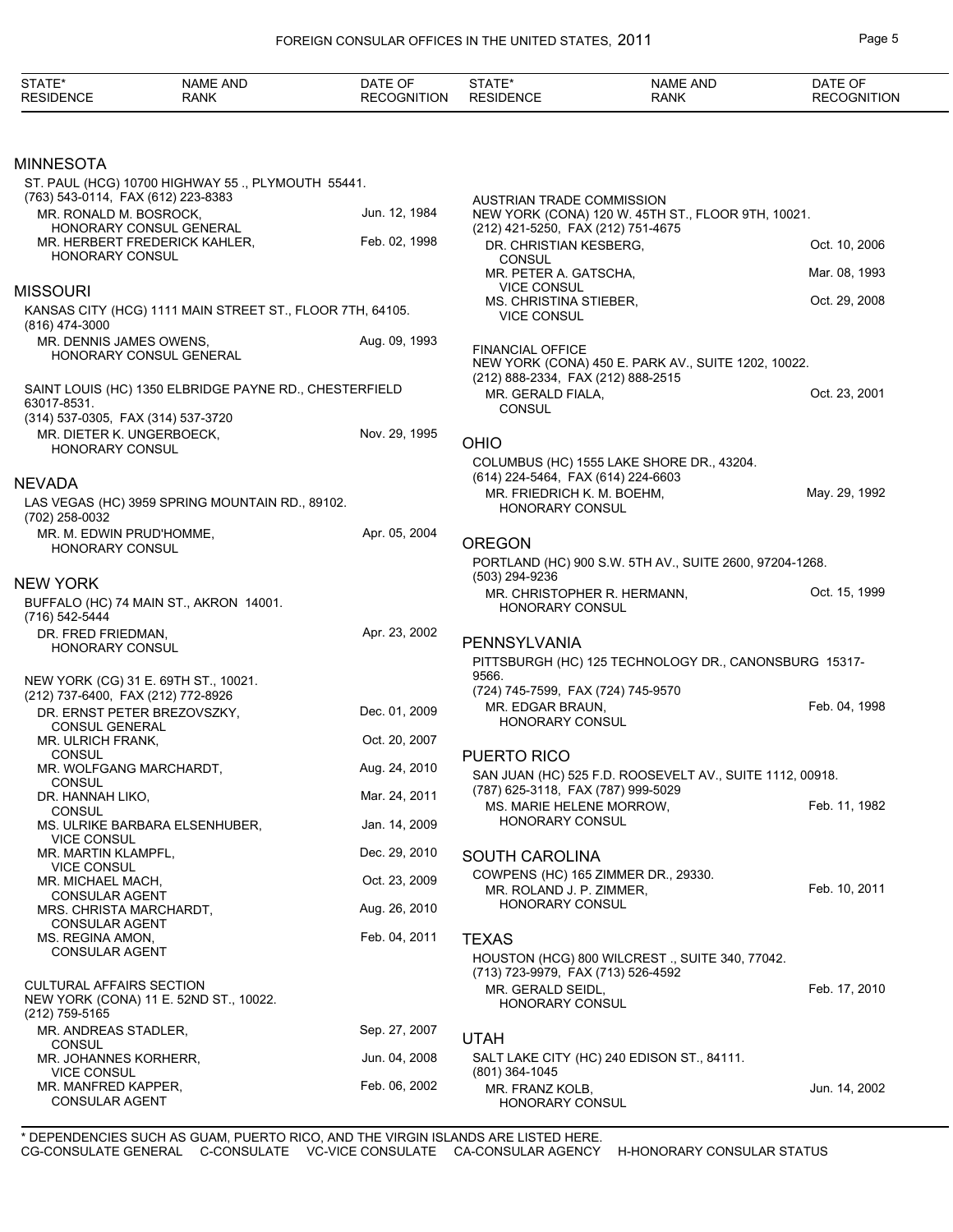## MINNESOTA

ST. PAUL (HCG) 10700 HIGHWAY 55 ., PLYMOUTH 55441.
(763) 543-0114, FAX (612) 223-8383

| NAME AND RANK | DATE OF RECOGNITION |
|---|---|
| MR. RONALD M. BOSROCK, HONORARY CONSUL GENERAL | Jun. 12, 1984 |
| MR. HERBERT FREDERICK KAHLER, HONORARY CONSUL | Feb. 02, 1998 |

## MISSOURI

KANSAS CITY (HCG) 1111 MAIN STREET ST., FLOOR 7TH, 64105.
(816) 474-3000

| NAME AND RANK | DATE OF RECOGNITION |
|---|---|
| MR. DENNIS JAMES OWENS, HONORARY CONSUL GENERAL | Aug. 09, 1993 |

SAINT LOUIS (HC) 1350 ELBRIDGE PAYNE RD., CHESTERFIELD 63017-8531.
(314) 537-0305, FAX (314) 537-3720

| NAME AND RANK | DATE OF RECOGNITION |
|---|---|
| MR. DIETER K. UNGERBOECK, HONORARY CONSUL | Nov. 29, 1995 |

## NEVADA

LAS VEGAS (HC) 3959 SPRING MOUNTAIN RD., 89102.
(702) 258-0032

| NAME AND RANK | DATE OF RECOGNITION |
|---|---|
| MR. M. EDWIN PRUD'HOMME, HONORARY CONSUL | Apr. 05, 2004 |

## NEW YORK

BUFFALO (HC) 74 MAIN ST., AKRON 14001.
(716) 542-5444

| NAME AND RANK | DATE OF RECOGNITION |
|---|---|
| DR. FRED FRIEDMAN, HONORARY CONSUL | Apr. 23, 2002 |

NEW YORK (CG) 31 E. 69TH ST., 10021.
(212) 737-6400, FAX (212) 772-8926

| NAME AND RANK | DATE OF RECOGNITION |
|---|---|
| DR. ERNST PETER BREZOVSZKY, CONSUL GENERAL | Dec. 01, 2009 |
| MR. ULRICH FRANK, CONSUL | Oct. 20, 2007 |
| MR. WOLFGANG MARCHARDT, CONSUL | Aug. 24, 2010 |
| DR. HANNAH LIKO, CONSUL | Mar. 24, 2011 |
| MS. ULRIKE BARBARA ELSENHUBER, VICE CONSUL | Jan. 14, 2009 |
| MR. MARTIN KLAMPFL, VICE CONSUL | Dec. 29, 2010 |
| MR. MICHAEL MACH, CONSULAR AGENT | Oct. 23, 2009 |
| MRS. CHRISTA MARCHARDT, CONSULAR AGENT | Aug. 26, 2010 |
| MS. REGINA AMON, CONSULAR AGENT | Feb. 04, 2011 |

CULTURAL AFFAIRS SECTION
NEW YORK (CONA) 11 E. 52ND ST., 10022.
(212) 759-5165

| NAME AND RANK | DATE OF RECOGNITION |
|---|---|
| MR. ANDREAS STADLER, CONSUL | Sep. 27, 2007 |
| MR. JOHANNES KORHERR, VICE CONSUL | Jun. 04, 2008 |
| MR. MANFRED KAPPER, CONSULAR AGENT | Feb. 06, 2002 |

AUSTRIAN TRADE COMMISSION
NEW YORK (CONA) 120 W. 45TH ST., FLOOR 9TH, 10021.
(212) 421-5250, FAX (212) 751-4675

| NAME AND RANK | DATE OF RECOGNITION |
|---|---|
| DR. CHRISTIAN KESBERG, CONSUL | Oct. 10, 2006 |
| MR. PETER A. GATSCHA, VICE CONSUL | Mar. 08, 1993 |
| MS. CHRISTINA STIEBER, VICE CONSUL | Oct. 29, 2008 |

FINANCIAL OFFICE
NEW YORK (CONA) 450 E. PARK AV., SUITE 1202, 10022.
(212) 888-2334, FAX (212) 888-2515

| NAME AND RANK | DATE OF RECOGNITION |
|---|---|
| MR. GERALD FIALA, CONSUL | Oct. 23, 2001 |

## OHIO

COLUMBUS (HC) 1555 LAKE SHORE DR., 43204.
(614) 224-5464, FAX (614) 224-6603

| NAME AND RANK | DATE OF RECOGNITION |
|---|---|
| MR. FRIEDRICH K. M. BOEHM, HONORARY CONSUL | May. 29, 1992 |

## OREGON

PORTLAND (HC) 900 S.W. 5TH AV., SUITE 2600, 97204-1268.
(503) 294-9236

| NAME AND RANK | DATE OF RECOGNITION |
|---|---|
| MR. CHRISTOPHER R. HERMANN, HONORARY CONSUL | Oct. 15, 1999 |

## PENNSYLVANIA

PITTSBURGH (HC) 125 TECHNOLOGY DR., CANONSBURG 15317-9566.
(724) 745-7599, FAX (724) 745-9570

| NAME AND RANK | DATE OF RECOGNITION |
|---|---|
| MR. EDGAR BRAUN, HONORARY CONSUL | Feb. 04, 1998 |

## PUERTO RICO

SAN JUAN (HC) 525 F.D. ROOSEVELT AV., SUITE 1112, 00918.
(787) 625-3118, FAX (787) 999-5029

| NAME AND RANK | DATE OF RECOGNITION |
|---|---|
| MS. MARIE HELENE MORROW, HONORARY CONSUL | Feb. 11, 1982 |

## SOUTH CAROLINA

COWPENS (HC) 165 ZIMMER DR., 29330.

| NAME AND RANK | DATE OF RECOGNITION |
|---|---|
| MR. ROLAND J. P. ZIMMER, HONORARY CONSUL | Feb. 10, 2011 |

## TEXAS

HOUSTON (HCG) 800 WILCREST ., SUITE 340, 77042.
(713) 723-9979, FAX (713) 526-4592

| NAME AND RANK | DATE OF RECOGNITION |
|---|---|
| MR. GERALD SEIDL, HONORARY CONSUL | Feb. 17, 2010 |

## UTAH

SALT LAKE CITY (HC) 240 EDISON ST., 84111.
(801) 364-1045

| NAME AND RANK | DATE OF RECOGNITION |
|---|---|
| MR. FRANZ KOLB, HONORARY CONSUL | Jun. 14, 2002 |

* DEPENDENCIES SUCH AS GUAM, PUERTO RICO, AND THE VIRGIN ISLANDS ARE LISTED HERE.
CG-CONSULATE GENERAL C-CONSULATE VC-VICE CONSULATE CA-CONSULAR AGENCY H-HONORARY CONSULAR STATUS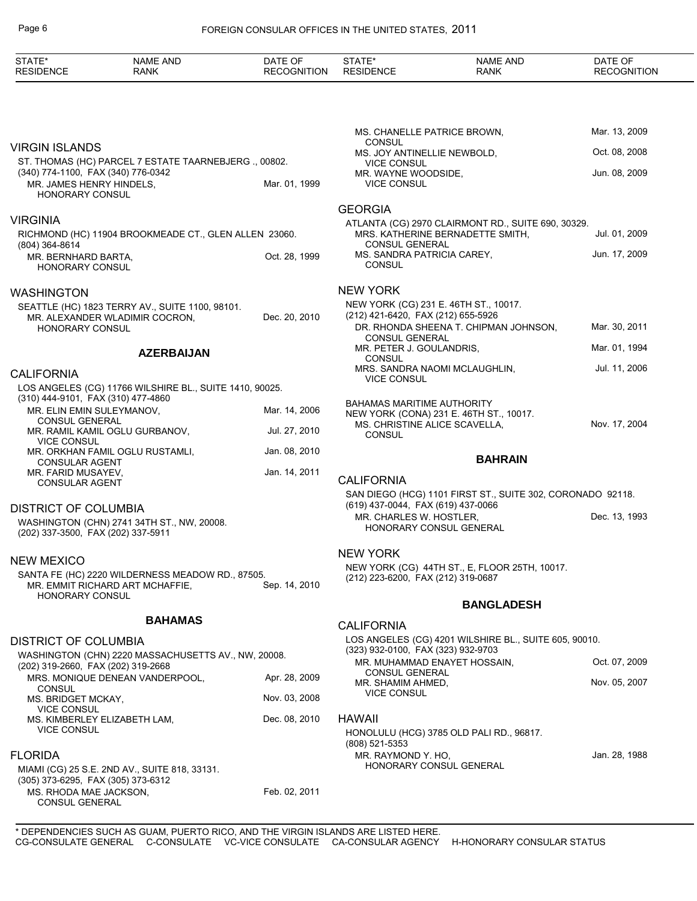## VIRGIN ISLANDS

ST. THOMAS (HC) PARCEL 7 ESTATE TAARNEBJERG ., 00802.
(340) 774-1100, FAX (340) 776-0342

| | |
|---|---|
| MR. JAMES HENRY HINDELS, HONORARY CONSUL | Mar. 01, 1999 |

## VIRGINIA

RICHMOND (HC) 11904 BROOKMEADE CT., GLEN ALLEN 23060.
(804) 364-8614

| | |
|---|---|
| MR. BERNHARD BARTA, HONORARY CONSUL | Oct. 28, 1999 |

## WASHINGTON

SEATTLE (HC) 1823 TERRY AV., SUITE 1100, 98101.

| | |
|---|---|
| MR. ALEXANDER WLADIMIR COCRON, HONORARY CONSUL | Dec. 20, 2010 |

# AZERBAIJAN

## CALIFORNIA

LOS ANGELES (CG) 11766 WILSHIRE BL., SUITE 1410, 90025.
(310) 444-9101, FAX (310) 477-4860

| | |
|---|---|
| MR. ELIN EMIN SULEYMANOV, CONSUL GENERAL | Mar. 14, 2006 |
| MR. RAMIL KAMIL OGLU GURBANOV, VICE CONSUL | Jul. 27, 2010 |
| MR. ORKHAN FAMIL OGLU RUSTAMLI, CONSULAR AGENT | Jan. 08, 2010 |
| MR. FARID MUSAYEV, CONSULAR AGENT | Jan. 14, 2011 |

## DISTRICT OF COLUMBIA

WASHINGTON (CHN) 2741 34TH ST., NW, 20008.
(202) 337-3500, FAX (202) 337-5911

## NEW MEXICO

SANTA FE (HC) 2220 WILDERNESS MEADOW RD., 87505.

| | |
|---|---|
| MR. EMMIT RICHARD ART MCHAFFIE, HONORARY CONSUL | Sep. 14, 2010 |

# BAHAMAS

## DISTRICT OF COLUMBIA

WASHINGTON (CHN) 2220 MASSACHUSETTS AV., NW, 20008.
(202) 319-2660, FAX (202) 319-2668

| | |
|---|---|
| MRS. MONIQUE DENEAN VANDERPOOL, CONSUL | Apr. 28, 2009 |
| MS. BRIDGET MCKAY, VICE CONSUL | Nov. 03, 2008 |
| MS. KIMBERLEY ELIZABETH LAM, VICE CONSUL | Dec. 08, 2010 |

## FLORIDA

MIAMI (CG) 25 S.E. 2ND AV., SUITE 818, 33131.
(305) 373-6295, FAX (305) 373-6312

| | |
|---|---|
| MS. RHODA MAE JACKSON, CONSUL GENERAL | Feb. 02, 2011 |
| MS. CHANELLE PATRICE BROWN, CONSUL | Mar. 13, 2009 |
| MS. JOY ANTINELLIE NEWBOLD, VICE CONSUL | Oct. 08, 2008 |
| MR. WAYNE WOODSIDE, VICE CONSUL | Jun. 08, 2009 |

## GEORGIA

ATLANTA (CG) 2970 CLAIRMONT RD., SUITE 690, 30329.

| | |
|---|---|
| MRS. KATHERINE BERNADETTE SMITH, CONSUL GENERAL | Jul. 01, 2009 |
| MS. SANDRA PATRICIA CAREY, CONSUL | Jun. 17, 2009 |

## NEW YORK

NEW YORK (CG) 231 E. 46TH ST., 10017.
(212) 421-6420, FAX (212) 655-5926

| | |
|---|---|
| DR. RHONDA SHEENA T. CHIPMAN JOHNSON, CONSUL GENERAL | Mar. 30, 2011 |
| MR. PETER J. GOULANDRIS, CONSUL | Mar. 01, 1994 |
| MRS. SANDRA NAOMI MCLAUGHLIN, VICE CONSUL | Jul. 11, 2006 |

BAHAMAS MARITIME AUTHORITY
NEW YORK (CONA) 231 E. 46TH ST., 10017.

| | |
|---|---|
| MS. CHRISTINE ALICE SCAVELLA, CONSUL | Nov. 17, 2004 |

# BAHRAIN

## CALIFORNIA

SAN DIEGO (HCG) 1101 FIRST ST., SUITE 302, CORONADO 92118.
(619) 437-0044, FAX (619) 437-0066

| | |
|---|---|
| MR. CHARLES W. HOSTLER, HONORARY CONSUL GENERAL | Dec. 13, 1993 |

## NEW YORK

NEW YORK (CG) 44TH ST., E, FLOOR 25TH, 10017.
(212) 223-6200, FAX (212) 319-0687

# BANGLADESH

## CALIFORNIA

LOS ANGELES (CG) 4201 WILSHIRE BL., SUITE 605, 90010.
(323) 932-0100, FAX (323) 932-9703

| | |
|---|---|
| MR. MUHAMMAD ENAYET HOSSAIN, CONSUL GENERAL | Oct. 07, 2009 |
| MR. SHAMIM AHMED, VICE CONSUL | Nov. 05, 2007 |

## HAWAII

HONOLULU (HCG) 3785 OLD PALI RD., 96817.
(808) 521-5353

| | |
|---|---|
| MR. RAYMOND Y. HO, HONORARY CONSUL GENERAL | Jan. 28, 1988 |

\* DEPENDENCIES SUCH AS GUAM, PUERTO RICO, AND THE VIRGIN ISLANDS ARE LISTED HERE.
CG-CONSULATE GENERAL  C-CONSULATE  VC-VICE CONSULATE  CA-CONSULAR AGENCY  H-HONORARY CONSULAR STATUS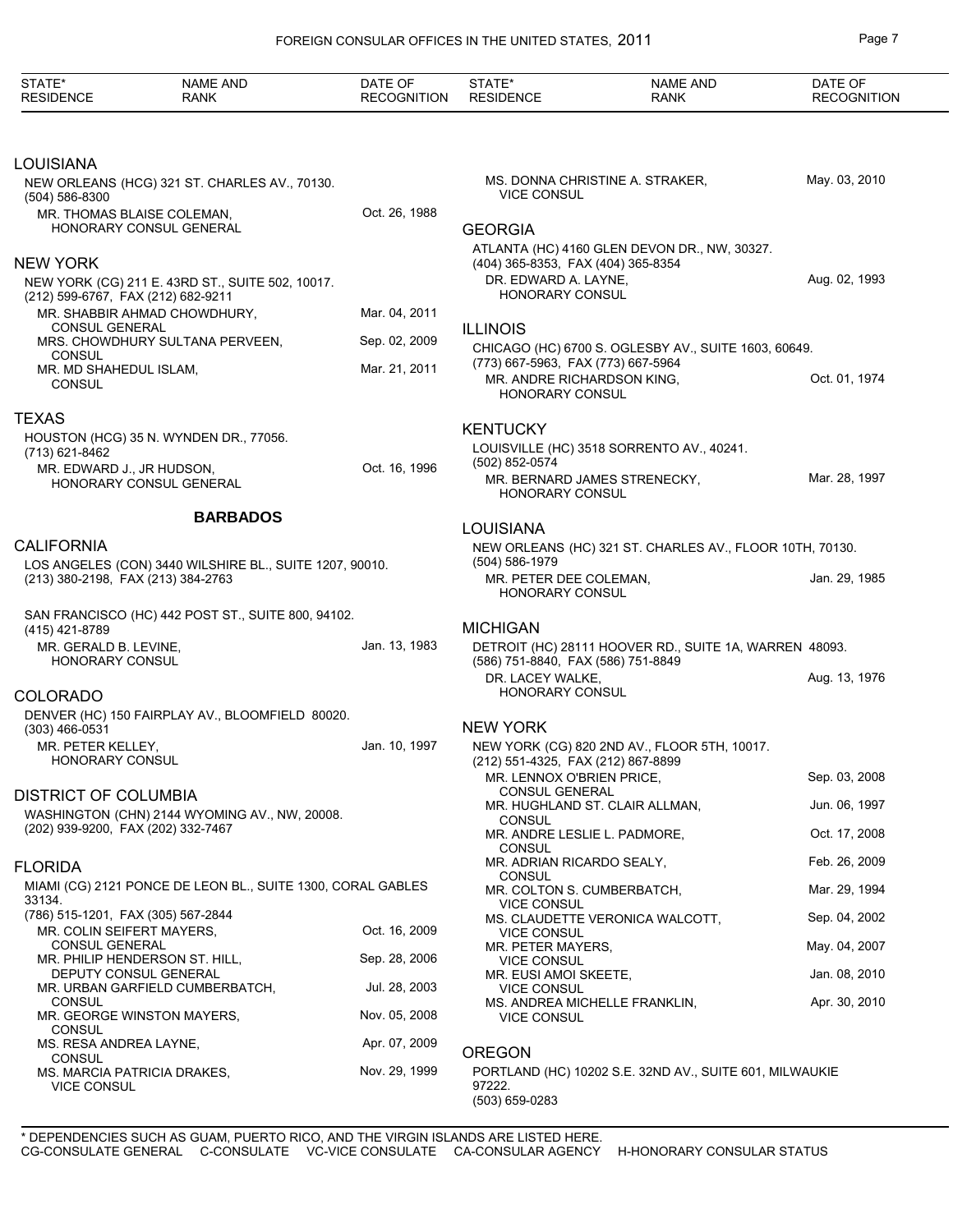| STATE* RESIDENCE | NAME AND RANK | DATE OF RECOGNITION |
|---|---|---|

## LOUISIANA

NEW ORLEANS (HCG) 321 ST. CHARLES AV., 70130.
(504) 586-8300

| | |
|---|---|
| MR. THOMAS BLAISE COLEMAN, HONORARY CONSUL GENERAL | Oct. 26, 1988 |

## NEW YORK

NEW YORK (CG) 211 E. 43RD ST., SUITE 502, 10017.
(212) 599-6767, FAX (212) 682-9211

| | |
|---|---|
| MR. SHABBIR AHMAD CHOWDHURY, CONSUL GENERAL | Mar. 04, 2011 |
| MRS. CHOWDHURY SULTANA PERVEEN, CONSUL | Sep. 02, 2009 |
| MR. MD SHAHEDUL ISLAM, CONSUL | Mar. 21, 2011 |

## TEXAS

HOUSTON (HCG) 35 N. WYNDEN DR., 77056.
(713) 621-8462

| | |
|---|---|
| MR. EDWARD J., JR HUDSON, HONORARY CONSUL GENERAL | Oct. 16, 1996 |

# BARBADOS

## CALIFORNIA

LOS ANGELES (CON) 3440 WILSHIRE BL., SUITE 1207, 90010.
(213) 380-2198, FAX (213) 384-2763

SAN FRANCISCO (HC) 442 POST ST., SUITE 800, 94102.
(415) 421-8789

| | |
|---|---|
| MR. GERALD B. LEVINE, HONORARY CONSUL | Jan. 13, 1983 |

## COLORADO

DENVER (HC) 150 FAIRPLAY AV., BLOOMFIELD 80020.
(303) 466-0531

| | |
|---|---|
| MR. PETER KELLEY, HONORARY CONSUL | Jan. 10, 1997 |

## DISTRICT OF COLUMBIA

WASHINGTON (CHN) 2144 WYOMING AV., NW, 20008.
(202) 939-9200, FAX (202) 332-7467

## FLORIDA

MIAMI (CG) 2121 PONCE DE LEON BL., SUITE 1300, CORAL GABLES 33134.
(786) 515-1201, FAX (305) 567-2844

| | |
|---|---|
| MR. COLIN SEIFERT MAYERS, CONSUL GENERAL | Oct. 16, 2009 |
| MR. PHILIP HENDERSON ST. HILL, DEPUTY CONSUL GENERAL | Sep. 28, 2006 |
| MR. URBAN GARFIELD CUMBERBATCH, CONSUL | Jul. 28, 2003 |
| MR. GEORGE WINSTON MAYERS, CONSUL | Nov. 05, 2008 |
| MS. RESA ANDREA LAYNE, CONSUL | Apr. 07, 2009 |
| MS. MARCIA PATRICIA DRAKES, VICE CONSUL | Nov. 29, 1999 |
| MS. DONNA CHRISTINE A. STRAKER, VICE CONSUL | May. 03, 2010 |

## GEORGIA

ATLANTA (HC) 4160 GLEN DEVON DR., NW, 30327.
(404) 365-8353, FAX (404) 365-8354

| | |
|---|---|
| DR. EDWARD A. LAYNE, HONORARY CONSUL | Aug. 02, 1993 |

## ILLINOIS

CHICAGO (HC) 6700 S. OGLESBY AV., SUITE 1603, 60649.
(773) 667-5963, FAX (773) 667-5964

| | |
|---|---|
| MR. ANDRE RICHARDSON KING, HONORARY CONSUL | Oct. 01, 1974 |

## KENTUCKY

LOUISVILLE (HC) 3518 SORRENTO AV., 40241.
(502) 852-0574

| | |
|---|---|
| MR. BERNARD JAMES STRENECKY, HONORARY CONSUL | Mar. 28, 1997 |

## LOUISIANA

NEW ORLEANS (HC) 321 ST. CHARLES AV., FLOOR 10TH, 70130.
(504) 586-1979

| | |
|---|---|
| MR. PETER DEE COLEMAN, HONORARY CONSUL | Jan. 29, 1985 |

## MICHIGAN

DETROIT (HC) 28111 HOOVER RD., SUITE 1A, WARREN 48093.
(586) 751-8840, FAX (586) 751-8849

| | |
|---|---|
| DR. LACEY WALKE, HONORARY CONSUL | Aug. 13, 1976 |

## NEW YORK

NEW YORK (CG) 820 2ND AV., FLOOR 5TH, 10017.
(212) 551-4325, FAX (212) 867-8899

| | |
|---|---|
| MR. LENNOX O'BRIEN PRICE, CONSUL GENERAL | Sep. 03, 2008 |
| MR. HUGHLAND ST. CLAIR ALLMAN, CONSUL | Jun. 06, 1997 |
| MR. ANDRE LESLIE L. PADMORE, CONSUL | Oct. 17, 2008 |
| MR. ADRIAN RICARDO SEALY, CONSUL | Feb. 26, 2009 |
| MR. COLTON S. CUMBERBATCH, VICE CONSUL | Mar. 29, 1994 |
| MS. CLAUDETTE VERONICA WALCOTT, VICE CONSUL | Sep. 04, 2002 |
| MR. PETER MAYERS, VICE CONSUL | May. 04, 2007 |
| MR. EUSI AMOI SKEETE, VICE CONSUL | Jan. 08, 2010 |
| MS. ANDREA MICHELLE FRANKLIN, VICE CONSUL | Apr. 30, 2010 |

## OREGON

PORTLAND (HC) 10202 S.E. 32ND AV., SUITE 601, MILWAUKIE 97222.
(503) 659-0283

\* DEPENDENCIES SUCH AS GUAM, PUERTO RICO, AND THE VIRGIN ISLANDS ARE LISTED HERE.
CG-CONSULATE GENERAL C-CONSULATE VC-VICE CONSULATE CA-CONSULAR AGENCY H-HONORARY CONSULAR STATUS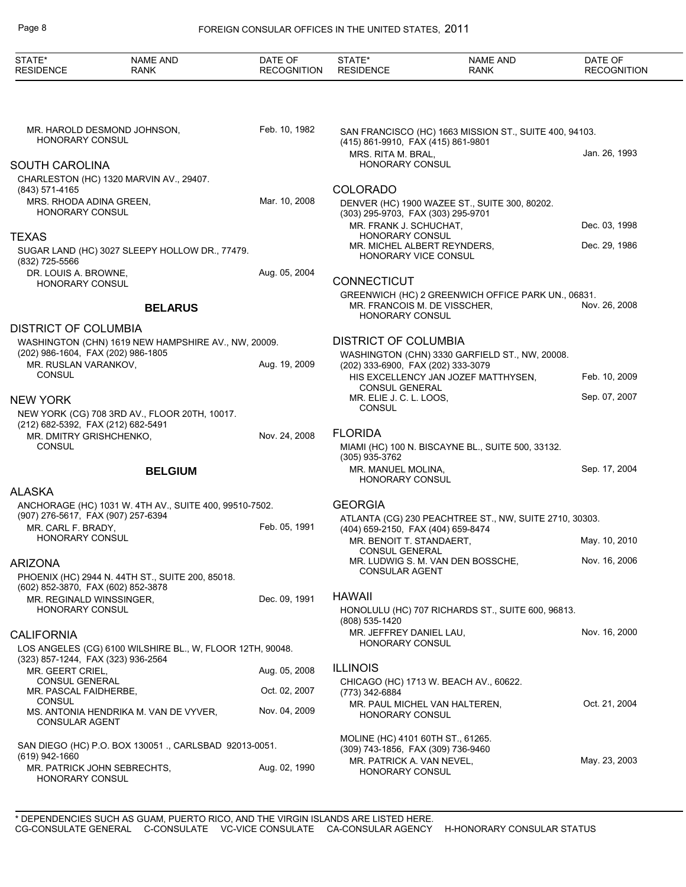MR. HAROLD DESMOND JOHNSON, HONORARY CONSUL — Feb. 10, 1982

### SOUTH CAROLINA

CHARLESTON (HC) 1320 MARVIN AV., 29407.
(843) 571-4165

MRS. RHODA ADINA GREEN, HONORARY CONSUL — Mar. 10, 2008

### TEXAS

SUGAR LAND (HC) 3027 SLEEPY HOLLOW DR., 77479.
(832) 725-5566

DR. LOUIS A. BROWNE, HONORARY CONSUL — Aug. 05, 2004

## BELARUS

### DISTRICT OF COLUMBIA

WASHINGTON (CHN) 1619 NEW HAMPSHIRE AV., NW, 20009.
(202) 986-1604, FAX (202) 986-1805

MR. RUSLAN VARANKOV, CONSUL — Aug. 19, 2009

### NEW YORK

NEW YORK (CG) 708 3RD AV., FLOOR 20TH, 10017.
(212) 682-5392, FAX (212) 682-5491

MR. DMITRY GRISHCHENKO, CONSUL — Nov. 24, 2008

## BELGIUM

### ALASKA

ANCHORAGE (HC) 1031 W. 4TH AV., SUITE 400, 99510-7502.
(907) 276-5617, FAX (907) 257-6394

MR. CARL F. BRADY, HONORARY CONSUL — Feb. 05, 1991

### ARIZONA

PHOENIX (HC) 2944 N. 44TH ST., SUITE 200, 85018.
(602) 852-3870, FAX (602) 852-3878

MR. REGINALD WINSSINGER, HONORARY CONSUL — Dec. 09, 1991

### CALIFORNIA

LOS ANGELES (CG) 6100 WILSHIRE BL., W, FLOOR 12TH, 90048.
(323) 857-1244, FAX (323) 936-2564

MR. GEERT CRIEL, CONSUL GENERAL — Aug. 05, 2008
MR. PASCAL FAIDHERBE, CONSUL — Oct. 02, 2007
MS. ANTONIA HENDRIKA M. VAN DE VYVER, CONSULAR AGENT — Nov. 04, 2009

SAN DIEGO (HC) P.O. BOX 130051 ., CARLSBAD 92013-0051.
(619) 942-1660

MR. PATRICK JOHN SEBRECHTS, HONORARY CONSUL — Aug. 02, 1990

SAN FRANCISCO (HC) 1663 MISSION ST., SUITE 400, 94103.
(415) 861-9910, FAX (415) 861-9801

MRS. RITA M. BRAL, HONORARY CONSUL — Jan. 26, 1993

### COLORADO

DENVER (HC) 1900 WAZEE ST., SUITE 300, 80202.
(303) 295-9703, FAX (303) 295-9701

MR. FRANK J. SCHUCHAT, HONORARY CONSUL — Dec. 03, 1998
MR. MICHEL ALBERT REYNDERS, HONORARY VICE CONSUL — Dec. 29, 1986

### CONNECTICUT

GREENWICH (HC) 2 GREENWICH OFFICE PARK UN., 06831.

MR. FRANCOIS M. DE VISSCHER, HONORARY CONSUL — Nov. 26, 2008

### DISTRICT OF COLUMBIA

WASHINGTON (CHN) 3330 GARFIELD ST., NW, 20008.
(202) 333-6900, FAX (202) 333-3079

HIS EXCELLENCY JAN JOZEF MATTHYSEN, CONSUL GENERAL — Feb. 10, 2009
MR. ELIE J. C. L. LOOS, CONSUL — Sep. 07, 2007

### FLORIDA

MIAMI (HC) 100 N. BISCAYNE BL., SUITE 500, 33132.
(305) 935-3762

MR. MANUEL MOLINA, HONORARY CONSUL — Sep. 17, 2004

### GEORGIA

ATLANTA (CG) 230 PEACHTREE ST., NW, SUITE 2710, 30303.
(404) 659-2150, FAX (404) 659-8474

MR. BENOIT T. STANDAERT, CONSUL GENERAL — May. 10, 2010
MR. LUDWIG S. M. VAN DEN BOSSCHE, CONSULAR AGENT — Nov. 16, 2006

### HAWAII

HONOLULU (HC) 707 RICHARDS ST., SUITE 600, 96813.
(808) 535-1420

MR. JEFFREY DANIEL LAU, HONORARY CONSUL — Nov. 16, 2000

### ILLINOIS

CHICAGO (HC) 1713 W. BEACH AV., 60622.
(773) 342-6884

MR. PAUL MICHEL VAN HALTEREN, HONORARY CONSUL — Oct. 21, 2004

MOLINE (HC) 4101 60TH ST., 61265.
(309) 743-1856, FAX (309) 736-9460

MR. PATRICK A. VAN NEVEL, HONORARY CONSUL — May. 23, 2003

\* DEPENDENCIES SUCH AS GUAM, PUERTO RICO, AND THE VIRGIN ISLANDS ARE LISTED HERE.
CG-CONSULATE GENERAL C-CONSULATE VC-VICE CONSULATE CA-CONSULAR AGENCY H-HONORARY CONSULAR STATUS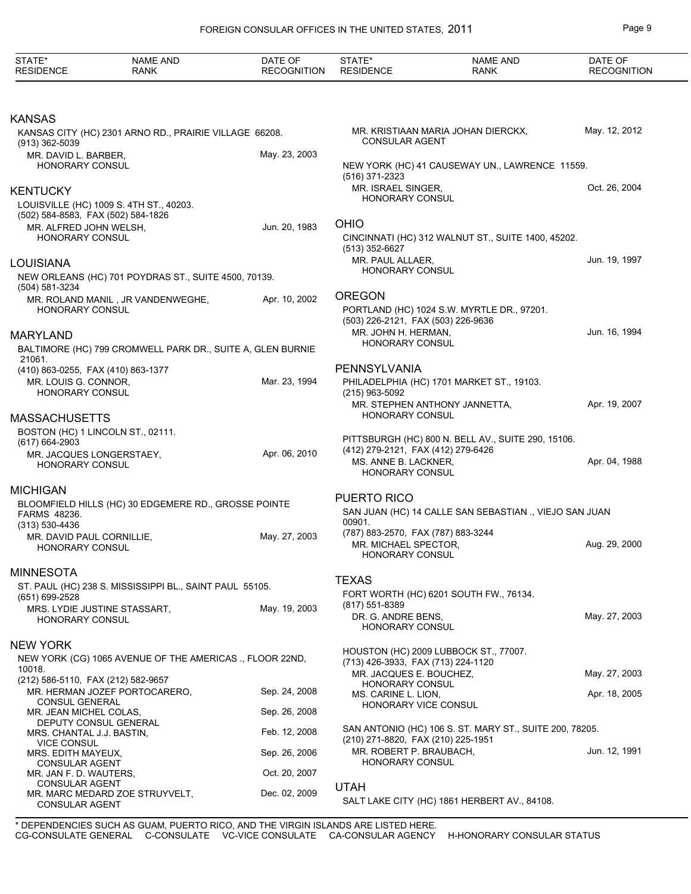## KANSAS

KANSAS CITY (HC) 2301 ARNO RD., PRAIRIE VILLAGE 66208.
(913) 362-5039

| NAME AND RANK | DATE OF RECOGNITION |
|---|---|
| MR. DAVID L. BARBER, HONORARY CONSUL | May. 23, 2003 |

## KENTUCKY

LOUISVILLE (HC) 1009 S. 4TH ST., 40203.
(502) 584-8583, FAX (502) 584-1826

| NAME AND RANK | DATE OF RECOGNITION |
|---|---|
| MR. ALFRED JOHN WELSH, HONORARY CONSUL | Jun. 20, 1983 |

## LOUISIANA

NEW ORLEANS (HC) 701 POYDRAS ST., SUITE 4500, 70139.
(504) 581-3234

| NAME AND RANK | DATE OF RECOGNITION |
|---|---|
| MR. ROLAND MANIL , JR VANDENWEGHE, HONORARY CONSUL | Apr. 10, 2002 |

## MARYLAND

BALTIMORE (HC) 799 CROMWELL PARK DR., SUITE A, GLEN BURNIE 21061.
(410) 863-0255, FAX (410) 863-1377

| NAME AND RANK | DATE OF RECOGNITION |
|---|---|
| MR. LOUIS G. CONNOR, HONORARY CONSUL | Mar. 23, 1994 |

## MASSACHUSETTS

BOSTON (HC) 1 LINCOLN ST., 02111.
(617) 664-2903

| NAME AND RANK | DATE OF RECOGNITION |
|---|---|
| MR. JACQUES LONGERSTAEY, HONORARY CONSUL | Apr. 06, 2010 |

## MICHIGAN

BLOOMFIELD HILLS (HC) 30 EDGEMERE RD., GROSSE POINTE FARMS 48236.
(313) 530-4436

| NAME AND RANK | DATE OF RECOGNITION |
|---|---|
| MR. DAVID PAUL CORNILLIE, HONORARY CONSUL | May. 27, 2003 |

## MINNESOTA

ST. PAUL (HC) 238 S. MISSISSIPPI BL., SAINT PAUL 55105.
(651) 699-2528

| NAME AND RANK | DATE OF RECOGNITION |
|---|---|
| MRS. LYDIE JUSTINE STASSART, HONORARY CONSUL | May. 19, 2003 |

## NEW YORK

NEW YORK (CG) 1065 AVENUE OF THE AMERICAS ., FLOOR 22ND, 10018.
(212) 586-5110, FAX (212) 582-9657

| NAME AND RANK | DATE OF RECOGNITION |
|---|---|
| MR. HERMAN JOZEF PORTOCARERO, CONSUL GENERAL | Sep. 24, 2008 |
| MR. JEAN MICHEL COLAS, DEPUTY CONSUL GENERAL | Sep. 26, 2008 |
| MRS. CHANTAL J.J. BASTIN, VICE CONSUL | Feb. 12, 2008 |
| MRS. EDITH MAYEUX, CONSULAR AGENT | Sep. 26, 2006 |
| MR. JAN F. D. WAUTERS, CONSULAR AGENT | Oct. 20, 2007 |
| MR. MARC MEDARD ZOE STRUYVELT, CONSULAR AGENT | Dec. 02, 2009 |
| MR. KRISTIAAN MARIA JOHAN DIERCKX, CONSULAR AGENT | May. 12, 2012 |

NEW YORK (HC) 41 CAUSEWAY UN., LAWRENCE 11559.
(516) 371-2323

| NAME AND RANK | DATE OF RECOGNITION |
|---|---|
| MR. ISRAEL SINGER, HONORARY CONSUL | Oct. 26, 2004 |

## OHIO

CINCINNATI (HC) 312 WALNUT ST., SUITE 1400, 45202.
(513) 352-6627

| NAME AND RANK | DATE OF RECOGNITION |
|---|---|
| MR. PAUL ALLAER, HONORARY CONSUL | Jun. 19, 1997 |

## OREGON

PORTLAND (HC) 1024 S.W. MYRTLE DR., 97201.
(503) 226-2121, FAX (503) 226-9636

| NAME AND RANK | DATE OF RECOGNITION |
|---|---|
| MR. JOHN H. HERMAN, HONORARY CONSUL | Jun. 16, 1994 |

## PENNSYLVANIA

PHILADELPHIA (HC) 1701 MARKET ST., 19103.
(215) 963-5092

| NAME AND RANK | DATE OF RECOGNITION |
|---|---|
| MR. STEPHEN ANTHONY JANNETTA, HONORARY CONSUL | Apr. 19, 2007 |

PITTSBURGH (HC) 800 N. BELL AV., SUITE 290, 15106.
(412) 279-2121, FAX (412) 279-6426

| NAME AND RANK | DATE OF RECOGNITION |
|---|---|
| MS. ANNE B. LACKNER, HONORARY CONSUL | Apr. 04, 1988 |

## PUERTO RICO

SAN JUAN (HC) 14 CALLE SAN SEBASTIAN ., VIEJO SAN JUAN 00901.
(787) 883-2570, FAX (787) 883-3244

| NAME AND RANK | DATE OF RECOGNITION |
|---|---|
| MR. MICHAEL SPECTOR, HONORARY CONSUL | Aug. 29, 2000 |

## TEXAS

FORT WORTH (HC) 6201 SOUTH FW., 76134.
(817) 551-8389

| NAME AND RANK | DATE OF RECOGNITION |
|---|---|
| DR. G. ANDRE BENS, HONORARY CONSUL | May. 27, 2003 |

HOUSTON (HC) 2009 LUBBOCK ST., 77007.
(713) 426-3933, FAX (713) 224-1120

| NAME AND RANK | DATE OF RECOGNITION |
|---|---|
| MR. JACQUES E. BOUCHEZ, HONORARY CONSUL | May. 27, 2003 |
| MS. CARINE L. LION, HONORARY VICE CONSUL | Apr. 18, 2005 |

SAN ANTONIO (HC) 106 S. ST. MARY ST., SUITE 200, 78205.
(210) 271-8820, FAX (210) 225-1951

| NAME AND RANK | DATE OF RECOGNITION |
|---|---|
| MR. ROBERT P. BRAUBACH, HONORARY CONSUL | Jun. 12, 1991 |

## UTAH

SALT LAKE CITY (HC) 1861 HERBERT AV., 84108.

\* DEPENDENCIES SUCH AS GUAM, PUERTO RICO, AND THE VIRGIN ISLANDS ARE LISTED HERE.
CG-CONSULATE GENERAL C-CONSULATE VC-VICE CONSULATE CA-CONSULAR AGENCY H-HONORARY CONSULAR STATUS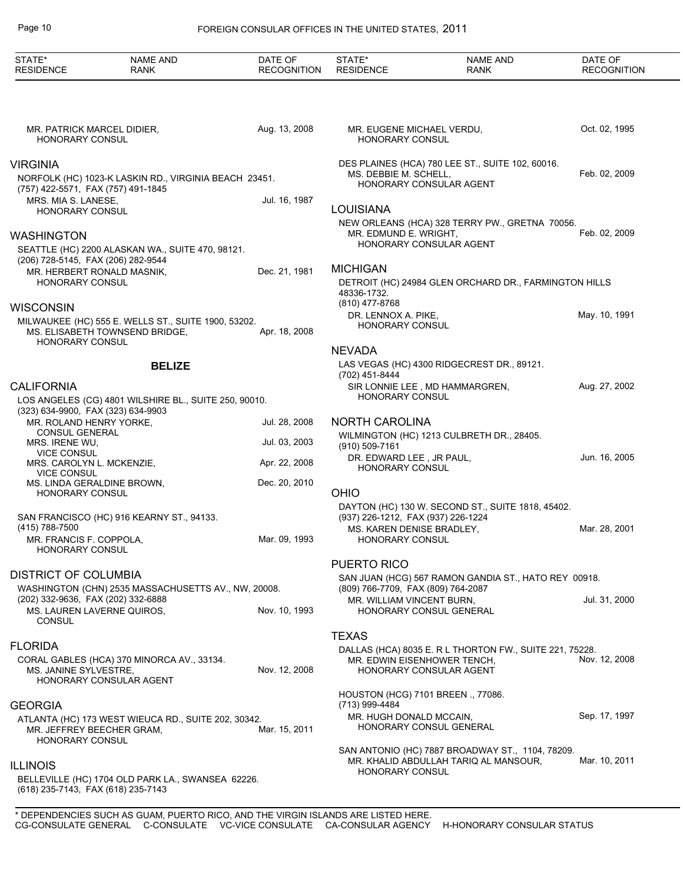MR. PATRICK MARCEL DIDIER, HONORARY CONSUL — Aug. 13, 2008

## VIRGINIA

NORFOLK (HC) 1023-K LASKIN RD., VIRGINIA BEACH 23451.
(757) 422-5571, FAX (757) 491-1845

MRS. MIA S. LANESE, HONORARY CONSUL — Jul. 16, 1987

## WASHINGTON

SEATTLE (HC) 2200 ALASKAN WA., SUITE 470, 98121.
(206) 728-5145, FAX (206) 282-9544

MR. HERBERT RONALD MASNIK, HONORARY CONSUL — Dec. 21, 1981

## WISCONSIN

MILWAUKEE (HC) 555 E. WELLS ST., SUITE 1900, 53202.

MS. ELISABETH TOWNSEND BRIDGE, HONORARY CONSUL — Apr. 18, 2008

# BELIZE

## CALIFORNIA

LOS ANGELES (CG) 4801 WILSHIRE BL., SUITE 250, 90010.
(323) 634-9900, FAX (323) 634-9903

MR. ROLAND HENRY YORKE, CONSUL GENERAL — Jul. 28, 2008
MRS. IRENE WU, VICE CONSUL — Jul. 03, 2003
MRS. CAROLYN L. MCKENZIE, VICE CONSUL — Apr. 22, 2008
MS. LINDA GERALDINE BROWN, HONORARY CONSUL — Dec. 20, 2010

SAN FRANCISCO (HC) 916 KEARNY ST., 94133.
(415) 788-7500

MR. FRANCIS F. COPPOLA, HONORARY CONSUL — Mar. 09, 1993

## DISTRICT OF COLUMBIA

WASHINGTON (CHN) 2535 MASSACHUSETTS AV., NW, 20008.
(202) 332-9636, FAX (202) 332-6888

MS. LAUREN LAVERNE QUIROS, CONSUL — Nov. 10, 1993

## FLORIDA

CORAL GABLES (HCA) 370 MINORCA AV., 33134.

MS. JANINE SYLVESTRE, HONORARY CONSULAR AGENT — Nov. 12, 2008

## GEORGIA

ATLANTA (HC) 173 WEST WIEUCA RD., SUITE 202, 30342.

MR. JEFFREY BEECHER GRAM, HONORARY CONSUL — Mar. 15, 2011

## ILLINOIS

BELLEVILLE (HC) 1704 OLD PARK LA., SWANSEA 62226.
(618) 235-7143, FAX (618) 235-7143

MR. EUGENE MICHAEL VERDU, HONORARY CONSUL — Oct. 02, 1995

DES PLAINES (HCA) 780 LEE ST., SUITE 102, 60016.

MS. DEBBIE M. SCHELL, HONORARY CONSULAR AGENT — Feb. 02, 2009

## LOUISIANA

NEW ORLEANS (HCA) 328 TERRY PW., GRETNA 70056.

MR. EDMUND E. WRIGHT, HONORARY CONSULAR AGENT — Feb. 02, 2009

## MICHIGAN

DETROIT (HC) 24984 GLEN ORCHARD DR., FARMINGTON HILLS 48336-1732.
(810) 477-8768

DR. LENNOX A. PIKE, HONORARY CONSUL — May. 10, 1991

## NEVADA

LAS VEGAS (HC) 4300 RIDGECREST DR., 89121.
(702) 451-8444

SIR LONNIE LEE , MD HAMMARGREN, HONORARY CONSUL — Aug. 27, 2002

## NORTH CAROLINA

WILMINGTON (HC) 1213 CULBRETH DR., 28405.
(910) 509-7161

DR. EDWARD LEE , JR PAUL, HONORARY CONSUL — Jun. 16, 2005

## OHIO

DAYTON (HC) 130 W. SECOND ST., SUITE 1818, 45402.
(937) 226-1212, FAX (937) 226-1224

MS. KAREN DENISE BRADLEY, HONORARY CONSUL — Mar. 28, 2001

## PUERTO RICO

SAN JUAN (HCG) 567 RAMON GANDIA ST., HATO REY 00918.
(809) 766-7709, FAX (809) 764-2087

MR. WILLIAM VINCENT BURN, HONORARY CONSUL GENERAL — Jul. 31, 2000

## TEXAS

DALLAS (HCA) 8035 E. R L THORTON FW., SUITE 221, 75228.

MR. EDWIN EISENHOWER TENCH, HONORARY CONSULAR AGENT — Nov. 12, 2008

HOUSTON (HCG) 7101 BREEN ., 77086.
(713) 999-4484

MR. HUGH DONALD MCCAIN, HONORARY CONSUL GENERAL — Sep. 17, 1997

SAN ANTONIO (HC) 7887 BROADWAY ST., 1104, 78209.

MR. KHALID ABDULLAH TARIQ AL MANSOUR, HONORARY CONSUL — Mar. 10, 2011

* DEPENDENCIES SUCH AS GUAM, PUERTO RICO, AND THE VIRGIN ISLANDS ARE LISTED HERE.
CG-CONSULATE GENERAL C-CONSULATE VC-VICE CONSULATE CA-CONSULAR AGENCY H-HONORARY CONSULAR STATUS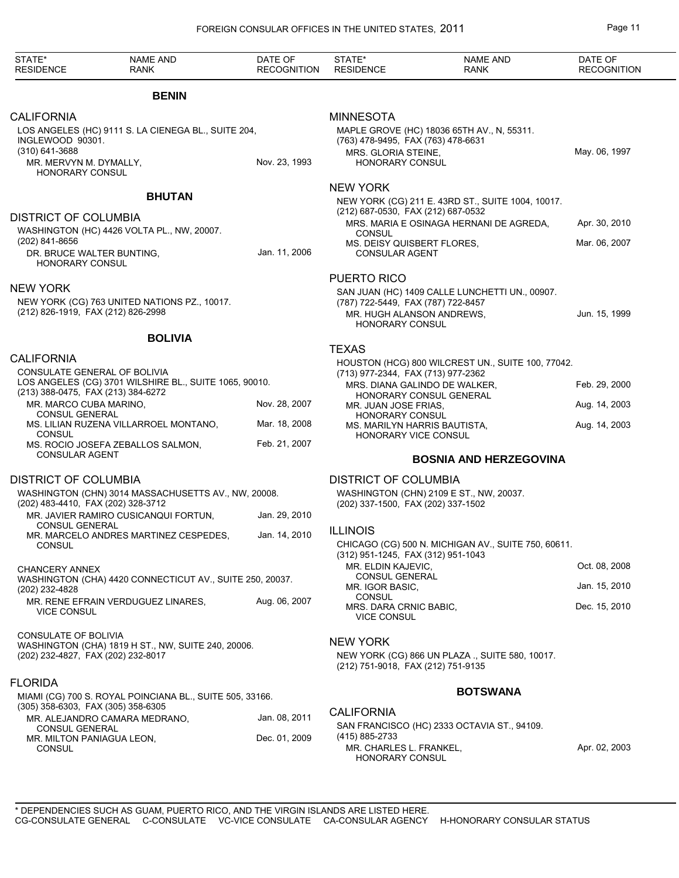## BENIN

### CALIFORNIA

LOS ANGELES (HC) 9111 S. LA CIENEGA BL., SUITE 204, INGLEWOOD 90301.
(310) 641-3688

| NAME AND RANK | DATE OF RECOGNITION |
|---|---|
| MR. MERVYN M. DYMALLY, HONORARY CONSUL | Nov. 23, 1993 |

### MINNESOTA

MAPLE GROVE (HC) 18036 65TH AV., N, 55311.
(763) 478-9495, FAX (763) 478-6631

| NAME AND RANK | DATE OF RECOGNITION |
|---|---|
| MRS. GLORIA STEINE, HONORARY CONSUL | May. 06, 1997 |

## BHUTAN

### DISTRICT OF COLUMBIA

WASHINGTON (HC) 4426 VOLTA PL., NW, 20007.
(202) 841-8656

| NAME AND RANK | DATE OF RECOGNITION |
|---|---|
| DR. BRUCE WALTER BUNTING, HONORARY CONSUL | Jan. 11, 2006 |

### NEW YORK

NEW YORK (CG) 763 UNITED NATIONS PZ., 10017.
(212) 826-1919, FAX (212) 826-2998

## BOLIVIA

### CALIFORNIA

CONSULATE GENERAL OF BOLIVIA
LOS ANGELES (CG) 3701 WILSHIRE BL., SUITE 1065, 90010.
(213) 388-0475, FAX (213) 384-6272

| NAME AND RANK | DATE OF RECOGNITION |
|---|---|
| MR. MARCO CUBA MARINO, CONSUL GENERAL | Nov. 28, 2007 |
| MS. LILIAN RUZENA VILLARROEL MONTANO, CONSUL | Mar. 18, 2008 |
| MS. ROCIO JOSEFA ZEBALLOS SALMON, CONSULAR AGENT | Feb. 21, 2007 |

### DISTRICT OF COLUMBIA

WASHINGTON (CHN) 3014 MASSACHUSETTS AV., NW, 20008.
(202) 483-4410, FAX (202) 328-3712

| NAME AND RANK | DATE OF RECOGNITION |
|---|---|
| MR. JAVIER RAMIRO CUSICANQUI FORTUN, CONSUL GENERAL | Jan. 29, 2010 |
| MR. MARCELO ANDRES MARTINEZ CESPEDES, CONSUL | Jan. 14, 2010 |

CHANCERY ANNEX
WASHINGTON (CHA) 4420 CONNECTICUT AV., SUITE 250, 20037.
(202) 232-4828

| NAME AND RANK | DATE OF RECOGNITION |
|---|---|
| MR. RENE EFRAIN VERDUGUEZ LINARES, VICE CONSUL | Aug. 06, 2007 |

CONSULATE OF BOLIVIA
WASHINGTON (CHA) 1819 H ST., NW, SUITE 240, 20006.
(202) 232-4827, FAX (202) 232-8017

### FLORIDA

MIAMI (CG) 700 S. ROYAL POINCIANA BL., SUITE 505, 33166.
(305) 358-6303, FAX (305) 358-6305

| NAME AND RANK | DATE OF RECOGNITION |
|---|---|
| MR. ALEJANDRO CAMARA MEDRANO, CONSUL GENERAL | Jan. 08, 2011 |
| MR. MILTON PANIAGUA LEON, CONSUL | Dec. 01, 2009 |

### NEW YORK

NEW YORK (CG) 211 E. 43RD ST., SUITE 1004, 10017.
(212) 687-0530, FAX (212) 687-0532

| NAME AND RANK | DATE OF RECOGNITION |
|---|---|
| MRS. MARIA E OSINAGA HERNANI DE AGREDA, CONSUL | Apr. 30, 2010 |
| MS. DEISY QUISBERT FLORES, CONSULAR AGENT | Mar. 06, 2007 |

### PUERTO RICO

SAN JUAN (HC) 1409 CALLE LUNCHETTI UN., 00907.
(787) 722-5449, FAX (787) 722-8457

| NAME AND RANK | DATE OF RECOGNITION |
|---|---|
| MR. HUGH ALANSON ANDREWS, HONORARY CONSUL | Jun. 15, 1999 |

### TEXAS

HOUSTON (HCG) 800 WILCREST UN., SUITE 100, 77042.
(713) 977-2344, FAX (713) 977-2362

| NAME AND RANK | DATE OF RECOGNITION |
|---|---|
| MRS. DIANA GALINDO DE WALKER, HONORARY CONSUL GENERAL | Feb. 29, 2000 |
| MR. JUAN JOSE FRIAS, HONORARY CONSUL | Aug. 14, 2003 |
| MS. MARILYN HARRIS BAUTISTA, HONORARY VICE CONSUL | Aug. 14, 2003 |

## BOSNIA AND HERZEGOVINA

### DISTRICT OF COLUMBIA

WASHINGTON (CHN) 2109 E ST., NW, 20037.
(202) 337-1500, FAX (202) 337-1502

### ILLINOIS

CHICAGO (CG) 500 N. MICHIGAN AV., SUITE 750, 60611.
(312) 951-1245, FAX (312) 951-1043

| NAME AND RANK | DATE OF RECOGNITION |
|---|---|
| MR. ELDIN KAJEVIC, CONSUL GENERAL | Oct. 08, 2008 |
| MR. IGOR BASIC, CONSUL | Jan. 15, 2010 |
| MRS. DARA CRNIC BABIC, VICE CONSUL | Dec. 15, 2010 |

### NEW YORK

NEW YORK (CG) 866 UN PLAZA ., SUITE 580, 10017.
(212) 751-9018, FAX (212) 751-9135

## BOTSWANA

### CALIFORNIA

SAN FRANCISCO (HC) 2333 OCTAVIA ST., 94109.
(415) 885-2733

| NAME AND RANK | DATE OF RECOGNITION |
|---|---|
| MR. CHARLES L. FRANKEL, HONORARY CONSUL | Apr. 02, 2003 |

\* DEPENDENCIES SUCH AS GUAM, PUERTO RICO, AND THE VIRGIN ISLANDS ARE LISTED HERE.
CG-CONSULATE GENERAL C-CONSULATE VC-VICE CONSULATE CA-CONSULAR AGENCY H-HONORARY CONSULAR STATUS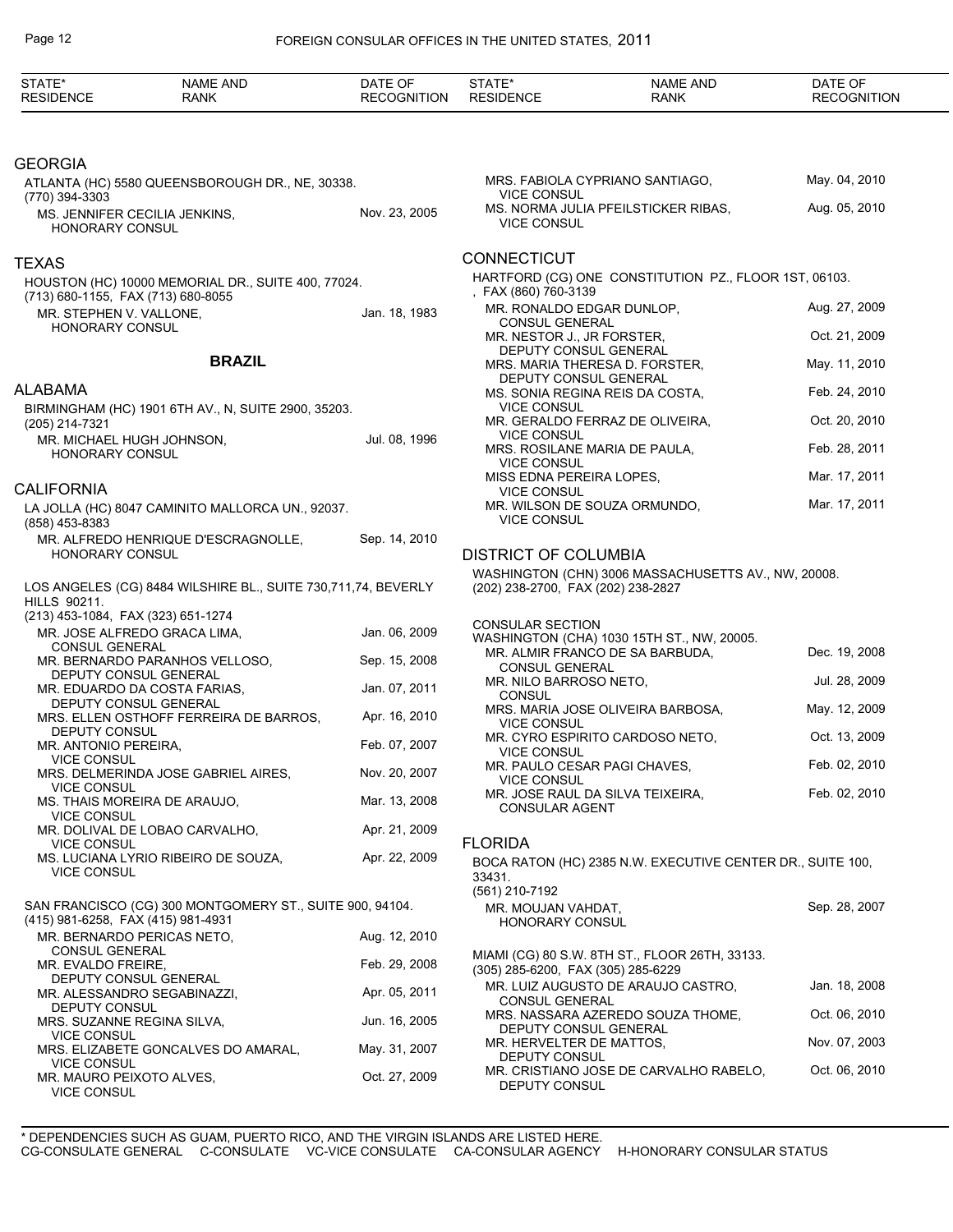## GEORGIA

ATLANTA (HC) 5580 QUEENSBOROUGH DR., NE, 30338.
(770) 394-3303

| Name and Rank | Date of Recognition |
|---|---|
| MS. JENNIFER CECILIA JENKINS, HONORARY CONSUL | Nov. 23, 2005 |

## TEXAS

HOUSTON (HC) 10000 MEMORIAL DR., SUITE 400, 77024.
(713) 680-1155, FAX (713) 680-8055

| Name and Rank | Date of Recognition |
|---|---|
| MR. STEPHEN V. VALLONE, HONORARY CONSUL | Jan. 18, 1983 |

# BRAZIL

## ALABAMA

BIRMINGHAM (HC) 1901 6TH AV., N, SUITE 2900, 35203.
(205) 214-7321

| Name and Rank | Date of Recognition |
|---|---|
| MR. MICHAEL HUGH JOHNSON, HONORARY CONSUL | Jul. 08, 1996 |

## CALIFORNIA

LA JOLLA (HC) 8047 CAMINITO MALLORCA UN., 92037.
(858) 453-8383

| Name and Rank | Date of Recognition |
|---|---|
| MR. ALFREDO HENRIQUE D'ESCRAGNOLLE, HONORARY CONSUL | Sep. 14, 2010 |

LOS ANGELES (CG) 8484 WILSHIRE BL., SUITE 730,711,74, BEVERLY HILLS 90211.
(213) 453-1084, FAX (323) 651-1274

| Name and Rank | Date of Recognition |
|---|---|
| MR. JOSE ALFREDO GRACA LIMA, CONSUL GENERAL | Jan. 06, 2009 |
| MR. BERNARDO PARANHOS VELLOSO, DEPUTY CONSUL GENERAL | Sep. 15, 2008 |
| MR. EDUARDO DA COSTA FARIAS, DEPUTY CONSUL GENERAL | Jan. 07, 2011 |
| MRS. ELLEN OSTHOFF FERREIRA DE BARROS, DEPUTY CONSUL | Apr. 16, 2010 |
| MR. ANTONIO PEREIRA, VICE CONSUL | Feb. 07, 2007 |
| MRS. DELMERINDA JOSE GABRIEL AIRES, VICE CONSUL | Nov. 20, 2007 |
| MS. THAIS MOREIRA DE ARAUJO, VICE CONSUL | Mar. 13, 2008 |
| MR. DOLIVAL DE LOBAO CARVALHO, VICE CONSUL | Apr. 21, 2009 |
| MS. LUCIANA LYRIO RIBEIRO DE SOUZA, VICE CONSUL | Apr. 22, 2009 |

SAN FRANCISCO (CG) 300 MONTGOMERY ST., SUITE 900, 94104.
(415) 981-6258, FAX (415) 981-4931

| Name and Rank | Date of Recognition |
|---|---|
| MR. BERNARDO PERICAS NETO, CONSUL GENERAL | Aug. 12, 2010 |
| MR. EVALDO FREIRE, DEPUTY CONSUL GENERAL | Feb. 29, 2008 |
| MR. ALESSANDRO SEGABINAZZI, DEPUTY CONSUL | Apr. 05, 2011 |
| MRS. SUZANNE REGINA SILVA, VICE CONSUL | Jun. 16, 2005 |
| MRS. ELIZABETE GONCALVES DO AMARAL, VICE CONSUL | May. 31, 2007 |
| MR. MAURO PEIXOTO ALVES, VICE CONSUL | Oct. 27, 2009 |
| MRS. FABIOLA CYPRIANO SANTIAGO, VICE CONSUL | May. 04, 2010 |
| MS. NORMA JULIA PFEILSTICKER RIBAS, VICE CONSUL | Aug. 05, 2010 |

## CONNECTICUT

HARTFORD (CG) ONE CONSTITUTION PZ., FLOOR 1ST, 06103.
, FAX (860) 760-3139

| Name and Rank | Date of Recognition |
|---|---|
| MR. RONALDO EDGAR DUNLOP, CONSUL GENERAL | Aug. 27, 2009 |
| MR. NESTOR J., JR FORSTER, DEPUTY CONSUL GENERAL | Oct. 21, 2009 |
| MRS. MARIA THERESA D. FORSTER, DEPUTY CONSUL GENERAL | May. 11, 2010 |
| MS. SONIA REGINA REIS DA COSTA, VICE CONSUL | Feb. 24, 2010 |
| MR. GERALDO FERRAZ DE OLIVEIRA, VICE CONSUL | Oct. 20, 2010 |
| MRS. ROSILANE MARIA DE PAULA, VICE CONSUL | Feb. 28, 2011 |
| MISS EDNA PEREIRA LOPES, VICE CONSUL | Mar. 17, 2011 |
| MR. WILSON DE SOUZA ORMUNDO, VICE CONSUL | Mar. 17, 2011 |

## DISTRICT OF COLUMBIA

WASHINGTON (CHN) 3006 MASSACHUSETTS AV., NW, 20008.
(202) 238-2700, FAX (202) 238-2827

CONSULAR SECTION
WASHINGTON (CHA) 1030 15TH ST., NW, 20005.

| Name and Rank | Date of Recognition |
|---|---|
| MR. ALMIR FRANCO DE SA BARBUDA, CONSUL GENERAL | Dec. 19, 2008 |
| MR. NILO BARROSO NETO, CONSUL | Jul. 28, 2009 |
| MRS. MARIA JOSE OLIVEIRA BARBOSA, VICE CONSUL | May. 12, 2009 |
| MR. CYRO ESPIRITO CARDOSO NETO, VICE CONSUL | Oct. 13, 2009 |
| MR. PAULO CESAR PAGI CHAVES, VICE CONSUL | Feb. 02, 2010 |
| MR. JOSE RAUL DA SILVA TEIXEIRA, CONSULAR AGENT | Feb. 02, 2010 |

## FLORIDA

BOCA RATON (HC) 2385 N.W. EXECUTIVE CENTER DR., SUITE 100, 33431.
(561) 210-7192

| Name and Rank | Date of Recognition |
|---|---|
| MR. MOUJAN VAHDAT, HONORARY CONSUL | Sep. 28, 2007 |

MIAMI (CG) 80 S.W. 8TH ST., FLOOR 26TH, 33133.
(305) 285-6200, FAX (305) 285-6229

| Name and Rank | Date of Recognition |
|---|---|
| MR. LUIZ AUGUSTO DE ARAUJO CASTRO, CONSUL GENERAL | Jan. 18, 2008 |
| MRS. NASSARA AZEREDO SOUZA THOME, DEPUTY CONSUL GENERAL | Oct. 06, 2010 |
| MR. HERVELTER DE MATTOS, DEPUTY CONSUL | Nov. 07, 2003 |
| MR. CRISTIANO JOSE DE CARVALHO RABELO, DEPUTY CONSUL | Oct. 06, 2010 |

\* DEPENDENCIES SUCH AS GUAM, PUERTO RICO, AND THE VIRGIN ISLANDS ARE LISTED HERE.
CG-CONSULATE GENERAL C-CONSULATE VC-VICE CONSULATE CA-CONSULAR AGENCY H-HONORARY CONSULAR STATUS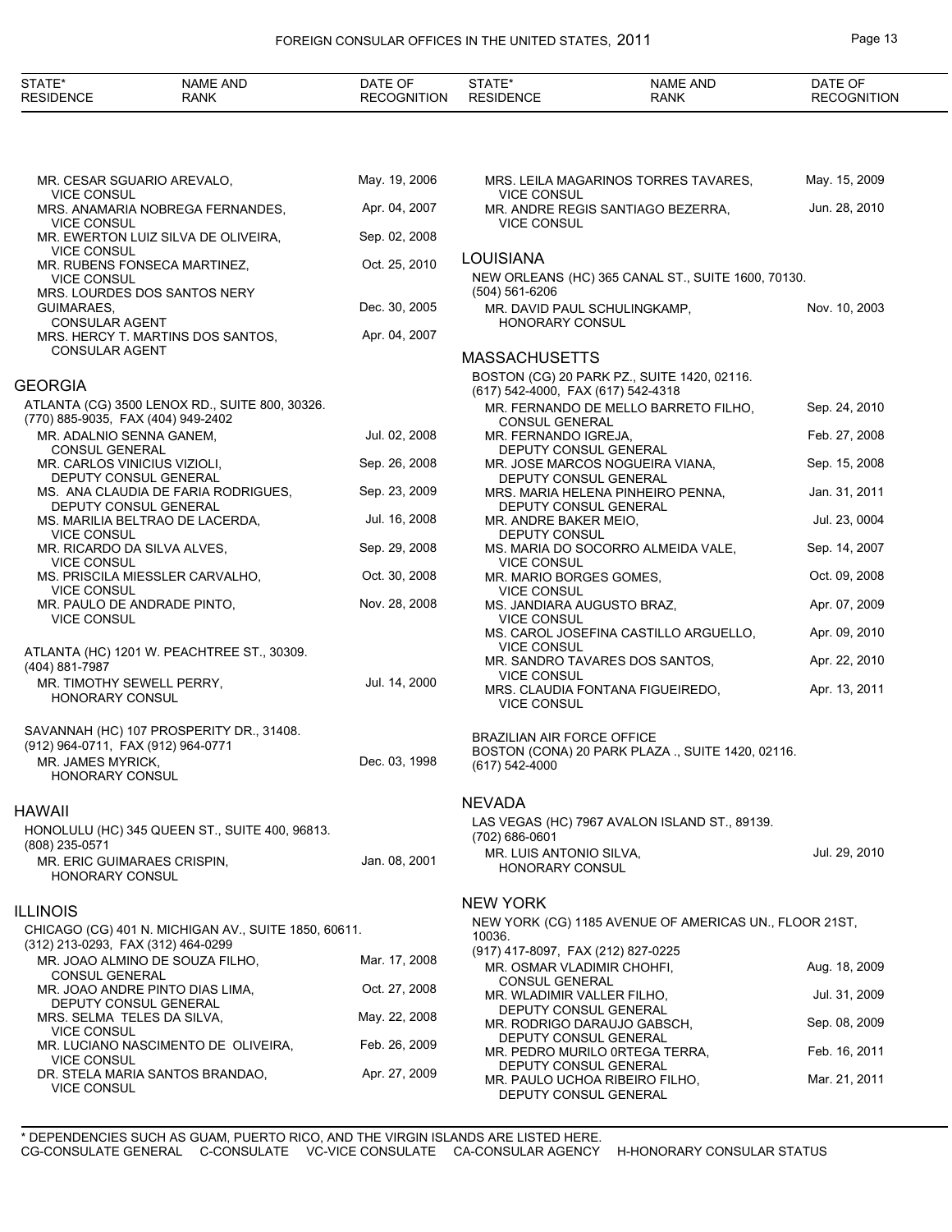| STATE* RESIDENCE | NAME AND RANK | DATE OF RECOGNITION |
|---|---|---|
| | MR. CESAR SGUARIO AREVALO, VICE CONSUL | May. 19, 2006 |
| | MRS. ANAMARIA NOBREGA FERNANDES, VICE CONSUL | Apr. 04, 2007 |
| | MR. EWERTON LUIZ SILVA DE OLIVEIRA, VICE CONSUL | Sep. 02, 2008 |
| | MR. RUBENS FONSECA MARTINEZ, VICE CONSUL | Oct. 25, 2010 |
| | MRS. LOURDES DOS SANTOS NERY GUIMARAES, CONSULAR AGENT | Dec. 30, 2005 |
| | MRS. HERCY T. MARTINS DOS SANTOS, CONSULAR AGENT | Apr. 04, 2007 |

## GEORGIA

ATLANTA (CG) 3500 LENOX RD., SUITE 800, 30326.
(770) 885-9035, FAX (404) 949-2402

| NAME AND RANK | DATE OF RECOGNITION |
|---|---|
| MR. ADALNIO SENNA GANEM, CONSUL GENERAL | Jul. 02, 2008 |
| MR. CARLOS VINICIUS VIZIOLI, DEPUTY CONSUL GENERAL | Sep. 26, 2008 |
| MS. ANA CLAUDIA DE FARIA RODRIGUES, DEPUTY CONSUL GENERAL | Sep. 23, 2009 |
| MS. MARILIA BELTRAO DE LACERDA, VICE CONSUL | Jul. 16, 2008 |
| MR. RICARDO DA SILVA ALVES, VICE CONSUL | Sep. 29, 2008 |
| MS. PRISCILA MIESSLER CARVALHO, VICE CONSUL | Oct. 30, 2008 |
| MR. PAULO DE ANDRADE PINTO, VICE CONSUL | Nov. 28, 2008 |

ATLANTA (HC) 1201 W. PEACHTREE ST., 30309.
(404) 881-7987

| NAME AND RANK | DATE OF RECOGNITION |
|---|---|
| MR. TIMOTHY SEWELL PERRY, HONORARY CONSUL | Jul. 14, 2000 |

SAVANNAH (HC) 107 PROSPERITY DR., 31408.
(912) 964-0711, FAX (912) 964-0771

| NAME AND RANK | DATE OF RECOGNITION |
|---|---|
| MR. JAMES MYRICK, HONORARY CONSUL | Dec. 03, 1998 |

## HAWAII

HONOLULU (HC) 345 QUEEN ST., SUITE 400, 96813.
(808) 235-0571

| NAME AND RANK | DATE OF RECOGNITION |
|---|---|
| MR. ERIC GUIMARAES CRISPIN, HONORARY CONSUL | Jan. 08, 2001 |

## ILLINOIS

CHICAGO (CG) 401 N. MICHIGAN AV., SUITE 1850, 60611.
(312) 213-0293, FAX (312) 464-0299

| NAME AND RANK | DATE OF RECOGNITION |
|---|---|
| MR. JOAO ALMINO DE SOUZA FILHO, CONSUL GENERAL | Mar. 17, 2008 |
| MR. JOAO ANDRE PINTO DIAS LIMA, DEPUTY CONSUL GENERAL | Oct. 27, 2008 |
| MRS. SELMA TELES DA SILVA, VICE CONSUL | May. 22, 2008 |
| MR. LUCIANO NASCIMENTO DE OLIVEIRA, VICE CONSUL | Feb. 26, 2009 |
| DR. STELA MARIA SANTOS BRANDAO, VICE CONSUL | Apr. 27, 2009 |
| MRS. LEILA MAGARINOS TORRES TAVARES, VICE CONSUL | May. 15, 2009 |
| MR. ANDRE REGIS SANTIAGO BEZERRA, VICE CONSUL | Jun. 28, 2010 |

## LOUISIANA

NEW ORLEANS (HC) 365 CANAL ST., SUITE 1600, 70130.
(504) 561-6206

| NAME AND RANK | DATE OF RECOGNITION |
|---|---|
| MR. DAVID PAUL SCHULINGKAMP, HONORARY CONSUL | Nov. 10, 2003 |

## MASSACHUSETTS

BOSTON (CG) 20 PARK PZ., SUITE 1420, 02116.
(617) 542-4000, FAX (617) 542-4318

| NAME AND RANK | DATE OF RECOGNITION |
|---|---|
| MR. FERNANDO DE MELLO BARRETO FILHO, CONSUL GENERAL | Sep. 24, 2010 |
| MR. FERNANDO IGREJA, DEPUTY CONSUL GENERAL | Feb. 27, 2008 |
| MR. JOSE MARCOS NOGUEIRA VIANA, DEPUTY CONSUL GENERAL | Sep. 15, 2008 |
| MRS. MARIA HELENA PINHEIRO PENNA, DEPUTY CONSUL GENERAL | Jan. 31, 2011 |
| MR. ANDRE BAKER MEIO, DEPUTY CONSUL | Jul. 23, 0004 |
| MS. MARIA DO SOCORRO ALMEIDA VALE, VICE CONSUL | Sep. 14, 2007 |
| MR. MARIO BORGES GOMES, VICE CONSUL | Oct. 09, 2008 |
| MS. JANDIARA AUGUSTO BRAZ, VICE CONSUL | Apr. 07, 2009 |
| MS. CAROL JOSEFINA CASTILLO ARGUELLO, VICE CONSUL | Apr. 09, 2010 |
| MR. SANDRO TAVARES DOS SANTOS, VICE CONSUL | Apr. 22, 2010 |
| MRS. CLAUDIA FONTANA FIGUEIREDO, VICE CONSUL | Apr. 13, 2011 |

BRAZILIAN AIR FORCE OFFICE
BOSTON (CONA) 20 PARK PLAZA ., SUITE 1420, 02116.
(617) 542-4000

## NEVADA

LAS VEGAS (HC) 7967 AVALON ISLAND ST., 89139.
(702) 686-0601

| NAME AND RANK | DATE OF RECOGNITION |
|---|---|
| MR. LUIS ANTONIO SILVA, HONORARY CONSUL | Jul. 29, 2010 |

## NEW YORK

NEW YORK (CG) 1185 AVENUE OF AMERICAS UN., FLOOR 21ST, 10036.
(917) 417-8097, FAX (212) 827-0225

| NAME AND RANK | DATE OF RECOGNITION |
|---|---|
| MR. OSMAR VLADIMIR CHOHFI, CONSUL GENERAL | Aug. 18, 2009 |
| MR. WLADIMIR VALLER FILHO, DEPUTY CONSUL GENERAL | Jul. 31, 2009 |
| MR. RODRIGO DARAUJO GABSCH, DEPUTY CONSUL GENERAL | Sep. 08, 2009 |
| MR. PEDRO MURILO 0RTEGA TERRA, DEPUTY CONSUL GENERAL | Feb. 16, 2011 |
| MR. PAULO UCHOA RIBEIRO FILHO, DEPUTY CONSUL GENERAL | Mar. 21, 2011 |

\* DEPENDENCIES SUCH AS GUAM, PUERTO RICO, AND THE VIRGIN ISLANDS ARE LISTED HERE.
CG-CONSULATE GENERAL C-CONSULATE VC-VICE CONSULATE CA-CONSULAR AGENCY H-HONORARY CONSULAR STATUS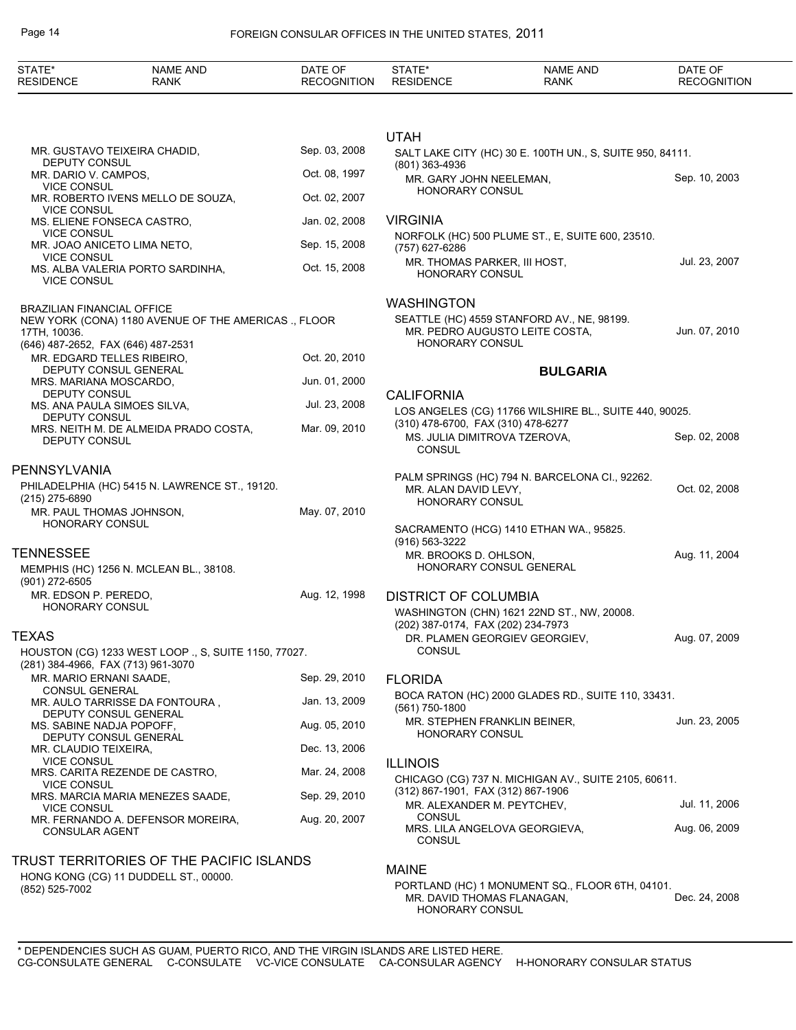MR. GUSTAVO TEIXEIRA CHADID, DEPUTY CONSUL — Sep. 03, 2008
MR. DARIO V. CAMPOS, VICE CONSUL — Oct. 08, 1997
MR. ROBERTO IVENS MELLO DE SOUZA, VICE CONSUL — Oct. 02, 2007
MS. ELIENE FONSECA CASTRO, VICE CONSUL — Jan. 02, 2008
MR. JOAO ANICETO LIMA NETO, VICE CONSUL — Sep. 15, 2008
MS. ALBA VALERIA PORTO SARDINHA, VICE CONSUL — Oct. 15, 2008

BRAZILIAN FINANCIAL OFFICE
NEW YORK (CONA) 1180 AVENUE OF THE AMERICAS ., FLOOR 17TH, 10036.
(646) 487-2652, FAX (646) 487-2531
MR. EDGARD TELLES RIBEIRO, DEPUTY CONSUL GENERAL — Oct. 20, 2010
MRS. MARIANA MOSCARDO, DEPUTY CONSUL — Jun. 01, 2000
MS. ANA PAULA SIMOES SILVA, DEPUTY CONSUL — Jul. 23, 2008
MRS. NEITH M. DE ALMEIDA PRADO COSTA, DEPUTY CONSUL — Mar. 09, 2010

## PENNSYLVANIA

PHILADELPHIA (HC) 5415 N. LAWRENCE ST., 19120.
(215) 275-6890
MR. PAUL THOMAS JOHNSON, HONORARY CONSUL — May. 07, 2010

## TENNESSEE

MEMPHIS (HC) 1256 N. MCLEAN BL., 38108.
(901) 272-6505
MR. EDSON P. PEREDO, HONORARY CONSUL — Aug. 12, 1998

## TEXAS

HOUSTON (CG) 1233 WEST LOOP ., S, SUITE 1150, 77027.
(281) 384-4966, FAX (713) 961-3070
MR. MARIO ERNANI SAADE, CONSUL GENERAL — Sep. 29, 2010
MR. AULO TARRISSE DA FONTOURA , DEPUTY CONSUL GENERAL — Jan. 13, 2009
MS. SABINE NADJA POPOFF, DEPUTY CONSUL GENERAL — Aug. 05, 2010
MR. CLAUDIO TEIXEIRA, VICE CONSUL — Dec. 13, 2006
MRS. CARITA REZENDE DE CASTRO, VICE CONSUL — Mar. 24, 2008
MRS. MARCIA MARIA MENEZES SAADE, VICE CONSUL — Sep. 29, 2010
MR. FERNANDO A. DEFENSOR MOREIRA, CONSULAR AGENT — Aug. 20, 2007

## TRUST TERRITORIES OF THE PACIFIC ISLANDS

HONG KONG (CG) 11 DUDDELL ST., 00000.
(852) 525-7002

## UTAH

SALT LAKE CITY (HC) 30 E. 100TH UN., S, SUITE 950, 84111.
(801) 363-4936
MR. GARY JOHN NEELEMAN, HONORARY CONSUL — Sep. 10, 2003

## VIRGINIA

NORFOLK (HC) 500 PLUME ST., E, SUITE 600, 23510.
(757) 627-6286
MR. THOMAS PARKER, III HOST, HONORARY CONSUL — Jul. 23, 2007

## WASHINGTON

SEATTLE (HC) 4559 STANFORD AV., NE, 98199.
MR. PEDRO AUGUSTO LEITE COSTA, HONORARY CONSUL — Jun. 07, 2010

# BULGARIA

## CALIFORNIA

LOS ANGELES (CG) 11766 WILSHIRE BL., SUITE 440, 90025.
(310) 478-6700, FAX (310) 478-6277
MS. JULIA DIMITROVA TZEROVA, CONSUL — Sep. 02, 2008

PALM SPRINGS (HC) 794 N. BARCELONA CI., 92262.
MR. ALAN DAVID LEVY, HONORARY CONSUL — Oct. 02, 2008

SACRAMENTO (HCG) 1410 ETHAN WA., 95825.
(916) 563-3222
MR. BROOKS D. OHLSON, HONORARY CONSUL GENERAL — Aug. 11, 2004

## DISTRICT OF COLUMBIA

WASHINGTON (CHN) 1621 22ND ST., NW, 20008.
(202) 387-0174, FAX (202) 234-7973
DR. PLAMEN GEORGIEV GEORGIEV, CONSUL — Aug. 07, 2009

## FLORIDA

BOCA RATON (HC) 2000 GLADES RD., SUITE 110, 33431.
(561) 750-1800
MR. STEPHEN FRANKLIN BEINER, HONORARY CONSUL — Jun. 23, 2005

## ILLINOIS

CHICAGO (CG) 737 N. MICHIGAN AV., SUITE 2105, 60611.
(312) 867-1901, FAX (312) 867-1906
MR. ALEXANDER M. PEYTCHEV, CONSUL — Jul. 11, 2006
MRS. LILA ANGELOVA GEORGIEVA, CONSUL — Aug. 06, 2009

## MAINE

PORTLAND (HC) 1 MONUMENT SQ., FLOOR 6TH, 04101.
MR. DAVID THOMAS FLANAGAN, HONORARY CONSUL — Dec. 24, 2008

\* DEPENDENCIES SUCH AS GUAM, PUERTO RICO, AND THE VIRGIN ISLANDS ARE LISTED HERE.
CG-CONSULATE GENERAL C-CONSULATE VC-VICE CONSULATE CA-CONSULAR AGENCY H-HONORARY CONSULAR STATUS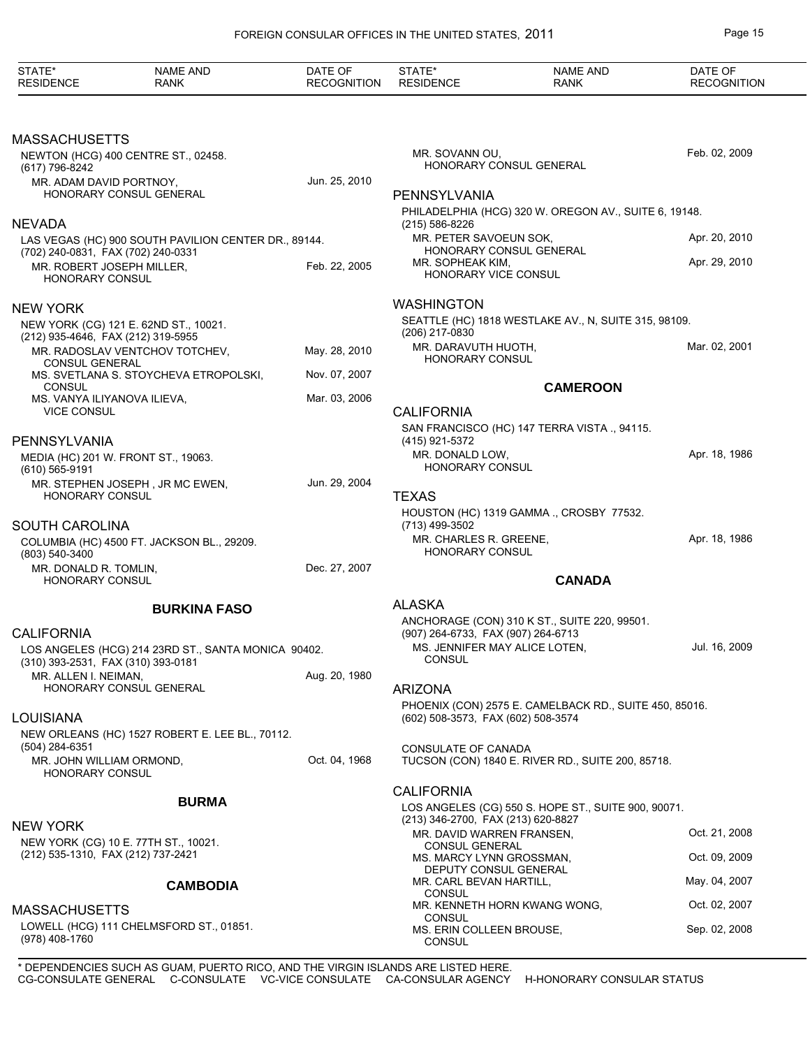| STATE* RESIDENCE | NAME AND RANK | DATE OF RECOGNITION |
|---|---|---|

### MASSACHUSETTS

NEWTON (HCG) 400 CENTRE ST., 02458.
(617) 796-8242

| | | |
|---|---|---|
| MR. ADAM DAVID PORTNOY, HONORARY CONSUL GENERAL | | Jun. 25, 2010 |

### NEVADA

LAS VEGAS (HC) 900 SOUTH PAVILION CENTER DR., 89144.
(702) 240-0831, FAX (702) 240-0331

| | | |
|---|---|---|
| MR. ROBERT JOSEPH MILLER, HONORARY CONSUL | | Feb. 22, 2005 |

### NEW YORK

NEW YORK (CG) 121 E. 62ND ST., 10021.
(212) 935-4646, FAX (212) 319-5955

| | | |
|---|---|---|
| MR. RADOSLAV VENTCHOV TOTCHEV, CONSUL GENERAL | | May. 28, 2010 |
| MS. SVETLANA S. STOYCHEVA ETROPOLSKI, CONSUL | | Nov. 07, 2007 |
| MS. VANYA ILIYANOVA ILIEVA, VICE CONSUL | | Mar. 03, 2006 |

### PENNSYLVANIA

MEDIA (HC) 201 W. FRONT ST., 19063.
(610) 565-9191

| | | |
|---|---|---|
| MR. STEPHEN JOSEPH , JR MC EWEN, HONORARY CONSUL | | Jun. 29, 2004 |

### SOUTH CAROLINA

COLUMBIA (HC) 4500 FT. JACKSON BL., 29209.
(803) 540-3400

| | | |
|---|---|---|
| MR. DONALD R. TOMLIN, HONORARY CONSUL | | Dec. 27, 2007 |

## BURKINA FASO

### CALIFORNIA

LOS ANGELES (HCG) 214 23RD ST., SANTA MONICA 90402.
(310) 393-2531, FAX (310) 393-0181

| | | |
|---|---|---|
| MR. ALLEN I. NEIMAN, HONORARY CONSUL GENERAL | | Aug. 20, 1980 |

### LOUISIANA

NEW ORLEANS (HC) 1527 ROBERT E. LEE BL., 70112.
(504) 284-6351

| | | |
|---|---|---|
| MR. JOHN WILLIAM ORMOND, HONORARY CONSUL | | Oct. 04, 1968 |

## BURMA

### NEW YORK

NEW YORK (CG) 10 E. 77TH ST., 10021.
(212) 535-1310, FAX (212) 737-2421

## CAMBODIA

### MASSACHUSETTS

LOWELL (HCG) 111 CHELMSFORD ST., 01851.
(978) 408-1760

| | | |
|---|---|---|
| MR. SOVANN OU, HONORARY CONSUL GENERAL | | Feb. 02, 2009 |

### PENNSYLVANIA

PHILADELPHIA (HCG) 320 W. OREGON AV., SUITE 6, 19148.
(215) 586-8226

| | | |
|---|---|---|
| MR. PETER SAVOEUN SOK, HONORARY CONSUL GENERAL | | Apr. 20, 2010 |
| MR. SOPHEAK KIM, HONORARY VICE CONSUL | | Apr. 29, 2010 |

### WASHINGTON

SEATTLE (HC) 1818 WESTLAKE AV., N, SUITE 315, 98109.
(206) 217-0830

| | | |
|---|---|---|
| MR. DARAVUTH HUOTH, HONORARY CONSUL | | Mar. 02, 2001 |

## CAMEROON

### CALIFORNIA

SAN FRANCISCO (HC) 147 TERRA VISTA ., 94115.
(415) 921-5372

| | | |
|---|---|---|
| MR. DONALD LOW, HONORARY CONSUL | | Apr. 18, 1986 |

### TEXAS

HOUSTON (HC) 1319 GAMMA ., CROSBY 77532.
(713) 499-3502

| | | |
|---|---|---|
| MR. CHARLES R. GREENE, HONORARY CONSUL | | Apr. 18, 1986 |

## CANADA

### ALASKA

ANCHORAGE (CON) 310 K ST., SUITE 220, 99501.
(907) 264-6733, FAX (907) 264-6713

| | | |
|---|---|---|
| MS. JENNIFER MAY ALICE LOTEN, CONSUL | | Jul. 16, 2009 |

### ARIZONA

PHOENIX (CON) 2575 E. CAMELBACK RD., SUITE 450, 85016.
(602) 508-3573, FAX (602) 508-3574

CONSULATE OF CANADA
TUCSON (CON) 1840 E. RIVER RD., SUITE 200, 85718.

### CALIFORNIA

LOS ANGELES (CG) 550 S. HOPE ST., SUITE 900, 90071.
(213) 346-2700, FAX (213) 620-8827

| | | |
|---|---|---|
| MR. DAVID WARREN FRANSEN, CONSUL GENERAL | | Oct. 21, 2008 |
| MS. MARCY LYNN GROSSMAN, DEPUTY CONSUL GENERAL | | Oct. 09, 2009 |
| MR. CARL BEVAN HARTILL, CONSUL | | May. 04, 2007 |
| MR. KENNETH HORN KWANG WONG, CONSUL | | Oct. 02, 2007 |
| MS. ERIN COLLEEN BROUSE, CONSUL | | Sep. 02, 2008 |

\* DEPENDENCIES SUCH AS GUAM, PUERTO RICO, AND THE VIRGIN ISLANDS ARE LISTED HERE.
CG-CONSULATE GENERAL C-CONSULATE VC-VICE CONSULATE CA-CONSULAR AGENCY H-HONORARY CONSULAR STATUS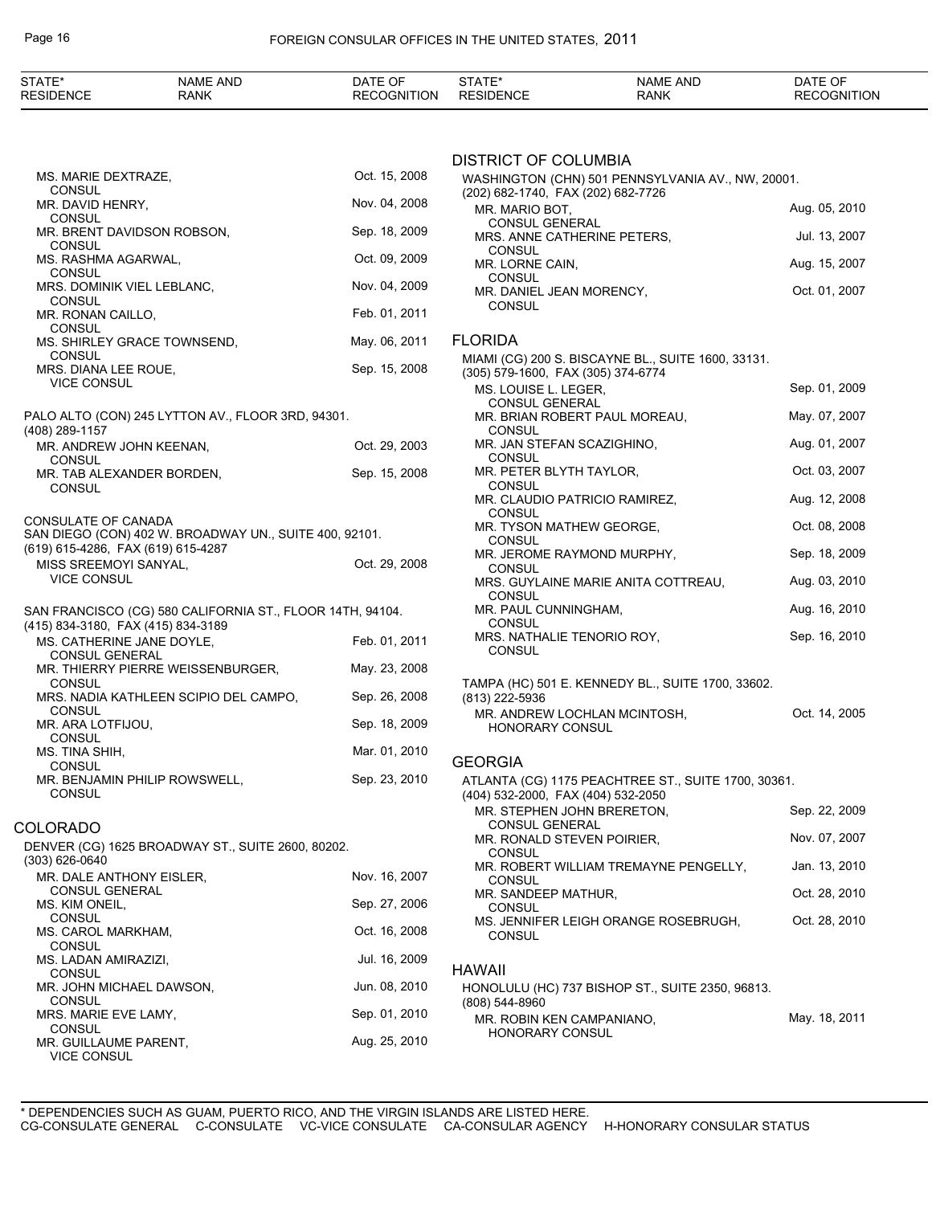| STATE* RESIDENCE | NAME AND RANK | DATE OF RECOGNITION |
|---|---|---|
| | MS. MARIE DEXTRAZE, CONSUL | Oct. 15, 2008 |
| | MR. DAVID HENRY, CONSUL | Nov. 04, 2008 |
| | MR. BRENT DAVIDSON ROBSON, CONSUL | Sep. 18, 2009 |
| | MS. RASHMA AGARWAL, CONSUL | Oct. 09, 2009 |
| | MRS. DOMINIK VIEL LEBLANC, CONSUL | Nov. 04, 2009 |
| | MR. RONAN CAILLO, CONSUL | Feb. 01, 2011 |
| | MS. SHIRLEY GRACE TOWNSEND, CONSUL | May. 06, 2011 |
| | MRS. DIANA LEE ROUE, VICE CONSUL | Sep. 15, 2008 |

PALO ALTO (CON) 245 LYTTON AV., FLOOR 3RD, 94301.
(408) 289-1157

| NAME AND RANK | DATE OF RECOGNITION |
|---|---|
| MR. ANDREW JOHN KEENAN, CONSUL | Oct. 29, 2003 |
| MR. TAB ALEXANDER BORDEN, CONSUL | Sep. 15, 2008 |

CONSULATE OF CANADA
SAN DIEGO (CON) 402 W. BROADWAY UN., SUITE 400, 92101.
(619) 615-4286, FAX (619) 615-4287

| NAME AND RANK | DATE OF RECOGNITION |
|---|---|
| MISS SREEMOYI SANYAL, VICE CONSUL | Oct. 29, 2008 |

SAN FRANCISCO (CG) 580 CALIFORNIA ST., FLOOR 14TH, 94104.
(415) 834-3180, FAX (415) 834-3189

| NAME AND RANK | DATE OF RECOGNITION |
|---|---|
| MS. CATHERINE JANE DOYLE, CONSUL GENERAL | Feb. 01, 2011 |
| MR. THIERRY PIERRE WEISSENBURGER, CONSUL | May. 23, 2008 |
| MRS. NADIA KATHLEEN SCIPIO DEL CAMPO, CONSUL | Sep. 26, 2008 |
| MR. ARA LOTFIJOU, CONSUL | Sep. 18, 2009 |
| MS. TINA SHIH, CONSUL | Mar. 01, 2010 |
| MR. BENJAMIN PHILIP ROWSWELL, CONSUL | Sep. 23, 2010 |

## COLORADO

DENVER (CG) 1625 BROADWAY ST., SUITE 2600, 80202.
(303) 626-0640

| NAME AND RANK | DATE OF RECOGNITION |
|---|---|
| MR. DALE ANTHONY EISLER, CONSUL GENERAL | Nov. 16, 2007 |
| MS. KIM ONEIL, CONSUL | Sep. 27, 2006 |
| MS. CAROL MARKHAM, CONSUL | Oct. 16, 2008 |
| MS. LADAN AMIRAZIZI, CONSUL | Jul. 16, 2009 |
| MR. JOHN MICHAEL DAWSON, CONSUL | Jun. 08, 2010 |
| MRS. MARIE EVE LAMY, CONSUL | Sep. 01, 2010 |
| MR. GUILLAUME PARENT, VICE CONSUL | Aug. 25, 2010 |

## DISTRICT OF COLUMBIA

WASHINGTON (CHN) 501 PENNSYLVANIA AV., NW, 20001.
(202) 682-1740, FAX (202) 682-7726

| NAME AND RANK | DATE OF RECOGNITION |
|---|---|
| MR. MARIO BOT, CONSUL GENERAL | Aug. 05, 2010 |
| MRS. ANNE CATHERINE PETERS, CONSUL | Jul. 13, 2007 |
| MR. LORNE CAIN, CONSUL | Aug. 15, 2007 |
| MR. DANIEL JEAN MORENCY, CONSUL | Oct. 01, 2007 |

## FLORIDA

MIAMI (CG) 200 S. BISCAYNE BL., SUITE 1600, 33131.
(305) 579-1600, FAX (305) 374-6774

| NAME AND RANK | DATE OF RECOGNITION |
|---|---|
| MS. LOUISE L. LEGER, CONSUL GENERAL | Sep. 01, 2009 |
| MR. BRIAN ROBERT PAUL MOREAU, CONSUL | May. 07, 2007 |
| MR. JAN STEFAN SCAZIGHINO, CONSUL | Aug. 01, 2007 |
| MR. PETER BLYTH TAYLOR, CONSUL | Oct. 03, 2007 |
| MR. CLAUDIO PATRICIO RAMIREZ, CONSUL | Aug. 12, 2008 |
| MR. TYSON MATHEW GEORGE, CONSUL | Oct. 08, 2008 |
| MR. JEROME RAYMOND MURPHY, CONSUL | Sep. 18, 2009 |
| MRS. GUYLAINE MARIE ANITA COTTREAU, CONSUL | Aug. 03, 2010 |
| MR. PAUL CUNNINGHAM, CONSUL | Aug. 16, 2010 |
| MRS. NATHALIE TENORIO ROY, CONSUL | Sep. 16, 2010 |

TAMPA (HC) 501 E. KENNEDY BL., SUITE 1700, 33602.
(813) 222-5936

| NAME AND RANK | DATE OF RECOGNITION |
|---|---|
| MR. ANDREW LOCHLAN MCINTOSH, HONORARY CONSUL | Oct. 14, 2005 |

## GEORGIA

ATLANTA (CG) 1175 PEACHTREE ST., SUITE 1700, 30361.
(404) 532-2000, FAX (404) 532-2050

| NAME AND RANK | DATE OF RECOGNITION |
|---|---|
| MR. STEPHEN JOHN BRERETON, CONSUL GENERAL | Sep. 22, 2009 |
| MR. RONALD STEVEN POIRIER, CONSUL | Nov. 07, 2007 |
| MR. ROBERT WILLIAM TREMAYNE PENGELLY, CONSUL | Jan. 13, 2010 |
| MR. SANDEEP MATHUR, CONSUL | Oct. 28, 2010 |
| MS. JENNIFER LEIGH ORANGE ROSEBRUGH, CONSUL | Oct. 28, 2010 |

## HAWAII

HONOLULU (HC) 737 BISHOP ST., SUITE 2350, 96813.
(808) 544-8960

| NAME AND RANK | DATE OF RECOGNITION |
|---|---|
| MR. ROBIN KEN CAMPANIANO, HONORARY CONSUL | May. 18, 2011 |

\* DEPENDENCIES SUCH AS GUAM, PUERTO RICO, AND THE VIRGIN ISLANDS ARE LISTED HERE.
CG-CONSULATE GENERAL C-CONSULATE VC-VICE CONSULATE CA-CONSULAR AGENCY H-HONORARY CONSULAR STATUS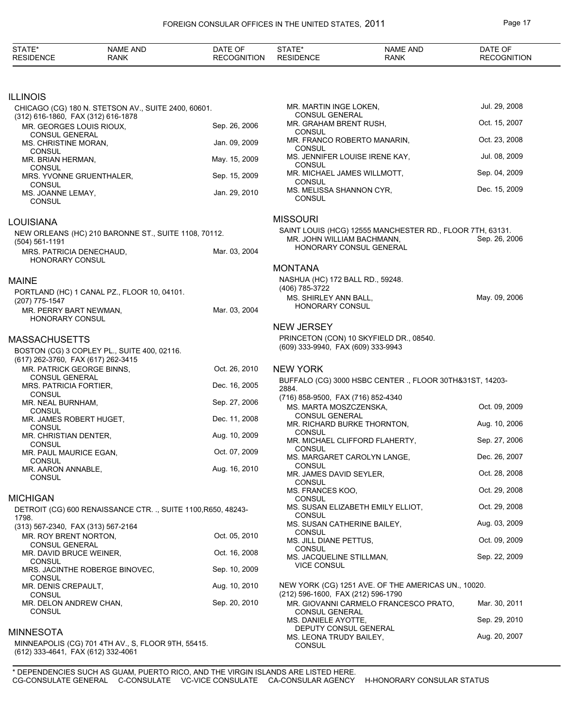## ILLINOIS

CHICAGO (CG) 180 N. STETSON AV., SUITE 2400, 60601.
(312) 616-1860, FAX (312) 616-1878

| NAME AND RANK | DATE OF RECOGNITION |
|---|---|
| MR. GEORGES LOUIS RIOUX, CONSUL GENERAL | Sep. 26, 2006 |
| MS. CHRISTINE MORAN, CONSUL | Jan. 09, 2009 |
| MR. BRIAN HERMAN, CONSUL | May. 15, 2009 |
| MRS. YVONNE GRUENTHALER, CONSUL | Sep. 15, 2009 |
| MS. JOANNE LEMAY, CONSUL | Jan. 29, 2010 |

## LOUISIANA

NEW ORLEANS (HC) 210 BARONNE ST., SUITE 1108, 70112.
(504) 561-1191

| NAME AND RANK | DATE OF RECOGNITION |
|---|---|
| MRS. PATRICIA DENECHAUD, HONORARY CONSUL | Mar. 03, 2004 |

## MAINE

PORTLAND (HC) 1 CANAL PZ., FLOOR 10, 04101.
(207) 775-1547

| NAME AND RANK | DATE OF RECOGNITION |
|---|---|
| MR. PERRY BART NEWMAN, HONORARY CONSUL | Mar. 03, 2004 |

## MASSACHUSETTS

BOSTON (CG) 3 COPLEY PL., SUITE 400, 02116.
(617) 262-3760, FAX (617) 262-3415

| NAME AND RANK | DATE OF RECOGNITION |
|---|---|
| MR. PATRICK GEORGE BINNS, CONSUL GENERAL | Oct. 26, 2010 |
| MRS. PATRICIA FORTIER, CONSUL | Dec. 16, 2005 |
| MR. NEAL BURNHAM, CONSUL | Sep. 27, 2006 |
| MR. JAMES ROBERT HUGET, CONSUL | Dec. 11, 2008 |
| MR. CHRISTIAN DENTER, CONSUL | Aug. 10, 2009 |
| MR. PAUL MAURICE EGAN, CONSUL | Oct. 07, 2009 |
| MR. AARON ANNABLE, CONSUL | Aug. 16, 2010 |

## MICHIGAN

DETROIT (CG) 600 RENAISSANCE CTR. ., SUITE 1100,R650, 48243-1798.
(313) 567-2340, FAX (313) 567-2164

| NAME AND RANK | DATE OF RECOGNITION |
|---|---|
| MR. ROY BRENT NORTON, CONSUL GENERAL | Oct. 05, 2010 |
| MR. DAVID BRUCE WEINER, CONSUL | Oct. 16, 2008 |
| MRS. JACINTHE ROBERGE BINOVEC, CONSUL | Sep. 10, 2009 |
| MR. DENIS CREPAULT, CONSUL | Aug. 10, 2010 |
| MR. DELON ANDREW CHAN, CONSUL | Sep. 20, 2010 |

## MINNESOTA

MINNEAPOLIS (CG) 701 4TH AV., S, FLOOR 9TH, 55415.
(612) 333-4641, FAX (612) 332-4061

| NAME AND RANK | DATE OF RECOGNITION |
|---|---|
| MR. MARTIN INGE LOKEN, CONSUL GENERAL | Jul. 29, 2008 |
| MR. GRAHAM BRENT RUSH, CONSUL | Oct. 15, 2007 |
| MR. FRANCO ROBERTO MANARIN, CONSUL | Oct. 23, 2008 |
| MS. JENNIFER LOUISE IRENE KAY, CONSUL | Jul. 08, 2009 |
| MR. MICHAEL JAMES WILLMOTT, CONSUL | Sep. 04, 2009 |
| MS. MELISSA SHANNON CYR, CONSUL | Dec. 15, 2009 |

## MISSOURI

SAINT LOUIS (HCG) 12555 MANCHESTER RD., FLOOR 7TH, 63131.

| NAME AND RANK | DATE OF RECOGNITION |
|---|---|
| MR. JOHN WILLIAM BACHMANN, HONORARY CONSUL GENERAL | Sep. 26, 2006 |

## MONTANA

NASHUA (HC) 172 BALL RD., 59248.
(406) 785-3722

| NAME AND RANK | DATE OF RECOGNITION |
|---|---|
| MS. SHIRLEY ANN BALL, HONORARY CONSUL | May. 09, 2006 |

## NEW JERSEY

PRINCETON (CON) 10 SKYFIELD DR., 08540.
(609) 333-9940, FAX (609) 333-9943

## NEW YORK

BUFFALO (CG) 3000 HSBC CENTER ., FLOOR 30TH&31ST, 14203-2884.
(716) 858-9500, FAX (716) 852-4340

| NAME AND RANK | DATE OF RECOGNITION |
|---|---|
| MS. MARTA MOSZCZENSKA, CONSUL GENERAL | Oct. 09, 2009 |
| MR. RICHARD BURKE THORNTON, CONSUL | Aug. 10, 2006 |
| MR. MICHAEL CLIFFORD FLAHERTY, CONSUL | Sep. 27, 2006 |
| MS. MARGARET CAROLYN LANGE, CONSUL | Dec. 26, 2007 |
| MR. JAMES DAVID SEYLER, CONSUL | Oct. 28, 2008 |
| MS. FRANCES KOO, CONSUL | Oct. 29, 2008 |
| MS. SUSAN ELIZABETH EMILY ELLIOT, CONSUL | Oct. 29, 2008 |
| MS. SUSAN CATHERINE BAILEY, CONSUL | Aug. 03, 2009 |
| MS. JILL DIANE PETTUS, CONSUL | Oct. 09, 2009 |
| MS. JACQUELINE STILLMAN, VICE CONSUL | Sep. 22, 2009 |

NEW YORK (CG) 1251 AVE. OF THE AMERICAS UN., 10020.
(212) 596-1600, FAX (212) 596-1790

| NAME AND RANK | DATE OF RECOGNITION |
|---|---|
| MR. GIOVANNI CARMELO FRANCESCO PRATO, CONSUL GENERAL | Mar. 30, 2011 |
| MS. DANIELE AYOTTE, DEPUTY CONSUL GENERAL | Sep. 29, 2010 |
| MS. LEONA TRUDY BAILEY, CONSUL | Aug. 20, 2007 |

\* DEPENDENCIES SUCH AS GUAM, PUERTO RICO, AND THE VIRGIN ISLANDS ARE LISTED HERE.
CG-CONSULATE GENERAL C-CONSULATE VC-VICE CONSULATE CA-CONSULAR AGENCY H-HONORARY CONSULAR STATUS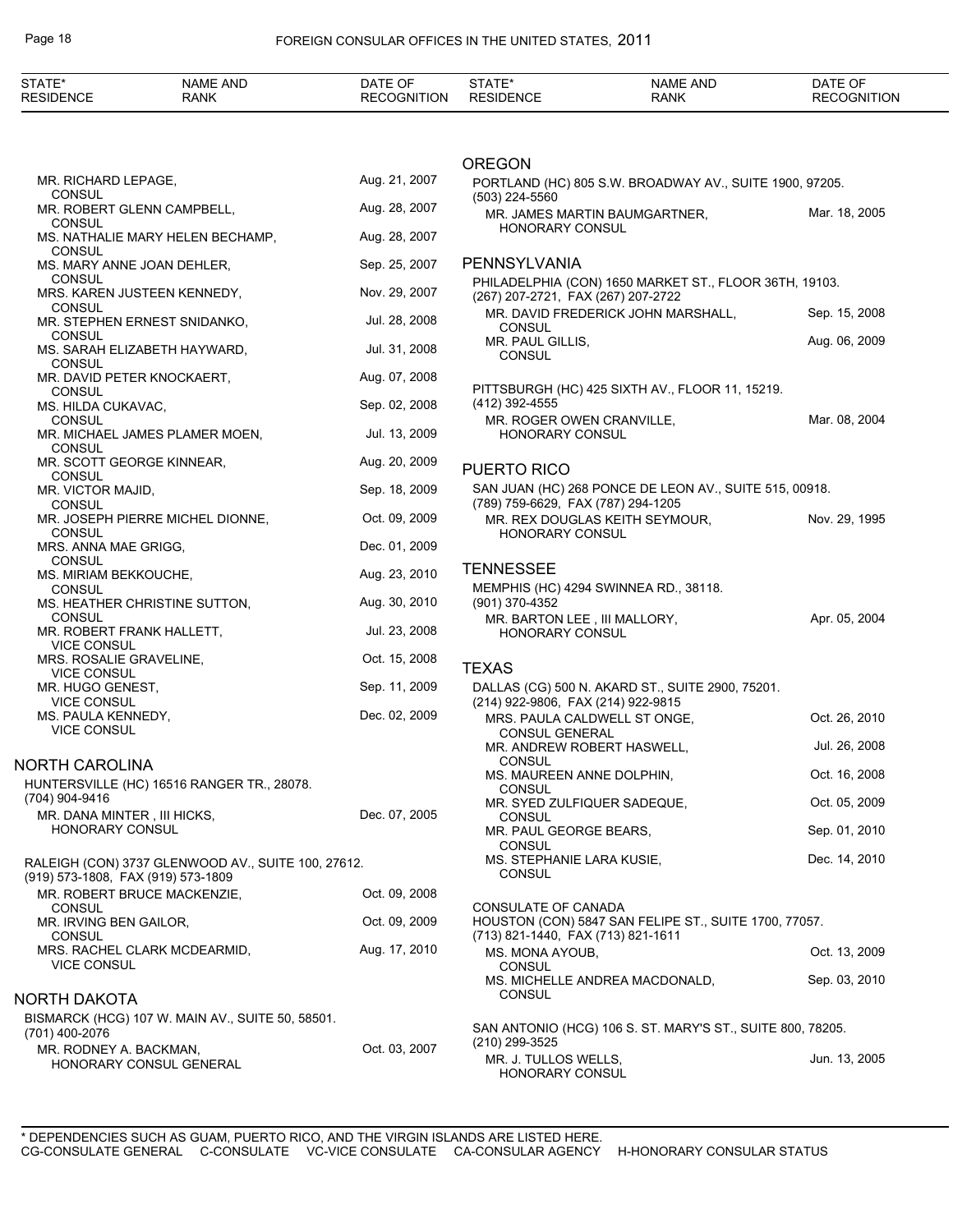| STATE* RESIDENCE | NAME AND RANK | DATE OF RECOGNITION |
|---|---|---|
| | MR. RICHARD LEPAGE, CONSUL | Aug. 21, 2007 |
| | MR. ROBERT GLENN CAMPBELL, CONSUL | Aug. 28, 2007 |
| | MS. NATHALIE MARY HELEN BECHAMP, CONSUL | Aug. 28, 2007 |
| | MS. MARY ANNE JOAN DEHLER, CONSUL | Sep. 25, 2007 |
| | MRS. KAREN JUSTEEN KENNEDY, CONSUL | Nov. 29, 2007 |
| | MR. STEPHEN ERNEST SNIDANKO, CONSUL | Jul. 28, 2008 |
| | MS. SARAH ELIZABETH HAYWARD, CONSUL | Jul. 31, 2008 |
| | MR. DAVID PETER KNOCKAERT, CONSUL | Aug. 07, 2008 |
| | MS. HILDA CUKAVAC, CONSUL | Sep. 02, 2008 |
| | MR. MICHAEL JAMES PLAMER MOEN, CONSUL | Jul. 13, 2009 |
| | MR. SCOTT GEORGE KINNEAR, CONSUL | Aug. 20, 2009 |
| | MR. VICTOR MAJID, CONSUL | Sep. 18, 2009 |
| | MR. JOSEPH PIERRE MICHEL DIONNE, CONSUL | Oct. 09, 2009 |
| | MRS. ANNA MAE GRIGG, CONSUL | Dec. 01, 2009 |
| | MS. MIRIAM BEKKOUCHE, CONSUL | Aug. 23, 2010 |
| | MS. HEATHER CHRISTINE SUTTON, CONSUL | Aug. 30, 2010 |
| | MR. ROBERT FRANK HALLETT, VICE CONSUL | Jul. 23, 2008 |
| | MRS. ROSALIE GRAVELINE, VICE CONSUL | Oct. 15, 2008 |
| | MR. HUGO GENEST, VICE CONSUL | Sep. 11, 2009 |
| | MS. PAULA KENNEDY, VICE CONSUL | Dec. 02, 2009 |

## NORTH CAROLINA

HUNTERSVILLE (HC) 16516 RANGER TR., 28078.
(704) 904-9416

| NAME AND RANK | DATE OF RECOGNITION |
|---|---|
| MR. DANA MINTER , III HICKS, HONORARY CONSUL | Dec. 07, 2005 |

RALEIGH (CON) 3737 GLENWOOD AV., SUITE 100, 27612.
(919) 573-1808, FAX (919) 573-1809

| NAME AND RANK | DATE OF RECOGNITION |
|---|---|
| MR. ROBERT BRUCE MACKENZIE, CONSUL | Oct. 09, 2008 |
| MR. IRVING BEN GAILOR, CONSUL | Oct. 09, 2009 |
| MRS. RACHEL CLARK MCDEARMID, VICE CONSUL | Aug. 17, 2010 |

## NORTH DAKOTA

BISMARCK (HCG) 107 W. MAIN AV., SUITE 50, 58501.
(701) 400-2076

| NAME AND RANK | DATE OF RECOGNITION |
|---|---|
| MR. RODNEY A. BACKMAN, HONORARY CONSUL GENERAL | Oct. 03, 2007 |

## OREGON

PORTLAND (HC) 805 S.W. BROADWAY AV., SUITE 1900, 97205.
(503) 224-5560

| NAME AND RANK | DATE OF RECOGNITION |
|---|---|
| MR. JAMES MARTIN BAUMGARTNER, HONORARY CONSUL | Mar. 18, 2005 |

## PENNSYLVANIA

PHILADELPHIA (CON) 1650 MARKET ST., FLOOR 36TH, 19103.
(267) 207-2721, FAX (267) 207-2722

| NAME AND RANK | DATE OF RECOGNITION |
|---|---|
| MR. DAVID FREDERICK JOHN MARSHALL, CONSUL | Sep. 15, 2008 |
| MR. PAUL GILLIS, CONSUL | Aug. 06, 2009 |

PITTSBURGH (HC) 425 SIXTH AV., FLOOR 11, 15219.
(412) 392-4555

| NAME AND RANK | DATE OF RECOGNITION |
|---|---|
| MR. ROGER OWEN CRANVILLE, HONORARY CONSUL | Mar. 08, 2004 |

## PUERTO RICO

SAN JUAN (HC) 268 PONCE DE LEON AV., SUITE 515, 00918.
(789) 759-6629, FAX (787) 294-1205

| NAME AND RANK | DATE OF RECOGNITION |
|---|---|
| MR. REX DOUGLAS KEITH SEYMOUR, HONORARY CONSUL | Nov. 29, 1995 |

## TENNESSEE

MEMPHIS (HC) 4294 SWINNEA RD., 38118.
(901) 370-4352

| NAME AND RANK | DATE OF RECOGNITION |
|---|---|
| MR. BARTON LEE , III MALLORY, HONORARY CONSUL | Apr. 05, 2004 |

## TEXAS

DALLAS (CG) 500 N. AKARD ST., SUITE 2900, 75201.
(214) 922-9806, FAX (214) 922-9815

| NAME AND RANK | DATE OF RECOGNITION |
|---|---|
| MRS. PAULA CALDWELL ST ONGE, CONSUL GENERAL | Oct. 26, 2010 |
| MR. ANDREW ROBERT HASWELL, CONSUL | Jul. 26, 2008 |
| MS. MAUREEN ANNE DOLPHIN, CONSUL | Oct. 16, 2008 |
| MR. SYED ZULFIQUER SADEQUE, CONSUL | Oct. 05, 2009 |
| MR. PAUL GEORGE BEARS, CONSUL | Sep. 01, 2010 |
| MS. STEPHANIE LARA KUSIE, CONSUL | Dec. 14, 2010 |

CONSULATE OF CANADA
HOUSTON (CON) 5847 SAN FELIPE ST., SUITE 1700, 77057.
(713) 821-1440, FAX (713) 821-1611

| NAME AND RANK | DATE OF RECOGNITION |
|---|---|
| MS. MONA AYOUB, CONSUL | Oct. 13, 2009 |
| MS. MICHELLE ANDREA MACDONALD, CONSUL | Sep. 03, 2010 |

SAN ANTONIO (HCG) 106 S. ST. MARY'S ST., SUITE 800, 78205.
(210) 299-3525

| NAME AND RANK | DATE OF RECOGNITION |
|---|---|
| MR. J. TULLOS WELLS, HONORARY CONSUL | Jun. 13, 2005 |

\* DEPENDENCIES SUCH AS GUAM, PUERTO RICO, AND THE VIRGIN ISLANDS ARE LISTED HERE.
CG-CONSULATE GENERAL C-CONSULATE VC-VICE CONSULATE CA-CONSULAR AGENCY H-HONORARY CONSULAR STATUS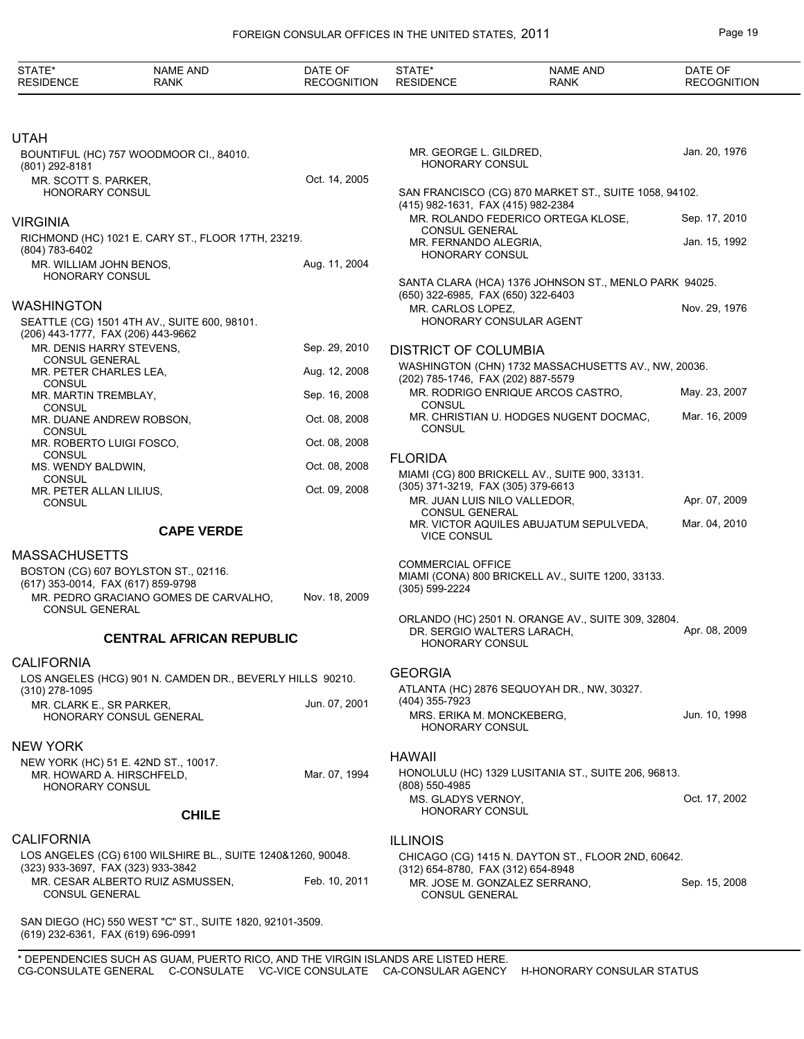| STATE* RESIDENCE | NAME AND RANK | DATE OF RECOGNITION |
|---|---|---|

## UTAH

BOUNTIFUL (HC) 757 WOODMOOR CI., 84010.
(801) 292-8181

| | |
|---|---|
| MR. SCOTT S. PARKER, HONORARY CONSUL | Oct. 14, 2005 |

## VIRGINIA

RICHMOND (HC) 1021 E. CARY ST., FLOOR 17TH, 23219.
(804) 783-6402

| | |
|---|---|
| MR. WILLIAM JOHN BENOS, HONORARY CONSUL | Aug. 11, 2004 |

## WASHINGTON

SEATTLE (CG) 1501 4TH AV., SUITE 600, 98101.
(206) 443-1777, FAX (206) 443-9662

| | |
|---|---|
| MR. DENIS HARRY STEVENS, CONSUL GENERAL | Sep. 29, 2010 |
| MR. PETER CHARLES LEA, CONSUL | Aug. 12, 2008 |
| MR. MARTIN TREMBLAY, CONSUL | Sep. 16, 2008 |
| MR. DUANE ANDREW ROBSON, CONSUL | Oct. 08, 2008 |
| MR. ROBERTO LUIGI FOSCO, CONSUL | Oct. 08, 2008 |
| MS. WENDY BALDWIN, CONSUL | Oct. 08, 2008 |
| MR. PETER ALLAN LILIUS, CONSUL | Oct. 09, 2008 |

# CAPE VERDE

## MASSACHUSETTS

BOSTON (CG) 607 BOYLSTON ST., 02116.
(617) 353-0014, FAX (617) 859-9798

| | |
|---|---|
| MR. PEDRO GRACIANO GOMES DE CARVALHO, CONSUL GENERAL | Nov. 18, 2009 |

# CENTRAL AFRICAN REPUBLIC

## CALIFORNIA

LOS ANGELES (HCG) 901 N. CAMDEN DR., BEVERLY HILLS 90210.
(310) 278-1095

| | |
|---|---|
| MR. CLARK E., SR PARKER, HONORARY CONSUL GENERAL | Jun. 07, 2001 |

## NEW YORK

NEW YORK (HC) 51 E. 42ND ST., 10017.

| | |
|---|---|
| MR. HOWARD A. HIRSCHFELD, HONORARY CONSUL | Mar. 07, 1994 |

# CHILE

## CALIFORNIA

LOS ANGELES (CG) 6100 WILSHIRE BL., SUITE 1240&1260, 90048.
(323) 933-3697, FAX (323) 933-3842

| | |
|---|---|
| MR. CESAR ALBERTO RUIZ ASMUSSEN, CONSUL GENERAL | Feb. 10, 2011 |

SAN DIEGO (HC) 550 WEST "C" ST., SUITE 1820, 92101-3509.
(619) 232-6361, FAX (619) 696-0991

| | |
|---|---|
| MR. GEORGE L. GILDRED, HONORARY CONSUL | Jan. 20, 1976 |

SAN FRANCISCO (CG) 870 MARKET ST., SUITE 1058, 94102.
(415) 982-1631, FAX (415) 982-2384

| | |
|---|---|
| MR. ROLANDO FEDERICO ORTEGA KLOSE, CONSUL GENERAL | Sep. 17, 2010 |
| MR. FERNANDO ALEGRIA, HONORARY CONSUL | Jan. 15, 1992 |

SANTA CLARA (HCA) 1376 JOHNSON ST., MENLO PARK 94025.
(650) 322-6985, FAX (650) 322-6403

| | |
|---|---|
| MR. CARLOS LOPEZ, HONORARY CONSULAR AGENT | Nov. 29, 1976 |

## DISTRICT OF COLUMBIA

WASHINGTON (CHN) 1732 MASSACHUSETTS AV., NW, 20036.
(202) 785-1746, FAX (202) 887-5579

| | |
|---|---|
| MR. RODRIGO ENRIQUE ARCOS CASTRO, CONSUL | May. 23, 2007 |
| MR. CHRISTIAN U. HODGES NUGENT DOCMAC, CONSUL | Mar. 16, 2009 |

## FLORIDA

MIAMI (CG) 800 BRICKELL AV., SUITE 900, 33131.
(305) 371-3219, FAX (305) 379-6613

| | |
|---|---|
| MR. JUAN LUIS NILO VALLEDOR, CONSUL GENERAL | Apr. 07, 2009 |
| MR. VICTOR AQUILES ABUJATUM SEPULVEDA, VICE CONSUL | Mar. 04, 2010 |

COMMERCIAL OFFICE
MIAMI (CONA) 800 BRICKELL AV., SUITE 1200, 33133.
(305) 599-2224

ORLANDO (HC) 2501 N. ORANGE AV., SUITE 309, 32804.

| | |
|---|---|
| DR. SERGIO WALTERS LARACH, HONORARY CONSUL | Apr. 08, 2009 |

## GEORGIA

ATLANTA (HC) 2876 SEQUOYAH DR., NW, 30327.
(404) 355-7923

| | |
|---|---|
| MRS. ERIKA M. MONCKEBERG, HONORARY CONSUL | Jun. 10, 1998 |

## HAWAII

HONOLULU (HC) 1329 LUSITANIA ST., SUITE 206, 96813.
(808) 550-4985

| | |
|---|---|
| MS. GLADYS VERNOY, HONORARY CONSUL | Oct. 17, 2002 |

## ILLINOIS

CHICAGO (CG) 1415 N. DAYTON ST., FLOOR 2ND, 60642.
(312) 654-8780, FAX (312) 654-8948

| | |
|---|---|
| MR. JOSE M. GONZALEZ SERRANO, CONSUL GENERAL | Sep. 15, 2008 |

\* DEPENDENCIES SUCH AS GUAM, PUERTO RICO, AND THE VIRGIN ISLANDS ARE LISTED HERE.
CG-CONSULATE GENERAL C-CONSULATE VC-VICE CONSULATE CA-CONSULAR AGENCY H-HONORARY CONSULAR STATUS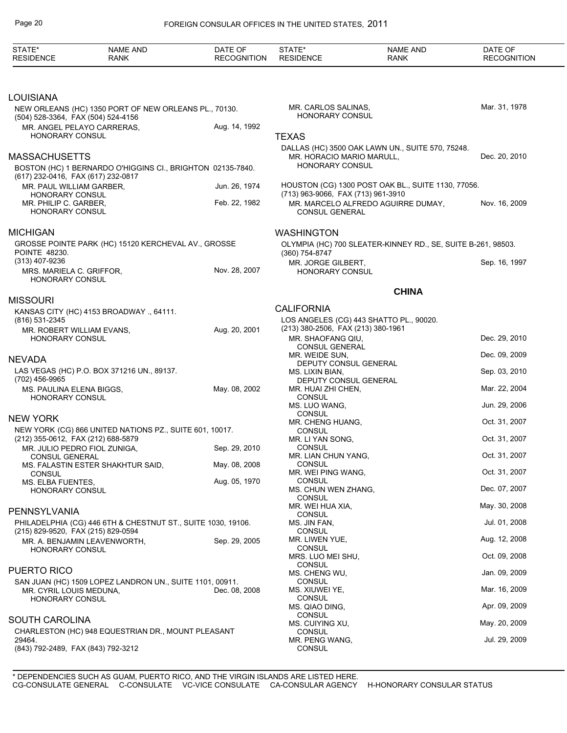## LOUISIANA

NEW ORLEANS (HC) 1350 PORT OF NEW ORLEANS PL., 70130.
(504) 528-3364, FAX (504) 524-4156

| Name and Rank | Date of Recognition |
|---|---|
| MR. ANGEL PELAYO CARRERAS, HONORARY CONSUL | Aug. 14, 1992 |

## MASSACHUSETTS

BOSTON (HC) 1 BERNARDO O'HIGGINS CI., BRIGHTON 02135-7840.
(617) 232-0416, FAX (617) 232-0817

| Name and Rank | Date of Recognition |
|---|---|
| MR. PAUL WILLIAM GARBER, HONORARY CONSUL | Jun. 26, 1974 |
| MR. PHILIP C. GARBER, HONORARY CONSUL | Feb. 22, 1982 |

## MICHIGAN

GROSSE POINTE PARK (HC) 15120 KERCHEVAL AV., GROSSE POINTE 48230.
(313) 407-9236

| Name and Rank | Date of Recognition |
|---|---|
| MRS. MARIELA C. GRIFFOR, HONORARY CONSUL | Nov. 28, 2007 |

## MISSOURI

KANSAS CITY (HC) 4153 BROADWAY ., 64111.
(816) 531-2345

| Name and Rank | Date of Recognition |
|---|---|
| MR. ROBERT WILLIAM EVANS, HONORARY CONSUL | Aug. 20, 2001 |

## NEVADA

LAS VEGAS (HC) P.O. BOX 371216 UN., 89137.
(702) 456-9965

| Name and Rank | Date of Recognition |
|---|---|
| MS. PAULINA ELENA BIGGS, HONORARY CONSUL | May. 08, 2002 |

## NEW YORK

NEW YORK (CG) 866 UNITED NATIONS PZ., SUITE 601, 10017.
(212) 355-0612, FAX (212) 688-5879

| Name and Rank | Date of Recognition |
|---|---|
| MR. JULIO PEDRO FIOL ZUNIGA, CONSUL GENERAL | Sep. 29, 2010 |
| MS. FALASTIN ESTER SHAKHTUR SAID, CONSUL | May. 08, 2008 |
| MS. ELBA FUENTES, HONORARY CONSUL | Aug. 05, 1970 |

## PENNSYLVANIA

PHILADELPHIA (CG) 446 6TH & CHESTNUT ST., SUITE 1030, 19106.
(215) 829-9520, FAX (215) 829-0594

| Name and Rank | Date of Recognition |
|---|---|
| MR. A. BENJAMIN LEAVENWORTH, HONORARY CONSUL | Sep. 29, 2005 |

## PUERTO RICO

SAN JUAN (HC) 1509 LOPEZ LANDRON UN., SUITE 1101, 00911.

| Name and Rank | Date of Recognition |
|---|---|
| MR. CYRIL LOUIS MEDUNA, HONORARY CONSUL | Dec. 08, 2008 |

## SOUTH CAROLINA

CHARLESTON (HC) 948 EQUESTRIAN DR., MOUNT PLEASANT 29464.
(843) 792-2489, FAX (843) 792-3212

| Name and Rank | Date of Recognition |
|---|---|
| MR. CARLOS SALINAS, HONORARY CONSUL | Mar. 31, 1978 |

## TEXAS

DALLAS (HC) 3500 OAK LAWN UN., SUITE 570, 75248.

| Name and Rank | Date of Recognition |
|---|---|
| MR. HORACIO MARIO MARULL, HONORARY CONSUL | Dec. 20, 2010 |

HOUSTON (CG) 1300 POST OAK BL., SUITE 1130, 77056.
(713) 963-9066, FAX (713) 961-3910

| Name and Rank | Date of Recognition |
|---|---|
| MR. MARCELO ALFREDO AGUIRRE DUMAY, CONSUL GENERAL | Nov. 16, 2009 |

## WASHINGTON

OLYMPIA (HC) 700 SLEATER-KINNEY RD., SE, SUITE B-261, 98503.
(360) 754-8747

| Name and Rank | Date of Recognition |
|---|---|
| MR. JORGE GILBERT, HONORARY CONSUL | Sep. 16, 1997 |

# CHINA

## CALIFORNIA

LOS ANGELES (CG) 443 SHATTO PL., 90020.
(213) 380-2506, FAX (213) 380-1961

| Name and Rank | Date of Recognition |
|---|---|
| MR. SHAOFANG QIU, CONSUL GENERAL | Dec. 29, 2010 |
| MR. WEIDE SUN, DEPUTY CONSUL GENERAL | Dec. 09, 2009 |
| MS. LIXIN BIAN, DEPUTY CONSUL GENERAL | Sep. 03, 2010 |
| MR. HUAI ZHI CHEN, CONSUL | Mar. 22, 2004 |
| MS. LUO WANG, CONSUL | Jun. 29, 2006 |
| MR. CHENG HUANG, CONSUL | Oct. 31, 2007 |
| MR. LI YAN SONG, CONSUL | Oct. 31, 2007 |
| MR. LIAN CHUN YANG, CONSUL | Oct. 31, 2007 |
| MR. WEI PING WANG, CONSUL | Oct. 31, 2007 |
| MS. CHUN WEN ZHANG, CONSUL | Dec. 07, 2007 |
| MR. WEI HUA XIA, CONSUL | May. 30, 2008 |
| MS. JIN FAN, CONSUL | Jul. 01, 2008 |
| MR. LIWEN YUE, CONSUL | Aug. 12, 2008 |
| MRS. LUO MEI SHU, CONSUL | Oct. 09, 2008 |
| MS. CHENG WU, CONSUL | Jan. 09, 2009 |
| MS. XIUWEI YE, CONSUL | Mar. 16, 2009 |
| MS. QIAO DING, CONSUL | Apr. 09, 2009 |
| MS. CUIYING XU, CONSUL | May. 20, 2009 |
| MR. PENG WANG, CONSUL | Jul. 29, 2009 |

* DEPENDENCIES SUCH AS GUAM, PUERTO RICO, AND THE VIRGIN ISLANDS ARE LISTED HERE.
CG-CONSULATE GENERAL C-CONSULATE VC-VICE CONSULATE CA-CONSULAR AGENCY H-HONORARY CONSULAR STATUS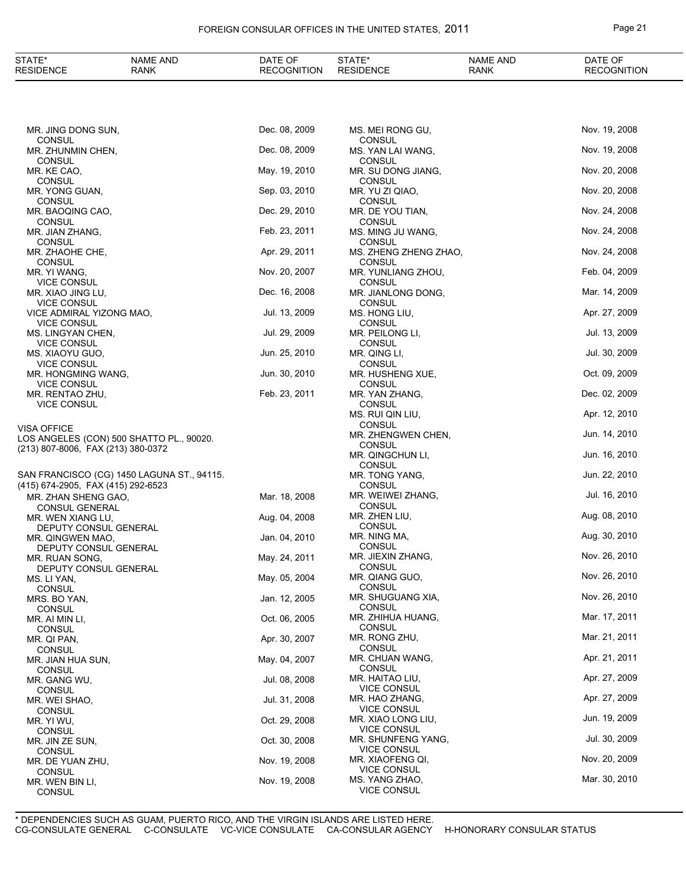| STATE* RESIDENCE | NAME AND RANK | DATE OF RECOGNITION |
|---|---|---|
| MR. JING DONG SUN, CONSUL | | Dec. 08, 2009 |
| MR. ZHUNMIN CHEN, CONSUL | | Dec. 08, 2009 |
| MR. KE CAO, CONSUL | | May. 19, 2010 |
| MR. YONG GUAN, CONSUL | | Sep. 03, 2010 |
| MR. BAOQING CAO, CONSUL | | Dec. 29, 2010 |
| MR. JIAN ZHANG, CONSUL | | Feb. 23, 2011 |
| MR. ZHAOHE CHE, CONSUL | | Apr. 29, 2011 |
| MR. YI WANG, VICE CONSUL | | Nov. 20, 2007 |
| MR. XIAO JING LU, VICE CONSUL | | Dec. 16, 2008 |
| VICE ADMIRAL YIZONG MAO, VICE CONSUL | | Jul. 13, 2009 |
| MS. LINGYAN CHEN, VICE CONSUL | | Jul. 29, 2009 |
| MS. XIAOYU GUO, VICE CONSUL | | Jun. 25, 2010 |
| MR. HONGMING WANG, VICE CONSUL | | Jun. 30, 2010 |
| MR. RENTAO ZHU, VICE CONSUL | | Feb. 23, 2011 |

VISA OFFICE
LOS ANGELES (CON) 500 SHATTO PL., 90020.
(213) 807-8006, FAX (213) 380-0372

SAN FRANCISCO (CG) 1450 LAGUNA ST., 94115.
(415) 674-2905, FAX (415) 292-6523

| STATE* RESIDENCE | NAME AND RANK | DATE OF RECOGNITION |
|---|---|---|
| MR. ZHAN SHENG GAO, CONSUL GENERAL | | Mar. 18, 2008 |
| MR. WEN XIANG LU, DEPUTY CONSUL GENERAL | | Aug. 04, 2008 |
| MR. QINGWEN MAO, DEPUTY CONSUL GENERAL | | Jan. 04, 2010 |
| MR. RUAN SONG, DEPUTY CONSUL GENERAL | | May. 24, 2011 |
| MS. LI YAN, CONSUL | | May. 05, 2004 |
| MRS. BO YAN, CONSUL | | Jan. 12, 2005 |
| MR. AI MIN LI, CONSUL | | Oct. 06, 2005 |
| MR. QI PAN, CONSUL | | Apr. 30, 2007 |
| MR. JIAN HUA SUN, CONSUL | | May. 04, 2007 |
| MR. GANG WU, CONSUL | | Jul. 08, 2008 |
| MR. WEI SHAO, CONSUL | | Jul. 31, 2008 |
| MR. YI WU, CONSUL | | Oct. 29, 2008 |
| MR. JIN ZE SUN, CONSUL | | Oct. 30, 2008 |
| MR. DE YUAN ZHU, CONSUL | | Nov. 19, 2008 |
| MR. WEN BIN LI, CONSUL | | Nov. 19, 2008 |
| MS. MEI RONG GU, CONSUL | | Nov. 19, 2008 |
| MS. YAN LAI WANG, CONSUL | | Nov. 19, 2008 |
| MR. SU DONG JIANG, CONSUL | | Nov. 20, 2008 |
| MR. YU ZI QIAO, CONSUL | | Nov. 20, 2008 |
| MR. DE YOU TIAN, CONSUL | | Nov. 24, 2008 |
| MS. MING JU WANG, CONSUL | | Nov. 24, 2008 |
| MS. ZHENG ZHENG ZHAO, CONSUL | | Nov. 24, 2008 |
| MR. YUNLIANG ZHOU, CONSUL | | Feb. 04, 2009 |
| MR. JIANLONG DONG, CONSUL | | Mar. 14, 2009 |
| MS. HONG LIU, CONSUL | | Apr. 27, 2009 |
| MR. PEILONG LI, CONSUL | | Jul. 13, 2009 |
| MR. QING LI, CONSUL | | Jul. 30, 2009 |
| MR. HUSHENG XUE, CONSUL | | Oct. 09, 2009 |
| MR. YAN ZHANG, CONSUL | | Dec. 02, 2009 |
| MS. RUI QIN LIU, CONSUL | | Apr. 12, 2010 |
| MR. ZHENGWEN CHEN, CONSUL | | Jun. 14, 2010 |
| MR. QINGCHUN LI, CONSUL | | Jun. 16, 2010 |
| MR. TONG YANG, CONSUL | | Jun. 22, 2010 |
| MR. WEIWEI ZHANG, CONSUL | | Jul. 16, 2010 |
| MR. ZHEN LIU, CONSUL | | Aug. 08, 2010 |
| MR. NING MA, CONSUL | | Aug. 30, 2010 |
| MR. JIEXIN ZHANG, CONSUL | | Nov. 26, 2010 |
| MR. QIANG GUO, CONSUL | | Nov. 26, 2010 |
| MR. SHUGUANG XIA, CONSUL | | Nov. 26, 2010 |
| MR. ZHIHUA HUANG, CONSUL | | Mar. 17, 2011 |
| MR. RONG ZHU, CONSUL | | Mar. 21, 2011 |
| MR. CHUAN WANG, CONSUL | | Apr. 21, 2011 |
| MR. HAITAO LIU, VICE CONSUL | | Apr. 27, 2009 |
| MR. HAO ZHANG, VICE CONSUL | | Apr. 27, 2009 |
| MR. XIAO LONG LIU, VICE CONSUL | | Jun. 19, 2009 |
| MR. SHUNFENG YANG, VICE CONSUL | | Jul. 30, 2009 |
| MR. XIAOFENG QI, VICE CONSUL | | Nov. 20, 2009 |
| MS. YANG ZHAO, VICE CONSUL | | Mar. 30, 2010 |

\* DEPENDENCIES SUCH AS GUAM, PUERTO RICO, AND THE VIRGIN ISLANDS ARE LISTED HERE.
CG-CONSULATE GENERAL C-CONSULATE VC-VICE CONSULATE CA-CONSULAR AGENCY H-HONORARY CONSULAR STATUS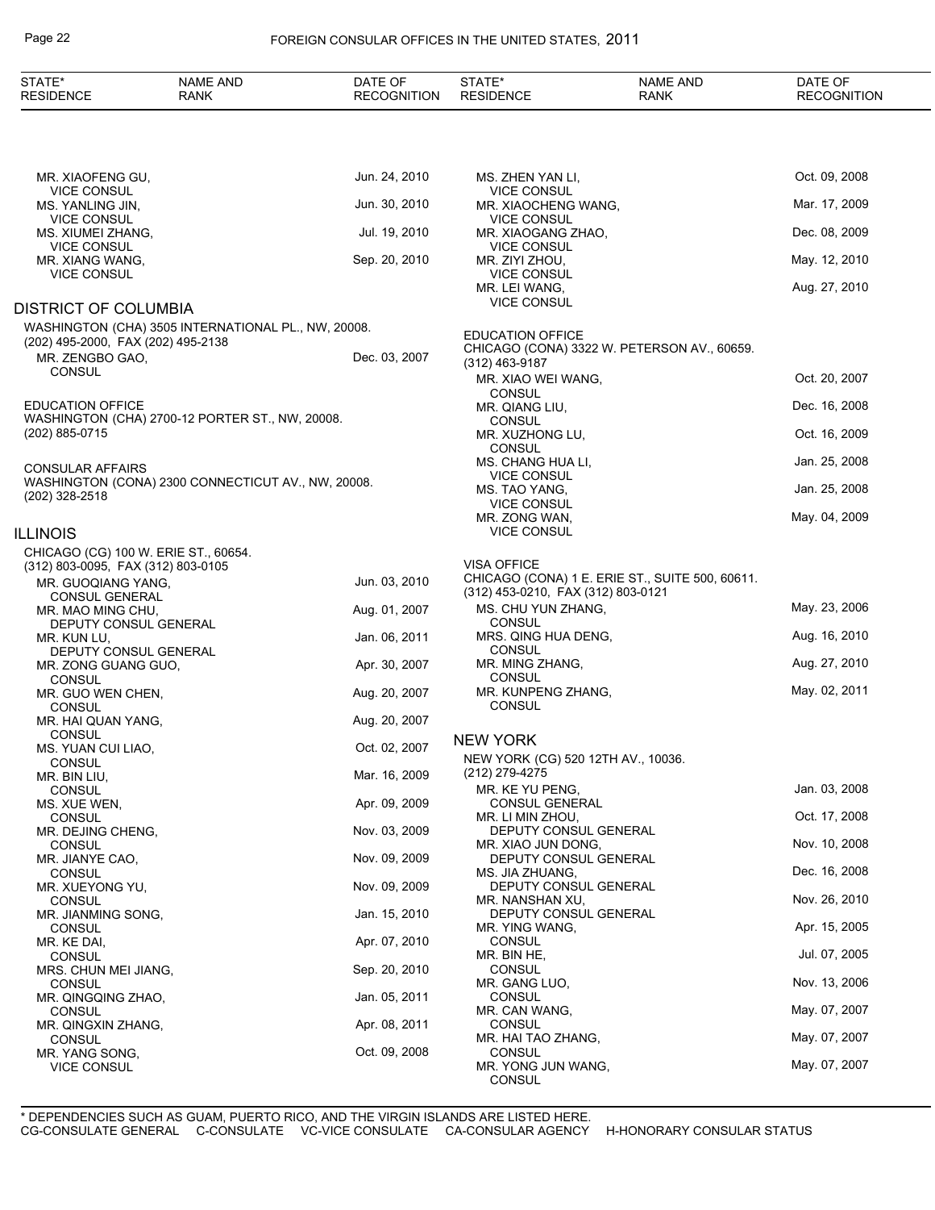| STATE* RESIDENCE | NAME AND RANK | DATE OF RECOGNITION |
|---|---|---|
| MR. XIAOFENG GU, VICE CONSUL | | Jun. 24, 2010 |
| MS. YANLING JIN, VICE CONSUL | | Jun. 30, 2010 |
| MS. XIUMEI ZHANG, VICE CONSUL | | Jul. 19, 2010 |
| MR. XIANG WANG, VICE CONSUL | | Sep. 20, 2010 |

## DISTRICT OF COLUMBIA

WASHINGTON (CHA) 3505 INTERNATIONAL PL., NW, 20008.
(202) 495-2000, FAX (202) 495-2138

| NAME AND RANK | DATE OF RECOGNITION |
|---|---|
| MR. ZENGBO GAO, CONSUL | Dec. 03, 2007 |

EDUCATION OFFICE
WASHINGTON (CHA) 2700-12 PORTER ST., NW, 20008.
(202) 885-0715

CONSULAR AFFAIRS
WASHINGTON (CONA) 2300 CONNECTICUT AV., NW, 20008.
(202) 328-2518

## ILLINOIS

CHICAGO (CG) 100 W. ERIE ST., 60654.
(312) 803-0095, FAX (312) 803-0105

| NAME AND RANK | DATE OF RECOGNITION |
|---|---|
| MR. GUOQIANG YANG, CONSUL GENERAL | Jun. 03, 2010 |
| MR. MAO MING CHU, DEPUTY CONSUL GENERAL | Aug. 01, 2007 |
| MR. KUN LU, DEPUTY CONSUL GENERAL | Jan. 06, 2011 |
| MR. ZONG GUANG GUO, CONSUL | Apr. 30, 2007 |
| MR. GUO WEN CHEN, CONSUL | Aug. 20, 2007 |
| MR. HAI QUAN YANG, CONSUL | Aug. 20, 2007 |
| MS. YUAN CUI LIAO, CONSUL | Oct. 02, 2007 |
| MR. BIN LIU, CONSUL | Mar. 16, 2009 |
| MS. XUE WEN, CONSUL | Apr. 09, 2009 |
| MR. DEJING CHENG, CONSUL | Nov. 03, 2009 |
| MR. JIANYE CAO, CONSUL | Nov. 09, 2009 |
| MR. XUEYONG YU, CONSUL | Nov. 09, 2009 |
| MR. JIANMING SONG, CONSUL | Jan. 15, 2010 |
| MR. KE DAI, CONSUL | Apr. 07, 2010 |
| MRS. CHUN MEI JIANG, CONSUL | Sep. 20, 2010 |
| MR. QINGQING ZHAO, CONSUL | Jan. 05, 2011 |
| MR. QINGXIN ZHANG, CONSUL | Apr. 08, 2011 |
| MR. YANG SONG, VICE CONSUL | Oct. 09, 2008 |
| MS. ZHEN YAN LI, VICE CONSUL | Oct. 09, 2008 |
| MR. XIAOCHENG WANG, VICE CONSUL | Mar. 17, 2009 |
| MR. XIAOGANG ZHAO, VICE CONSUL | Dec. 08, 2009 |
| MR. ZIYI ZHOU, VICE CONSUL | May. 12, 2010 |
| MR. LEI WANG, VICE CONSUL | Aug. 27, 2010 |

EDUCATION OFFICE
CHICAGO (CONA) 3322 W. PETERSON AV., 60659.
(312) 463-9187

| NAME AND RANK | DATE OF RECOGNITION |
|---|---|
| MR. XIAO WEI WANG, CONSUL | Oct. 20, 2007 |
| MR. QIANG LIU, CONSUL | Dec. 16, 2008 |
| MR. XUZHONG LU, CONSUL | Oct. 16, 2009 |
| MS. CHANG HUA LI, VICE CONSUL | Jan. 25, 2008 |
| MS. TAO YANG, VICE CONSUL | Jan. 25, 2008 |
| MR. ZONG WAN, VICE CONSUL | May. 04, 2009 |

VISA OFFICE
CHICAGO (CONA) 1 E. ERIE ST., SUITE 500, 60611.
(312) 453-0210, FAX (312) 803-0121

| NAME AND RANK | DATE OF RECOGNITION |
|---|---|
| MS. CHU YUN ZHANG, CONSUL | May. 23, 2006 |
| MRS. QING HUA DENG, CONSUL | Aug. 16, 2010 |
| MR. MING ZHANG, CONSUL | Aug. 27, 2010 |
| MR. KUNPENG ZHANG, CONSUL | May. 02, 2011 |

## NEW YORK

NEW YORK (CG) 520 12TH AV., 10036.
(212) 279-4275

| NAME AND RANK | DATE OF RECOGNITION |
|---|---|
| MR. KE YU PENG, CONSUL GENERAL | Jan. 03, 2008 |
| MR. LI MIN ZHOU, DEPUTY CONSUL GENERAL | Oct. 17, 2008 |
| MR. XIAO JUN DONG, DEPUTY CONSUL GENERAL | Nov. 10, 2008 |
| MS. JIA ZHUANG, DEPUTY CONSUL GENERAL | Dec. 16, 2008 |
| MR. NANSHAN XU, DEPUTY CONSUL GENERAL | Nov. 26, 2010 |
| MR. YING WANG, CONSUL | Apr. 15, 2005 |
| MR. BIN HE, CONSUL | Jul. 07, 2005 |
| MR. GANG LUO, CONSUL | Nov. 13, 2006 |
| MR. CAN WANG, CONSUL | May. 07, 2007 |
| MR. HAI TAO ZHANG, CONSUL | May. 07, 2007 |
| MR. YONG JUN WANG, CONSUL | May. 07, 2007 |

\* DEPENDENCIES SUCH AS GUAM, PUERTO RICO, AND THE VIRGIN ISLANDS ARE LISTED HERE.
CG-CONSULATE GENERAL C-CONSULATE VC-VICE CONSULATE CA-CONSULAR AGENCY H-HONORARY CONSULAR STATUS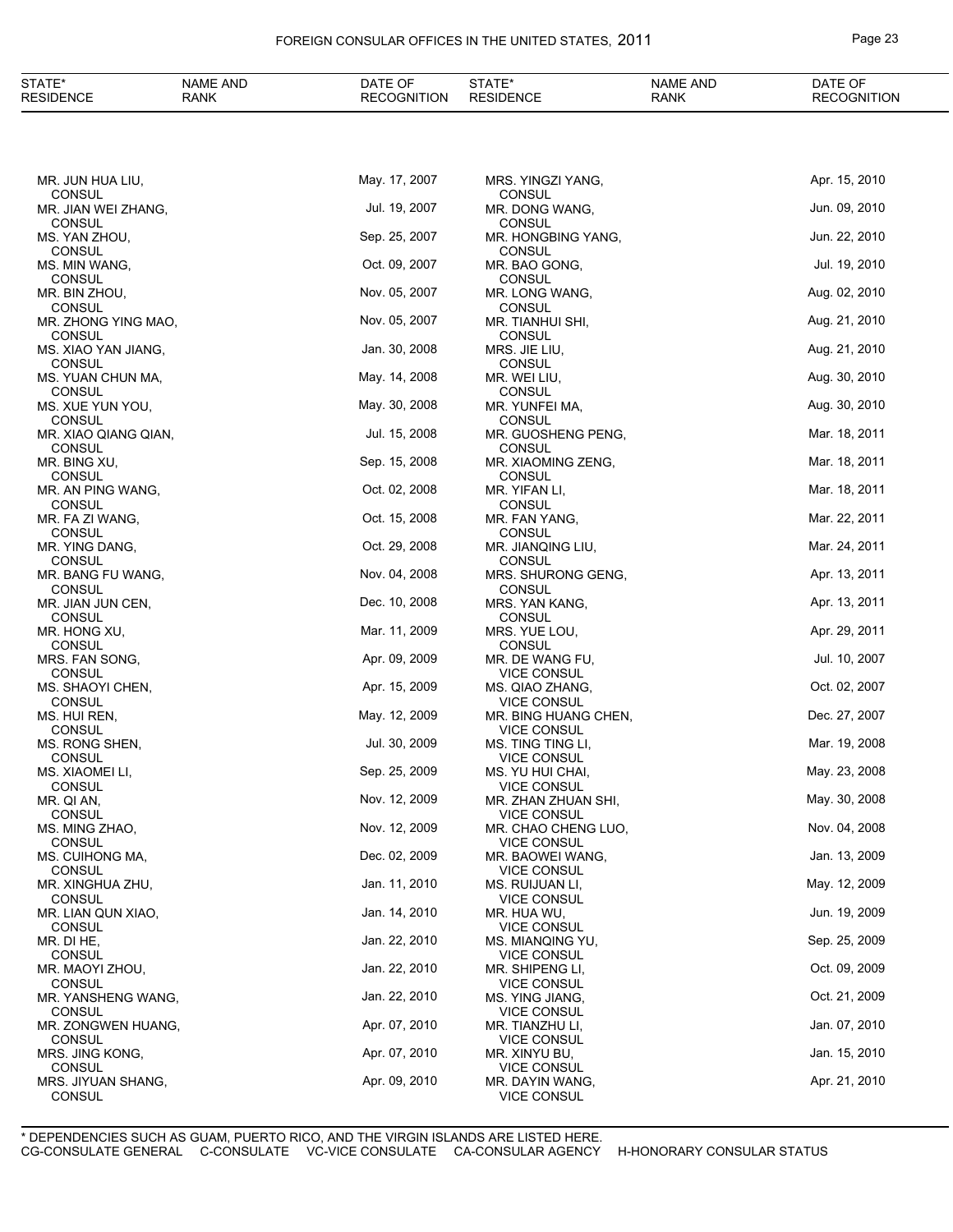| STATE* RESIDENCE | NAME AND RANK | DATE OF RECOGNITION | STATE* RESIDENCE | NAME AND RANK | DATE OF RECOGNITION |
|---|---|---|---|---|---|
| MR. JUN HUA LIU, CONSUL | | May. 17, 2007 | MRS. YINGZI YANG, CONSUL | | Apr. 15, 2010 |
| MR. JIAN WEI ZHANG, CONSUL | | Jul. 19, 2007 | MR. DONG WANG, CONSUL | | Jun. 09, 2010 |
| MS. YAN ZHOU, CONSUL | | Sep. 25, 2007 | MR. HONGBING YANG, CONSUL | | Jun. 22, 2010 |
| MS. MIN WANG, CONSUL | | Oct. 09, 2007 | MR. BAO GONG, CONSUL | | Jul. 19, 2010 |
| MR. BIN ZHOU, CONSUL | | Nov. 05, 2007 | MR. LONG WANG, CONSUL | | Aug. 02, 2010 |
| MR. ZHONG YING MAO, CONSUL | | Nov. 05, 2007 | MR. TIANHUI SHI, CONSUL | | Aug. 21, 2010 |
| MS. XIAO YAN JIANG, CONSUL | | Jan. 30, 2008 | MRS. JIE LIU, CONSUL | | Aug. 21, 2010 |
| MS. YUAN CHUN MA, CONSUL | | May. 14, 2008 | MR. WEI LIU, CONSUL | | Aug. 30, 2010 |
| MS. XUE YUN YOU, CONSUL | | May. 30, 2008 | MR. YUNFEI MA, CONSUL | | Aug. 30, 2010 |
| MR. XIAO QIANG QIAN, CONSUL | | Jul. 15, 2008 | MR. GUOSHENG PENG, CONSUL | | Mar. 18, 2011 |
| MR. BING XU, CONSUL | | Sep. 15, 2008 | MR. XIAOMING ZENG, CONSUL | | Mar. 18, 2011 |
| MR. AN PING WANG, CONSUL | | Oct. 02, 2008 | MR. YIFAN LI, CONSUL | | Mar. 18, 2011 |
| MR. FA ZI WANG, CONSUL | | Oct. 15, 2008 | MR. FAN YANG, CONSUL | | Mar. 22, 2011 |
| MR. YING DANG, CONSUL | | Oct. 29, 2008 | MR. JIANQING LIU, CONSUL | | Mar. 24, 2011 |
| MR. BANG FU WANG, CONSUL | | Nov. 04, 2008 | MRS. SHURONG GENG, CONSUL | | Apr. 13, 2011 |
| MR. JIAN JUN CEN, CONSUL | | Dec. 10, 2008 | MRS. YAN KANG, CONSUL | | Apr. 13, 2011 |
| MR. HONG XU, CONSUL | | Mar. 11, 2009 | MRS. YUE LOU, CONSUL | | Apr. 29, 2011 |
| MRS. FAN SONG, CONSUL | | Apr. 09, 2009 | MR. DE WANG FU, VICE CONSUL | | Jul. 10, 2007 |
| MS. SHAOYI CHEN, CONSUL | | Apr. 15, 2009 | MS. QIAO ZHANG, VICE CONSUL | | Oct. 02, 2007 |
| MS. HUI REN, CONSUL | | May. 12, 2009 | MR. BING HUANG CHEN, VICE CONSUL | | Dec. 27, 2007 |
| MS. RONG SHEN, CONSUL | | Jul. 30, 2009 | MS. TING TING LI, VICE CONSUL | | Mar. 19, 2008 |
| MS. XIAOMEI LI, CONSUL | | Sep. 25, 2009 | MS. YU HUI CHAI, VICE CONSUL | | May. 23, 2008 |
| MR. QI AN, CONSUL | | Nov. 12, 2009 | MR. ZHAN ZHUAN SHI, VICE CONSUL | | May. 30, 2008 |
| MS. MING ZHAO, CONSUL | | Nov. 12, 2009 | MR. CHAO CHENG LUO, VICE CONSUL | | Nov. 04, 2008 |
| MS. CUIHONG MA, CONSUL | | Dec. 02, 2009 | MR. BAOWEI WANG, VICE CONSUL | | Jan. 13, 2009 |
| MR. XINGHUA ZHU, CONSUL | | Jan. 11, 2010 | MS. RUIJUAN LI, VICE CONSUL | | May. 12, 2009 |
| MR. LIAN QUN XIAO, CONSUL | | Jan. 14, 2010 | MR. HUA WU, VICE CONSUL | | Jun. 19, 2009 |
| MR. DI HE, CONSUL | | Jan. 22, 2010 | MS. MIANQING YU, VICE CONSUL | | Sep. 25, 2009 |
| MR. MAOYI ZHOU, CONSUL | | Jan. 22, 2010 | MR. SHIPENG LI, VICE CONSUL | | Oct. 09, 2009 |
| MR. YANSHENG WANG, CONSUL | | Jan. 22, 2010 | MS. YING JIANG, VICE CONSUL | | Oct. 21, 2009 |
| MR. ZONGWEN HUANG, CONSUL | | Apr. 07, 2010 | MR. TIANZHU LI, VICE CONSUL | | Jan. 07, 2010 |
| MRS. JING KONG, CONSUL | | Apr. 07, 2010 | MR. XINYU BU, VICE CONSUL | | Jan. 15, 2010 |
| MRS. JIYUAN SHANG, CONSUL | | Apr. 09, 2010 | MR. DAYIN WANG, VICE CONSUL | | Apr. 21, 2010 |

* DEPENDENCIES SUCH AS GUAM, PUERTO RICO, AND THE VIRGIN ISLANDS ARE LISTED HERE.
CG-CONSULATE GENERAL C-CONSULATE VC-VICE CONSULATE CA-CONSULAR AGENCY H-HONORARY CONSULAR STATUS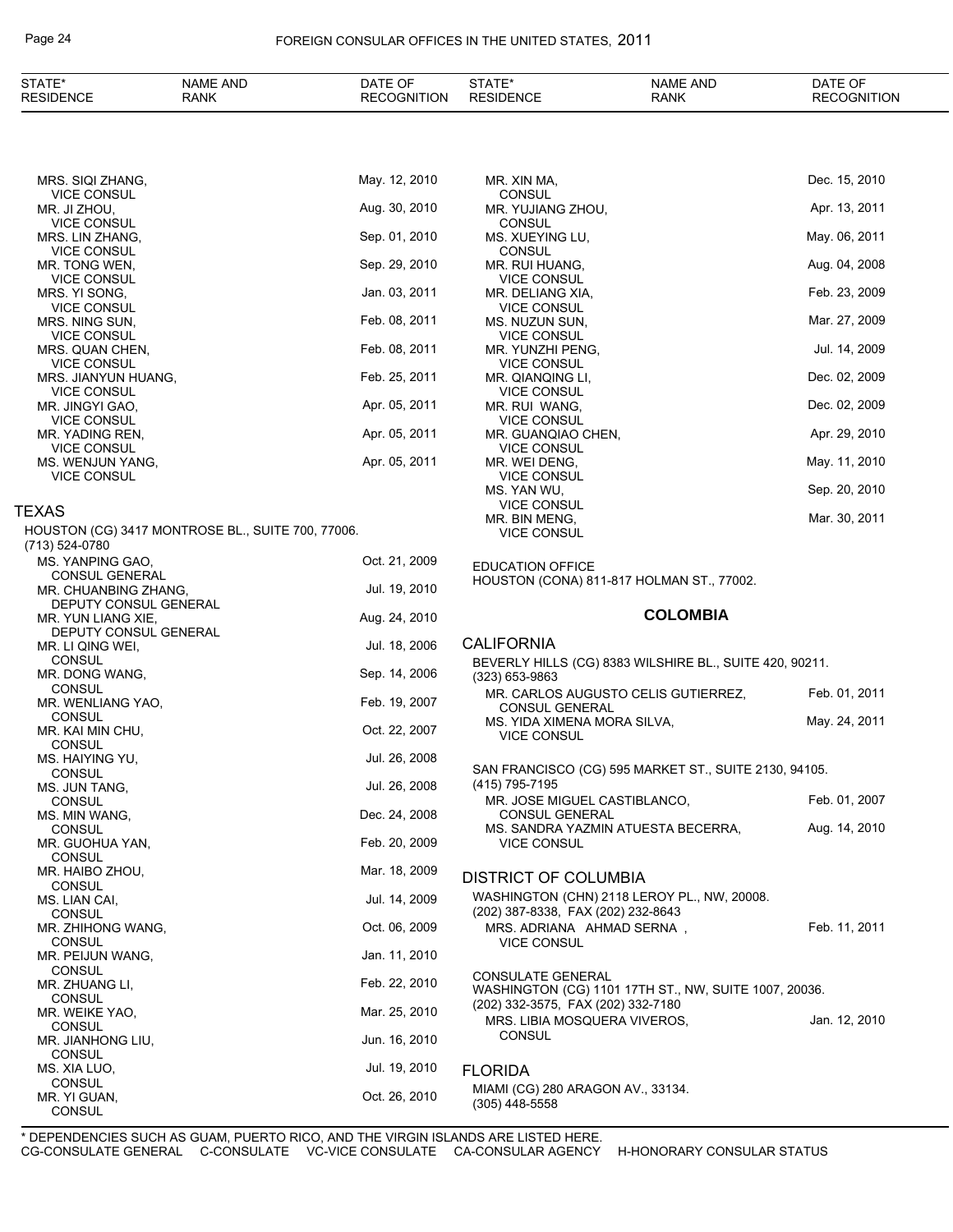| STATE* RESIDENCE | NAME AND RANK | DATE OF RECOGNITION |
|---|---|---|
| | MRS. SIQI ZHANG, VICE CONSUL | May. 12, 2010 |
| | MR. JI ZHOU, VICE CONSUL | Aug. 30, 2010 |
| | MRS. LIN ZHANG, VICE CONSUL | Sep. 01, 2010 |
| | MR. TONG WEN, VICE CONSUL | Sep. 29, 2010 |
| | MRS. YI SONG, VICE CONSUL | Jan. 03, 2011 |
| | MRS. NING SUN, VICE CONSUL | Feb. 08, 2011 |
| | MRS. QUAN CHEN, VICE CONSUL | Feb. 08, 2011 |
| | MRS. JIANYUN HUANG, VICE CONSUL | Feb. 25, 2011 |
| | MR. JINGYI GAO, VICE CONSUL | Apr. 05, 2011 |
| | MR. YADING REN, VICE CONSUL | Apr. 05, 2011 |
| | MS. WENJUN YANG, VICE CONSUL | Apr. 05, 2011 |

## TEXAS

HOUSTON (CG) 3417 MONTROSE BL., SUITE 700, 77006.
(713) 524-0780

| NAME AND RANK | DATE OF RECOGNITION |
|---|---|
| MS. YANPING GAO, CONSUL GENERAL | Oct. 21, 2009 |
| MR. CHUANBING ZHANG, DEPUTY CONSUL GENERAL | Jul. 19, 2010 |
| MR. YUN LIANG XIE, DEPUTY CONSUL GENERAL | Aug. 24, 2010 |
| MR. LI QING WEI, CONSUL | Jul. 18, 2006 |
| MR. DONG WANG, CONSUL | Sep. 14, 2006 |
| MR. WENLIANG YAO, CONSUL | Feb. 19, 2007 |
| MR. KAI MIN CHU, CONSUL | Oct. 22, 2007 |
| MS. HAIYING YU, CONSUL | Jul. 26, 2008 |
| MS. JUN TANG, CONSUL | Jul. 26, 2008 |
| MS. MIN WANG, CONSUL | Dec. 24, 2008 |
| MR. GUOHUA YAN, CONSUL | Feb. 20, 2009 |
| MR. HAIBO ZHOU, CONSUL | Mar. 18, 2009 |
| MS. LIAN CAI, CONSUL | Jul. 14, 2009 |
| MR. ZHIHONG WANG, CONSUL | Oct. 06, 2009 |
| MR. PEIJUN WANG, CONSUL | Jan. 11, 2010 |
| MR. ZHUANG LI, CONSUL | Feb. 22, 2010 |
| MR. WEIKE YAO, CONSUL | Mar. 25, 2010 |
| MR. JIANHONG LIU, CONSUL | Jun. 16, 2010 |
| MS. XIA LUO, CONSUL | Jul. 19, 2010 |
| MR. YI GUAN, CONSUL | Oct. 26, 2010 |
| MR. XIN MA, CONSUL | Dec. 15, 2010 |
| MR. YUJIANG ZHOU, CONSUL | Apr. 13, 2011 |
| MS. XUEYING LU, CONSUL | May. 06, 2011 |
| MR. RUI HUANG, VICE CONSUL | Aug. 04, 2008 |
| MR. DELIANG XIA, VICE CONSUL | Feb. 23, 2009 |
| MS. NUZUN SUN, VICE CONSUL | Mar. 27, 2009 |
| MR. YUNZHI PENG, VICE CONSUL | Jul. 14, 2009 |
| MR. QIANQING LI, VICE CONSUL | Dec. 02, 2009 |
| MR. RUI WANG, VICE CONSUL | Dec. 02, 2009 |
| MR. GUANQIAO CHEN, VICE CONSUL | Apr. 29, 2010 |
| MR. WEI DENG, VICE CONSUL | May. 11, 2010 |
| MS. YAN WU, VICE CONSUL | Sep. 20, 2010 |
| MR. BIN MENG, VICE CONSUL | Mar. 30, 2011 |

EDUCATION OFFICE
HOUSTON (CONA) 811-817 HOLMAN ST., 77002.

# COLOMBIA

## CALIFORNIA

BEVERLY HILLS (CG) 8383 WILSHIRE BL., SUITE 420, 90211.
(323) 653-9863

| NAME AND RANK | DATE OF RECOGNITION |
|---|---|
| MR. CARLOS AUGUSTO CELIS GUTIERREZ, CONSUL GENERAL | Feb. 01, 2011 |
| MS. YIDA XIMENA MORA SILVA, VICE CONSUL | May. 24, 2011 |

SAN FRANCISCO (CG) 595 MARKET ST., SUITE 2130, 94105.
(415) 795-7195

| NAME AND RANK | DATE OF RECOGNITION |
|---|---|
| MR. JOSE MIGUEL CASTIBLANCO, CONSUL GENERAL | Feb. 01, 2007 |
| MS. SANDRA YAZMIN ATUESTA BECERRA, VICE CONSUL | Aug. 14, 2010 |

## DISTRICT OF COLUMBIA

WASHINGTON (CHN) 2118 LEROY PL., NW, 20008.
(202) 387-8338, FAX (202) 232-8643

| NAME AND RANK | DATE OF RECOGNITION |
|---|---|
| MRS. ADRIANA AHMAD SERNA , VICE CONSUL | Feb. 11, 2011 |

CONSULATE GENERAL
WASHINGTON (CG) 1101 17TH ST., NW, SUITE 1007, 20036.
(202) 332-3575, FAX (202) 332-7180

| NAME AND RANK | DATE OF RECOGNITION |
|---|---|
| MRS. LIBIA MOSQUERA VIVEROS, CONSUL | Jan. 12, 2010 |

## FLORIDA

MIAMI (CG) 280 ARAGON AV., 33134.
(305) 448-5558

* DEPENDENCIES SUCH AS GUAM, PUERTO RICO, AND THE VIRGIN ISLANDS ARE LISTED HERE.
CG-CONSULATE GENERAL C-CONSULATE VC-VICE CONSULATE CA-CONSULAR AGENCY H-HONORARY CONSULAR STATUS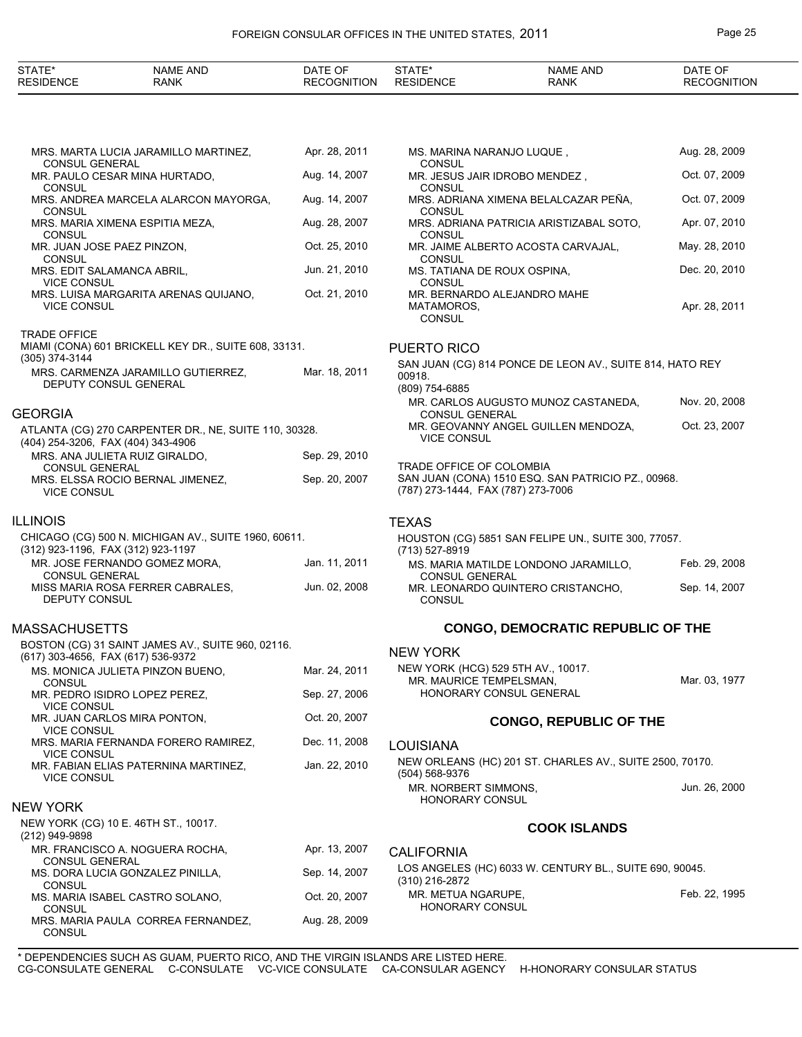| STATE* RESIDENCE | NAME AND RANK | DATE OF RECOGNITION |
|---|---|---|
| | MRS. MARTA LUCIA JARAMILLO MARTINEZ, CONSUL GENERAL | Apr. 28, 2011 |
| | MR. PAULO CESAR MINA HURTADO, CONSUL | Aug. 14, 2007 |
| | MRS. ANDREA MARCELA ALARCON MAYORGA, CONSUL | Aug. 14, 2007 |
| | MRS. MARIA XIMENA ESPITIA MEZA, CONSUL | Aug. 28, 2007 |
| | MR. JUAN JOSE PAEZ PINZON, CONSUL | Oct. 25, 2010 |
| | MRS. EDIT SALAMANCA ABRIL, VICE CONSUL | Jun. 21, 2010 |
| | MRS. LUISA MARGARITA ARENAS QUIJANO, VICE CONSUL | Oct. 21, 2010 |

TRADE OFFICE
MIAMI (CONA) 601 BRICKELL KEY DR., SUITE 608, 33131.
(305) 374-3144

| NAME AND RANK | DATE OF RECOGNITION |
|---|---|
| MRS. CARMENZA JARAMILLO GUTIERREZ, DEPUTY CONSUL GENERAL | Mar. 18, 2011 |

## GEORGIA

ATLANTA (CG) 270 CARPENTER DR., NE, SUITE 110, 30328.
(404) 254-3206, FAX (404) 343-4906

| NAME AND RANK | DATE OF RECOGNITION |
|---|---|
| MRS. ANA JULIETA RUIZ GIRALDO, CONSUL GENERAL | Sep. 29, 2010 |
| MRS. ELSSA ROCIO BERNAL JIMENEZ, VICE CONSUL | Sep. 20, 2007 |

## ILLINOIS

CHICAGO (CG) 500 N. MICHIGAN AV., SUITE 1960, 60611.
(312) 923-1196, FAX (312) 923-1197

| NAME AND RANK | DATE OF RECOGNITION |
|---|---|
| MR. JOSE FERNANDO GOMEZ MORA, CONSUL GENERAL | Jan. 11, 2011 |
| MISS MARIA ROSA FERRER CABRALES, DEPUTY CONSUL | Jun. 02, 2008 |

## MASSACHUSETTS

BOSTON (CG) 31 SAINT JAMES AV., SUITE 960, 02116.
(617) 303-4656, FAX (617) 536-9372

| NAME AND RANK | DATE OF RECOGNITION |
|---|---|
| MS. MONICA JULIETA PINZON BUENO, CONSUL | Mar. 24, 2011 |
| MR. PEDRO ISIDRO LOPEZ PEREZ, VICE CONSUL | Sep. 27, 2006 |
| MR. JUAN CARLOS MIRA PONTON, VICE CONSUL | Oct. 20, 2007 |
| MRS. MARIA FERNANDA FORERO RAMIREZ, VICE CONSUL | Dec. 11, 2008 |
| MR. FABIAN ELIAS PATERNINA MARTINEZ, VICE CONSUL | Jan. 22, 2010 |

## NEW YORK

NEW YORK (CG) 10 E. 46TH ST., 10017.
(212) 949-9898

| NAME AND RANK | DATE OF RECOGNITION |
|---|---|
| MR. FRANCISCO A. NOGUERA ROCHA, CONSUL GENERAL | Apr. 13, 2007 |
| MS. DORA LUCIA GONZALEZ PINILLA, CONSUL | Sep. 14, 2007 |
| MS. MARIA ISABEL CASTRO SOLANO, CONSUL | Oct. 20, 2007 |
| MRS. MARIA PAULA CORREA FERNANDEZ, CONSUL | Aug. 28, 2009 |
| MS. MARINA NARANJO LUQUE , CONSUL | Aug. 28, 2009 |
| MR. JESUS JAIR IDROBO MENDEZ , CONSUL | Oct. 07, 2009 |
| MRS. ADRIANA XIMENA BELALCAZAR PEÑA, CONSUL | Oct. 07, 2009 |
| MRS. ADRIANA PATRICIA ARISTIZABAL SOTO, CONSUL | Apr. 07, 2010 |
| MR. JAIME ALBERTO ACOSTA CARVAJAL, CONSUL | May. 28, 2010 |
| MS. TATIANA DE ROUX OSPINA, CONSUL | Dec. 20, 2010 |
| MR. BERNARDO ALEJANDRO MAHE MATAMOROS, CONSUL | Apr. 28, 2011 |

## PUERTO RICO

SAN JUAN (CG) 814 PONCE DE LEON AV., SUITE 814, HATO REY 00918.
(809) 754-6885

| NAME AND RANK | DATE OF RECOGNITION |
|---|---|
| MR. CARLOS AUGUSTO MUNOZ CASTANEDA, CONSUL GENERAL | Nov. 20, 2008 |
| MR. GEOVANNY ANGEL GUILLEN MENDOZA, VICE CONSUL | Oct. 23, 2007 |

TRADE OFFICE OF COLOMBIA
SAN JUAN (CONA) 1510 ESQ. SAN PATRICIO PZ., 00968.
(787) 273-1444, FAX (787) 273-7006

## TEXAS

HOUSTON (CG) 5851 SAN FELIPE UN., SUITE 300, 77057.
(713) 527-8919

| NAME AND RANK | DATE OF RECOGNITION |
|---|---|
| MS. MARIA MATILDE LONDONO JARAMILLO, CONSUL GENERAL | Feb. 29, 2008 |
| MR. LEONARDO QUINTERO CRISTANCHO, CONSUL | Sep. 14, 2007 |

# CONGO, DEMOCRATIC REPUBLIC OF THE

## NEW YORK

NEW YORK (HCG) 529 5TH AV., 10017.

| NAME AND RANK | DATE OF RECOGNITION |
|---|---|
| MR. MAURICE TEMPELSMAN, HONORARY CONSUL GENERAL | Mar. 03, 1977 |

# CONGO, REPUBLIC OF THE

## LOUISIANA

NEW ORLEANS (HC) 201 ST. CHARLES AV., SUITE 2500, 70170.
(504) 568-9376

| NAME AND RANK | DATE OF RECOGNITION |
|---|---|
| MR. NORBERT SIMMONS, HONORARY CONSUL | Jun. 26, 2000 |

# COOK ISLANDS

## CALIFORNIA

LOS ANGELES (HC) 6033 W. CENTURY BL., SUITE 690, 90045.
(310) 216-2872

| NAME AND RANK | DATE OF RECOGNITION |
|---|---|
| MR. METUA NGARUPE, HONORARY CONSUL | Feb. 22, 1995 |

\* DEPENDENCIES SUCH AS GUAM, PUERTO RICO, AND THE VIRGIN ISLANDS ARE LISTED HERE.
CG-CONSULATE GENERAL C-CONSULATE VC-VICE CONSULATE CA-CONSULAR AGENCY H-HONORARY CONSULAR STATUS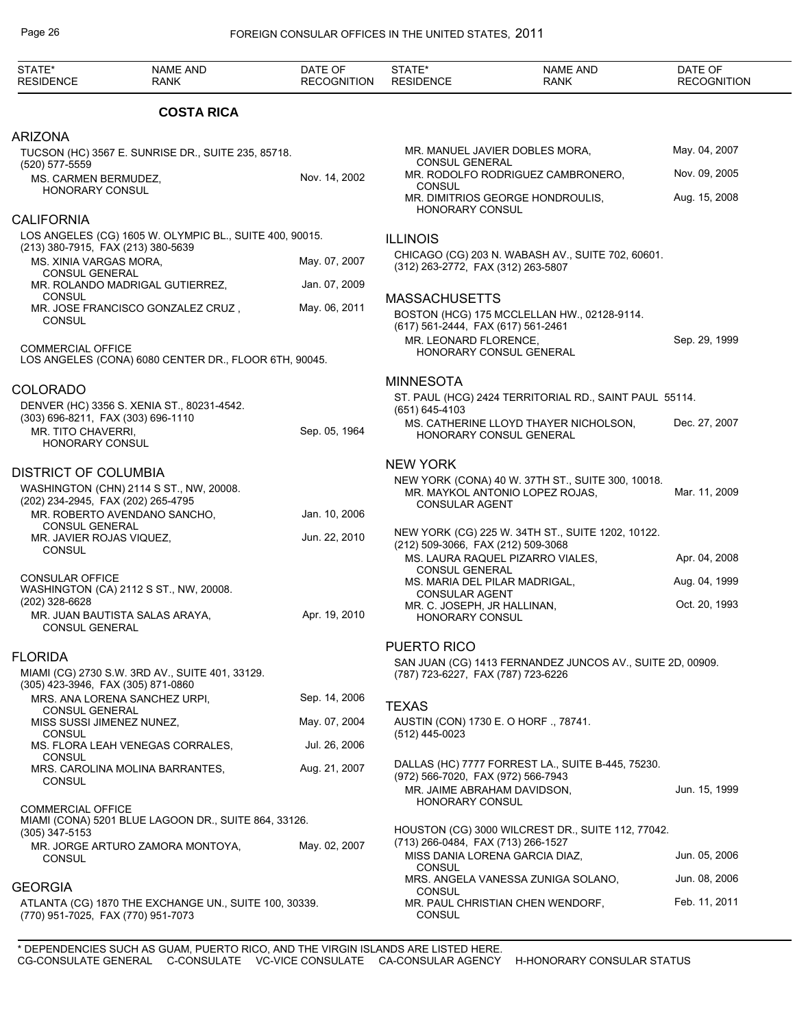## COSTA RICA

### ARIZONA

TUCSON (HC) 3567 E. SUNRISE DR., SUITE 235, 85718.
(520) 577-5559

| | |
|---|---|
| MS. CARMEN BERMUDEZ, HONORARY CONSUL | Nov. 14, 2002 |

### CALIFORNIA

LOS ANGELES (CG) 1605 W. OLYMPIC BL., SUITE 400, 90015.
(213) 380-7915, FAX (213) 380-5639

| | |
|---|---|
| MS. XINIA VARGAS MORA, CONSUL GENERAL | May. 07, 2007 |
| MR. ROLANDO MADRIGAL GUTIERREZ, CONSUL | Jan. 07, 2009 |
| MR. JOSE FRANCISCO GONZALEZ CRUZ , CONSUL | May. 06, 2011 |

COMMERCIAL OFFICE
LOS ANGELES (CONA) 6080 CENTER DR., FLOOR 6TH, 90045.

### COLORADO

DENVER (HC) 3356 S. XENIA ST., 80231-4542.
(303) 696-8211, FAX (303) 696-1110

| | |
|---|---|
| MR. TITO CHAVERRI, HONORARY CONSUL | Sep. 05, 1964 |

### DISTRICT OF COLUMBIA

WASHINGTON (CHN) 2114 S ST., NW, 20008.
(202) 234-2945, FAX (202) 265-4795

| | |
|---|---|
| MR. ROBERTO AVENDANO SANCHO, CONSUL GENERAL | Jan. 10, 2006 |
| MR. JAVIER ROJAS VIQUEZ, CONSUL | Jun. 22, 2010 |

CONSULAR OFFICE
WASHINGTON (CA) 2112 S ST., NW, 20008.
(202) 328-6628

| | |
|---|---|
| MR. JUAN BAUTISTA SALAS ARAYA, CONSUL GENERAL | Apr. 19, 2010 |

### FLORIDA

MIAMI (CG) 2730 S.W. 3RD AV., SUITE 401, 33129.
(305) 423-3946, FAX (305) 871-0860

| | |
|---|---|
| MRS. ANA LORENA SANCHEZ URPI, CONSUL GENERAL | Sep. 14, 2006 |
| MISS SUSSI JIMENEZ NUNEZ, CONSUL | May. 07, 2004 |
| MS. FLORA LEAH VENEGAS CORRALES, CONSUL | Jul. 26, 2006 |
| MRS. CAROLINA MOLINA BARRANTES, CONSUL | Aug. 21, 2007 |

COMMERCIAL OFFICE
MIAMI (CONA) 5201 BLUE LAGOON DR., SUITE 864, 33126.
(305) 347-5153

| | |
|---|---|
| MR. JORGE ARTURO ZAMORA MONTOYA, CONSUL | May. 02, 2007 |

### GEORGIA

ATLANTA (CG) 1870 THE EXCHANGE UN., SUITE 100, 30339.
(770) 951-7025, FAX (770) 951-7073

| | |
|---|---|
| MR. MANUEL JAVIER DOBLES MORA, CONSUL GENERAL | May. 04, 2007 |
| MR. RODOLFO RODRIGUEZ CAMBRONERO, CONSUL | Nov. 09, 2005 |
| MR. DIMITRIOS GEORGE HONDROULIS, HONORARY CONSUL | Aug. 15, 2008 |

### ILLINOIS

CHICAGO (CG) 203 N. WABASH AV., SUITE 702, 60601.
(312) 263-2772, FAX (312) 263-5807

### MASSACHUSETTS

BOSTON (HCG) 175 MCCLELLAN HW., 02128-9114.
(617) 561-2444, FAX (617) 561-2461

| | |
|---|---|
| MR. LEONARD FLORENCE, HONORARY CONSUL GENERAL | Sep. 29, 1999 |

### MINNESOTA

ST. PAUL (HCG) 2424 TERRITORIAL RD., SAINT PAUL 55114.
(651) 645-4103

| | |
|---|---|
| MS. CATHERINE LLOYD THAYER NICHOLSON, HONORARY CONSUL GENERAL | Dec. 27, 2007 |

### NEW YORK

NEW YORK (CONA) 40 W. 37TH ST., SUITE 300, 10018.

| | |
|---|---|
| MR. MAYKOL ANTONIO LOPEZ ROJAS, CONSULAR AGENT | Mar. 11, 2009 |

NEW YORK (CG) 225 W. 34TH ST., SUITE 1202, 10122.
(212) 509-3066, FAX (212) 509-3068

| | |
|---|---|
| MS. LAURA RAQUEL PIZARRO VIALES, CONSUL GENERAL | Apr. 04, 2008 |
| MS. MARIA DEL PILAR MADRIGAL, CONSULAR AGENT | Aug. 04, 1999 |
| MR. C. JOSEPH, JR HALLINAN, HONORARY CONSUL | Oct. 20, 1993 |

### PUERTO RICO

SAN JUAN (CG) 1413 FERNANDEZ JUNCOS AV., SUITE 2D, 00909.
(787) 723-6227, FAX (787) 723-6226

### TEXAS

AUSTIN (CON) 1730 E. O HORF ., 78741.
(512) 445-0023

DALLAS (HC) 7777 FORREST LA., SUITE B-445, 75230.
(972) 566-7020, FAX (972) 566-7943

| | |
|---|---|
| MR. JAIME ABRAHAM DAVIDSON, HONORARY CONSUL | Jun. 15, 1999 |

HOUSTON (CG) 3000 WILCREST DR., SUITE 112, 77042.
(713) 266-0484, FAX (713) 266-1527

| | |
|---|---|
| MISS DANIA LORENA GARCIA DIAZ, CONSUL | Jun. 05, 2006 |
| MRS. ANGELA VANESSA ZUNIGA SOLANO, CONSUL | Jun. 08, 2006 |
| MR. PAUL CHRISTIAN CHEN WENDORF, CONSUL | Feb. 11, 2011 |

\* DEPENDENCIES SUCH AS GUAM, PUERTO RICO, AND THE VIRGIN ISLANDS ARE LISTED HERE.
CG-CONSULATE GENERAL C-CONSULATE VC-VICE CONSULATE CA-CONSULAR AGENCY H-HONORARY CONSULAR STATUS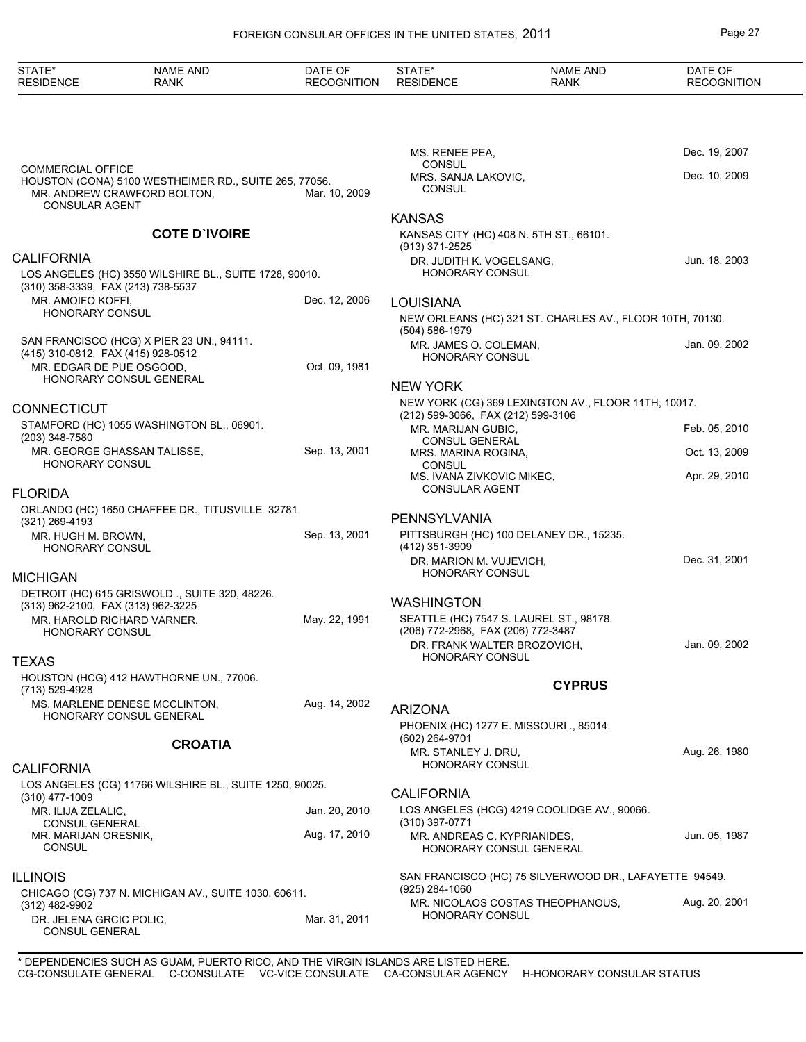| STATE* RESIDENCE | NAME AND RANK | DATE OF RECOGNITION |
|---|---|---|

COMMERCIAL OFFICE
HOUSTON (CONA) 5100 WESTHEIMER RD., SUITE 265, 77056.
MR. ANDREW CRAWFORD BOLTON, CONSULAR AGENT — Mar. 10, 2009

## COTE D`IVOIRE

### CALIFORNIA

LOS ANGELES (HC) 3550 WILSHIRE BL., SUITE 1728, 90010.
(310) 358-3339, FAX (213) 738-5537
MR. AMOIFO KOFFI, HONORARY CONSUL — Dec. 12, 2006

SAN FRANCISCO (HCG) X PIER 23 UN., 94111.
(415) 310-0812, FAX (415) 928-0512
MR. EDGAR DE PUE OSGOOD, HONORARY CONSUL GENERAL — Oct. 09, 1981

### CONNECTICUT

STAMFORD (HC) 1055 WASHINGTON BL., 06901.
(203) 348-7580
MR. GEORGE GHASSAN TALISSE, HONORARY CONSUL — Sep. 13, 2001

### FLORIDA

ORLANDO (HC) 1650 CHAFFEE DR., TITUSVILLE 32781.
(321) 269-4193
MR. HUGH M. BROWN, HONORARY CONSUL — Sep. 13, 2001

### MICHIGAN

DETROIT (HC) 615 GRISWOLD ., SUITE 320, 48226.
(313) 962-2100, FAX (313) 962-3225
MR. HAROLD RICHARD VARNER, HONORARY CONSUL — May. 22, 1991

### TEXAS

HOUSTON (HCG) 412 HAWTHORNE UN., 77006.
(713) 529-4928
MS. MARLENE DENESE MCCLINTON, HONORARY CONSUL GENERAL — Aug. 14, 2002

## CROATIA

### CALIFORNIA

LOS ANGELES (CG) 11766 WILSHIRE BL., SUITE 1250, 90025.
(310) 477-1009
MR. ILIJA ZELALIC, CONSUL GENERAL — Jan. 20, 2010
MR. MARIJAN ORESNIK, CONSUL — Aug. 17, 2010

### ILLINOIS

CHICAGO (CG) 737 N. MICHIGAN AV., SUITE 1030, 60611.
(312) 482-9902
DR. JELENA GRCIC POLIC, CONSUL GENERAL — Mar. 31, 2011
MS. RENEE PEA, CONSUL — Dec. 19, 2007
MRS. SANJA LAKOVIC, CONSUL — Dec. 10, 2009

### KANSAS

KANSAS CITY (HC) 408 N. 5TH ST., 66101.
(913) 371-2525
DR. JUDITH K. VOGELSANG, HONORARY CONSUL — Jun. 18, 2003

### LOUISIANA

NEW ORLEANS (HC) 321 ST. CHARLES AV., FLOOR 10TH, 70130.
(504) 586-1979
MR. JAMES O. COLEMAN, HONORARY CONSUL — Jan. 09, 2002

### NEW YORK

NEW YORK (CG) 369 LEXINGTON AV., FLOOR 11TH, 10017.
(212) 599-3066, FAX (212) 599-3106
MR. MARIJAN GUBIC, CONSUL GENERAL — Feb. 05, 2010
MRS. MARINA ROGINA, CONSUL — Oct. 13, 2009
MS. IVANA ZIVKOVIC MIKEC, CONSULAR AGENT — Apr. 29, 2010

### PENNSYLVANIA

PITTSBURGH (HC) 100 DELANEY DR., 15235.
(412) 351-3909
DR. MARION M. VUJEVICH, HONORARY CONSUL — Dec. 31, 2001

### WASHINGTON

SEATTLE (HC) 7547 S. LAUREL ST., 98178.
(206) 772-2968, FAX (206) 772-3487
DR. FRANK WALTER BROZOVICH, HONORARY CONSUL — Jan. 09, 2002

## CYPRUS

### ARIZONA

PHOENIX (HC) 1277 E. MISSOURI ., 85014.
(602) 264-9701
MR. STANLEY J. DRU, HONORARY CONSUL — Aug. 26, 1980

### CALIFORNIA

LOS ANGELES (HCG) 4219 COOLIDGE AV., 90066.
(310) 397-0771
MR. ANDREAS C. KYPRIANIDES, HONORARY CONSUL GENERAL — Jun. 05, 1987

SAN FRANCISCO (HC) 75 SILVERWOOD DR., LAFAYETTE 94549.
(925) 284-1060
MR. NICOLAOS COSTAS THEOPHANOUS, HONORARY CONSUL — Aug. 20, 2001

\* DEPENDENCIES SUCH AS GUAM, PUERTO RICO, AND THE VIRGIN ISLANDS ARE LISTED HERE.
CG-CONSULATE GENERAL C-CONSULATE VC-VICE CONSULATE CA-CONSULAR AGENCY H-HONORARY CONSULAR STATUS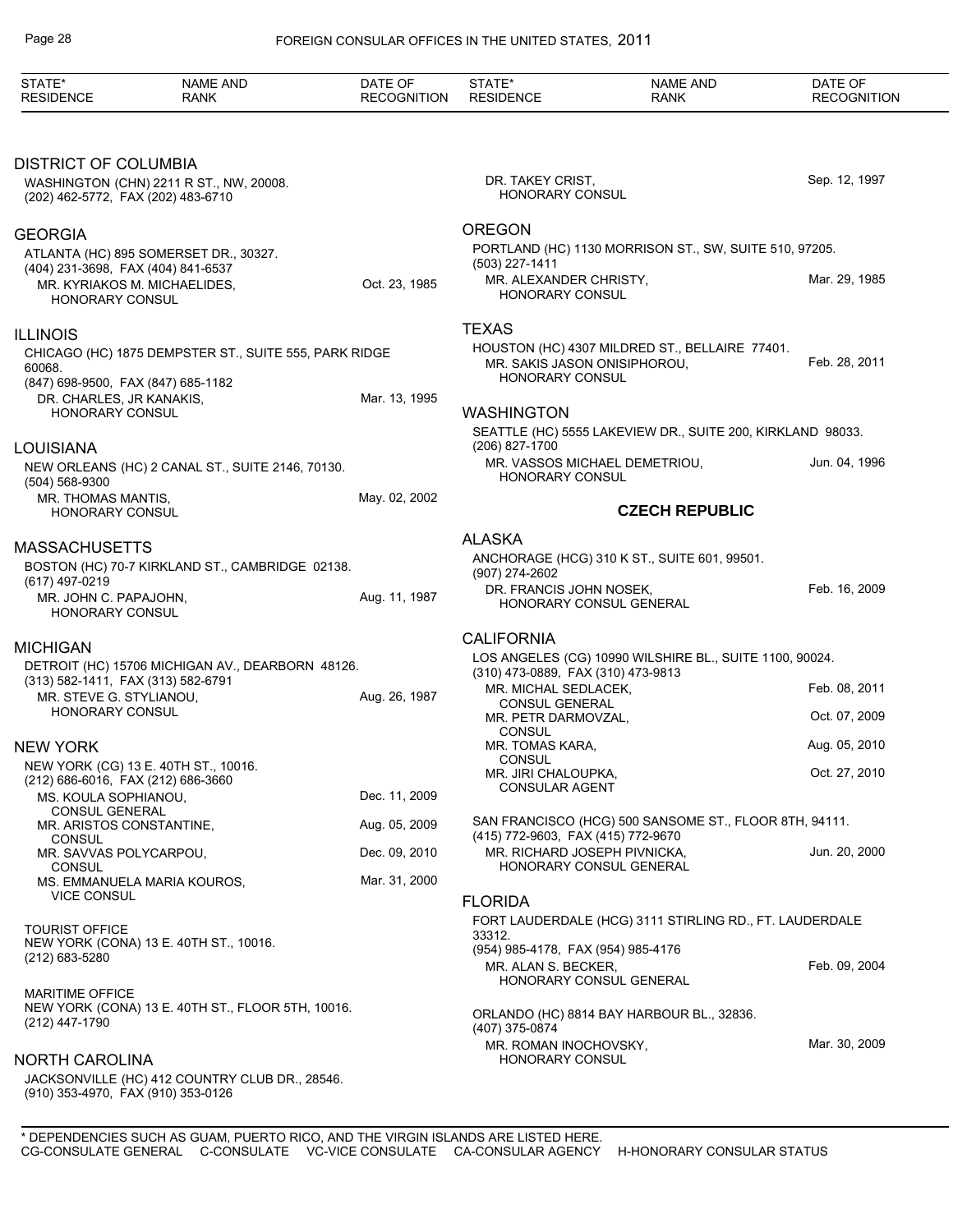| STATE* RESIDENCE | NAME AND RANK | DATE OF RECOGNITION |
|---|---|---|

## DISTRICT OF COLUMBIA

WASHINGTON (CHN) 2211 R ST., NW, 20008.
(202) 462-5772, FAX (202) 483-6710

## GEORGIA

ATLANTA (HC) 895 SOMERSET DR., 30327.
(404) 231-3698, FAX (404) 841-6537

| | | |
|---|---|---|
| MR. KYRIAKOS M. MICHAELIDES, HONORARY CONSUL | | Oct. 23, 1985 |

## ILLINOIS

CHICAGO (HC) 1875 DEMPSTER ST., SUITE 555, PARK RIDGE 60068.
(847) 698-9500, FAX (847) 685-1182

| | | |
|---|---|---|
| DR. CHARLES, JR KANAKIS, HONORARY CONSUL | | Mar. 13, 1995 |

## LOUISIANA

NEW ORLEANS (HC) 2 CANAL ST., SUITE 2146, 70130.
(504) 568-9300

| | | |
|---|---|---|
| MR. THOMAS MANTIS, HONORARY CONSUL | | May. 02, 2002 |

## MASSACHUSETTS

BOSTON (HC) 70-7 KIRKLAND ST., CAMBRIDGE 02138.
(617) 497-0219

| | | |
|---|---|---|
| MR. JOHN C. PAPAJOHN, HONORARY CONSUL | | Aug. 11, 1987 |

## MICHIGAN

DETROIT (HC) 15706 MICHIGAN AV., DEARBORN 48126.
(313) 582-1411, FAX (313) 582-6791

| | | |
|---|---|---|
| MR. STEVE G. STYLIANOU, HONORARY CONSUL | | Aug. 26, 1987 |

## NEW YORK

NEW YORK (CG) 13 E. 40TH ST., 10016.
(212) 686-6016, FAX (212) 686-3660

| | | |
|---|---|---|
| MS. KOULA SOPHIANOU, CONSUL GENERAL | | Dec. 11, 2009 |
| MR. ARISTOS CONSTANTINE, CONSUL | | Aug. 05, 2009 |
| MR. SAVVAS POLYCARPOU, CONSUL | | Dec. 09, 2010 |
| MS. EMMANUELA MARIA KOUROS, VICE CONSUL | | Mar. 31, 2000 |

TOURIST OFFICE
NEW YORK (CONA) 13 E. 40TH ST., 10016.
(212) 683-5280

MARITIME OFFICE
NEW YORK (CONA) 13 E. 40TH ST., FLOOR 5TH, 10016.
(212) 447-1790

## NORTH CAROLINA

JACKSONVILLE (HC) 412 COUNTRY CLUB DR., 28546.
(910) 353-4970, FAX (910) 353-0126

| | | |
|---|---|---|
| DR. TAKEY CRIST, HONORARY CONSUL | | Sep. 12, 1997 |

## OREGON

PORTLAND (HC) 1130 MORRISON ST., SW, SUITE 510, 97205.
(503) 227-1411

| | | |
|---|---|---|
| MR. ALEXANDER CHRISTY, HONORARY CONSUL | | Mar. 29, 1985 |

## TEXAS

HOUSTON (HC) 4307 MILDRED ST., BELLAIRE 77401.

| | | |
|---|---|---|
| MR. SAKIS JASON ONISIPHOROU, HONORARY CONSUL | | Feb. 28, 2011 |

## WASHINGTON

SEATTLE (HC) 5555 LAKEVIEW DR., SUITE 200, KIRKLAND 98033.
(206) 827-1700

| | | |
|---|---|---|
| MR. VASSOS MICHAEL DEMETRIOU, HONORARY CONSUL | | Jun. 04, 1996 |

# CZECH REPUBLIC

## ALASKA

ANCHORAGE (HCG) 310 K ST., SUITE 601, 99501.
(907) 274-2602

| | | |
|---|---|---|
| DR. FRANCIS JOHN NOSEK, HONORARY CONSUL GENERAL | | Feb. 16, 2009 |

## CALIFORNIA

LOS ANGELES (CG) 10990 WILSHIRE BL., SUITE 1100, 90024.
(310) 473-0889, FAX (310) 473-9813

| | | |
|---|---|---|
| MR. MICHAL SEDLACEK, CONSUL GENERAL | | Feb. 08, 2011 |
| MR. PETR DARMOVZAL, CONSUL | | Oct. 07, 2009 |
| MR. TOMAS KARA, CONSUL | | Aug. 05, 2010 |
| MR. JIRI CHALOUPKA, CONSULAR AGENT | | Oct. 27, 2010 |

SAN FRANCISCO (HCG) 500 SANSOME ST., FLOOR 8TH, 94111.
(415) 772-9603, FAX (415) 772-9670

| | | |
|---|---|---|
| MR. RICHARD JOSEPH PIVNICKA, HONORARY CONSUL GENERAL | | Jun. 20, 2000 |

## FLORIDA

FORT LAUDERDALE (HCG) 3111 STIRLING RD., FT. LAUDERDALE 33312.
(954) 985-4178, FAX (954) 985-4176

| | | |
|---|---|---|
| MR. ALAN S. BECKER, HONORARY CONSUL GENERAL | | Feb. 09, 2004 |

ORLANDO (HC) 8814 BAY HARBOUR BL., 32836.
(407) 375-0874

| | | |
|---|---|---|
| MR. ROMAN INOCHOVSKY, HONORARY CONSUL | | Mar. 30, 2009 |

\* DEPENDENCIES SUCH AS GUAM, PUERTO RICO, AND THE VIRGIN ISLANDS ARE LISTED HERE.
CG-CONSULATE GENERAL C-CONSULATE VC-VICE CONSULATE CA-CONSULAR AGENCY H-HONORARY CONSULAR STATUS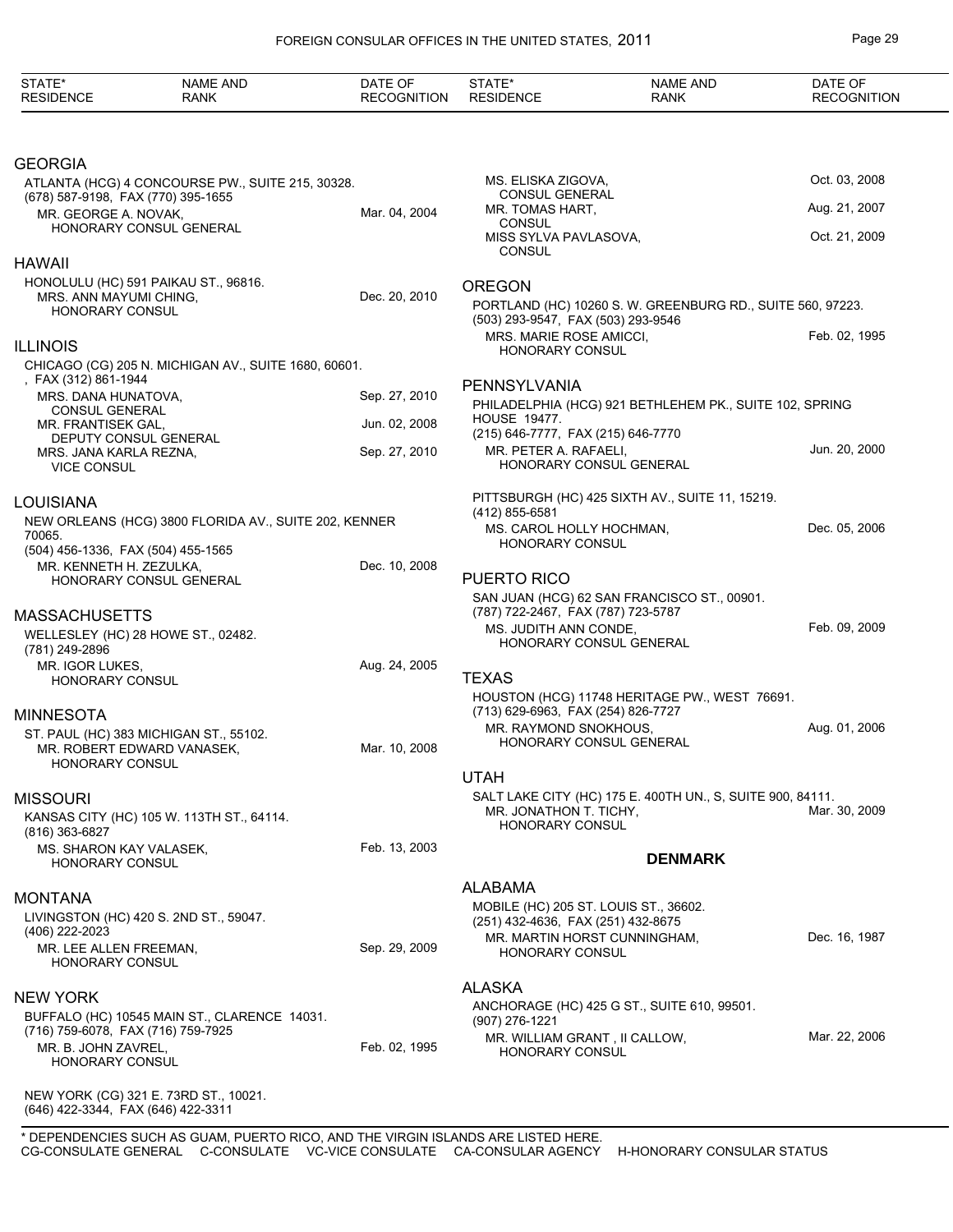## GEORGIA

ATLANTA (HCG) 4 CONCOURSE PW., SUITE 215, 30328.
(678) 587-9198, FAX (770) 395-1655

| Name and Rank | Date of Recognition |
|---|---|
| MR. GEORGE A. NOVAK, HONORARY CONSUL GENERAL | Mar. 04, 2004 |

## HAWAII

HONOLULU (HC) 591 PAIKAU ST., 96816.

| Name and Rank | Date of Recognition |
|---|---|
| MRS. ANN MAYUMI CHING, HONORARY CONSUL | Dec. 20, 2010 |

## ILLINOIS

CHICAGO (CG) 205 N. MICHIGAN AV., SUITE 1680, 60601.
, FAX (312) 861-1944

| Name and Rank | Date of Recognition |
|---|---|
| MRS. DANA HUNATOVA, CONSUL GENERAL | Sep. 27, 2010 |
| MR. FRANTISEK GAL, DEPUTY CONSUL GENERAL | Jun. 02, 2008 |
| MRS. JANA KARLA REZNA, VICE CONSUL | Sep. 27, 2010 |

## LOUISIANA

NEW ORLEANS (HCG) 3800 FLORIDA AV., SUITE 202, KENNER 70065.
(504) 456-1336, FAX (504) 455-1565

| Name and Rank | Date of Recognition |
|---|---|
| MR. KENNETH H. ZEZULKA, HONORARY CONSUL GENERAL | Dec. 10, 2008 |

## MASSACHUSETTS

WELLESLEY (HC) 28 HOWE ST., 02482.
(781) 249-2896

| Name and Rank | Date of Recognition |
|---|---|
| MR. IGOR LUKES, HONORARY CONSUL | Aug. 24, 2005 |

## MINNESOTA

ST. PAUL (HC) 383 MICHIGAN ST., 55102.

| Name and Rank | Date of Recognition |
|---|---|
| MR. ROBERT EDWARD VANASEK, HONORARY CONSUL | Mar. 10, 2008 |

## MISSOURI

KANSAS CITY (HC) 105 W. 113TH ST., 64114.
(816) 363-6827

| Name and Rank | Date of Recognition |
|---|---|
| MS. SHARON KAY VALASEK, HONORARY CONSUL | Feb. 13, 2003 |

## MONTANA

LIVINGSTON (HC) 420 S. 2ND ST., 59047.
(406) 222-2023

| Name and Rank | Date of Recognition |
|---|---|
| MR. LEE ALLEN FREEMAN, HONORARY CONSUL | Sep. 29, 2009 |

## NEW YORK

BUFFALO (HC) 10545 MAIN ST., CLARENCE 14031.
(716) 759-6078, FAX (716) 759-7925

| Name and Rank | Date of Recognition |
|---|---|
| MR. B. JOHN ZAVREL, HONORARY CONSUL | Feb. 02, 1995 |

NEW YORK (CG) 321 E. 73RD ST., 10021.
(646) 422-3344, FAX (646) 422-3311

| Name and Rank | Date of Recognition |
|---|---|
| MS. ELISKA ZIGOVA, CONSUL GENERAL | Oct. 03, 2008 |
| MR. TOMAS HART, CONSUL | Aug. 21, 2007 |
| MISS SYLVA PAVLASOVA, CONSUL | Oct. 21, 2009 |

## OREGON

PORTLAND (HC) 10260 S. W. GREENBURG RD., SUITE 560, 97223.
(503) 293-9547, FAX (503) 293-9546

| Name and Rank | Date of Recognition |
|---|---|
| MRS. MARIE ROSE AMICCI, HONORARY CONSUL | Feb. 02, 1995 |

## PENNSYLVANIA

PHILADELPHIA (HCG) 921 BETHLEHEM PK., SUITE 102, SPRING HOUSE 19477.
(215) 646-7777, FAX (215) 646-7770

| Name and Rank | Date of Recognition |
|---|---|
| MR. PETER A. RAFAELI, HONORARY CONSUL GENERAL | Jun. 20, 2000 |

PITTSBURGH (HC) 425 SIXTH AV., SUITE 11, 15219.
(412) 855-6581

| Name and Rank | Date of Recognition |
|---|---|
| MS. CAROL HOLLY HOCHMAN, HONORARY CONSUL | Dec. 05, 2006 |

## PUERTO RICO

SAN JUAN (HCG) 62 SAN FRANCISCO ST., 00901.
(787) 722-2467, FAX (787) 723-5787

| Name and Rank | Date of Recognition |
|---|---|
| MS. JUDITH ANN CONDE, HONORARY CONSUL GENERAL | Feb. 09, 2009 |

## TEXAS

HOUSTON (HCG) 11748 HERITAGE PW., WEST 76691.
(713) 629-6963, FAX (254) 826-7727

| Name and Rank | Date of Recognition |
|---|---|
| MR. RAYMOND SNOKHOUS, HONORARY CONSUL GENERAL | Aug. 01, 2006 |

## UTAH

SALT LAKE CITY (HC) 175 E. 400TH UN., S, SUITE 900, 84111.

| Name and Rank | Date of Recognition |
|---|---|
| MR. JONATHON T. TICHY, HONORARY CONSUL | Mar. 30, 2009 |

# DENMARK

## ALABAMA

MOBILE (HC) 205 ST. LOUIS ST., 36602.
(251) 432-4636, FAX (251) 432-8675

| Name and Rank | Date of Recognition |
|---|---|
| MR. MARTIN HORST CUNNINGHAM, HONORARY CONSUL | Dec. 16, 1987 |

## ALASKA

ANCHORAGE (HC) 425 G ST., SUITE 610, 99501.
(907) 276-1221

| Name and Rank | Date of Recognition |
|---|---|
| MR. WILLIAM GRANT , II CALLOW, HONORARY CONSUL | Mar. 22, 2006 |

\* DEPENDENCIES SUCH AS GUAM, PUERTO RICO, AND THE VIRGIN ISLANDS ARE LISTED HERE.
CG-CONSULATE GENERAL C-CONSULATE VC-VICE CONSULATE CA-CONSULAR AGENCY H-HONORARY CONSULAR STATUS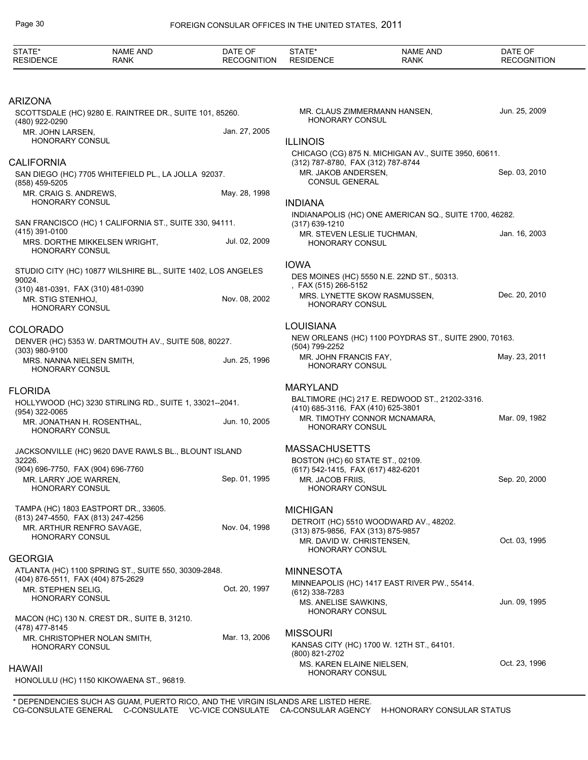| STATE* RESIDENCE | NAME AND RANK | DATE OF RECOGNITION |
|---|---|---|

## ARIZONA

SCOTTSDALE (HC) 9280 E. RAINTREE DR., SUITE 101, 85260.
(480) 922-0290

| | | |
|---|---|---|
| | MR. JOHN LARSEN, HONORARY CONSUL | Jan. 27, 2005 |

## CALIFORNIA

SAN DIEGO (HC) 7705 WHITEFIELD PL., LA JOLLA 92037.
(858) 459-5205

| | | |
|---|---|---|
| | MR. CRAIG S. ANDREWS, HONORARY CONSUL | May. 28, 1998 |

SAN FRANCISCO (HC) 1 CALIFORNIA ST., SUITE 330, 94111.
(415) 391-0100

| | | |
|---|---|---|
| | MRS. DORTHE MIKKELSEN WRIGHT, HONORARY CONSUL | Jul. 02, 2009 |

STUDIO CITY (HC) 10877 WILSHIRE BL., SUITE 1402, LOS ANGELES 90024.
(310) 481-0391, FAX (310) 481-0390

| | | |
|---|---|---|
| | MR. STIG STENHOJ, HONORARY CONSUL | Nov. 08, 2002 |

## COLORADO

DENVER (HC) 5353 W. DARTMOUTH AV., SUITE 508, 80227.
(303) 980-9100

| | | |
|---|---|---|
| | MRS. NANNA NIELSEN SMITH, HONORARY CONSUL | Jun. 25, 1996 |

## FLORIDA

HOLLYWOOD (HC) 3230 STIRLING RD., SUITE 1, 33021--2041.
(954) 322-0065

| | | |
|---|---|---|
| | MR. JONATHAN H. ROSENTHAL, HONORARY CONSUL | Jun. 10, 2005 |

JACKSONVILLE (HC) 9620 DAVE RAWLS BL., BLOUNT ISLAND 32226.
(904) 696-7750, FAX (904) 696-7760

| | | |
|---|---|---|
| | MR. LARRY JOE WARREN, HONORARY CONSUL | Sep. 01, 1995 |

TAMPA (HC) 1803 EASTPORT DR., 33605.
(813) 247-4550, FAX (813) 247-4256

| | | |
|---|---|---|
| | MR. ARTHUR RENFRO SAVAGE, HONORARY CONSUL | Nov. 04, 1998 |

## GEORGIA

ATLANTA (HC) 1100 SPRING ST., SUITE 550, 30309-2848.
(404) 876-5511, FAX (404) 875-2629

| | | |
|---|---|---|
| | MR. STEPHEN SELIG, HONORARY CONSUL | Oct. 20, 1997 |

MACON (HC) 130 N. CREST DR., SUITE B, 31210.
(478) 477-8145

| | | |
|---|---|---|
| | MR. CHRISTOPHER NOLAN SMITH, HONORARY CONSUL | Mar. 13, 2006 |

## HAWAII

HONOLULU (HC) 1150 KIKOWAENA ST., 96819.

| | | |
|---|---|---|
| | MR. CLAUS ZIMMERMANN HANSEN, HONORARY CONSUL | Jun. 25, 2009 |

## ILLINOIS

CHICAGO (CG) 875 N. MICHIGAN AV., SUITE 3950, 60611.
(312) 787-8780, FAX (312) 787-8744

| | | |
|---|---|---|
| | MR. JAKOB ANDERSEN, CONSUL GENERAL | Sep. 03, 2010 |

## INDIANA

INDIANAPOLIS (HC) ONE AMERICAN SQ., SUITE 1700, 46282.
(317) 639-1210

| | | |
|---|---|---|
| | MR. STEVEN LESLIE TUCHMAN, HONORARY CONSUL | Jan. 16, 2003 |

## IOWA

DES MOINES (HC) 5550 N.E. 22ND ST., 50313.
, FAX (515) 266-5152

| | | |
|---|---|---|
| | MRS. LYNETTE SKOW RASMUSSEN, HONORARY CONSUL | Dec. 20, 2010 |

## LOUISIANA

NEW ORLEANS (HC) 1100 POYDRAS ST., SUITE 2900, 70163.
(504) 799-2252

| | | |
|---|---|---|
| | MR. JOHN FRANCIS FAY, HONORARY CONSUL | May. 23, 2011 |

## MARYLAND

BALTIMORE (HC) 217 E. REDWOOD ST., 21202-3316.
(410) 685-3116, FAX (410) 625-3801

| | | |
|---|---|---|
| | MR. TIMOTHY CONNOR MCNAMARA, HONORARY CONSUL | Mar. 09, 1982 |

## MASSACHUSETTS

BOSTON (HC) 60 STATE ST., 02109.
(617) 542-1415, FAX (617) 482-6201

| | | |
|---|---|---|
| | MR. JACOB FRIIS, HONORARY CONSUL | Sep. 20, 2000 |

## MICHIGAN

DETROIT (HC) 5510 WOODWARD AV., 48202.
(313) 875-9856, FAX (313) 875-9857

| | | |
|---|---|---|
| | MR. DAVID W. CHRISTENSEN, HONORARY CONSUL | Oct. 03, 1995 |

## MINNESOTA

MINNEAPOLIS (HC) 1417 EAST RIVER PW., 55414.
(612) 338-7283

| | | |
|---|---|---|
| | MS. ANELISE SAWKINS, HONORARY CONSUL | Jun. 09, 1995 |

## MISSOURI

KANSAS CITY (HC) 1700 W. 12TH ST., 64101.
(800) 821-2702

| | | |
|---|---|---|
| | MS. KAREN ELAINE NIELSEN, HONORARY CONSUL | Oct. 23, 1996 |

\* DEPENDENCIES SUCH AS GUAM, PUERTO RICO, AND THE VIRGIN ISLANDS ARE LISTED HERE.
CG-CONSULATE GENERAL C-CONSULATE VC-VICE CONSULATE CA-CONSULAR AGENCY H-HONORARY CONSULAR STATUS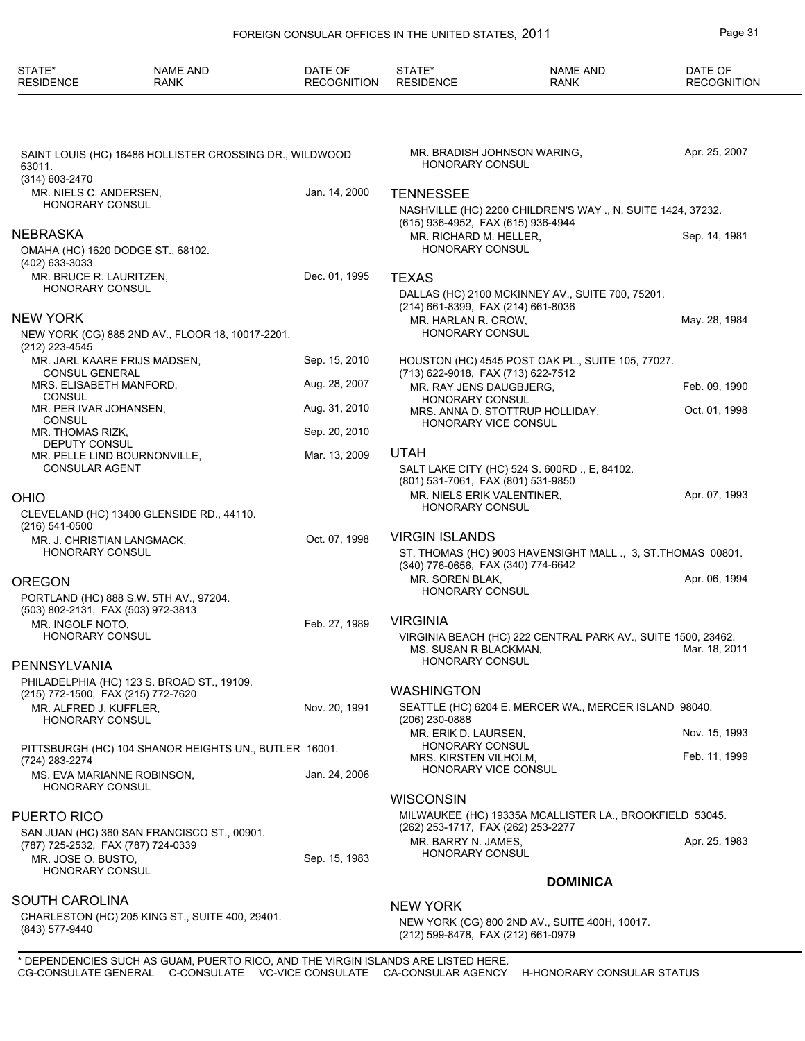| STATE* RESIDENCE | NAME AND RANK | DATE OF RECOGNITION |
|---|---|---|

SAINT LOUIS (HC) 16486 HOLLISTER CROSSING DR., WILDWOOD 63011.
(314) 603-2470

| | | |
|---|---|---|
| MR. NIELS C. ANDERSEN, HONORARY CONSUL | | Jan. 14, 2000 |

## NEBRASKA

OMAHA (HC) 1620 DODGE ST., 68102.
(402) 633-3033

| | | |
|---|---|---|
| MR. BRUCE R. LAURITZEN, HONORARY CONSUL | | Dec. 01, 1995 |

## NEW YORK

NEW YORK (CG) 885 2ND AV., FLOOR 18, 10017-2201.
(212) 223-4545

| | | |
|---|---|---|
| MR. JARL KAARE FRIJS MADSEN, CONSUL GENERAL | | Sep. 15, 2010 |
| MRS. ELISABETH MANFORD, CONSUL | | Aug. 28, 2007 |
| MR. PER IVAR JOHANSEN, CONSUL | | Aug. 31, 2010 |
| MR. THOMAS RIZK, DEPUTY CONSUL | | Sep. 20, 2010 |
| MR. PELLE LIND BOURNONVILLE, CONSULAR AGENT | | Mar. 13, 2009 |

## OHIO

CLEVELAND (HC) 13400 GLENSIDE RD., 44110.
(216) 541-0500

| | | |
|---|---|---|
| MR. J. CHRISTIAN LANGMACK, HONORARY CONSUL | | Oct. 07, 1998 |

## OREGON

PORTLAND (HC) 888 S.W. 5TH AV., 97204.
(503) 802-2131, FAX (503) 972-3813

| | | |
|---|---|---|
| MR. INGOLF NOTO, HONORARY CONSUL | | Feb. 27, 1989 |

## PENNSYLVANIA

PHILADELPHIA (HC) 123 S. BROAD ST., 19109.
(215) 772-1500, FAX (215) 772-7620

| | | |
|---|---|---|
| MR. ALFRED J. KUFFLER, HONORARY CONSUL | | Nov. 20, 1991 |

PITTSBURGH (HC) 104 SHANOR HEIGHTS UN., BUTLER 16001.
(724) 283-2274

| | | |
|---|---|---|
| MS. EVA MARIANNE ROBINSON, HONORARY CONSUL | | Jan. 24, 2006 |

## PUERTO RICO

SAN JUAN (HC) 360 SAN FRANCISCO ST., 00901.
(787) 725-2532, FAX (787) 724-0339

| | | |
|---|---|---|
| MR. JOSE O. BUSTO, HONORARY CONSUL | | Sep. 15, 1983 |

## SOUTH CAROLINA

CHARLESTON (HC) 205 KING ST., SUITE 400, 29401.
(843) 577-9440

| | | |
|---|---|---|
| MR. BRADISH JOHNSON WARING, HONORARY CONSUL | | Apr. 25, 2007 |

## TENNESSEE

NASHVILLE (HC) 2200 CHILDREN'S WAY ., N, SUITE 1424, 37232.
(615) 936-4952, FAX (615) 936-4944

| | | |
|---|---|---|
| MR. RICHARD M. HELLER, HONORARY CONSUL | | Sep. 14, 1981 |

## TEXAS

DALLAS (HC) 2100 MCKINNEY AV., SUITE 700, 75201.
(214) 661-8399, FAX (214) 661-8036

| | | |
|---|---|---|
| MR. HARLAN R. CROW, HONORARY CONSUL | | May. 28, 1984 |

HOUSTON (HC) 4545 POST OAK PL., SUITE 105, 77027.
(713) 622-9018, FAX (713) 622-7512

| | | |
|---|---|---|
| MR. RAY JENS DAUGBJERG, HONORARY CONSUL | | Feb. 09, 1990 |
| MRS. ANNA D. STOTTRUP HOLLIDAY, HONORARY VICE CONSUL | | Oct. 01, 1998 |

## UTAH

SALT LAKE CITY (HC) 524 S. 600RD ., E, 84102.
(801) 531-7061, FAX (801) 531-9850

| | | |
|---|---|---|
| MR. NIELS ERIK VALENTINER, HONORARY CONSUL | | Apr. 07, 1993 |

## VIRGIN ISLANDS

ST. THOMAS (HC) 9003 HAVENSIGHT MALL ., 3, ST.THOMAS 00801.
(340) 776-0656, FAX (340) 774-6642

| | | |
|---|---|---|
| MR. SOREN BLAK, HONORARY CONSUL | | Apr. 06, 1994 |

## VIRGINIA

VIRGINIA BEACH (HC) 222 CENTRAL PARK AV., SUITE 1500, 23462.

| | | |
|---|---|---|
| MS. SUSAN R BLACKMAN, HONORARY CONSUL | | Mar. 18, 2011 |

## WASHINGTON

SEATTLE (HC) 6204 E. MERCER WA., MERCER ISLAND 98040.
(206) 230-0888

| | | |
|---|---|---|
| MR. ERIK D. LAURSEN, HONORARY CONSUL | | Nov. 15, 1993 |
| MRS. KIRSTEN VILHOLM, HONORARY VICE CONSUL | | Feb. 11, 1999 |

## WISCONSIN

MILWAUKEE (HC) 19335A MCALLISTER LA., BROOKFIELD 53045.
(262) 253-1717, FAX (262) 253-2277

| | | |
|---|---|---|
| MR. BARRY N. JAMES, HONORARY CONSUL | | Apr. 25, 1983 |

# DOMINICA

## NEW YORK

NEW YORK (CG) 800 2ND AV., SUITE 400H, 10017.
(212) 599-8478, FAX (212) 661-0979

\* DEPENDENCIES SUCH AS GUAM, PUERTO RICO, AND THE VIRGIN ISLANDS ARE LISTED HERE.
CG-CONSULATE GENERAL C-CONSULATE VC-VICE CONSULATE CA-CONSULAR AGENCY H-HONORARY CONSULAR STATUS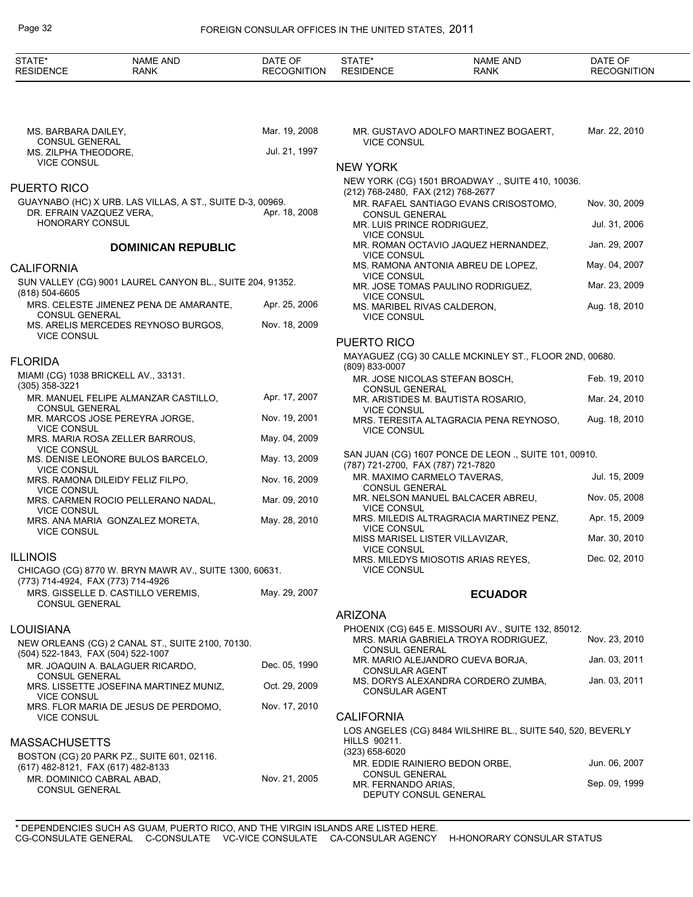MS. BARBARA DAILEY, CONSUL GENERAL — Mar. 19, 2008
MS. ZILPHA THEODORE, VICE CONSUL — Jul. 21, 1997

## PUERTO RICO

GUAYNABO (HC) X URB. LAS VILLAS, A ST., SUITE D-3, 00969.

DR. EFRAIN VAZQUEZ VERA, HONORARY CONSUL — Apr. 18, 2008

# DOMINICAN REPUBLIC

## CALIFORNIA

SUN VALLEY (CG) 9001 LAUREL CANYON BL., SUITE 204, 91352.
(818) 504-6605

MRS. CELESTE JIMENEZ PENA DE AMARANTE, CONSUL GENERAL — Apr. 25, 2006
MS. ARELIS MERCEDES REYNOSO BURGOS, VICE CONSUL — Nov. 18, 2009

## FLORIDA

MIAMI (CG) 1038 BRICKELL AV., 33131.
(305) 358-3221

MR. MANUEL FELIPE ALMANZAR CASTILLO, CONSUL GENERAL — Apr. 17, 2007
MR. MARCOS JOSE PEREYRA JORGE, VICE CONSUL — Nov. 19, 2001
MRS. MARIA ROSA ZELLER BARROUS, VICE CONSUL — May. 04, 2009
MS. DENISE LEONORE BULOS BARCELO, VICE CONSUL — May. 13, 2009
MRS. RAMONA DILEIDY FELIZ FILPO, VICE CONSUL — Nov. 16, 2009
MRS. CARMEN ROCIO PELLERANO NADAL, VICE CONSUL — Mar. 09, 2010
MRS. ANA MARIA GONZALEZ MORETA, VICE CONSUL — May. 28, 2010

## ILLINOIS

CHICAGO (CG) 8770 W. BRYN MAWR AV., SUITE 1300, 60631.
(773) 714-4924, FAX (773) 714-4926

MRS. GISSELLE D. CASTILLO VEREMIS, CONSUL GENERAL — May. 29, 2007

## LOUISIANA

NEW ORLEANS (CG) 2 CANAL ST., SUITE 2100, 70130.
(504) 522-1843, FAX (504) 522-1007

MR. JOAQUIN A. BALAGUER RICARDO, CONSUL GENERAL — Dec. 05, 1990
MRS. LISSETTE JOSEFINA MARTINEZ MUNIZ, VICE CONSUL — Oct. 29, 2009
MRS. FLOR MARIA DE JESUS DE PERDOMO, VICE CONSUL — Nov. 17, 2010

## MASSACHUSETTS

BOSTON (CG) 20 PARK PZ., SUITE 601, 02116.
(617) 482-8121, FAX (617) 482-8133

MR. DOMINICO CABRAL ABAD, CONSUL GENERAL — Nov. 21, 2005
MR. GUSTAVO ADOLFO MARTINEZ BOGAERT, VICE CONSUL — Mar. 22, 2010

## NEW YORK

NEW YORK (CG) 1501 BROADWAY ., SUITE 410, 10036.
(212) 768-2480, FAX (212) 768-2677

MR. RAFAEL SANTIAGO EVANS CRISOSTOMO, CONSUL GENERAL — Nov. 30, 2009
MR. LUIS PRINCE RODRIGUEZ, VICE CONSUL — Jul. 31, 2006
MR. ROMAN OCTAVIO JAQUEZ HERNANDEZ, VICE CONSUL — Jan. 29, 2007
MS. RAMONA ANTONIA ABREU DE LOPEZ, VICE CONSUL — May. 04, 2007
MR. JOSE TOMAS PAULINO RODRIGUEZ, VICE CONSUL — Mar. 23, 2009
MS. MARIBEL RIVAS CALDERON, VICE CONSUL — Aug. 18, 2010

## PUERTO RICO

MAYAGUEZ (CG) 30 CALLE MCKINLEY ST., FLOOR 2ND, 00680.
(809) 833-0007

MR. JOSE NICOLAS STEFAN BOSCH, CONSUL GENERAL — Feb. 19, 2010
MR. ARISTIDES M. BAUTISTA ROSARIO, VICE CONSUL — Mar. 24, 2010
MRS. TERESITA ALTAGRACIA PENA REYNOSO, VICE CONSUL — Aug. 18, 2010

SAN JUAN (CG) 1607 PONCE DE LEON ., SUITE 101, 00910.
(787) 721-2700, FAX (787) 721-7820

MR. MAXIMO CARMELO TAVERAS, CONSUL GENERAL — Jul. 15, 2009
MR. NELSON MANUEL BALCACER ABREU, VICE CONSUL — Nov. 05, 2008
MRS. MILEDIS ALTRAGRACIA MARTINEZ PENZ, VICE CONSUL — Apr. 15, 2009
MISS MARISEL LISTER VILLAVIZAR, VICE CONSUL — Mar. 30, 2010
MRS. MILEDYS MIOSOTIS ARIAS REYES, VICE CONSUL — Dec. 02, 2010

# ECUADOR

## ARIZONA

PHOENIX (CG) 645 E. MISSOURI AV., SUITE 132, 85012.

MRS. MARIA GABRIELA TROYA RODRIGUEZ, CONSUL GENERAL — Nov. 23, 2010
MR. MARIO ALEJANDRO CUEVA BORJA, CONSULAR AGENT — Jan. 03, 2011
MS. DORYS ALEXANDRA CORDERO ZUMBA, CONSULAR AGENT — Jan. 03, 2011

## CALIFORNIA

LOS ANGELES (CG) 8484 WILSHIRE BL., SUITE 540, 520, BEVERLY HILLS 90211.
(323) 658-6020

MR. EDDIE RAINIERO BEDON ORBE, CONSUL GENERAL — Jun. 06, 2007
MR. FERNANDO ARIAS, DEPUTY CONSUL GENERAL — Sep. 09, 1999

\* DEPENDENCIES SUCH AS GUAM, PUERTO RICO, AND THE VIRGIN ISLANDS ARE LISTED HERE.
CG-CONSULATE GENERAL C-CONSULATE VC-VICE CONSULATE CA-CONSULAR AGENCY H-HONORARY CONSULAR STATUS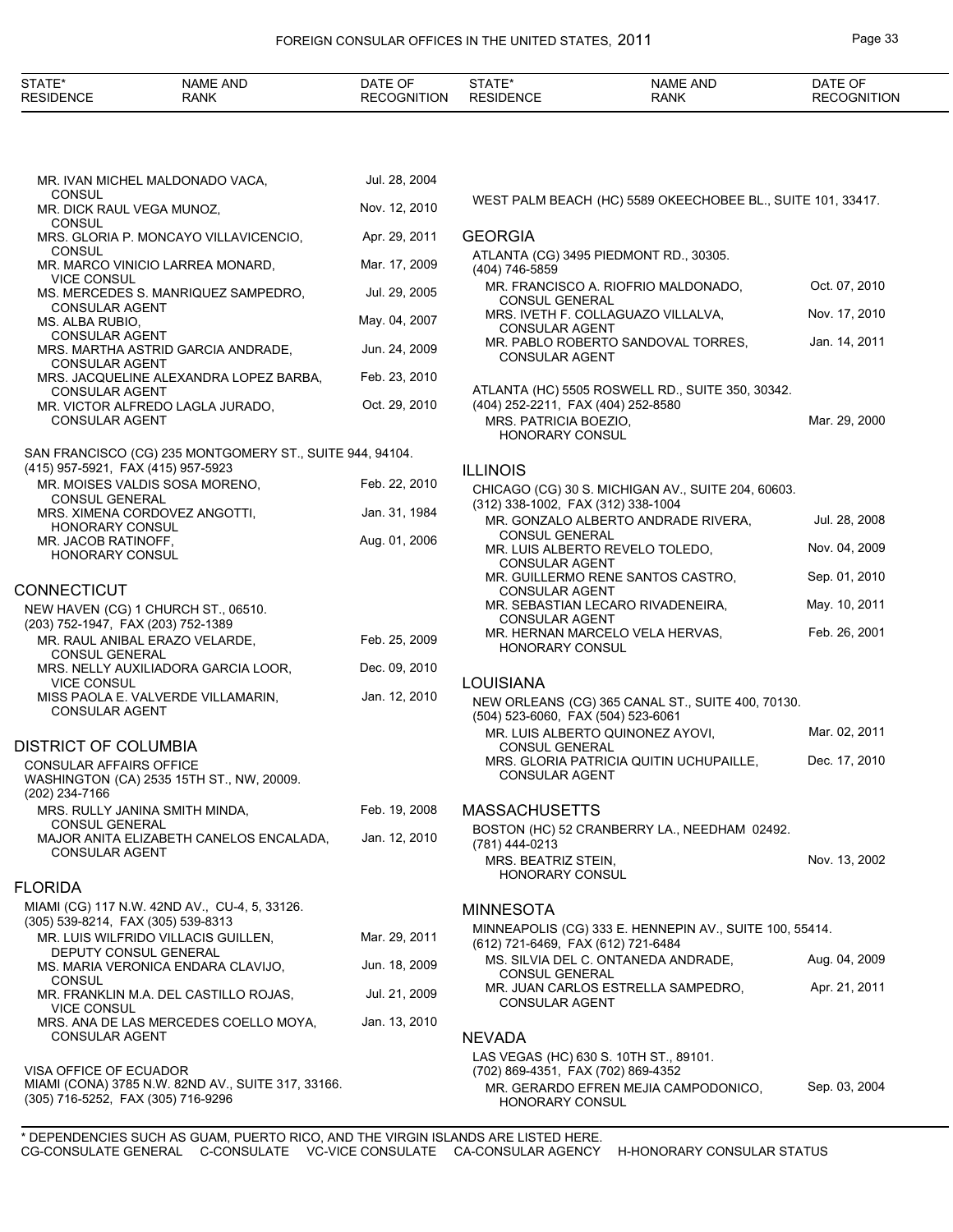| STATE* RESIDENCE | NAME AND RANK | DATE OF RECOGNITION |
|---|---|---|
| | MR. IVAN MICHEL MALDONADO VACA, CONSUL | Jul. 28, 2004 |
| | MR. DICK RAUL VEGA MUNOZ, CONSUL | Nov. 12, 2010 |
| | MRS. GLORIA P. MONCAYO VILLAVICENCIO, CONSUL | Apr. 29, 2011 |
| | MR. MARCO VINICIO LARREA MONARD, VICE CONSUL | Mar. 17, 2009 |
| | MS. MERCEDES S. MANRIQUEZ SAMPEDRO, CONSULAR AGENT | Jul. 29, 2005 |
| | MS. ALBA RUBIO, CONSULAR AGENT | May. 04, 2007 |
| | MRS. MARTHA ASTRID GARCIA ANDRADE, CONSULAR AGENT | Jun. 24, 2009 |
| | MRS. JACQUELINE ALEXANDRA LOPEZ BARBA, CONSULAR AGENT | Feb. 23, 2010 |
| | MR. VICTOR ALFREDO LAGLA JURADO, CONSULAR AGENT | Oct. 29, 2010 |

SAN FRANCISCO (CG) 235 MONTGOMERY ST., SUITE 944, 94104.
(415) 957-5921, FAX (415) 957-5923

| NAME AND RANK | DATE OF RECOGNITION |
|---|---|
| MR. MOISES VALDIS SOSA MORENO, CONSUL GENERAL | Feb. 22, 2010 |
| MRS. XIMENA CORDOVEZ ANGOTTI, HONORARY CONSUL | Jan. 31, 1984 |
| MR. JACOB RATINOFF, HONORARY CONSUL | Aug. 01, 2006 |

## CONNECTICUT

NEW HAVEN (CG) 1 CHURCH ST., 06510.
(203) 752-1947, FAX (203) 752-1389

| NAME AND RANK | DATE OF RECOGNITION |
|---|---|
| MR. RAUL ANIBAL ERAZO VELARDE, CONSUL GENERAL | Feb. 25, 2009 |
| MRS. NELLY AUXILIADORA GARCIA LOOR, VICE CONSUL | Dec. 09, 2010 |
| MISS PAOLA E. VALVERDE VILLAMARIN, CONSULAR AGENT | Jan. 12, 2010 |

## DISTRICT OF COLUMBIA

CONSULAR AFFAIRS OFFICE
WASHINGTON (CA) 2535 15TH ST., NW, 20009.
(202) 234-7166

| NAME AND RANK | DATE OF RECOGNITION |
|---|---|
| MRS. RULLY JANINA SMITH MINDA, CONSUL GENERAL | Feb. 19, 2008 |
| MAJOR ANITA ELIZABETH CANELOS ENCALADA, CONSULAR AGENT | Jan. 12, 2010 |

## FLORIDA

MIAMI (CG) 117 N.W. 42ND AV., CU-4, 5, 33126.
(305) 539-8214, FAX (305) 539-8313

| NAME AND RANK | DATE OF RECOGNITION |
|---|---|
| MR. LUIS WILFRIDO VILLACIS GUILLEN, DEPUTY CONSUL GENERAL | Mar. 29, 2011 |
| MS. MARIA VERONICA ENDARA CLAVIJO, CONSUL | Jun. 18, 2009 |
| MR. FRANKLIN M.A. DEL CASTILLO ROJAS, VICE CONSUL | Jul. 21, 2009 |
| MRS. ANA DE LAS MERCEDES COELLO MOYA, CONSULAR AGENT | Jan. 13, 2010 |

VISA OFFICE OF ECUADOR
MIAMI (CONA) 3785 N.W. 82ND AV., SUITE 317, 33166.
(305) 716-5252, FAX (305) 716-9296

WEST PALM BEACH (HC) 5589 OKEECHOBEE BL., SUITE 101, 33417.

## GEORGIA

ATLANTA (CG) 3495 PIEDMONT RD., 30305.
(404) 746-5859

| NAME AND RANK | DATE OF RECOGNITION |
|---|---|
| MR. FRANCISCO A. RIOFRIO MALDONADO, CONSUL GENERAL | Oct. 07, 2010 |
| MRS. IVETH F. COLLAGUAZO VILLALVA, CONSULAR AGENT | Nov. 17, 2010 |
| MR. PABLO ROBERTO SANDOVAL TORRES, CONSULAR AGENT | Jan. 14, 2011 |

ATLANTA (HC) 5505 ROSWELL RD., SUITE 350, 30342.
(404) 252-2211, FAX (404) 252-8580

| NAME AND RANK | DATE OF RECOGNITION |
|---|---|
| MRS. PATRICIA BOEZIO, HONORARY CONSUL | Mar. 29, 2000 |

## ILLINOIS

CHICAGO (CG) 30 S. MICHIGAN AV., SUITE 204, 60603.
(312) 338-1002, FAX (312) 338-1004

| NAME AND RANK | DATE OF RECOGNITION |
|---|---|
| MR. GONZALO ALBERTO ANDRADE RIVERA, CONSUL GENERAL | Jul. 28, 2008 |
| MR. LUIS ALBERTO REVELO TOLEDO, CONSULAR AGENT | Nov. 04, 2009 |
| MR. GUILLERMO RENE SANTOS CASTRO, CONSULAR AGENT | Sep. 01, 2010 |
| MR. SEBASTIAN LECARO RIVADENEIRA, CONSULAR AGENT | May. 10, 2011 |
| MR. HERNAN MARCELO VELA HERVAS, HONORARY CONSUL | Feb. 26, 2001 |

## LOUISIANA

NEW ORLEANS (CG) 365 CANAL ST., SUITE 400, 70130.
(504) 523-6060, FAX (504) 523-6061

| NAME AND RANK | DATE OF RECOGNITION |
|---|---|
| MR. LUIS ALBERTO QUINONEZ AYOVI, CONSUL GENERAL | Mar. 02, 2011 |
| MRS. GLORIA PATRICIA QUITIN UCHUPAILLE, CONSULAR AGENT | Dec. 17, 2010 |

## MASSACHUSETTS

BOSTON (HC) 52 CRANBERRY LA., NEEDHAM 02492.
(781) 444-0213

| NAME AND RANK | DATE OF RECOGNITION |
|---|---|
| MRS. BEATRIZ STEIN, HONORARY CONSUL | Nov. 13, 2002 |

## MINNESOTA

MINNEAPOLIS (CG) 333 E. HENNEPIN AV., SUITE 100, 55414.
(612) 721-6469, FAX (612) 721-6484

| NAME AND RANK | DATE OF RECOGNITION |
|---|---|
| MS. SILVIA DEL C. ONTANEDA ANDRADE, CONSUL GENERAL | Aug. 04, 2009 |
| MR. JUAN CARLOS ESTRELLA SAMPEDRO, CONSULAR AGENT | Apr. 21, 2011 |

## NEVADA

LAS VEGAS (HC) 630 S. 10TH ST., 89101.
(702) 869-4351, FAX (702) 869-4352

| NAME AND RANK | DATE OF RECOGNITION |
|---|---|
| MR. GERARDO EFREN MEJIA CAMPODONICO, HONORARY CONSUL | Sep. 03, 2004 |

\* DEPENDENCIES SUCH AS GUAM, PUERTO RICO, AND THE VIRGIN ISLANDS ARE LISTED HERE.
CG-CONSULATE GENERAL C-CONSULATE VC-VICE CONSULATE CA-CONSULAR AGENCY H-HONORARY CONSULAR STATUS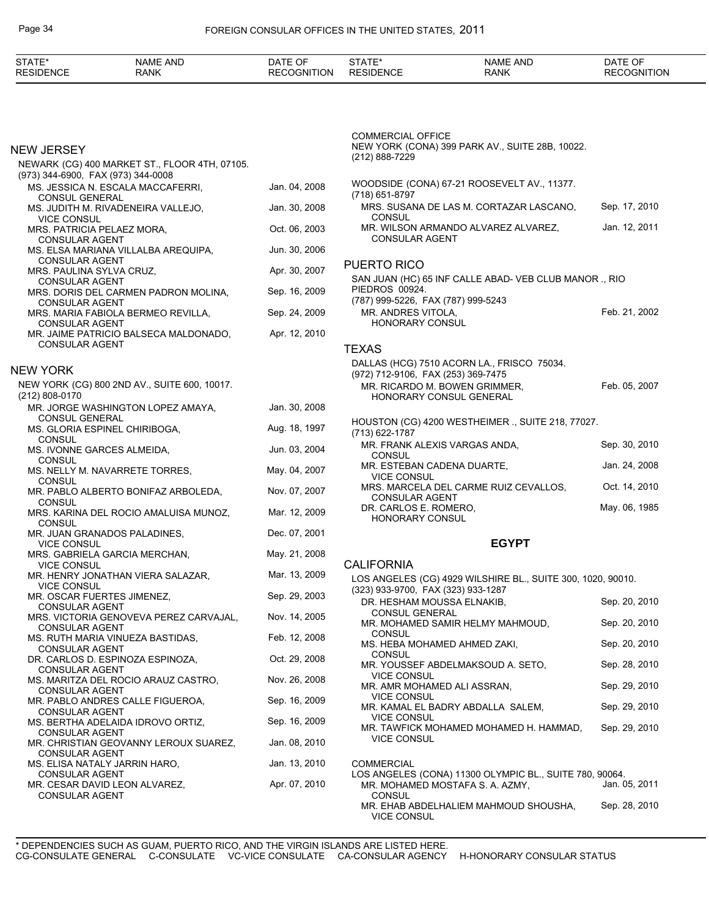## NEW JERSEY

NEWARK (CG) 400 MARKET ST., FLOOR 4TH, 07105.
(973) 344-6900, FAX (973) 344-0008

| Name and Rank | Date of Recognition |
|---|---|
| MS. JESSICA N. ESCALA MACCAFERRI, CONSUL GENERAL | Jan. 04, 2008 |
| MS. JUDITH M. RIVADENEIRA VALLEJO, VICE CONSUL | Jan. 30, 2008 |
| MRS. PATRICIA PELAEZ MORA, CONSULAR AGENT | Oct. 06, 2003 |
| MS. ELSA MARIANA VILLALBA AREQUIPA, CONSULAR AGENT | Jun. 30, 2006 |
| MRS. PAULINA SYLVA CRUZ, CONSULAR AGENT | Apr. 30, 2007 |
| MRS. DORIS DEL CARMEN PADRON MOLINA, CONSULAR AGENT | Sep. 16, 2009 |
| MRS. MARIA FABIOLA BERMEO REVILLA, CONSULAR AGENT | Sep. 24, 2009 |
| MR. JAIME PATRICIO BALSECA MALDONADO, CONSULAR AGENT | Apr. 12, 2010 |

## NEW YORK

NEW YORK (CG) 800 2ND AV., SUITE 600, 10017.
(212) 808-0170

| Name and Rank | Date of Recognition |
|---|---|
| MR. JORGE WASHINGTON LOPEZ AMAYA, CONSUL GENERAL | Jan. 30, 2008 |
| MS. GLORIA ESPINEL CHIRIBOGA, CONSUL | Aug. 18, 1997 |
| MS. IVONNE GARCES ALMEIDA, CONSUL | Jun. 03, 2004 |
| MS. NELLY M. NAVARRETE TORRES, CONSUL | May. 04, 2007 |
| MR. PABLO ALBERTO BONIFAZ ARBOLEDA, CONSUL | Nov. 07, 2007 |
| MRS. KARINA DEL ROCIO AMALUISA MUNOZ, CONSUL | Mar. 12, 2009 |
| MR. JUAN GRANADOS PALADINES, VICE CONSUL | Dec. 07, 2001 |
| MRS. GABRIELA GARCIA MERCHAN, VICE CONSUL | May. 21, 2008 |
| MR. HENRY JONATHAN VIERA SALAZAR, VICE CONSUL | Mar. 13, 2009 |
| MR. OSCAR FUERTES JIMENEZ, CONSULAR AGENT | Sep. 29, 2003 |
| MRS. VICTORIA GENOVEVA PEREZ CARVAJAL, CONSULAR AGENT | Nov. 14, 2005 |
| MS. RUTH MARIA VINUEZA BASTIDAS, CONSULAR AGENT | Feb. 12, 2008 |
| DR. CARLOS D. ESPINOZA ESPINOZA, CONSULAR AGENT | Oct. 29, 2008 |
| MS. MARITZA DEL ROCIO ARAUZ CASTRO, CONSULAR AGENT | Nov. 26, 2008 |
| MR. PABLO ANDRES CALLE FIGUEROA, CONSULAR AGENT | Sep. 16, 2009 |
| MS. BERTHA ADELAIDA IDROVO ORTIZ, CONSULAR AGENT | Sep. 16, 2009 |
| MR. CHRISTIAN GEOVANNY LEROUX SUAREZ, CONSULAR AGENT | Jan. 08, 2010 |
| MS. ELISA NATALY JARRIN HARO, CONSULAR AGENT | Jan. 13, 2010 |
| MR. CESAR DAVID LEON ALVAREZ, CONSULAR AGENT | Apr. 07, 2010 |

COMMERCIAL OFFICE
NEW YORK (CONA) 399 PARK AV., SUITE 28B, 10022.
(212) 888-7229

WOODSIDE (CONA) 67-21 ROOSEVELT AV., 11377.
(718) 651-8797

| Name and Rank | Date of Recognition |
|---|---|
| MRS. SUSANA DE LAS M. CORTAZAR LASCANO, CONSUL | Sep. 17, 2010 |
| MR. WILSON ARMANDO ALVAREZ ALVAREZ, CONSULAR AGENT | Jan. 12, 2011 |

## PUERTO RICO

SAN JUAN (HC) 65 INF CALLE ABAD- VEB CLUB MANOR ., RIO PIEDROS 00924.
(787) 999-5226, FAX (787) 999-5243

| Name and Rank | Date of Recognition |
|---|---|
| MR. ANDRES VITOLA, HONORARY CONSUL | Feb. 21, 2002 |

## TEXAS

DALLAS (HCG) 7510 ACORN LA., FRISCO 75034.
(972) 712-9106, FAX (253) 369-7475

| Name and Rank | Date of Recognition |
|---|---|
| MR. RICARDO M. BOWEN GRIMMER, HONORARY CONSUL GENERAL | Feb. 05, 2007 |

HOUSTON (CG) 4200 WESTHEIMER ., SUITE 218, 77027.
(713) 622-1787

| Name and Rank | Date of Recognition |
|---|---|
| MR. FRANK ALEXIS VARGAS ANDA, CONSUL | Sep. 30, 2010 |
| MR. ESTEBAN CADENA DUARTE, VICE CONSUL | Jan. 24, 2008 |
| MRS. MARCELA DEL CARME RUIZ CEVALLOS, CONSULAR AGENT | Oct. 14, 2010 |
| DR. CARLOS E. ROMERO, HONORARY CONSUL | May. 06, 1985 |

# EGYPT

## CALIFORNIA

LOS ANGELES (CG) 4929 WILSHIRE BL., SUITE 300, 1020, 90010.
(323) 933-9700, FAX (323) 933-1287

| Name and Rank | Date of Recognition |
|---|---|
| DR. HESHAM MOUSSA ELNAKIB, CONSUL GENERAL | Sep. 20, 2010 |
| MR. MOHAMED SAMIR HELMY MAHMOUD, CONSUL | Sep. 20, 2010 |
| MS. HEBA MOHAMED AHMED ZAKI, CONSUL | Sep. 20, 2010 |
| MR. YOUSSEF ABDELMAKSOUD A. SETO, VICE CONSUL | Sep. 28, 2010 |
| MR. AMR MOHAMED ALI ASSRAN, VICE CONSUL | Sep. 29, 2010 |
| MR. KAMAL EL BADRY ABDALLA SALEM, VICE CONSUL | Sep. 29, 2010 |
| MR. TAWFICK MOHAMED MOHAMED H. HAMMAD, VICE CONSUL | Sep. 29, 2010 |

COMMERCIAL
LOS ANGELES (CONA) 11300 OLYMPIC BL., SUITE 780, 90064.

| Name and Rank | Date of Recognition |
|---|---|
| MR. MOHAMED MOSTAFA S. A. AZMY, CONSUL | Jan. 05, 2011 |
| MR. EHAB ABDELHALIEM MAHMOUD SHOUSHA, VICE CONSUL | Sep. 28, 2010 |

\* DEPENDENCIES SUCH AS GUAM, PUERTO RICO, AND THE VIRGIN ISLANDS ARE LISTED HERE.
CG-CONSULATE GENERAL C-CONSULATE VC-VICE CONSULATE CA-CONSULAR AGENCY H-HONORARY CONSULAR STATUS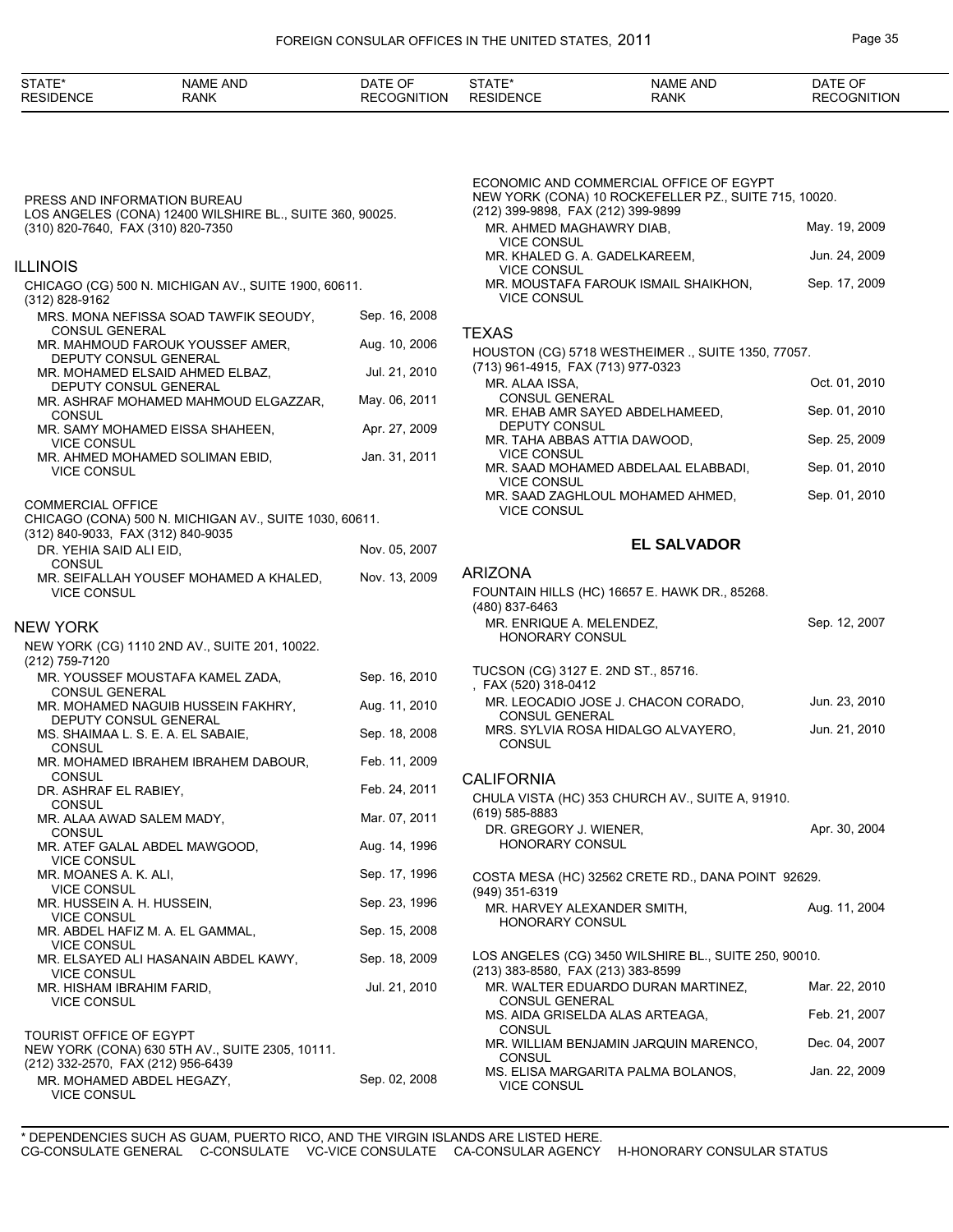PRESS AND INFORMATION BUREAU
LOS ANGELES (CONA) 12400 WILSHIRE BL., SUITE 360, 90025.
(310) 820-7640, FAX (310) 820-7350

## ILLINOIS

CHICAGO (CG) 500 N. MICHIGAN AV., SUITE 1900, 60611.
(312) 828-9162

| NAME AND RANK | DATE OF RECOGNITION |
|---|---|
| MRS. MONA NEFISSA SOAD TAWFIK SEOUDY, CONSUL GENERAL | Sep. 16, 2008 |
| MR. MAHMOUD FAROUK YOUSSEF AMER, DEPUTY CONSUL GENERAL | Aug. 10, 2006 |
| MR. MOHAMED ELSAID AHMED ELBAZ, DEPUTY CONSUL GENERAL | Jul. 21, 2010 |
| MR. ASHRAF MOHAMED MAHMOUD ELGAZZAR, CONSUL | May. 06, 2011 |
| MR. SAMY MOHAMED EISSA SHAHEEN, VICE CONSUL | Apr. 27, 2009 |
| MR. AHMED MOHAMED SOLIMAN EBID, VICE CONSUL | Jan. 31, 2011 |

COMMERCIAL OFFICE
CHICAGO (CONA) 500 N. MICHIGAN AV., SUITE 1030, 60611.
(312) 840-9033, FAX (312) 840-9035

| NAME AND RANK | DATE OF RECOGNITION |
|---|---|
| DR. YEHIA SAID ALI EID, CONSUL | Nov. 05, 2007 |
| MR. SEIFALLAH YOUSEF MOHAMED A KHALED, VICE CONSUL | Nov. 13, 2009 |

## NEW YORK

NEW YORK (CG) 1110 2ND AV., SUITE 201, 10022.
(212) 759-7120

| NAME AND RANK | DATE OF RECOGNITION |
|---|---|
| MR. YOUSSEF MOUSTAFA KAMEL ZADA, CONSUL GENERAL | Sep. 16, 2010 |
| MR. MOHAMED NAGUIB HUSSEIN FAKHRY, DEPUTY CONSUL GENERAL | Aug. 11, 2010 |
| MS. SHAIMAA L. S. E. A. EL SABAIE, CONSUL | Sep. 18, 2008 |
| MR. MOHAMED IBRAHEM IBRAHEM DABOUR, CONSUL | Feb. 11, 2009 |
| DR. ASHRAF EL RABIEY, CONSUL | Feb. 24, 2011 |
| MR. ALAA AWAD SALEM MADY, CONSUL | Mar. 07, 2011 |
| MR. ATEF GALAL ABDEL MAWGOOD, VICE CONSUL | Aug. 14, 1996 |
| MR. MOANES A. K. ALI, VICE CONSUL | Sep. 17, 1996 |
| MR. HUSSEIN A. H. HUSSEIN, VICE CONSUL | Sep. 23, 1996 |
| MR. ABDEL HAFIZ M. A. EL GAMMAL, VICE CONSUL | Sep. 15, 2008 |
| MR. ELSAYED ALI HASANAIN ABDEL KAWY, VICE CONSUL | Sep. 18, 2009 |
| MR. HISHAM IBRAHIM FARID, VICE CONSUL | Jul. 21, 2010 |

TOURIST OFFICE OF EGYPT
NEW YORK (CONA) 630 5TH AV., SUITE 2305, 10111.
(212) 332-2570, FAX (212) 956-6439

| NAME AND RANK | DATE OF RECOGNITION |
|---|---|
| MR. MOHAMED ABDEL HEGAZY, VICE CONSUL | Sep. 02, 2008 |

ECONOMIC AND COMMERCIAL OFFICE OF EGYPT
NEW YORK (CONA) 10 ROCKEFELLER PZ., SUITE 715, 10020.
(212) 399-9898, FAX (212) 399-9899

| NAME AND RANK | DATE OF RECOGNITION |
|---|---|
| MR. AHMED MAGHAWRY DIAB, VICE CONSUL | May. 19, 2009 |
| MR. KHALED G. A. GADELKAREEM, VICE CONSUL | Jun. 24, 2009 |
| MR. MOUSTAFA FAROUK ISMAIL SHAIKHON, VICE CONSUL | Sep. 17, 2009 |

## TEXAS

HOUSTON (CG) 5718 WESTHEIMER ., SUITE 1350, 77057.
(713) 961-4915, FAX (713) 977-0323

| NAME AND RANK | DATE OF RECOGNITION |
|---|---|
| MR. ALAA ISSA, CONSUL GENERAL | Oct. 01, 2010 |
| MR. EHAB AMR SAYED ABDELHAMEED, DEPUTY CONSUL | Sep. 01, 2010 |
| MR. TAHA ABBAS ATTIA DAWOOD, VICE CONSUL | Sep. 25, 2009 |
| MR. SAAD MOHAMED ABDELAAL ELABBADI, VICE CONSUL | Sep. 01, 2010 |
| MR. SAAD ZAGHLOUL MOHAMED AHMED, VICE CONSUL | Sep. 01, 2010 |

# EL SALVADOR

## ARIZONA

FOUNTAIN HILLS (HC) 16657 E. HAWK DR., 85268.
(480) 837-6463

| NAME AND RANK | DATE OF RECOGNITION |
|---|---|
| MR. ENRIQUE A. MELENDEZ, HONORARY CONSUL | Sep. 12, 2007 |

TUCSON (CG) 3127 E. 2ND ST., 85716.
, FAX (520) 318-0412

| NAME AND RANK | DATE OF RECOGNITION |
|---|---|
| MR. LEOCADIO JOSE J. CHACON CORADO, CONSUL GENERAL | Jun. 23, 2010 |
| MRS. SYLVIA ROSA HIDALGO ALVAYERO, CONSUL | Jun. 21, 2010 |

## CALIFORNIA

CHULA VISTA (HC) 353 CHURCH AV., SUITE A, 91910.
(619) 585-8883

| NAME AND RANK | DATE OF RECOGNITION |
|---|---|
| DR. GREGORY J. WIENER, HONORARY CONSUL | Apr. 30, 2004 |

COSTA MESA (HC) 32562 CRETE RD., DANA POINT 92629.
(949) 351-6319

| NAME AND RANK | DATE OF RECOGNITION |
|---|---|
| MR. HARVEY ALEXANDER SMITH, HONORARY CONSUL | Aug. 11, 2004 |

LOS ANGELES (CG) 3450 WILSHIRE BL., SUITE 250, 90010.
(213) 383-8580, FAX (213) 383-8599

| NAME AND RANK | DATE OF RECOGNITION |
|---|---|
| MR. WALTER EDUARDO DURAN MARTINEZ, CONSUL GENERAL | Mar. 22, 2010 |
| MS. AIDA GRISELDA ALAS ARTEAGA, CONSUL | Feb. 21, 2007 |
| MR. WILLIAM BENJAMIN JARQUIN MARENCO, CONSUL | Dec. 04, 2007 |
| MS. ELISA MARGARITA PALMA BOLANOS, VICE CONSUL | Jan. 22, 2009 |

\* DEPENDENCIES SUCH AS GUAM, PUERTO RICO, AND THE VIRGIN ISLANDS ARE LISTED HERE.
CG-CONSULATE GENERAL C-CONSULATE VC-VICE CONSULATE CA-CONSULAR AGENCY H-HONORARY CONSULAR STATUS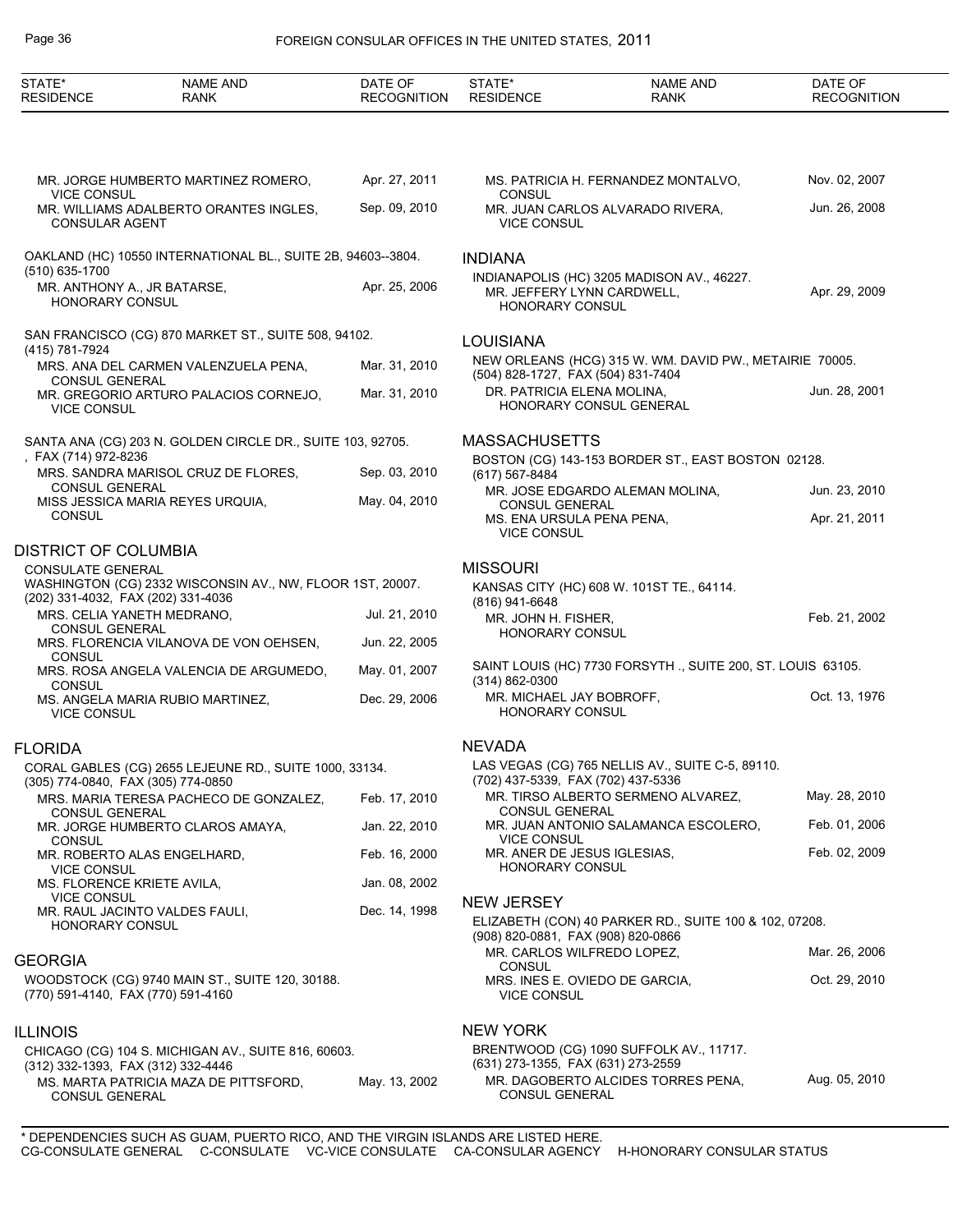| STATE* RESIDENCE | NAME AND RANK | DATE OF RECOGNITION |
|---|---|---|
| | MR. JORGE HUMBERTO MARTINEZ ROMERO, VICE CONSUL | Apr. 27, 2011 |
| | MR. WILLIAMS ADALBERTO ORANTES INGLES, CONSULAR AGENT | Sep. 09, 2010 |

OAKLAND (HC) 10550 INTERNATIONAL BL., SUITE 2B, 94603--3804.
(510) 635-1700

| NAME AND RANK | DATE OF RECOGNITION |
|---|---|
| MR. ANTHONY A., JR BATARSE, HONORARY CONSUL | Apr. 25, 2006 |

SAN FRANCISCO (CG) 870 MARKET ST., SUITE 508, 94102.
(415) 781-7924

| NAME AND RANK | DATE OF RECOGNITION |
|---|---|
| MRS. ANA DEL CARMEN VALENZUELA PENA, CONSUL GENERAL | Mar. 31, 2010 |
| MR. GREGORIO ARTURO PALACIOS CORNEJO, VICE CONSUL | Mar. 31, 2010 |

SANTA ANA (CG) 203 N. GOLDEN CIRCLE DR., SUITE 103, 92705.
, FAX (714) 972-8236

| NAME AND RANK | DATE OF RECOGNITION |
|---|---|
| MRS. SANDRA MARISOL CRUZ DE FLORES, CONSUL GENERAL | Sep. 03, 2010 |
| MISS JESSICA MARIA REYES URQUIA, CONSUL | May. 04, 2010 |

## DISTRICT OF COLUMBIA

CONSULATE GENERAL
WASHINGTON (CG) 2332 WISCONSIN AV., NW, FLOOR 1ST, 20007.
(202) 331-4032, FAX (202) 331-4036

| NAME AND RANK | DATE OF RECOGNITION |
|---|---|
| MRS. CELIA YANETH MEDRANO, CONSUL GENERAL | Jul. 21, 2010 |
| MRS. FLORENCIA VILANOVA DE VON OEHSEN, CONSUL | Jun. 22, 2005 |
| MRS. ROSA ANGELA VALENCIA DE ARGUMEDO, CONSUL | May. 01, 2007 |
| MS. ANGELA MARIA RUBIO MARTINEZ, VICE CONSUL | Dec. 29, 2006 |

## FLORIDA

CORAL GABLES (CG) 2655 LEJEUNE RD., SUITE 1000, 33134.
(305) 774-0840, FAX (305) 774-0850

| NAME AND RANK | DATE OF RECOGNITION |
|---|---|
| MRS. MARIA TERESA PACHECO DE GONZALEZ, CONSUL GENERAL | Feb. 17, 2010 |
| MR. JORGE HUMBERTO CLAROS AMAYA, CONSUL | Jan. 22, 2010 |
| MR. ROBERTO ALAS ENGELHARD, VICE CONSUL | Feb. 16, 2000 |
| MS. FLORENCE KRIETE AVILA, VICE CONSUL | Jan. 08, 2002 |
| MR. RAUL JACINTO VALDES FAULI, HONORARY CONSUL | Dec. 14, 1998 |

## GEORGIA

WOODSTOCK (CG) 9740 MAIN ST., SUITE 120, 30188.
(770) 591-4140, FAX (770) 591-4160

## ILLINOIS

CHICAGO (CG) 104 S. MICHIGAN AV., SUITE 816, 60603.
(312) 332-1393, FAX (312) 332-4446

| NAME AND RANK | DATE OF RECOGNITION |
|---|---|
| MS. MARTA PATRICIA MAZA DE PITTSFORD, CONSUL GENERAL | May. 13, 2002 |

| NAME AND RANK | DATE OF RECOGNITION |
|---|---|
| MS. PATRICIA H. FERNANDEZ MONTALVO, CONSUL | Nov. 02, 2007 |
| MR. JUAN CARLOS ALVARADO RIVERA, VICE CONSUL | Jun. 26, 2008 |

## INDIANA

INDIANAPOLIS (HC) 3205 MADISON AV., 46227.

| NAME AND RANK | DATE OF RECOGNITION |
|---|---|
| MR. JEFFERY LYNN CARDWELL, HONORARY CONSUL | Apr. 29, 2009 |

## LOUISIANA

NEW ORLEANS (HCG) 315 W. WM. DAVID PW., METAIRIE 70005.
(504) 828-1727, FAX (504) 831-7404

| NAME AND RANK | DATE OF RECOGNITION |
|---|---|
| DR. PATRICIA ELENA MOLINA, HONORARY CONSUL GENERAL | Jun. 28, 2001 |

## MASSACHUSETTS

BOSTON (CG) 143-153 BORDER ST., EAST BOSTON 02128.
(617) 567-8484

| NAME AND RANK | DATE OF RECOGNITION |
|---|---|
| MR. JOSE EDGARDO ALEMAN MOLINA, CONSUL GENERAL | Jun. 23, 2010 |
| MS. ENA URSULA PENA PENA, VICE CONSUL | Apr. 21, 2011 |

## MISSOURI

KANSAS CITY (HC) 608 W. 101ST TE., 64114.
(816) 941-6648

| NAME AND RANK | DATE OF RECOGNITION |
|---|---|
| MR. JOHN H. FISHER, HONORARY CONSUL | Feb. 21, 2002 |

SAINT LOUIS (HC) 7730 FORSYTH ., SUITE 200, ST. LOUIS 63105.
(314) 862-0300

| NAME AND RANK | DATE OF RECOGNITION |
|---|---|
| MR. MICHAEL JAY BOBROFF, HONORARY CONSUL | Oct. 13, 1976 |

## NEVADA

LAS VEGAS (CG) 765 NELLIS AV., SUITE C-5, 89110.
(702) 437-5339, FAX (702) 437-5336

| NAME AND RANK | DATE OF RECOGNITION |
|---|---|
| MR. TIRSO ALBERTO SERMENO ALVAREZ, CONSUL GENERAL | May. 28, 2010 |
| MR. JUAN ANTONIO SALAMANCA ESCOLERO, VICE CONSUL | Feb. 01, 2006 |
| MR. ANER DE JESUS IGLESIAS, HONORARY CONSUL | Feb. 02, 2009 |

## NEW JERSEY

ELIZABETH (CON) 40 PARKER RD., SUITE 100 & 102, 07208.
(908) 820-0881, FAX (908) 820-0866

| NAME AND RANK | DATE OF RECOGNITION |
|---|---|
| MR. CARLOS WILFREDO LOPEZ, CONSUL | Mar. 26, 2006 |
| MRS. INES E. OVIEDO DE GARCIA, VICE CONSUL | Oct. 29, 2010 |

## NEW YORK

BRENTWOOD (CG) 1090 SUFFOLK AV., 11717.
(631) 273-1355, FAX (631) 273-2559

| NAME AND RANK | DATE OF RECOGNITION |
|---|---|
| MR. DAGOBERTO ALCIDES TORRES PENA, CONSUL GENERAL | Aug. 05, 2010 |

* DEPENDENCIES SUCH AS GUAM, PUERTO RICO, AND THE VIRGIN ISLANDS ARE LISTED HERE.
CG-CONSULATE GENERAL C-CONSULATE VC-VICE CONSULATE CA-CONSULAR AGENCY H-HONORARY CONSULAR STATUS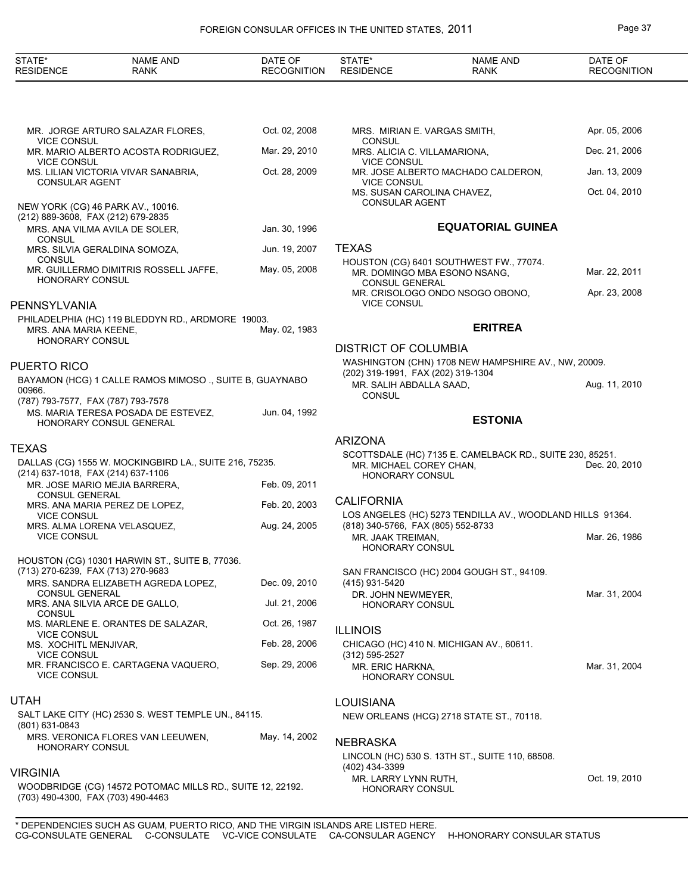MR. JORGE ARTURO SALAZAR FLORES, VICE CONSUL — Oct. 02, 2008

MR. MARIO ALBERTO ACOSTA RODRIGUEZ, VICE CONSUL — Mar. 29, 2010

MS. LILIAN VICTORIA VIVAR SANABRIA, CONSULAR AGENT — Oct. 28, 2009

NEW YORK (CG) 46 PARK AV., 10016.
(212) 889-3608, FAX (212) 679-2835

MRS. ANA VILMA AVILA DE SOLER, CONSUL — Jan. 30, 1996

MRS. SILVIA GERALDINA SOMOZA, CONSUL — Jun. 19, 2007

MR. GUILLERMO DIMITRIS ROSSELL JAFFE, HONORARY CONSUL — May. 05, 2008

## PENNSYLVANIA

PHILADELPHIA (HC) 119 BLEDDYN RD., ARDMORE 19003.

MRS. ANA MARIA KEENE, HONORARY CONSUL — May. 02, 1983

## PUERTO RICO

BAYAMON (HCG) 1 CALLE RAMOS MIMOSO ., SUITE B, GUAYNABO 00966.
(787) 793-7577, FAX (787) 793-7578

MS. MARIA TERESA POSADA DE ESTEVEZ, HONORARY CONSUL GENERAL — Jun. 04, 1992

## TEXAS

DALLAS (CG) 1555 W. MOCKINGBIRD LA., SUITE 216, 75235.
(214) 637-1018, FAX (214) 637-1106

MR. JOSE MARIO MEJIA BARRERA, CONSUL GENERAL — Feb. 09, 2011

MRS. ANA MARIA PEREZ DE LOPEZ, VICE CONSUL — Feb. 20, 2003

MRS. ALMA LORENA VELASQUEZ, VICE CONSUL — Aug. 24, 2005

HOUSTON (CG) 10301 HARWIN ST., SUITE B, 77036.
(713) 270-6239, FAX (713) 270-9683

MRS. SANDRA ELIZABETH AGREDA LOPEZ, CONSUL GENERAL — Dec. 09, 2010

MRS. ANA SILVIA ARCE DE GALLO, CONSUL — Jul. 21, 2006

MS. MARLENE E. ORANTES DE SALAZAR, VICE CONSUL — Oct. 26, 1987

MS. XOCHITL MENJIVAR, VICE CONSUL — Feb. 28, 2006

MR. FRANCISCO E. CARTAGENA VAQUERO, VICE CONSUL — Sep. 29, 2006

## UTAH

SALT LAKE CITY (HC) 2530 S. WEST TEMPLE UN., 84115.
(801) 631-0843

MRS. VERONICA FLORES VAN LEEUWEN, HONORARY CONSUL — May. 14, 2002

## VIRGINIA

WOODBRIDGE (CG) 14572 POTOMAC MILLS RD., SUITE 12, 22192.
(703) 490-4300, FAX (703) 490-4463

MRS. MIRIAN E. VARGAS SMITH, CONSUL — Apr. 05, 2006

MRS. ALICIA C. VILLAMARIONA, VICE CONSUL — Dec. 21, 2006

MR. JOSE ALBERTO MACHADO CALDERON, VICE CONSUL — Jan. 13, 2009

MS. SUSAN CAROLINA CHAVEZ, CONSULAR AGENT — Oct. 04, 2010

# EQUATORIAL GUINEA

## TEXAS

HOUSTON (CG) 6401 SOUTHWEST FW., 77074.

MR. DOMINGO MBA ESONO NSANG, CONSUL GENERAL — Mar. 22, 2011

MR. CRISOLOGO ONDO NSOGO OBONO, VICE CONSUL — Apr. 23, 2008

# ERITREA

## DISTRICT OF COLUMBIA

WASHINGTON (CHN) 1708 NEW HAMPSHIRE AV., NW, 20009.
(202) 319-1991, FAX (202) 319-1304

MR. SALIH ABDALLA SAAD, CONSUL — Aug. 11, 2010

# ESTONIA

## ARIZONA

SCOTTSDALE (HC) 7135 E. CAMELBACK RD., SUITE 230, 85251.

MR. MICHAEL COREY CHAN, HONORARY CONSUL — Dec. 20, 2010

## CALIFORNIA

LOS ANGELES (HC) 5273 TENDILLA AV., WOODLAND HILLS 91364.
(818) 340-5766, FAX (805) 552-8733

MR. JAAK TREIMAN, HONORARY CONSUL — Mar. 26, 1986

SAN FRANCISCO (HC) 2004 GOUGH ST., 94109.
(415) 931-5420

DR. JOHN NEWMEYER, HONORARY CONSUL — Mar. 31, 2004

## ILLINOIS

CHICAGO (HC) 410 N. MICHIGAN AV., 60611.
(312) 595-2527

MR. ERIC HARKNA, HONORARY CONSUL — Mar. 31, 2004

## LOUISIANA

NEW ORLEANS (HCG) 2718 STATE ST., 70118.

## NEBRASKA

LINCOLN (HC) 530 S. 13TH ST., SUITE 110, 68508.
(402) 434-3399

MR. LARRY LYNN RUTH, HONORARY CONSUL — Oct. 19, 2010

\* DEPENDENCIES SUCH AS GUAM, PUERTO RICO, AND THE VIRGIN ISLANDS ARE LISTED HERE.
CG-CONSULATE GENERAL C-CONSULATE VC-VICE CONSULATE CA-CONSULAR AGENCY H-HONORARY CONSULAR STATUS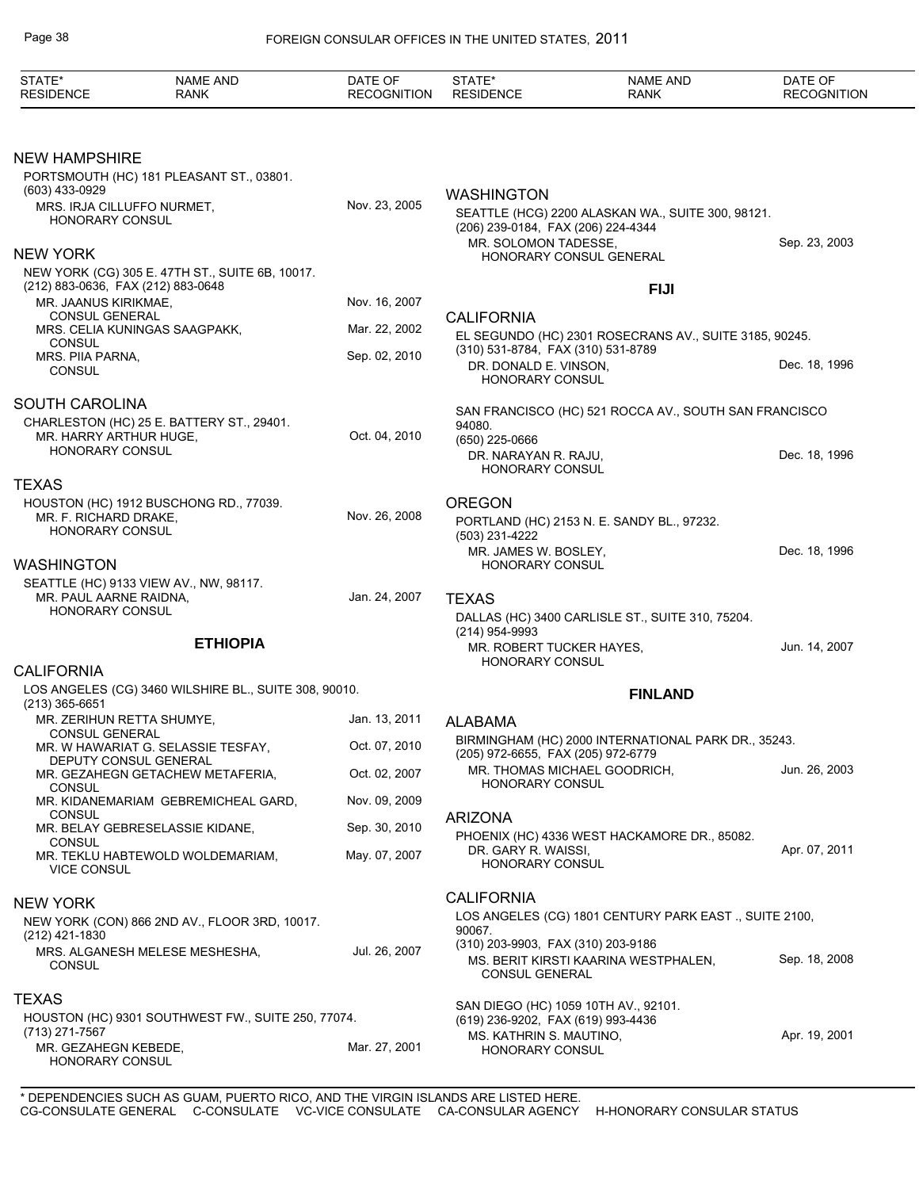## NEW HAMPSHIRE

PORTSMOUTH (HC) 181 PLEASANT ST., 03801.
(603) 433-0929

| | |
|---|---|
| MRS. IRJA CILLUFFO NURMET, HONORARY CONSUL | Nov. 23, 2005 |

## NEW YORK

NEW YORK (CG) 305 E. 47TH ST., SUITE 6B, 10017.
(212) 883-0636, FAX (212) 883-0648

| | |
|---|---|
| MR. JAANUS KIRIKMAE, CONSUL GENERAL | Nov. 16, 2007 |
| MRS. CELIA KUNINGAS SAAGPAKK, CONSUL | Mar. 22, 2002 |
| MRS. PIIA PARNA, CONSUL | Sep. 02, 2010 |

## SOUTH CAROLINA

CHARLESTON (HC) 25 E. BATTERY ST., 29401.

| | |
|---|---|
| MR. HARRY ARTHUR HUGE, HONORARY CONSUL | Oct. 04, 2010 |

## TEXAS

HOUSTON (HC) 1912 BUSCHONG RD., 77039.

| | |
|---|---|
| MR. F. RICHARD DRAKE, HONORARY CONSUL | Nov. 26, 2008 |

## WASHINGTON

SEATTLE (HC) 9133 VIEW AV., NW, 98117.

| | |
|---|---|
| MR. PAUL AARNE RAIDNA, HONORARY CONSUL | Jan. 24, 2007 |

# ETHIOPIA

## CALIFORNIA

LOS ANGELES (CG) 3460 WILSHIRE BL., SUITE 308, 90010.
(213) 365-6651

| | |
|---|---|
| MR. ZERIHUN RETTA SHUMYE, CONSUL GENERAL | Jan. 13, 2011 |
| MR. W HAWARIAT G. SELASSIE TESFAY, DEPUTY CONSUL GENERAL | Oct. 07, 2010 |
| MR. GEZAHEGN GETACHEW METAFERIA, CONSUL | Oct. 02, 2007 |
| MR. KIDANEMARIAM GEBREMICHEAL GARD, CONSUL | Nov. 09, 2009 |
| MR. BELAY GEBRESELASSIE KIDANE, CONSUL | Sep. 30, 2010 |
| MR. TEKLU HABTEWOLD WOLDEMARIAM, VICE CONSUL | May. 07, 2007 |

## NEW YORK

NEW YORK (CON) 866 2ND AV., FLOOR 3RD, 10017.
(212) 421-1830

| | |
|---|---|
| MRS. ALGANESH MELESE MESHESHA, CONSUL | Jul. 26, 2007 |

## TEXAS

HOUSTON (HC) 9301 SOUTHWEST FW., SUITE 250, 77074.
(713) 271-7567

| | |
|---|---|
| MR. GEZAHEGN KEBEDE, HONORARY CONSUL | Mar. 27, 2001 |

## WASHINGTON

SEATTLE (HCG) 2200 ALASKAN WA., SUITE 300, 98121.
(206) 239-0184, FAX (206) 224-4344

| | |
|---|---|
| MR. SOLOMON TADESSE, HONORARY CONSUL GENERAL | Sep. 23, 2003 |

# FIJI

## CALIFORNIA

EL SEGUNDO (HC) 2301 ROSECRANS AV., SUITE 3185, 90245.
(310) 531-8784, FAX (310) 531-8789

| | |
|---|---|
| DR. DONALD E. VINSON, HONORARY CONSUL | Dec. 18, 1996 |

SAN FRANCISCO (HC) 521 ROCCA AV., SOUTH SAN FRANCISCO 94080.
(650) 225-0666

| | |
|---|---|
| DR. NARAYAN R. RAJU, HONORARY CONSUL | Dec. 18, 1996 |

## OREGON

PORTLAND (HC) 2153 N. E. SANDY BL., 97232.
(503) 231-4222

| | |
|---|---|
| MR. JAMES W. BOSLEY, HONORARY CONSUL | Dec. 18, 1996 |

## TEXAS

DALLAS (HC) 3400 CARLISLE ST., SUITE 310, 75204.
(214) 954-9993

| | |
|---|---|
| MR. ROBERT TUCKER HAYES, HONORARY CONSUL | Jun. 14, 2007 |

# FINLAND

## ALABAMA

BIRMINGHAM (HC) 2000 INTERNATIONAL PARK DR., 35243.
(205) 972-6655, FAX (205) 972-6779

| | |
|---|---|
| MR. THOMAS MICHAEL GOODRICH, HONORARY CONSUL | Jun. 26, 2003 |

## ARIZONA

PHOENIX (HC) 4336 WEST HACKAMORE DR., 85082.

| | |
|---|---|
| DR. GARY R. WAISSI, HONORARY CONSUL | Apr. 07, 2011 |

## CALIFORNIA

LOS ANGELES (CG) 1801 CENTURY PARK EAST ., SUITE 2100, 90067.
(310) 203-9903, FAX (310) 203-9186

| | |
|---|---|
| MS. BERIT KIRSTI KAARINA WESTPHALEN, CONSUL GENERAL | Sep. 18, 2008 |

SAN DIEGO (HC) 1059 10TH AV., 92101.
(619) 236-9202, FAX (619) 993-4436

| | |
|---|---|
| MS. KATHRIN S. MAUTINO, HONORARY CONSUL | Apr. 19, 2001 |

\* DEPENDENCIES SUCH AS GUAM, PUERTO RICO, AND THE VIRGIN ISLANDS ARE LISTED HERE.
CG-CONSULATE GENERAL C-CONSULATE VC-VICE CONSULATE CA-CONSULAR AGENCY H-HONORARY CONSULAR STATUS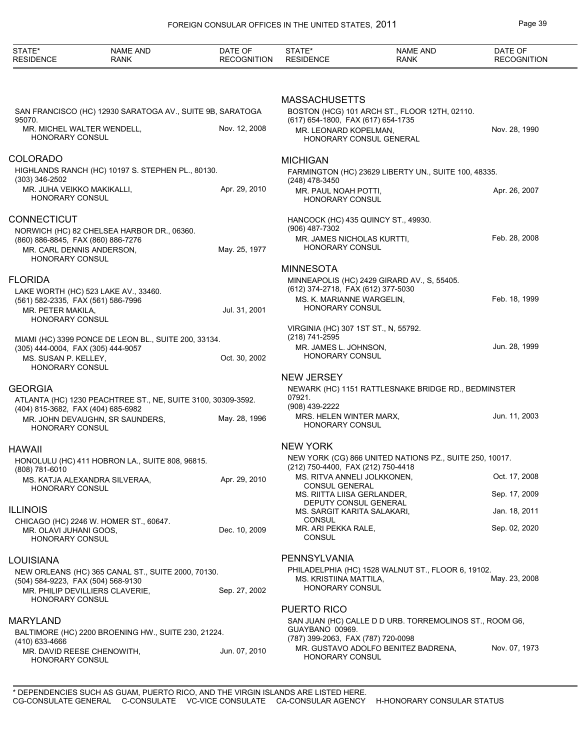| STATE* RESIDENCE | NAME AND RANK | DATE OF RECOGNITION |
|---|---|---|
| SAN FRANCISCO (HC) 12930 SARATOGA AV., SUITE 9B, SARATOGA 95070. | | |
| | MR. MICHEL WALTER WENDELL, HONORARY CONSUL | Nov. 12, 2008 |

## COLORADO

HIGHLANDS RANCH (HC) 10197 S. STEPHEN PL., 80130.
(303) 346-2502

| MR. JUHA VEIKKO MAKIKALLI, HONORARY CONSUL | Apr. 29, 2010 |
|---|---|

## CONNECTICUT

NORWICH (HC) 82 CHELSEA HARBOR DR., 06360.
(860) 886-8845, FAX (860) 886-7276

| MR. CARL DENNIS ANDERSON, HONORARY CONSUL | May. 25, 1977 |
|---|---|

## FLORIDA

LAKE WORTH (HC) 523 LAKE AV., 33460.
(561) 582-2335, FAX (561) 586-7996

| MR. PETER MAKILA, HONORARY CONSUL | Jul. 31, 2001 |
|---|---|

MIAMI (HC) 3399 PONCE DE LEON BL., SUITE 200, 33134.
(305) 444-0004, FAX (305) 444-9057

| MS. SUSAN P. KELLEY, HONORARY CONSUL | Oct. 30, 2002 |
|---|---|

## GEORGIA

ATLANTA (HC) 1230 PEACHTREE ST., NE, SUITE 3100, 30309-3592.
(404) 815-3682, FAX (404) 685-6982

| MR. JOHN DEVAUGHN, SR SAUNDERS, HONORARY CONSUL | May. 28, 1996 |
|---|---|

## HAWAII

HONOLULU (HC) 411 HOBRON LA., SUITE 808, 96815.
(808) 781-6010

| MS. KATJA ALEXANDRA SILVERAA, HONORARY CONSUL | Apr. 29, 2010 |
|---|---|

## ILLINOIS

CHICAGO (HC) 2246 W. HOMER ST., 60647.

| MR. OLAVI JUHANI GOOS, HONORARY CONSUL | Dec. 10, 2009 |
|---|---|

## LOUISIANA

NEW ORLEANS (HC) 365 CANAL ST., SUITE 2000, 70130.
(504) 584-9223, FAX (504) 568-9130

| MR. PHILIP DEVILLIERS CLAVERIE, HONORARY CONSUL | Sep. 27, 2002 |
|---|---|

## MARYLAND

BALTIMORE (HC) 2200 BROENING HW., SUITE 230, 21224.
(410) 633-4666

| MR. DAVID REESE CHENOWITH, HONORARY CONSUL | Jun. 07, 2010 |
|---|---|

## MASSACHUSETTS

BOSTON (HCG) 101 ARCH ST., FLOOR 12TH, 02110.
(617) 654-1800, FAX (617) 654-1735

| MR. LEONARD KOPELMAN, HONORARY CONSUL GENERAL | Nov. 28, 1990 |
|---|---|

## MICHIGAN

FARMINGTON (HC) 23629 LIBERTY UN., SUITE 100, 48335.
(248) 478-3450

| MR. PAUL NOAH POTTI, HONORARY CONSUL | Apr. 26, 2007 |
|---|---|

HANCOCK (HC) 435 QUINCY ST., 49930.
(906) 487-7302

| MR. JAMES NICHOLAS KURTTI, HONORARY CONSUL | Feb. 28, 2008 |
|---|---|

## MINNESOTA

MINNEAPOLIS (HC) 2429 GIRARD AV., S, 55405.
(612) 374-2718, FAX (612) 377-5030

| MS. K. MARIANNE WARGELIN, HONORARY CONSUL | Feb. 18, 1999 |
|---|---|

VIRGINIA (HC) 307 1ST ST., N, 55792.
(218) 741-2595

| MR. JAMES L. JOHNSON, HONORARY CONSUL | Jun. 28, 1999 |
|---|---|

## NEW JERSEY

NEWARK (HC) 1151 RATTLESNAKE BRIDGE RD., BEDMINSTER 07921.
(908) 439-2222

| MRS. HELEN WINTER MARX, HONORARY CONSUL | Jun. 11, 2003 |
|---|---|

## NEW YORK

NEW YORK (CG) 866 UNITED NATIONS PZ., SUITE 250, 10017.
(212) 750-4400, FAX (212) 750-4418

| MS. RITVA ANNELI JOLKKONEN, CONSUL GENERAL | Oct. 17, 2008 |
|---|---|
| MS. RIITTA LIISA GERLANDER, DEPUTY CONSUL GENERAL | Sep. 17, 2009 |
| MS. SARGIT KARITA SALAKARI, CONSUL | Jan. 18, 2011 |
| MR. ARI PEKKA RALE, CONSUL | Sep. 02, 2020 |

## PENNSYLVANIA

PHILADELPHIA (HC) 1528 WALNUT ST., FLOOR 6, 19102.

| MS. KRISTIINA MATTILA, HONORARY CONSUL | May. 23, 2008 |
|---|---|

## PUERTO RICO

SAN JUAN (HC) CALLE D D URB. TORREMOLINOS ST., ROOM G6, GUAYBANO 00969.
(787) 399-2063, FAX (787) 720-0098

| MR. GUSTAVO ADOLFO BENITEZ BADRENA, HONORARY CONSUL | Nov. 07, 1973 |
|---|---|

* DEPENDENCIES SUCH AS GUAM, PUERTO RICO, AND THE VIRGIN ISLANDS ARE LISTED HERE.
CG-CONSULATE GENERAL C-CONSULATE VC-VICE CONSULATE CA-CONSULAR AGENCY H-HONORARY CONSULAR STATUS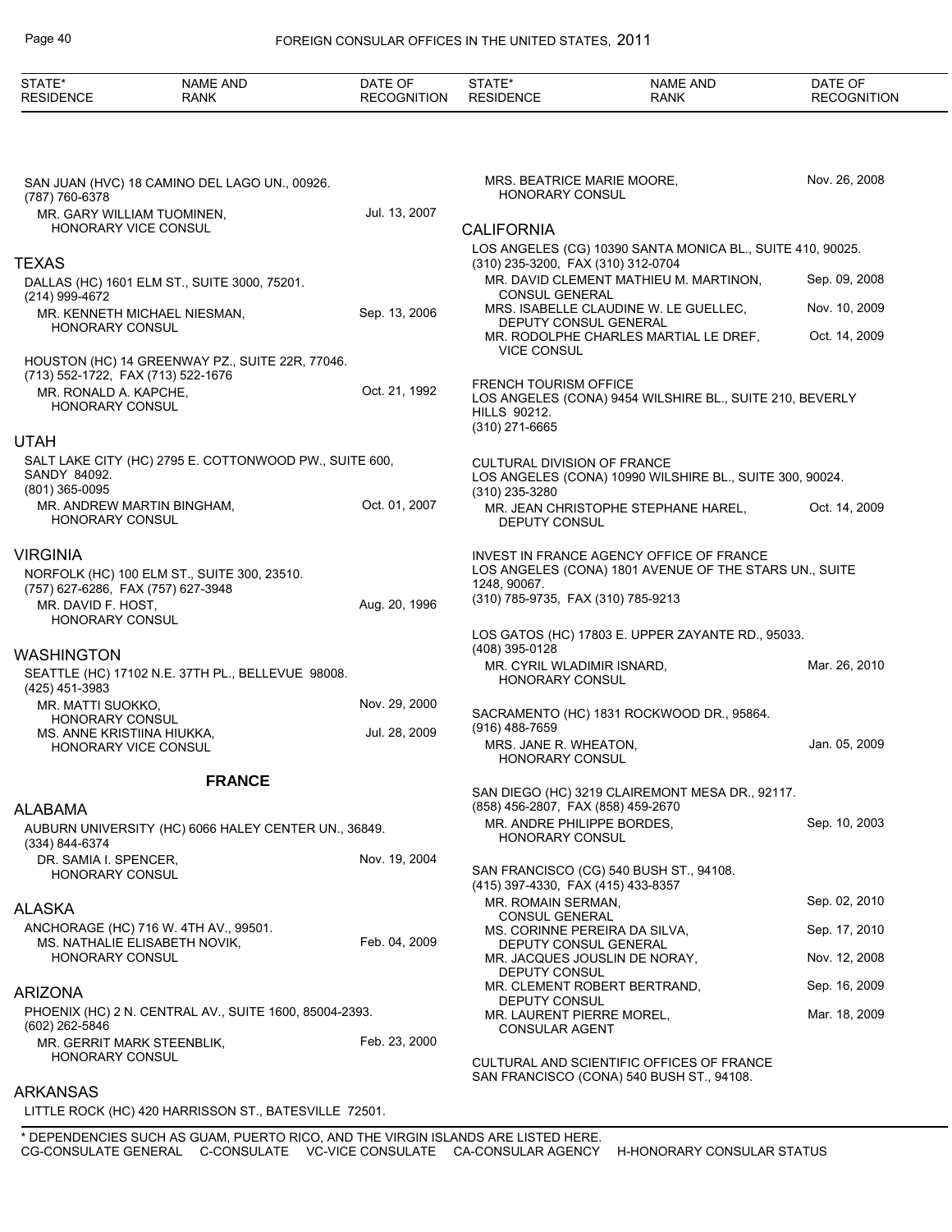SAN JUAN (HVC) 18 CAMINO DEL LAGO UN., 00926.
(787) 760-6378

| | |
|---|---|
| MR. GARY WILLIAM TUOMINEN, HONORARY VICE CONSUL | Jul. 13, 2007 |

## TEXAS

DALLAS (HC) 1601 ELM ST., SUITE 3000, 75201.
(214) 999-4672

| | |
|---|---|
| MR. KENNETH MICHAEL NIESMAN, HONORARY CONSUL | Sep. 13, 2006 |

HOUSTON (HC) 14 GREENWAY PZ., SUITE 22R, 77046.
(713) 552-1722, FAX (713) 522-1676

| | |
|---|---|
| MR. RONALD A. KAPCHE, HONORARY CONSUL | Oct. 21, 1992 |

## UTAH

SALT LAKE CITY (HC) 2795 E. COTTONWOOD PW., SUITE 600, SANDY 84092.
(801) 365-0095

| | |
|---|---|
| MR. ANDREW MARTIN BINGHAM, HONORARY CONSUL | Oct. 01, 2007 |

## VIRGINIA

NORFOLK (HC) 100 ELM ST., SUITE 300, 23510.
(757) 627-6286, FAX (757) 627-3948

| | |
|---|---|
| MR. DAVID F. HOST, HONORARY CONSUL | Aug. 20, 1996 |

## WASHINGTON

SEATTLE (HC) 17102 N.E. 37TH PL., BELLEVUE 98008.
(425) 451-3983

| | |
|---|---|
| MR. MATTI SUOKKO, HONORARY CONSUL | Nov. 29, 2000 |
| MS. ANNE KRISTIINA HIUKKA, HONORARY VICE CONSUL | Jul. 28, 2009 |

# FRANCE

## ALABAMA

AUBURN UNIVERSITY (HC) 6066 HALEY CENTER UN., 36849.
(334) 844-6374

| | |
|---|---|
| DR. SAMIA I. SPENCER, HONORARY CONSUL | Nov. 19, 2004 |

## ALASKA

ANCHORAGE (HC) 716 W. 4TH AV., 99501.

| | |
|---|---|
| MS. NATHALIE ELISABETH NOVIK, HONORARY CONSUL | Feb. 04, 2009 |

## ARIZONA

PHOENIX (HC) 2 N. CENTRAL AV., SUITE 1600, 85004-2393.
(602) 262-5846

| | |
|---|---|
| MR. GERRIT MARK STEENBLIK, HONORARY CONSUL | Feb. 23, 2000 |

## ARKANSAS

LITTLE ROCK (HC) 420 HARRISSON ST., BATESVILLE 72501.

| | |
|---|---|
| MRS. BEATRICE MARIE MOORE, HONORARY CONSUL | Nov. 26, 2008 |

## CALIFORNIA

LOS ANGELES (CG) 10390 SANTA MONICA BL., SUITE 410, 90025.
(310) 235-3200, FAX (310) 312-0704

| | |
|---|---|
| MR. DAVID CLEMENT MATHIEU M. MARTINON, CONSUL GENERAL | Sep. 09, 2008 |
| MRS. ISABELLE CLAUDINE W. LE GUELLEC, DEPUTY CONSUL GENERAL | Nov. 10, 2009 |
| MR. RODOLPHE CHARLES MARTIAL LE DREF, VICE CONSUL | Oct. 14, 2009 |

FRENCH TOURISM OFFICE
LOS ANGELES (CONA) 9454 WILSHIRE BL., SUITE 210, BEVERLY HILLS 90212.
(310) 271-6665

CULTURAL DIVISION OF FRANCE
LOS ANGELES (CONA) 10990 WILSHIRE BL., SUITE 300, 90024.
(310) 235-3280

| | |
|---|---|
| MR. JEAN CHRISTOPHE STEPHANE HAREL, DEPUTY CONSUL | Oct. 14, 2009 |

INVEST IN FRANCE AGENCY OFFICE OF FRANCE
LOS ANGELES (CONA) 1801 AVENUE OF THE STARS UN., SUITE 1248, 90067.
(310) 785-9735, FAX (310) 785-9213

LOS GATOS (HC) 17803 E. UPPER ZAYANTE RD., 95033.
(408) 395-0128

| | |
|---|---|
| MR. CYRIL WLADIMIR ISNARD, HONORARY CONSUL | Mar. 26, 2010 |

SACRAMENTO (HC) 1831 ROCKWOOD DR., 95864.
(916) 488-7659

| | |
|---|---|
| MRS. JANE R. WHEATON, HONORARY CONSUL | Jan. 05, 2009 |

SAN DIEGO (HC) 3219 CLAIREMONT MESA DR., 92117.
(858) 456-2807, FAX (858) 459-2670

| | |
|---|---|
| MR. ANDRE PHILIPPE BORDES, HONORARY CONSUL | Sep. 10, 2003 |

SAN FRANCISCO (CG) 540 BUSH ST., 94108.
(415) 397-4330, FAX (415) 433-8357

| | |
|---|---|
| MR. ROMAIN SERMAN, CONSUL GENERAL | Sep. 02, 2010 |
| MS. CORINNE PEREIRA DA SILVA, DEPUTY CONSUL GENERAL | Sep. 17, 2010 |
| MR. JACQUES JOUSLIN DE NORAY, DEPUTY CONSUL | Nov. 12, 2008 |
| MR. CLEMENT ROBERT BERTRAND, DEPUTY CONSUL | Sep. 16, 2009 |
| MR. LAURENT PIERRE MOREL, CONSULAR AGENT | Mar. 18, 2009 |

CULTURAL AND SCIENTIFIC OFFICES OF FRANCE
SAN FRANCISCO (CONA) 540 BUSH ST., 94108.

* DEPENDENCIES SUCH AS GUAM, PUERTO RICO, AND THE VIRGIN ISLANDS ARE LISTED HERE.
CG-CONSULATE GENERAL C-CONSULATE VC-VICE CONSULATE CA-CONSULAR AGENCY H-HONORARY CONSULAR STATUS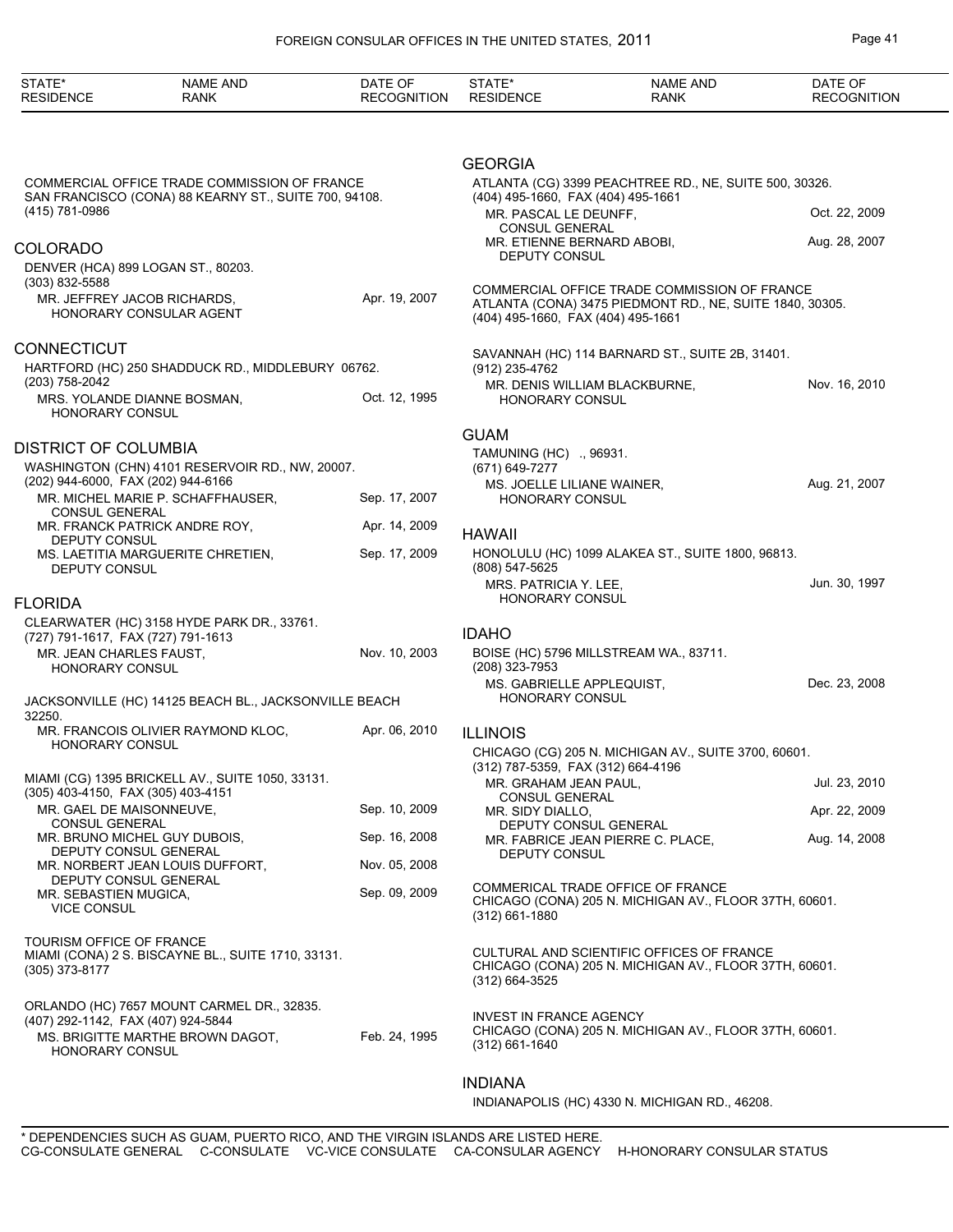| STATE* RESIDENCE | NAME AND RANK | DATE OF RECOGNITION |
|---|---|---|

COMMERCIAL OFFICE TRADE COMMISSION OF FRANCE
SAN FRANCISCO (CONA) 88 KEARNY ST., SUITE 700, 94108.
(415) 781-0986

## COLORADO

DENVER (HCA) 899 LOGAN ST., 80203.
(303) 832-5588

| | | |
|---|---|---|
| | MR. JEFFREY JACOB RICHARDS, HONORARY CONSULAR AGENT | Apr. 19, 2007 |

## CONNECTICUT

HARTFORD (HC) 250 SHADDUCK RD., MIDDLEBURY 06762.
(203) 758-2042

| | | |
|---|---|---|
| | MRS. YOLANDE DIANNE BOSMAN, HONORARY CONSUL | Oct. 12, 1995 |

## DISTRICT OF COLUMBIA

WASHINGTON (CHN) 4101 RESERVOIR RD., NW, 20007.
(202) 944-6000, FAX (202) 944-6166

| | | |
|---|---|---|
| | MR. MICHEL MARIE P. SCHAFFHAUSER, CONSUL GENERAL | Sep. 17, 2007 |
| | MR. FRANCK PATRICK ANDRE ROY, DEPUTY CONSUL | Apr. 14, 2009 |
| | MS. LAETITIA MARGUERITE CHRETIEN, DEPUTY CONSUL | Sep. 17, 2009 |

## FLORIDA

CLEARWATER (HC) 3158 HYDE PARK DR., 33761.
(727) 791-1617, FAX (727) 791-1613

| | | |
|---|---|---|
| | MR. JEAN CHARLES FAUST, HONORARY CONSUL | Nov. 10, 2003 |

JACKSONVILLE (HC) 14125 BEACH BL., JACKSONVILLE BEACH 32250.

| | | |
|---|---|---|
| | MR. FRANCOIS OLIVIER RAYMOND KLOC, HONORARY CONSUL | Apr. 06, 2010 |

MIAMI (CG) 1395 BRICKELL AV., SUITE 1050, 33131.
(305) 403-4150, FAX (305) 403-4151

| | | |
|---|---|---|
| | MR. GAEL DE MAISONNEUVE, CONSUL GENERAL | Sep. 10, 2009 |
| | MR. BRUNO MICHEL GUY DUBOIS, DEPUTY CONSUL GENERAL | Sep. 16, 2008 |
| | MR. NORBERT JEAN LOUIS DUFFORT, DEPUTY CONSUL GENERAL | Nov. 05, 2008 |
| | MR. SEBASTIEN MUGICA, VICE CONSUL | Sep. 09, 2009 |

TOURISM OFFICE OF FRANCE
MIAMI (CONA) 2 S. BISCAYNE BL., SUITE 1710, 33131.
(305) 373-8177

ORLANDO (HC) 7657 MOUNT CARMEL DR., 32835.
(407) 292-1142, FAX (407) 924-5844

| | | |
|---|---|---|
| | MS. BRIGITTE MARTHE BROWN DAGOT, HONORARY CONSUL | Feb. 24, 1995 |

## GEORGIA

ATLANTA (CG) 3399 PEACHTREE RD., NE, SUITE 500, 30326.
(404) 495-1660, FAX (404) 495-1661

| | | |
|---|---|---|
| | MR. PASCAL LE DEUNFF, CONSUL GENERAL | Oct. 22, 2009 |
| | MR. ETIENNE BERNARD ABOBI, DEPUTY CONSUL | Aug. 28, 2007 |

COMMERCIAL OFFICE TRADE COMMISSION OF FRANCE
ATLANTA (CONA) 3475 PIEDMONT RD., NE, SUITE 1840, 30305.
(404) 495-1660, FAX (404) 495-1661

SAVANNAH (HC) 114 BARNARD ST., SUITE 2B, 31401.
(912) 235-4762

| | | |
|---|---|---|
| | MR. DENIS WILLIAM BLACKBURNE, HONORARY CONSUL | Nov. 16, 2010 |

## GUAM

TAMUNING (HC) ., 96931.
(671) 649-7277

| | | |
|---|---|---|
| | MS. JOELLE LILIANE WAINER, HONORARY CONSUL | Aug. 21, 2007 |

## HAWAII

HONOLULU (HC) 1099 ALAKEA ST., SUITE 1800, 96813.
(808) 547-5625

| | | |
|---|---|---|
| | MRS. PATRICIA Y. LEE, HONORARY CONSUL | Jun. 30, 1997 |

## IDAHO

BOISE (HC) 5796 MILLSTREAM WA., 83711.
(208) 323-7953

| | | |
|---|---|---|
| | MS. GABRIELLE APPLEQUIST, HONORARY CONSUL | Dec. 23, 2008 |

## ILLINOIS

CHICAGO (CG) 205 N. MICHIGAN AV., SUITE 3700, 60601.
(312) 787-5359, FAX (312) 664-4196

| | | |
|---|---|---|
| | MR. GRAHAM JEAN PAUL, CONSUL GENERAL | Jul. 23, 2010 |
| | MR. SIDY DIALLO, DEPUTY CONSUL GENERAL | Apr. 22, 2009 |
| | MR. FABRICE JEAN PIERRE C. PLACE, DEPUTY CONSUL | Aug. 14, 2008 |

COMMERICAL TRADE OFFICE OF FRANCE
CHICAGO (CONA) 205 N. MICHIGAN AV., FLOOR 37TH, 60601.
(312) 661-1880

CULTURAL AND SCIENTIFIC OFFICES OF FRANCE
CHICAGO (CONA) 205 N. MICHIGAN AV., FLOOR 37TH, 60601.
(312) 664-3525

INVEST IN FRANCE AGENCY
CHICAGO (CONA) 205 N. MICHIGAN AV., FLOOR 37TH, 60601.
(312) 661-1640

## INDIANA

INDIANAPOLIS (HC) 4330 N. MICHIGAN RD., 46208.

\* DEPENDENCIES SUCH AS GUAM, PUERTO RICO, AND THE VIRGIN ISLANDS ARE LISTED HERE.
CG-CONSULATE GENERAL C-CONSULATE VC-VICE CONSULATE CA-CONSULAR AGENCY H-HONORARY CONSULAR STATUS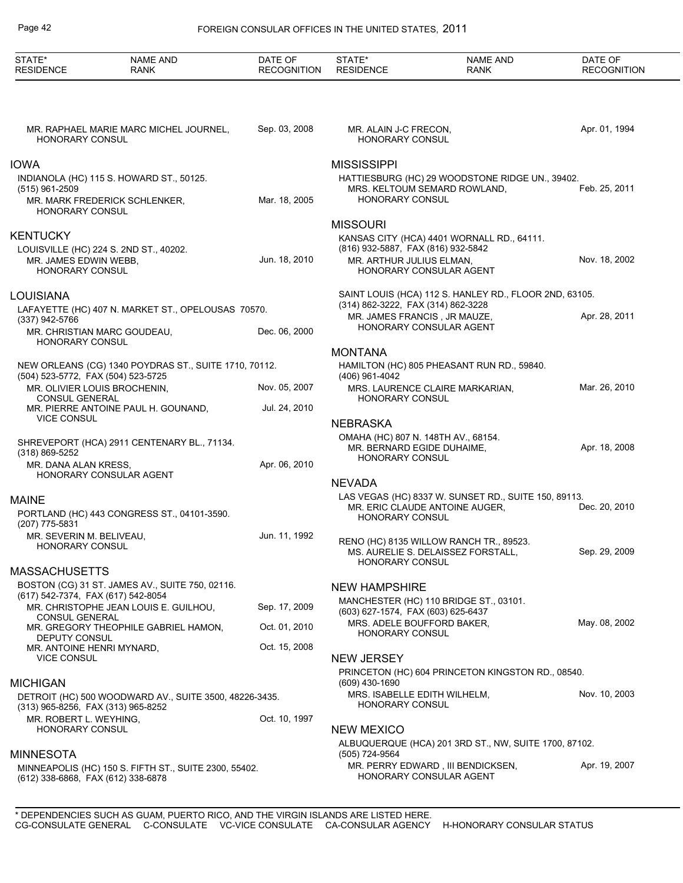MR. RAPHAEL MARIE MARC MICHEL JOURNEL, HONORARY CONSUL — Sep. 03, 2008

## IOWA

INDIANOLA (HC) 115 S. HOWARD ST., 50125.
(515) 961-2509

MR. MARK FREDERICK SCHLENKER, HONORARY CONSUL — Mar. 18, 2005

## KENTUCKY

LOUISVILLE (HC) 224 S. 2ND ST., 40202.

MR. JAMES EDWIN WEBB, HONORARY CONSUL — Jun. 18, 2010

## LOUISIANA

LAFAYETTE (HC) 407 N. MARKET ST., OPELOUSAS 70570.
(337) 942-5766

MR. CHRISTIAN MARC GOUDEAU, HONORARY CONSUL — Dec. 06, 2000

NEW ORLEANS (CG) 1340 POYDRAS ST., SUITE 1710, 70112.
(504) 523-5772, FAX (504) 523-5725

MR. OLIVIER LOUIS BROCHENIN, CONSUL GENERAL — Nov. 05, 2007

MR. PIERRE ANTOINE PAUL H. GOUNAND, VICE CONSUL — Jul. 24, 2010

SHREVEPORT (HCA) 2911 CENTENARY BL., 71134.
(318) 869-5252

MR. DANA ALAN KRESS, HONORARY CONSULAR AGENT — Apr. 06, 2010

## MAINE

PORTLAND (HC) 443 CONGRESS ST., 04101-3590.
(207) 775-5831

MR. SEVERIN M. BELIVEAU, HONORARY CONSUL — Jun. 11, 1992

## MASSACHUSETTS

BOSTON (CG) 31 ST. JAMES AV., SUITE 750, 02116.
(617) 542-7374, FAX (617) 542-8054

MR. CHRISTOPHE JEAN LOUIS E. GUILHOU, CONSUL GENERAL — Sep. 17, 2009

MR. GREGORY THEOPHILE GABRIEL HAMON, DEPUTY CONSUL — Oct. 01, 2010

MR. ANTOINE HENRI MYNARD, VICE CONSUL — Oct. 15, 2008

## MICHIGAN

DETROIT (HC) 500 WOODWARD AV., SUITE 3500, 48226-3435.
(313) 965-8256, FAX (313) 965-8252

MR. ROBERT L. WEYHING, HONORARY CONSUL — Oct. 10, 1997

## MINNESOTA

MINNEAPOLIS (HC) 150 S. FIFTH ST., SUITE 2300, 55402.
(612) 338-6868, FAX (612) 338-6878

MR. ALAIN J-C FRECON, HONORARY CONSUL — Apr. 01, 1994

## MISSISSIPPI

HATTIESBURG (HC) 29 WOODSTONE RIDGE UN., 39402.

MRS. KELTOUM SEMARD ROWLAND, HONORARY CONSUL — Feb. 25, 2011

## MISSOURI

KANSAS CITY (HCA) 4401 WORNALL RD., 64111.
(816) 932-5887, FAX (816) 932-5842

MR. ARTHUR JULIUS ELMAN, HONORARY CONSULAR AGENT — Nov. 18, 2002

SAINT LOUIS (HCA) 112 S. HANLEY RD., FLOOR 2ND, 63105.
(314) 862-3222, FAX (314) 862-3228

MR. JAMES FRANCIS , JR MAUZE, HONORARY CONSULAR AGENT — Apr. 28, 2011

## MONTANA

HAMILTON (HC) 805 PHEASANT RUN RD., 59840.
(406) 961-4042

MRS. LAURENCE CLAIRE MARKARIAN, HONORARY CONSUL — Mar. 26, 2010

## NEBRASKA

OMAHA (HC) 807 N. 148TH AV., 68154.

MR. BERNARD EGIDE DUHAIME, HONORARY CONSUL — Apr. 18, 2008

## NEVADA

LAS VEGAS (HC) 8337 W. SUNSET RD., SUITE 150, 89113.

MR. ERIC CLAUDE ANTOINE AUGER, HONORARY CONSUL — Dec. 20, 2010

RENO (HC) 8135 WILLOW RANCH TR., 89523.

MS. AURELIE S. DELAISSEZ FORSTALL, HONORARY CONSUL — Sep. 29, 2009

## NEW HAMPSHIRE

MANCHESTER (HC) 110 BRIDGE ST., 03101.
(603) 627-1574, FAX (603) 625-6437

MRS. ADELE BOUFFORD BAKER, HONORARY CONSUL — May. 08, 2002

## NEW JERSEY

PRINCETON (HC) 604 PRINCETON KINGSTON RD., 08540.
(609) 430-1690

MRS. ISABELLE EDITH WILHELM, HONORARY CONSUL — Nov. 10, 2003

## NEW MEXICO

ALBUQUERQUE (HCA) 201 3RD ST., NW, SUITE 1700, 87102.
(505) 724-9564

MR. PERRY EDWARD , III BENDICKSEN, HONORARY CONSULAR AGENT — Apr. 19, 2007

\* DEPENDENCIES SUCH AS GUAM, PUERTO RICO, AND THE VIRGIN ISLANDS ARE LISTED HERE.
CG-CONSULATE GENERAL C-CONSULATE VC-VICE CONSULATE CA-CONSULAR AGENCY H-HONORARY CONSULAR STATUS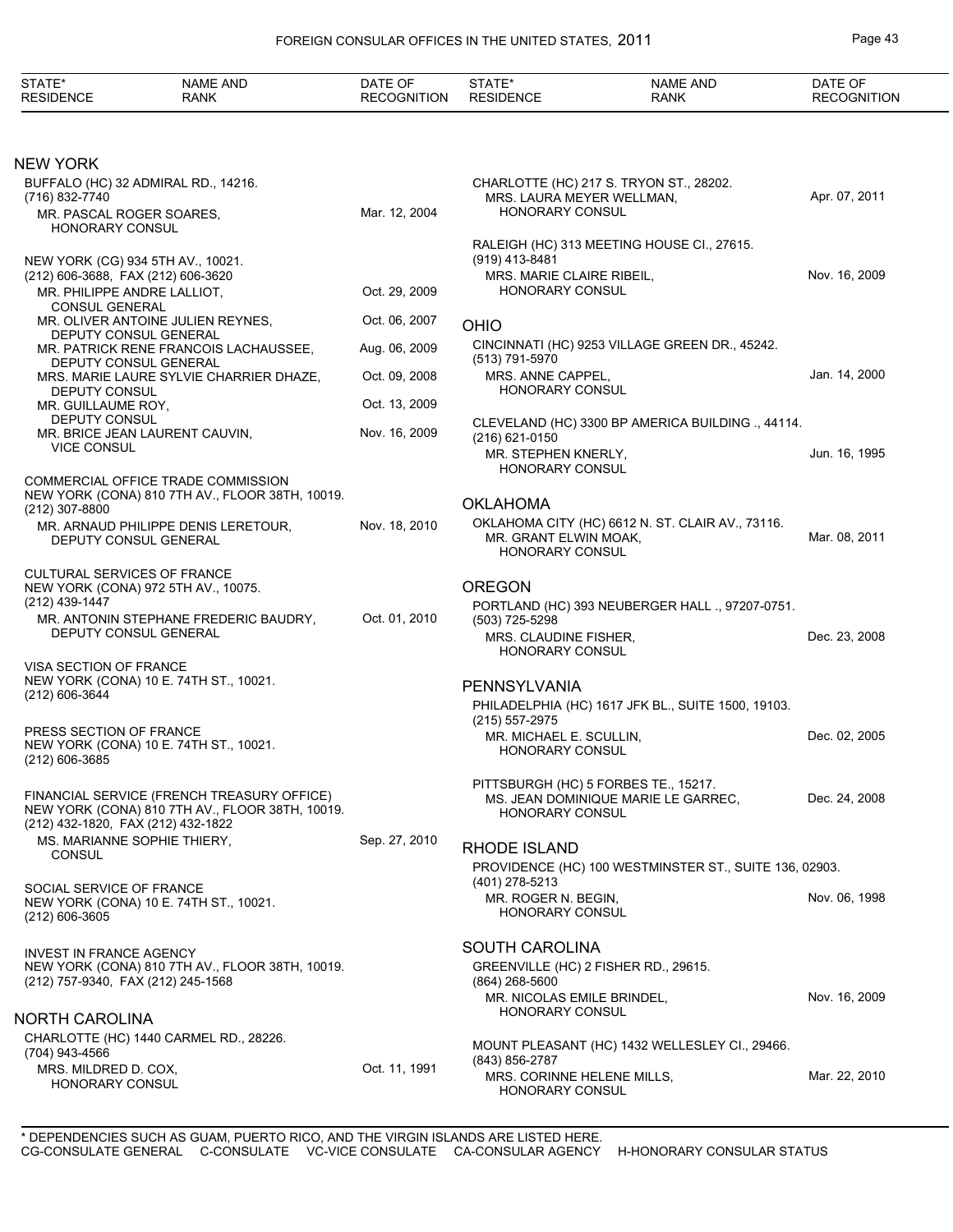| STATE* RESIDENCE | NAME AND RANK | DATE OF RECOGNITION |
|---|---|---|

## NEW YORK

BUFFALO (HC) 32 ADMIRAL RD., 14216.
(716) 832-7740
MR. PASCAL ROGER SOARES, HONORARY CONSUL — Mar. 12, 2004

NEW YORK (CG) 934 5TH AV., 10021.
(212) 606-3688, FAX (212) 606-3620
MR. PHILIPPE ANDRE LALLIOT, CONSUL GENERAL — Oct. 29, 2009
MR. OLIVER ANTOINE JULIEN REYNES, DEPUTY CONSUL GENERAL — Oct. 06, 2007
MR. PATRICK RENE FRANCOIS LACHAUSSEE, DEPUTY CONSUL GENERAL — Aug. 06, 2009
MRS. MARIE LAURE SYLVIE CHARRIER DHAZE, DEPUTY CONSUL — Oct. 09, 2008
MR. GUILLAUME ROY, DEPUTY CONSUL — Oct. 13, 2009
MR. BRICE JEAN LAURENT CAUVIN, VICE CONSUL — Nov. 16, 2009

COMMERCIAL OFFICE TRADE COMMISSION
NEW YORK (CONA) 810 7TH AV., FLOOR 38TH, 10019.
(212) 307-8800
MR. ARNAUD PHILIPPE DENIS LERETOUR, DEPUTY CONSUL GENERAL — Nov. 18, 2010

CULTURAL SERVICES OF FRANCE
NEW YORK (CONA) 972 5TH AV., 10075.
(212) 439-1447
MR. ANTONIN STEPHANE FREDERIC BAUDRY, DEPUTY CONSUL GENERAL — Oct. 01, 2010

VISA SECTION OF FRANCE
NEW YORK (CONA) 10 E. 74TH ST., 10021.
(212) 606-3644

PRESS SECTION OF FRANCE
NEW YORK (CONA) 10 E. 74TH ST., 10021.
(212) 606-3685

FINANCIAL SERVICE (FRENCH TREASURY OFFICE)
NEW YORK (CONA) 810 7TH AV., FLOOR 38TH, 10019.
(212) 432-1820, FAX (212) 432-1822
MS. MARIANNE SOPHIE THIERY, CONSUL — Sep. 27, 2010

SOCIAL SERVICE OF FRANCE
NEW YORK (CONA) 10 E. 74TH ST., 10021.
(212) 606-3605

INVEST IN FRANCE AGENCY
NEW YORK (CONA) 810 7TH AV., FLOOR 38TH, 10019.
(212) 757-9340, FAX (212) 245-1568

## NORTH CAROLINA

CHARLOTTE (HC) 1440 CARMEL RD., 28226.
(704) 943-4566
MRS. MILDRED D. COX, HONORARY CONSUL — Oct. 11, 1991

CHARLOTTE (HC) 217 S. TRYON ST., 28202.
MRS. LAURA MEYER WELLMAN, HONORARY CONSUL — Apr. 07, 2011

RALEIGH (HC) 313 MEETING HOUSE CI., 27615.
(919) 413-8481
MRS. MARIE CLAIRE RIBEIL, HONORARY CONSUL — Nov. 16, 2009

## OHIO

CINCINNATI (HC) 9253 VILLAGE GREEN DR., 45242.
(513) 791-5970
MRS. ANNE CAPPEL, HONORARY CONSUL — Jan. 14, 2000

CLEVELAND (HC) 3300 BP AMERICA BUILDING ., 44114.
(216) 621-0150
MR. STEPHEN KNERLY, HONORARY CONSUL — Jun. 16, 1995

## OKLAHOMA

OKLAHOMA CITY (HC) 6612 N. ST. CLAIR AV., 73116.
MR. GRANT ELWIN MOAK, HONORARY CONSUL — Mar. 08, 2011

## OREGON

PORTLAND (HC) 393 NEUBERGER HALL ., 97207-0751.
(503) 725-5298
MRS. CLAUDINE FISHER, HONORARY CONSUL — Dec. 23, 2008

## PENNSYLVANIA

PHILADELPHIA (HC) 1617 JFK BL., SUITE 1500, 19103.
(215) 557-2975
MR. MICHAEL E. SCULLIN, HONORARY CONSUL — Dec. 02, 2005

PITTSBURGH (HC) 5 FORBES TE., 15217.
MS. JEAN DOMINIQUE MARIE LE GARREC, HONORARY CONSUL — Dec. 24, 2008

## RHODE ISLAND

PROVIDENCE (HC) 100 WESTMINSTER ST., SUITE 136, 02903.
(401) 278-5213
MR. ROGER N. BEGIN, HONORARY CONSUL — Nov. 06, 1998

## SOUTH CAROLINA

GREENVILLE (HC) 2 FISHER RD., 29615.
(864) 268-5600
MR. NICOLAS EMILE BRINDEL, HONORARY CONSUL — Nov. 16, 2009

MOUNT PLEASANT (HC) 1432 WELLESLEY CI., 29466.
(843) 856-2787
MRS. CORINNE HELENE MILLS, HONORARY CONSUL — Mar. 22, 2010

\* DEPENDENCIES SUCH AS GUAM, PUERTO RICO, AND THE VIRGIN ISLANDS ARE LISTED HERE.
CG-CONSULATE GENERAL C-CONSULATE VC-VICE CONSULATE CA-CONSULAR AGENCY H-HONORARY CONSULAR STATUS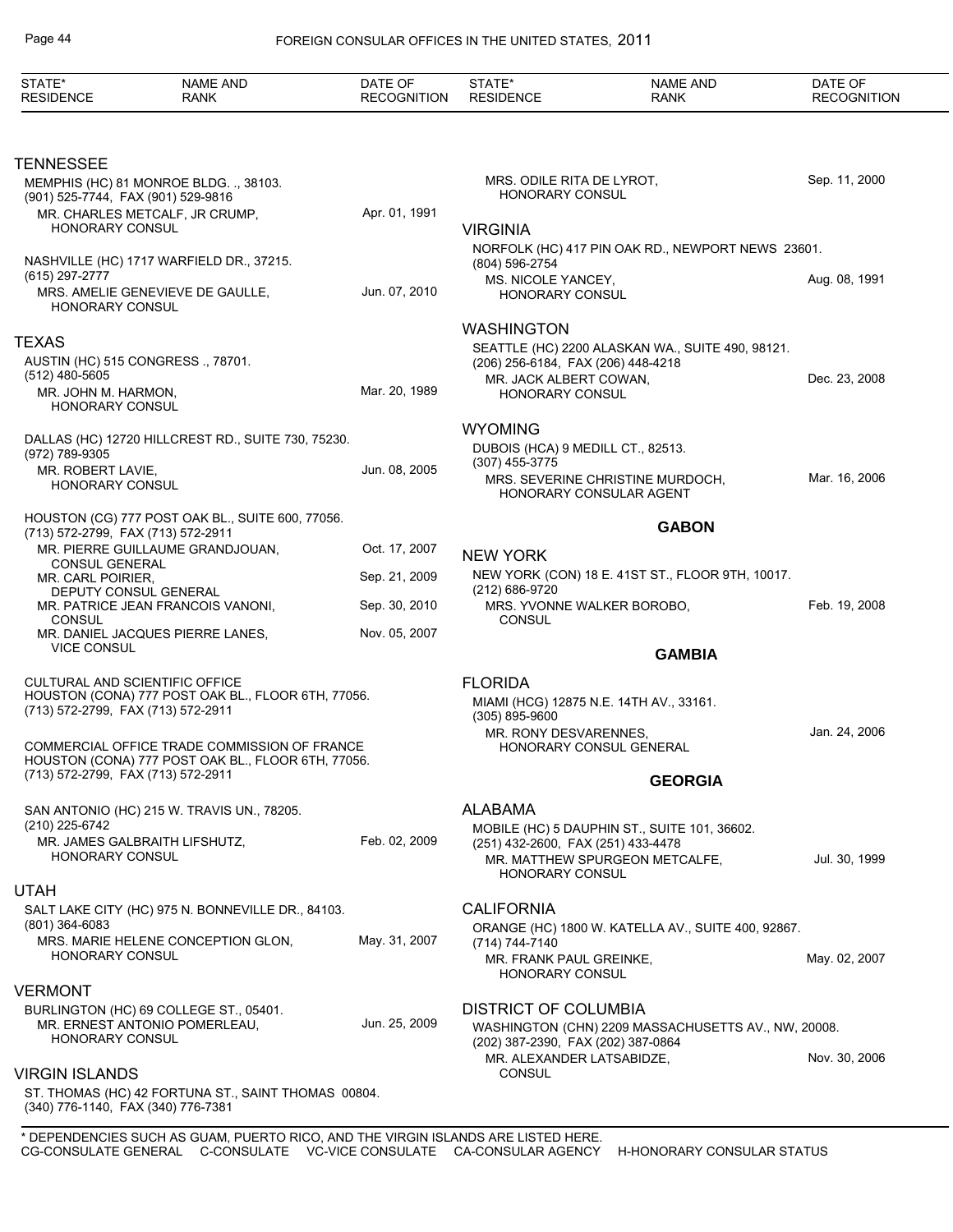| STATE* RESIDENCE | NAME AND RANK | DATE OF RECOGNITION |
|---|---|---|

## TENNESSEE

MEMPHIS (HC) 81 MONROE BLDG. ., 38103.
(901) 525-7744, FAX (901) 529-9816

| | |
|---|---|
| MR. CHARLES METCALF, JR CRUMP, HONORARY CONSUL | Apr. 01, 1991 |

NASHVILLE (HC) 1717 WARFIELD DR., 37215.
(615) 297-2777

| | |
|---|---|
| MRS. AMELIE GENEVIEVE DE GAULLE, HONORARY CONSUL | Jun. 07, 2010 |

## TEXAS

AUSTIN (HC) 515 CONGRESS ., 78701.
(512) 480-5605

| | |
|---|---|
| MR. JOHN M. HARMON, HONORARY CONSUL | Mar. 20, 1989 |

DALLAS (HC) 12720 HILLCREST RD., SUITE 730, 75230.
(972) 789-9305

| | |
|---|---|
| MR. ROBERT LAVIE, HONORARY CONSUL | Jun. 08, 2005 |

HOUSTON (CG) 777 POST OAK BL., SUITE 600, 77056.
(713) 572-2799, FAX (713) 572-2911

| | |
|---|---|
| MR. PIERRE GUILLAUME GRANDJOUAN, CONSUL GENERAL | Oct. 17, 2007 |
| MR. CARL POIRIER, DEPUTY CONSUL GENERAL | Sep. 21, 2009 |
| MR. PATRICE JEAN FRANCOIS VANONI, CONSUL | Sep. 30, 2010 |
| MR. DANIEL JACQUES PIERRE LANES, VICE CONSUL | Nov. 05, 2007 |

CULTURAL AND SCIENTIFIC OFFICE
HOUSTON (CONA) 777 POST OAK BL., FLOOR 6TH, 77056.
(713) 572-2799, FAX (713) 572-2911

COMMERCIAL OFFICE TRADE COMMISSION OF FRANCE
HOUSTON (CONA) 777 POST OAK BL., FLOOR 6TH, 77056.
(713) 572-2799, FAX (713) 572-2911

SAN ANTONIO (HC) 215 W. TRAVIS UN., 78205.
(210) 225-6742

| | |
|---|---|
| MR. JAMES GALBRAITH LIFSHUTZ, HONORARY CONSUL | Feb. 02, 2009 |

## UTAH

SALT LAKE CITY (HC) 975 N. BONNEVILLE DR., 84103.
(801) 364-6083

| | |
|---|---|
| MRS. MARIE HELENE CONCEPTION GLON, HONORARY CONSUL | May. 31, 2007 |

## VERMONT

BURLINGTON (HC) 69 COLLEGE ST., 05401.

| | |
|---|---|
| MR. ERNEST ANTONIO POMERLEAU, HONORARY CONSUL | Jun. 25, 2009 |

## VIRGIN ISLANDS

ST. THOMAS (HC) 42 FORTUNA ST., SAINT THOMAS 00804.
(340) 776-1140, FAX (340) 776-7381

| | |
|---|---|
| MRS. ODILE RITA DE LYROT, HONORARY CONSUL | Sep. 11, 2000 |

## VIRGINIA

NORFOLK (HC) 417 PIN OAK RD., NEWPORT NEWS 23601.
(804) 596-2754

| | |
|---|---|
| MS. NICOLE YANCEY, HONORARY CONSUL | Aug. 08, 1991 |

## WASHINGTON

SEATTLE (HC) 2200 ALASKAN WA., SUITE 490, 98121.
(206) 256-6184, FAX (206) 448-4218

| | |
|---|---|
| MR. JACK ALBERT COWAN, HONORARY CONSUL | Dec. 23, 2008 |

## WYOMING

DUBOIS (HCA) 9 MEDILL CT., 82513.
(307) 455-3775

| | |
|---|---|
| MRS. SEVERINE CHRISTINE MURDOCH, HONORARY CONSULAR AGENT | Mar. 16, 2006 |

# GABON

## NEW YORK

NEW YORK (CON) 18 E. 41ST ST., FLOOR 9TH, 10017.
(212) 686-9720

| | |
|---|---|
| MRS. YVONNE WALKER BOROBO, CONSUL | Feb. 19, 2008 |

# GAMBIA

## FLORIDA

MIAMI (HCG) 12875 N.E. 14TH AV., 33161.
(305) 895-9600

| | |
|---|---|
| MR. RONY DESVARENNES, HONORARY CONSUL GENERAL | Jan. 24, 2006 |

# GEORGIA

## ALABAMA

MOBILE (HC) 5 DAUPHIN ST., SUITE 101, 36602.
(251) 432-2600, FAX (251) 433-4478

| | |
|---|---|
| MR. MATTHEW SPURGEON METCALFE, HONORARY CONSUL | Jul. 30, 1999 |

## CALIFORNIA

ORANGE (HC) 1800 W. KATELLA AV., SUITE 400, 92867.
(714) 744-7140

| | |
|---|---|
| MR. FRANK PAUL GREINKE, HONORARY CONSUL | May. 02, 2007 |

## DISTRICT OF COLUMBIA

WASHINGTON (CHN) 2209 MASSACHUSETTS AV., NW, 20008.
(202) 387-2390, FAX (202) 387-0864

| | |
|---|---|
| MR. ALEXANDER LATSABIDZE, CONSUL | Nov. 30, 2006 |

\* DEPENDENCIES SUCH AS GUAM, PUERTO RICO, AND THE VIRGIN ISLANDS ARE LISTED HERE.
CG-CONSULATE GENERAL C-CONSULATE VC-VICE CONSULATE CA-CONSULAR AGENCY H-HONORARY CONSULAR STATUS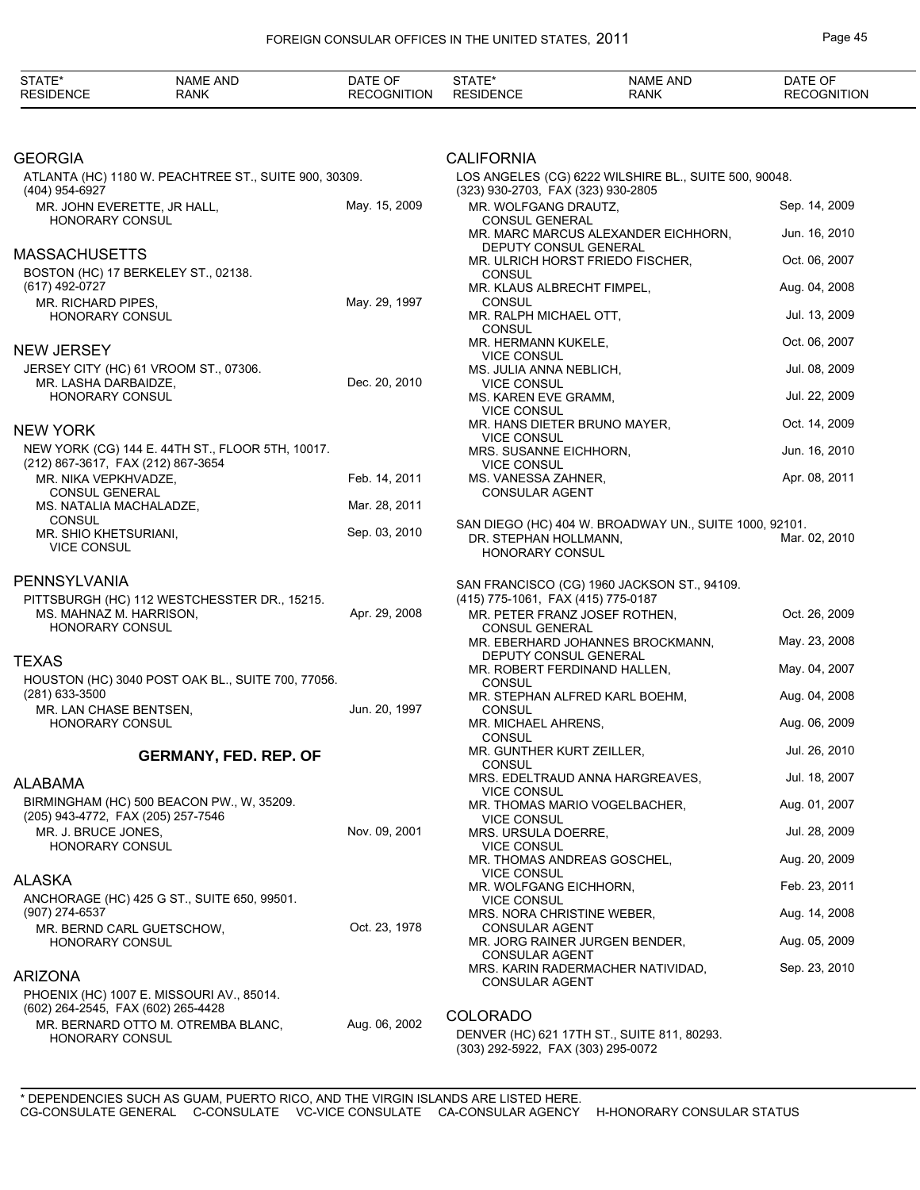## GEORGIA

ATLANTA (HC) 1180 W. PEACHTREE ST., SUITE 900, 30309.
(404) 954-6927

| | |
|---|---|
| MR. JOHN EVERETTE, JR HALL, HONORARY CONSUL | May. 15, 2009 |

## MASSACHUSETTS

BOSTON (HC) 17 BERKELEY ST., 02138.
(617) 492-0727

| | |
|---|---|
| MR. RICHARD PIPES, HONORARY CONSUL | May. 29, 1997 |

## NEW JERSEY

JERSEY CITY (HC) 61 VROOM ST., 07306.

| | |
|---|---|
| MR. LASHA DARBAIDZE, HONORARY CONSUL | Dec. 20, 2010 |

## NEW YORK

NEW YORK (CG) 144 E. 44TH ST., FLOOR 5TH, 10017.
(212) 867-3617, FAX (212) 867-3654

| | |
|---|---|
| MR. NIKA VEPKHVADZE, CONSUL GENERAL | Feb. 14, 2011 |
| MS. NATALIA MACHALADZE, CONSUL | Mar. 28, 2011 |
| MR. SHIO KHETSURIANI, VICE CONSUL | Sep. 03, 2010 |

## PENNSYLVANIA

PITTSBURGH (HC) 112 WESTCHESSTER DR., 15215.

| | |
|---|---|
| MS. MAHNAZ M. HARRISON, HONORARY CONSUL | Apr. 29, 2008 |

## TEXAS

HOUSTON (HC) 3040 POST OAK BL., SUITE 700, 77056.
(281) 633-3500

| | |
|---|---|
| MR. LAN CHASE BENTSEN, HONORARY CONSUL | Jun. 20, 1997 |

# GERMANY, FED. REP. OF

## ALABAMA

BIRMINGHAM (HC) 500 BEACON PW., W, 35209.
(205) 943-4772, FAX (205) 257-7546

| | |
|---|---|
| MR. J. BRUCE JONES, HONORARY CONSUL | Nov. 09, 2001 |

## ALASKA

ANCHORAGE (HC) 425 G ST., SUITE 650, 99501.
(907) 274-6537

| | |
|---|---|
| MR. BERND CARL GUETSCHOW, HONORARY CONSUL | Oct. 23, 1978 |

## ARIZONA

PHOENIX (HC) 1007 E. MISSOURI AV., 85014.
(602) 264-2545, FAX (602) 265-4428

| | |
|---|---|
| MR. BERNARD OTTO M. OTREMBA BLANC, HONORARY CONSUL | Aug. 06, 2002 |

## CALIFORNIA

LOS ANGELES (CG) 6222 WILSHIRE BL., SUITE 500, 90048.
(323) 930-2703, FAX (323) 930-2805

| | |
|---|---|
| MR. WOLFGANG DRAUTZ, CONSUL GENERAL | Sep. 14, 2009 |
| MR. MARC MARCUS ALEXANDER EICHHORN, DEPUTY CONSUL GENERAL | Jun. 16, 2010 |
| MR. ULRICH HORST FRIEDO FISCHER, CONSUL | Oct. 06, 2007 |
| MR. KLAUS ALBRECHT FIMPEL, CONSUL | Aug. 04, 2008 |
| MR. RALPH MICHAEL OTT, CONSUL | Jul. 13, 2009 |
| MR. HERMANN KUKELE, VICE CONSUL | Oct. 06, 2007 |
| MS. JULIA ANNA NEBLICH, VICE CONSUL | Jul. 08, 2009 |
| MS. KAREN EVE GRAMM, VICE CONSUL | Jul. 22, 2009 |
| MR. HANS DIETER BRUNO MAYER, VICE CONSUL | Oct. 14, 2009 |
| MRS. SUSANNE EICHHORN, VICE CONSUL | Jun. 16, 2010 |
| MS. VANESSA ZAHNER, CONSULAR AGENT | Apr. 08, 2011 |

SAN DIEGO (HC) 404 W. BROADWAY UN., SUITE 1000, 92101.

| | |
|---|---|
| DR. STEPHAN HOLLMANN, HONORARY CONSUL | Mar. 02, 2010 |

SAN FRANCISCO (CG) 1960 JACKSON ST., 94109.
(415) 775-1061, FAX (415) 775-0187

| | |
|---|---|
| MR. PETER FRANZ JOSEF ROTHEN, CONSUL GENERAL | Oct. 26, 2009 |
| MR. EBERHARD JOHANNES BROCKMANN, DEPUTY CONSUL GENERAL | May. 23, 2008 |
| MR. ROBERT FERDINAND HALLEN, CONSUL | May. 04, 2007 |
| MR. STEPHAN ALFRED KARL BOEHM, CONSUL | Aug. 04, 2008 |
| MR. MICHAEL AHRENS, CONSUL | Aug. 06, 2009 |
| MR. GUNTHER KURT ZEILLER, CONSUL | Jul. 26, 2010 |
| MRS. EDELTRAUD ANNA HARGREAVES, VICE CONSUL | Jul. 18, 2007 |
| MR. THOMAS MARIO VOGELBACHER, VICE CONSUL | Aug. 01, 2007 |
| MRS. URSULA DOERRE, VICE CONSUL | Jul. 28, 2009 |
| MR. THOMAS ANDREAS GOSCHEL, VICE CONSUL | Aug. 20, 2009 |
| MR. WOLFGANG EICHHORN, VICE CONSUL | Feb. 23, 2011 |
| MRS. NORA CHRISTINE WEBER, CONSULAR AGENT | Aug. 14, 2008 |
| MR. JORG RAINER JURGEN BENDER, CONSULAR AGENT | Aug. 05, 2009 |
| MRS. KARIN RADERMACHER NATIVIDAD, CONSULAR AGENT | Sep. 23, 2010 |

## COLORADO

DENVER (HC) 621 17TH ST., SUITE 811, 80293.
(303) 292-5922, FAX (303) 295-0072

\* DEPENDENCIES SUCH AS GUAM, PUERTO RICO, AND THE VIRGIN ISLANDS ARE LISTED HERE.
CG-CONSULATE GENERAL C-CONSULATE VC-VICE CONSULATE CA-CONSULAR AGENCY H-HONORARY CONSULAR STATUS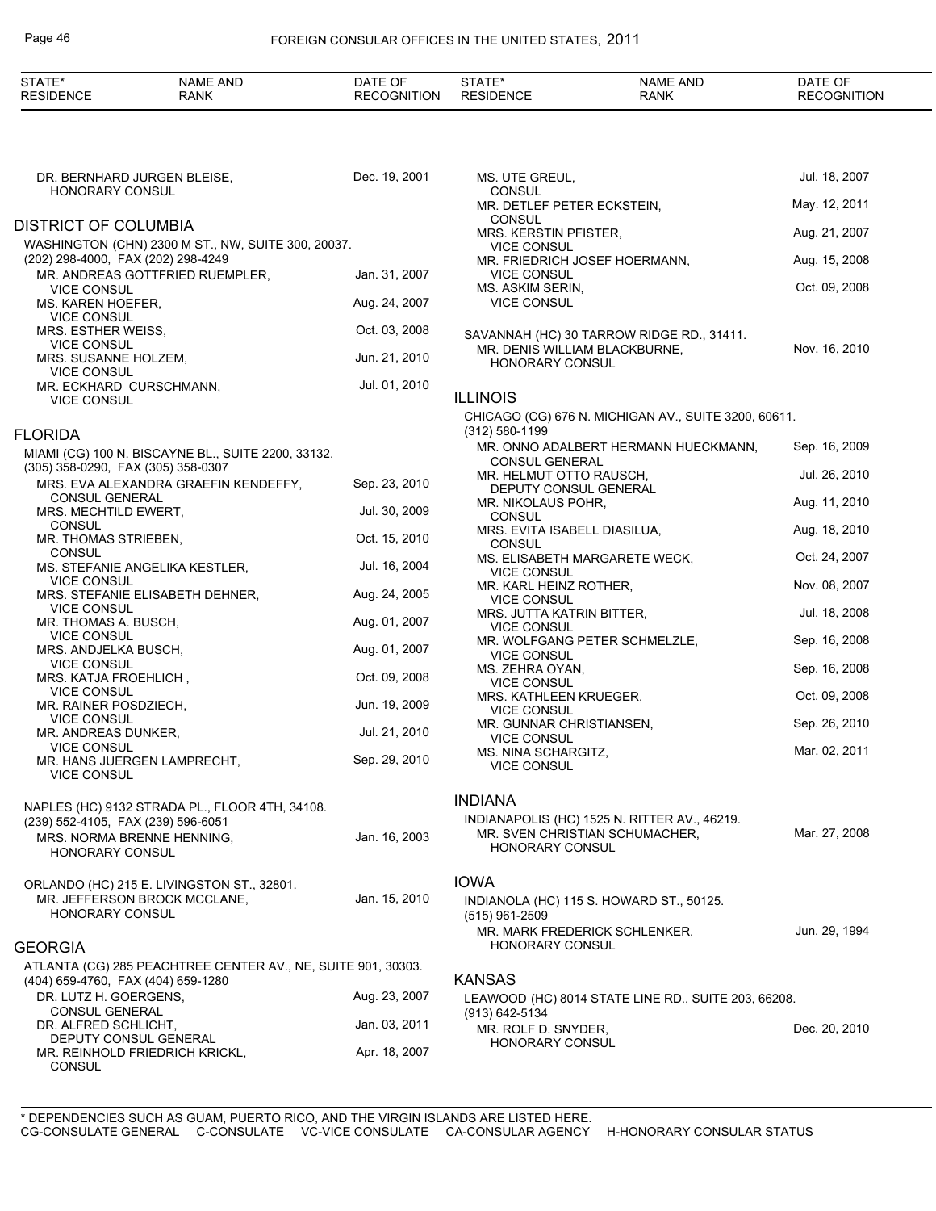DR. BERNHARD JURGEN BLEISE, HONORARY CONSUL — Dec. 19, 2001

## DISTRICT OF COLUMBIA

WASHINGTON (CHN) 2300 M ST., NW, SUITE 300, 20037.
(202) 298-4000, FAX (202) 298-4249

| NAME AND RANK | DATE OF RECOGNITION |
|---|---|
| MR. ANDREAS GOTTFRIED RUEMPLER, VICE CONSUL | Jan. 31, 2007 |
| MS. KAREN HOEFER, VICE CONSUL | Aug. 24, 2007 |
| MRS. ESTHER WEISS, VICE CONSUL | Oct. 03, 2008 |
| MRS. SUSANNE HOLZEM, VICE CONSUL | Jun. 21, 2010 |
| MR. ECKHARD CURSCHMANN, VICE CONSUL | Jul. 01, 2010 |

## FLORIDA

MIAMI (CG) 100 N. BISCAYNE BL., SUITE 2200, 33132.
(305) 358-0290, FAX (305) 358-0307

| NAME AND RANK | DATE OF RECOGNITION |
|---|---|
| MRS. EVA ALEXANDRA GRAEFIN KENDEFFY, CONSUL GENERAL | Sep. 23, 2010 |
| MRS. MECHTILD EWERT, CONSUL | Jul. 30, 2009 |
| MR. THOMAS STRIEBEN, CONSUL | Oct. 15, 2010 |
| MS. STEFANIE ANGELIKA KESTLER, VICE CONSUL | Jul. 16, 2004 |
| MRS. STEFANIE ELISABETH DEHNER, VICE CONSUL | Aug. 24, 2005 |
| MR. THOMAS A. BUSCH, VICE CONSUL | Aug. 01, 2007 |
| MRS. ANDJELKA BUSCH, VICE CONSUL | Aug. 01, 2007 |
| MRS. KATJA FROEHLICH , VICE CONSUL | Oct. 09, 2008 |
| MR. RAINER POSDZIECH, VICE CONSUL | Jun. 19, 2009 |
| MR. ANDREAS DUNKER, VICE CONSUL | Jul. 21, 2010 |
| MR. HANS JUERGEN LAMPRECHT, VICE CONSUL | Sep. 29, 2010 |

NAPLES (HC) 9132 STRADA PL., FLOOR 4TH, 34108.
(239) 552-4105, FAX (239) 596-6051

| NAME AND RANK | DATE OF RECOGNITION |
|---|---|
| MRS. NORMA BRENNE HENNING, HONORARY CONSUL | Jan. 16, 2003 |

ORLANDO (HC) 215 E. LIVINGSTON ST., 32801.

| NAME AND RANK | DATE OF RECOGNITION |
|---|---|
| MR. JEFFERSON BROCK MCCLANE, HONORARY CONSUL | Jan. 15, 2010 |

## GEORGIA

ATLANTA (CG) 285 PEACHTREE CENTER AV., NE, SUITE 901, 30303.
(404) 659-4760, FAX (404) 659-1280

| NAME AND RANK | DATE OF RECOGNITION |
|---|---|
| DR. LUTZ H. GOERGENS, CONSUL GENERAL | Aug. 23, 2007 |
| DR. ALFRED SCHLICHT, DEPUTY CONSUL GENERAL | Jan. 03, 2011 |
| MR. REINHOLD FRIEDRICH KRICKL, CONSUL | Apr. 18, 2007 |
| MS. UTE GREUL, CONSUL | Jul. 18, 2007 |
| MR. DETLEF PETER ECKSTEIN, CONSUL | May. 12, 2011 |
| MRS. KERSTIN PFISTER, VICE CONSUL | Aug. 21, 2007 |
| MR. FRIEDRICH JOSEF HOERMANN, VICE CONSUL | Aug. 15, 2008 |
| MS. ASKIM SERIN, VICE CONSUL | Oct. 09, 2008 |

SAVANNAH (HC) 30 TARROW RIDGE RD., 31411.

| NAME AND RANK | DATE OF RECOGNITION |
|---|---|
| MR. DENIS WILLIAM BLACKBURNE, HONORARY CONSUL | Nov. 16, 2010 |

## ILLINOIS

CHICAGO (CG) 676 N. MICHIGAN AV., SUITE 3200, 60611.
(312) 580-1199

| NAME AND RANK | DATE OF RECOGNITION |
|---|---|
| MR. ONNO ADALBERT HERMANN HUECKMANN, CONSUL GENERAL | Sep. 16, 2009 |
| MR. HELMUT OTTO RAUSCH, DEPUTY CONSUL GENERAL | Jul. 26, 2010 |
| MR. NIKOLAUS POHR, CONSUL | Aug. 11, 2010 |
| MRS. EVITA ISABELL DIASILUA, CONSUL | Aug. 18, 2010 |
| MS. ELISABETH MARGARETE WECK, VICE CONSUL | Oct. 24, 2007 |
| MR. KARL HEINZ ROTHER, VICE CONSUL | Nov. 08, 2007 |
| MRS. JUTTA KATRIN BITTER, VICE CONSUL | Jul. 18, 2008 |
| MR. WOLFGANG PETER SCHMELZLE, VICE CONSUL | Sep. 16, 2008 |
| MS. ZEHRA OYAN, VICE CONSUL | Sep. 16, 2008 |
| MRS. KATHLEEN KRUEGER, VICE CONSUL | Oct. 09, 2008 |
| MR. GUNNAR CHRISTIANSEN, VICE CONSUL | Sep. 26, 2010 |
| MS. NINA SCHARGITZ, VICE CONSUL | Mar. 02, 2011 |

## INDIANA

INDIANAPOLIS (HC) 1525 N. RITTER AV., 46219.

| NAME AND RANK | DATE OF RECOGNITION |
|---|---|
| MR. SVEN CHRISTIAN SCHUMACHER, HONORARY CONSUL | Mar. 27, 2008 |

## IOWA

INDIANOLA (HC) 115 S. HOWARD ST., 50125.
(515) 961-2509

| NAME AND RANK | DATE OF RECOGNITION |
|---|---|
| MR. MARK FREDERICK SCHLENKER, HONORARY CONSUL | Jun. 29, 1994 |

## KANSAS

LEAWOOD (HC) 8014 STATE LINE RD., SUITE 203, 66208.
(913) 642-5134

| NAME AND RANK | DATE OF RECOGNITION |
|---|---|
| MR. ROLF D. SNYDER, HONORARY CONSUL | Dec. 20, 2010 |

\* DEPENDENCIES SUCH AS GUAM, PUERTO RICO, AND THE VIRGIN ISLANDS ARE LISTED HERE.
CG-CONSULATE GENERAL C-CONSULATE VC-VICE CONSULATE CA-CONSULAR AGENCY H-HONORARY CONSULAR STATUS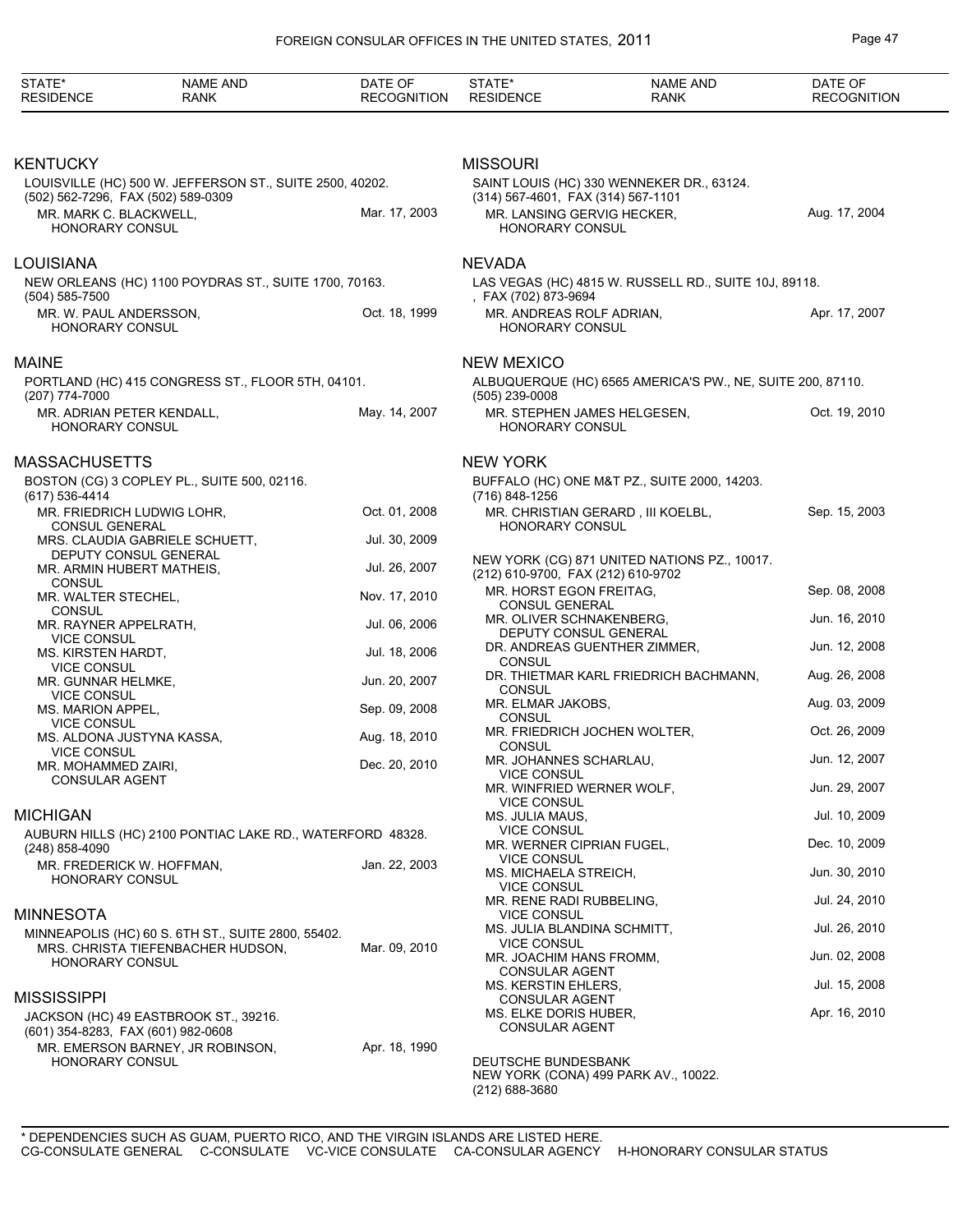| STATE* RESIDENCE | NAME AND RANK | DATE OF RECOGNITION |
|---|---|---|

## KENTUCKY

LOUISVILLE (HC) 500 W. JEFFERSON ST., SUITE 2500, 40202.
(502) 562-7296, FAX (502) 589-0309

| | |
|---|---|
| MR. MARK C. BLACKWELL, HONORARY CONSUL | Mar. 17, 2003 |

## LOUISIANA

NEW ORLEANS (HC) 1100 POYDRAS ST., SUITE 1700, 70163.
(504) 585-7500

| | |
|---|---|
| MR. W. PAUL ANDERSSON, HONORARY CONSUL | Oct. 18, 1999 |

## MAINE

PORTLAND (HC) 415 CONGRESS ST., FLOOR 5TH, 04101.
(207) 774-7000

| | |
|---|---|
| MR. ADRIAN PETER KENDALL, HONORARY CONSUL | May. 14, 2007 |

## MASSACHUSETTS

BOSTON (CG) 3 COPLEY PL., SUITE 500, 02116.
(617) 536-4414

| | |
|---|---|
| MR. FRIEDRICH LUDWIG LOHR, CONSUL GENERAL | Oct. 01, 2008 |
| MRS. CLAUDIA GABRIELE SCHUETT, DEPUTY CONSUL GENERAL | Jul. 30, 2009 |
| MR. ARMIN HUBERT MATHEIS, CONSUL | Jul. 26, 2007 |
| MR. WALTER STECHEL, CONSUL | Nov. 17, 2010 |
| MR. RAYNER APPELRATH, VICE CONSUL | Jul. 06, 2006 |
| MS. KIRSTEN HARDT, VICE CONSUL | Jul. 18, 2006 |
| MR. GUNNAR HELMKE, VICE CONSUL | Jun. 20, 2007 |
| MS. MARION APPEL, VICE CONSUL | Sep. 09, 2008 |
| MS. ALDONA JUSTYNA KASSA, VICE CONSUL | Aug. 18, 2010 |
| MR. MOHAMMED ZAIRI, CONSULAR AGENT | Dec. 20, 2010 |

## MICHIGAN

AUBURN HILLS (HC) 2100 PONTIAC LAKE RD., WATERFORD 48328.
(248) 858-4090

| | |
|---|---|
| MR. FREDERICK W. HOFFMAN, HONORARY CONSUL | Jan. 22, 2003 |

## MINNESOTA

MINNEAPOLIS (HC) 60 S. 6TH ST., SUITE 2800, 55402.

| | |
|---|---|
| MRS. CHRISTA TIEFENBACHER HUDSON, HONORARY CONSUL | Mar. 09, 2010 |

## MISSISSIPPI

JACKSON (HC) 49 EASTBROOK ST., 39216.
(601) 354-8283, FAX (601) 982-0608

| | |
|---|---|
| MR. EMERSON BARNEY, JR ROBINSON, HONORARY CONSUL | Apr. 18, 1990 |

## MISSOURI

SAINT LOUIS (HC) 330 WENNEKER DR., 63124.
(314) 567-4601, FAX (314) 567-1101

| | |
|---|---|
| MR. LANSING GERVIG HECKER, HONORARY CONSUL | Aug. 17, 2004 |

## NEVADA

LAS VEGAS (HC) 4815 W. RUSSELL RD., SUITE 10J, 89118.
, FAX (702) 873-9694

| | |
|---|---|
| MR. ANDREAS ROLF ADRIAN, HONORARY CONSUL | Apr. 17, 2007 |

## NEW MEXICO

ALBUQUERQUE (HC) 6565 AMERICA'S PW., NE, SUITE 200, 87110.
(505) 239-0008

| | |
|---|---|
| MR. STEPHEN JAMES HELGESEN, HONORARY CONSUL | Oct. 19, 2010 |

## NEW YORK

BUFFALO (HC) ONE M&T PZ., SUITE 2000, 14203.
(716) 848-1256

| | |
|---|---|
| MR. CHRISTIAN GERARD , III KOELBL, HONORARY CONSUL | Sep. 15, 2003 |

NEW YORK (CG) 871 UNITED NATIONS PZ., 10017.
(212) 610-9700, FAX (212) 610-9702

| | |
|---|---|
| MR. HORST EGON FREITAG, CONSUL GENERAL | Sep. 08, 2008 |
| MR. OLIVER SCHNAKENBERG, DEPUTY CONSUL GENERAL | Jun. 16, 2010 |
| DR. ANDREAS GUENTHER ZIMMER, CONSUL | Jun. 12, 2008 |
| DR. THIETMAR KARL FRIEDRICH BACHMANN, CONSUL | Aug. 26, 2008 |
| MR. ELMAR JAKOBS, CONSUL | Aug. 03, 2009 |
| MR. FRIEDRICH JOCHEN WOLTER, CONSUL | Oct. 26, 2009 |
| MR. JOHANNES SCHARLAU, VICE CONSUL | Jun. 12, 2007 |
| MR. WINFRIED WERNER WOLF, VICE CONSUL | Jun. 29, 2007 |
| MS. JULIA MAUS, VICE CONSUL | Jul. 10, 2009 |
| MR. WERNER CIPRIAN FUGEL, VICE CONSUL | Dec. 10, 2009 |
| MS. MICHAELA STREICH, VICE CONSUL | Jun. 30, 2010 |
| MR. RENE RADI RUBBELING, VICE CONSUL | Jul. 24, 2010 |
| MS. JULIA BLANDINA SCHMITT, VICE CONSUL | Jul. 26, 2010 |
| MR. JOACHIM HANS FROMM, CONSULAR AGENT | Jun. 02, 2008 |
| MS. KERSTIN EHLERS, CONSULAR AGENT | Jul. 15, 2008 |
| MS. ELKE DORIS HUBER, CONSULAR AGENT | Apr. 16, 2010 |

DEUTSCHE BUNDESBANK
NEW YORK (CONA) 499 PARK AV., 10022.
(212) 688-3680

\* DEPENDENCIES SUCH AS GUAM, PUERTO RICO, AND THE VIRGIN ISLANDS ARE LISTED HERE.
CG-CONSULATE GENERAL C-CONSULATE VC-VICE CONSULATE CA-CONSULAR AGENCY H-HONORARY CONSULAR STATUS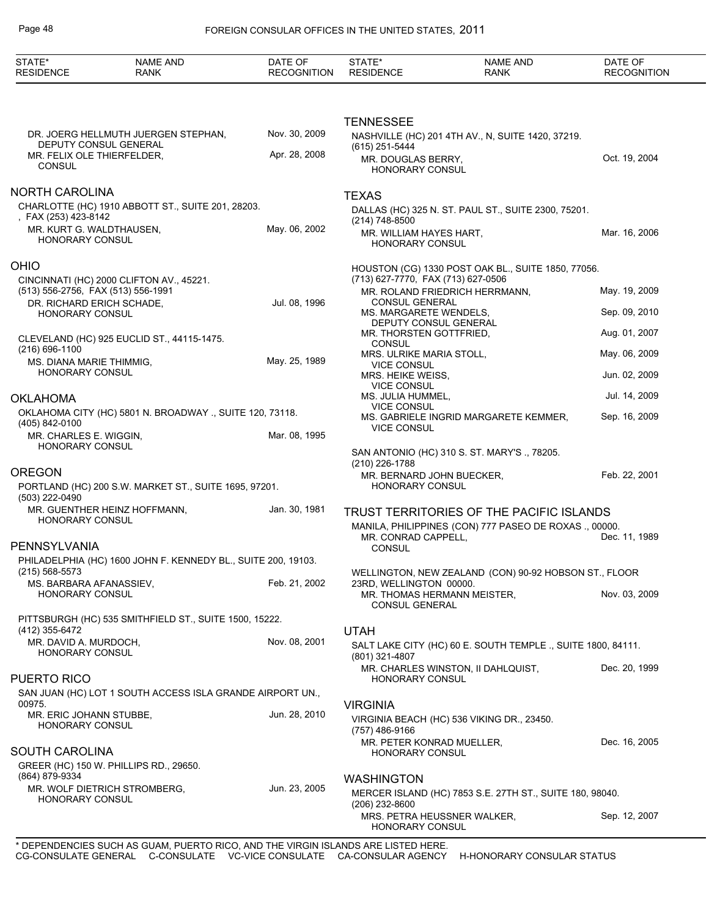DR. JOERG HELLMUTH JUERGEN STEPHAN, DEPUTY CONSUL GENERAL — Nov. 30, 2009
MR. FELIX OLE THIERFELDER, CONSUL — Apr. 28, 2008

## NORTH CAROLINA

CHARLOTTE (HC) 1910 ABBOTT ST., SUITE 201, 28203.
, FAX (253) 423-8142
MR. KURT G. WALDTHAUSEN, HONORARY CONSUL — May. 06, 2002

## OHIO

CINCINNATI (HC) 2000 CLIFTON AV., 45221.
(513) 556-2756, FAX (513) 556-1991
DR. RICHARD ERICH SCHADE, HONORARY CONSUL — Jul. 08, 1996

CLEVELAND (HC) 925 EUCLID ST., 44115-1475.
(216) 696-1100
MS. DIANA MARIE THIMMIG, HONORARY CONSUL — May. 25, 1989

## OKLAHOMA

OKLAHOMA CITY (HC) 5801 N. BROADWAY ., SUITE 120, 73118.
(405) 842-0100
MR. CHARLES E. WIGGIN, HONORARY CONSUL — Mar. 08, 1995

## OREGON

PORTLAND (HC) 200 S.W. MARKET ST., SUITE 1695, 97201.
(503) 222-0490
MR. GUENTHER HEINZ HOFFMANN, HONORARY CONSUL — Jan. 30, 1981

## PENNSYLVANIA

PHILADELPHIA (HC) 1600 JOHN F. KENNEDY BL., SUITE 200, 19103.
(215) 568-5573
MS. BARBARA AFANASSIEV, HONORARY CONSUL — Feb. 21, 2002

PITTSBURGH (HC) 535 SMITHFIELD ST., SUITE 1500, 15222.
(412) 355-6472
MR. DAVID A. MURDOCH, HONORARY CONSUL — Nov. 08, 2001

## PUERTO RICO

SAN JUAN (HC) LOT 1 SOUTH ACCESS ISLA GRANDE AIRPORT UN., 00975.
MR. ERIC JOHANN STUBBE, HONORARY CONSUL — Jun. 28, 2010

## SOUTH CAROLINA

GREER (HC) 150 W. PHILLIPS RD., 29650.
(864) 879-9334
MR. WOLF DIETRICH STROMBERG, HONORARY CONSUL — Jun. 23, 2005

## TENNESSEE

NASHVILLE (HC) 201 4TH AV., N, SUITE 1420, 37219.
(615) 251-5444
MR. DOUGLAS BERRY, HONORARY CONSUL — Oct. 19, 2004

## TEXAS

DALLAS (HC) 325 N. ST. PAUL ST., SUITE 2300, 75201.
(214) 748-8500
MR. WILLIAM HAYES HART, HONORARY CONSUL — Mar. 16, 2006

HOUSTON (CG) 1330 POST OAK BL., SUITE 1850, 77056.
(713) 627-7770, FAX (713) 627-0506
MR. ROLAND FRIEDRICH HERRMANN, CONSUL GENERAL — May. 19, 2009
MS. MARGARETE WENDELS, DEPUTY CONSUL GENERAL — Sep. 09, 2010
MR. THORSTEN GOTTFRIED, CONSUL — Aug. 01, 2007
MRS. ULRIKE MARIA STOLL, VICE CONSUL — May. 06, 2009
MRS. HEIKE WEISS, VICE CONSUL — Jun. 02, 2009
MS. JULIA HUMMEL, VICE CONSUL — Jul. 14, 2009
MS. GABRIELE INGRID MARGARETE KEMMER, VICE CONSUL — Sep. 16, 2009

SAN ANTONIO (HC) 310 S. ST. MARY'S ., 78205.
(210) 226-1788
MR. BERNARD JOHN BUECKER, HONORARY CONSUL — Feb. 22, 2001

## TRUST TERRITORIES OF THE PACIFIC ISLANDS

MANILA, PHILIPPINES (CON) 777 PASEO DE ROXAS ., 00000.
MR. CONRAD CAPPELL, CONSUL — Dec. 11, 1989

WELLINGTON, NEW ZEALAND (CON) 90-92 HOBSON ST., FLOOR 23RD, WELLINGTON 00000.
MR. THOMAS HERMANN MEISTER, CONSUL GENERAL — Nov. 03, 2009

## UTAH

SALT LAKE CITY (HC) 60 E. SOUTH TEMPLE ., SUITE 1800, 84111.
(801) 321-4807
MR. CHARLES WINSTON, II DAHLQUIST, HONORARY CONSUL — Dec. 20, 1999

## VIRGINIA

VIRGINIA BEACH (HC) 536 VIKING DR., 23450.
(757) 486-9166
MR. PETER KONRAD MUELLER, HONORARY CONSUL — Dec. 16, 2005

## WASHINGTON

MERCER ISLAND (HC) 7853 S.E. 27TH ST., SUITE 180, 98040.
(206) 232-8600
MRS. PETRA HEUSSNER WALKER, HONORARY CONSUL — Sep. 12, 2007

* DEPENDENCIES SUCH AS GUAM, PUERTO RICO, AND THE VIRGIN ISLANDS ARE LISTED HERE.
CG-CONSULATE GENERAL C-CONSULATE VC-VICE CONSULATE CA-CONSULAR AGENCY H-HONORARY CONSULAR STATUS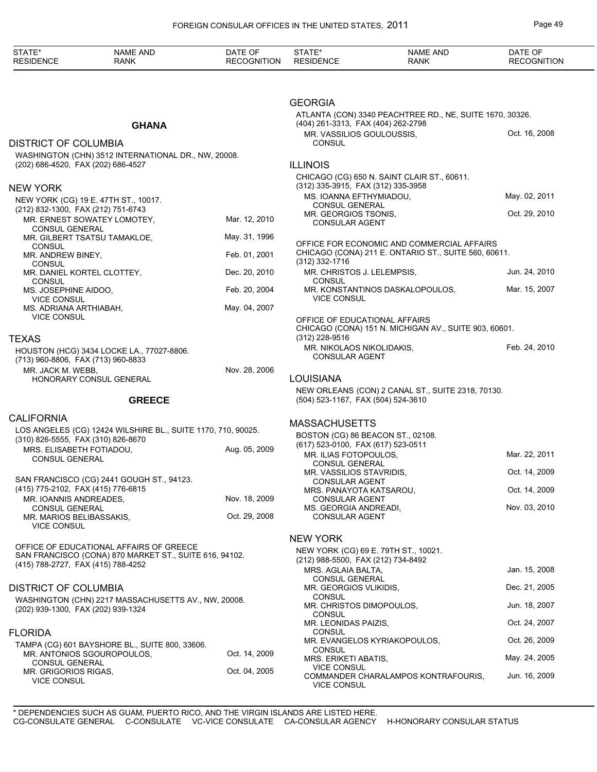## GHANA

### DISTRICT OF COLUMBIA

WASHINGTON (CHN) 3512 INTERNATIONAL DR., NW, 20008.
(202) 686-4520, FAX (202) 686-4527

### NEW YORK

NEW YORK (CG) 19 E. 47TH ST., 10017.
(212) 832-1300, FAX (212) 751-6743

| NAME AND RANK | DATE OF RECOGNITION |
|---|---|
| MR. ERNEST SOWATEY LOMOTEY, CONSUL GENERAL | Mar. 12, 2010 |
| MR. GILBERT TSATSU TAMAKLOE, CONSUL | May. 31, 1996 |
| MR. ANDREW BINEY, CONSUL | Feb. 01, 2001 |
| MR. DANIEL KORTEL CLOTTEY, CONSUL | Dec. 20, 2010 |
| MS. JOSEPHINE AIDOO, VICE CONSUL | Feb. 20, 2004 |
| MS. ADRIANA ARTHIABAH, VICE CONSUL | May. 04, 2007 |

### TEXAS

HOUSTON (HCG) 3434 LOCKE LA., 77027-8806.
(713) 960-8806, FAX (713) 960-8833

| NAME AND RANK | DATE OF RECOGNITION |
|---|---|
| MR. JACK M. WEBB, HONORARY CONSUL GENERAL | Nov. 28, 2006 |

## GREECE

### CALIFORNIA

LOS ANGELES (CG) 12424 WILSHIRE BL., SUITE 1170, 710, 90025.
(310) 826-5555, FAX (310) 826-8670

| NAME AND RANK | DATE OF RECOGNITION |
|---|---|
| MRS. ELISABETH FOTIADOU, CONSUL GENERAL | Aug. 05, 2009 |

SAN FRANCISCO (CG) 2441 GOUGH ST., 94123.
(415) 775-2102, FAX (415) 776-6815

| NAME AND RANK | DATE OF RECOGNITION |
|---|---|
| MR. IOANNIS ANDREADES, CONSUL GENERAL | Nov. 18, 2009 |
| MR. MARIOS BELIBASSAKIS, VICE CONSUL | Oct. 29, 2008 |

OFFICE OF EDUCATIONAL AFFAIRS OF GREECE
SAN FRANCISCO (CONA) 870 MARKET ST., SUITE 616, 94102.
(415) 788-2727, FAX (415) 788-4252

### DISTRICT OF COLUMBIA

WASHINGTON (CHN) 2217 MASSACHUSETTS AV., NW, 20008.
(202) 939-1300, FAX (202) 939-1324

### FLORIDA

TAMPA (CG) 601 BAYSHORE BL., SUITE 800, 33606.

| NAME AND RANK | DATE OF RECOGNITION |
|---|---|
| MR. ANTONIOS SGOUROPOULOS, CONSUL GENERAL | Oct. 14, 2009 |
| MR. GRIGORIOS RIGAS, VICE CONSUL | Oct. 04, 2005 |

### GEORGIA

ATLANTA (CON) 3340 PEACHTREE RD., NE, SUITE 1670, 30326.
(404) 261-3313, FAX (404) 262-2798

| NAME AND RANK | DATE OF RECOGNITION |
|---|---|
| MR. VASSILIOS GOULOUSSIS, CONSUL | Oct. 16, 2008 |

### ILLINOIS

CHICAGO (CG) 650 N. SAINT CLAIR ST., 60611.
(312) 335-3915, FAX (312) 335-3958

| NAME AND RANK | DATE OF RECOGNITION |
|---|---|
| MS. IOANNA EFTHYMIADOU, CONSUL GENERAL | May. 02, 2011 |
| MR. GEORGIOS TSONIS, CONSULAR AGENT | Oct. 29, 2010 |

OFFICE FOR ECONOMIC AND COMMERCIAL AFFAIRS
CHICAGO (CONA) 211 E. ONTARIO ST., SUITE 560, 60611.
(312) 332-1716

| NAME AND RANK | DATE OF RECOGNITION |
|---|---|
| MR. CHRISTOS J. LELEMPSIS, CONSUL | Jun. 24, 2010 |
| MR. KONSTANTINOS DASKALOPOULOS, VICE CONSUL | Mar. 15, 2007 |

OFFICE OF EDUCATIONAL AFFAIRS
CHICAGO (CONA) 151 N. MICHIGAN AV., SUITE 903, 60601.
(312) 228-9516

| NAME AND RANK | DATE OF RECOGNITION |
|---|---|
| MR. NIKOLAOS NIKOLIDAKIS, CONSULAR AGENT | Feb. 24, 2010 |

### LOUISIANA

NEW ORLEANS (CON) 2 CANAL ST., SUITE 2318, 70130.
(504) 523-1167, FAX (504) 524-3610

### MASSACHUSETTS

BOSTON (CG) 86 BEACON ST., 02108.
(617) 523-0100, FAX (617) 523-0511

| NAME AND RANK | DATE OF RECOGNITION |
|---|---|
| MR. ILIAS FOTOPOULOS, CONSUL GENERAL | Mar. 22, 2011 |
| MR. VASSILIOS STAVRIDIS, CONSULAR AGENT | Oct. 14, 2009 |
| MRS. PANAYOTA KATSAROU, CONSULAR AGENT | Oct. 14, 2009 |
| MS. GEORGIA ANDREADI, CONSULAR AGENT | Nov. 03, 2010 |

### NEW YORK

NEW YORK (CG) 69 E. 79TH ST., 10021.
(212) 988-5500, FAX (212) 734-8492

| NAME AND RANK | DATE OF RECOGNITION |
|---|---|
| MRS. AGLAIA BALTA, CONSUL GENERAL | Jan. 15, 2008 |
| MR. GEORGIOS VLIKIDIS, CONSUL | Dec. 21, 2005 |
| MR. CHRISTOS DIMOPOULOS, CONSUL | Jun. 18, 2007 |
| MR. LEONIDAS PAIZIS, CONSUL | Oct. 24, 2007 |
| MR. EVANGELOS KYRIAKOPOULOS, CONSUL | Oct. 26, 2009 |
| MRS. ERIKETI ABATIS, VICE CONSUL | May. 24, 2005 |
| COMMANDER CHARALAMPOS KONTRAFOURIS, VICE CONSUL | Jun. 16, 2009 |

\* DEPENDENCIES SUCH AS GUAM, PUERTO RICO, AND THE VIRGIN ISLANDS ARE LISTED HERE.
CG-CONSULATE GENERAL C-CONSULATE VC-VICE CONSULATE CA-CONSULAR AGENCY H-HONORARY CONSULAR STATUS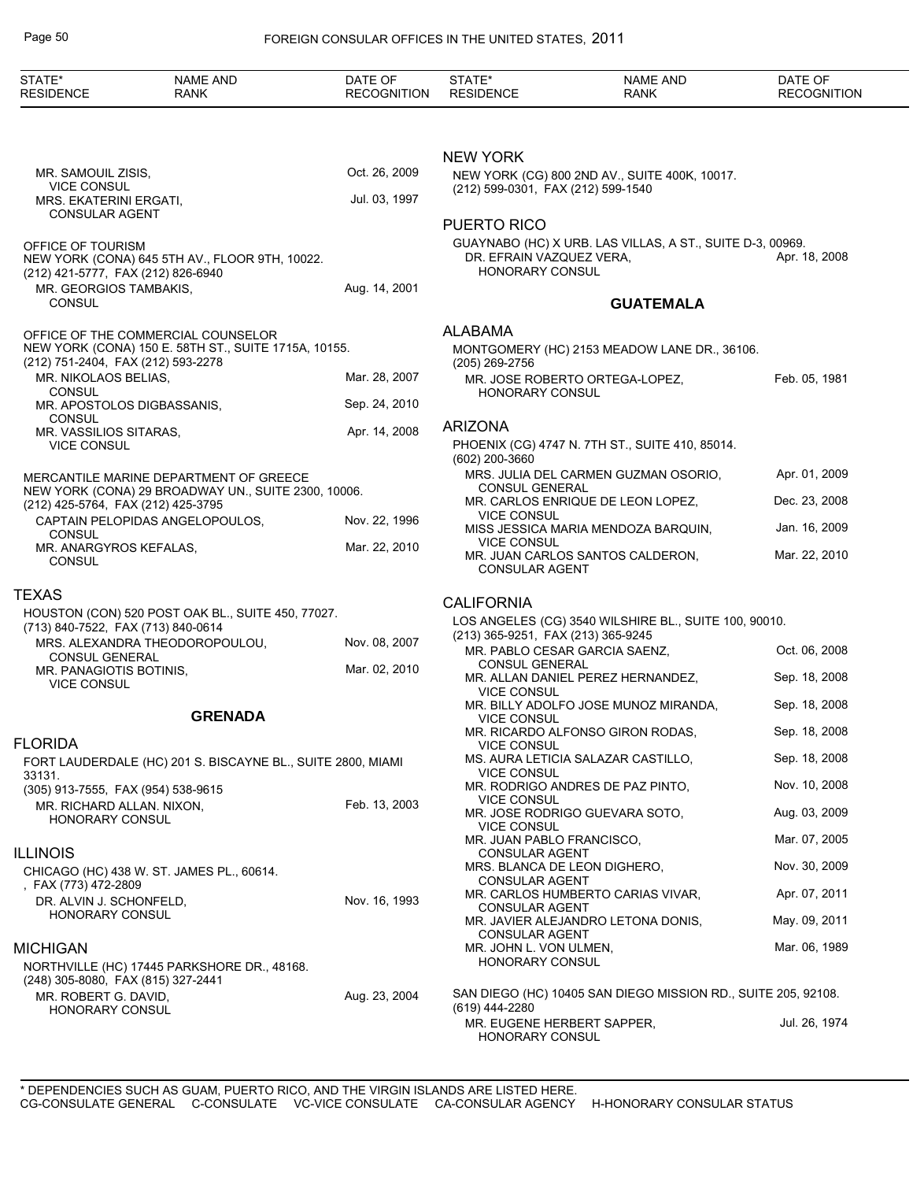MR. SAMOUIL ZISIS, VICE CONSUL — Oct. 26, 2009
MRS. EKATERINI ERGATI, CONSULAR AGENT — Jul. 03, 1997

OFFICE OF TOURISM
NEW YORK (CONA) 645 5TH AV., FLOOR 9TH, 10022.
(212) 421-5777, FAX (212) 826-6940

MR. GEORGIOS TAMBAKIS, CONSUL — Aug. 14, 2001

OFFICE OF THE COMMERCIAL COUNSELOR
NEW YORK (CONA) 150 E. 58TH ST., SUITE 1715A, 10155.
(212) 751-2404, FAX (212) 593-2278

MR. NIKOLAOS BELIAS, CONSUL — Mar. 28, 2007
MR. APOSTOLOS DIGBASSANIS, CONSUL — Sep. 24, 2010
MR. VASSILIOS SITARAS, VICE CONSUL — Apr. 14, 2008

MERCANTILE MARINE DEPARTMENT OF GREECE
NEW YORK (CONA) 29 BROADWAY UN., SUITE 2300, 10006.
(212) 425-5764, FAX (212) 425-3795

CAPTAIN PELOPIDAS ANGELOPOULOS, CONSUL — Nov. 22, 1996
MR. ANARGYROS KEFALAS, CONSUL — Mar. 22, 2010

## TEXAS

HOUSTON (CON) 520 POST OAK BL., SUITE 450, 77027.
(713) 840-7522, FAX (713) 840-0614

MRS. ALEXANDRA THEODOROPOULOU, CONSUL GENERAL — Nov. 08, 2007
MR. PANAGIOTIS BOTINIS, VICE CONSUL — Mar. 02, 2010

# GRENADA

## FLORIDA

FORT LAUDERDALE (HC) 201 S. BISCAYNE BL., SUITE 2800, MIAMI 33131.
(305) 913-7555, FAX (954) 538-9615

MR. RICHARD ALLAN. NIXON, HONORARY CONSUL — Feb. 13, 2003

## ILLINOIS

CHICAGO (HC) 438 W. ST. JAMES PL., 60614.
, FAX (773) 472-2809

DR. ALVIN J. SCHONFELD, HONORARY CONSUL — Nov. 16, 1993

## MICHIGAN

NORTHVILLE (HC) 17445 PARKSHORE DR., 48168.
(248) 305-8080, FAX (815) 327-2441

MR. ROBERT G. DAVID, HONORARY CONSUL — Aug. 23, 2004

## NEW YORK

NEW YORK (CG) 800 2ND AV., SUITE 400K, 10017.
(212) 599-0301, FAX (212) 599-1540

## PUERTO RICO

GUAYNABO (HC) X URB. LAS VILLAS, A ST., SUITE D-3, 00969.

DR. EFRAIN VAZQUEZ VERA, HONORARY CONSUL — Apr. 18, 2008

# GUATEMALA

## ALABAMA

MONTGOMERY (HC) 2153 MEADOW LANE DR., 36106.
(205) 269-2756

MR. JOSE ROBERTO ORTEGA-LOPEZ, HONORARY CONSUL — Feb. 05, 1981

## ARIZONA

PHOENIX (CG) 4747 N. 7TH ST., SUITE 410, 85014.
(602) 200-3660

MRS. JULIA DEL CARMEN GUZMAN OSORIO, CONSUL GENERAL — Apr. 01, 2009
MR. CARLOS ENRIQUE DE LEON LOPEZ, VICE CONSUL — Dec. 23, 2008
MISS JESSICA MARIA MENDOZA BARQUIN, VICE CONSUL — Jan. 16, 2009
MR. JUAN CARLOS SANTOS CALDERON, CONSULAR AGENT — Mar. 22, 2010

## CALIFORNIA

LOS ANGELES (CG) 3540 WILSHIRE BL., SUITE 100, 90010.
(213) 365-9251, FAX (213) 365-9245

MR. PABLO CESAR GARCIA SAENZ, CONSUL GENERAL — Oct. 06, 2008
MR. ALLAN DANIEL PEREZ HERNANDEZ, VICE CONSUL — Sep. 18, 2008
MR. BILLY ADOLFO JOSE MUNOZ MIRANDA, VICE CONSUL — Sep. 18, 2008
MR. RICARDO ALFONSO GIRON RODAS, VICE CONSUL — Sep. 18, 2008
MS. AURA LETICIA SALAZAR CASTILLO, VICE CONSUL — Sep. 18, 2008
MR. RODRIGO ANDRES DE PAZ PINTO, VICE CONSUL — Nov. 10, 2008
MR. JOSE RODRIGO GUEVARA SOTO, VICE CONSUL — Aug. 03, 2009
MR. JUAN PABLO FRANCISCO, CONSULAR AGENT — Mar. 07, 2005
MRS. BLANCA DE LEON DIGHERO, CONSULAR AGENT — Nov. 30, 2009
MR. CARLOS HUMBERTO CARIAS VIVAR, CONSULAR AGENT — Apr. 07, 2011
MR. JAVIER ALEJANDRO LETONA DONIS, CONSULAR AGENT — May. 09, 2011
MR. JOHN L. VON ULMEN, HONORARY CONSUL — Mar. 06, 1989

SAN DIEGO (HC) 10405 SAN DIEGO MISSION RD., SUITE 205, 92108.
(619) 444-2280

MR. EUGENE HERBERT SAPPER, HONORARY CONSUL — Jul. 26, 1974

\* DEPENDENCIES SUCH AS GUAM, PUERTO RICO, AND THE VIRGIN ISLANDS ARE LISTED HERE.
CG-CONSULATE GENERAL C-CONSULATE VC-VICE CONSULATE CA-CONSULAR AGENCY H-HONORARY CONSULAR STATUS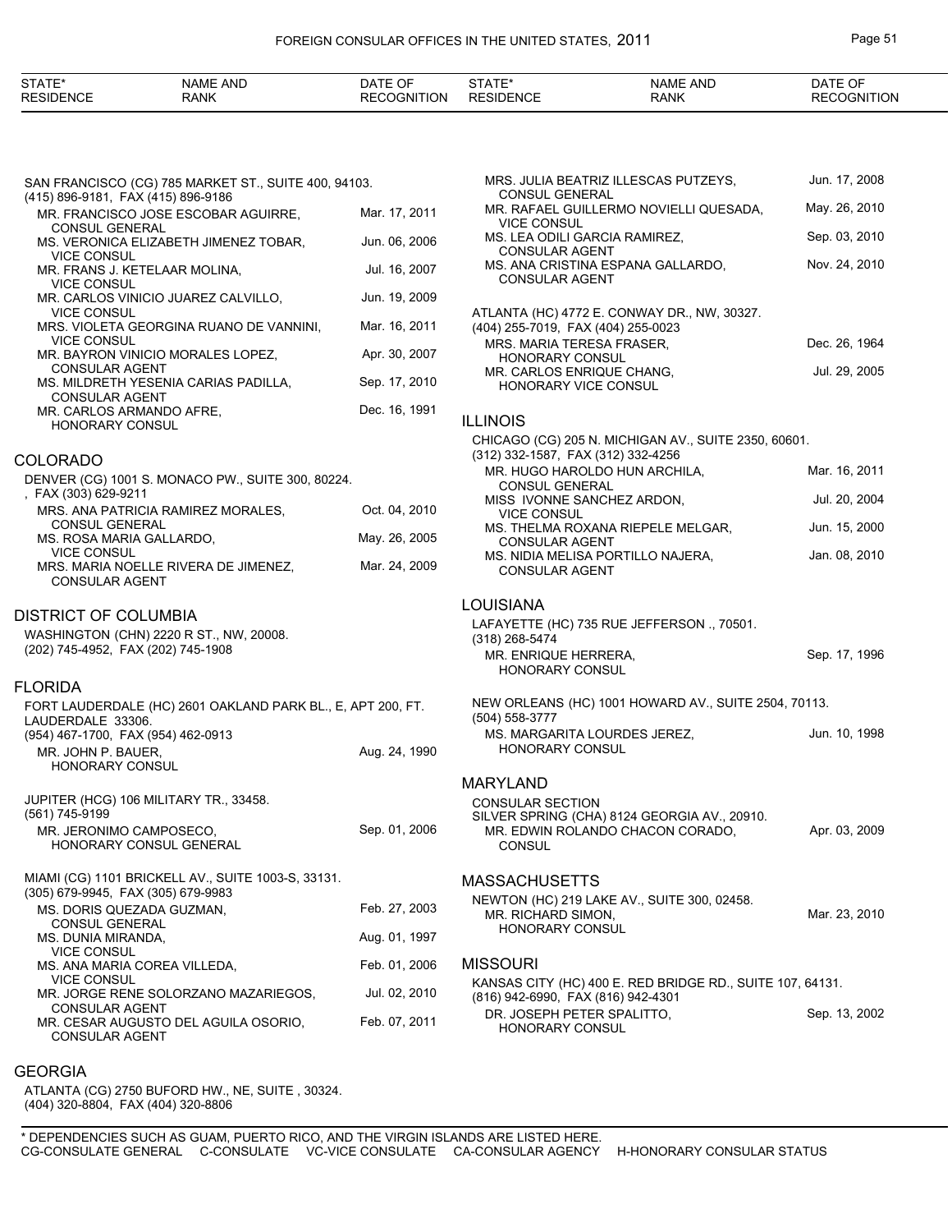SAN FRANCISCO (CG) 785 MARKET ST., SUITE 400, 94103.
(415) 896-9181, FAX (415) 896-9186

| NAME AND RANK | DATE OF RECOGNITION |
|---|---|
| MR. FRANCISCO JOSE ESCOBAR AGUIRRE, CONSUL GENERAL | Mar. 17, 2011 |
| MS. VERONICA ELIZABETH JIMENEZ TOBAR, VICE CONSUL | Jun. 06, 2006 |
| MR. FRANS J. KETELAAR MOLINA, VICE CONSUL | Jul. 16, 2007 |
| MR. CARLOS VINICIO JUAREZ CALVILLO, VICE CONSUL | Jun. 19, 2009 |
| MRS. VIOLETA GEORGINA RUANO DE VANNINI, VICE CONSUL | Mar. 16, 2011 |
| MR. BAYRON VINICIO MORALES LOPEZ, CONSULAR AGENT | Apr. 30, 2007 |
| MS. MILDRETH YESENIA CARIAS PADILLA, CONSULAR AGENT | Sep. 17, 2010 |
| MR. CARLOS ARMANDO AFRE, HONORARY CONSUL | Dec. 16, 1991 |

## COLORADO

DENVER (CG) 1001 S. MONACO PW., SUITE 300, 80224.
, FAX (303) 629-9211

| NAME AND RANK | DATE OF RECOGNITION |
|---|---|
| MRS. ANA PATRICIA RAMIREZ MORALES, CONSUL GENERAL | Oct. 04, 2010 |
| MS. ROSA MARIA GALLARDO, VICE CONSUL | May. 26, 2005 |
| MRS. MARIA NOELLE RIVERA DE JIMENEZ, CONSULAR AGENT | Mar. 24, 2009 |

## DISTRICT OF COLUMBIA

WASHINGTON (CHN) 2220 R ST., NW, 20008.
(202) 745-4952, FAX (202) 745-1908

## FLORIDA

FORT LAUDERDALE (HC) 2601 OAKLAND PARK BL., E, APT 200, FT. LAUDERDALE 33306.
(954) 467-1700, FAX (954) 462-0913

| NAME AND RANK | DATE OF RECOGNITION |
|---|---|
| MR. JOHN P. BAUER, HONORARY CONSUL | Aug. 24, 1990 |

JUPITER (HCG) 106 MILITARY TR., 33458.
(561) 745-9199

| NAME AND RANK | DATE OF RECOGNITION |
|---|---|
| MR. JERONIMO CAMPOSECO, HONORARY CONSUL GENERAL | Sep. 01, 2006 |

MIAMI (CG) 1101 BRICKELL AV., SUITE 1003-S, 33131.
(305) 679-9945, FAX (305) 679-9983

| NAME AND RANK | DATE OF RECOGNITION |
|---|---|
| MS. DORIS QUEZADA GUZMAN, CONSUL GENERAL | Feb. 27, 2003 |
| MS. DUNIA MIRANDA, VICE CONSUL | Aug. 01, 1997 |
| MS. ANA MARIA COREA VILLEDA, VICE CONSUL | Feb. 01, 2006 |
| MR. JORGE RENE SOLORZANO MAZARIEGOS, CONSULAR AGENT | Jul. 02, 2010 |
| MR. CESAR AUGUSTO DEL AGUILA OSORIO, CONSULAR AGENT | Feb. 07, 2011 |

## GEORGIA

ATLANTA (CG) 2750 BUFORD HW., NE, SUITE , 30324.
(404) 320-8804, FAX (404) 320-8806

| NAME AND RANK | DATE OF RECOGNITION |
|---|---|
| MRS. JULIA BEATRIZ ILLESCAS PUTZEYS, CONSUL GENERAL | Jun. 17, 2008 |
| MR. RAFAEL GUILLERMO NOVIELLI QUESADA, VICE CONSUL | May. 26, 2010 |
| MS. LEA ODILI GARCIA RAMIREZ, CONSULAR AGENT | Sep. 03, 2010 |
| MS. ANA CRISTINA ESPANA GALLARDO, CONSULAR AGENT | Nov. 24, 2010 |

ATLANTA (HC) 4772 E. CONWAY DR., NW, 30327.
(404) 255-7019, FAX (404) 255-0023

| NAME AND RANK | DATE OF RECOGNITION |
|---|---|
| MRS. MARIA TERESA FRASER, HONORARY CONSUL | Dec. 26, 1964 |
| MR. CARLOS ENRIQUE CHANG, HONORARY VICE CONSUL | Jul. 29, 2005 |

## ILLINOIS

CHICAGO (CG) 205 N. MICHIGAN AV., SUITE 2350, 60601.
(312) 332-1587, FAX (312) 332-4256

| NAME AND RANK | DATE OF RECOGNITION |
|---|---|
| MR. HUGO HAROLDO HUN ARCHILA, CONSUL GENERAL | Mar. 16, 2011 |
| MISS IVONNE SANCHEZ ARDON, VICE CONSUL | Jul. 20, 2004 |
| MS. THELMA ROXANA RIEPELE MELGAR, CONSULAR AGENT | Jun. 15, 2000 |
| MS. NIDIA MELISA PORTILLO NAJERA, CONSULAR AGENT | Jan. 08, 2010 |

## LOUISIANA

LAFAYETTE (HC) 735 RUE JEFFERSON ., 70501.
(318) 268-5474

| NAME AND RANK | DATE OF RECOGNITION |
|---|---|
| MR. ENRIQUE HERRERA, HONORARY CONSUL | Sep. 17, 1996 |

NEW ORLEANS (HC) 1001 HOWARD AV., SUITE 2504, 70113.
(504) 558-3777

| NAME AND RANK | DATE OF RECOGNITION |
|---|---|
| MS. MARGARITA LOURDES JEREZ, HONORARY CONSUL | Jun. 10, 1998 |

## MARYLAND

CONSULAR SECTION
SILVER SPRING (CHA) 8124 GEORGIA AV., 20910.

| NAME AND RANK | DATE OF RECOGNITION |
|---|---|
| MR. EDWIN ROLANDO CHACON CORADO, CONSUL | Apr. 03, 2009 |

## MASSACHUSETTS

NEWTON (HC) 219 LAKE AV., SUITE 300, 02458.

| NAME AND RANK | DATE OF RECOGNITION |
|---|---|
| MR. RICHARD SIMON, HONORARY CONSUL | Mar. 23, 2010 |

## MISSOURI

KANSAS CITY (HC) 400 E. RED BRIDGE RD., SUITE 107, 64131.
(816) 942-6990, FAX (816) 942-4301

| NAME AND RANK | DATE OF RECOGNITION |
|---|---|
| DR. JOSEPH PETER SPALITTO, HONORARY CONSUL | Sep. 13, 2002 |

* DEPENDENCIES SUCH AS GUAM, PUERTO RICO, AND THE VIRGIN ISLANDS ARE LISTED HERE.
CG-CONSULATE GENERAL C-CONSULATE VC-VICE CONSULATE CA-CONSULAR AGENCY H-HONORARY CONSULAR STATUS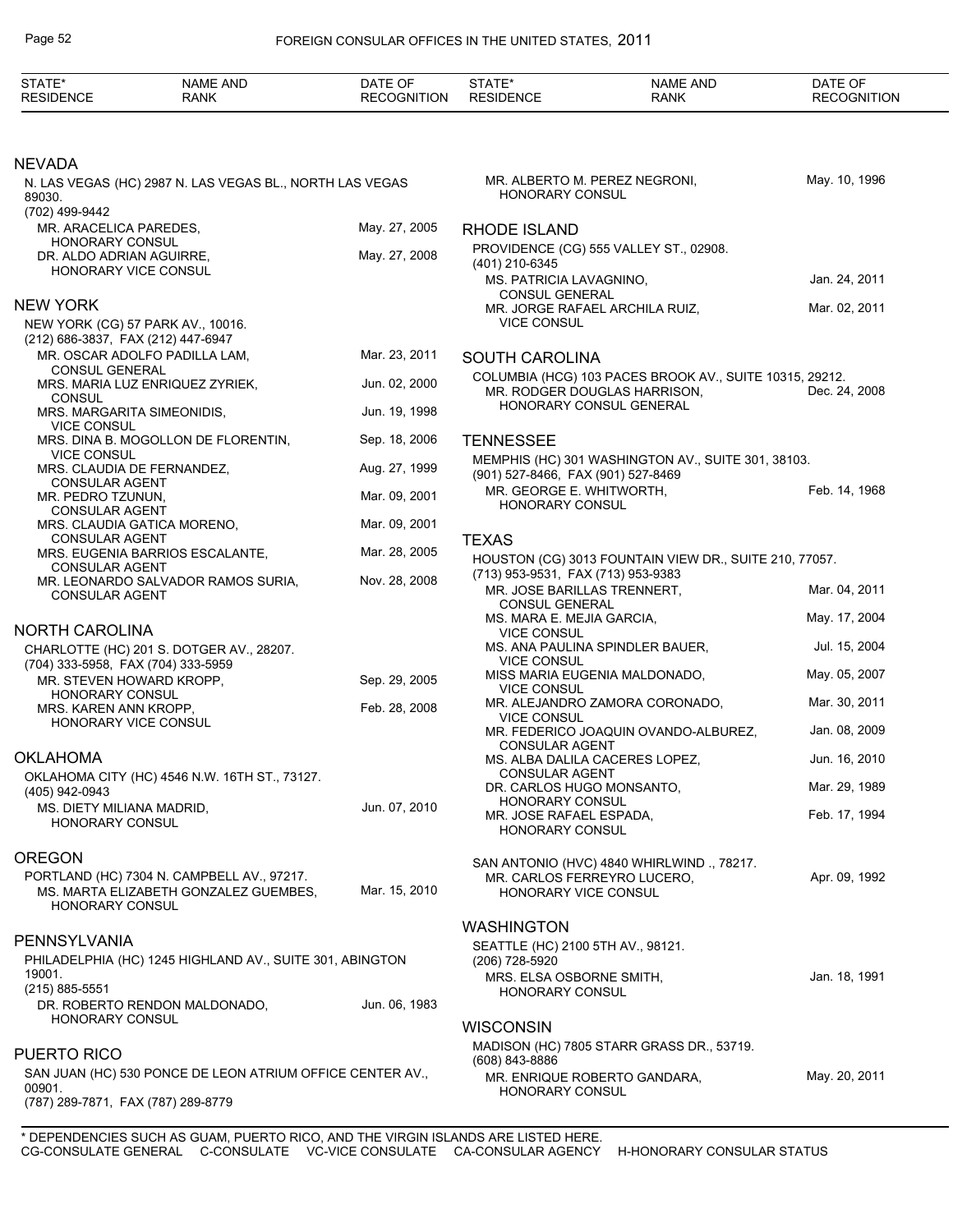| STATE* RESIDENCE | NAME AND RANK | DATE OF RECOGNITION |
|---|---|---|

## NEVADA

N. LAS VEGAS (HC) 2987 N. LAS VEGAS BL., NORTH LAS VEGAS 89030.
(702) 499-9442

| | |
|---|---|
| MR. ARACELICA PAREDES, HONORARY CONSUL | May. 27, 2005 |
| DR. ALDO ADRIAN AGUIRRE, HONORARY VICE CONSUL | May. 27, 2008 |

## NEW YORK

NEW YORK (CG) 57 PARK AV., 10016.
(212) 686-3837, FAX (212) 447-6947

| | |
|---|---|
| MR. OSCAR ADOLFO PADILLA LAM, CONSUL GENERAL | Mar. 23, 2011 |
| MRS. MARIA LUZ ENRIQUEZ ZYRIEK, CONSUL | Jun. 02, 2000 |
| MRS. MARGARITA SIMEONIDIS, VICE CONSUL | Jun. 19, 1998 |
| MRS. DINA B. MOGOLLON DE FLORENTIN, VICE CONSUL | Sep. 18, 2006 |
| MRS. CLAUDIA DE FERNANDEZ, CONSULAR AGENT | Aug. 27, 1999 |
| MR. PEDRO TZUNUN, CONSULAR AGENT | Mar. 09, 2001 |
| MRS. CLAUDIA GATICA MORENO, CONSULAR AGENT | Mar. 09, 2001 |
| MRS. EUGENIA BARRIOS ESCALANTE, CONSULAR AGENT | Mar. 28, 2005 |
| MR. LEONARDO SALVADOR RAMOS SURIA, CONSULAR AGENT | Nov. 28, 2008 |

## NORTH CAROLINA

CHARLOTTE (HC) 201 S. DOTGER AV., 28207.
(704) 333-5958, FAX (704) 333-5959

| | |
|---|---|
| MR. STEVEN HOWARD KROPP, HONORARY CONSUL | Sep. 29, 2005 |
| MRS. KAREN ANN KROPP, HONORARY VICE CONSUL | Feb. 28, 2008 |

## OKLAHOMA

OKLAHOMA CITY (HC) 4546 N.W. 16TH ST., 73127.
(405) 942-0943

| | |
|---|---|
| MS. DIETY MILIANA MADRID, HONORARY CONSUL | Jun. 07, 2010 |

## OREGON

PORTLAND (HC) 7304 N. CAMPBELL AV., 97217.

| | |
|---|---|
| MS. MARTA ELIZABETH GONZALEZ GUEMBES, HONORARY CONSUL | Mar. 15, 2010 |

## PENNSYLVANIA

PHILADELPHIA (HC) 1245 HIGHLAND AV., SUITE 301, ABINGTON 19001.
(215) 885-5551

| | |
|---|---|
| DR. ROBERTO RENDON MALDONADO, HONORARY CONSUL | Jun. 06, 1983 |

## PUERTO RICO

SAN JUAN (HC) 530 PONCE DE LEON ATRIUM OFFICE CENTER AV., 00901.
(787) 289-7871, FAX (787) 289-8779

| | |
|---|---|
| MR. ALBERTO M. PEREZ NEGRONI, HONORARY CONSUL | May. 10, 1996 |

## RHODE ISLAND

PROVIDENCE (CG) 555 VALLEY ST., 02908.
(401) 210-6345

| | |
|---|---|
| MS. PATRICIA LAVAGNINO, CONSUL GENERAL | Jan. 24, 2011 |
| MR. JORGE RAFAEL ARCHILA RUIZ, VICE CONSUL | Mar. 02, 2011 |

## SOUTH CAROLINA

COLUMBIA (HCG) 103 PACES BROOK AV., SUITE 10315, 29212.

| | |
|---|---|
| MR. RODGER DOUGLAS HARRISON, HONORARY CONSUL GENERAL | Dec. 24, 2008 |

## TENNESSEE

MEMPHIS (HC) 301 WASHINGTON AV., SUITE 301, 38103.
(901) 527-8466, FAX (901) 527-8469

| | |
|---|---|
| MR. GEORGE E. WHITWORTH, HONORARY CONSUL | Feb. 14, 1968 |

## TEXAS

HOUSTON (CG) 3013 FOUNTAIN VIEW DR., SUITE 210, 77057.
(713) 953-9531, FAX (713) 953-9383

| | |
|---|---|
| MR. JOSE BARILLAS TRENNERT, CONSUL GENERAL | Mar. 04, 2011 |
| MS. MARA E. MEJIA GARCIA, VICE CONSUL | May. 17, 2004 |
| MS. ANA PAULINA SPINDLER BAUER, VICE CONSUL | Jul. 15, 2004 |
| MISS MARIA EUGENIA MALDONADO, VICE CONSUL | May. 05, 2007 |
| MR. ALEJANDRO ZAMORA CORONADO, VICE CONSUL | Mar. 30, 2011 |
| MR. FEDERICO JOAQUIN OVANDO-ALBUREZ, CONSULAR AGENT | Jan. 08, 2009 |
| MS. ALBA DALILA CACERES LOPEZ, CONSULAR AGENT | Jun. 16, 2010 |
| DR. CARLOS HUGO MONSANTO, HONORARY CONSUL | Mar. 29, 1989 |
| MR. JOSE RAFAEL ESPADA, HONORARY CONSUL | Feb. 17, 1994 |

SAN ANTONIO (HVC) 4840 WHIRLWIND ., 78217.

| | |
|---|---|
| MR. CARLOS FERREYRO LUCERO, HONORARY VICE CONSUL | Apr. 09, 1992 |

## WASHINGTON

SEATTLE (HC) 2100 5TH AV., 98121.
(206) 728-5920

| | |
|---|---|
| MRS. ELSA OSBORNE SMITH, HONORARY CONSUL | Jan. 18, 1991 |

## WISCONSIN

MADISON (HC) 7805 STARR GRASS DR., 53719.
(608) 843-8886

| | |
|---|---|
| MR. ENRIQUE ROBERTO GANDARA, HONORARY CONSUL | May. 20, 2011 |

* DEPENDENCIES SUCH AS GUAM, PUERTO RICO, AND THE VIRGIN ISLANDS ARE LISTED HERE.
CG-CONSULATE GENERAL  C-CONSULATE  VC-VICE CONSULATE  CA-CONSULAR AGENCY  H-HONORARY CONSULAR STATUS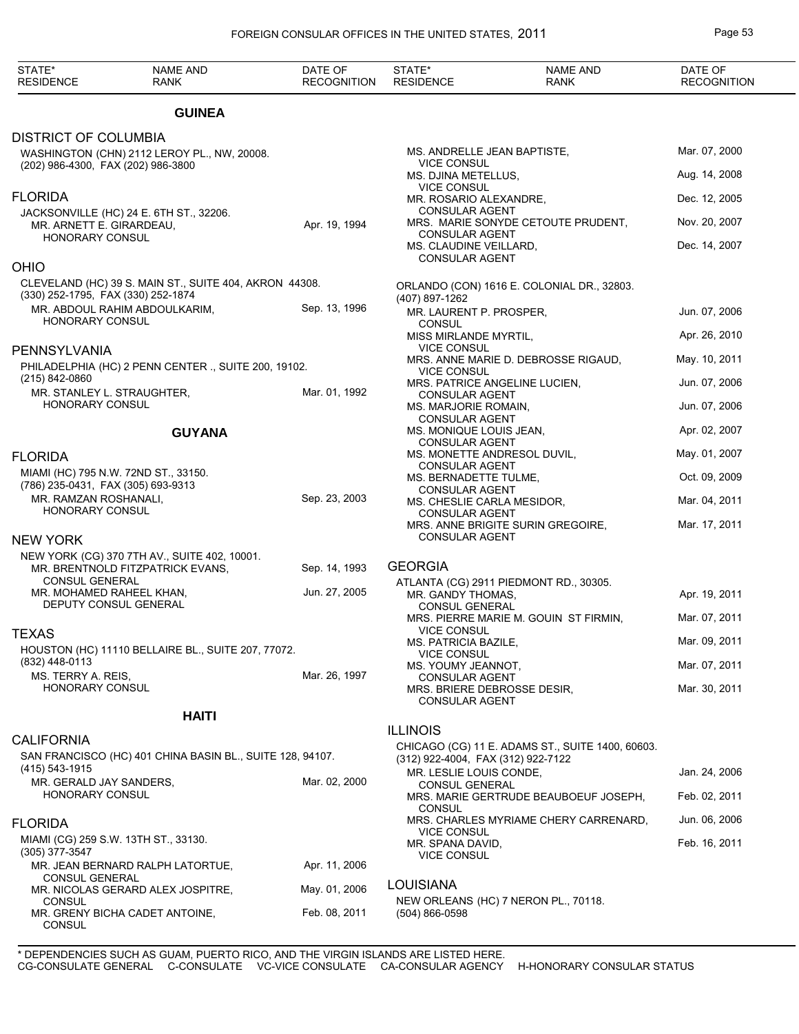| STATE* RESIDENCE | NAME AND RANK | DATE OF RECOGNITION |
|---|---|---|

## GUINEA

### DISTRICT OF COLUMBIA

WASHINGTON (CHN) 2112 LEROY PL., NW, 20008.
(202) 986-4300, FAX (202) 986-3800

### FLORIDA

JACKSONVILLE (HC) 24 E. 6TH ST., 32206.

| | |
|---|---|
| MR. ARNETT E. GIRARDEAU, HONORARY CONSUL | Apr. 19, 1994 |

### OHIO

CLEVELAND (HC) 39 S. MAIN ST., SUITE 404, AKRON 44308.
(330) 252-1795, FAX (330) 252-1874

| | |
|---|---|
| MR. ABDOUL RAHIM ABDOULKARIM, HONORARY CONSUL | Sep. 13, 1996 |

### PENNSYLVANIA

PHILADELPHIA (HC) 2 PENN CENTER ., SUITE 200, 19102.
(215) 842-0860

| | |
|---|---|
| MR. STANLEY L. STRAUGHTER, HONORARY CONSUL | Mar. 01, 1992 |

## GUYANA

### FLORIDA

MIAMI (HC) 795 N.W. 72ND ST., 33150.
(786) 235-0431, FAX (305) 693-9313

| | |
|---|---|
| MR. RAMZAN ROSHANALI, HONORARY CONSUL | Sep. 23, 2003 |

### NEW YORK

NEW YORK (CG) 370 7TH AV., SUITE 402, 10001.

| | |
|---|---|
| MR. BRENTNOLD FITZPATRICK EVANS, CONSUL GENERAL | Sep. 14, 1993 |
| MR. MOHAMED RAHEEL KHAN, DEPUTY CONSUL GENERAL | Jun. 27, 2005 |

### TEXAS

HOUSTON (HC) 11110 BELLAIRE BL., SUITE 207, 77072.
(832) 448-0113

| | |
|---|---|
| MS. TERRY A. REIS, HONORARY CONSUL | Mar. 26, 1997 |

## HAITI

### CALIFORNIA

SAN FRANCISCO (HC) 401 CHINA BASIN BL., SUITE 128, 94107.
(415) 543-1915

| | |
|---|---|
| MR. GERALD JAY SANDERS, HONORARY CONSUL | Mar. 02, 2000 |

### FLORIDA

MIAMI (CG) 259 S.W. 13TH ST., 33130.
(305) 377-3547

| | |
|---|---|
| MR. JEAN BERNARD RALPH LATORTUE, CONSUL GENERAL | Apr. 11, 2006 |
| MR. NICOLAS GERARD ALEX JOSPITRE, CONSUL | May. 01, 2006 |
| MR. GRENY BICHA CADET ANTOINE, CONSUL | Feb. 08, 2011 |
| MS. ANDRELLE JEAN BAPTISTE, VICE CONSUL | Mar. 07, 2000 |
| MS. DJINA METELLUS, VICE CONSUL | Aug. 14, 2008 |
| MR. ROSARIO ALEXANDRE, CONSULAR AGENT | Dec. 12, 2005 |
| MRS. MARIE SONYDE CETOUTE PRUDENT, CONSULAR AGENT | Nov. 20, 2007 |
| MS. CLAUDINE VEILLARD, CONSULAR AGENT | Dec. 14, 2007 |

ORLANDO (CON) 1616 E. COLONIAL DR., 32803.
(407) 897-1262

| | |
|---|---|
| MR. LAURENT P. PROSPER, CONSUL | Jun. 07, 2006 |
| MISS MIRLANDE MYRTIL, VICE CONSUL | Apr. 26, 2010 |
| MRS. ANNE MARIE D. DEBROSSE RIGAUD, VICE CONSUL | May. 10, 2011 |
| MRS. PATRICE ANGELINE LUCIEN, CONSULAR AGENT | Jun. 07, 2006 |
| MS. MARJORIE ROMAIN, CONSULAR AGENT | Jun. 07, 2006 |
| MS. MONIQUE LOUIS JEAN, CONSULAR AGENT | Apr. 02, 2007 |
| MS. MONETTE ANDRESOL DUVIL, CONSULAR AGENT | May. 01, 2007 |
| MS. BERNADETTE TULME, CONSULAR AGENT | Oct. 09, 2009 |
| MS. CHESLIE CARLA MESIDOR, CONSULAR AGENT | Mar. 04, 2011 |
| MRS. ANNE BRIGITE SURIN GREGOIRE, CONSULAR AGENT | Mar. 17, 2011 |

### GEORGIA

ATLANTA (CG) 2911 PIEDMONT RD., 30305.

| | |
|---|---|
| MR. GANDY THOMAS, CONSUL GENERAL | Apr. 19, 2011 |
| MRS. PIERRE MARIE M. GOUIN ST FIRMIN, VICE CONSUL | Mar. 07, 2011 |
| MS. PATRICIA BAZILE, VICE CONSUL | Mar. 09, 2011 |
| MS. YOUMY JEANNOT, CONSULAR AGENT | Mar. 07, 2011 |
| MRS. BRIERE DEBROSSE DESIR, CONSULAR AGENT | Mar. 30, 2011 |

### ILLINOIS

CHICAGO (CG) 11 E. ADAMS ST., SUITE 1400, 60603.
(312) 922-4004, FAX (312) 922-7122

| | |
|---|---|
| MR. LESLIE LOUIS CONDE, CONSUL GENERAL | Jan. 24, 2006 |
| MRS. MARIE GERTRUDE BEAUBOEUF JOSEPH, CONSUL | Feb. 02, 2011 |
| MRS. CHARLES MYRIAME CHERY CARRENARD, VICE CONSUL | Jun. 06, 2006 |
| MR. SPANA DAVID, VICE CONSUL | Feb. 16, 2011 |

### LOUISIANA

NEW ORLEANS (HC) 7 NERON PL., 70118.
(504) 866-0598

\* DEPENDENCIES SUCH AS GUAM, PUERTO RICO, AND THE VIRGIN ISLANDS ARE LISTED HERE.
CG-CONSULATE GENERAL C-CONSULATE VC-VICE CONSULATE CA-CONSULAR AGENCY H-HONORARY CONSULAR STATUS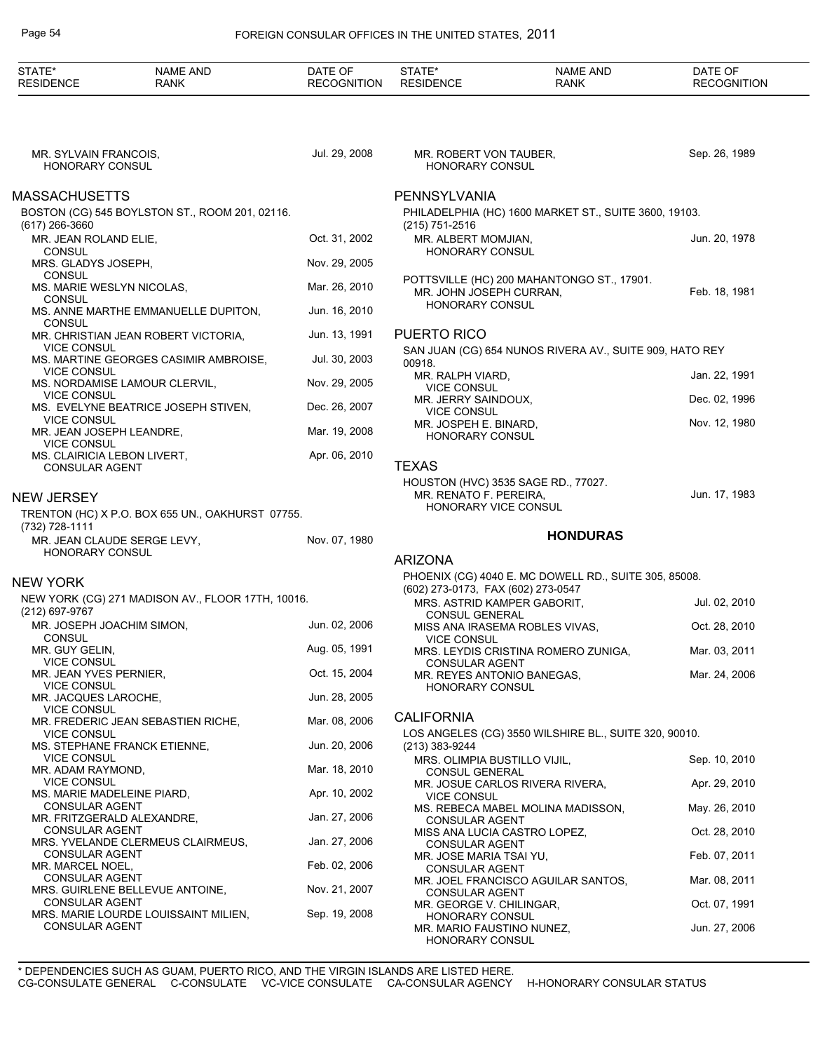| STATE* RESIDENCE | NAME AND RANK | DATE OF RECOGNITION |
|---|---|---|
| | MR. SYLVAIN FRANCOIS, HONORARY CONSUL | Jul. 29, 2008 |

## MASSACHUSETTS

BOSTON (CG) 545 BOYLSTON ST., ROOM 201, 02116.
(617) 266-3660

| NAME AND RANK | DATE OF RECOGNITION |
|---|---|
| MR. JEAN ROLAND ELIE, CONSUL | Oct. 31, 2002 |
| MRS. GLADYS JOSEPH, CONSUL | Nov. 29, 2005 |
| MS. MARIE WESLYN NICOLAS, CONSUL | Mar. 26, 2010 |
| MS. ANNE MARTHE EMMANUELLE DUPITON, CONSUL | Jun. 16, 2010 |
| MR. CHRISTIAN JEAN ROBERT VICTORIA, VICE CONSUL | Jun. 13, 1991 |
| MS. MARTINE GEORGES CASIMIR AMBROISE, VICE CONSUL | Jul. 30, 2003 |
| MS. NORDAMISE LAMOUR CLERVIL, VICE CONSUL | Nov. 29, 2005 |
| MS. EVELYNE BEATRICE JOSEPH STIVEN, VICE CONSUL | Dec. 26, 2007 |
| MR. JEAN JOSEPH LEANDRE, VICE CONSUL | Mar. 19, 2008 |
| MS. CLAIRICIA LEBON LIVERT, CONSULAR AGENT | Apr. 06, 2010 |

## NEW JERSEY

TRENTON (HC) X P.O. BOX 655 UN., OAKHURST 07755.
(732) 728-1111

| NAME AND RANK | DATE OF RECOGNITION |
|---|---|
| MR. JEAN CLAUDE SERGE LEVY, HONORARY CONSUL | Nov. 07, 1980 |

## NEW YORK

NEW YORK (CG) 271 MADISON AV., FLOOR 17TH, 10016.
(212) 697-9767

| NAME AND RANK | DATE OF RECOGNITION |
|---|---|
| MR. JOSEPH JOACHIM SIMON, CONSUL | Jun. 02, 2006 |
| MR. GUY GELIN, VICE CONSUL | Aug. 05, 1991 |
| MR. JEAN YVES PERNIER, VICE CONSUL | Oct. 15, 2004 |
| MR. JACQUES LAROCHE, VICE CONSUL | Jun. 28, 2005 |
| MR. FREDERIC JEAN SEBASTIEN RICHE, VICE CONSUL | Mar. 08, 2006 |
| MS. STEPHANE FRANCK ETIENNE, VICE CONSUL | Jun. 20, 2006 |
| MR. ADAM RAYMOND, VICE CONSUL | Mar. 18, 2010 |
| MS. MARIE MADELEINE PIARD, CONSULAR AGENT | Apr. 10, 2002 |
| MR. FRITZGERALD ALEXANDRE, CONSULAR AGENT | Jan. 27, 2006 |
| MRS. YVELANDE CLERMEUS CLAIRMEUS, CONSULAR AGENT | Jan. 27, 2006 |
| MR. MARCEL NOEL, CONSULAR AGENT | Feb. 02, 2006 |
| MRS. GUIRLENE BELLEVUE ANTOINE, CONSULAR AGENT | Nov. 21, 2007 |
| MRS. MARIE LOURDE LOUISSAINT MILIEN, CONSULAR AGENT | Sep. 19, 2008 |

| NAME AND RANK | DATE OF RECOGNITION |
|---|---|
| MR. ROBERT VON TAUBER, HONORARY CONSUL | Sep. 26, 1989 |

## PENNSYLVANIA

PHILADELPHIA (HC) 1600 MARKET ST., SUITE 3600, 19103.
(215) 751-2516

| NAME AND RANK | DATE OF RECOGNITION |
|---|---|
| MR. ALBERT MOMJIAN, HONORARY CONSUL | Jun. 20, 1978 |

POTTSVILLE (HC) 200 MAHANTONGO ST., 17901.

| NAME AND RANK | DATE OF RECOGNITION |
|---|---|
| MR. JOHN JOSEPH CURRAN, HONORARY CONSUL | Feb. 18, 1981 |

## PUERTO RICO

SAN JUAN (CG) 654 NUNOS RIVERA AV., SUITE 909, HATO REY 00918.

| NAME AND RANK | DATE OF RECOGNITION |
|---|---|
| MR. RALPH VIARD, VICE CONSUL | Jan. 22, 1991 |
| MR. JERRY SAINDOUX, VICE CONSUL | Dec. 02, 1996 |
| MR. JOSPEH E. BINARD, HONORARY CONSUL | Nov. 12, 1980 |

## TEXAS

HOUSTON (HVC) 3535 SAGE RD., 77027.

| NAME AND RANK | DATE OF RECOGNITION |
|---|---|
| MR. RENATO F. PEREIRA, HONORARY VICE CONSUL | Jun. 17, 1983 |

# HONDURAS

## ARIZONA

PHOENIX (CG) 4040 E. MC DOWELL RD., SUITE 305, 85008.
(602) 273-0173, FAX (602) 273-0547

| NAME AND RANK | DATE OF RECOGNITION |
|---|---|
| MRS. ASTRID KAMPER GABORIT, CONSUL GENERAL | Jul. 02, 2010 |
| MISS ANA IRASEMA ROBLES VIVAS, VICE CONSUL | Oct. 28, 2010 |
| MRS. LEYDIS CRISTINA ROMERO ZUNIGA, CONSULAR AGENT | Mar. 03, 2011 |
| MR. REYES ANTONIO BANEGAS, HONORARY CONSUL | Mar. 24, 2006 |

## CALIFORNIA

LOS ANGELES (CG) 3550 WILSHIRE BL., SUITE 320, 90010.
(213) 383-9244

| NAME AND RANK | DATE OF RECOGNITION |
|---|---|
| MRS. OLIMPIA BUSTILLO VIJIL, CONSUL GENERAL | Sep. 10, 2010 |
| MR. JOSUE CARLOS RIVERA RIVERA, VICE CONSUL | Apr. 29, 2010 |
| MS. REBECA MABEL MOLINA MADISSON, CONSULAR AGENT | May. 26, 2010 |
| MISS ANA LUCIA CASTRO LOPEZ, CONSULAR AGENT | Oct. 28, 2010 |
| MR. JOSE MARIA TSAI YU, CONSULAR AGENT | Feb. 07, 2011 |
| MR. JOEL FRANCISCO AGUILAR SANTOS, CONSULAR AGENT | Mar. 08, 2011 |
| MR. GEORGE V. CHILINGAR, HONORARY CONSUL | Oct. 07, 1991 |
| MR. MARIO FAUSTINO NUNEZ, HONORARY CONSUL | Jun. 27, 2006 |

\* DEPENDENCIES SUCH AS GUAM, PUERTO RICO, AND THE VIRGIN ISLANDS ARE LISTED HERE.
CG-CONSULATE GENERAL C-CONSULATE VC-VICE CONSULATE CA-CONSULAR AGENCY H-HONORARY CONSULAR STATUS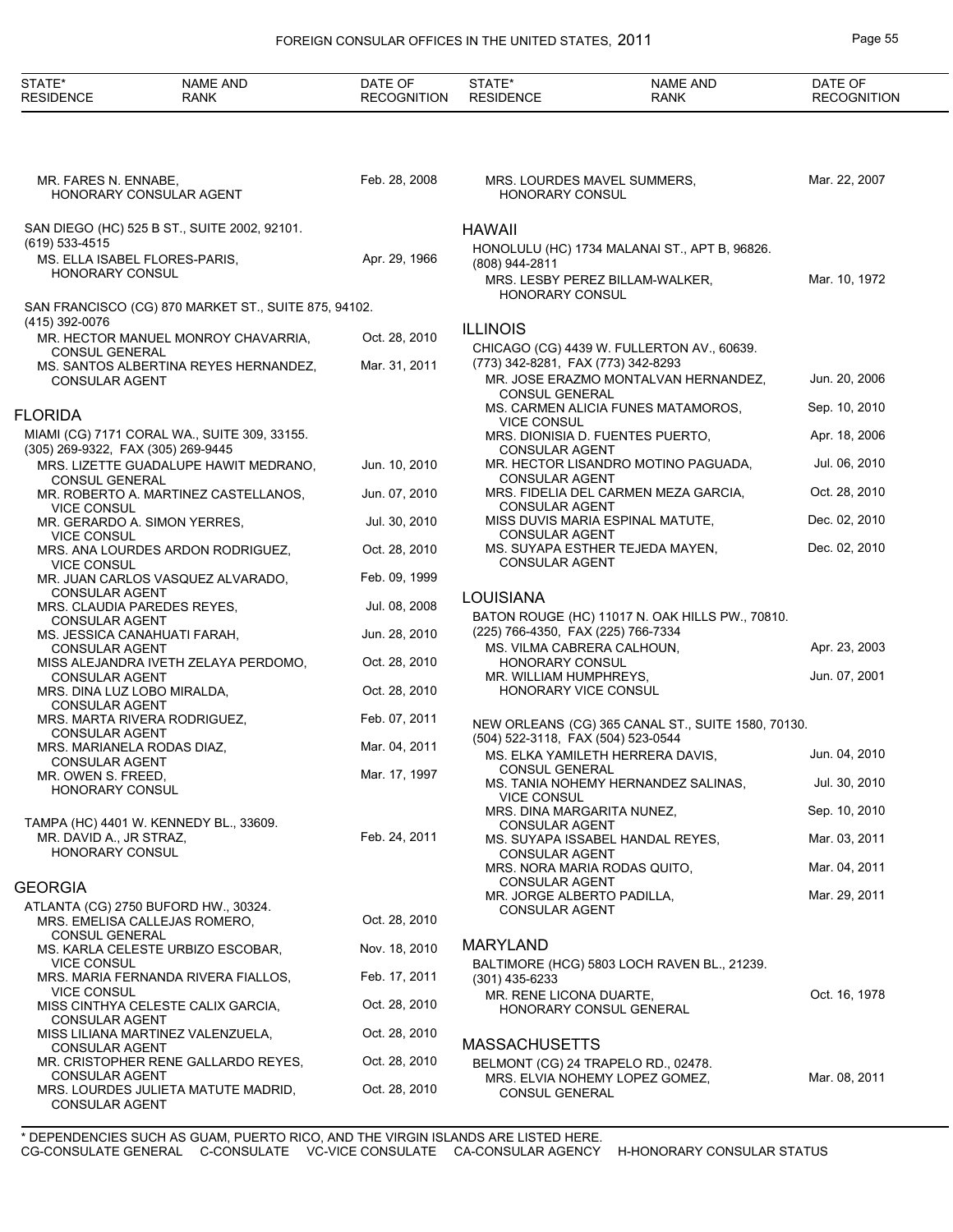| STATE* RESIDENCE | NAME AND RANK | DATE OF RECOGNITION |
|---|---|---|
| | MR. FARES N. ENNABE, HONORARY CONSULAR AGENT | Feb. 28, 2008 |
| SAN DIEGO (HC) 525 B ST., SUITE 2002, 92101. (619) 533-4515 | | |
| | MS. ELLA ISABEL FLORES-PARIS, HONORARY CONSUL | Apr. 29, 1966 |
| SAN FRANCISCO (CG) 870 MARKET ST., SUITE 875, 94102. (415) 392-0076 | | |
| | MR. HECTOR MANUEL MONROY CHAVARRIA, CONSUL GENERAL | Oct. 28, 2010 |
| | MS. SANTOS ALBERTINA REYES HERNANDEZ, CONSULAR AGENT | Mar. 31, 2011 |

## FLORIDA

| STATE* RESIDENCE | NAME AND RANK | DATE OF RECOGNITION |
|---|---|---|
| MIAMI (CG) 7171 CORAL WA., SUITE 309, 33155. (305) 269-9322, FAX (305) 269-9445 | | |
| | MRS. LIZETTE GUADALUPE HAWIT MEDRANO, CONSUL GENERAL | Jun. 10, 2010 |
| | MR. ROBERTO A. MARTINEZ CASTELLANOS, VICE CONSUL | Jun. 07, 2010 |
| | MR. GERARDO A. SIMON YERRES, VICE CONSUL | Jul. 30, 2010 |
| | MRS. ANA LOURDES ARDON RODRIGUEZ, VICE CONSUL | Oct. 28, 2010 |
| | MR. JUAN CARLOS VASQUEZ ALVARADO, CONSULAR AGENT | Feb. 09, 1999 |
| | MRS. CLAUDIA PAREDES REYES, CONSULAR AGENT | Jul. 08, 2008 |
| | MS. JESSICA CANAHUATI FARAH, CONSULAR AGENT | Jun. 28, 2010 |
| | MISS ALEJANDRA IVETH ZELAYA PERDOMO, CONSULAR AGENT | Oct. 28, 2010 |
| | MRS. DINA LUZ LOBO MIRALDA, CONSULAR AGENT | Oct. 28, 2010 |
| | MRS. MARTA RIVERA RODRIGUEZ, CONSULAR AGENT | Feb. 07, 2011 |
| | MRS. MARIANELA RODAS DIAZ, CONSULAR AGENT | Mar. 04, 2011 |
| | MR. OWEN S. FREED, HONORARY CONSUL | Mar. 17, 1997 |
| TAMPA (HC) 4401 W. KENNEDY BL., 33609. | | |
| | MR. DAVID A., JR STRAZ, HONORARY CONSUL | Feb. 24, 2011 |

## GEORGIA

| STATE* RESIDENCE | NAME AND RANK | DATE OF RECOGNITION |
|---|---|---|
| ATLANTA (CG) 2750 BUFORD HW., 30324. | | |
| | MRS. EMELISA CALLEJAS ROMERO, CONSUL GENERAL | Oct. 28, 2010 |
| | MS. KARLA CELESTE URBIZO ESCOBAR, VICE CONSUL | Nov. 18, 2010 |
| | MRS. MARIA FERNANDA RIVERA FIALLOS, VICE CONSUL | Feb. 17, 2011 |
| | MISS CINTHYA CELESTE CALIX GARCIA, CONSULAR AGENT | Oct. 28, 2010 |
| | MISS LILIANA MARTINEZ VALENZUELA, CONSULAR AGENT | Oct. 28, 2010 |
| | MR. CRISTOPHER RENE GALLARDO REYES, CONSULAR AGENT | Oct. 28, 2010 |
| | MRS. LOURDES JULIETA MATUTE MADRID, CONSULAR AGENT | Oct. 28, 2010 |
| | MRS. LOURDES MAVEL SUMMERS, HONORARY CONSUL | Mar. 22, 2007 |

## HAWAII

| STATE* RESIDENCE | NAME AND RANK | DATE OF RECOGNITION |
|---|---|---|
| HONOLULU (HC) 1734 MALANAI ST., APT B, 96826. (808) 944-2811 | | |
| | MRS. LESBY PEREZ BILLAM-WALKER, HONORARY CONSUL | Mar. 10, 1972 |

## ILLINOIS

| STATE* RESIDENCE | NAME AND RANK | DATE OF RECOGNITION |
|---|---|---|
| CHICAGO (CG) 4439 W. FULLERTON AV., 60639. (773) 342-8281, FAX (773) 342-8293 | | |
| | MR. JOSE ERAZMO MONTALVAN HERNANDEZ, CONSUL GENERAL | Jun. 20, 2006 |
| | MS. CARMEN ALICIA FUNES MATAMOROS, VICE CONSUL | Sep. 10, 2010 |
| | MRS. DIONISIA D. FUENTES PUERTO, CONSULAR AGENT | Apr. 18, 2006 |
| | MR. HECTOR LISANDRO MOTINO PAGUADA, CONSULAR AGENT | Jul. 06, 2010 |
| | MRS. FIDELIA DEL CARMEN MEZA GARCIA, CONSULAR AGENT | Oct. 28, 2010 |
| | MISS DUVIS MARIA ESPINAL MATUTE, CONSULAR AGENT | Dec. 02, 2010 |
| | MS. SUYAPA ESTHER TEJEDA MAYEN, CONSULAR AGENT | Dec. 02, 2010 |

## LOUISIANA

| STATE* RESIDENCE | NAME AND RANK | DATE OF RECOGNITION |
|---|---|---|
| BATON ROUGE (HC) 11017 N. OAK HILLS PW., 70810. (225) 766-4350, FAX (225) 766-7334 | | |
| | MS. VILMA CABRERA CALHOUN, HONORARY CONSUL | Apr. 23, 2003 |
| | MR. WILLIAM HUMPHREYS, HONORARY VICE CONSUL | Jun. 07, 2001 |
| NEW ORLEANS (CG) 365 CANAL ST., SUITE 1580, 70130. (504) 522-3118, FAX (504) 523-0544 | | |
| | MS. ELKA YAMILETH HERRERA DAVIS, CONSUL GENERAL | Jun. 04, 2010 |
| | MS. TANIA NOHEMY HERNANDEZ SALINAS, VICE CONSUL | Jul. 30, 2010 |
| | MRS. DINA MARGARITA NUNEZ, CONSULAR AGENT | Sep. 10, 2010 |
| | MS. SUYAPA ISSABEL HANDAL REYES, CONSULAR AGENT | Mar. 03, 2011 |
| | MRS. NORA MARIA RODAS QUITO, CONSULAR AGENT | Mar. 04, 2011 |
| | MR. JORGE ALBERTO PADILLA, CONSULAR AGENT | Mar. 29, 2011 |

## MARYLAND

| STATE* RESIDENCE | NAME AND RANK | DATE OF RECOGNITION |
|---|---|---|
| BALTIMORE (HCG) 5803 LOCH RAVEN BL., 21239. (301) 435-6233 | | |
| | MR. RENE LICONA DUARTE, HONORARY CONSUL GENERAL | Oct. 16, 1978 |

## MASSACHUSETTS

| STATE* RESIDENCE | NAME AND RANK | DATE OF RECOGNITION |
|---|---|---|
| BELMONT (CG) 24 TRAPELO RD., 02478. | | |
| | MRS. ELVIA NOHEMY LOPEZ GOMEZ, CONSUL GENERAL | Mar. 08, 2011 |

\* DEPENDENCIES SUCH AS GUAM, PUERTO RICO, AND THE VIRGIN ISLANDS ARE LISTED HERE.
CG-CONSULATE GENERAL C-CONSULATE VC-VICE CONSULATE CA-CONSULAR AGENCY H-HONORARY CONSULAR STATUS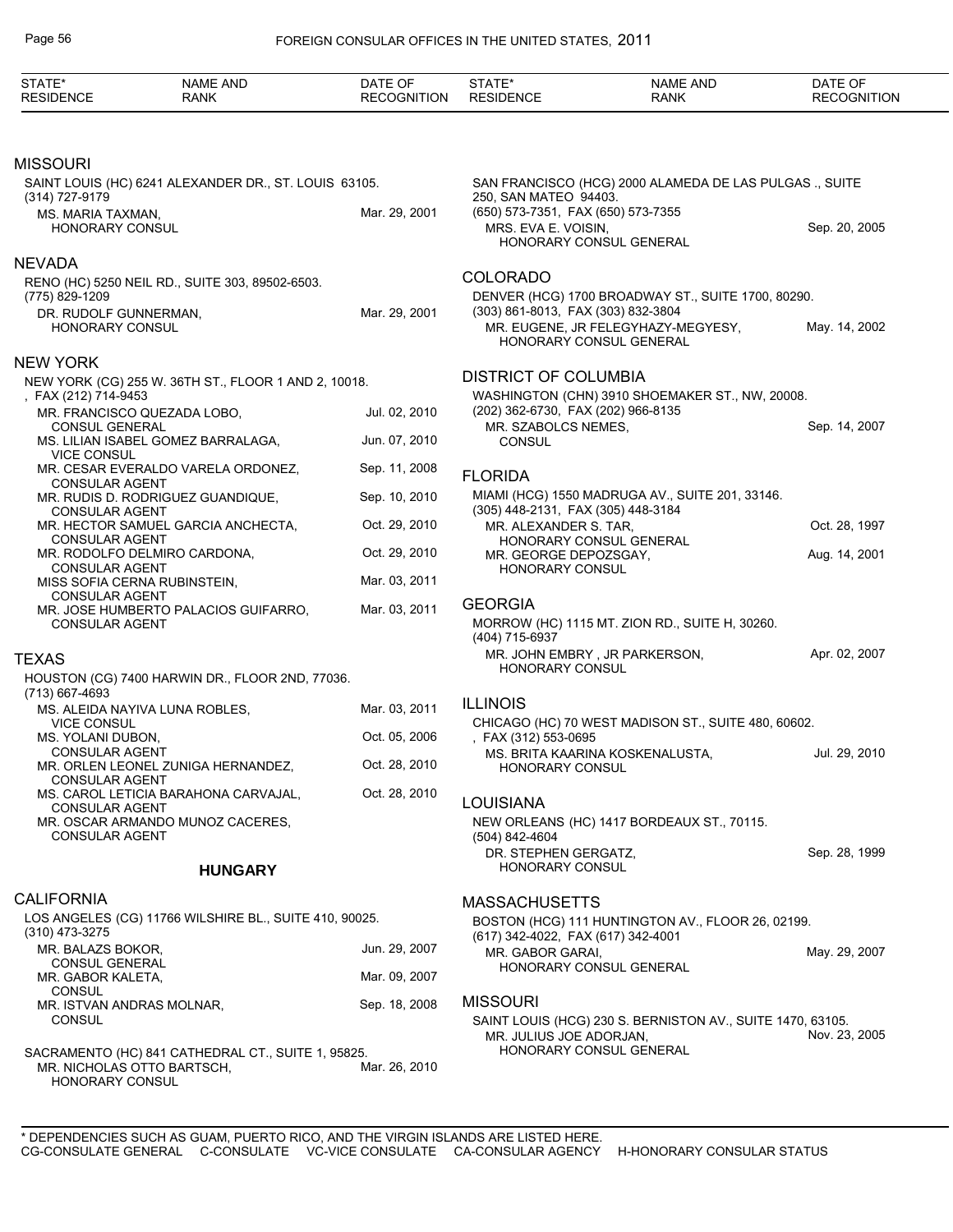| STATE* RESIDENCE | NAME AND RANK | DATE OF RECOGNITION |
|---|---|---|

## MISSOURI

SAINT LOUIS (HC) 6241 ALEXANDER DR., ST. LOUIS 63105.
(314) 727-9179

| | |
|---|---|
| MS. MARIA TAXMAN, HONORARY CONSUL | Mar. 29, 2001 |

## NEVADA

RENO (HC) 5250 NEIL RD., SUITE 303, 89502-6503.
(775) 829-1209

| | |
|---|---|
| DR. RUDOLF GUNNERMAN, HONORARY CONSUL | Mar. 29, 2001 |

## NEW YORK

NEW YORK (CG) 255 W. 36TH ST., FLOOR 1 AND 2, 10018.
, FAX (212) 714-9453

| | |
|---|---|
| MR. FRANCISCO QUEZADA LOBO, CONSUL GENERAL | Jul. 02, 2010 |
| MS. LILIAN ISABEL GOMEZ BARRALAGA, VICE CONSUL | Jun. 07, 2010 |
| MR. CESAR EVERALDO VARELA ORDONEZ, CONSULAR AGENT | Sep. 11, 2008 |
| MR. RUDIS D. RODRIGUEZ GUANDIQUE, CONSULAR AGENT | Sep. 10, 2010 |
| MR. HECTOR SAMUEL GARCIA ANCHECTA, CONSULAR AGENT | Oct. 29, 2010 |
| MR. RODOLFO DELMIRO CARDONA, CONSULAR AGENT | Oct. 29, 2010 |
| MISS SOFIA CERNA RUBINSTEIN, CONSULAR AGENT | Mar. 03, 2011 |
| MR. JOSE HUMBERTO PALACIOS GUIFARRO, CONSULAR AGENT | Mar. 03, 2011 |

## TEXAS

HOUSTON (CG) 7400 HARWIN DR., FLOOR 2ND, 77036.
(713) 667-4693

| | |
|---|---|
| MS. ALEIDA NAYIVA LUNA ROBLES, VICE CONSUL | Mar. 03, 2011 |
| MS. YOLANI DUBON, CONSULAR AGENT | Oct. 05, 2006 |
| MR. ORLEN LEONEL ZUNIGA HERNANDEZ, CONSULAR AGENT | Oct. 28, 2010 |
| MS. CAROL LETICIA BARAHONA CARVAJAL, CONSULAR AGENT | Oct. 28, 2010 |
| MR. OSCAR ARMANDO MUNOZ CACERES, CONSULAR AGENT | |

# HUNGARY

## CALIFORNIA

LOS ANGELES (CG) 11766 WILSHIRE BL., SUITE 410, 90025.
(310) 473-3275

| | |
|---|---|
| MR. BALAZS BOKOR, CONSUL GENERAL | Jun. 29, 2007 |
| MR. GABOR KALETA, CONSUL | Mar. 09, 2007 |
| MR. ISTVAN ANDRAS MOLNAR, CONSUL | Sep. 18, 2008 |

SACRAMENTO (HC) 841 CATHEDRAL CT., SUITE 1, 95825.

| | |
|---|---|
| MR. NICHOLAS OTTO BARTSCH, HONORARY CONSUL | Mar. 26, 2010 |

SAN FRANCISCO (HCG) 2000 ALAMEDA DE LAS PULGAS ., SUITE 250, SAN MATEO 94403.
(650) 573-7351, FAX (650) 573-7355

| | |
|---|---|
| MRS. EVA E. VOISIN, HONORARY CONSUL GENERAL | Sep. 20, 2005 |

## COLORADO

DENVER (HCG) 1700 BROADWAY ST., SUITE 1700, 80290.
(303) 861-8013, FAX (303) 832-3804

| | |
|---|---|
| MR. EUGENE, JR FELEGYHAZY-MEGYESY, HONORARY CONSUL GENERAL | May. 14, 2002 |

## DISTRICT OF COLUMBIA

WASHINGTON (CHN) 3910 SHOEMAKER ST., NW, 20008.
(202) 362-6730, FAX (202) 966-8135

| | |
|---|---|
| MR. SZABOLCS NEMES, CONSUL | Sep. 14, 2007 |

## FLORIDA

MIAMI (HCG) 1550 MADRUGA AV., SUITE 201, 33146.
(305) 448-2131, FAX (305) 448-3184

| | |
|---|---|
| MR. ALEXANDER S. TAR, HONORARY CONSUL GENERAL | Oct. 28, 1997 |
| MR. GEORGE DEPOZSGAY, HONORARY CONSUL | Aug. 14, 2001 |

## GEORGIA

MORROW (HC) 1115 MT. ZION RD., SUITE H, 30260.
(404) 715-6937

| | |
|---|---|
| MR. JOHN EMBRY , JR PARKERSON, HONORARY CONSUL | Apr. 02, 2007 |

## ILLINOIS

CHICAGO (HC) 70 WEST MADISON ST., SUITE 480, 60602.
, FAX (312) 553-0695

| | |
|---|---|
| MS. BRITA KAARINA KOSKENALUSTA, HONORARY CONSUL | Jul. 29, 2010 |

## LOUISIANA

NEW ORLEANS (HC) 1417 BORDEAUX ST., 70115.
(504) 842-4604

| | |
|---|---|
| DR. STEPHEN GERGATZ, HONORARY CONSUL | Sep. 28, 1999 |

## MASSACHUSETTS

BOSTON (HCG) 111 HUNTINGTON AV., FLOOR 26, 02199.
(617) 342-4022, FAX (617) 342-4001

| | |
|---|---|
| MR. GABOR GARAI, HONORARY CONSUL GENERAL | May. 29, 2007 |

## MISSOURI

SAINT LOUIS (HCG) 230 S. BERNISTON AV., SUITE 1470, 63105.

| | |
|---|---|
| MR. JULIUS JOE ADORJAN, HONORARY CONSUL GENERAL | Nov. 23, 2005 |

\* DEPENDENCIES SUCH AS GUAM, PUERTO RICO, AND THE VIRGIN ISLANDS ARE LISTED HERE.
CG-CONSULATE GENERAL C-CONSULATE VC-VICE CONSULATE CA-CONSULAR AGENCY H-HONORARY CONSULAR STATUS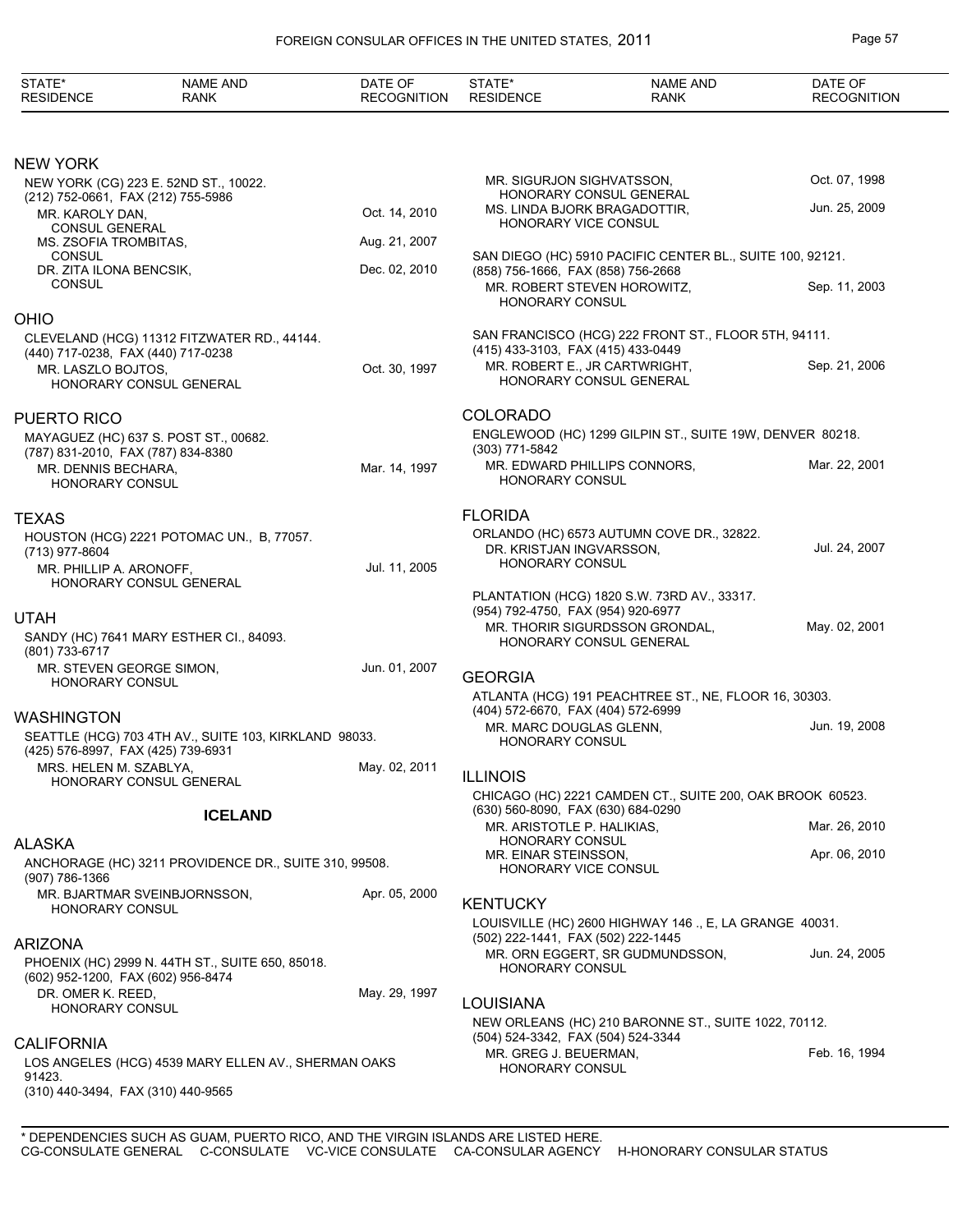| STATE* RESIDENCE | NAME AND RANK | DATE OF RECOGNITION |
|---|---|---|

## NEW YORK

NEW YORK (CG) 223 E. 52ND ST., 10022.
(212) 752-0661, FAX (212) 755-5986

| | |
|---|---|
| MR. KAROLY DAN, CONSUL GENERAL | Oct. 14, 2010 |
| MS. ZSOFIA TROMBITAS, CONSUL | Aug. 21, 2007 |
| DR. ZITA ILONA BENCSIK, CONSUL | Dec. 02, 2010 |

## OHIO

CLEVELAND (HCG) 11312 FITZWATER RD., 44144.
(440) 717-0238, FAX (440) 717-0238

| | |
|---|---|
| MR. LASZLO BOJTOS, HONORARY CONSUL GENERAL | Oct. 30, 1997 |

## PUERTO RICO

MAYAGUEZ (HC) 637 S. POST ST., 00682.
(787) 831-2010, FAX (787) 834-8380

| | |
|---|---|
| MR. DENNIS BECHARA, HONORARY CONSUL | Mar. 14, 1997 |

## TEXAS

HOUSTON (HCG) 2221 POTOMAC UN., B, 77057.
(713) 977-8604

| | |
|---|---|
| MR. PHILLIP A. ARONOFF, HONORARY CONSUL GENERAL | Jul. 11, 2005 |

## UTAH

SANDY (HC) 7641 MARY ESTHER CI., 84093.
(801) 733-6717

| | |
|---|---|
| MR. STEVEN GEORGE SIMON, HONORARY CONSUL | Jun. 01, 2007 |

## WASHINGTON

SEATTLE (HCG) 703 4TH AV., SUITE 103, KIRKLAND 98033.
(425) 576-8997, FAX (425) 739-6931

| | |
|---|---|
| MRS. HELEN M. SZABLYA, HONORARY CONSUL GENERAL | May. 02, 2011 |

# ICELAND

## ALASKA

ANCHORAGE (HC) 3211 PROVIDENCE DR., SUITE 310, 99508.
(907) 786-1366

| | |
|---|---|
| MR. BJARTMAR SVEINBJORNSSON, HONORARY CONSUL | Apr. 05, 2000 |

## ARIZONA

PHOENIX (HC) 2999 N. 44TH ST., SUITE 650, 85018.
(602) 952-1200, FAX (602) 956-8474

| | |
|---|---|
| DR. OMER K. REED, HONORARY CONSUL | May. 29, 1997 |

## CALIFORNIA

LOS ANGELES (HCG) 4539 MARY ELLEN AV., SHERMAN OAKS 91423.
(310) 440-3494, FAX (310) 440-9565

| | |
|---|---|
| MR. SIGURJON SIGHVATSSON, HONORARY CONSUL GENERAL | Oct. 07, 1998 |
| MS. LINDA BJORK BRAGADOTTIR, HONORARY VICE CONSUL | Jun. 25, 2009 |

SAN DIEGO (HC) 5910 PACIFIC CENTER BL., SUITE 100, 92121.
(858) 756-1666, FAX (858) 756-2668

| | |
|---|---|
| MR. ROBERT STEVEN HOROWITZ, HONORARY CONSUL | Sep. 11, 2003 |

SAN FRANCISCO (HCG) 222 FRONT ST., FLOOR 5TH, 94111.
(415) 433-3103, FAX (415) 433-0449

| | |
|---|---|
| MR. ROBERT E., JR CARTWRIGHT, HONORARY CONSUL GENERAL | Sep. 21, 2006 |

## COLORADO

ENGLEWOOD (HC) 1299 GILPIN ST., SUITE 19W, DENVER 80218.
(303) 771-5842

| | |
|---|---|
| MR. EDWARD PHILLIPS CONNORS, HONORARY CONSUL | Mar. 22, 2001 |

## FLORIDA

ORLANDO (HC) 6573 AUTUMN COVE DR., 32822.

| | |
|---|---|
| DR. KRISTJAN INGVARSSON, HONORARY CONSUL | Jul. 24, 2007 |

PLANTATION (HCG) 1820 S.W. 73RD AV., 33317.
(954) 792-4750, FAX (954) 920-6977

| | |
|---|---|
| MR. THORIR SIGURDSSON GRONDAL, HONORARY CONSUL GENERAL | May. 02, 2001 |

## GEORGIA

ATLANTA (HCG) 191 PEACHTREE ST., NE, FLOOR 16, 30303.
(404) 572-6670, FAX (404) 572-6999

| | |
|---|---|
| MR. MARC DOUGLAS GLENN, HONORARY CONSUL | Jun. 19, 2008 |

## ILLINOIS

CHICAGO (HC) 2221 CAMDEN CT., SUITE 200, OAK BROOK 60523.
(630) 560-8090, FAX (630) 684-0290

| | |
|---|---|
| MR. ARISTOTLE P. HALIKIAS, HONORARY CONSUL | Mar. 26, 2010 |
| MR. EINAR STEINSSON, HONORARY VICE CONSUL | Apr. 06, 2010 |

## KENTUCKY

LOUISVILLE (HC) 2600 HIGHWAY 146 ., E, LA GRANGE 40031.
(502) 222-1441, FAX (502) 222-1445

| | |
|---|---|
| MR. ORN EGGERT, SR GUDMUNDSSON, HONORARY CONSUL | Jun. 24, 2005 |

## LOUISIANA

NEW ORLEANS (HC) 210 BARONNE ST., SUITE 1022, 70112.
(504) 524-3342, FAX (504) 524-3344

| | |
|---|---|
| MR. GREG J. BEUERMAN, HONORARY CONSUL | Feb. 16, 1994 |

\* DEPENDENCIES SUCH AS GUAM, PUERTO RICO, AND THE VIRGIN ISLANDS ARE LISTED HERE.
CG-CONSULATE GENERAL C-CONSULATE VC-VICE CONSULATE CA-CONSULAR AGENCY H-HONORARY CONSULAR STATUS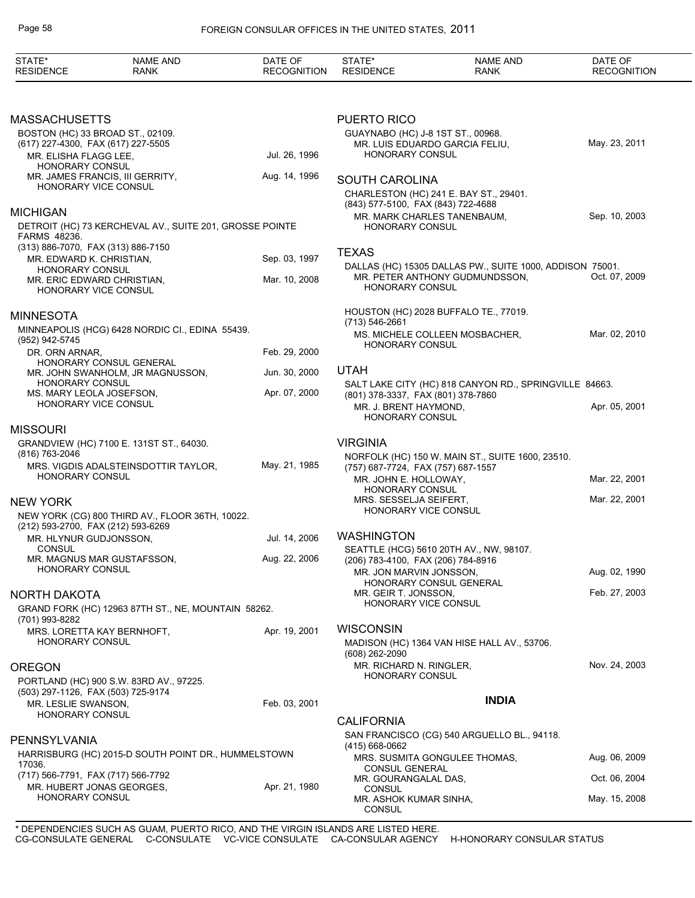| STATE* RESIDENCE | NAME AND RANK | DATE OF RECOGNITION |
|---|---|---|

## MASSACHUSETTS

BOSTON (HC) 33 BROAD ST., 02109.
(617) 227-4300, FAX (617) 227-5505

| | | |
|---|---|---|
| MR. ELISHA FLAGG LEE, HONORARY CONSUL | | Jul. 26, 1996 |
| MR. JAMES FRANCIS, III GERRITY, HONORARY VICE CONSUL | | Aug. 14, 1996 |

## MICHIGAN

DETROIT (HC) 73 KERCHEVAL AV., SUITE 201, GROSSE POINTE FARMS 48236.
(313) 886-7070, FAX (313) 886-7150

| | | |
|---|---|---|
| MR. EDWARD K. CHRISTIAN, HONORARY CONSUL | | Sep. 03, 1997 |
| MR. ERIC EDWARD CHRISTIAN, HONORARY VICE CONSUL | | Mar. 10, 2008 |

## MINNESOTA

MINNEAPOLIS (HCG) 6428 NORDIC CI., EDINA 55439.
(952) 942-5745

| | | |
|---|---|---|
| DR. ORN ARNAR, HONORARY CONSUL GENERAL | | Feb. 29, 2000 |
| MR. JOHN SWANHOLM, JR MAGNUSSON, HONORARY CONSUL | | Jun. 30, 2000 |
| MS. MARY LEOLA JOSEFSON, HONORARY VICE CONSUL | | Apr. 07, 2000 |

## MISSOURI

GRANDVIEW (HC) 7100 E. 131ST ST., 64030.
(816) 763-2046

| | | |
|---|---|---|
| MRS. VIGDIS ADALSTEINSDOTTIR TAYLOR, HONORARY CONSUL | | May. 21, 1985 |

## NEW YORK

NEW YORK (CG) 800 THIRD AV., FLOOR 36TH, 10022.
(212) 593-2700, FAX (212) 593-6269

| | | |
|---|---|---|
| MR. HLYNUR GUDJONSSON, CONSUL | | Jul. 14, 2006 |
| MR. MAGNUS MAR GUSTAFSSON, HONORARY CONSUL | | Aug. 22, 2006 |

## NORTH DAKOTA

GRAND FORK (HC) 12963 87TH ST., NE, MOUNTAIN 58262.
(701) 993-8282

| | | |
|---|---|---|
| MRS. LORETTA KAY BERNHOFT, HONORARY CONSUL | | Apr. 19, 2001 |

## OREGON

PORTLAND (HC) 900 S.W. 83RD AV., 97225.
(503) 297-1126, FAX (503) 725-9174

| | | |
|---|---|---|
| MR. LESLIE SWANSON, HONORARY CONSUL | | Feb. 03, 2001 |

## PENNSYLVANIA

HARRISBURG (HC) 2015-D SOUTH POINT DR., HUMMELSTOWN 17036.
(717) 566-7791, FAX (717) 566-7792

| | | |
|---|---|---|
| MR. HUBERT JONAS GEORGES, HONORARY CONSUL | | Apr. 21, 1980 |

## PUERTO RICO

GUAYNABO (HC) J-8 1ST ST., 00968.

| | | |
|---|---|---|
| MR. LUIS EDUARDO GARCIA FELIU, HONORARY CONSUL | | May. 23, 2011 |

## SOUTH CAROLINA

CHARLESTON (HC) 241 E. BAY ST., 29401.
(843) 577-5100, FAX (843) 722-4688

| | | |
|---|---|---|
| MR. MARK CHARLES TANENBAUM, HONORARY CONSUL | | Sep. 10, 2003 |

## TEXAS

DALLAS (HC) 15305 DALLAS PW., SUITE 1000, ADDISON 75001.

| | | |
|---|---|---|
| MR. PETER ANTHONY GUDMUNDSSON, HONORARY CONSUL | | Oct. 07, 2009 |

HOUSTON (HC) 2028 BUFFALO TE., 77019.
(713) 546-2661

| | | |
|---|---|---|
| MS. MICHELE COLLEEN MOSBACHER, HONORARY CONSUL | | Mar. 02, 2010 |

## UTAH

SALT LAKE CITY (HC) 818 CANYON RD., SPRINGVILLE 84663.
(801) 378-3337, FAX (801) 378-7860

| | | |
|---|---|---|
| MR. J. BRENT HAYMOND, HONORARY CONSUL | | Apr. 05, 2001 |

## VIRGINIA

NORFOLK (HC) 150 W. MAIN ST., SUITE 1600, 23510.
(757) 687-7724, FAX (757) 687-1557

| | | |
|---|---|---|
| MR. JOHN E. HOLLOWAY, HONORARY CONSUL | | Mar. 22, 2001 |
| MRS. SESSELJA SEIFERT, HONORARY VICE CONSUL | | Mar. 22, 2001 |

## WASHINGTON

SEATTLE (HCG) 5610 20TH AV., NW, 98107.
(206) 783-4100, FAX (206) 784-8916

| | | |
|---|---|---|
| MR. JON MARVIN JONSSON, HONORARY CONSUL GENERAL | | Aug. 02, 1990 |
| MR. GEIR T. JONSSON, HONORARY VICE CONSUL | | Feb. 27, 2003 |

## WISCONSIN

MADISON (HC) 1364 VAN HISE HALL AV., 53706.
(608) 262-2090

| | | |
|---|---|---|
| MR. RICHARD N. RINGLER, HONORARY CONSUL | | Nov. 24, 2003 |

# INDIA

## CALIFORNIA

SAN FRANCISCO (CG) 540 ARGUELLO BL., 94118.
(415) 668-0662

| | | |
|---|---|---|
| MRS. SUSMITA GONGULEE THOMAS, CONSUL GENERAL | | Aug. 06, 2009 |
| MR. GOURANGALAL DAS, CONSUL | | Oct. 06, 2004 |
| MR. ASHOK KUMAR SINHA, CONSUL | | May. 15, 2008 |

* DEPENDENCIES SUCH AS GUAM, PUERTO RICO, AND THE VIRGIN ISLANDS ARE LISTED HERE.
CG-CONSULATE GENERAL C-CONSULATE VC-VICE CONSULATE CA-CONSULAR AGENCY H-HONORARY CONSULAR STATUS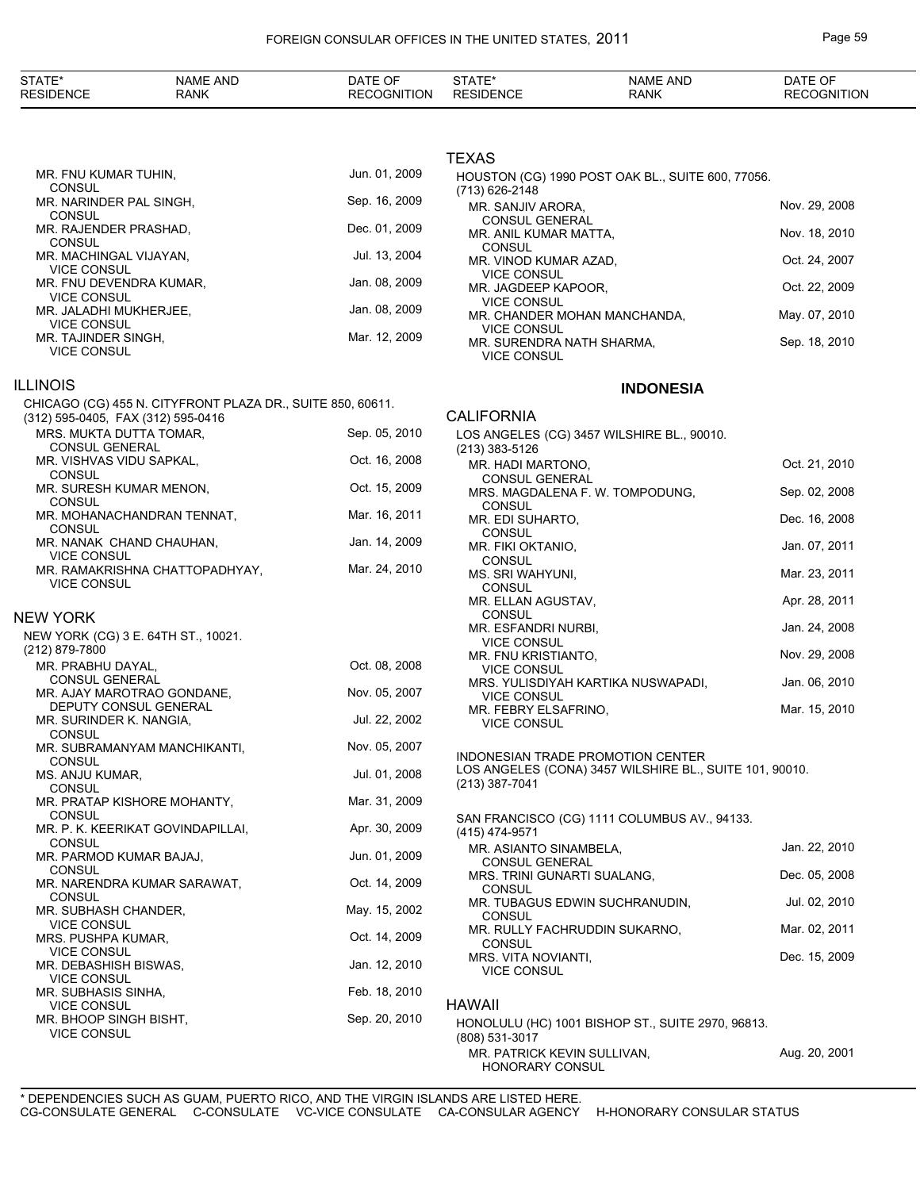| STATE* RESIDENCE | NAME AND RANK | DATE OF RECOGNITION |
|---|---|---|
| | MR. FNU KUMAR TUHIN, CONSUL | Jun. 01, 2009 |
| | MR. NARINDER PAL SINGH, CONSUL | Sep. 16, 2009 |
| | MR. RAJENDER PRASHAD, CONSUL | Dec. 01, 2009 |
| | MR. MACHINGAL VIJAYAN, VICE CONSUL | Jul. 13, 2004 |
| | MR. FNU DEVENDRA KUMAR, VICE CONSUL | Jan. 08, 2009 |
| | MR. JALADHI MUKHERJEE, VICE CONSUL | Jan. 08, 2009 |
| | MR. TAJINDER SINGH, VICE CONSUL | Mar. 12, 2009 |

## ILLINOIS

CHICAGO (CG) 455 N. CITYFRONT PLAZA DR., SUITE 850, 60611.
(312) 595-0405, FAX (312) 595-0416

| NAME AND RANK | DATE OF RECOGNITION |
|---|---|
| MRS. MUKTA DUTTA TOMAR, CONSUL GENERAL | Sep. 05, 2010 |
| MR. VISHVAS VIDU SAPKAL, CONSUL | Oct. 16, 2008 |
| MR. SURESH KUMAR MENON, CONSUL | Oct. 15, 2009 |
| MR. MOHANACHANDRAN TENNAT, CONSUL | Mar. 16, 2011 |
| MR. NANAK CHAND CHAUHAN, VICE CONSUL | Jan. 14, 2009 |
| MR. RAMAKRISHNA CHATTOPADHYAY, VICE CONSUL | Mar. 24, 2010 |

## NEW YORK

NEW YORK (CG) 3 E. 64TH ST., 10021.
(212) 879-7800

| NAME AND RANK | DATE OF RECOGNITION |
|---|---|
| MR. PRABHU DAYAL, CONSUL GENERAL | Oct. 08, 2008 |
| MR. AJAY MAROTRAO GONDANE, DEPUTY CONSUL GENERAL | Nov. 05, 2007 |
| MR. SURINDER K. NANGIA, CONSUL | Jul. 22, 2002 |
| MR. SUBRAMANYAM MANCHIKANTI, CONSUL | Nov. 05, 2007 |
| MS. ANJU KUMAR, CONSUL | Jul. 01, 2008 |
| MR. PRATAP KISHORE MOHANTY, CONSUL | Mar. 31, 2009 |
| MR. P. K. KEERIKAT GOVINDAPILLAI, CONSUL | Apr. 30, 2009 |
| MR. PARMOD KUMAR BAJAJ, CONSUL | Jun. 01, 2009 |
| MR. NARENDRA KUMAR SARAWAT, CONSUL | Oct. 14, 2009 |
| MR. SUBHASH CHANDER, VICE CONSUL | May. 15, 2002 |
| MRS. PUSHPA KUMAR, VICE CONSUL | Oct. 14, 2009 |
| MR. DEBASHISH BISWAS, VICE CONSUL | Jan. 12, 2010 |
| MR. SUBHASIS SINHA, VICE CONSUL | Feb. 18, 2010 |
| MR. BHOOP SINGH BISHT, VICE CONSUL | Sep. 20, 2010 |

## TEXAS

HOUSTON (CG) 1990 POST OAK BL., SUITE 600, 77056.
(713) 626-2148

| NAME AND RANK | DATE OF RECOGNITION |
|---|---|
| MR. SANJIV ARORA, CONSUL GENERAL | Nov. 29, 2008 |
| MR. ANIL KUMAR MATTA, CONSUL | Nov. 18, 2010 |
| MR. VINOD KUMAR AZAD, VICE CONSUL | Oct. 24, 2007 |
| MR. JAGDEEP KAPOOR, VICE CONSUL | Oct. 22, 2009 |
| MR. CHANDER MOHAN MANCHANDA, VICE CONSUL | May. 07, 2010 |
| MR. SURENDRA NATH SHARMA, VICE CONSUL | Sep. 18, 2010 |

# INDONESIA

## CALIFORNIA

LOS ANGELES (CG) 3457 WILSHIRE BL., 90010.
(213) 383-5126

| NAME AND RANK | DATE OF RECOGNITION |
|---|---|
| MR. HADI MARTONO, CONSUL GENERAL | Oct. 21, 2010 |
| MRS. MAGDALENA F. W. TOMPODUNG, CONSUL | Sep. 02, 2008 |
| MR. EDI SUHARTO, CONSUL | Dec. 16, 2008 |
| MR. FIKI OKTANIO, CONSUL | Jan. 07, 2011 |
| MS. SRI WAHYUNI, CONSUL | Mar. 23, 2011 |
| MR. ELLAN AGUSTAV, CONSUL | Apr. 28, 2011 |
| MR. ESFANDRI NURBI, VICE CONSUL | Jan. 24, 2008 |
| MR. FNU KRISTIANTO, VICE CONSUL | Nov. 29, 2008 |
| MRS. YULISDIYAH KARTIKA NUSWAPADI, VICE CONSUL | Jan. 06, 2010 |
| MR. FEBRY ELSAFRINO, VICE CONSUL | Mar. 15, 2010 |

INDONESIAN TRADE PROMOTION CENTER
LOS ANGELES (CONA) 3457 WILSHIRE BL., SUITE 101, 90010.
(213) 387-7041

SAN FRANCISCO (CG) 1111 COLUMBUS AV., 94133.
(415) 474-9571

| NAME AND RANK | DATE OF RECOGNITION |
|---|---|
| MR. ASIANTO SINAMBELA, CONSUL GENERAL | Jan. 22, 2010 |
| MRS. TRINI GUNARTI SUALANG, CONSUL | Dec. 05, 2008 |
| MR. TUBAGUS EDWIN SUCHRANUDIN, CONSUL | Jul. 02, 2010 |
| MR. RULLY FACHRUDDIN SUKARNO, CONSUL | Mar. 02, 2011 |
| MRS. VITA NOVIANTI, VICE CONSUL | Dec. 15, 2009 |

## HAWAII

HONOLULU (HC) 1001 BISHOP ST., SUITE 2970, 96813.
(808) 531-3017

| NAME AND RANK | DATE OF RECOGNITION |
|---|---|
| MR. PATRICK KEVIN SULLIVAN, HONORARY CONSUL | Aug. 20, 2001 |

* DEPENDENCIES SUCH AS GUAM, PUERTO RICO, AND THE VIRGIN ISLANDS ARE LISTED HERE.
CG-CONSULATE GENERAL C-CONSULATE VC-VICE CONSULATE CA-CONSULAR AGENCY H-HONORARY CONSULAR STATUS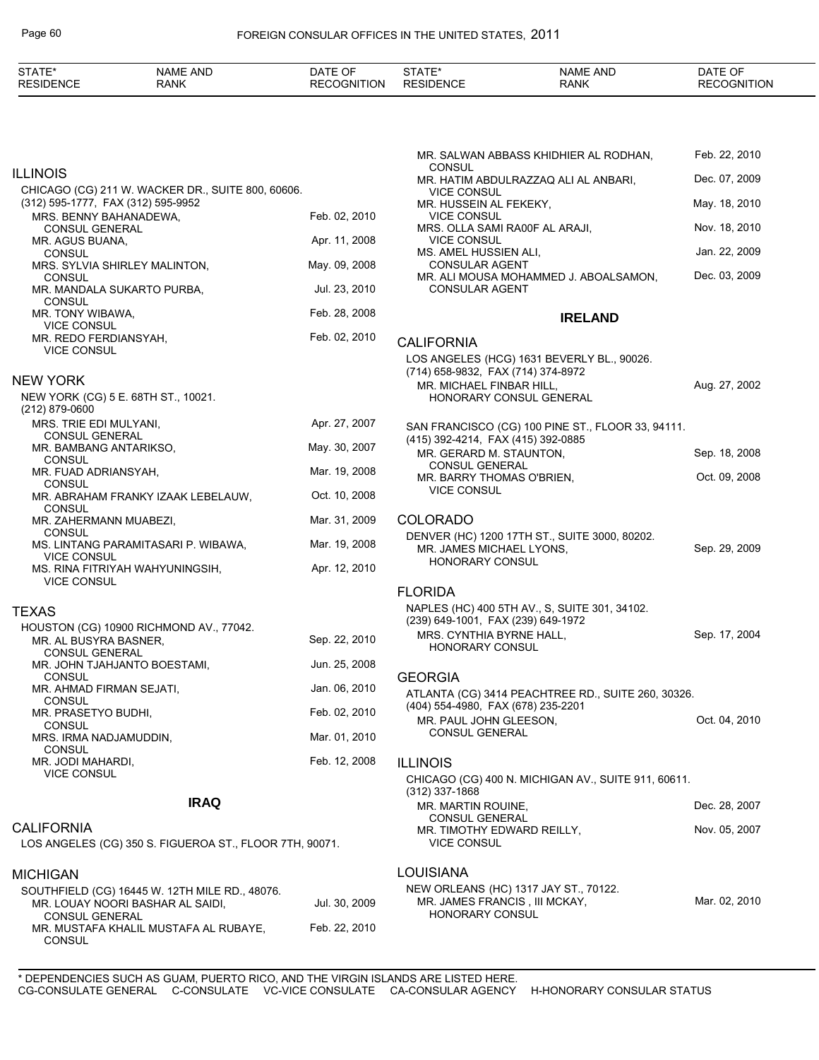| STATE* RESIDENCE | NAME AND RANK | DATE OF RECOGNITION |
|---|---|---|

## ILLINOIS

CHICAGO (CG) 211 W. WACKER DR., SUITE 800, 60606.
(312) 595-1777, FAX (312) 595-9952

| NAME AND RANK | DATE OF RECOGNITION |
|---|---|
| MRS. BENNY BAHANADEWA, CONSUL GENERAL | Feb. 02, 2010 |
| MR. AGUS BUANA, CONSUL | Apr. 11, 2008 |
| MRS. SYLVIA SHIRLEY MALINTON, CONSUL | May. 09, 2008 |
| MR. MANDALA SUKARTO PURBA, CONSUL | Jul. 23, 2010 |
| MR. TONY WIBAWA, VICE CONSUL | Feb. 28, 2008 |
| MR. REDO FERDIANSYAH, VICE CONSUL | Feb. 02, 2010 |

## NEW YORK

NEW YORK (CG) 5 E. 68TH ST., 10021.
(212) 879-0600

| NAME AND RANK | DATE OF RECOGNITION |
|---|---|
| MRS. TRIE EDI MULYANI, CONSUL GENERAL | Apr. 27, 2007 |
| MR. BAMBANG ANTARIKSO, CONSUL | May. 30, 2007 |
| MR. FUAD ADRIANSYAH, CONSUL | Mar. 19, 2008 |
| MR. ABRAHAM FRANKY IZAAK LEBELAUW, CONSUL | Oct. 10, 2008 |
| MR. ZAHERMANN MUABEZI, CONSUL | Mar. 31, 2009 |
| MS. LINTANG PARAMITASARI P. WIBAWA, VICE CONSUL | Mar. 19, 2008 |
| MS. RINA FITRIYAH WAHYUNINGSIH, VICE CONSUL | Apr. 12, 2010 |

## TEXAS

HOUSTON (CG) 10900 RICHMOND AV., 77042.

| NAME AND RANK | DATE OF RECOGNITION |
|---|---|
| MR. AL BUSYRA BASNER, CONSUL GENERAL | Sep. 22, 2010 |
| MR. JOHN TJAHJANTO BOESTAMI, CONSUL | Jun. 25, 2008 |
| MR. AHMAD FIRMAN SEJATI, CONSUL | Jan. 06, 2010 |
| MR. PRASETYO BUDHI, CONSUL | Feb. 02, 2010 |
| MRS. IRMA NADJAMUDDIN, CONSUL | Mar. 01, 2010 |
| MR. JODI MAHARDI, VICE CONSUL | Feb. 12, 2008 |

# IRAQ

## CALIFORNIA

LOS ANGELES (CG) 350 S. FIGUEROA ST., FLOOR 7TH, 90071.

## MICHIGAN

SOUTHFIELD (CG) 16445 W. 12TH MILE RD., 48076.

| NAME AND RANK | DATE OF RECOGNITION |
|---|---|
| MR. LOUAY NOORI BASHAR AL SAIDI, CONSUL GENERAL | Jul. 30, 2009 |
| MR. MUSTAFA KHALIL MUSTAFA AL RUBAYE, CONSUL | Feb. 22, 2010 |
| MR. SALWAN ABBASS KHIDHIER AL RODHAN, CONSUL | Feb. 22, 2010 |
| MR. HATIM ABDULRAZZAQ ALI AL ANBARI, VICE CONSUL | Dec. 07, 2009 |
| MR. HUSSEIN AL FEKEKY, VICE CONSUL | May. 18, 2010 |
| MRS. OLLA SAMI RA00F AL ARAJI, VICE CONSUL | Nov. 18, 2010 |
| MS. AMEL HUSSIEN ALI, CONSULAR AGENT | Jan. 22, 2009 |
| MR. ALI MOUSA MOHAMMED J. ABOALSAMON, CONSULAR AGENT | Dec. 03, 2009 |

# IRELAND

## CALIFORNIA

LOS ANGELES (HCG) 1631 BEVERLY BL., 90026.
(714) 658-9832, FAX (714) 374-8972

| NAME AND RANK | DATE OF RECOGNITION |
|---|---|
| MR. MICHAEL FINBAR HILL, HONORARY CONSUL GENERAL | Aug. 27, 2002 |

SAN FRANCISCO (CG) 100 PINE ST., FLOOR 33, 94111.
(415) 392-4214, FAX (415) 392-0885

| NAME AND RANK | DATE OF RECOGNITION |
|---|---|
| MR. GERARD M. STAUNTON, CONSUL GENERAL | Sep. 18, 2008 |
| MR. BARRY THOMAS O'BRIEN, VICE CONSUL | Oct. 09, 2008 |

## COLORADO

DENVER (HC) 1200 17TH ST., SUITE 3000, 80202.

| NAME AND RANK | DATE OF RECOGNITION |
|---|---|
| MR. JAMES MICHAEL LYONS, HONORARY CONSUL | Sep. 29, 2009 |

## FLORIDA

NAPLES (HC) 400 5TH AV., S, SUITE 301, 34102.
(239) 649-1001, FAX (239) 649-1972

| NAME AND RANK | DATE OF RECOGNITION |
|---|---|
| MRS. CYNTHIA BYRNE HALL, HONORARY CONSUL | Sep. 17, 2004 |

## GEORGIA

ATLANTA (CG) 3414 PEACHTREE RD., SUITE 260, 30326.
(404) 554-4980, FAX (678) 235-2201

| NAME AND RANK | DATE OF RECOGNITION |
|---|---|
| MR. PAUL JOHN GLEESON, CONSUL GENERAL | Oct. 04, 2010 |

## ILLINOIS

CHICAGO (CG) 400 N. MICHIGAN AV., SUITE 911, 60611.
(312) 337-1868

| NAME AND RANK | DATE OF RECOGNITION |
|---|---|
| MR. MARTIN ROUINE, CONSUL GENERAL | Dec. 28, 2007 |
| MR. TIMOTHY EDWARD REILLY, VICE CONSUL | Nov. 05, 2007 |

## LOUISIANA

NEW ORLEANS (HC) 1317 JAY ST., 70122.

| NAME AND RANK | DATE OF RECOGNITION |
|---|---|
| MR. JAMES FRANCIS , III MCKAY, HONORARY CONSUL | Mar. 02, 2010 |

\* DEPENDENCIES SUCH AS GUAM, PUERTO RICO, AND THE VIRGIN ISLANDS ARE LISTED HERE.
CG-CONSULATE GENERAL C-CONSULATE VC-VICE CONSULATE CA-CONSULAR AGENCY H-HONORARY CONSULAR STATUS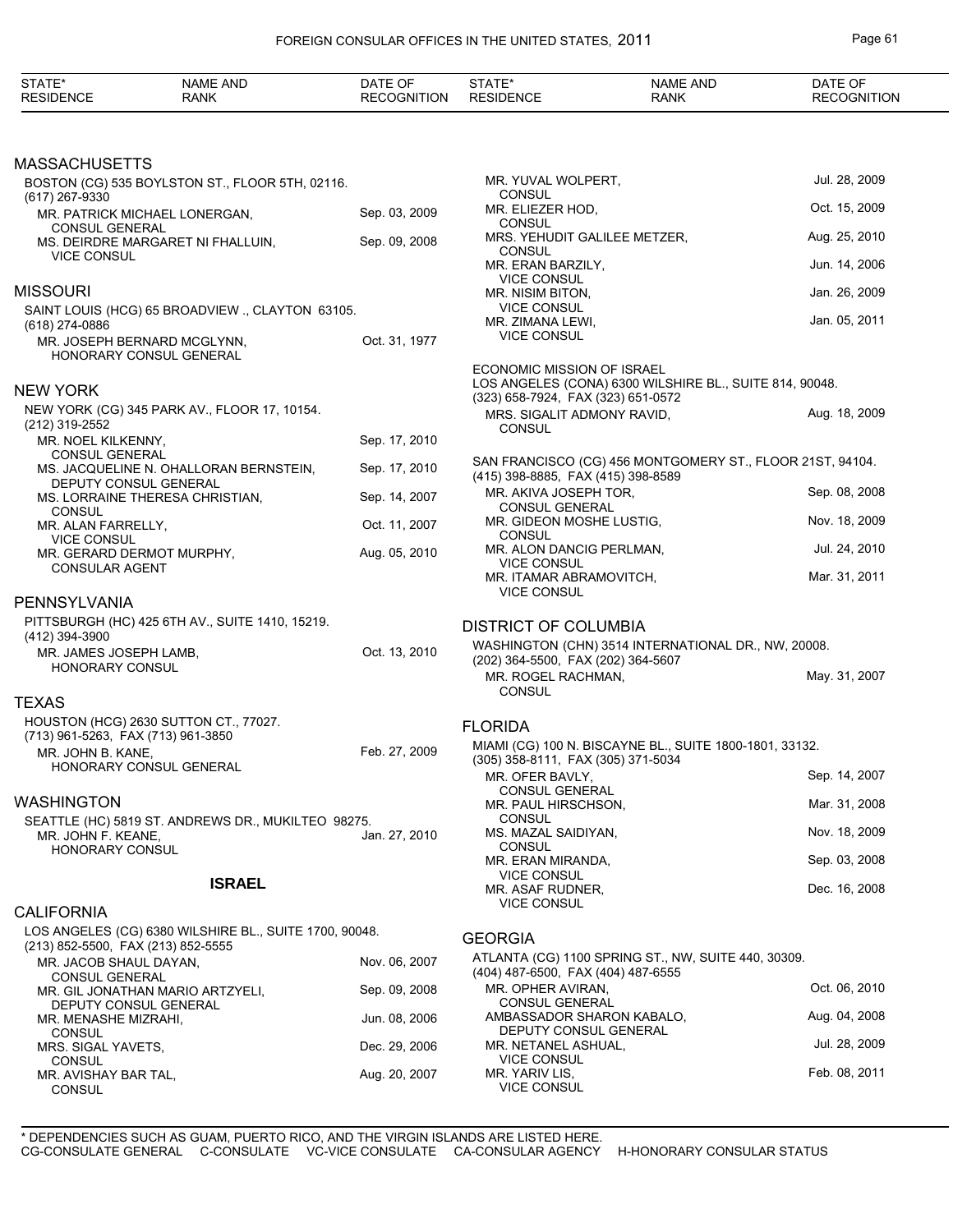| STATE* RESIDENCE | NAME AND RANK | DATE OF RECOGNITION |
|---|---|---|

## MASSACHUSETTS

BOSTON (CG) 535 BOYLSTON ST., FLOOR 5TH, 02116.
(617) 267-9330

| | |
|---|---|
| MR. PATRICK MICHAEL LONERGAN, CONSUL GENERAL | Sep. 03, 2009 |
| MS. DEIRDRE MARGARET NI FHALLUIN, VICE CONSUL | Sep. 09, 2008 |

## MISSOURI

SAINT LOUIS (HCG) 65 BROADVIEW ., CLAYTON 63105.
(618) 274-0886

| | |
|---|---|
| MR. JOSEPH BERNARD MCGLYNN, HONORARY CONSUL GENERAL | Oct. 31, 1977 |

## NEW YORK

NEW YORK (CG) 345 PARK AV., FLOOR 17, 10154.
(212) 319-2552

| | |
|---|---|
| MR. NOEL KILKENNY, CONSUL GENERAL | Sep. 17, 2010 |
| MS. JACQUELINE N. OHALLORAN BERNSTEIN, DEPUTY CONSUL GENERAL | Sep. 17, 2010 |
| MS. LORRAINE THERESA CHRISTIAN, CONSUL | Sep. 14, 2007 |
| MR. ALAN FARRELLY, VICE CONSUL | Oct. 11, 2007 |
| MR. GERARD DERMOT MURPHY, CONSULAR AGENT | Aug. 05, 2010 |

## PENNSYLVANIA

PITTSBURGH (HC) 425 6TH AV., SUITE 1410, 15219.
(412) 394-3900

| | |
|---|---|
| MR. JAMES JOSEPH LAMB, HONORARY CONSUL | Oct. 13, 2010 |

## TEXAS

HOUSTON (HCG) 2630 SUTTON CT., 77027.
(713) 961-5263, FAX (713) 961-3850

| | |
|---|---|
| MR. JOHN B. KANE, HONORARY CONSUL GENERAL | Feb. 27, 2009 |

## WASHINGTON

SEATTLE (HC) 5819 ST. ANDREWS DR., MUKILTEO 98275.

| | |
|---|---|
| MR. JOHN F. KEANE, HONORARY CONSUL | Jan. 27, 2010 |

# ISRAEL

## CALIFORNIA

LOS ANGELES (CG) 6380 WILSHIRE BL., SUITE 1700, 90048.
(213) 852-5500, FAX (213) 852-5555

| | |
|---|---|
| MR. JACOB SHAUL DAYAN, CONSUL GENERAL | Nov. 06, 2007 |
| MR. GIL JONATHAN MARIO ARTZYELI, DEPUTY CONSUL GENERAL | Sep. 09, 2008 |
| MR. MENASHE MIZRAHI, CONSUL | Jun. 08, 2006 |
| MRS. SIGAL YAVETS, CONSUL | Dec. 29, 2006 |
| MR. AVISHAY BAR TAL, CONSUL | Aug. 20, 2007 |
| MR. YUVAL WOLPERT, CONSUL | Jul. 28, 2009 |
| MR. ELIEZER HOD, CONSUL | Oct. 15, 2009 |
| MRS. YEHUDIT GALILEE METZER, CONSUL | Aug. 25, 2010 |
| MR. ERAN BARZILY, VICE CONSUL | Jun. 14, 2006 |
| MR. NISIM BITON, VICE CONSUL | Jan. 26, 2009 |
| MR. ZIMANA LEWI, VICE CONSUL | Jan. 05, 2011 |

ECONOMIC MISSION OF ISRAEL
LOS ANGELES (CONA) 6300 WILSHIRE BL., SUITE 814, 90048.
(323) 658-7924, FAX (323) 651-0572

| | |
|---|---|
| MRS. SIGALIT ADMONY RAVID, CONSUL | Aug. 18, 2009 |

SAN FRANCISCO (CG) 456 MONTGOMERY ST., FLOOR 21ST, 94104.
(415) 398-8885, FAX (415) 398-8589

| | |
|---|---|
| MR. AKIVA JOSEPH TOR, CONSUL GENERAL | Sep. 08, 2008 |
| MR. GIDEON MOSHE LUSTIG, CONSUL | Nov. 18, 2009 |
| MR. ALON DANCIG PERLMAN, VICE CONSUL | Jul. 24, 2010 |
| MR. ITAMAR ABRAMOVITCH, VICE CONSUL | Mar. 31, 2011 |

## DISTRICT OF COLUMBIA

WASHINGTON (CHN) 3514 INTERNATIONAL DR., NW, 20008.
(202) 364-5500, FAX (202) 364-5607

| | |
|---|---|
| MR. ROGEL RACHMAN, CONSUL | May. 31, 2007 |

## FLORIDA

MIAMI (CG) 100 N. BISCAYNE BL., SUITE 1800-1801, 33132.
(305) 358-8111, FAX (305) 371-5034

| | |
|---|---|
| MR. OFER BAVLY, CONSUL GENERAL | Sep. 14, 2007 |
| MR. PAUL HIRSCHSON, CONSUL | Mar. 31, 2008 |
| MS. MAZAL SAIDIYAN, CONSUL | Nov. 18, 2009 |
| MR. ERAN MIRANDA, VICE CONSUL | Sep. 03, 2008 |
| MR. ASAF RUDNER, VICE CONSUL | Dec. 16, 2008 |

## GEORGIA

ATLANTA (CG) 1100 SPRING ST., NW, SUITE 440, 30309.
(404) 487-6500, FAX (404) 487-6555

| | |
|---|---|
| MR. OPHER AVIRAN, CONSUL GENERAL | Oct. 06, 2010 |
| AMBASSADOR SHARON KABALO, DEPUTY CONSUL GENERAL | Aug. 04, 2008 |
| MR. NETANEL ASHUAL, VICE CONSUL | Jul. 28, 2009 |
| MR. YARIV LIS, VICE CONSUL | Feb. 08, 2011 |

* DEPENDENCIES SUCH AS GUAM, PUERTO RICO, AND THE VIRGIN ISLANDS ARE LISTED HERE.
CG-CONSULATE GENERAL C-CONSULATE VC-VICE CONSULATE CA-CONSULAR AGENCY H-HONORARY CONSULAR STATUS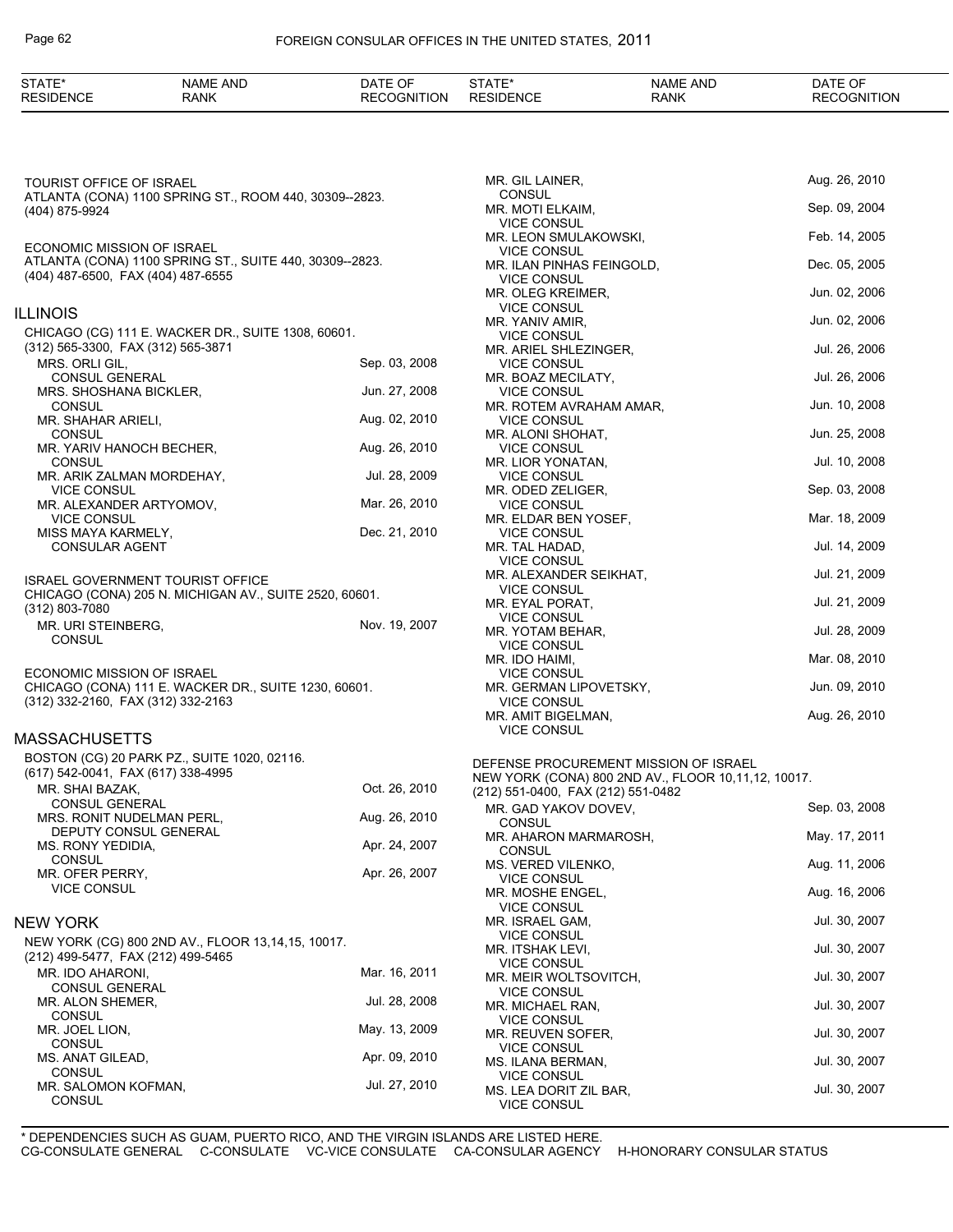TOURIST OFFICE OF ISRAEL
ATLANTA (CONA) 1100 SPRING ST., ROOM 440, 30309--2823.
(404) 875-9924

ECONOMIC MISSION OF ISRAEL
ATLANTA (CONA) 1100 SPRING ST., SUITE 440, 30309--2823.
(404) 487-6500, FAX (404) 487-6555

## ILLINOIS

CHICAGO (CG) 111 E. WACKER DR., SUITE 1308, 60601.
(312) 565-3300, FAX (312) 565-3871

| NAME AND RANK | DATE OF RECOGNITION |
|---|---|
| MRS. ORLI GIL, CONSUL GENERAL | Sep. 03, 2008 |
| MRS. SHOSHANA BICKLER, CONSUL | Jun. 27, 2008 |
| MR. SHAHAR ARIELI, CONSUL | Aug. 02, 2010 |
| MR. YARIV HANOCH BECHER, CONSUL | Aug. 26, 2010 |
| MR. ARIK ZALMAN MORDEHAY, VICE CONSUL | Jul. 28, 2009 |
| MR. ALEXANDER ARTYOMOV, VICE CONSUL | Mar. 26, 2010 |
| MISS MAYA KARMELY, CONSULAR AGENT | Dec. 21, 2010 |

ISRAEL GOVERNMENT TOURIST OFFICE
CHICAGO (CONA) 205 N. MICHIGAN AV., SUITE 2520, 60601.
(312) 803-7080

| NAME AND RANK | DATE OF RECOGNITION |
|---|---|
| MR. URI STEINBERG, CONSUL | Nov. 19, 2007 |

ECONOMIC MISSION OF ISRAEL
CHICAGO (CONA) 111 E. WACKER DR., SUITE 1230, 60601.
(312) 332-2160, FAX (312) 332-2163

## MASSACHUSETTS

BOSTON (CG) 20 PARK PZ., SUITE 1020, 02116.
(617) 542-0041, FAX (617) 338-4995

| NAME AND RANK | DATE OF RECOGNITION |
|---|---|
| MR. SHAI BAZAK, CONSUL GENERAL | Oct. 26, 2010 |
| MRS. RONIT NUDELMAN PERL, DEPUTY CONSUL GENERAL | Aug. 26, 2010 |
| MS. RONY YEDIDIA, CONSUL | Apr. 24, 2007 |
| MR. OFER PERRY, VICE CONSUL | Apr. 26, 2007 |

## NEW YORK

NEW YORK (CG) 800 2ND AV., FLOOR 13,14,15, 10017.
(212) 499-5477, FAX (212) 499-5465

| NAME AND RANK | DATE OF RECOGNITION |
|---|---|
| MR. IDO AHARONI, CONSUL GENERAL | Mar. 16, 2011 |
| MR. ALON SHEMER, CONSUL | Jul. 28, 2008 |
| MR. JOEL LION, CONSUL | May. 13, 2009 |
| MS. ANAT GILEAD, CONSUL | Apr. 09, 2010 |
| MR. SALOMON KOFMAN, CONSUL | Jul. 27, 2010 |
| MR. GIL LAINER, CONSUL | Aug. 26, 2010 |
| MR. MOTI ELKAIM, VICE CONSUL | Sep. 09, 2004 |
| MR. LEON SMULAKOWSKI, VICE CONSUL | Feb. 14, 2005 |
| MR. ILAN PINHAS FEINGOLD, VICE CONSUL | Dec. 05, 2005 |
| MR. OLEG KREIMER, VICE CONSUL | Jun. 02, 2006 |
| MR. YANIV AMIR, VICE CONSUL | Jun. 02, 2006 |
| MR. ARIEL SHLEZINGER, VICE CONSUL | Jul. 26, 2006 |
| MR. BOAZ MECILATY, VICE CONSUL | Jul. 26, 2006 |
| MR. ROTEM AVRAHAM AMAR, VICE CONSUL | Jun. 10, 2008 |
| MR. ALONI SHOHAT, VICE CONSUL | Jun. 25, 2008 |
| MR. LIOR YONATAN, VICE CONSUL | Jul. 10, 2008 |
| MR. ODED ZELIGER, VICE CONSUL | Sep. 03, 2008 |
| MR. ELDAR BEN YOSEF, VICE CONSUL | Mar. 18, 2009 |
| MR. TAL HADAD, VICE CONSUL | Jul. 14, 2009 |
| MR. ALEXANDER SEIKHAT, VICE CONSUL | Jul. 21, 2009 |
| MR. EYAL PORAT, VICE CONSUL | Jul. 21, 2009 |
| MR. YOTAM BEHAR, VICE CONSUL | Jul. 28, 2009 |
| MR. IDO HAIMI, VICE CONSUL | Mar. 08, 2010 |
| MR. GERMAN LIPOVETSKY, VICE CONSUL | Jun. 09, 2010 |
| MR. AMIT BIGELMAN, VICE CONSUL | Aug. 26, 2010 |

DEFENSE PROCUREMENT MISSION OF ISRAEL
NEW YORK (CONA) 800 2ND AV., FLOOR 10,11,12, 10017.
(212) 551-0400, FAX (212) 551-0482

| NAME AND RANK | DATE OF RECOGNITION |
|---|---|
| MR. GAD YAKOV DOVEV, CONSUL | Sep. 03, 2008 |
| MR. AHARON MARMAROSH, CONSUL | May. 17, 2011 |
| MS. VERED VILENKO, VICE CONSUL | Aug. 11, 2006 |
| MR. MOSHE ENGEL, VICE CONSUL | Aug. 16, 2006 |
| MR. ISRAEL GAM, VICE CONSUL | Jul. 30, 2007 |
| MR. ITSHAK LEVI, VICE CONSUL | Jul. 30, 2007 |
| MR. MEIR WOLTSOVITCH, VICE CONSUL | Jul. 30, 2007 |
| MR. MICHAEL RAN, VICE CONSUL | Jul. 30, 2007 |
| MR. REUVEN SOFER, VICE CONSUL | Jul. 30, 2007 |
| MS. ILANA BERMAN, VICE CONSUL | Jul. 30, 2007 |
| MS. LEA DORIT ZIL BAR, VICE CONSUL | Jul. 30, 2007 |

\* DEPENDENCIES SUCH AS GUAM, PUERTO RICO, AND THE VIRGIN ISLANDS ARE LISTED HERE.
CG-CONSULATE GENERAL C-CONSULATE VC-VICE CONSULATE CA-CONSULAR AGENCY H-HONORARY CONSULAR STATUS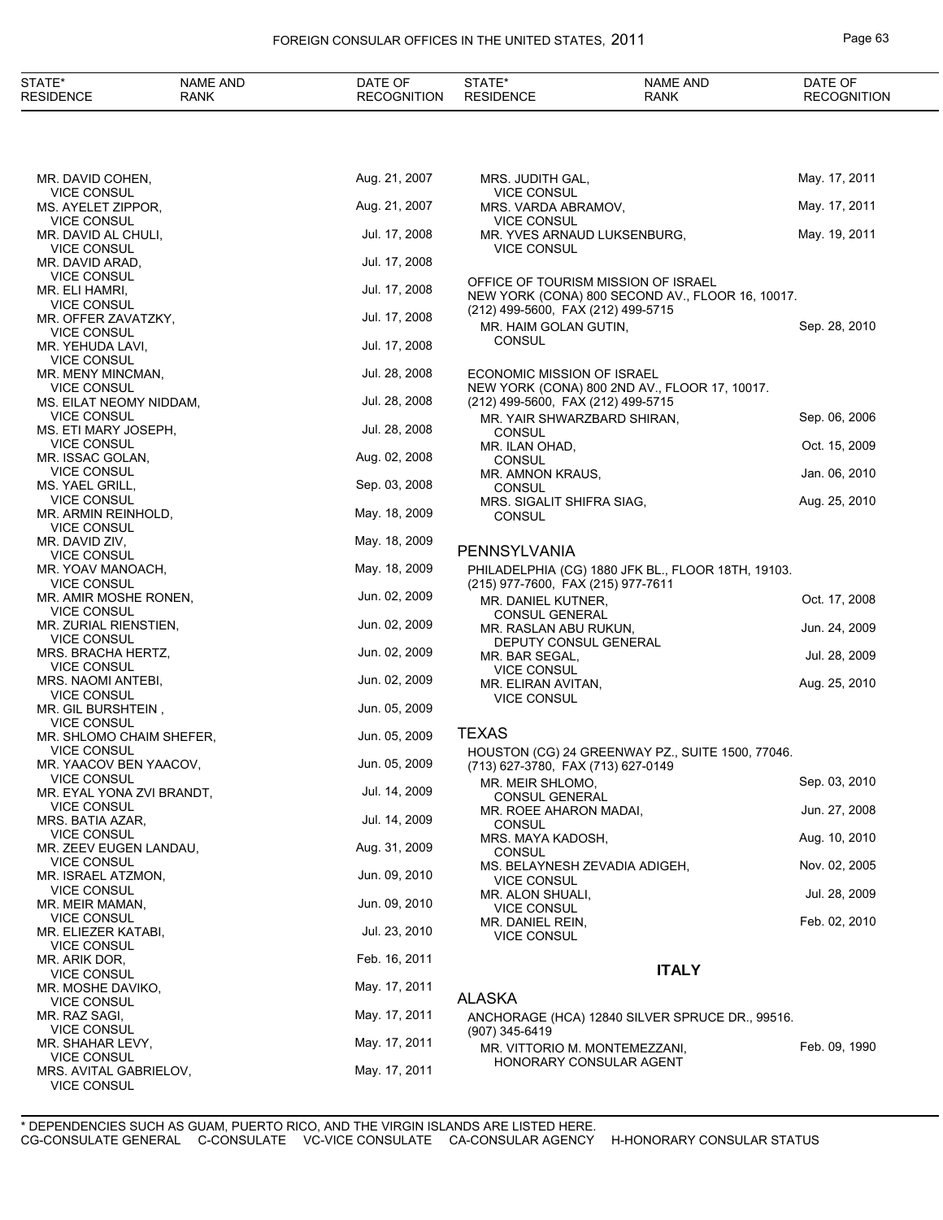| STATE* RESIDENCE | NAME AND RANK | DATE OF RECOGNITION |
|---|---|---|
| | MR. DAVID COHEN, VICE CONSUL | Aug. 21, 2007 |
| | MS. AYELET ZIPPOR, VICE CONSUL | Aug. 21, 2007 |
| | MR. DAVID AL CHULI, VICE CONSUL | Jul. 17, 2008 |
| | MR. DAVID ARAD, VICE CONSUL | Jul. 17, 2008 |
| | MR. ELI HAMRI, VICE CONSUL | Jul. 17, 2008 |
| | MR. OFFER ZAVATZKY, VICE CONSUL | Jul. 17, 2008 |
| | MR. YEHUDA LAVI, VICE CONSUL | Jul. 17, 2008 |
| | MR. MENY MINCMAN, VICE CONSUL | Jul. 28, 2008 |
| | MS. EILAT NEOMY NIDDAM, VICE CONSUL | Jul. 28, 2008 |
| | MS. ETI MARY JOSEPH, VICE CONSUL | Jul. 28, 2008 |
| | MR. ISSAC GOLAN, VICE CONSUL | Aug. 02, 2008 |
| | MS. YAEL GRILL, VICE CONSUL | Sep. 03, 2008 |
| | MR. ARMIN REINHOLD, VICE CONSUL | May. 18, 2009 |
| | MR. DAVID ZIV, VICE CONSUL | May. 18, 2009 |
| | MR. YOAV MANOACH, VICE CONSUL | May. 18, 2009 |
| | MR. AMIR MOSHE RONEN, VICE CONSUL | Jun. 02, 2009 |
| | MR. ZURIAL RIENSTIEN, VICE CONSUL | Jun. 02, 2009 |
| | MRS. BRACHA HERTZ, VICE CONSUL | Jun. 02, 2009 |
| | MRS. NAOMI ANTEBI, VICE CONSUL | Jun. 02, 2009 |
| | MR. GIL BURSHTEIN , VICE CONSUL | Jun. 05, 2009 |
| | MR. SHLOMO CHAIM SHEFER, VICE CONSUL | Jun. 05, 2009 |
| | MR. YAACOV BEN YAACOV, VICE CONSUL | Jun. 05, 2009 |
| | MR. EYAL YONA ZVI BRANDT, VICE CONSUL | Jul. 14, 2009 |
| | MRS. BATIA AZAR, VICE CONSUL | Jul. 14, 2009 |
| | MR. ZEEV EUGEN LANDAU, VICE CONSUL | Aug. 31, 2009 |
| | MR. ISRAEL ATZMON, VICE CONSUL | Jun. 09, 2010 |
| | MR. MEIR MAMAN, VICE CONSUL | Jun. 09, 2010 |
| | MR. ELIEZER KATABI, VICE CONSUL | Jul. 23, 2010 |
| | MR. ARIK DOR, VICE CONSUL | Feb. 16, 2011 |
| | MR. MOSHE DAVIKO, VICE CONSUL | May. 17, 2011 |
| | MR. RAZ SAGI, VICE CONSUL | May. 17, 2011 |
| | MR. SHAHAR LEVY, VICE CONSUL | May. 17, 2011 |
| | MRS. AVITAL GABRIELOV, VICE CONSUL | May. 17, 2011 |
| | MRS. JUDITH GAL, VICE CONSUL | May. 17, 2011 |
| | MRS. VARDA ABRAMOV, VICE CONSUL | May. 17, 2011 |
| | MR. YVES ARNAUD LUKSENBURG, VICE CONSUL | May. 19, 2011 |

OFFICE OF TOURISM MISSION OF ISRAEL
NEW YORK (CONA) 800 SECOND AV., FLOOR 16, 10017.
(212) 499-5600, FAX (212) 499-5715

| NAME AND RANK | DATE OF RECOGNITION |
|---|---|
| MR. HAIM GOLAN GUTIN, CONSUL | Sep. 28, 2010 |

ECONOMIC MISSION OF ISRAEL
NEW YORK (CONA) 800 2ND AV., FLOOR 17, 10017.
(212) 499-5600, FAX (212) 499-5715

| NAME AND RANK | DATE OF RECOGNITION |
|---|---|
| MR. YAIR SHWARZBARD SHIRAN, CONSUL | Sep. 06, 2006 |
| MR. ILAN OHAD, CONSUL | Oct. 15, 2009 |
| MR. AMNON KRAUS, CONSUL | Jan. 06, 2010 |
| MRS. SIGALIT SHIFRA SIAG, CONSUL | Aug. 25, 2010 |

## PENNSYLVANIA

PHILADELPHIA (CG) 1880 JFK BL., FLOOR 18TH, 19103.
(215) 977-7600, FAX (215) 977-7611

| NAME AND RANK | DATE OF RECOGNITION |
|---|---|
| MR. DANIEL KUTNER, CONSUL GENERAL | Oct. 17, 2008 |
| MR. RASLAN ABU RUKUN, DEPUTY CONSUL GENERAL | Jun. 24, 2009 |
| MR. BAR SEGAL, VICE CONSUL | Jul. 28, 2009 |
| MR. ELIRAN AVITAN, VICE CONSUL | Aug. 25, 2010 |

## TEXAS

HOUSTON (CG) 24 GREENWAY PZ., SUITE 1500, 77046.
(713) 627-3780, FAX (713) 627-0149

| NAME AND RANK | DATE OF RECOGNITION |
|---|---|
| MR. MEIR SHLOMO, CONSUL GENERAL | Sep. 03, 2010 |
| MR. ROEE AHARON MADAI, CONSUL | Jun. 27, 2008 |
| MRS. MAYA KADOSH, CONSUL | Aug. 10, 2010 |
| MS. BELAYNESH ZEVADIA ADIGEH, VICE CONSUL | Nov. 02, 2005 |
| MR. ALON SHUALI, VICE CONSUL | Jul. 28, 2009 |
| MR. DANIEL REIN, VICE CONSUL | Feb. 02, 2010 |

# ITALY

## ALASKA

ANCHORAGE (HCA) 12840 SILVER SPRUCE DR., 99516.
(907) 345-6419

| NAME AND RANK | DATE OF RECOGNITION |
|---|---|
| MR. VITTORIO M. MONTEMEZZANI, HONORARY CONSULAR AGENT | Feb. 09, 1990 |

\* DEPENDENCIES SUCH AS GUAM, PUERTO RICO, AND THE VIRGIN ISLANDS ARE LISTED HERE.
CG-CONSULATE GENERAL C-CONSULATE VC-VICE CONSULATE CA-CONSULAR AGENCY H-HONORARY CONSULAR STATUS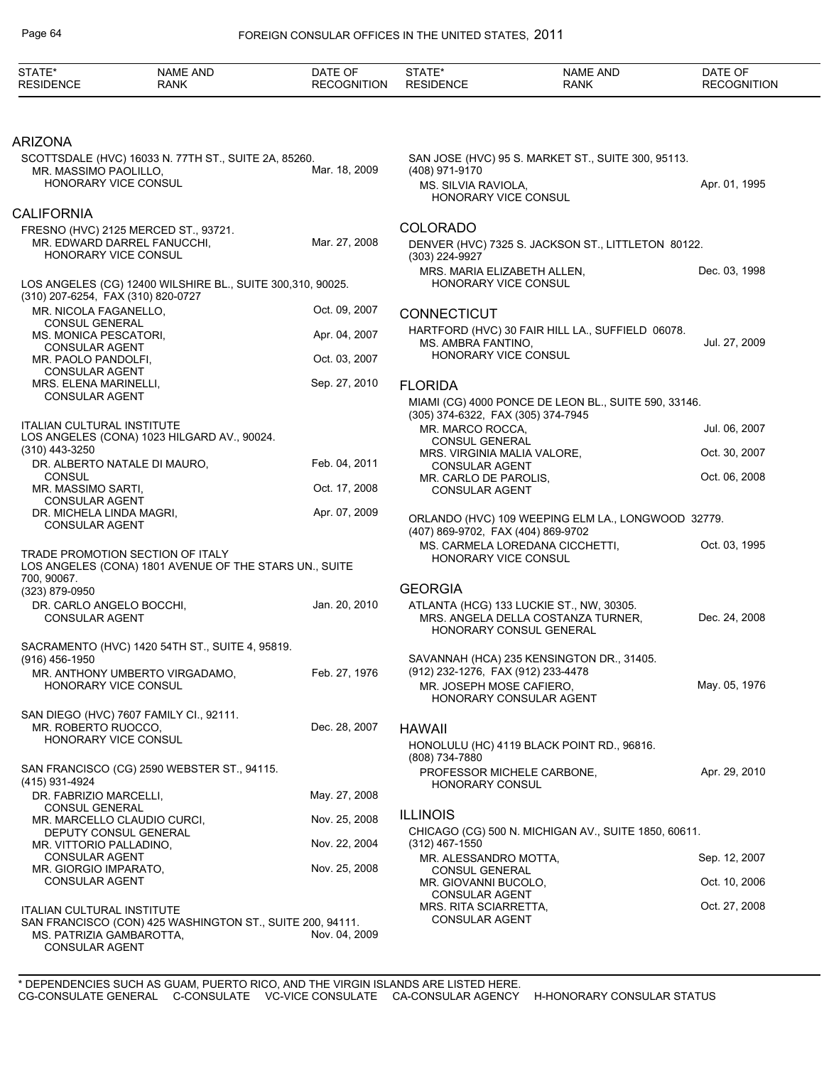| STATE* RESIDENCE | NAME AND RANK | DATE OF RECOGNITION |
|---|---|---|

## ARIZONA

SCOTTSDALE (HVC) 16033 N. 77TH ST., SUITE 2A, 85260.

MR. MASSIMO PAOLILLO, HONORARY VICE CONSUL — Mar. 18, 2009

## CALIFORNIA

FRESNO (HVC) 2125 MERCED ST., 93721.

MR. EDWARD DARREL FANUCCHI, HONORARY VICE CONSUL — Mar. 27, 2008

LOS ANGELES (CG) 12400 WILSHIRE BL., SUITE 300,310, 90025.
(310) 207-6254, FAX (310) 820-0727

MR. NICOLA FAGANELLO, CONSUL GENERAL — Oct. 09, 2007
MS. MONICA PESCATORI, CONSULAR AGENT — Apr. 04, 2007
MR. PAOLO PANDOLFI, CONSULAR AGENT — Oct. 03, 2007
MRS. ELENA MARINELLI, CONSULAR AGENT — Sep. 27, 2010

ITALIAN CULTURAL INSTITUTE
LOS ANGELES (CONA) 1023 HILGARD AV., 90024.
(310) 443-3250

DR. ALBERTO NATALE DI MAURO, CONSUL — Feb. 04, 2011
MR. MASSIMO SARTI, CONSULAR AGENT — Oct. 17, 2008
DR. MICHELA LINDA MAGRI, CONSULAR AGENT — Apr. 07, 2009

TRADE PROMOTION SECTION OF ITALY
LOS ANGELES (CONA) 1801 AVENUE OF THE STARS UN., SUITE 700, 90067.
(323) 879-0950

DR. CARLO ANGELO BOCCHI, CONSULAR AGENT — Jan. 20, 2010

SACRAMENTO (HVC) 1420 54TH ST., SUITE 4, 95819.
(916) 456-1950

MR. ANTHONY UMBERTO VIRGADAMO, HONORARY VICE CONSUL — Feb. 27, 1976

SAN DIEGO (HVC) 7607 FAMILY CI., 92111.

MR. ROBERTO RUOCCO, HONORARY VICE CONSUL — Dec. 28, 2007

SAN FRANCISCO (CG) 2590 WEBSTER ST., 94115.
(415) 931-4924

DR. FABRIZIO MARCELLI, CONSUL GENERAL — May. 27, 2008
MR. MARCELLO CLAUDIO CURCI, DEPUTY CONSUL GENERAL — Nov. 25, 2008
MR. VITTORIO PALLADINO, CONSULAR AGENT — Nov. 22, 2004
MR. GIORGIO IMPARATO, CONSULAR AGENT — Nov. 25, 2008

ITALIAN CULTURAL INSTITUTE
SAN FRANCISCO (CON) 425 WASHINGTON ST., SUITE 200, 94111.

MS. PATRIZIA GAMBAROTTA, CONSULAR AGENT — Nov. 04, 2009

SAN JOSE (HVC) 95 S. MARKET ST., SUITE 300, 95113.
(408) 971-9170

MS. SILVIA RAVIOLA, HONORARY VICE CONSUL — Apr. 01, 1995

## COLORADO

DENVER (HVC) 7325 S. JACKSON ST., LITTLETON 80122.
(303) 224-9927

MRS. MARIA ELIZABETH ALLEN, HONORARY VICE CONSUL — Dec. 03, 1998

## CONNECTICUT

HARTFORD (HVC) 30 FAIR HILL LA., SUFFIELD 06078.

MS. AMBRA FANTINO, HONORARY VICE CONSUL — Jul. 27, 2009

## FLORIDA

MIAMI (CG) 4000 PONCE DE LEON BL., SUITE 590, 33146.
(305) 374-6322, FAX (305) 374-7945

MR. MARCO ROCCA, CONSUL GENERAL — Jul. 06, 2007
MRS. VIRGINIA MALIA VALORE, CONSULAR AGENT — Oct. 30, 2007
MR. CARLO DE PAROLIS, CONSULAR AGENT — Oct. 06, 2008

ORLANDO (HVC) 109 WEEPING ELM LA., LONGWOOD 32779.
(407) 869-9702, FAX (404) 869-9702

MS. CARMELA LOREDANA CICCHETTI, HONORARY VICE CONSUL — Oct. 03, 1995

## GEORGIA

ATLANTA (HCG) 133 LUCKIE ST., NW, 30305.

MRS. ANGELA DELLA COSTANZA TURNER, HONORARY CONSUL GENERAL — Dec. 24, 2008

SAVANNAH (HCA) 235 KENSINGTON DR., 31405.
(912) 232-1276, FAX (912) 233-4478

MR. JOSEPH MOSE CAFIERO, HONORARY CONSULAR AGENT — May. 05, 1976

## HAWAII

HONOLULU (HC) 4119 BLACK POINT RD., 96816.
(808) 734-7880

PROFESSOR MICHELE CARBONE, HONORARY CONSUL — Apr. 29, 2010

## ILLINOIS

CHICAGO (CG) 500 N. MICHIGAN AV., SUITE 1850, 60611.
(312) 467-1550

MR. ALESSANDRO MOTTA, CONSUL GENERAL — Sep. 12, 2007
MR. GIOVANNI BUCOLO, CONSULAR AGENT — Oct. 10, 2006
MRS. RITA SCIARRETTA, CONSULAR AGENT — Oct. 27, 2008

\* DEPENDENCIES SUCH AS GUAM, PUERTO RICO, AND THE VIRGIN ISLANDS ARE LISTED HERE.
CG-CONSULATE GENERAL C-CONSULATE VC-VICE CONSULATE CA-CONSULAR AGENCY H-HONORARY CONSULAR STATUS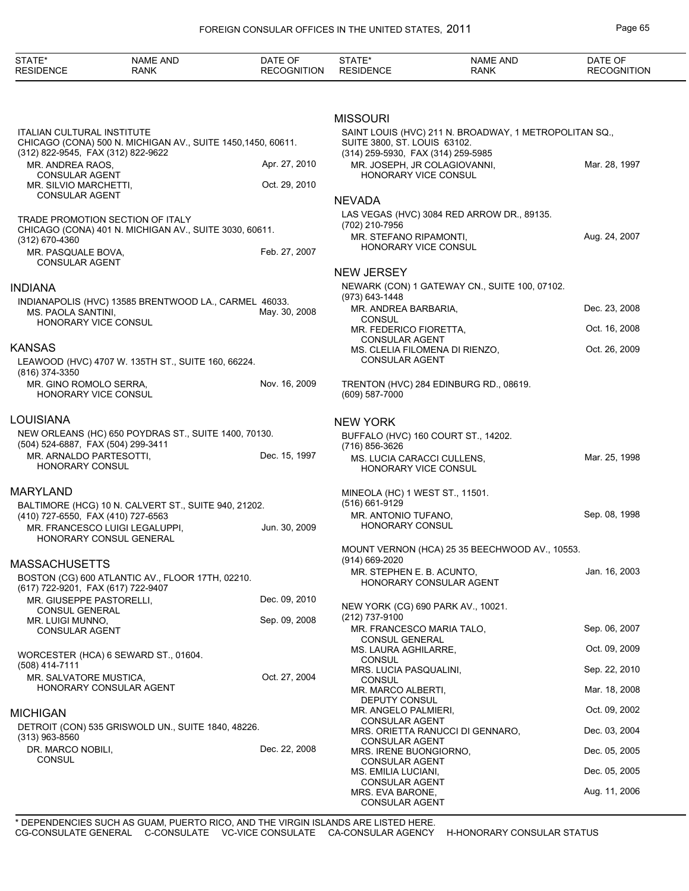| STATE* RESIDENCE | NAME AND RANK | DATE OF RECOGNITION |
|---|---|---|

ITALIAN CULTURAL INSTITUTE
CHICAGO (CONA) 500 N. MICHIGAN AV., SUITE 1450,1450, 60611.
(312) 822-9545, FAX (312) 822-9622

| | |
|---|---|
| MR. ANDREA RAOS, CONSULAR AGENT | Apr. 27, 2010 |
| MR. SILVIO MARCHETTI, CONSULAR AGENT | Oct. 29, 2010 |

TRADE PROMOTION SECTION OF ITALY
CHICAGO (CONA) 401 N. MICHIGAN AV., SUITE 3030, 60611.
(312) 670-4360

| | |
|---|---|
| MR. PASQUALE BOVA, CONSULAR AGENT | Feb. 27, 2007 |

## INDIANA

INDIANAPOLIS (HVC) 13585 BRENTWOOD LA., CARMEL 46033.

| | |
|---|---|
| MS. PAOLA SANTINI, HONORARY VICE CONSUL | May. 30, 2008 |

## KANSAS

LEAWOOD (HVC) 4707 W. 135TH ST., SUITE 160, 66224.
(816) 374-3350

| | |
|---|---|
| MR. GINO ROMOLO SERRA, HONORARY VICE CONSUL | Nov. 16, 2009 |

## LOUISIANA

NEW ORLEANS (HC) 650 POYDRAS ST., SUITE 1400, 70130.
(504) 524-6887, FAX (504) 299-3411

| | |
|---|---|
| MR. ARNALDO PARTESOTTI, HONORARY CONSUL | Dec. 15, 1997 |

## MARYLAND

BALTIMORE (HCG) 10 N. CALVERT ST., SUITE 940, 21202.
(410) 727-6550, FAX (410) 727-6563

| | |
|---|---|
| MR. FRANCESCO LUIGI LEGALUPPI, HONORARY CONSUL GENERAL | Jun. 30, 2009 |

## MASSACHUSETTS

BOSTON (CG) 600 ATLANTIC AV., FLOOR 17TH, 02210.
(617) 722-9201, FAX (617) 722-9407

| | |
|---|---|
| MR. GIUSEPPE PASTORELLI, CONSUL GENERAL | Dec. 09, 2010 |
| MR. LUIGI MUNNO, CONSULAR AGENT | Sep. 09, 2008 |

WORCESTER (HCA) 6 SEWARD ST., 01604.
(508) 414-7111

| | |
|---|---|
| MR. SALVATORE MUSTICA, HONORARY CONSULAR AGENT | Oct. 27, 2004 |

## MICHIGAN

DETROIT (CON) 535 GRISWOLD UN., SUITE 1840, 48226.
(313) 963-8560

| | |
|---|---|
| DR. MARCO NOBILI, CONSUL | Dec. 22, 2008 |

## MISSOURI

SAINT LOUIS (HVC) 211 N. BROADWAY, 1 METROPOLITAN SQ., SUITE 3800, ST. LOUIS 63102.
(314) 259-5930, FAX (314) 259-5985

| | |
|---|---|
| MR. JOSEPH, JR COLAGIOVANNI, HONORARY VICE CONSUL | Mar. 28, 1997 |

## NEVADA

LAS VEGAS (HVC) 3084 RED ARROW DR., 89135.
(702) 210-7956

| | |
|---|---|
| MR. STEFANO RIPAMONTI, HONORARY VICE CONSUL | Aug. 24, 2007 |

## NEW JERSEY

NEWARK (CON) 1 GATEWAY CN., SUITE 100, 07102.
(973) 643-1448

| | |
|---|---|
| MR. ANDREA BARBARIA, CONSUL | Dec. 23, 2008 |
| MR. FEDERICO FIORETTA, CONSULAR AGENT | Oct. 16, 2008 |
| MS. CLELIA FILOMENA DI RIENZO, CONSULAR AGENT | Oct. 26, 2009 |

TRENTON (HVC) 284 EDINBURG RD., 08619.
(609) 587-7000

## NEW YORK

BUFFALO (HVC) 160 COURT ST., 14202.
(716) 856-3626

| | |
|---|---|
| MS. LUCIA CARACCI CULLENS, HONORARY VICE CONSUL | Mar. 25, 1998 |

MINEOLA (HC) 1 WEST ST., 11501.
(516) 661-9129

| | |
|---|---|
| MR. ANTONIO TUFANO, HONORARY CONSUL | Sep. 08, 1998 |

MOUNT VERNON (HCA) 25 35 BEECHWOOD AV., 10553.
(914) 669-2020

| | |
|---|---|
| MR. STEPHEN E. B. ACUNTO, HONORARY CONSULAR AGENT | Jan. 16, 2003 |

NEW YORK (CG) 690 PARK AV., 10021.
(212) 737-9100

| | |
|---|---|
| MR. FRANCESCO MARIA TALO, CONSUL GENERAL | Sep. 06, 2007 |
| MS. LAURA AGHILARRE, CONSUL | Oct. 09, 2009 |
| MRS. LUCIA PASQUALINI, CONSUL | Sep. 22, 2010 |
| MR. MARCO ALBERTI, DEPUTY CONSUL | Mar. 18, 2008 |
| MR. ANGELO PALMIERI, CONSULAR AGENT | Oct. 09, 2002 |
| MRS. ORIETTA RANUCCI DI GENNARO, CONSULAR AGENT | Dec. 03, 2004 |
| MRS. IRENE BUONGIORNO, CONSULAR AGENT | Dec. 05, 2005 |
| MS. EMILIA LUCIANI, CONSULAR AGENT | Dec. 05, 2005 |
| MRS. EVA BARONE, CONSULAR AGENT | Aug. 11, 2006 |

\* DEPENDENCIES SUCH AS GUAM, PUERTO RICO, AND THE VIRGIN ISLANDS ARE LISTED HERE.
CG-CONSULATE GENERAL C-CONSULATE VC-VICE CONSULATE CA-CONSULAR AGENCY H-HONORARY CONSULAR STATUS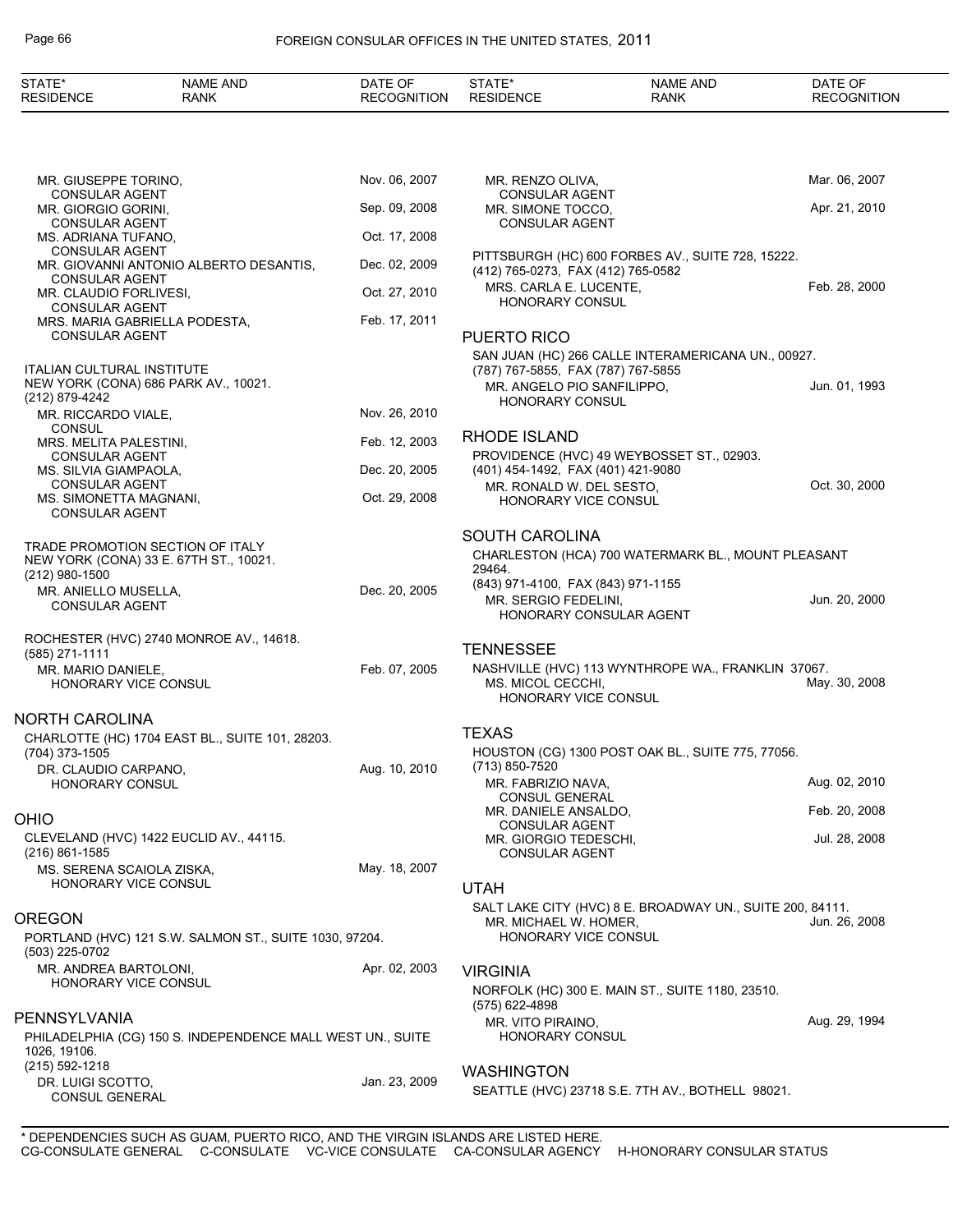| STATE* RESIDENCE | NAME AND RANK | DATE OF RECOGNITION |
|---|---|---|
| | MR. GIUSEPPE TORINO, CONSULAR AGENT | Nov. 06, 2007 |
| | MR. GIORGIO GORINI, CONSULAR AGENT | Sep. 09, 2008 |
| | MS. ADRIANA TUFANO, CONSULAR AGENT | Oct. 17, 2008 |
| | MR. GIOVANNI ANTONIO ALBERTO DESANTIS, CONSULAR AGENT | Dec. 02, 2009 |
| | MR. CLAUDIO FORLIVESI, CONSULAR AGENT | Oct. 27, 2010 |
| | MRS. MARIA GABRIELLA PODESTA, CONSULAR AGENT | Feb. 17, 2011 |

ITALIAN CULTURAL INSTITUTE
NEW YORK (CONA) 686 PARK AV., 10021.
(212) 879-4242

| NAME AND RANK | DATE OF RECOGNITION |
|---|---|
| MR. RICCARDO VIALE, CONSUL | Nov. 26, 2010 |
| MRS. MELITA PALESTINI, CONSULAR AGENT | Feb. 12, 2003 |
| MS. SILVIA GIAMPAOLA, CONSULAR AGENT | Dec. 20, 2005 |
| MS. SIMONETTA MAGNANI, CONSULAR AGENT | Oct. 29, 2008 |

TRADE PROMOTION SECTION OF ITALY
NEW YORK (CONA) 33 E. 67TH ST., 10021.
(212) 980-1500

| NAME AND RANK | DATE OF RECOGNITION |
|---|---|
| MR. ANIELLO MUSELLA, CONSULAR AGENT | Dec. 20, 2005 |

ROCHESTER (HVC) 2740 MONROE AV., 14618.
(585) 271-1111

| NAME AND RANK | DATE OF RECOGNITION |
|---|---|
| MR. MARIO DANIELE, HONORARY VICE CONSUL | Feb. 07, 2005 |

## NORTH CAROLINA

CHARLOTTE (HC) 1704 EAST BL., SUITE 101, 28203.
(704) 373-1505

| NAME AND RANK | DATE OF RECOGNITION |
|---|---|
| DR. CLAUDIO CARPANO, HONORARY CONSUL | Aug. 10, 2010 |

## OHIO

CLEVELAND (HVC) 1422 EUCLID AV., 44115.
(216) 861-1585

| NAME AND RANK | DATE OF RECOGNITION |
|---|---|
| MS. SERENA SCAIOLA ZISKA, HONORARY VICE CONSUL | May. 18, 2007 |

## OREGON

PORTLAND (HVC) 121 S.W. SALMON ST., SUITE 1030, 97204.
(503) 225-0702

| NAME AND RANK | DATE OF RECOGNITION |
|---|---|
| MR. ANDREA BARTOLONI, HONORARY VICE CONSUL | Apr. 02, 2003 |

## PENNSYLVANIA

PHILADELPHIA (CG) 150 S. INDEPENDENCE MALL WEST UN., SUITE 1026, 19106.
(215) 592-1218

| NAME AND RANK | DATE OF RECOGNITION |
|---|---|
| DR. LUIGI SCOTTO, CONSUL GENERAL | Jan. 23, 2009 |
| MR. RENZO OLIVA, CONSULAR AGENT | Mar. 06, 2007 |
| MR. SIMONE TOCCO, CONSULAR AGENT | Apr. 21, 2010 |

PITTSBURGH (HC) 600 FORBES AV., SUITE 728, 15222.
(412) 765-0273, FAX (412) 765-0582

| NAME AND RANK | DATE OF RECOGNITION |
|---|---|
| MRS. CARLA E. LUCENTE, HONORARY CONSUL | Feb. 28, 2000 |

## PUERTO RICO

SAN JUAN (HC) 266 CALLE INTERAMERICANA UN., 00927.
(787) 767-5855, FAX (787) 767-5855

| NAME AND RANK | DATE OF RECOGNITION |
|---|---|
| MR. ANGELO PIO SANFILIPPO, HONORARY CONSUL | Jun. 01, 1993 |

## RHODE ISLAND

PROVIDENCE (HVC) 49 WEYBOSSET ST., 02903.
(401) 454-1492, FAX (401) 421-9080

| NAME AND RANK | DATE OF RECOGNITION |
|---|---|
| MR. RONALD W. DEL SESTO, HONORARY VICE CONSUL | Oct. 30, 2000 |

## SOUTH CAROLINA

CHARLESTON (HCA) 700 WATERMARK BL., MOUNT PLEASANT 29464.
(843) 971-4100, FAX (843) 971-1155

| NAME AND RANK | DATE OF RECOGNITION |
|---|---|
| MR. SERGIO FEDELINI, HONORARY CONSULAR AGENT | Jun. 20, 2000 |

## TENNESSEE

NASHVILLE (HVC) 113 WYNTHROPE WA., FRANKLIN 37067.

| NAME AND RANK | DATE OF RECOGNITION |
|---|---|
| MS. MICOL CECCHI, HONORARY VICE CONSUL | May. 30, 2008 |

## TEXAS

HOUSTON (CG) 1300 POST OAK BL., SUITE 775, 77056.
(713) 850-7520

| NAME AND RANK | DATE OF RECOGNITION |
|---|---|
| MR. FABRIZIO NAVA, CONSUL GENERAL | Aug. 02, 2010 |
| MR. DANIELE ANSALDO, CONSULAR AGENT | Feb. 20, 2008 |
| MR. GIORGIO TEDESCHI, CONSULAR AGENT | Jul. 28, 2008 |

## UTAH

SALT LAKE CITY (HVC) 8 E. BROADWAY UN., SUITE 200, 84111.

| NAME AND RANK | DATE OF RECOGNITION |
|---|---|
| MR. MICHAEL W. HOMER, HONORARY VICE CONSUL | Jun. 26, 2008 |

## VIRGINIA

NORFOLK (HC) 300 E. MAIN ST., SUITE 1180, 23510.
(575) 622-4898

| NAME AND RANK | DATE OF RECOGNITION |
|---|---|
| MR. VITO PIRAINO, HONORARY CONSUL | Aug. 29, 1994 |

## WASHINGTON

SEATTLE (HVC) 23718 S.E. 7TH AV., BOTHELL 98021.

\* DEPENDENCIES SUCH AS GUAM, PUERTO RICO, AND THE VIRGIN ISLANDS ARE LISTED HERE.
CG-CONSULATE GENERAL C-CONSULATE VC-VICE CONSULATE CA-CONSULAR AGENCY H-HONORARY CONSULAR STATUS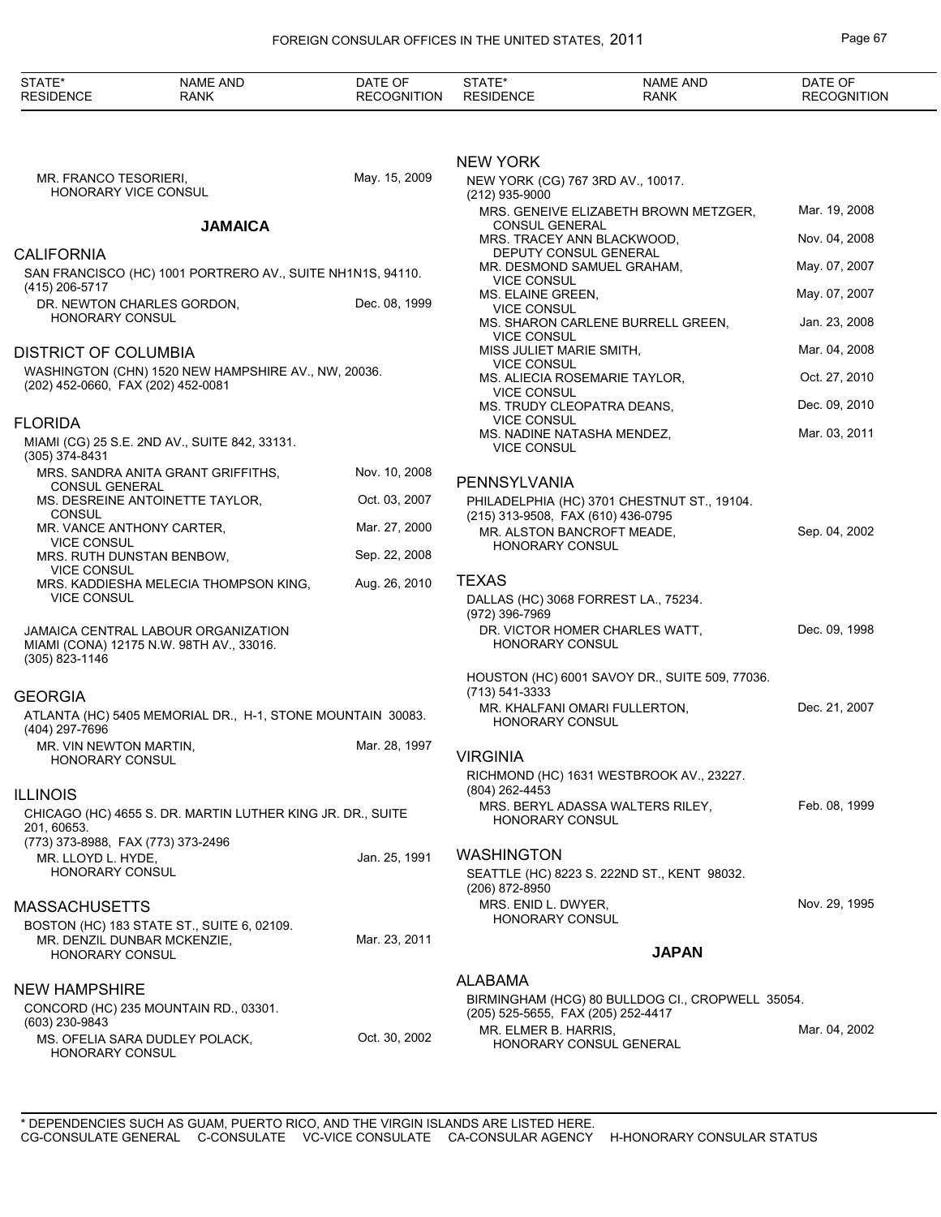| STATE* RESIDENCE | NAME AND RANK | DATE OF RECOGNITION |
|---|---|---|
| | MR. FRANCO TESORIERI, HONORARY VICE CONSUL | May. 15, 2009 |

## JAMAICA

### CALIFORNIA

SAN FRANCISCO (HC) 1001 PORTRERO AV., SUITE NH1N1S, 94110.
(415) 206-5717

| NAME AND RANK | DATE OF RECOGNITION |
|---|---|
| DR. NEWTON CHARLES GORDON, HONORARY CONSUL | Dec. 08, 1999 |

### DISTRICT OF COLUMBIA

WASHINGTON (CHN) 1520 NEW HAMPSHIRE AV., NW, 20036.
(202) 452-0660, FAX (202) 452-0081

### FLORIDA

MIAMI (CG) 25 S.E. 2ND AV., SUITE 842, 33131.
(305) 374-8431

| NAME AND RANK | DATE OF RECOGNITION |
|---|---|
| MRS. SANDRA ANITA GRANT GRIFFITHS, CONSUL GENERAL | Nov. 10, 2008 |
| MS. DESREINE ANTOINETTE TAYLOR, CONSUL | Oct. 03, 2007 |
| MR. VANCE ANTHONY CARTER, VICE CONSUL | Mar. 27, 2000 |
| MRS. RUTH DUNSTAN BENBOW, VICE CONSUL | Sep. 22, 2008 |
| MRS. KADDIESHA MELECIA THOMPSON KING, VICE CONSUL | Aug. 26, 2010 |

JAMAICA CENTRAL LABOUR ORGANIZATION
MIAMI (CONA) 12175 N.W. 98TH AV., 33016.
(305) 823-1146

### GEORGIA

ATLANTA (HC) 5405 MEMORIAL DR., H-1, STONE MOUNTAIN 30083.
(404) 297-7696

| NAME AND RANK | DATE OF RECOGNITION |
|---|---|
| MR. VIN NEWTON MARTIN, HONORARY CONSUL | Mar. 28, 1997 |

### ILLINOIS

CHICAGO (HC) 4655 S. DR. MARTIN LUTHER KING JR. DR., SUITE 201, 60653.
(773) 373-8988, FAX (773) 373-2496

| NAME AND RANK | DATE OF RECOGNITION |
|---|---|
| MR. LLOYD L. HYDE, HONORARY CONSUL | Jan. 25, 1991 |

### MASSACHUSETTS

BOSTON (HC) 183 STATE ST., SUITE 6, 02109.

| NAME AND RANK | DATE OF RECOGNITION |
|---|---|
| MR. DENZIL DUNBAR MCKENZIE, HONORARY CONSUL | Mar. 23, 2011 |

### NEW HAMPSHIRE

CONCORD (HC) 235 MOUNTAIN RD., 03301.
(603) 230-9843

| NAME AND RANK | DATE OF RECOGNITION |
|---|---|
| MS. OFELIA SARA DUDLEY POLACK, HONORARY CONSUL | Oct. 30, 2002 |

### NEW YORK

NEW YORK (CG) 767 3RD AV., 10017.
(212) 935-9000

| NAME AND RANK | DATE OF RECOGNITION |
|---|---|
| MRS. GENEIVE ELIZABETH BROWN METZGER, CONSUL GENERAL | Mar. 19, 2008 |
| MRS. TRACEY ANN BLACKWOOD, DEPUTY CONSUL GENERAL | Nov. 04, 2008 |
| MR. DESMOND SAMUEL GRAHAM, VICE CONSUL | May. 07, 2007 |
| MS. ELAINE GREEN, VICE CONSUL | May. 07, 2007 |
| MS. SHARON CARLENE BURRELL GREEN, VICE CONSUL | Jan. 23, 2008 |
| MISS JULIET MARIE SMITH, VICE CONSUL | Mar. 04, 2008 |
| MS. ALIECIA ROSEMARIE TAYLOR, VICE CONSUL | Oct. 27, 2010 |
| MS. TRUDY CLEOPATRA DEANS, VICE CONSUL | Dec. 09, 2010 |
| MS. NADINE NATASHA MENDEZ, VICE CONSUL | Mar. 03, 2011 |

### PENNSYLVANIA

PHILADELPHIA (HC) 3701 CHESTNUT ST., 19104.
(215) 313-9508, FAX (610) 436-0795

| NAME AND RANK | DATE OF RECOGNITION |
|---|---|
| MR. ALSTON BANCROFT MEADE, HONORARY CONSUL | Sep. 04, 2002 |

### TEXAS

DALLAS (HC) 3068 FORREST LA., 75234.
(972) 396-7969

| NAME AND RANK | DATE OF RECOGNITION |
|---|---|
| DR. VICTOR HOMER CHARLES WATT, HONORARY CONSUL | Dec. 09, 1998 |

HOUSTON (HC) 6001 SAVOY DR., SUITE 509, 77036.
(713) 541-3333

| NAME AND RANK | DATE OF RECOGNITION |
|---|---|
| MR. KHALFANI OMARI FULLERTON, HONORARY CONSUL | Dec. 21, 2007 |

### VIRGINIA

RICHMOND (HC) 1631 WESTBROOK AV., 23227.
(804) 262-4453

| NAME AND RANK | DATE OF RECOGNITION |
|---|---|
| MRS. BERYL ADASSA WALTERS RILEY, HONORARY CONSUL | Feb. 08, 1999 |

### WASHINGTON

SEATTLE (HC) 8223 S. 222ND ST., KENT 98032.
(206) 872-8950

| NAME AND RANK | DATE OF RECOGNITION |
|---|---|
| MRS. ENID L. DWYER, HONORARY CONSUL | Nov. 29, 1995 |

## JAPAN

### ALABAMA

BIRMINGHAM (HCG) 80 BULLDOG CI., CROPWELL 35054.
(205) 525-5655, FAX (205) 252-4417

| NAME AND RANK | DATE OF RECOGNITION |
|---|---|
| MR. ELMER B. HARRIS, HONORARY CONSUL GENERAL | Mar. 04, 2002 |

\* DEPENDENCIES SUCH AS GUAM, PUERTO RICO, AND THE VIRGIN ISLANDS ARE LISTED HERE.
CG-CONSULATE GENERAL C-CONSULATE VC-VICE CONSULATE CA-CONSULAR AGENCY H-HONORARY CONSULAR STATUS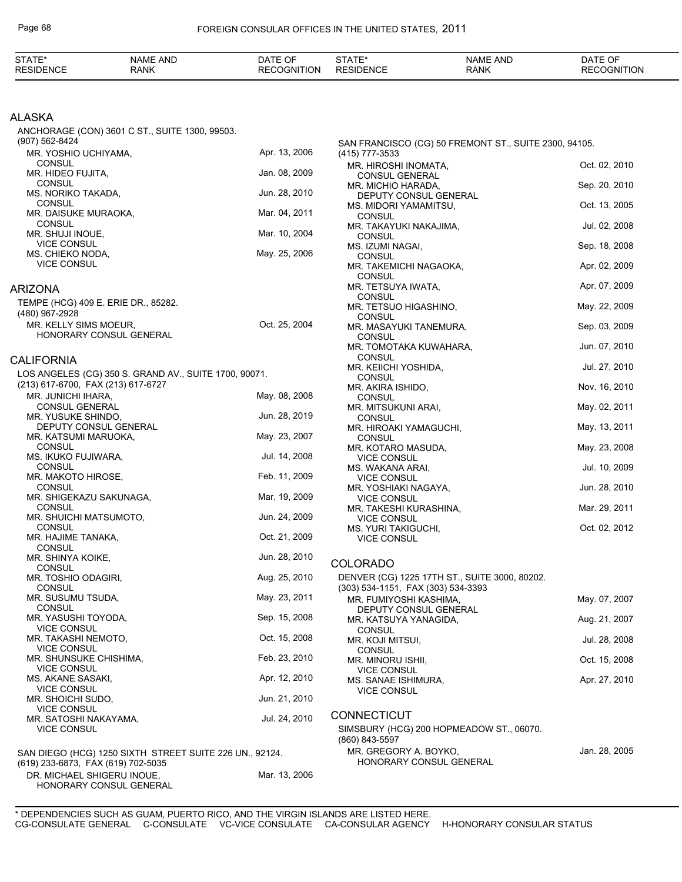| STATE* RESIDENCE | NAME AND RANK | DATE OF RECOGNITION |
|---|---|---|

## ALASKA

ANCHORAGE (CON) 3601 C ST., SUITE 1300, 99503.
(907) 562-8424

| | |
|---|---|
| MR. YOSHIO UCHIYAMA, CONSUL | Apr. 13, 2006 |
| MR. HIDEO FUJITA, CONSUL | Jan. 08, 2009 |
| MS. NORIKO TAKADA, CONSUL | Jun. 28, 2010 |
| MR. DAISUKE MURAOKA, CONSUL | Mar. 04, 2011 |
| MR. SHUJI INOUE, VICE CONSUL | Mar. 10, 2004 |
| MS. CHIEKO NODA, VICE CONSUL | May. 25, 2006 |

## ARIZONA

TEMPE (HCG) 409 E. ERIE DR., 85282.
(480) 967-2928

| | |
|---|---|
| MR. KELLY SIMS MOEUR, HONORARY CONSUL GENERAL | Oct. 25, 2004 |

## CALIFORNIA

LOS ANGELES (CG) 350 S. GRAND AV., SUITE 1700, 90071.
(213) 617-6700, FAX (213) 617-6727

| | |
|---|---|
| MR. JUNICHI IHARA, CONSUL GENERAL | May. 08, 2008 |
| MR. YUSUKE SHINDO, DEPUTY CONSUL GENERAL | Jun. 28, 2019 |
| MR. KATSUMI MARUOKA, CONSUL | May. 23, 2007 |
| MS. IKUKO FUJIWARA, CONSUL | Jul. 14, 2008 |
| MR. MAKOTO HIROSE, CONSUL | Feb. 11, 2009 |
| MR. SHIGEKAZU SAKUNAGA, CONSUL | Mar. 19, 2009 |
| MR. SHUICHI MATSUMOTO, CONSUL | Jun. 24, 2009 |
| MR. HAJIME TANAKA, CONSUL | Oct. 21, 2009 |
| MR. SHINYA KOIKE, CONSUL | Jun. 28, 2010 |
| MR. TOSHIO ODAGIRI, CONSUL | Aug. 25, 2010 |
| MR. SUSUMU TSUDA, CONSUL | May. 23, 2011 |
| MR. YASUSHI TOYODA, VICE CONSUL | Sep. 15, 2008 |
| MR. TAKASHI NEMOTO, VICE CONSUL | Oct. 15, 2008 |
| MR. SHUNSUKE CHISHIMA, VICE CONSUL | Feb. 23, 2010 |
| MS. AKANE SASAKI, VICE CONSUL | Apr. 12, 2010 |
| MR. SHOICHI SUDO, VICE CONSUL | Jun. 21, 2010 |
| MR. SATOSHI NAKAYAMA, VICE CONSUL | Jul. 24, 2010 |

SAN DIEGO (HCG) 1250 SIXTH STREET SUITE 226 UN., 92124.
(619) 233-6873, FAX (619) 702-5035

| | |
|---|---|
| DR. MICHAEL SHIGERU INOUE, HONORARY CONSUL GENERAL | Mar. 13, 2006 |

SAN FRANCISCO (CG) 50 FREMONT ST., SUITE 2300, 94105.
(415) 777-3533

| | |
|---|---|
| MR. HIROSHI INOMATA, CONSUL GENERAL | Oct. 02, 2010 |
| MR. MICHIO HARADA, DEPUTY CONSUL GENERAL | Sep. 20, 2010 |
| MS. MIDORI YAMAMITSU, CONSUL | Oct. 13, 2005 |
| MR. TAKAYUKI NAKAJIMA, CONSUL | Jul. 02, 2008 |
| MS. IZUMI NAGAI, CONSUL | Sep. 18, 2008 |
| MR. TAKEMICHI NAGAOKA, CONSUL | Apr. 02, 2009 |
| MR. TETSUYA IWATA, CONSUL | Apr. 07, 2009 |
| MR. TETSUO HIGASHINO, CONSUL | May. 22, 2009 |
| MR. MASAYUKI TANEMURA, CONSUL | Sep. 03, 2009 |
| MR. TOMOTAKA KUWAHARA, CONSUL | Jun. 07, 2010 |
| MR. KEIICHI YOSHIDA, CONSUL | Jul. 27, 2010 |
| MR. AKIRA ISHIDO, CONSUL | Nov. 16, 2010 |
| MR. MITSUKUNI ARAI, CONSUL | May. 02, 2011 |
| MR. HIROAKI YAMAGUCHI, CONSUL | May. 13, 2011 |
| MR. KOTARO MASUDA, VICE CONSUL | May. 23, 2008 |
| MS. WAKANA ARAI, VICE CONSUL | Jul. 10, 2009 |
| MR. YOSHIAKI NAGAYA, VICE CONSUL | Jun. 28, 2010 |
| MR. TAKESHI KURASHINA, VICE CONSUL | Mar. 29, 2011 |
| MS. YURI TAKIGUCHI, VICE CONSUL | Oct. 02, 2012 |

## COLORADO

DENVER (CG) 1225 17TH ST., SUITE 3000, 80202.
(303) 534-1151, FAX (303) 534-3393

| | |
|---|---|
| MR. FUMIYOSHI KASHIMA, DEPUTY CONSUL GENERAL | May. 07, 2007 |
| MR. KATSUYA YANAGIDA, CONSUL | Aug. 21, 2007 |
| MR. KOJI MITSUI, CONSUL | Jul. 28, 2008 |
| MR. MINORU ISHII, VICE CONSUL | Oct. 15, 2008 |
| MS. SANAE ISHIMURA, VICE CONSUL | Apr. 27, 2010 |

## CONNECTICUT

SIMSBURY (HCG) 200 HOPMEADOW ST., 06070.
(860) 843-5597

| | |
|---|---|
| MR. GREGORY A. BOYKO, HONORARY CONSUL GENERAL | Jan. 28, 2005 |

\* DEPENDENCIES SUCH AS GUAM, PUERTO RICO, AND THE VIRGIN ISLANDS ARE LISTED HERE.
CG-CONSULATE GENERAL  C-CONSULATE  VC-VICE CONSULATE  CA-CONSULAR AGENCY  H-HONORARY CONSULAR STATUS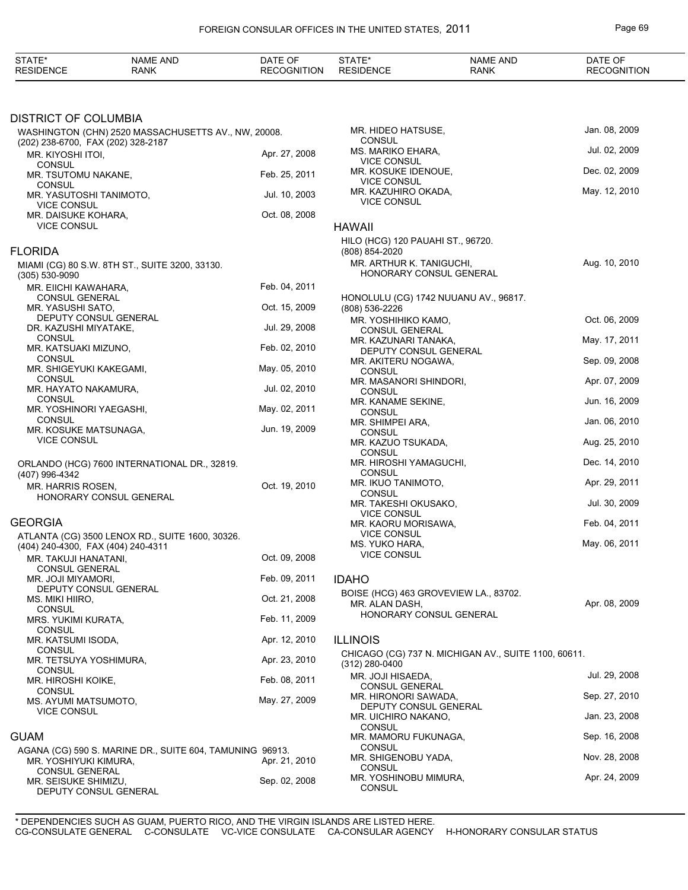| STATE* RESIDENCE | NAME AND RANK | DATE OF RECOGNITION |
|---|---|---|

## DISTRICT OF COLUMBIA

WASHINGTON (CHN) 2520 MASSACHUSETTS AV., NW, 20008.
(202) 238-6700, FAX (202) 328-2187

| NAME AND RANK | DATE OF RECOGNITION |
|---|---|
| MR. KIYOSHI ITOI, CONSUL | Apr. 27, 2008 |
| MR. TSUTOMU NAKANE, CONSUL | Feb. 25, 2011 |
| MR. YASUTOSHI TANIMOTO, VICE CONSUL | Jul. 10, 2003 |
| MR. DAISUKE KOHARA, VICE CONSUL | Oct. 08, 2008 |

## FLORIDA

MIAMI (CG) 80 S.W. 8TH ST., SUITE 3200, 33130.
(305) 530-9090

| NAME AND RANK | DATE OF RECOGNITION |
|---|---|
| MR. EIICHI KAWAHARA, CONSUL GENERAL | Feb. 04, 2011 |
| MR. YASUSHI SATO, DEPUTY CONSUL GENERAL | Oct. 15, 2009 |
| DR. KAZUSHI MIYATAKE, CONSUL | Jul. 29, 2008 |
| MR. KATSUAKI MIZUNO, CONSUL | Feb. 02, 2010 |
| MR. SHIGEYUKI KAKEGAMI, CONSUL | May. 05, 2010 |
| MR. HAYATO NAKAMURA, CONSUL | Jul. 02, 2010 |
| MR. YOSHINORI YAEGASHI, CONSUL | May. 02, 2011 |
| MR. KOSUKE MATSUNAGA, VICE CONSUL | Jun. 19, 2009 |

ORLANDO (HCG) 7600 INTERNATIONAL DR., 32819.
(407) 996-4342

| NAME AND RANK | DATE OF RECOGNITION |
|---|---|
| MR. HARRIS ROSEN, HONORARY CONSUL GENERAL | Oct. 19, 2010 |

## GEORGIA

ATLANTA (CG) 3500 LENOX RD., SUITE 1600, 30326.
(404) 240-4300, FAX (404) 240-4311

| NAME AND RANK | DATE OF RECOGNITION |
|---|---|
| MR. TAKUJI HANATANI, CONSUL GENERAL | Oct. 09, 2008 |
| MR. JOJI MIYAMORI, DEPUTY CONSUL GENERAL | Feb. 09, 2011 |
| MS. MIKI HIIRO, CONSUL | Oct. 21, 2008 |
| MRS. YUKIMI KURATA, CONSUL | Feb. 11, 2009 |
| MR. KATSUMI ISODA, CONSUL | Apr. 12, 2010 |
| MR. TETSUYA YOSHIMURA, CONSUL | Apr. 23, 2010 |
| MR. HIROSHI KOIKE, CONSUL | Feb. 08, 2011 |
| MS. AYUMI MATSUMOTO, VICE CONSUL | May. 27, 2009 |

## GUAM

AGANA (CG) 590 S. MARINE DR., SUITE 604, TAMUNING 96913.

| NAME AND RANK | DATE OF RECOGNITION |
|---|---|
| MR. YOSHIYUKI KIMURA, CONSUL GENERAL | Apr. 21, 2010 |
| MR. SEISUKE SHIMIZU, DEPUTY CONSUL GENERAL | Sep. 02, 2008 |
| MR. HIDEO HATSUSE, CONSUL | Jan. 08, 2009 |
| MS. MARIKO EHARA, VICE CONSUL | Jul. 02, 2009 |
| MR. KOSUKE IDENOUE, VICE CONSUL | Dec. 02, 2009 |
| MR. KAZUHIRO OKADA, VICE CONSUL | May. 12, 2010 |

## HAWAII

HILO (HCG) 120 PAUAHI ST., 96720.
(808) 854-2020

| NAME AND RANK | DATE OF RECOGNITION |
|---|---|
| MR. ARTHUR K. TANIGUCHI, HONORARY CONSUL GENERAL | Aug. 10, 2010 |

HONOLULU (CG) 1742 NUUANU AV., 96817.
(808) 536-2226

| NAME AND RANK | DATE OF RECOGNITION |
|---|---|
| MR. YOSHIHIKO KAMO, CONSUL GENERAL | Oct. 06, 2009 |
| MR. KAZUNARI TANAKA, DEPUTY CONSUL GENERAL | May. 17, 2011 |
| MR. AKITERU NOGAWA, CONSUL | Sep. 09, 2008 |
| MR. MASANORI SHINDORI, CONSUL | Apr. 07, 2009 |
| MR. KANAME SEKINE, CONSUL | Jun. 16, 2009 |
| MR. SHIMPEI ARA, CONSUL | Jan. 06, 2010 |
| MR. KAZUO TSUKADA, CONSUL | Aug. 25, 2010 |
| MR. HIROSHI YAMAGUCHI, CONSUL | Dec. 14, 2010 |
| MR. IKUO TANIMOTO, CONSUL | Apr. 29, 2011 |
| MR. TAKESHI OKUSAKO, VICE CONSUL | Jul. 30, 2009 |
| MR. KAORU MORISAWA, VICE CONSUL | Feb. 04, 2011 |
| MS. YUKO HARA, VICE CONSUL | May. 06, 2011 |

## IDAHO

BOISE (HCG) 463 GROVEVIEW LA., 83702.

| NAME AND RANK | DATE OF RECOGNITION |
|---|---|
| MR. ALAN DASH, HONORARY CONSUL GENERAL | Apr. 08, 2009 |

## ILLINOIS

CHICAGO (CG) 737 N. MICHIGAN AV., SUITE 1100, 60611.
(312) 280-0400

| NAME AND RANK | DATE OF RECOGNITION |
|---|---|
| MR. JOJI HISAEDA, CONSUL GENERAL | Jul. 29, 2008 |
| MR. HIRONORI SAWADA, DEPUTY CONSUL GENERAL | Sep. 27, 2010 |
| MR. UICHIRO NAKANO, CONSUL | Jan. 23, 2008 |
| MR. MAMORU FUKUNAGA, CONSUL | Sep. 16, 2008 |
| MR. SHIGENOBU YADA, CONSUL | Nov. 28, 2008 |
| MR. YOSHINOBU MIMURA, CONSUL | Apr. 24, 2009 |

* DEPENDENCIES SUCH AS GUAM, PUERTO RICO, AND THE VIRGIN ISLANDS ARE LISTED HERE.
CG-CONSULATE GENERAL C-CONSULATE VC-VICE CONSULATE CA-CONSULAR AGENCY H-HONORARY CONSULAR STATUS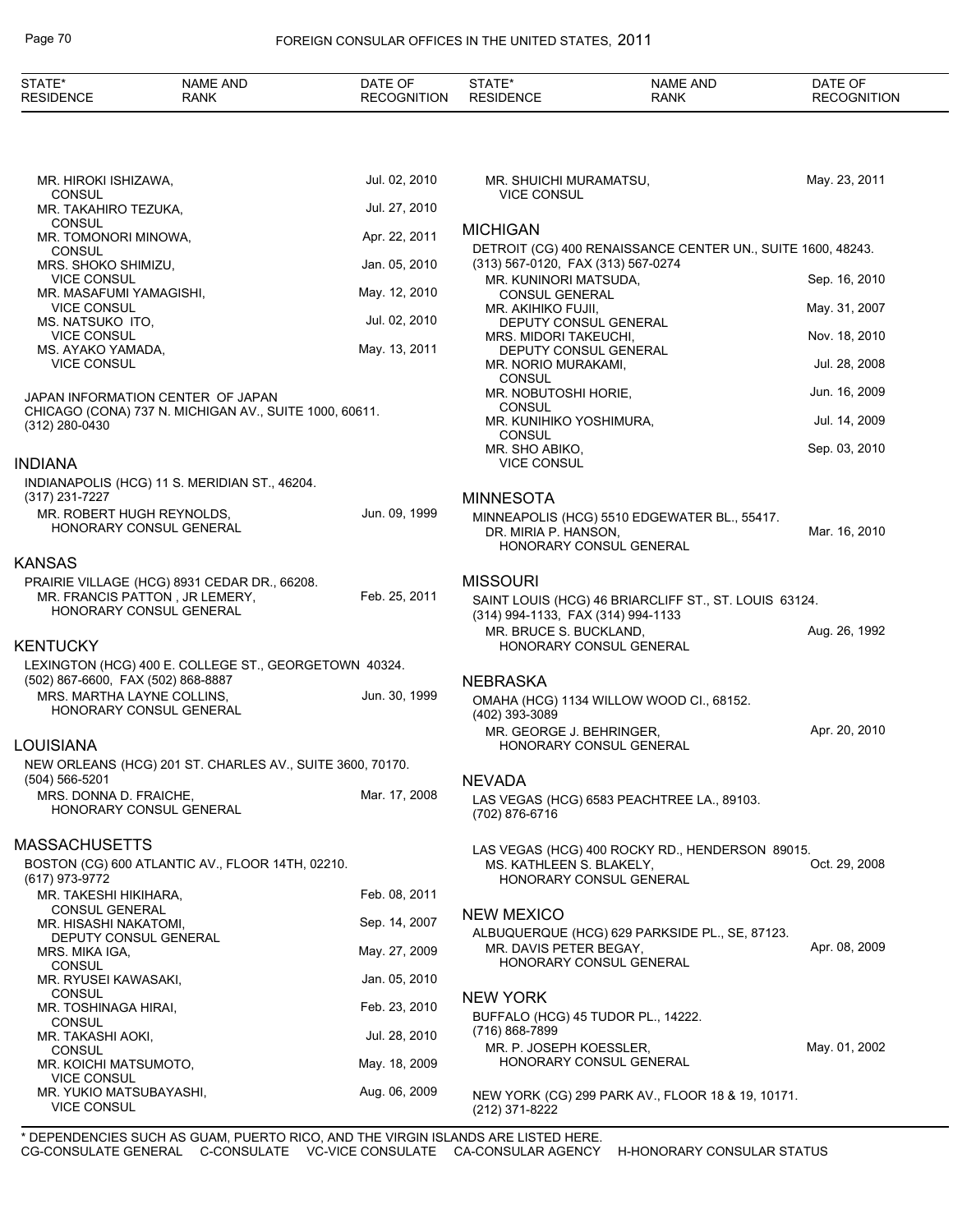| STATE* RESIDENCE | NAME AND RANK | DATE OF RECOGNITION |
|---|---|---|
| | MR. HIROKI ISHIZAWA, CONSUL | Jul. 02, 2010 |
| | MR. TAKAHIRO TEZUKA, CONSUL | Jul. 27, 2010 |
| | MR. TOMONORI MINOWA, CONSUL | Apr. 22, 2011 |
| | MRS. SHOKO SHIMIZU, VICE CONSUL | Jan. 05, 2010 |
| | MR. MASAFUMI YAMAGISHI, VICE CONSUL | May. 12, 2010 |
| | MS. NATSUKO ITO, VICE CONSUL | Jul. 02, 2010 |
| | MS. AYAKO YAMADA, VICE CONSUL | May. 13, 2011 |

JAPAN INFORMATION CENTER OF JAPAN
CHICAGO (CONA) 737 N. MICHIGAN AV., SUITE 1000, 60611.
(312) 280-0430

## INDIANA

INDIANAPOLIS (HCG) 11 S. MERIDIAN ST., 46204.
(317) 231-7227

| NAME AND RANK | DATE OF RECOGNITION |
|---|---|
| MR. ROBERT HUGH REYNOLDS, HONORARY CONSUL GENERAL | Jun. 09, 1999 |

## KANSAS

PRAIRIE VILLAGE (HCG) 8931 CEDAR DR., 66208.

| NAME AND RANK | DATE OF RECOGNITION |
|---|---|
| MR. FRANCIS PATTON , JR LEMERY, HONORARY CONSUL GENERAL | Feb. 25, 2011 |

## KENTUCKY

LEXINGTON (HCG) 400 E. COLLEGE ST., GEORGETOWN 40324.
(502) 867-6600, FAX (502) 868-8887

| NAME AND RANK | DATE OF RECOGNITION |
|---|---|
| MRS. MARTHA LAYNE COLLINS, HONORARY CONSUL GENERAL | Jun. 30, 1999 |

## LOUISIANA

NEW ORLEANS (HCG) 201 ST. CHARLES AV., SUITE 3600, 70170.
(504) 566-5201

| NAME AND RANK | DATE OF RECOGNITION |
|---|---|
| MRS. DONNA D. FRAICHE, HONORARY CONSUL GENERAL | Mar. 17, 2008 |

## MASSACHUSETTS

BOSTON (CG) 600 ATLANTIC AV., FLOOR 14TH, 02210.
(617) 973-9772

| NAME AND RANK | DATE OF RECOGNITION |
|---|---|
| MR. TAKESHI HIKIHARA, CONSUL GENERAL | Feb. 08, 2011 |
| MR. HISASHI NAKATOMI, DEPUTY CONSUL GENERAL | Sep. 14, 2007 |
| MRS. MIKA IGA, CONSUL | May. 27, 2009 |
| MR. RYUSEI KAWASAKI, CONSUL | Jan. 05, 2010 |
| MR. TOSHINAGA HIRAI, CONSUL | Feb. 23, 2010 |
| MR. TAKASHI AOKI, CONSUL | Jul. 28, 2010 |
| MR. KOICHI MATSUMOTO, VICE CONSUL | May. 18, 2009 |
| MR. YUKIO MATSUBAYASHI, VICE CONSUL | Aug. 06, 2009 |
| MR. SHUICHI MURAMATSU, VICE CONSUL | May. 23, 2011 |

## MICHIGAN

DETROIT (CG) 400 RENAISSANCE CENTER UN., SUITE 1600, 48243.
(313) 567-0120, FAX (313) 567-0274

| NAME AND RANK | DATE OF RECOGNITION |
|---|---|
| MR. KUNINORI MATSUDA, CONSUL GENERAL | Sep. 16, 2010 |
| MR. AKIHIKO FUJII, DEPUTY CONSUL GENERAL | May. 31, 2007 |
| MRS. MIDORI TAKEUCHI, DEPUTY CONSUL GENERAL | Nov. 18, 2010 |
| MR. NORIO MURAKAMI, CONSUL | Jul. 28, 2008 |
| MR. NOBUTOSHI HORIE, CONSUL | Jun. 16, 2009 |
| MR. KUNIHIKO YOSHIMURA, CONSUL | Jul. 14, 2009 |
| MR. SHO ABIKO, VICE CONSUL | Sep. 03, 2010 |

## MINNESOTA

MINNEAPOLIS (HCG) 5510 EDGEWATER BL., 55417.

| NAME AND RANK | DATE OF RECOGNITION |
|---|---|
| DR. MIRIA P. HANSON, HONORARY CONSUL GENERAL | Mar. 16, 2010 |

## MISSOURI

SAINT LOUIS (HCG) 46 BRIARCLIFF ST., ST. LOUIS 63124.
(314) 994-1133, FAX (314) 994-1133

| NAME AND RANK | DATE OF RECOGNITION |
|---|---|
| MR. BRUCE S. BUCKLAND, HONORARY CONSUL GENERAL | Aug. 26, 1992 |

## NEBRASKA

OMAHA (HCG) 1134 WILLOW WOOD CI., 68152.
(402) 393-3089

| NAME AND RANK | DATE OF RECOGNITION |
|---|---|
| MR. GEORGE J. BEHRINGER, HONORARY CONSUL GENERAL | Apr. 20, 2010 |

## NEVADA

LAS VEGAS (HCG) 6583 PEACHTREE LA., 89103.
(702) 876-6716

LAS VEGAS (HCG) 400 ROCKY RD., HENDERSON 89015.

| NAME AND RANK | DATE OF RECOGNITION |
|---|---|
| MS. KATHLEEN S. BLAKELY, HONORARY CONSUL GENERAL | Oct. 29, 2008 |

## NEW MEXICO

ALBUQUERQUE (HCG) 629 PARKSIDE PL., SE, 87123.

| NAME AND RANK | DATE OF RECOGNITION |
|---|---|
| MR. DAVIS PETER BEGAY, HONORARY CONSUL GENERAL | Apr. 08, 2009 |

## NEW YORK

BUFFALO (HCG) 45 TUDOR PL., 14222.
(716) 868-7899

| NAME AND RANK | DATE OF RECOGNITION |
|---|---|
| MR. P. JOSEPH KOESSLER, HONORARY CONSUL GENERAL | May. 01, 2002 |

NEW YORK (CG) 299 PARK AV., FLOOR 18 & 19, 10171.
(212) 371-8222

\* DEPENDENCIES SUCH AS GUAM, PUERTO RICO, AND THE VIRGIN ISLANDS ARE LISTED HERE.
CG-CONSULATE GENERAL C-CONSULATE VC-VICE CONSULATE CA-CONSULAR AGENCY H-HONORARY CONSULAR STATUS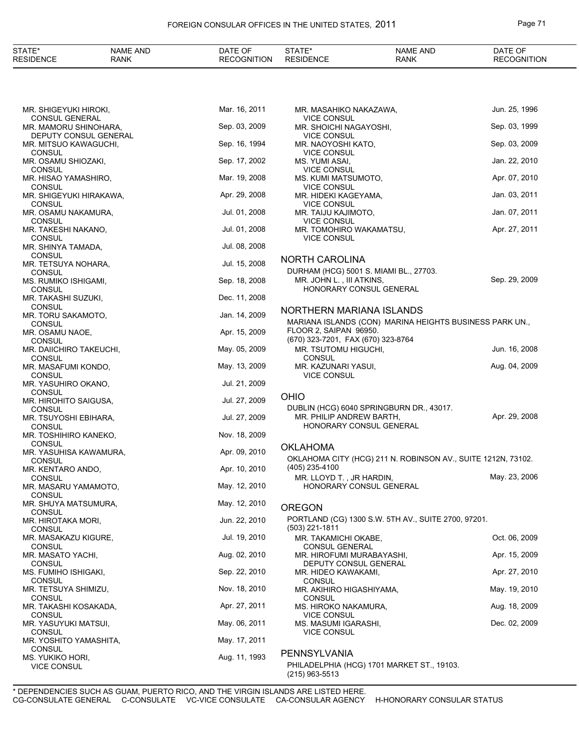| STATE* RESIDENCE | NAME AND RANK | DATE OF RECOGNITION |
|---|---|---|
| | MR. SHIGEYUKI HIROKI, CONSUL GENERAL | Mar. 16, 2011 |
| | MR. MAMORU SHINOHARA, DEPUTY CONSUL GENERAL | Sep. 03, 2009 |
| | MR. MITSUO KAWAGUCHI, CONSUL | Sep. 16, 1994 |
| | MR. OSAMU SHIOZAKI, CONSUL | Sep. 17, 2002 |
| | MR. HISAO YAMASHIRO, CONSUL | Mar. 19, 2008 |
| | MR. SHIGEYUKI HIRAKAWA, CONSUL | Apr. 29, 2008 |
| | MR. OSAMU NAKAMURA, CONSUL | Jul. 01, 2008 |
| | MR. TAKESHI NAKANO, CONSUL | Jul. 01, 2008 |
| | MR. SHINYA TAMADA, CONSUL | Jul. 08, 2008 |
| | MR. TETSUYA NOHARA, CONSUL | Jul. 15, 2008 |
| | MS. RUMIKO ISHIGAMI, CONSUL | Sep. 18, 2008 |
| | MR. TAKASHI SUZUKI, CONSUL | Dec. 11, 2008 |
| | MR. TORU SAKAMOTO, CONSUL | Jan. 14, 2009 |
| | MR. OSAMU NAOE, CONSUL | Apr. 15, 2009 |
| | MR. DAIICHIRO TAKEUCHI, CONSUL | May. 05, 2009 |
| | MR. MASAFUMI KONDO, CONSUL | May. 13, 2009 |
| | MR. YASUHIRO OKANO, CONSUL | Jul. 21, 2009 |
| | MR. HIROHITO SAIGUSA, CONSUL | Jul. 27, 2009 |
| | MR. TSUYOSHI EBIHARA, CONSUL | Jul. 27, 2009 |
| | MR. TOSHIHIRO KANEKO, CONSUL | Nov. 18, 2009 |
| | MR. YASUHISA KAWAMURA, CONSUL | Apr. 09, 2010 |
| | MR. KENTARO ANDO, CONSUL | Apr. 10, 2010 |
| | MR. MASARU YAMAMOTO, CONSUL | May. 12, 2010 |
| | MR. SHUYA MATSUMURA, CONSUL | May. 12, 2010 |
| | MR. HIROTAKA MORI, CONSUL | Jun. 22, 2010 |
| | MR. MASAKAZU KIGURE, CONSUL | Jul. 19, 2010 |
| | MR. MASATO YACHI, CONSUL | Aug. 02, 2010 |
| | MS. FUMIHO ISHIGAKI, CONSUL | Sep. 22, 2010 |
| | MR. TETSUYA SHIMIZU, CONSUL | Nov. 18, 2010 |
| | MR. TAKASHI KOSAKADA, CONSUL | Apr. 27, 2011 |
| | MR. YASUYUKI MATSUI, CONSUL | May. 06, 2011 |
| | MR. YOSHITO YAMASHITA, CONSUL | May. 17, 2011 |
| | MS. YUKIKO HORI, VICE CONSUL | Aug. 11, 1993 |
| | MR. MASAHIKO NAKAZAWA, VICE CONSUL | Jun. 25, 1996 |
| | MR. SHOICHI NAGAYOSHI, VICE CONSUL | Sep. 03, 1999 |
| | MR. NAOYOSHI KATO, VICE CONSUL | Sep. 03, 2009 |
| | MS. YUMI ASAI, VICE CONSUL | Jan. 22, 2010 |
| | MS. KUMI MATSUMOTO, VICE CONSUL | Apr. 07, 2010 |
| | MR. HIDEKI KAGEYAMA, VICE CONSUL | Jan. 03, 2011 |
| | MR. TAIJU KAJIMOTO, VICE CONSUL | Jan. 07, 2011 |
| | MR. TOMOHIRO WAKAMATSU, VICE CONSUL | Apr. 27, 2011 |

## NORTH CAROLINA

DURHAM (HCG) 5001 S. MIAMI BL., 27703.

| NAME AND RANK | DATE OF RECOGNITION |
|---|---|
| MR. JOHN L. , III ATKINS, HONORARY CONSUL GENERAL | Sep. 29, 2009 |

## NORTHERN MARIANA ISLANDS

MARIANA ISLANDS (CON) MARINA HEIGHTS BUSINESS PARK UN., FLOOR 2, SAIPAN 96950.
(670) 323-7201, FAX (670) 323-8764

| NAME AND RANK | DATE OF RECOGNITION |
|---|---|
| MR. TSUTOMU HIGUCHI, CONSUL | Jun. 16, 2008 |
| MR. KAZUNARI YASUI, VICE CONSUL | Aug. 04, 2009 |

## OHIO

DUBLIN (HCG) 6040 SPRINGBURN DR., 43017.

| NAME AND RANK | DATE OF RECOGNITION |
|---|---|
| MR. PHILIP ANDREW BARTH, HONORARY CONSUL GENERAL | Apr. 29, 2008 |

## OKLAHOMA

OKLAHOMA CITY (HCG) 211 N. ROBINSON AV., SUITE 1212N, 73102.
(405) 235-4100

| NAME AND RANK | DATE OF RECOGNITION |
|---|---|
| MR. LLOYD T. , JR HARDIN, HONORARY CONSUL GENERAL | May. 23, 2006 |

## OREGON

PORTLAND (CG) 1300 S.W. 5TH AV., SUITE 2700, 97201.
(503) 221-1811

| NAME AND RANK | DATE OF RECOGNITION |
|---|---|
| MR. TAKAMICHI OKABE, CONSUL GENERAL | Oct. 06, 2009 |
| MR. HIROFUMI MURABAYASHI, DEPUTY CONSUL GENERAL | Apr. 15, 2009 |
| MR. HIDEO KAWAKAMI, CONSUL | Apr. 27, 2010 |
| MR. AKIHIRO HIGASHIYAMA, CONSUL | May. 19, 2010 |
| MS. HIROKO NAKAMURA, VICE CONSUL | Aug. 18, 2009 |
| MS. MASUMI IGARASHI, VICE CONSUL | Dec. 02, 2009 |

## PENNSYLVANIA

PHILADELPHIA (HCG) 1701 MARKET ST., 19103.
(215) 963-5513

\* DEPENDENCIES SUCH AS GUAM, PUERTO RICO, AND THE VIRGIN ISLANDS ARE LISTED HERE.
CG-CONSULATE GENERAL C-CONSULATE VC-VICE CONSULATE CA-CONSULAR AGENCY H-HONORARY CONSULAR STATUS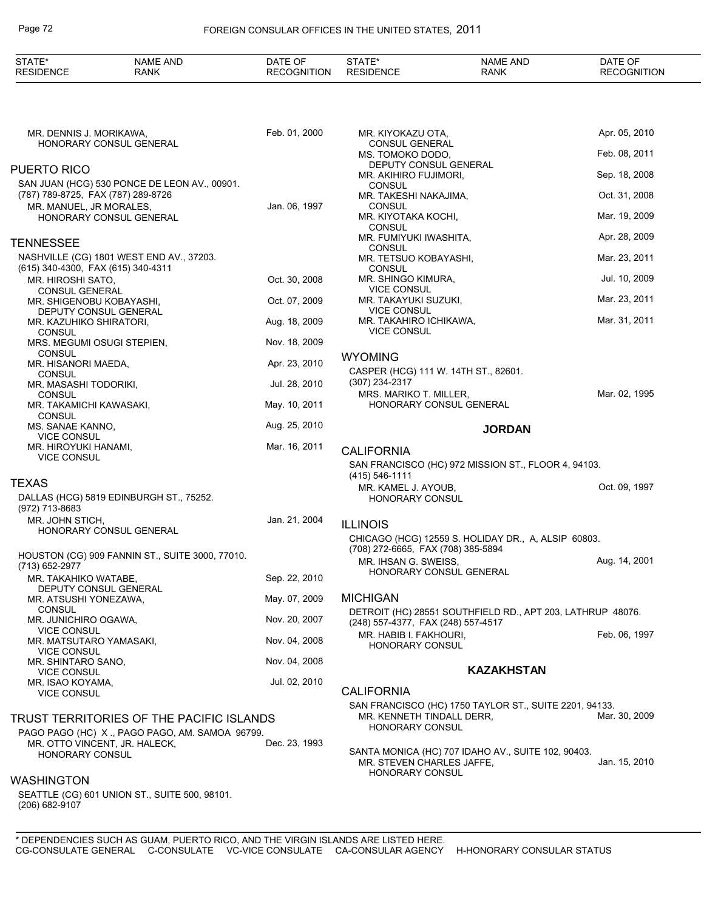| STATE* RESIDENCE | NAME AND RANK | DATE OF RECOGNITION |
|---|---|---|
| | MR. DENNIS J. MORIKAWA, HONORARY CONSUL GENERAL | Feb. 01, 2000 |

## PUERTO RICO

SAN JUAN (HCG) 530 PONCE DE LEON AV., 00901.
(787) 789-8725, FAX (787) 289-8726

| NAME AND RANK | DATE OF RECOGNITION |
|---|---|
| MR. MANUEL, JR MORALES, HONORARY CONSUL GENERAL | Jan. 06, 1997 |

## TENNESSEE

NASHVILLE (CG) 1801 WEST END AV., 37203.
(615) 340-4300, FAX (615) 340-4311

| NAME AND RANK | DATE OF RECOGNITION |
|---|---|
| MR. HIROSHI SATO, CONSUL GENERAL | Oct. 30, 2008 |
| MR. SHIGENOBU KOBAYASHI, DEPUTY CONSUL GENERAL | Oct. 07, 2009 |
| MR. KAZUHIKO SHIRATORI, CONSUL | Aug. 18, 2009 |
| MRS. MEGUMI OSUGI STEPIEN, CONSUL | Nov. 18, 2009 |
| MR. HISANORI MAEDA, CONSUL | Apr. 23, 2010 |
| MR. MASASHI TODORIKI, CONSUL | Jul. 28, 2010 |
| MR. TAKAMICHI KAWASAKI, CONSUL | May. 10, 2011 |
| MS. SANAE KANNO, VICE CONSUL | Aug. 25, 2010 |
| MR. HIROYUKI HANAMI, VICE CONSUL | Mar. 16, 2011 |

## TEXAS

DALLAS (HCG) 5819 EDINBURGH ST., 75252.
(972) 713-8683

| NAME AND RANK | DATE OF RECOGNITION |
|---|---|
| MR. JOHN STICH, HONORARY CONSUL GENERAL | Jan. 21, 2004 |

HOUSTON (CG) 909 FANNIN ST., SUITE 3000, 77010.
(713) 652-2977

| NAME AND RANK | DATE OF RECOGNITION |
|---|---|
| MR. TAKAHIKO WATABE, DEPUTY CONSUL GENERAL | Sep. 22, 2010 |
| MR. ATSUSHI YONEZAWA, CONSUL | May. 07, 2009 |
| MR. JUNICHIRO OGAWA, VICE CONSUL | Nov. 20, 2007 |
| MR. MATSUTARO YAMASAKI, VICE CONSUL | Nov. 04, 2008 |
| MR. SHINTARO SANO, VICE CONSUL | Nov. 04, 2008 |
| MR. ISAO KOYAMA, VICE CONSUL | Jul. 02, 2010 |

## TRUST TERRITORIES OF THE PACIFIC ISLANDS

PAGO PAGO (HC) X ., PAGO PAGO, AM. SAMOA 96799.

| NAME AND RANK | DATE OF RECOGNITION |
|---|---|
| MR. OTTO VINCENT, JR. HALECK, HONORARY CONSUL | Dec. 23, 1993 |

## WASHINGTON

SEATTLE (CG) 601 UNION ST., SUITE 500, 98101.
(206) 682-9107

| NAME AND RANK | DATE OF RECOGNITION |
|---|---|
| MR. KIYOKAZU OTA, CONSUL GENERAL | Apr. 05, 2010 |
| MS. TOMOKO DODO, DEPUTY CONSUL GENERAL | Feb. 08, 2011 |
| MR. AKIHIRO FUJIMORI, CONSUL | Sep. 18, 2008 |
| MR. TAKESHI NAKAJIMA, CONSUL | Oct. 31, 2008 |
| MR. KIYOTAKA KOCHI, CONSUL | Mar. 19, 2009 |
| MR. FUMIYUKI IWASHITA, CONSUL | Apr. 28, 2009 |
| MR. TETSUO KOBAYASHI, CONSUL | Mar. 23, 2011 |
| MR. SHINGO KIMURA, VICE CONSUL | Jul. 10, 2009 |
| MR. TAKAYUKI SUZUKI, VICE CONSUL | Mar. 23, 2011 |
| MR. TAKAHIRO ICHIKAWA, VICE CONSUL | Mar. 31, 2011 |

## WYOMING

CASPER (HCG) 111 W. 14TH ST., 82601.
(307) 234-2317

| NAME AND RANK | DATE OF RECOGNITION |
|---|---|
| MRS. MARIKO T. MILLER, HONORARY CONSUL GENERAL | Mar. 02, 1995 |

# JORDAN

## CALIFORNIA

SAN FRANCISCO (HC) 972 MISSION ST., FLOOR 4, 94103.
(415) 546-1111

| NAME AND RANK | DATE OF RECOGNITION |
|---|---|
| MR. KAMEL J. AYOUB, HONORARY CONSUL | Oct. 09, 1997 |

## ILLINOIS

CHICAGO (HCG) 12559 S. HOLIDAY DR., A, ALSIP 60803.
(708) 272-6665, FAX (708) 385-5894

| NAME AND RANK | DATE OF RECOGNITION |
|---|---|
| MR. IHSAN G. SWEISS, HONORARY CONSUL GENERAL | Aug. 14, 2001 |

## MICHIGAN

DETROIT (HC) 28551 SOUTHFIELD RD., APT 203, LATHRUP 48076.
(248) 557-4377, FAX (248) 557-4517

| NAME AND RANK | DATE OF RECOGNITION |
|---|---|
| MR. HABIB I. FAKHOURI, HONORARY CONSUL | Feb. 06, 1997 |

# KAZAKHSTAN

## CALIFORNIA

SAN FRANCISCO (HC) 1750 TAYLOR ST., SUITE 2201, 94133.

| NAME AND RANK | DATE OF RECOGNITION |
|---|---|
| MR. KENNETH TINDALL DERR, HONORARY CONSUL | Mar. 30, 2009 |

SANTA MONICA (HC) 707 IDAHO AV., SUITE 102, 90403.

| NAME AND RANK | DATE OF RECOGNITION |
|---|---|
| MR. STEVEN CHARLES JAFFE, HONORARY CONSUL | Jan. 15, 2010 |

\* DEPENDENCIES SUCH AS GUAM, PUERTO RICO, AND THE VIRGIN ISLANDS ARE LISTED HERE.
CG-CONSULATE GENERAL C-CONSULATE VC-VICE CONSULATE CA-CONSULAR AGENCY H-HONORARY CONSULAR STATUS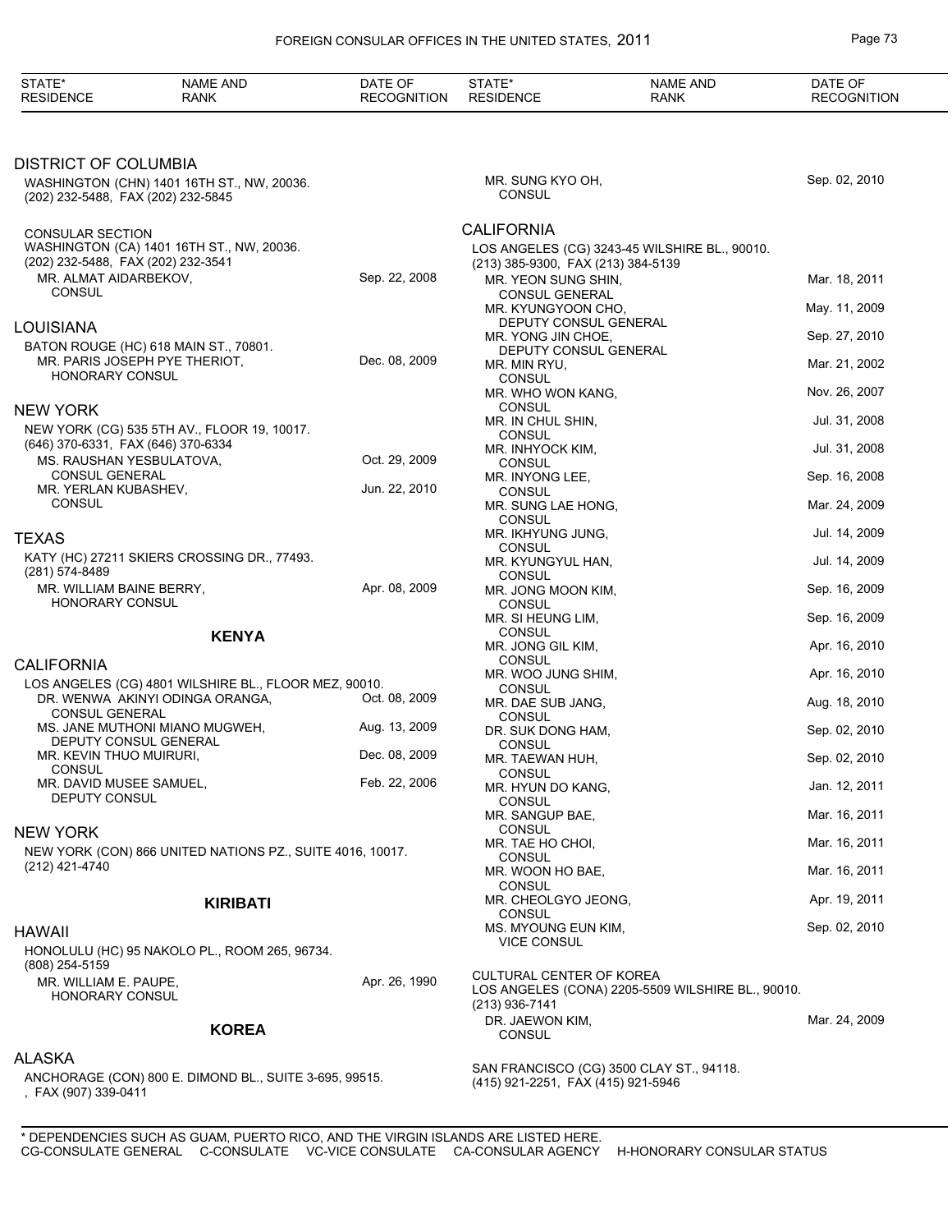| STATE* RESIDENCE | NAME AND RANK | DATE OF RECOGNITION |
|---|---|---|

## DISTRICT OF COLUMBIA

WASHINGTON (CHN) 1401 16TH ST., NW, 20036.
(202) 232-5488, FAX (202) 232-5845

CONSULAR SECTION
WASHINGTON (CA) 1401 16TH ST., NW, 20036.
(202) 232-5488, FAX (202) 232-3541

| NAME AND RANK | DATE OF RECOGNITION |
|---|---|
| MR. ALMAT AIDARBEKOV, CONSUL | Sep. 22, 2008 |

## LOUISIANA

BATON ROUGE (HC) 618 MAIN ST., 70801.

| NAME AND RANK | DATE OF RECOGNITION |
|---|---|
| MR. PARIS JOSEPH PYE THERIOT, HONORARY CONSUL | Dec. 08, 2009 |

## NEW YORK

NEW YORK (CG) 535 5TH AV., FLOOR 19, 10017.
(646) 370-6331, FAX (646) 370-6334

| NAME AND RANK | DATE OF RECOGNITION |
|---|---|
| MS. RAUSHAN YESBULATOVA, CONSUL GENERAL | Oct. 29, 2009 |
| MR. YERLAN KUBASHEV, CONSUL | Jun. 22, 2010 |

## TEXAS

KATY (HC) 27211 SKIERS CROSSING DR., 77493.
(281) 574-8489

| NAME AND RANK | DATE OF RECOGNITION |
|---|---|
| MR. WILLIAM BAINE BERRY, HONORARY CONSUL | Apr. 08, 2009 |

# KENYA

## CALIFORNIA

LOS ANGELES (CG) 4801 WILSHIRE BL., FLOOR MEZ, 90010.

| NAME AND RANK | DATE OF RECOGNITION |
|---|---|
| DR. WENWA AKINYI ODINGA ORANGA, CONSUL GENERAL | Oct. 08, 2009 |
| MS. JANE MUTHONI MIANO MUGWEH, DEPUTY CONSUL GENERAL | Aug. 13, 2009 |
| MR. KEVIN THUO MUIRURI, CONSUL | Dec. 08, 2009 |
| MR. DAVID MUSEE SAMUEL, DEPUTY CONSUL | Feb. 22, 2006 |

## NEW YORK

NEW YORK (CON) 866 UNITED NATIONS PZ., SUITE 4016, 10017.
(212) 421-4740

# KIRIBATI

## HAWAII

HONOLULU (HC) 95 NAKOLO PL., ROOM 265, 96734.
(808) 254-5159

| NAME AND RANK | DATE OF RECOGNITION |
|---|---|
| MR. WILLIAM E. PAUPE, HONORARY CONSUL | Apr. 26, 1990 |

# KOREA

## ALASKA

ANCHORAGE (CON) 800 E. DIMOND BL., SUITE 3-695, 99515.
, FAX (907) 339-0411

| NAME AND RANK | DATE OF RECOGNITION |
|---|---|
| MR. SUNG KYO OH, CONSUL | Sep. 02, 2010 |

## CALIFORNIA

LOS ANGELES (CG) 3243-45 WILSHIRE BL., 90010.
(213) 385-9300, FAX (213) 384-5139

| NAME AND RANK | DATE OF RECOGNITION |
|---|---|
| MR. YEON SUNG SHIN, CONSUL GENERAL | Mar. 18, 2011 |
| MR. KYUNGYOON CHO, DEPUTY CONSUL GENERAL | May. 11, 2009 |
| MR. YONG JIN CHOE, DEPUTY CONSUL GENERAL | Sep. 27, 2010 |
| MR. MIN RYU, CONSUL | Mar. 21, 2002 |
| MR. WHO WON KANG, CONSUL | Nov. 26, 2007 |
| MR. IN CHUL SHIN, CONSUL | Jul. 31, 2008 |
| MR. INHYOCK KIM, CONSUL | Jul. 31, 2008 |
| MR. INYONG LEE, CONSUL | Sep. 16, 2008 |
| MR. SUNG LAE HONG, CONSUL | Mar. 24, 2009 |
| MR. IKHYUNG JUNG, CONSUL | Jul. 14, 2009 |
| MR. KYUNGYUL HAN, CONSUL | Jul. 14, 2009 |
| MR. JONG MOON KIM, CONSUL | Sep. 16, 2009 |
| MR. SI HEUNG LIM, CONSUL | Sep. 16, 2009 |
| MR. JONG GIL KIM, CONSUL | Apr. 16, 2010 |
| MR. WOO JUNG SHIM, CONSUL | Apr. 16, 2010 |
| MR. DAE SUB JANG, CONSUL | Aug. 18, 2010 |
| DR. SUK DONG HAM, CONSUL | Sep. 02, 2010 |
| MR. TAEWAN HUH, CONSUL | Sep. 02, 2010 |
| MR. HYUN DO KANG, CONSUL | Jan. 12, 2011 |
| MR. SANGUP BAE, CONSUL | Mar. 16, 2011 |
| MR. TAE HO CHOI, CONSUL | Mar. 16, 2011 |
| MR. WOON HO BAE, CONSUL | Mar. 16, 2011 |
| MR. CHEOLGYO JEONG, CONSUL | Apr. 19, 2011 |
| MS. MYOUNG EUN KIM, VICE CONSUL | Sep. 02, 2010 |

CULTURAL CENTER OF KOREA
LOS ANGELES (CONA) 2205-5509 WILSHIRE BL., 90010.
(213) 936-7141

| NAME AND RANK | DATE OF RECOGNITION |
|---|---|
| DR. JAEWON KIM, CONSUL | Mar. 24, 2009 |

SAN FRANCISCO (CG) 3500 CLAY ST., 94118.
(415) 921-2251, FAX (415) 921-5946

\* DEPENDENCIES SUCH AS GUAM, PUERTO RICO, AND THE VIRGIN ISLANDS ARE LISTED HERE.
CG-CONSULATE GENERAL C-CONSULATE VC-VICE CONSULATE CA-CONSULAR AGENCY H-HONORARY CONSULAR STATUS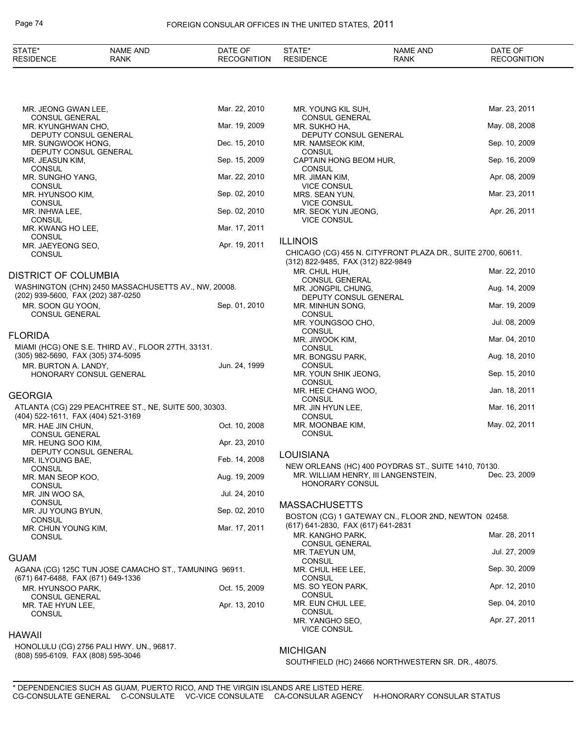| STATE* RESIDENCE | NAME AND RANK | DATE OF RECOGNITION |
|---|---|---|
| | MR. JEONG GWAN LEE, CONSUL GENERAL | Mar. 22, 2010 |
| | MR. KYUNGHWAN CHO, DEPUTY CONSUL GENERAL | Mar. 19, 2009 |
| | MR. SUNGWOOK HONG, DEPUTY CONSUL GENERAL | Dec. 15, 2010 |
| | MR. JEASUN KIM, CONSUL | Sep. 15, 2009 |
| | MR. SUNGHO YANG, CONSUL | Mar. 22, 2010 |
| | MR. HYUNSOO KIM, CONSUL | Sep. 02, 2010 |
| | MR. INHWA LEE, CONSUL | Sep. 02, 2010 |
| | MR. KWANG HO LEE, CONSUL | Mar. 17, 2011 |
| | MR. JAEYEONG SEO, CONSUL | Apr. 19, 2011 |

## DISTRICT OF COLUMBIA

WASHINGTON (CHN) 2450 MASSACHUSETTS AV., NW, 20008.
(202) 939-5600, FAX (202) 387-0250

| NAME AND RANK | DATE OF RECOGNITION |
|---|---|
| MR. SOON GU YOON, CONSUL GENERAL | Sep. 01, 2010 |

## FLORIDA

MIAMI (HCG) ONE S.E. THIRD AV., FLOOR 27TH, 33131.
(305) 982-5690, FAX (305) 374-5095

| NAME AND RANK | DATE OF RECOGNITION |
|---|---|
| MR. BURTON A. LANDY, HONORARY CONSUL GENERAL | Jun. 24, 1999 |

## GEORGIA

ATLANTA (CG) 229 PEACHTREE ST., NE, SUITE 500, 30303.
(404) 522-1611, FAX (404) 521-3169

| NAME AND RANK | DATE OF RECOGNITION |
|---|---|
| MR. HAE JIN CHUN, CONSUL GENERAL | Oct. 10, 2008 |
| MR. HEUNG SOO KIM, DEPUTY CONSUL GENERAL | Apr. 23, 2010 |
| MR. ILYOUNG BAE, CONSUL | Feb. 14, 2008 |
| MR. MAN SEOP KOO, CONSUL | Aug. 19, 2009 |
| MR. JIN WOO SA, CONSUL | Jul. 24, 2010 |
| MR. JU YOUNG BYUN, CONSUL | Sep. 02, 2010 |
| MR. CHUN YOUNG KIM, CONSUL | Mar. 17, 2011 |

## GUAM

AGANA (CG) 125C TUN JOSE CAMACHO ST., TAMUNING 96911.
(671) 647-6488, FAX (671) 649-1336

| NAME AND RANK | DATE OF RECOGNITION |
|---|---|
| MR. HYUNSOO PARK, CONSUL GENERAL | Oct. 15, 2009 |
| MR. TAE HYUN LEE, CONSUL | Apr. 13, 2010 |

## HAWAII

HONOLULU (CG) 2756 PALI HWY. UN., 96817.
(808) 595-6109, FAX (808) 595-3046

| NAME AND RANK | DATE OF RECOGNITION |
|---|---|
| MR. YOUNG KIL SUH, CONSUL GENERAL | Mar. 23, 2011 |
| MR. SUKHO HA, DEPUTY CONSUL GENERAL | May. 08, 2008 |
| MR. NAMSEOK KIM, CONSUL | Sep. 10, 2009 |
| CAPTAIN HONG BEOM HUR, CONSUL | Sep. 16, 2009 |
| MR. JIMAN KIM, VICE CONSUL | Apr. 08, 2009 |
| MRS. SEAN YUN, VICE CONSUL | Mar. 23, 2011 |
| MR. SEOK YUN JEONG, VICE CONSUL | Apr. 26, 2011 |

## ILLINOIS

CHICAGO (CG) 455 N. CITYFRONT PLAZA DR., SUITE 2700, 60611.
(312) 822-9485, FAX (312) 822-9849

| NAME AND RANK | DATE OF RECOGNITION |
|---|---|
| MR. CHUL HUH, CONSUL GENERAL | Mar. 22, 2010 |
| MR. JONGPIL CHUNG, DEPUTY CONSUL GENERAL | Aug. 14, 2009 |
| MR. MINHUN SONG, CONSUL | Mar. 19, 2009 |
| MR. YOUNGSOO CHO, CONSUL | Jul. 08, 2009 |
| MR. JIWOOK KIM, CONSUL | Mar. 04, 2010 |
| MR. BONGSU PARK, CONSUL | Aug. 18, 2010 |
| MR. YOUN SHIK JEONG, CONSUL | Sep. 15, 2010 |
| MR. HEE CHANG WOO, CONSUL | Jan. 18, 2011 |
| MR. JIN HYUN LEE, CONSUL | Mar. 16, 2011 |
| MR. MOONBAE KIM, CONSUL | May. 02, 2011 |

## LOUISIANA

NEW ORLEANS (HC) 400 POYDRAS ST., SUITE 1410, 70130.

| NAME AND RANK | DATE OF RECOGNITION |
|---|---|
| MR. WILLIAM HENRY, III LANGENSTEIN, HONORARY CONSUL | Dec. 23, 2009 |

## MASSACHUSETTS

BOSTON (CG) 1 GATEWAY CN., FLOOR 2ND, NEWTON 02458.
(617) 641-2830, FAX (617) 641-2831

| NAME AND RANK | DATE OF RECOGNITION |
|---|---|
| MR. KANGHO PARK, CONSUL GENERAL | Mar. 28, 2011 |
| MR. TAEYUN UM, CONSUL | Jul. 27, 2009 |
| MR. CHUL HEE LEE, CONSUL | Sep. 30, 2009 |
| MS. SO YEON PARK, CONSUL | Apr. 12, 2010 |
| MR. EUN CHUL LEE, CONSUL | Sep. 04, 2010 |
| MR. YANGHO SEO, VICE CONSUL | Apr. 27, 2011 |

## MICHIGAN

SOUTHFIELD (HC) 24666 NORTHWESTERN SR. DR., 48075.

\* DEPENDENCIES SUCH AS GUAM, PUERTO RICO, AND THE VIRGIN ISLANDS ARE LISTED HERE.
CG-CONSULATE GENERAL C-CONSULATE VC-VICE CONSULATE CA-CONSULAR AGENCY H-HONORARY CONSULAR STATUS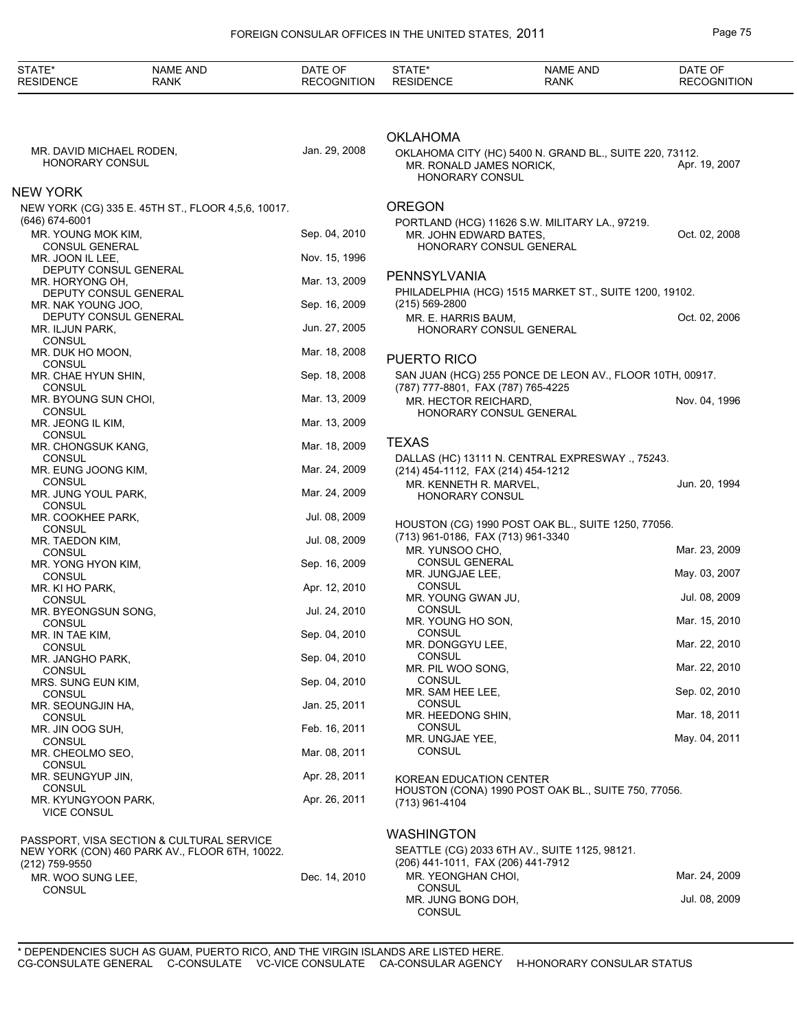| STATE* RESIDENCE | NAME AND RANK | DATE OF RECOGNITION |
|---|---|---|
| | MR. DAVID MICHAEL RODEN, HONORARY CONSUL | Jan. 29, 2008 |

## NEW YORK

NEW YORK (CG) 335 E. 45TH ST., FLOOR 4,5,6, 10017.
(646) 674-6001

| NAME AND RANK | DATE OF RECOGNITION |
|---|---|
| MR. YOUNG MOK KIM, CONSUL GENERAL | Sep. 04, 2010 |
| MR. JOON IL LEE, DEPUTY CONSUL GENERAL | Nov. 15, 1996 |
| MR. HORYONG OH, DEPUTY CONSUL GENERAL | Mar. 13, 2009 |
| MR. NAK YOUNG JOO, DEPUTY CONSUL GENERAL | Sep. 16, 2009 |
| MR. ILJUN PARK, CONSUL | Jun. 27, 2005 |
| MR. DUK HO MOON, CONSUL | Mar. 18, 2008 |
| MR. CHAE HYUN SHIN, CONSUL | Sep. 18, 2008 |
| MR. BYOUNG SUN CHOI, CONSUL | Mar. 13, 2009 |
| MR. JEONG IL KIM, CONSUL | Mar. 13, 2009 |
| MR. CHONGSUK KANG, CONSUL | Mar. 18, 2009 |
| MR. EUNG JOONG KIM, CONSUL | Mar. 24, 2009 |
| MR. JUNG YOUL PARK, CONSUL | Mar. 24, 2009 |
| MR. COOKHEE PARK, CONSUL | Jul. 08, 2009 |
| MR. TAEDON KIM, CONSUL | Jul. 08, 2009 |
| MR. YONG HYON KIM, CONSUL | Sep. 16, 2009 |
| MR. KI HO PARK, CONSUL | Apr. 12, 2010 |
| MR. BYEONGSUN SONG, CONSUL | Jul. 24, 2010 |
| MR. IN TAE KIM, CONSUL | Sep. 04, 2010 |
| MR. JANGHO PARK, CONSUL | Sep. 04, 2010 |
| MRS. SUNG EUN KIM, CONSUL | Sep. 04, 2010 |
| MR. SEOUNGJIN HA, CONSUL | Jan. 25, 2011 |
| MR. JIN OOG SUH, CONSUL | Feb. 16, 2011 |
| MR. CHEOLMO SEO, CONSUL | Mar. 08, 2011 |
| MR. SEUNGYUP JIN, CONSUL | Apr. 28, 2011 |
| MR. KYUNGYOON PARK, VICE CONSUL | Apr. 26, 2011 |

PASSPORT, VISA SECTION & CULTURAL SERVICE
NEW YORK (CON) 460 PARK AV., FLOOR 6TH, 10022.
(212) 759-9550

| NAME AND RANK | DATE OF RECOGNITION |
|---|---|
| MR. WOO SUNG LEE, CONSUL | Dec. 14, 2010 |

## OKLAHOMA

OKLAHOMA CITY (HC) 5400 N. GRAND BL., SUITE 220, 73112.

| NAME AND RANK | DATE OF RECOGNITION |
|---|---|
| MR. RONALD JAMES NORICK, HONORARY CONSUL | Apr. 19, 2007 |

## OREGON

PORTLAND (HCG) 11626 S.W. MILITARY LA., 97219.

| NAME AND RANK | DATE OF RECOGNITION |
|---|---|
| MR. JOHN EDWARD BATES, HONORARY CONSUL GENERAL | Oct. 02, 2008 |

## PENNSYLVANIA

PHILADELPHIA (HCG) 1515 MARKET ST., SUITE 1200, 19102.
(215) 569-2800

| NAME AND RANK | DATE OF RECOGNITION |
|---|---|
| MR. E. HARRIS BAUM, HONORARY CONSUL GENERAL | Oct. 02, 2006 |

## PUERTO RICO

SAN JUAN (HCG) 255 PONCE DE LEON AV., FLOOR 10TH, 00917.
(787) 777-8801, FAX (787) 765-4225

| NAME AND RANK | DATE OF RECOGNITION |
|---|---|
| MR. HECTOR REICHARD, HONORARY CONSUL GENERAL | Nov. 04, 1996 |

## TEXAS

DALLAS (HC) 13111 N. CENTRAL EXPRESSWAY ., 75243.
(214) 454-1112, FAX (214) 454-1212

| NAME AND RANK | DATE OF RECOGNITION |
|---|---|
| MR. KENNETH R. MARVEL, HONORARY CONSUL | Jun. 20, 1994 |

HOUSTON (CG) 1990 POST OAK BL., SUITE 1250, 77056.
(713) 961-0186, FAX (713) 961-3340

| NAME AND RANK | DATE OF RECOGNITION |
|---|---|
| MR. YUNSOO CHO, CONSUL GENERAL | Mar. 23, 2009 |
| MR. JUNGJAE LEE, CONSUL | May. 03, 2007 |
| MR. YOUNG GWAN JU, CONSUL | Jul. 08, 2009 |
| MR. YOUNG HO SON, CONSUL | Mar. 15, 2010 |
| MR. DONGGYU LEE, CONSUL | Mar. 22, 2010 |
| MR. PIL WOO SONG, CONSUL | Mar. 22, 2010 |
| MR. SAM HEE LEE, CONSUL | Sep. 02, 2010 |
| MR. HEEDONG SHIN, CONSUL | Mar. 18, 2011 |
| MR. UNGJAE YEE, CONSUL | May. 04, 2011 |

KOREAN EDUCATION CENTER
HOUSTON (CONA) 1990 POST OAK BL., SUITE 750, 77056.
(713) 961-4104

## WASHINGTON

SEATTLE (CG) 2033 6TH AV., SUITE 1125, 98121.
(206) 441-1011, FAX (206) 441-7912

| NAME AND RANK | DATE OF RECOGNITION |
|---|---|
| MR. YEONGHAN CHOI, CONSUL | Mar. 24, 2009 |
| MR. JUNG BONG DOH, CONSUL | Jul. 08, 2009 |

\* DEPENDENCIES SUCH AS GUAM, PUERTO RICO, AND THE VIRGIN ISLANDS ARE LISTED HERE.
CG-CONSULATE GENERAL C-CONSULATE VC-VICE CONSULATE CA-CONSULAR AGENCY H-HONORARY CONSULAR STATUS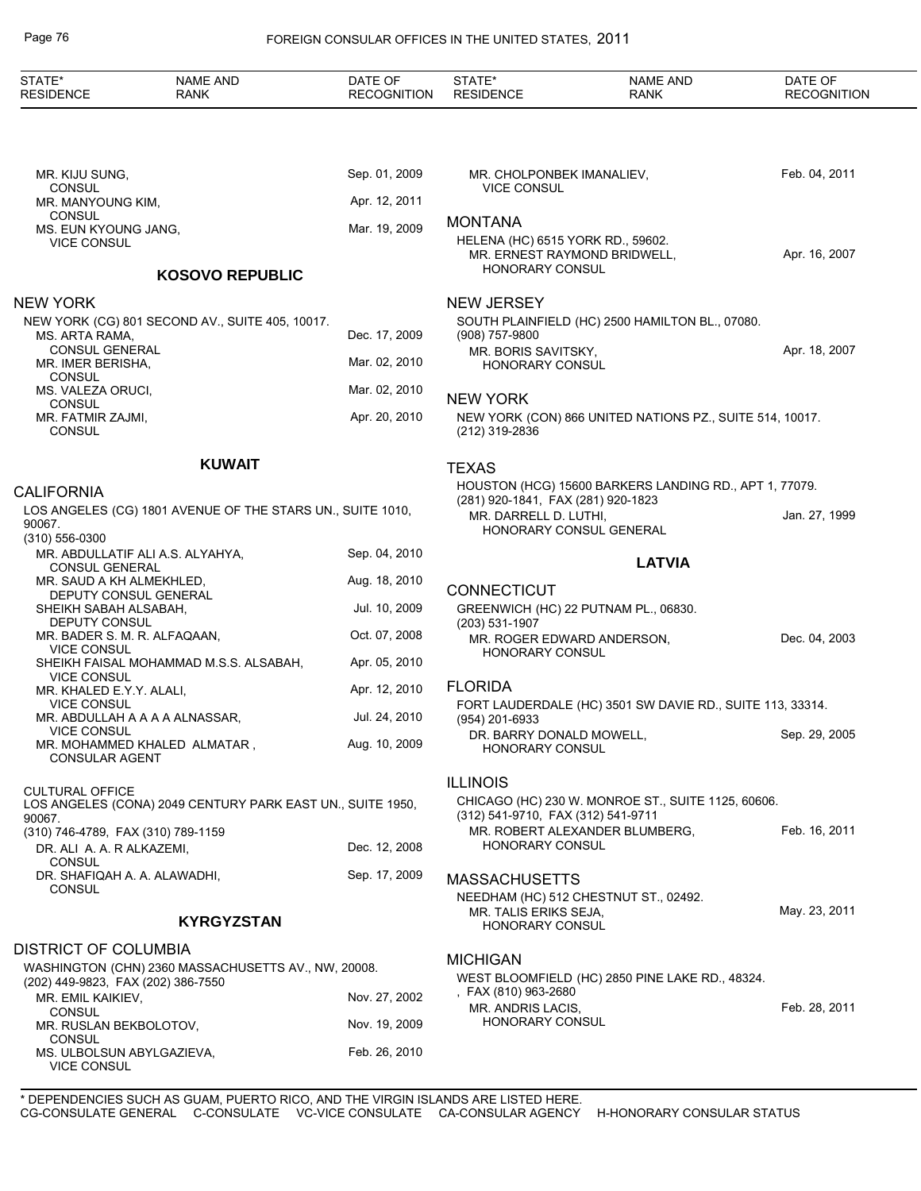MR. KIJU SUNG, CONSUL — Sep. 01, 2009
MR. MANYOUNG KIM, CONSUL — Apr. 12, 2011
MS. EUN KYOUNG JANG, VICE CONSUL — Mar. 19, 2009

## KOSOVO REPUBLIC

### NEW YORK

NEW YORK (CG) 801 SECOND AV., SUITE 405, 10017.

MS. ARTA RAMA, CONSUL GENERAL — Dec. 17, 2009
MR. IMER BERISHA, CONSUL — Mar. 02, 2010
MS. VALEZA ORUCI, CONSUL — Mar. 02, 2010
MR. FATMIR ZAJMI, CONSUL — Apr. 20, 2010

## KUWAIT

### CALIFORNIA

LOS ANGELES (CG) 1801 AVENUE OF THE STARS UN., SUITE 1010, 90067.
(310) 556-0300

MR. ABDULLATIF ALI A.S. ALYAHYA, CONSUL GENERAL — Sep. 04, 2010
MR. SAUD A KH ALMEKHLED, DEPUTY CONSUL GENERAL — Aug. 18, 2010
SHEIKH SABAH ALSABAH, DEPUTY CONSUL — Jul. 10, 2009
MR. BADER S. M. R. ALFAQAAN, VICE CONSUL — Oct. 07, 2008
SHEIKH FAISAL MOHAMMAD M.S.S. ALSABAH, VICE CONSUL — Apr. 05, 2010
MR. KHALED E.Y.Y. ALALI, VICE CONSUL — Apr. 12, 2010
MR. ABDULLAH A A A A ALNASSAR, VICE CONSUL — Jul. 24, 2010
MR. MOHAMMED KHALED ALMATAR , CONSULAR AGENT — Aug. 10, 2009

CULTURAL OFFICE
LOS ANGELES (CONA) 2049 CENTURY PARK EAST UN., SUITE 1950, 90067.
(310) 746-4789, FAX (310) 789-1159

DR. ALI A. A. R ALKAZEMI, CONSUL — Dec. 12, 2008
DR. SHAFIQAH A. A. ALAWADHI, CONSUL — Sep. 17, 2009

## KYRGYZSTAN

### DISTRICT OF COLUMBIA

WASHINGTON (CHN) 2360 MASSACHUSETTS AV., NW, 20008.
(202) 449-9823, FAX (202) 386-7550

MR. EMIL KAIKIEV, CONSUL — Nov. 27, 2002
MR. RUSLAN BEKBOLOTOV, CONSUL — Nov. 19, 2009
MS. ULBOLSUN ABYLGAZIEVA, VICE CONSUL — Feb. 26, 2010
MR. CHOLPONBEK IMANALIEV, VICE CONSUL — Feb. 04, 2011

### MONTANA

HELENA (HC) 6515 YORK RD., 59602.

MR. ERNEST RAYMOND BRIDWELL, HONORARY CONSUL — Apr. 16, 2007

### NEW JERSEY

SOUTH PLAINFIELD (HC) 2500 HAMILTON BL., 07080.
(908) 757-9800

MR. BORIS SAVITSKY, HONORARY CONSUL — Apr. 18, 2007

### NEW YORK

NEW YORK (CON) 866 UNITED NATIONS PZ., SUITE 514, 10017.
(212) 319-2836

### TEXAS

HOUSTON (HCG) 15600 BARKERS LANDING RD., APT 1, 77079.
(281) 920-1841, FAX (281) 920-1823

MR. DARRELL D. LUTHI, HONORARY CONSUL GENERAL — Jan. 27, 1999

## LATVIA

### CONNECTICUT

GREENWICH (HC) 22 PUTNAM PL., 06830.
(203) 531-1907

MR. ROGER EDWARD ANDERSON, HONORARY CONSUL — Dec. 04, 2003

### FLORIDA

FORT LAUDERDALE (HC) 3501 SW DAVIE RD., SUITE 113, 33314.
(954) 201-6933

DR. BARRY DONALD MOWELL, HONORARY CONSUL — Sep. 29, 2005

### ILLINOIS

CHICAGO (HC) 230 W. MONROE ST., SUITE 1125, 60606.
(312) 541-9710, FAX (312) 541-9711

MR. ROBERT ALEXANDER BLUMBERG, HONORARY CONSUL — Feb. 16, 2011

### MASSACHUSETTS

NEEDHAM (HC) 512 CHESTNUT ST., 02492.

MR. TALIS ERIKS SEJA, HONORARY CONSUL — May. 23, 2011

### MICHIGAN

WEST BLOOMFIELD (HC) 2850 PINE LAKE RD., 48324.
, FAX (810) 963-2680

MR. ANDRIS LACIS, HONORARY CONSUL — Feb. 28, 2011

\* DEPENDENCIES SUCH AS GUAM, PUERTO RICO, AND THE VIRGIN ISLANDS ARE LISTED HERE.
CG-CONSULATE GENERAL C-CONSULATE VC-VICE CONSULATE CA-CONSULAR AGENCY H-HONORARY CONSULAR STATUS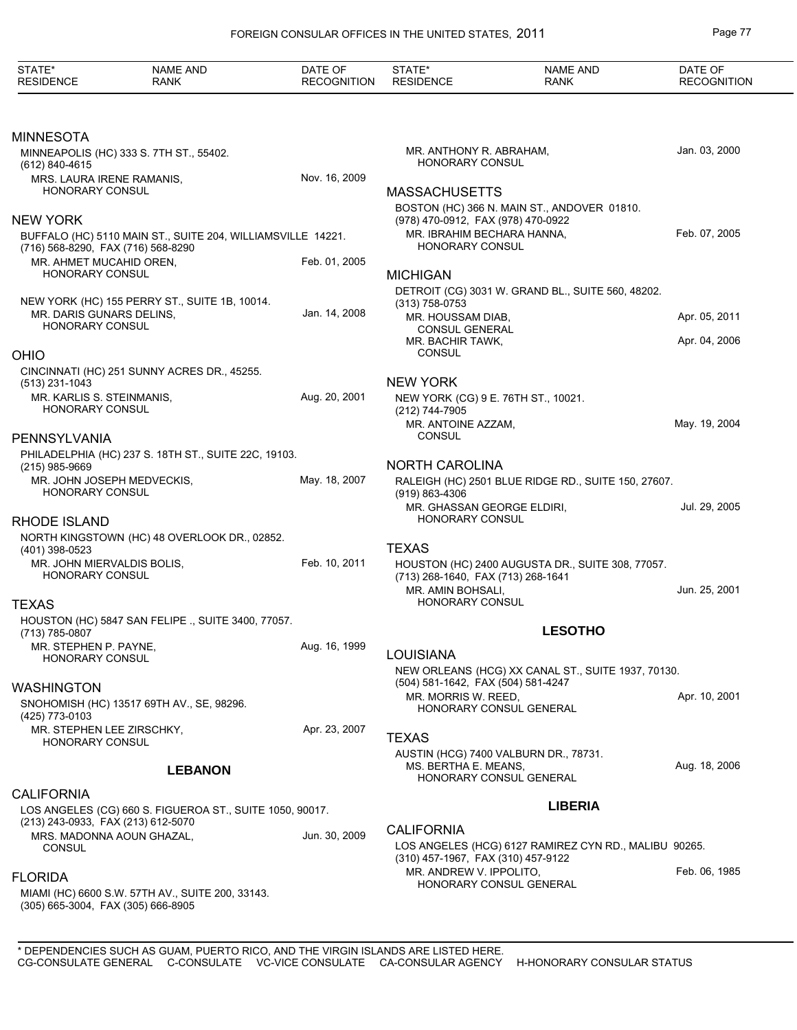| STATE* RESIDENCE | NAME AND RANK | DATE OF RECOGNITION |
|---|---|---|

## MINNESOTA

MINNEAPOLIS (HC) 333 S. 7TH ST., 55402.
(612) 840-4615

| | | |
|---|---|---|
| MRS. LAURA IRENE RAMANIS, HONORARY CONSUL | | Nov. 16, 2009 |

## NEW YORK

BUFFALO (HC) 5110 MAIN ST., SUITE 204, WILLIAMSVILLE 14221.
(716) 568-8290, FAX (716) 568-8290

| | | |
|---|---|---|
| MR. AHMET MUCAHID OREN, HONORARY CONSUL | | Feb. 01, 2005 |

NEW YORK (HC) 155 PERRY ST., SUITE 1B, 10014.

| | | |
|---|---|---|
| MR. DARIS GUNARS DELINS, HONORARY CONSUL | | Jan. 14, 2008 |

## OHIO

CINCINNATI (HC) 251 SUNNY ACRES DR., 45255.
(513) 231-1043

| | | |
|---|---|---|
| MR. KARLIS S. STEINMANIS, HONORARY CONSUL | | Aug. 20, 2001 |

## PENNSYLVANIA

PHILADELPHIA (HC) 237 S. 18TH ST., SUITE 22C, 19103.
(215) 985-9669

| | | |
|---|---|---|
| MR. JOHN JOSEPH MEDVECKIS, HONORARY CONSUL | | May. 18, 2007 |

## RHODE ISLAND

NORTH KINGSTOWN (HC) 48 OVERLOOK DR., 02852.
(401) 398-0523

| | | |
|---|---|---|
| MR. JOHN MIERVALDIS BOLIS, HONORARY CONSUL | | Feb. 10, 2011 |

## TEXAS

HOUSTON (HC) 5847 SAN FELIPE ., SUITE 3400, 77057.
(713) 785-0807

| | | |
|---|---|---|
| MR. STEPHEN P. PAYNE, HONORARY CONSUL | | Aug. 16, 1999 |

## WASHINGTON

SNOHOMISH (HC) 13517 69TH AV., SE, 98296.
(425) 773-0103

| | | |
|---|---|---|
| MR. STEPHEN LEE ZIRSCHKY, HONORARY CONSUL | | Apr. 23, 2007 |

# LEBANON

## CALIFORNIA

LOS ANGELES (CG) 660 S. FIGUEROA ST., SUITE 1050, 90017.
(213) 243-0933, FAX (213) 612-5070

| | | |
|---|---|---|
| MRS. MADONNA AOUN GHAZAL, CONSUL | | Jun. 30, 2009 |

## FLORIDA

MIAMI (HC) 6600 S.W. 57TH AV., SUITE 200, 33143.
(305) 665-3004, FAX (305) 666-8905

| | | |
|---|---|---|
| MR. ANTHONY R. ABRAHAM, HONORARY CONSUL | | Jan. 03, 2000 |

## MASSACHUSETTS

BOSTON (HC) 366 N. MAIN ST., ANDOVER 01810.
(978) 470-0912, FAX (978) 470-0922

| | | |
|---|---|---|
| MR. IBRAHIM BECHARA HANNA, HONORARY CONSUL | | Feb. 07, 2005 |

## MICHIGAN

DETROIT (CG) 3031 W. GRAND BL., SUITE 560, 48202.
(313) 758-0753

| | | |
|---|---|---|
| MR. HOUSSAM DIAB, CONSUL GENERAL | | Apr. 05, 2011 |
| MR. BACHIR TAWK, CONSUL | | Apr. 04, 2006 |

## NEW YORK

NEW YORK (CG) 9 E. 76TH ST., 10021.
(212) 744-7905

| | | |
|---|---|---|
| MR. ANTOINE AZZAM, CONSUL | | May. 19, 2004 |

## NORTH CAROLINA

RALEIGH (HC) 2501 BLUE RIDGE RD., SUITE 150, 27607.
(919) 863-4306

| | | |
|---|---|---|
| MR. GHASSAN GEORGE ELDIRI, HONORARY CONSUL | | Jul. 29, 2005 |

## TEXAS

HOUSTON (HC) 2400 AUGUSTA DR., SUITE 308, 77057.
(713) 268-1640, FAX (713) 268-1641

| | | |
|---|---|---|
| MR. AMIN BOHSALI, HONORARY CONSUL | | Jun. 25, 2001 |

# LESOTHO

## LOUISIANA

NEW ORLEANS (HCG) XX CANAL ST., SUITE 1937, 70130.
(504) 581-1642, FAX (504) 581-4247

| | | |
|---|---|---|
| MR. MORRIS W. REED, HONORARY CONSUL GENERAL | | Apr. 10, 2001 |

## TEXAS

AUSTIN (HCG) 7400 VALBURN DR., 78731.

| | | |
|---|---|---|
| MS. BERTHA E. MEANS, HONORARY CONSUL GENERAL | | Aug. 18, 2006 |

# LIBERIA

## CALIFORNIA

LOS ANGELES (HCG) 6127 RAMIREZ CYN RD., MALIBU 90265.
(310) 457-1967, FAX (310) 457-9122

| | | |
|---|---|---|
| MR. ANDREW V. IPPOLITO, HONORARY CONSUL GENERAL | | Feb. 06, 1985 |

* DEPENDENCIES SUCH AS GUAM, PUERTO RICO, AND THE VIRGIN ISLANDS ARE LISTED HERE.
CG-CONSULATE GENERAL C-CONSULATE VC-VICE CONSULATE CA-CONSULAR AGENCY H-HONORARY CONSULAR STATUS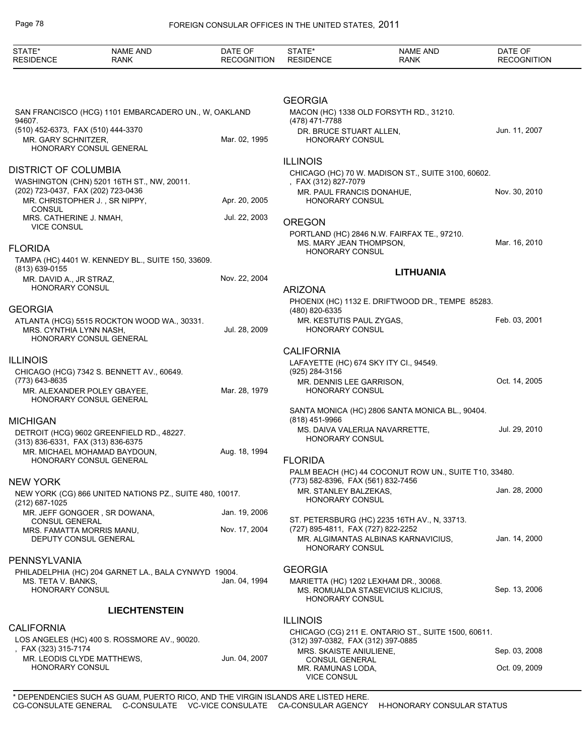SAN FRANCISCO (HCG) 1101 EMBARCADERO UN., W, OAKLAND 94607.
(510) 452-6373, FAX (510) 444-3370
MR. GARY SCHNITZER, HONORARY CONSUL GENERAL — Mar. 02, 1995

### DISTRICT OF COLUMBIA

WASHINGTON (CHN) 5201 16TH ST., NW, 20011.
(202) 723-0437, FAX (202) 723-0436
MR. CHRISTOPHER J. , SR NIPPY, CONSUL — Apr. 20, 2005
MRS. CATHERINE J. NMAH, VICE CONSUL — Jul. 22, 2003

### FLORIDA

TAMPA (HC) 4401 W. KENNEDY BL., SUITE 150, 33609.
(813) 639-0155
MR. DAVID A., JR STRAZ, HONORARY CONSUL — Nov. 22, 2004

### GEORGIA

ATLANTA (HCG) 5515 ROCKTON WOOD WA., 30331.
MRS. CYNTHIA LYNN NASH, HONORARY CONSUL GENERAL — Jul. 28, 2009

### ILLINOIS

CHICAGO (HCG) 7342 S. BENNETT AV., 60649.
(773) 643-8635
MR. ALEXANDER POLEY GBAYEE, HONORARY CONSUL GENERAL — Mar. 28, 1979

### MICHIGAN

DETROIT (HCG) 9602 GREENFIELD RD., 48227.
(313) 836-6331, FAX (313) 836-6375
MR. MICHAEL MOHAMAD BAYDOUN, HONORARY CONSUL GENERAL — Aug. 18, 1994

### NEW YORK

NEW YORK (CG) 866 UNITED NATIONS PZ., SUITE 480, 10017.
(212) 687-1025
MR. JEFF GONGOER , SR DOWANA, CONSUL GENERAL — Jan. 19, 2006
MRS. FAMATTA MORRIS MANU, DEPUTY CONSUL GENERAL — Nov. 17, 2004

### PENNSYLVANIA

PHILADELPHIA (HC) 204 GARNET LA., BALA CYNWYD 19004.
MS. TETA V. BANKS, HONORARY CONSUL — Jan. 04, 1994

## LIECHTENSTEIN

### CALIFORNIA

LOS ANGELES (HC) 400 S. ROSSMORE AV., 90020.
, FAX (323) 315-7174
MR. LEODIS CLYDE MATTHEWS, HONORARY CONSUL — Jun. 04, 2007

### GEORGIA

MACON (HC) 1338 OLD FORSYTH RD., 31210.
(478) 471-7788
DR. BRUCE STUART ALLEN, HONORARY CONSUL — Jun. 11, 2007

### ILLINOIS

CHICAGO (HC) 70 W. MADISON ST., SUITE 3100, 60602.
, FAX (312) 827-7079
MR. PAUL FRANCIS DONAHUE, HONORARY CONSUL — Nov. 30, 2010

### OREGON

PORTLAND (HC) 2846 N.W. FAIRFAX TE., 97210.
MS. MARY JEAN THOMPSON, HONORARY CONSUL — Mar. 16, 2010

## LITHUANIA

### ARIZONA

PHOENIX (HC) 1132 E. DRIFTWOOD DR., TEMPE 85283.
(480) 820-6335
MR. KESTUTIS PAUL ZYGAS, HONORARY CONSUL — Feb. 03, 2001

### CALIFORNIA

LAFAYETTE (HC) 674 SKY ITY CI., 94549.
(925) 284-3156
MR. DENNIS LEE GARRISON, HONORARY CONSUL — Oct. 14, 2005

SANTA MONICA (HC) 2806 SANTA MONICA BL., 90404.
(818) 451-9966
MS. DAIVA VALERIJA NAVARRETTE, HONORARY CONSUL — Jul. 29, 2010

### FLORIDA

PALM BEACH (HC) 44 COCONUT ROW UN., SUITE T10, 33480.
(773) 582-8396, FAX (561) 832-7456
MR. STANLEY BALZEKAS, HONORARY CONSUL — Jan. 28, 2000

ST. PETERSBURG (HC) 2235 16TH AV., N, 33713.
(727) 895-4811, FAX (727) 822-2252
MR. ALGIMANTAS ALBINAS KARNAVICIUS, HONORARY CONSUL — Jan. 14, 2000

### GEORGIA

MARIETTA (HC) 1202 LEXHAM DR., 30068.
MS. ROMUALDA STASEVICIUS KLICIUS, HONORARY CONSUL — Sep. 13, 2006

### ILLINOIS

CHICAGO (CG) 211 E. ONTARIO ST., SUITE 1500, 60611.
(312) 397-0382, FAX (312) 397-0885
MRS. SKAISTE ANIULIENE, CONSUL GENERAL — Sep. 03, 2008
MR. RAMUNAS LODA, VICE CONSUL — Oct. 09, 2009

\* DEPENDENCIES SUCH AS GUAM, PUERTO RICO, AND THE VIRGIN ISLANDS ARE LISTED HERE.
CG-CONSULATE GENERAL C-CONSULATE VC-VICE CONSULATE CA-CONSULAR AGENCY H-HONORARY CONSULAR STATUS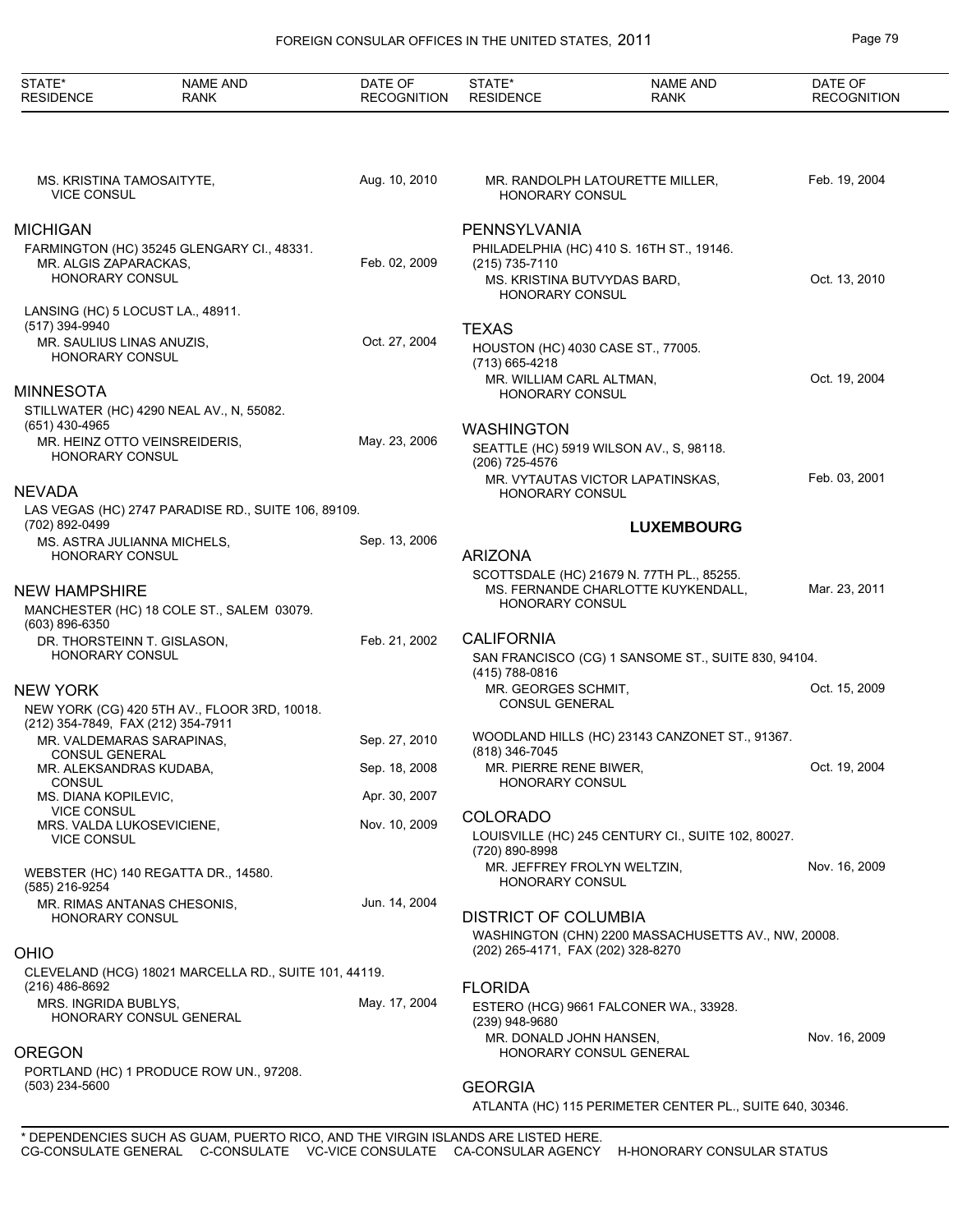MS. KRISTINA TAMOSAITYTE, VICE CONSUL — Aug. 10, 2010

## MICHIGAN

FARMINGTON (HC) 35245 GLENGARY CI., 48331.

MR. ALGIS ZAPARACKAS, HONORARY CONSUL — Feb. 02, 2009

LANSING (HC) 5 LOCUST LA., 48911.
(517) 394-9940

MR. SAULIUS LINAS ANUZIS, HONORARY CONSUL — Oct. 27, 2004

## MINNESOTA

STILLWATER (HC) 4290 NEAL AV., N, 55082.
(651) 430-4965

MR. HEINZ OTTO VEINSREIDERIS, HONORARY CONSUL — May. 23, 2006

## NEVADA

LAS VEGAS (HC) 2747 PARADISE RD., SUITE 106, 89109.
(702) 892-0499

MS. ASTRA JULIANNA MICHELS, HONORARY CONSUL — Sep. 13, 2006

## NEW HAMPSHIRE

MANCHESTER (HC) 18 COLE ST., SALEM 03079.
(603) 896-6350

DR. THORSTEINN T. GISLASON, HONORARY CONSUL — Feb. 21, 2002

## NEW YORK

NEW YORK (CG) 420 5TH AV., FLOOR 3RD, 10018.
(212) 354-7849, FAX (212) 354-7911

MR. VALDEMARAS SARAPINAS, CONSUL GENERAL — Sep. 27, 2010
MR. ALEKSANDRAS KUDABA, CONSUL — Sep. 18, 2008
MS. DIANA KOPILEVIC, VICE CONSUL — Apr. 30, 2007
MRS. VALDA LUKOSEVICIENE, VICE CONSUL — Nov. 10, 2009

WEBSTER (HC) 140 REGATTA DR., 14580.
(585) 216-9254

MR. RIMAS ANTANAS CHESONIS, HONORARY CONSUL — Jun. 14, 2004

## OHIO

CLEVELAND (HCG) 18021 MARCELLA RD., SUITE 101, 44119.
(216) 486-8692

MRS. INGRIDA BUBLYS, HONORARY CONSUL GENERAL — May. 17, 2004

## OREGON

PORTLAND (HC) 1 PRODUCE ROW UN., 97208.
(503) 234-5600

MR. RANDOLPH LATOURETTE MILLER, HONORARY CONSUL — Feb. 19, 2004

## PENNSYLVANIA

PHILADELPHIA (HC) 410 S. 16TH ST., 19146.
(215) 735-7110

MS. KRISTINA BUTVYDAS BARD, HONORARY CONSUL — Oct. 13, 2010

## TEXAS

HOUSTON (HC) 4030 CASE ST., 77005.
(713) 665-4218

MR. WILLIAM CARL ALTMAN, HONORARY CONSUL — Oct. 19, 2004

## WASHINGTON

SEATTLE (HC) 5919 WILSON AV., S, 98118.
(206) 725-4576

MR. VYTAUTAS VICTOR LAPATINSKAS, HONORARY CONSUL — Feb. 03, 2001

# LUXEMBOURG

## ARIZONA

SCOTTSDALE (HC) 21679 N. 77TH PL., 85255.

MS. FERNANDE CHARLOTTE KUYKENDALL, HONORARY CONSUL — Mar. 23, 2011

## CALIFORNIA

SAN FRANCISCO (CG) 1 SANSOME ST., SUITE 830, 94104.
(415) 788-0816

MR. GEORGES SCHMIT, CONSUL GENERAL — Oct. 15, 2009

WOODLAND HILLS (HC) 23143 CANZONET ST., 91367.
(818) 346-7045

MR. PIERRE RENE BIWER, HONORARY CONSUL — Oct. 19, 2004

## COLORADO

LOUISVILLE (HC) 245 CENTURY CI., SUITE 102, 80027.
(720) 890-8998

MR. JEFFREY FROLYN WELTZIN, HONORARY CONSUL — Nov. 16, 2009

## DISTRICT OF COLUMBIA

WASHINGTON (CHN) 2200 MASSACHUSETTS AV., NW, 20008.
(202) 265-4171, FAX (202) 328-8270

## FLORIDA

ESTERO (HCG) 9661 FALCONER WA., 33928.
(239) 948-9680

MR. DONALD JOHN HANSEN, HONORARY CONSUL GENERAL — Nov. 16, 2009

## GEORGIA

ATLANTA (HC) 115 PERIMETER CENTER PL., SUITE 640, 30346.

\* DEPENDENCIES SUCH AS GUAM, PUERTO RICO, AND THE VIRGIN ISLANDS ARE LISTED HERE.
CG-CONSULATE GENERAL C-CONSULATE VC-VICE CONSULATE CA-CONSULAR AGENCY H-HONORARY CONSULAR STATUS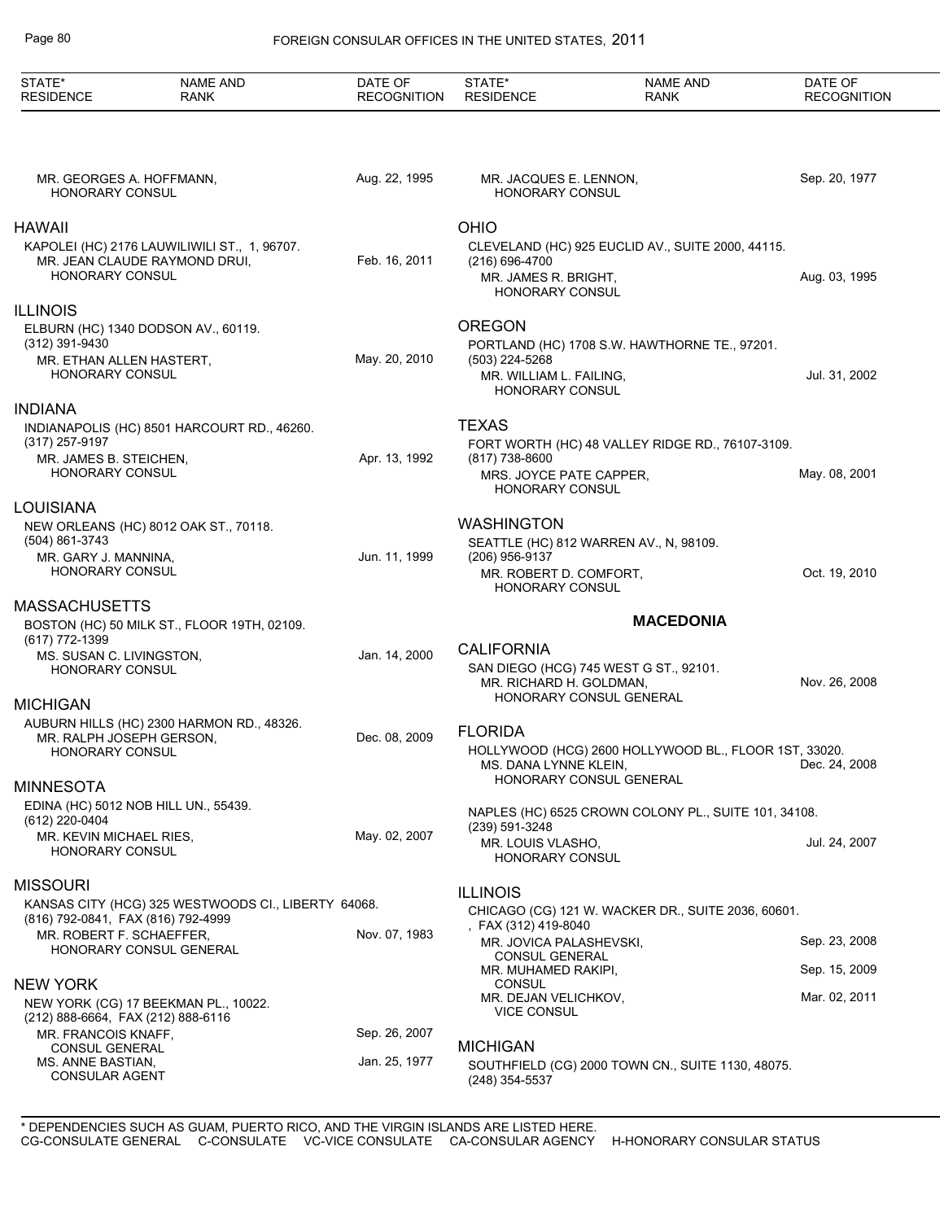MR. GEORGES A. HOFFMANN, HONORARY CONSUL — Aug. 22, 1995

## HAWAII

KAPOLEI (HC) 2176 LAUWILIWILI ST., 1, 96707.

MR. JEAN CLAUDE RAYMOND DRUI, HONORARY CONSUL — Feb. 16, 2011

## ILLINOIS

ELBURN (HC) 1340 DODSON AV., 60119.
(312) 391-9430

MR. ETHAN ALLEN HASTERT, HONORARY CONSUL — May. 20, 2010

## INDIANA

INDIANAPOLIS (HC) 8501 HARCOURT RD., 46260.
(317) 257-9197

MR. JAMES B. STEICHEN, HONORARY CONSUL — Apr. 13, 1992

## LOUISIANA

NEW ORLEANS (HC) 8012 OAK ST., 70118.
(504) 861-3743

MR. GARY J. MANNINA, HONORARY CONSUL — Jun. 11, 1999

## MASSACHUSETTS

BOSTON (HC) 50 MILK ST., FLOOR 19TH, 02109.
(617) 772-1399

MS. SUSAN C. LIVINGSTON, HONORARY CONSUL — Jan. 14, 2000

## MICHIGAN

AUBURN HILLS (HC) 2300 HARMON RD., 48326.

MR. RALPH JOSEPH GERSON, HONORARY CONSUL — Dec. 08, 2009

## MINNESOTA

EDINA (HC) 5012 NOB HILL UN., 55439.
(612) 220-0404

MR. KEVIN MICHAEL RIES, HONORARY CONSUL — May. 02, 2007

## MISSOURI

KANSAS CITY (HCG) 325 WESTWOODS CI., LIBERTY 64068.
(816) 792-0841, FAX (816) 792-4999

MR. ROBERT F. SCHAEFFER, HONORARY CONSUL GENERAL — Nov. 07, 1983

## NEW YORK

NEW YORK (CG) 17 BEEKMAN PL., 10022.
(212) 888-6664, FAX (212) 888-6116

MR. FRANCOIS KNAFF, CONSUL GENERAL — Sep. 26, 2007

MS. ANNE BASTIAN, CONSULAR AGENT — Jan. 25, 1977

MR. JACQUES E. LENNON, HONORARY CONSUL — Sep. 20, 1977

## OHIO

CLEVELAND (HC) 925 EUCLID AV., SUITE 2000, 44115.
(216) 696-4700

MR. JAMES R. BRIGHT, HONORARY CONSUL — Aug. 03, 1995

## OREGON

PORTLAND (HC) 1708 S.W. HAWTHORNE TE., 97201.
(503) 224-5268

MR. WILLIAM L. FAILING, HONORARY CONSUL — Jul. 31, 2002

## TEXAS

FORT WORTH (HC) 48 VALLEY RIDGE RD., 76107-3109.
(817) 738-8600

MRS. JOYCE PATE CAPPER, HONORARY CONSUL — May. 08, 2001

## WASHINGTON

SEATTLE (HC) 812 WARREN AV., N, 98109.
(206) 956-9137

MR. ROBERT D. COMFORT, HONORARY CONSUL — Oct. 19, 2010

# MACEDONIA

## CALIFORNIA

SAN DIEGO (HCG) 745 WEST G ST., 92101.

MR. RICHARD H. GOLDMAN, HONORARY CONSUL GENERAL — Nov. 26, 2008

## FLORIDA

HOLLYWOOD (HCG) 2600 HOLLYWOOD BL., FLOOR 1ST, 33020.

MS. DANA LYNNE KLEIN, HONORARY CONSUL GENERAL — Dec. 24, 2008

NAPLES (HC) 6525 CROWN COLONY PL., SUITE 101, 34108.
(239) 591-3248

MR. LOUIS VLASHO, HONORARY CONSUL — Jul. 24, 2007

## ILLINOIS

CHICAGO (CG) 121 W. WACKER DR., SUITE 2036, 60601.
, FAX (312) 419-8040

MR. JOVICA PALASHEVSKI, CONSUL GENERAL — Sep. 23, 2008

MR. MUHAMED RAKIPI, CONSUL — Sep. 15, 2009

MR. DEJAN VELICHKOV, VICE CONSUL — Mar. 02, 2011

## MICHIGAN

SOUTHFIELD (CG) 2000 TOWN CN., SUITE 1130, 48075.
(248) 354-5537

\* DEPENDENCIES SUCH AS GUAM, PUERTO RICO, AND THE VIRGIN ISLANDS ARE LISTED HERE.
CG-CONSULATE GENERAL C-CONSULATE VC-VICE CONSULATE CA-CONSULAR AGENCY H-HONORARY CONSULAR STATUS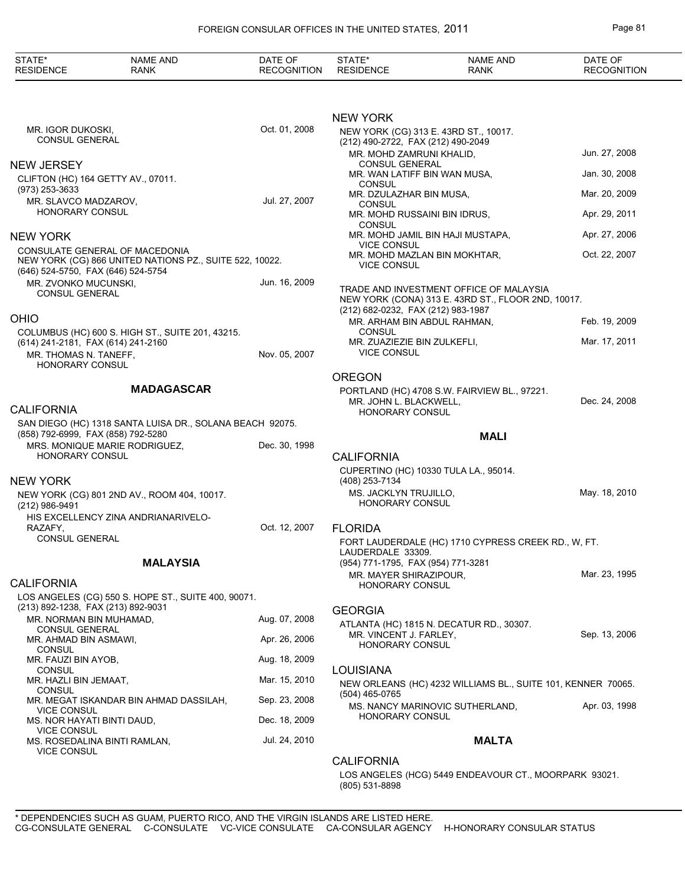MR. IGOR DUKOSKI, CONSUL GENERAL — Oct. 01, 2008

## NEW JERSEY

CLIFTON (HC) 164 GETTY AV., 07011.
(973) 253-3633

MR. SLAVCO MADZAROV, HONORARY CONSUL — Jul. 27, 2007

## NEW YORK

CONSULATE GENERAL OF MACEDONIA
NEW YORK (CG) 866 UNITED NATIONS PZ., SUITE 522, 10022.
(646) 524-5750, FAX (646) 524-5754

MR. ZVONKO MUCUNSKI, CONSUL GENERAL — Jun. 16, 2009

## OHIO

COLUMBUS (HC) 600 S. HIGH ST., SUITE 201, 43215.
(614) 241-2181, FAX (614) 241-2160

MR. THOMAS N. TANEFF, HONORARY CONSUL — Nov. 05, 2007

# MADAGASCAR

## CALIFORNIA

SAN DIEGO (HC) 1318 SANTA LUISA DR., SOLANA BEACH 92075.
(858) 792-6999, FAX (858) 792-5280

MRS. MONIQUE MARIE RODRIGUEZ, HONORARY CONSUL — Dec. 30, 1998

## NEW YORK

NEW YORK (CG) 801 2ND AV., ROOM 404, 10017.
(212) 986-9491

HIS EXCELLENCY ZINA ANDRIANARIVELO-RAZAFY, CONSUL GENERAL — Oct. 12, 2007

# MALAYSIA

## CALIFORNIA

LOS ANGELES (CG) 550 S. HOPE ST., SUITE 400, 90071.
(213) 892-1238, FAX (213) 892-9031

| NAME AND RANK | DATE OF RECOGNITION |
|---|---|
| MR. NORMAN BIN MUHAMAD, CONSUL GENERAL | Aug. 07, 2008 |
| MR. AHMAD BIN ASMAWI, CONSUL | Apr. 26, 2006 |
| MR. FAUZI BIN AYOB, CONSUL | Aug. 18, 2009 |
| MR. HAZLI BIN JEMAAT, CONSUL | Mar. 15, 2010 |
| MR. MEGAT ISKANDAR BIN AHMAD DASSILAH, VICE CONSUL | Sep. 23, 2008 |
| MS. NOR HAYATI BINTI DAUD, VICE CONSUL | Dec. 18, 2009 |
| MS. ROSEDALINA BINTI RAMLAN, VICE CONSUL | Jul. 24, 2010 |

## NEW YORK

NEW YORK (CG) 313 E. 43RD ST., 10017.
(212) 490-2722, FAX (212) 490-2049

| NAME AND RANK | DATE OF RECOGNITION |
|---|---|
| MR. MOHD ZAMRUNI KHALID, CONSUL GENERAL | Jun. 27, 2008 |
| MR. WAN LATIFF BIN WAN MUSA, CONSUL | Jan. 30, 2008 |
| MR. DZULAZHAR BIN MUSA, CONSUL | Mar. 20, 2009 |
| MR. MOHD RUSSAINI BIN IDRUS, CONSUL | Apr. 29, 2011 |
| MR. MOHD JAMIL BIN HAJI MUSTAPA, VICE CONSUL | Apr. 27, 2006 |
| MR. MOHD MAZLAN BIN MOKHTAR, VICE CONSUL | Oct. 22, 2007 |

TRADE AND INVESTMENT OFFICE OF MALAYSIA
NEW YORK (CONA) 313 E. 43RD ST., FLOOR 2ND, 10017.
(212) 682-0232, FAX (212) 983-1987

| NAME AND RANK | DATE OF RECOGNITION |
|---|---|
| MR. ARHAM BIN ABDUL RAHMAN, CONSUL | Feb. 19, 2009 |
| MR. ZUAZIEZIE BIN ZULKEFLI, VICE CONSUL | Mar. 17, 2011 |

## OREGON

PORTLAND (HC) 4708 S.W. FAIRVIEW BL., 97221.

MR. JOHN L. BLACKWELL, HONORARY CONSUL — Dec. 24, 2008

# MALI

## CALIFORNIA

CUPERTINO (HC) 10330 TULA LA., 95014.
(408) 253-7134

MS. JACKLYN TRUJILLO, HONORARY CONSUL — May. 18, 2010

## FLORIDA

FORT LAUDERDALE (HC) 1710 CYPRESS CREEK RD., W, FT. LAUDERDALE 33309.
(954) 771-1795, FAX (954) 771-3281

MR. MAYER SHIRAZIPOUR, HONORARY CONSUL — Mar. 23, 1995

## GEORGIA

ATLANTA (HC) 1815 N. DECATUR RD., 30307.

MR. VINCENT J. FARLEY, HONORARY CONSUL — Sep. 13, 2006

## LOUISIANA

NEW ORLEANS (HC) 4232 WILLIAMS BL., SUITE 101, KENNER 70065.
(504) 465-0765

MS. NANCY MARINOVIC SUTHERLAND, HONORARY CONSUL — Apr. 03, 1998

# MALTA

## CALIFORNIA

LOS ANGELES (HCG) 5449 ENDEAVOUR CT., MOORPARK 93021.
(805) 531-8898

* DEPENDENCIES SUCH AS GUAM, PUERTO RICO, AND THE VIRGIN ISLANDS ARE LISTED HERE.
CG-CONSULATE GENERAL C-CONSULATE VC-VICE CONSULATE CA-CONSULAR AGENCY H-HONORARY CONSULAR STATUS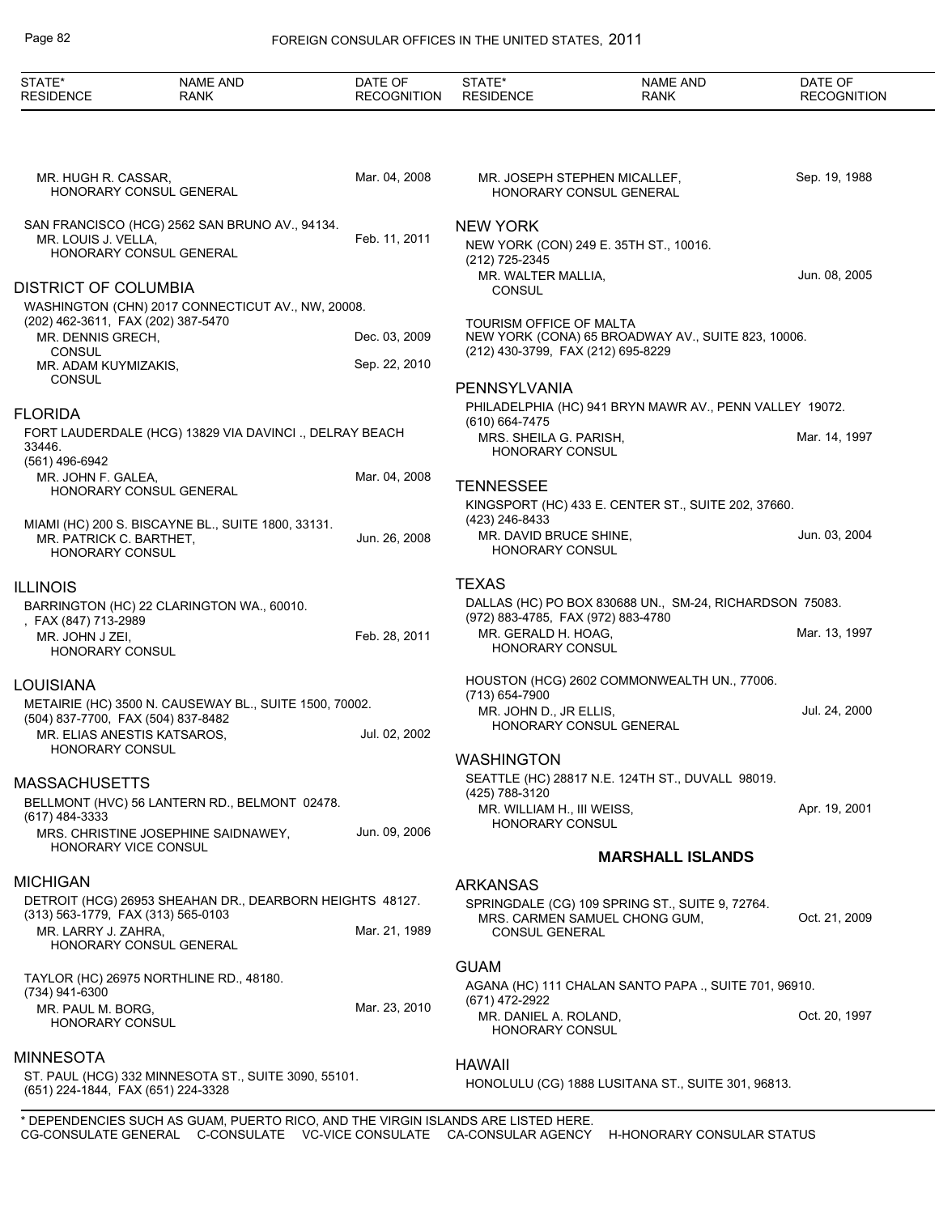| STATE* RESIDENCE | NAME AND RANK | DATE OF RECOGNITION |
|---|---|---|

MR. HUGH R. CASSAR, HONORARY CONSUL GENERAL — Mar. 04, 2008

SAN FRANCISCO (HCG) 2562 SAN BRUNO AV., 94134.
MR. LOUIS J. VELLA, HONORARY CONSUL GENERAL — Feb. 11, 2011

## DISTRICT OF COLUMBIA

WASHINGTON (CHN) 2017 CONNECTICUT AV., NW, 20008.
(202) 462-3611, FAX (202) 387-5470
MR. DENNIS GRECH, CONSUL — Dec. 03, 2009
MR. ADAM KUYMIZAKIS, CONSUL — Sep. 22, 2010

## FLORIDA

FORT LAUDERDALE (HCG) 13829 VIA DAVINCI ., DELRAY BEACH 33446.
(561) 496-6942
MR. JOHN F. GALEA, HONORARY CONSUL GENERAL — Mar. 04, 2008

MIAMI (HC) 200 S. BISCAYNE BL., SUITE 1800, 33131.
MR. PATRICK C. BARTHET, HONORARY CONSUL — Jun. 26, 2008

## ILLINOIS

BARRINGTON (HC) 22 CLARINGTON WA., 60010.
, FAX (847) 713-2989
MR. JOHN J ZEI, HONORARY CONSUL — Feb. 28, 2011

## LOUISIANA

METAIRIE (HC) 3500 N. CAUSEWAY BL., SUITE 1500, 70002.
(504) 837-7700, FAX (504) 837-8482
MR. ELIAS ANESTIS KATSAROS, HONORARY CONSUL — Jul. 02, 2002

## MASSACHUSETTS

BELLMONT (HVC) 56 LANTERN RD., BELMONT 02478.
(617) 484-3333
MRS. CHRISTINE JOSEPHINE SAIDNAWEY, HONORARY VICE CONSUL — Jun. 09, 2006

## MICHIGAN

DETROIT (HCG) 26953 SHEAHAN DR., DEARBORN HEIGHTS 48127.
(313) 563-1779, FAX (313) 565-0103
MR. LARRY J. ZAHRA, HONORARY CONSUL GENERAL — Mar. 21, 1989

TAYLOR (HC) 26975 NORTHLINE RD., 48180.
(734) 941-6300
MR. PAUL M. BORG, HONORARY CONSUL — Mar. 23, 2010

## MINNESOTA

ST. PAUL (HCG) 332 MINNESOTA ST., SUITE 3090, 55101.
(651) 224-1844, FAX (651) 224-3328
MR. JOSEPH STEPHEN MICALLEF, HONORARY CONSUL GENERAL — Sep. 19, 1988

## NEW YORK

NEW YORK (CON) 249 E. 35TH ST., 10016.
(212) 725-2345
MR. WALTER MALLIA, CONSUL — Jun. 08, 2005

TOURISM OFFICE OF MALTA
NEW YORK (CONA) 65 BROADWAY AV., SUITE 823, 10006.
(212) 430-3799, FAX (212) 695-8229

## PENNSYLVANIA

PHILADELPHIA (HC) 941 BRYN MAWR AV., PENN VALLEY 19072.
(610) 664-7475
MRS. SHEILA G. PARISH, HONORARY CONSUL — Mar. 14, 1997

## TENNESSEE

KINGSPORT (HC) 433 E. CENTER ST., SUITE 202, 37660.
(423) 246-8433
MR. DAVID BRUCE SHINE, HONORARY CONSUL — Jun. 03, 2004

## TEXAS

DALLAS (HC) PO BOX 830688 UN., SM-24, RICHARDSON 75083.
(972) 883-4785, FAX (972) 883-4780
MR. GERALD H. HOAG, HONORARY CONSUL — Mar. 13, 1997

HOUSTON (HCG) 2602 COMMONWEALTH UN., 77006.
(713) 654-7900
MR. JOHN D., JR ELLIS, HONORARY CONSUL GENERAL — Jul. 24, 2000

## WASHINGTON

SEATTLE (HC) 28817 N.E. 124TH ST., DUVALL 98019.
(425) 788-3120
MR. WILLIAM H., III WEISS, HONORARY CONSUL — Apr. 19, 2001

# MARSHALL ISLANDS

## ARKANSAS

SPRINGDALE (CG) 109 SPRING ST., SUITE 9, 72764.
MRS. CARMEN SAMUEL CHONG GUM, CONSUL GENERAL — Oct. 21, 2009

## GUAM

AGANA (HC) 111 CHALAN SANTO PAPA ., SUITE 701, 96910.
(671) 472-2922
MR. DANIEL A. ROLAND, HONORARY CONSUL — Oct. 20, 1997

## HAWAII

HONOLULU (CG) 1888 LUSITANA ST., SUITE 301, 96813.

\* DEPENDENCIES SUCH AS GUAM, PUERTO RICO, AND THE VIRGIN ISLANDS ARE LISTED HERE.
CG-CONSULATE GENERAL C-CONSULATE VC-VICE CONSULATE CA-CONSULAR AGENCY H-HONORARY CONSULAR STATUS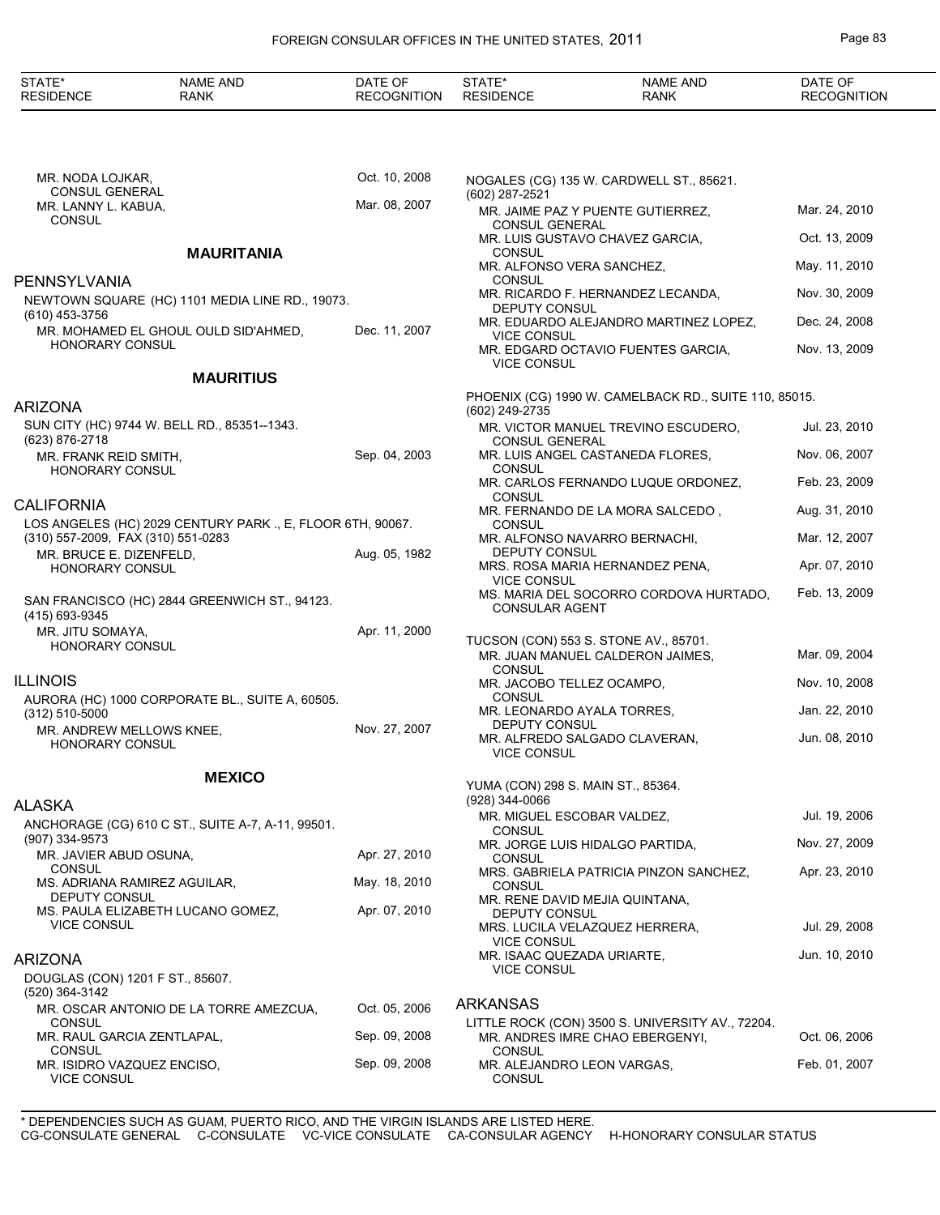MR. NODA LOJKAR, CONSUL GENERAL — Oct. 10, 2008

MR. LANNY L. KABUA, CONSUL — Mar. 08, 2007

## MAURITANIA

### PENNSYLVANIA

NEWTOWN SQUARE (HC) 1101 MEDIA LINE RD., 19073.
(610) 453-3756

MR. MOHAMED EL GHOUL OULD SID'AHMED, HONORARY CONSUL — Dec. 11, 2007

## MAURITIUS

### ARIZONA

SUN CITY (HC) 9744 W. BELL RD., 85351--1343.
(623) 876-2718

MR. FRANK REID SMITH, HONORARY CONSUL — Sep. 04, 2003

### CALIFORNIA

LOS ANGELES (HC) 2029 CENTURY PARK ., E, FLOOR 6TH, 90067.
(310) 557-2009, FAX (310) 551-0283

MR. BRUCE E. DIZENFELD, HONORARY CONSUL — Aug. 05, 1982

SAN FRANCISCO (HC) 2844 GREENWICH ST., 94123.
(415) 693-9345

MR. JITU SOMAYA, HONORARY CONSUL — Apr. 11, 2000

### ILLINOIS

AURORA (HC) 1000 CORPORATE BL., SUITE A, 60505.
(312) 510-5000

MR. ANDREW MELLOWS KNEE, HONORARY CONSUL — Nov. 27, 2007

## MEXICO

### ALASKA

ANCHORAGE (CG) 610 C ST., SUITE A-7, A-11, 99501.
(907) 334-9573

MR. JAVIER ABUD OSUNA, CONSUL — Apr. 27, 2010

MS. ADRIANA RAMIREZ AGUILAR, DEPUTY CONSUL — May. 18, 2010

MS. PAULA ELIZABETH LUCANO GOMEZ, VICE CONSUL — Apr. 07, 2010

### ARIZONA

DOUGLAS (CON) 1201 F ST., 85607.
(520) 364-3142

MR. OSCAR ANTONIO DE LA TORRE AMEZCUA, CONSUL — Oct. 05, 2006

MR. RAUL GARCIA ZENTLAPAL, CONSUL — Sep. 09, 2008

MR. ISIDRO VAZQUEZ ENCISO, VICE CONSUL — Sep. 09, 2008

NOGALES (CG) 135 W. CARDWELL ST., 85621.
(602) 287-2521

MR. JAIME PAZ Y PUENTE GUTIERREZ, CONSUL GENERAL — Mar. 24, 2010

MR. LUIS GUSTAVO CHAVEZ GARCIA, CONSUL — Oct. 13, 2009

MR. ALFONSO VERA SANCHEZ, CONSUL — May. 11, 2010

MR. RICARDO F. HERNANDEZ LECANDA, DEPUTY CONSUL — Nov. 30, 2009

MR. EDUARDO ALEJANDRO MARTINEZ LOPEZ, VICE CONSUL — Dec. 24, 2008

MR. EDGARD OCTAVIO FUENTES GARCIA, VICE CONSUL — Nov. 13, 2009

PHOENIX (CG) 1990 W. CAMELBACK RD., SUITE 110, 85015.
(602) 249-2735

MR. VICTOR MANUEL TREVINO ESCUDERO, CONSUL GENERAL — Jul. 23, 2010

MR. LUIS ANGEL CASTANEDA FLORES, CONSUL — Nov. 06, 2007

MR. CARLOS FERNANDO LUQUE ORDONEZ, CONSUL — Feb. 23, 2009

MR. FERNANDO DE LA MORA SALCEDO , CONSUL — Aug. 31, 2010

MR. ALFONSO NAVARRO BERNACHI, DEPUTY CONSUL — Mar. 12, 2007

MRS. ROSA MARIA HERNANDEZ PENA, VICE CONSUL — Apr. 07, 2010

MS. MARIA DEL SOCORRO CORDOVA HURTADO, CONSULAR AGENT — Feb. 13, 2009

TUCSON (CON) 553 S. STONE AV., 85701.

MR. JUAN MANUEL CALDERON JAIMES, CONSUL — Mar. 09, 2004

MR. JACOBO TELLEZ OCAMPO, CONSUL — Nov. 10, 2008

MR. LEONARDO AYALA TORRES, DEPUTY CONSUL — Jan. 22, 2010

MR. ALFREDO SALGADO CLAVERAN, VICE CONSUL — Jun. 08, 2010

YUMA (CON) 298 S. MAIN ST., 85364.
(928) 344-0066

MR. MIGUEL ESCOBAR VALDEZ, CONSUL — Jul. 19, 2006

MR. JORGE LUIS HIDALGO PARTIDA, CONSUL — Nov. 27, 2009

MRS. GABRIELA PATRICIA PINZON SANCHEZ, CONSUL — Apr. 23, 2010

MR. RENE DAVID MEJIA QUINTANA, DEPUTY CONSUL

MRS. LUCILA VELAZQUEZ HERRERA, VICE CONSUL — Jul. 29, 2008

MR. ISAAC QUEZADA URIARTE, VICE CONSUL — Jun. 10, 2010

### ARKANSAS

LITTLE ROCK (CON) 3500 S. UNIVERSITY AV., 72204.

MR. ANDRES IMRE CHAO EBERGENYI, CONSUL — Oct. 06, 2006

MR. ALEJANDRO LEON VARGAS, CONSUL — Feb. 01, 2007

\* DEPENDENCIES SUCH AS GUAM, PUERTO RICO, AND THE VIRGIN ISLANDS ARE LISTED HERE.
CG-CONSULATE GENERAL C-CONSULATE VC-VICE CONSULATE CA-CONSULAR AGENCY H-HONORARY CONSULAR STATUS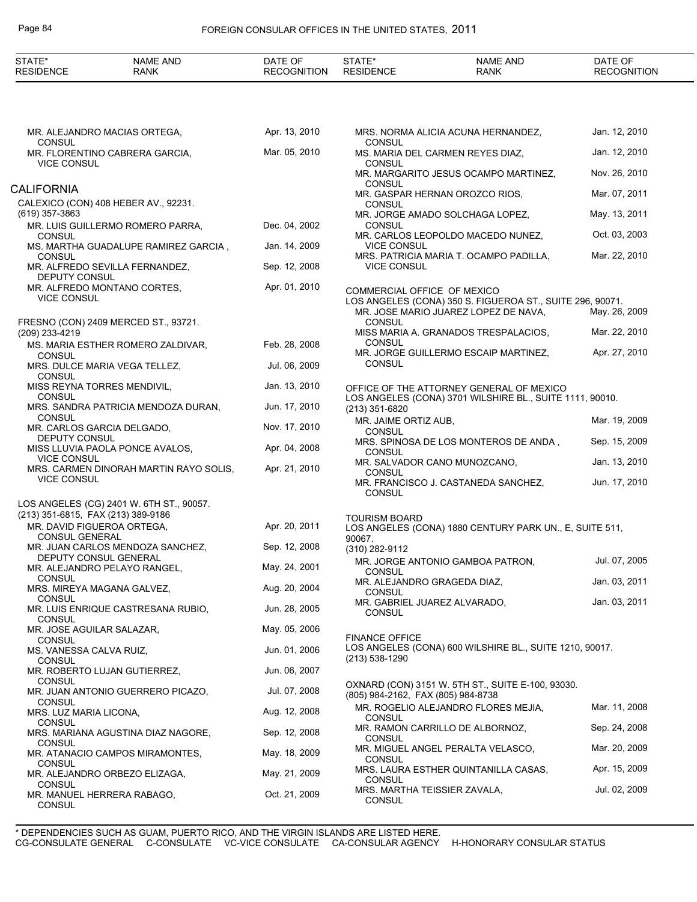MR. ALEJANDRO MACIAS ORTEGA, CONSUL — Apr. 13, 2010
MR. FLORENTINO CABRERA GARCIA, VICE CONSUL — Mar. 05, 2010

## CALIFORNIA

CALEXICO (CON) 408 HEBER AV., 92231.
(619) 357-3863

| NAME AND RANK | DATE OF RECOGNITION |
|---|---|
| MR. LUIS GUILLERMO ROMERO PARRA, CONSUL | Dec. 04, 2002 |
| MS. MARTHA GUADALUPE RAMIREZ GARCIA , CONSUL | Jan. 14, 2009 |
| MR. ALFREDO SEVILLA FERNANDEZ, DEPUTY CONSUL | Sep. 12, 2008 |
| MR. ALFREDO MONTANO CORTES, VICE CONSUL | Apr. 01, 2010 |

FRESNO (CON) 2409 MERCED ST., 93721.
(209) 233-4219

| NAME AND RANK | DATE OF RECOGNITION |
|---|---|
| MS. MARIA ESTHER ROMERO ZALDIVAR, CONSUL | Feb. 28, 2008 |
| MRS. DULCE MARIA VEGA TELLEZ, CONSUL | Jul. 06, 2009 |
| MISS REYNA TORRES MENDIVIL, CONSUL | Jan. 13, 2010 |
| MRS. SANDRA PATRICIA MENDOZA DURAN, CONSUL | Jun. 17, 2010 |
| MR. CARLOS GARCIA DELGADO, DEPUTY CONSUL | Nov. 17, 2010 |
| MISS LLUVIA PAOLA PONCE AVALOS, VICE CONSUL | Apr. 04, 2008 |
| MRS. CARMEN DINORAH MARTIN RAYO SOLIS, VICE CONSUL | Apr. 21, 2010 |

LOS ANGELES (CG) 2401 W. 6TH ST., 90057.
(213) 351-6815, FAX (213) 389-9186

| NAME AND RANK | DATE OF RECOGNITION |
|---|---|
| MR. DAVID FIGUEROA ORTEGA, CONSUL GENERAL | Apr. 20, 2011 |
| MR. JUAN CARLOS MENDOZA SANCHEZ, DEPUTY CONSUL GENERAL | Sep. 12, 2008 |
| MR. ALEJANDRO PELAYO RANGEL, CONSUL | May. 24, 2001 |
| MRS. MIREYA MAGANA GALVEZ, CONSUL | Aug. 20, 2004 |
| MR. LUIS ENRIQUE CASTRESANA RUBIO, CONSUL | Jun. 28, 2005 |
| MR. JOSE AGUILAR SALAZAR, CONSUL | May. 05, 2006 |
| MS. VANESSA CALVA RUIZ, CONSUL | Jun. 01, 2006 |
| MR. ROBERTO LUJAN GUTIERREZ, CONSUL | Jun. 06, 2007 |
| MR. JUAN ANTONIO GUERRERO PICAZO, CONSUL | Jul. 07, 2008 |
| MRS. LUZ MARIA LICONA, CONSUL | Aug. 12, 2008 |
| MRS. MARIANA AGUSTINA DIAZ NAGORE, CONSUL | Sep. 12, 2008 |
| MR. ATANACIO CAMPOS MIRAMONTES, CONSUL | May. 18, 2009 |
| MR. ALEJANDRO ORBEZO ELIZAGA, CONSUL | May. 21, 2009 |
| MR. MANUEL HERRERA RABAGO, CONSUL | Oct. 21, 2009 |
| MRS. NORMA ALICIA ACUNA HERNANDEZ, CONSUL | Jan. 12, 2010 |
| MS. MARIA DEL CARMEN REYES DIAZ, CONSUL | Jan. 12, 2010 |
| MR. MARGARITO JESUS OCAMPO MARTINEZ, CONSUL | Nov. 26, 2010 |
| MR. GASPAR HERNAN OROZCO RIOS, CONSUL | Mar. 07, 2011 |
| MR. JORGE AMADO SOLCHAGA LOPEZ, CONSUL | May. 13, 2011 |
| MR. CARLOS LEOPOLDO MACEDO NUNEZ, VICE CONSUL | Oct. 03, 2003 |
| MRS. PATRICIA MARIA T. OCAMPO PADILLA, VICE CONSUL | Mar. 22, 2010 |

COMMERCIAL OFFICE OF MEXICO
LOS ANGELES (CONA) 350 S. FIGUEROA ST., SUITE 296, 90071.

| NAME AND RANK | DATE OF RECOGNITION |
|---|---|
| MR. JOSE MARIO JUAREZ LOPEZ DE NAVA, CONSUL | May. 26, 2009 |
| MISS MARIA A. GRANADOS TRESPALACIOS, CONSUL | Mar. 22, 2010 |
| MR. JORGE GUILLERMO ESCAIP MARTINEZ, CONSUL | Apr. 27, 2010 |

OFFICE OF THE ATTORNEY GENERAL OF MEXICO
LOS ANGELES (CONA) 3701 WILSHIRE BL., SUITE 1111, 90010.
(213) 351-6820

| NAME AND RANK | DATE OF RECOGNITION |
|---|---|
| MR. JAIME ORTIZ AUB, CONSUL | Mar. 19, 2009 |
| MRS. SPINOSA DE LOS MONTEROS DE ANDA , CONSUL | Sep. 15, 2009 |
| MR. SALVADOR CANO MUNOZCANO, CONSUL | Jan. 13, 2010 |
| MR. FRANCISCO J. CASTANEDA SANCHEZ, CONSUL | Jun. 17, 2010 |

TOURISM BOARD
LOS ANGELES (CONA) 1880 CENTURY PARK UN., E, SUITE 511, 90067.
(310) 282-9112

| NAME AND RANK | DATE OF RECOGNITION |
|---|---|
| MR. JORGE ANTONIO GAMBOA PATRON, CONSUL | Jul. 07, 2005 |
| MR. ALEJANDRO GRAGEDA DIAZ, CONSUL | Jan. 03, 2011 |
| MR. GABRIEL JUAREZ ALVARADO, CONSUL | Jan. 03, 2011 |

FINANCE OFFICE
LOS ANGELES (CONA) 600 WILSHIRE BL., SUITE 1210, 90017.
(213) 538-1290

OXNARD (CON) 3151 W. 5TH ST., SUITE E-100, 93030.
(805) 984-2162, FAX (805) 984-8738

| NAME AND RANK | DATE OF RECOGNITION |
|---|---|
| MR. ROGELIO ALEJANDRO FLORES MEJIA, CONSUL | Mar. 11, 2008 |
| MR. RAMON CARRILLO DE ALBORNOZ, CONSUL | Sep. 24, 2008 |
| MR. MIGUEL ANGEL PERALTA VELASCO, CONSUL | Mar. 20, 2009 |
| MRS. LAURA ESTHER QUINTANILLA CASAS, CONSUL | Apr. 15, 2009 |
| MRS. MARTHA TEISSIER ZAVALA, CONSUL | Jul. 02, 2009 |

\* DEPENDENCIES SUCH AS GUAM, PUERTO RICO, AND THE VIRGIN ISLANDS ARE LISTED HERE.
CG-CONSULATE GENERAL C-CONSULATE VC-VICE CONSULATE CA-CONSULAR AGENCY H-HONORARY CONSULAR STATUS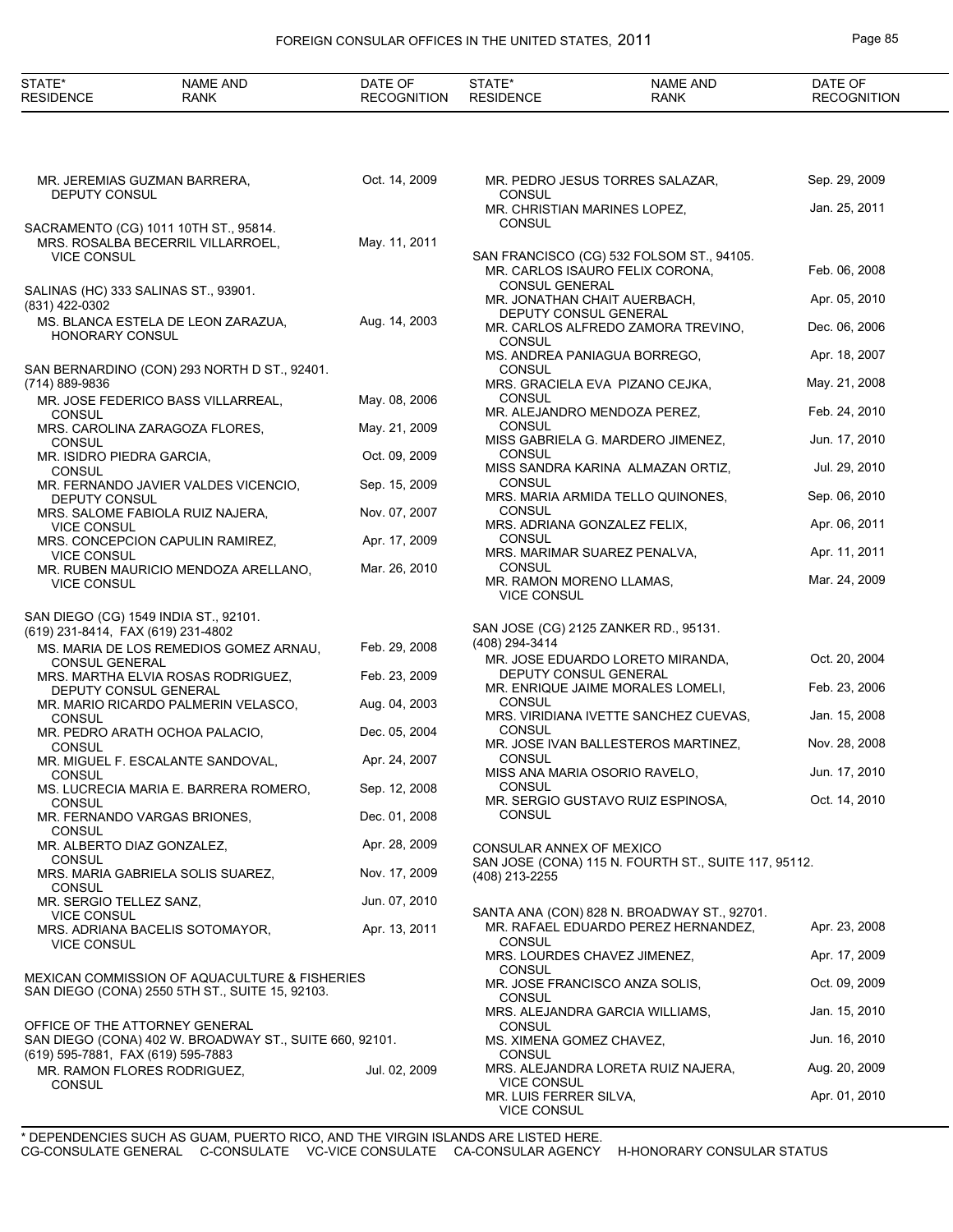| STATE* RESIDENCE | NAME AND RANK | DATE OF RECOGNITION |
|---|---|---|
| | MR. JEREMIAS GUZMAN BARRERA, DEPUTY CONSUL | Oct. 14, 2009 |
| SACRAMENTO (CG) 1011 10TH ST., 95814. | | |
| | MRS. ROSALBA BECERRIL VILLARROEL, VICE CONSUL | May. 11, 2011 |
| SALINAS (HC) 333 SALINAS ST., 93901. (831) 422-0302 | | |
| | MS. BLANCA ESTELA DE LEON ZARAZUA, HONORARY CONSUL | Aug. 14, 2003 |
| SAN BERNARDINO (CON) 293 NORTH D ST., 92401. (714) 889-9836 | | |
| | MR. JOSE FEDERICO BASS VILLARREAL, CONSUL | May. 08, 2006 |
| | MRS. CAROLINA ZARAGOZA FLORES, CONSUL | May. 21, 2009 |
| | MR. ISIDRO PIEDRA GARCIA, CONSUL | Oct. 09, 2009 |
| | MR. FERNANDO JAVIER VALDES VICENCIO, DEPUTY CONSUL | Sep. 15, 2009 |
| | MRS. SALOME FABIOLA RUIZ NAJERA, VICE CONSUL | Nov. 07, 2007 |
| | MRS. CONCEPCION CAPULIN RAMIREZ, VICE CONSUL | Apr. 17, 2009 |
| | MR. RUBEN MAURICIO MENDOZA ARELLANO, VICE CONSUL | Mar. 26, 2010 |
| SAN DIEGO (CG) 1549 INDIA ST., 92101. (619) 231-8414, FAX (619) 231-4802 | | |
| | MS. MARIA DE LOS REMEDIOS GOMEZ ARNAU, CONSUL GENERAL | Feb. 29, 2008 |
| | MRS. MARTHA ELVIA ROSAS RODRIGUEZ, DEPUTY CONSUL GENERAL | Feb. 23, 2009 |
| | MR. MARIO RICARDO PALMERIN VELASCO, CONSUL | Aug. 04, 2003 |
| | MR. PEDRO ARATH OCHOA PALACIO, CONSUL | Dec. 05, 2004 |
| | MR. MIGUEL F. ESCALANTE SANDOVAL, CONSUL | Apr. 24, 2007 |
| | MS. LUCRECIA MARIA E. BARRERA ROMERO, CONSUL | Sep. 12, 2008 |
| | MR. FERNANDO VARGAS BRIONES, CONSUL | Dec. 01, 2008 |
| | MR. ALBERTO DIAZ GONZALEZ, CONSUL | Apr. 28, 2009 |
| | MRS. MARIA GABRIELA SOLIS SUAREZ, CONSUL | Nov. 17, 2009 |
| | MR. SERGIO TELLEZ SANZ, VICE CONSUL | Jun. 07, 2010 |
| | MRS. ADRIANA BACELIS SOTOMAYOR, VICE CONSUL | Apr. 13, 2011 |
| MEXICAN COMMISSION OF AQUACULTURE & FISHERIES SAN DIEGO (CONA) 2550 5TH ST., SUITE 15, 92103. | | |
| OFFICE OF THE ATTORNEY GENERAL SAN DIEGO (CONA) 402 W. BROADWAY ST., SUITE 660, 92101. (619) 595-7881, FAX (619) 595-7883 | | |
| | MR. RAMON FLORES RODRIGUEZ, CONSUL | Jul. 02, 2009 |
| | MR. PEDRO JESUS TORRES SALAZAR, CONSUL | Sep. 29, 2009 |
| | MR. CHRISTIAN MARINES LOPEZ, CONSUL | Jan. 25, 2011 |
| SAN FRANCISCO (CG) 532 FOLSOM ST., 94105. | | |
| | MR. CARLOS ISAURO FELIX CORONA, CONSUL GENERAL | Feb. 06, 2008 |
| | MR. JONATHAN CHAIT AUERBACH, DEPUTY CONSUL GENERAL | Apr. 05, 2010 |
| | MR. CARLOS ALFREDO ZAMORA TREVINO, CONSUL | Dec. 06, 2006 |
| | MS. ANDREA PANIAGUA BORREGO, CONSUL | Apr. 18, 2007 |
| | MRS. GRACIELA EVA PIZANO CEJKA, CONSUL | May. 21, 2008 |
| | MR. ALEJANDRO MENDOZA PEREZ, CONSUL | Feb. 24, 2010 |
| | MISS GABRIELA G. MARDERO JIMENEZ, CONSUL | Jun. 17, 2010 |
| | MISS SANDRA KARINA ALMAZAN ORTIZ, CONSUL | Jul. 29, 2010 |
| | MRS. MARIA ARMIDA TELLO QUINONES, CONSUL | Sep. 06, 2010 |
| | MRS. ADRIANA GONZALEZ FELIX, CONSUL | Apr. 06, 2011 |
| | MRS. MARIMAR SUAREZ PENALVA, CONSUL | Apr. 11, 2011 |
| | MR. RAMON MORENO LLAMAS, VICE CONSUL | Mar. 24, 2009 |
| SAN JOSE (CG) 2125 ZANKER RD., 95131. (408) 294-3414 | | |
| | MR. JOSE EDUARDO LORETO MIRANDA, DEPUTY CONSUL GENERAL | Oct. 20, 2004 |
| | MR. ENRIQUE JAIME MORALES LOMELI, CONSUL | Feb. 23, 2006 |
| | MRS. VIRIDIANA IVETTE SANCHEZ CUEVAS, CONSUL | Jan. 15, 2008 |
| | MR. JOSE IVAN BALLESTEROS MARTINEZ, CONSUL | Nov. 28, 2008 |
| | MISS ANA MARIA OSORIO RAVELO, CONSUL | Jun. 17, 2010 |
| | MR. SERGIO GUSTAVO RUIZ ESPINOSA, CONSUL | Oct. 14, 2010 |
| CONSULAR ANNEX OF MEXICO SAN JOSE (CONA) 115 N. FOURTH ST., SUITE 117, 95112. (408) 213-2255 | | |
| SANTA ANA (CON) 828 N. BROADWAY ST., 92701. | | |
| | MR. RAFAEL EDUARDO PEREZ HERNANDEZ, CONSUL | Apr. 23, 2008 |
| | MRS. LOURDES CHAVEZ JIMENEZ, CONSUL | Apr. 17, 2009 |
| | MR. JOSE FRANCISCO ANZA SOLIS, CONSUL | Oct. 09, 2009 |
| | MRS. ALEJANDRA GARCIA WILLIAMS, CONSUL | Jan. 15, 2010 |
| | MS. XIMENA GOMEZ CHAVEZ, CONSUL | Jun. 16, 2010 |
| | MRS. ALEJANDRA LORETA RUIZ NAJERA, VICE CONSUL | Aug. 20, 2009 |
| | MR. LUIS FERRER SILVA, VICE CONSUL | Apr. 01, 2010 |

* DEPENDENCIES SUCH AS GUAM, PUERTO RICO, AND THE VIRGIN ISLANDS ARE LISTED HERE.
CG-CONSULATE GENERAL C-CONSULATE VC-VICE CONSULATE CA-CONSULAR AGENCY H-HONORARY CONSULAR STATUS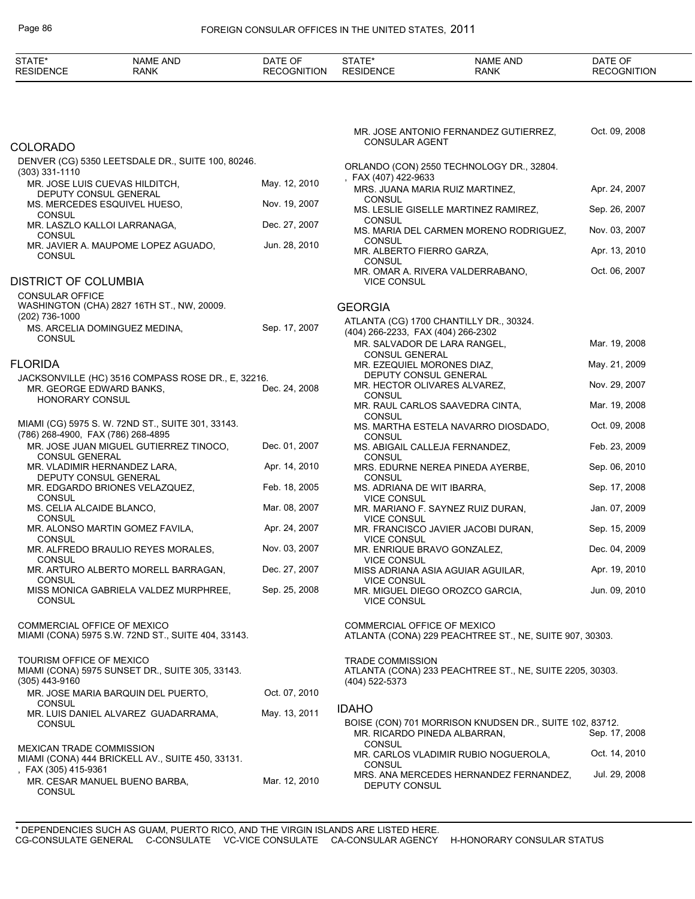| STATE* RESIDENCE | NAME AND RANK | DATE OF RECOGNITION |
|---|---|---|

MR. JOSE ANTONIO FERNANDEZ GUTIERREZ, CONSULAR AGENT — Oct. 09, 2008

## COLORADO

DENVER (CG) 5350 LEETSDALE DR., SUITE 100, 80246.
(303) 331-1110

| NAME AND RANK | DATE OF RECOGNITION |
|---|---|
| MR. JOSE LUIS CUEVAS HILDITCH, DEPUTY CONSUL GENERAL | May. 12, 2010 |
| MS. MERCEDES ESQUIVEL HUESO, CONSUL | Nov. 19, 2007 |
| MR. LASZLO KALLOI LARRANAGA, CONSUL | Dec. 27, 2007 |
| MR. JAVIER A. MAUPOME LOPEZ AGUADO, CONSUL | Jun. 28, 2010 |

## DISTRICT OF COLUMBIA

CONSULAR OFFICE
WASHINGTON (CHA) 2827 16TH ST., NW, 20009.
(202) 736-1000

| NAME AND RANK | DATE OF RECOGNITION |
|---|---|
| MS. ARCELIA DOMINGUEZ MEDINA, CONSUL | Sep. 17, 2007 |

## FLORIDA

JACKSONVILLE (HC) 3516 COMPASS ROSE DR., E, 32216.

| NAME AND RANK | DATE OF RECOGNITION |
|---|---|
| MR. GEORGE EDWARD BANKS, HONORARY CONSUL | Dec. 24, 2008 |

MIAMI (CG) 5975 S. W. 72ND ST., SUITE 301, 33143.
(786) 268-4900, FAX (786) 268-4895

| NAME AND RANK | DATE OF RECOGNITION |
|---|---|
| MR. JOSE JUAN MIGUEL GUTIERREZ TINOCO, CONSUL GENERAL | Dec. 01, 2007 |
| MR. VLADIMIR HERNANDEZ LARA, DEPUTY CONSUL GENERAL | Apr. 14, 2010 |
| MR. EDGARDO BRIONES VELAZQUEZ, CONSUL | Feb. 18, 2005 |
| MS. CELIA ALCAIDE BLANCO, CONSUL | Mar. 08, 2007 |
| MR. ALONSO MARTIN GOMEZ FAVILA, CONSUL | Apr. 24, 2007 |
| MR. ALFREDO BRAULIO REYES MORALES, CONSUL | Nov. 03, 2007 |
| MR. ARTURO ALBERTO MORELL BARRAGAN, CONSUL | Dec. 27, 2007 |
| MISS MONICA GABRIELA VALDEZ MURPHREE, CONSUL | Sep. 25, 2008 |

COMMERCIAL OFFICE OF MEXICO
MIAMI (CONA) 5975 S.W. 72ND ST., SUITE 404, 33143.

TOURISM OFFICE OF MEXICO
MIAMI (CONA) 5975 SUNSET DR., SUITE 305, 33143.
(305) 443-9160

| NAME AND RANK | DATE OF RECOGNITION |
|---|---|
| MR. JOSE MARIA BARQUIN DEL PUERTO, CONSUL | Oct. 07, 2010 |
| MR. LUIS DANIEL ALVAREZ GUADARRAMA, CONSUL | May. 13, 2011 |

MEXICAN TRADE COMMISSION
MIAMI (CONA) 444 BRICKELL AV., SUITE 450, 33131.
, FAX (305) 415-9361

| NAME AND RANK | DATE OF RECOGNITION |
|---|---|
| MR. CESAR MANUEL BUENO BARBA, CONSUL | Mar. 12, 2010 |

ORLANDO (CON) 2550 TECHNOLOGY DR., 32804.
, FAX (407) 422-9633

| NAME AND RANK | DATE OF RECOGNITION |
|---|---|
| MRS. JUANA MARIA RUIZ MARTINEZ, CONSUL | Apr. 24, 2007 |
| MS. LESLIE GISELLE MARTINEZ RAMIREZ, CONSUL | Sep. 26, 2007 |
| MS. MARIA DEL CARMEN MORENO RODRIGUEZ, CONSUL | Nov. 03, 2007 |
| MR. ALBERTO FIERRO GARZA, CONSUL | Apr. 13, 2010 |
| MR. OMAR A. RIVERA VALDERRABANO, VICE CONSUL | Oct. 06, 2007 |

## GEORGIA

ATLANTA (CG) 1700 CHANTILLY DR., 30324.
(404) 266-2233, FAX (404) 266-2302

| NAME AND RANK | DATE OF RECOGNITION |
|---|---|
| MR. SALVADOR DE LARA RANGEL, CONSUL GENERAL | Mar. 19, 2008 |
| MR. EZEQUIEL MORONES DIAZ, DEPUTY CONSUL GENERAL | May. 21, 2009 |
| MR. HECTOR OLIVARES ALVAREZ, CONSUL | Nov. 29, 2007 |
| MR. RAUL CARLOS SAAVEDRA CINTA, CONSUL | Mar. 19, 2008 |
| MS. MARTHA ESTELA NAVARRO DIOSDADO, CONSUL | Oct. 09, 2008 |
| MS. ABIGAIL CALLEJA FERNANDEZ, CONSUL | Feb. 23, 2009 |
| MRS. EDURNE NEREA PINEDA AYERBE, CONSUL | Sep. 06, 2010 |
| MS. ADRIANA DE WIT IBARRA, VICE CONSUL | Sep. 17, 2008 |
| MR. MARIANO F. SAYNEZ RUIZ DURAN, VICE CONSUL | Jan. 07, 2009 |
| MR. FRANCISCO JAVIER JACOBI DURAN, VICE CONSUL | Sep. 15, 2009 |
| MR. ENRIQUE BRAVO GONZALEZ, VICE CONSUL | Dec. 04, 2009 |
| MISS ADRIANA ASIA AGUIAR AGUILAR, VICE CONSUL | Apr. 19, 2010 |
| MR. MIGUEL DIEGO OROZCO GARCIA, VICE CONSUL | Jun. 09, 2010 |

COMMERCIAL OFFICE OF MEXICO
ATLANTA (CONA) 229 PEACHTREE ST., NE, SUITE 907, 30303.

TRADE COMMISSION
ATLANTA (CONA) 233 PEACHTREE ST., NE, SUITE 2205, 30303.
(404) 522-5373

## IDAHO

BOISE (CON) 701 MORRISON KNUDSEN DR., SUITE 102, 83712.

| NAME AND RANK | DATE OF RECOGNITION |
|---|---|
| MR. RICARDO PINEDA ALBARRAN, CONSUL | Sep. 17, 2008 |
| MR. CARLOS VLADIMIR RUBIO NOGUEROLA, CONSUL | Oct. 14, 2010 |
| MRS. ANA MERCEDES HERNANDEZ FERNANDEZ, DEPUTY CONSUL | Jul. 29, 2008 |

\* DEPENDENCIES SUCH AS GUAM, PUERTO RICO, AND THE VIRGIN ISLANDS ARE LISTED HERE.
CG-CONSULATE GENERAL C-CONSULATE VC-VICE CONSULATE CA-CONSULAR AGENCY H-HONORARY CONSULAR STATUS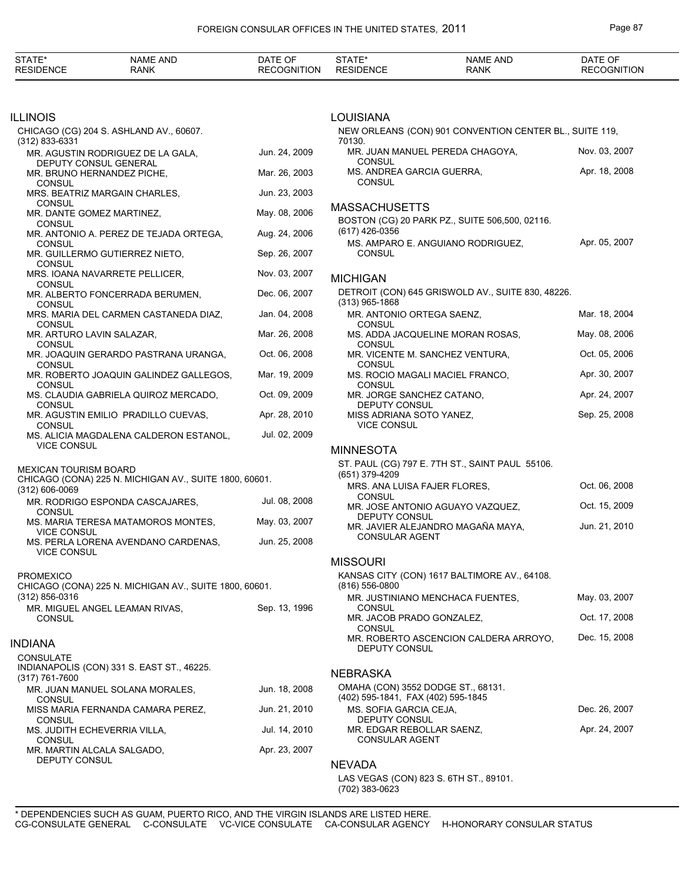## ILLINOIS

CHICAGO (CG) 204 S. ASHLAND AV., 60607.
(312) 833-6331

| NAME AND RANK | DATE OF RECOGNITION |
|---|---|
| MR. AGUSTIN RODRIGUEZ DE LA GALA, DEPUTY CONSUL GENERAL | Jun. 24, 2009 |
| MR. BRUNO HERNANDEZ PICHE, CONSUL | Mar. 26, 2003 |
| MRS. BEATRIZ MARGAIN CHARLES, CONSUL | Jun. 23, 2003 |
| MR. DANTE GOMEZ MARTINEZ, CONSUL | May. 08, 2006 |
| MR. ANTONIO A. PEREZ DE TEJADA ORTEGA, CONSUL | Aug. 24, 2006 |
| MR. GUILLERMO GUTIERREZ NIETO, CONSUL | Sep. 26, 2007 |
| MRS. IOANA NAVARRETE PELLICER, CONSUL | Nov. 03, 2007 |
| MR. ALBERTO FONCERRADA BERUMEN, CONSUL | Dec. 06, 2007 |
| MRS. MARIA DEL CARMEN CASTANEDA DIAZ, CONSUL | Jan. 04, 2008 |
| MR. ARTURO LAVIN SALAZAR, CONSUL | Mar. 26, 2008 |
| MR. JOAQUIN GERARDO PASTRANA URANGA, CONSUL | Oct. 06, 2008 |
| MR. ROBERTO JOAQUIN GALINDEZ GALLEGOS, CONSUL | Mar. 19, 2009 |
| MS. CLAUDIA GABRIELA QUIROZ MERCADO, CONSUL | Oct. 09, 2009 |
| MR. AGUSTIN EMILIO PRADILLO CUEVAS, CONSUL | Apr. 28, 2010 |
| MS. ALICIA MAGDALENA CALDERON ESTANOL, VICE CONSUL | Jul. 02, 2009 |

MEXICAN TOURISM BOARD
CHICAGO (CONA) 225 N. MICHIGAN AV., SUITE 1800, 60601.
(312) 606-0069

| NAME AND RANK | DATE OF RECOGNITION |
|---|---|
| MR. RODRIGO ESPONDA CASCAJARES, CONSUL | Jul. 08, 2008 |
| MS. MARIA TERESA MATAMOROS MONTES, VICE CONSUL | May. 03, 2007 |
| MS. PERLA LORENA AVENDANO CARDENAS, VICE CONSUL | Jun. 25, 2008 |

PROMEXICO
CHICAGO (CONA) 225 N. MICHIGAN AV., SUITE 1800, 60601.
(312) 856-0316

| NAME AND RANK | DATE OF RECOGNITION |
|---|---|
| MR. MIGUEL ANGEL LEAMAN RIVAS, CONSUL | Sep. 13, 1996 |

## INDIANA

CONSULATE
INDIANAPOLIS (CON) 331 S. EAST ST., 46225.
(317) 761-7600

| NAME AND RANK | DATE OF RECOGNITION |
|---|---|
| MR. JUAN MANUEL SOLANA MORALES, CONSUL | Jun. 18, 2008 |
| MISS MARIA FERNANDA CAMARA PEREZ, CONSUL | Jun. 21, 2010 |
| MS. JUDITH ECHEVERRIA VILLA, CONSUL | Jul. 14, 2010 |
| MR. MARTIN ALCALA SALGADO, DEPUTY CONSUL | Apr. 23, 2007 |

## LOUISIANA

NEW ORLEANS (CON) 901 CONVENTION CENTER BL., SUITE 119, 70130.

| NAME AND RANK | DATE OF RECOGNITION |
|---|---|
| MR. JUAN MANUEL PEREDA CHAGOYA, CONSUL | Nov. 03, 2007 |
| MS. ANDREA GARCIA GUERRA, CONSUL | Apr. 18, 2008 |

## MASSACHUSETTS

BOSTON (CG) 20 PARK PZ., SUITE 506,500, 02116.
(617) 426-0356

| NAME AND RANK | DATE OF RECOGNITION |
|---|---|
| MS. AMPARO E. ANGUIANO RODRIGUEZ, CONSUL | Apr. 05, 2007 |

## MICHIGAN

DETROIT (CON) 645 GRISWOLD AV., SUITE 830, 48226.
(313) 965-1868

| NAME AND RANK | DATE OF RECOGNITION |
|---|---|
| MR. ANTONIO ORTEGA SAENZ, CONSUL | Mar. 18, 2004 |
| MS. ADDA JACQUELINE MORAN ROSAS, CONSUL | May. 08, 2006 |
| MR. VICENTE M. SANCHEZ VENTURA, CONSUL | Oct. 05, 2006 |
| MS. ROCIO MAGALI MACIEL FRANCO, CONSUL | Apr. 30, 2007 |
| MR. JORGE SANCHEZ CATANO, DEPUTY CONSUL | Apr. 24, 2007 |
| MISS ADRIANA SOTO YANEZ, VICE CONSUL | Sep. 25, 2008 |

## MINNESOTA

ST. PAUL (CG) 797 E. 7TH ST., SAINT PAUL 55106.
(651) 379-4209

| NAME AND RANK | DATE OF RECOGNITION |
|---|---|
| MRS. ANA LUISA FAJER FLORES, CONSUL | Oct. 06, 2008 |
| MR. JOSE ANTONIO AGUAYO VAZQUEZ, DEPUTY CONSUL | Oct. 15, 2009 |
| MR. JAVIER ALEJANDRO MAGAÑA MAYA, CONSULAR AGENT | Jun. 21, 2010 |

## MISSOURI

KANSAS CITY (CON) 1617 BALTIMORE AV., 64108.
(816) 556-0800

| NAME AND RANK | DATE OF RECOGNITION |
|---|---|
| MR. JUSTINIANO MENCHACA FUENTES, CONSUL | May. 03, 2007 |
| MR. JACOB PRADO GONZALEZ, CONSUL | Oct. 17, 2008 |
| MR. ROBERTO ASCENCION CALDERA ARROYO, DEPUTY CONSUL | Dec. 15, 2008 |

## NEBRASKA

OMAHA (CON) 3552 DODGE ST., 68131.
(402) 595-1841, FAX (402) 595-1845

| NAME AND RANK | DATE OF RECOGNITION |
|---|---|
| MS. SOFIA GARCIA CEJA, DEPUTY CONSUL | Dec. 26, 2007 |
| MR. EDGAR REBOLLAR SAENZ, CONSULAR AGENT | Apr. 24, 2007 |

## NEVADA

LAS VEGAS (CON) 823 S. 6TH ST., 89101.
(702) 383-0623

\* DEPENDENCIES SUCH AS GUAM, PUERTO RICO, AND THE VIRGIN ISLANDS ARE LISTED HERE.
CG-CONSULATE GENERAL C-CONSULATE VC-VICE CONSULATE CA-CONSULAR AGENCY H-HONORARY CONSULAR STATUS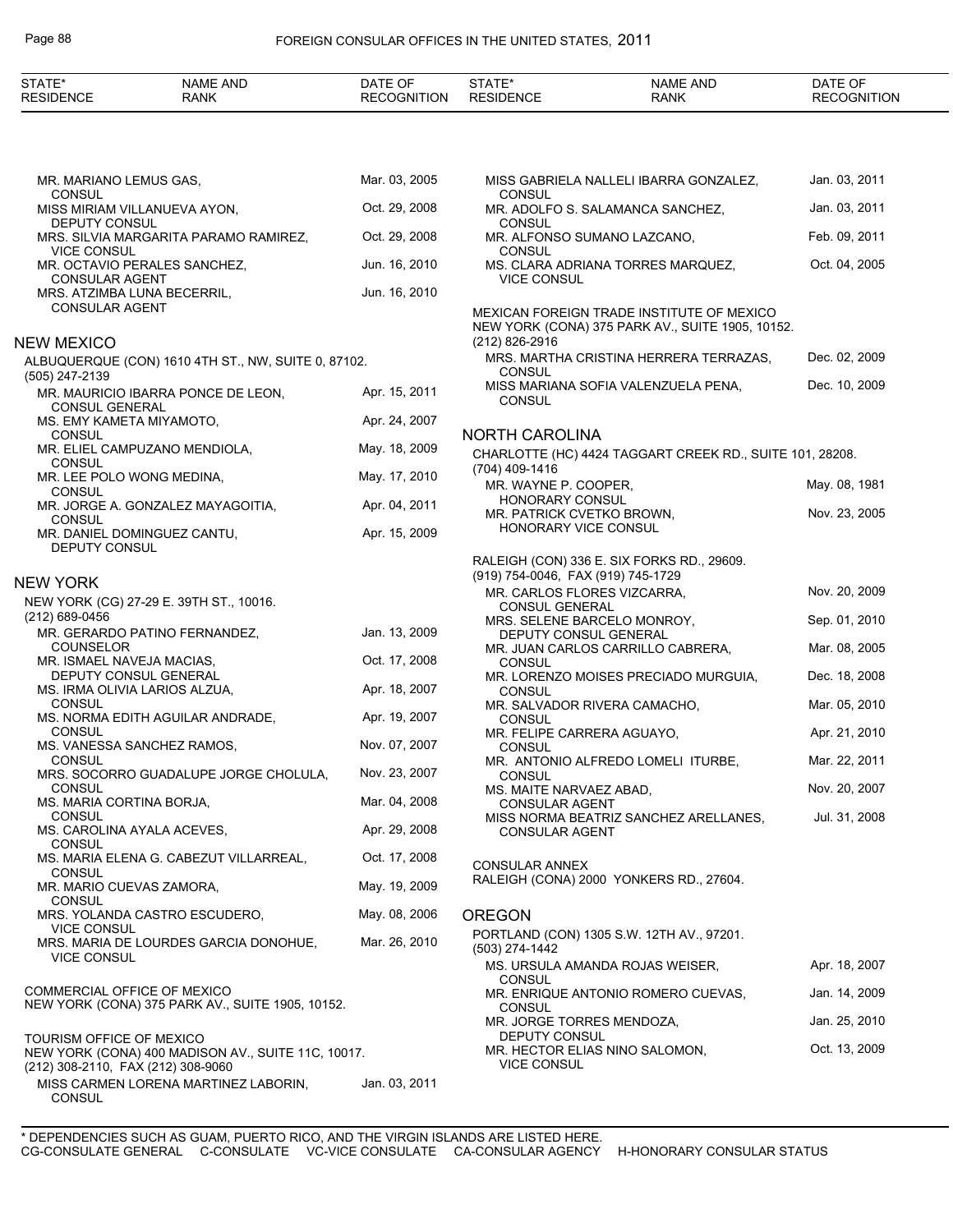| STATE* RESIDENCE | NAME AND RANK | DATE OF RECOGNITION |
|---|---|---|
| | MR. MARIANO LEMUS GAS, CONSUL | Mar. 03, 2005 |
| | MISS MIRIAM VILLANUEVA AYON, DEPUTY CONSUL | Oct. 29, 2008 |
| | MRS. SILVIA MARGARITA PARAMO RAMIREZ, VICE CONSUL | Oct. 29, 2008 |
| | MR. OCTAVIO PERALES SANCHEZ, CONSULAR AGENT | Jun. 16, 2010 |
| | MRS. ATZIMBA LUNA BECERRIL, CONSULAR AGENT | Jun. 16, 2010 |

## NEW MEXICO

ALBUQUERQUE (CON) 1610 4TH ST., NW, SUITE 0, 87102.
(505) 247-2139

| NAME AND RANK | DATE OF RECOGNITION |
|---|---|
| MR. MAURICIO IBARRA PONCE DE LEON, CONSUL GENERAL | Apr. 15, 2011 |
| MS. EMY KAMETA MIYAMOTO, CONSUL | Apr. 24, 2007 |
| MR. ELIEL CAMPUZANO MENDIOLA, CONSUL | May. 18, 2009 |
| MR. LEE POLO WONG MEDINA, CONSUL | May. 17, 2010 |
| MR. JORGE A. GONZALEZ MAYAGOITIA, CONSUL | Apr. 04, 2011 |
| MR. DANIEL DOMINGUEZ CANTU, DEPUTY CONSUL | Apr. 15, 2009 |

## NEW YORK

NEW YORK (CG) 27-29 E. 39TH ST., 10016.
(212) 689-0456

| NAME AND RANK | DATE OF RECOGNITION |
|---|---|
| MR. GERARDO PATINO FERNANDEZ, COUNSELOR | Jan. 13, 2009 |
| MR. ISMAEL NAVEJA MACIAS, DEPUTY CONSUL GENERAL | Oct. 17, 2008 |
| MS. IRMA OLIVIA LARIOS ALZUA, CONSUL | Apr. 18, 2007 |
| MS. NORMA EDITH AGUILAR ANDRADE, CONSUL | Apr. 19, 2007 |
| MS. VANESSA SANCHEZ RAMOS, CONSUL | Nov. 07, 2007 |
| MRS. SOCORRO GUADALUPE JORGE CHOLULA, CONSUL | Nov. 23, 2007 |
| MS. MARIA CORTINA BORJA, CONSUL | Mar. 04, 2008 |
| MS. CAROLINA AYALA ACEVES, CONSUL | Apr. 29, 2008 |
| MS. MARIA ELENA G. CABEZUT VILLARREAL, CONSUL | Oct. 17, 2008 |
| MR. MARIO CUEVAS ZAMORA, CONSUL | May. 19, 2009 |
| MRS. YOLANDA CASTRO ESCUDERO, VICE CONSUL | May. 08, 2006 |
| MRS. MARIA DE LOURDES GARCIA DONOHUE, VICE CONSUL | Mar. 26, 2010 |

COMMERCIAL OFFICE OF MEXICO
NEW YORK (CONA) 375 PARK AV., SUITE 1905, 10152.

TOURISM OFFICE OF MEXICO
NEW YORK (CONA) 400 MADISON AV., SUITE 11C, 10017.
(212) 308-2110, FAX (212) 308-9060

| NAME AND RANK | DATE OF RECOGNITION |
|---|---|
| MISS CARMEN LORENA MARTINEZ LABORIN, CONSUL | Jan. 03, 2011 |
| MISS GABRIELA NALLELI IBARRA GONZALEZ, CONSUL | Jan. 03, 2011 |
| MR. ADOLFO S. SALAMANCA SANCHEZ, CONSUL | Jan. 03, 2011 |
| MR. ALFONSO SUMANO LAZCANO, CONSUL | Feb. 09, 2011 |
| MS. CLARA ADRIANA TORRES MARQUEZ, VICE CONSUL | Oct. 04, 2005 |

MEXICAN FOREIGN TRADE INSTITUTE OF MEXICO
NEW YORK (CONA) 375 PARK AV., SUITE 1905, 10152.
(212) 826-2916

| NAME AND RANK | DATE OF RECOGNITION |
|---|---|
| MRS. MARTHA CRISTINA HERRERA TERRAZAS, CONSUL | Dec. 02, 2009 |
| MISS MARIANA SOFIA VALENZUELA PENA, CONSUL | Dec. 10, 2009 |

## NORTH CAROLINA

CHARLOTTE (HC) 4424 TAGGART CREEK RD., SUITE 101, 28208.
(704) 409-1416

| NAME AND RANK | DATE OF RECOGNITION |
|---|---|
| MR. WAYNE P. COOPER, HONORARY CONSUL | May. 08, 1981 |
| MR. PATRICK CVETKO BROWN, HONORARY VICE CONSUL | Nov. 23, 2005 |

RALEIGH (CON) 336 E. SIX FORKS RD., 29609.
(919) 754-0046, FAX (919) 745-1729

| NAME AND RANK | DATE OF RECOGNITION |
|---|---|
| MR. CARLOS FLORES VIZCARRA, CONSUL GENERAL | Nov. 20, 2009 |
| MRS. SELENE BARCELO MONROY, DEPUTY CONSUL GENERAL | Sep. 01, 2010 |
| MR. JUAN CARLOS CARRILLO CABRERA, CONSUL | Mar. 08, 2005 |
| MR. LORENZO MOISES PRECIADO MURGUIA, CONSUL | Dec. 18, 2008 |
| MR. SALVADOR RIVERA CAMACHO, CONSUL | Mar. 05, 2010 |
| MR. FELIPE CARRERA AGUAYO, CONSUL | Apr. 21, 2010 |
| MR. ANTONIO ALFREDO LOMELI ITURBE, CONSUL | Mar. 22, 2011 |
| MS. MAITE NARVAEZ ABAD, CONSULAR AGENT | Nov. 20, 2007 |
| MISS NORMA BEATRIZ SANCHEZ ARELLANES, CONSULAR AGENT | Jul. 31, 2008 |

CONSULAR ANNEX
RALEIGH (CONA) 2000 YONKERS RD., 27604.

## OREGON

PORTLAND (CON) 1305 S.W. 12TH AV., 97201.
(503) 274-1442

| NAME AND RANK | DATE OF RECOGNITION |
|---|---|
| MS. URSULA AMANDA ROJAS WEISER, CONSUL | Apr. 18, 2007 |
| MR. ENRIQUE ANTONIO ROMERO CUEVAS, CONSUL | Jan. 14, 2009 |
| MR. JORGE TORRES MENDOZA, DEPUTY CONSUL | Jan. 25, 2010 |
| MR. HECTOR ELIAS NINO SALOMON, VICE CONSUL | Oct. 13, 2009 |

\* DEPENDENCIES SUCH AS GUAM, PUERTO RICO, AND THE VIRGIN ISLANDS ARE LISTED HERE.
CG-CONSULATE GENERAL C-CONSULATE VC-VICE CONSULATE CA-CONSULAR AGENCY H-HONORARY CONSULAR STATUS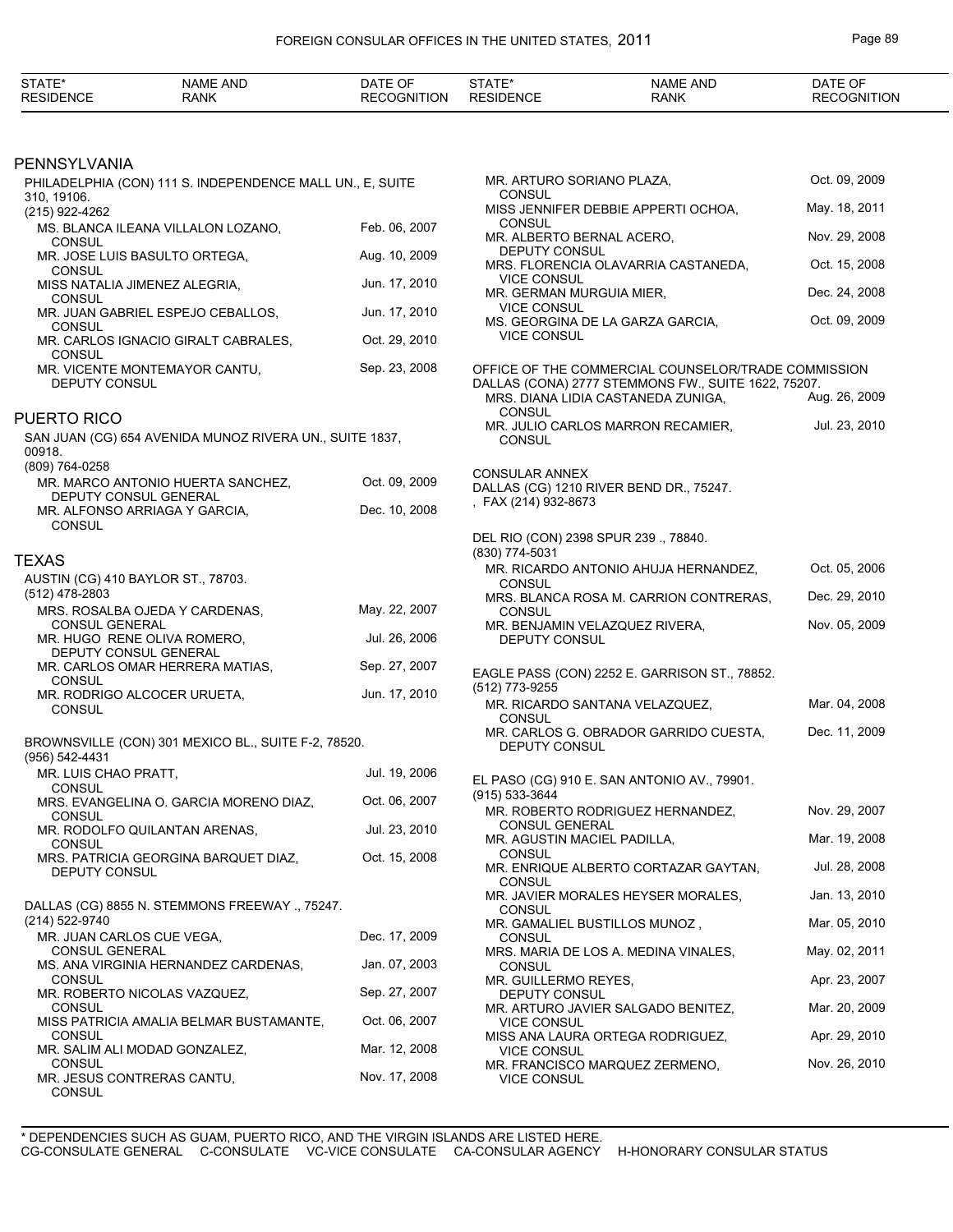| STATE* RESIDENCE | NAME AND RANK | DATE OF RECOGNITION |
|---|---|---|

## PENNSYLVANIA

PHILADELPHIA (CON) 111 S. INDEPENDENCE MALL UN., E, SUITE 310, 19106.
(215) 922-4262

| NAME AND RANK | DATE OF RECOGNITION |
|---|---|
| MS. BLANCA ILEANA VILLALON LOZANO, CONSUL | Feb. 06, 2007 |
| MR. JOSE LUIS BASULTO ORTEGA, CONSUL | Aug. 10, 2009 |
| MISS NATALIA JIMENEZ ALEGRIA, CONSUL | Jun. 17, 2010 |
| MR. JUAN GABRIEL ESPEJO CEBALLOS, CONSUL | Jun. 17, 2010 |
| MR. CARLOS IGNACIO GIRALT CABRALES, CONSUL | Oct. 29, 2010 |
| MR. VICENTE MONTEMAYOR CANTU, DEPUTY CONSUL | Sep. 23, 2008 |

## PUERTO RICO

SAN JUAN (CG) 654 AVENIDA MUNOZ RIVERA UN., SUITE 1837, 00918.
(809) 764-0258

| NAME AND RANK | DATE OF RECOGNITION |
|---|---|
| MR. MARCO ANTONIO HUERTA SANCHEZ, DEPUTY CONSUL GENERAL | Oct. 09, 2009 |
| MR. ALFONSO ARRIAGA Y GARCIA, CONSUL | Dec. 10, 2008 |

## TEXAS

AUSTIN (CG) 410 BAYLOR ST., 78703.
(512) 478-2803

| NAME AND RANK | DATE OF RECOGNITION |
|---|---|
| MRS. ROSALBA OJEDA Y CARDENAS, CONSUL GENERAL | May. 22, 2007 |
| MR. HUGO RENE OLIVA ROMERO, DEPUTY CONSUL GENERAL | Jul. 26, 2006 |
| MR. CARLOS OMAR HERRERA MATIAS, CONSUL | Sep. 27, 2007 |
| MR. RODRIGO ALCOCER URUETA, CONSUL | Jun. 17, 2010 |

BROWNSVILLE (CON) 301 MEXICO BL., SUITE F-2, 78520.
(956) 542-4431

| NAME AND RANK | DATE OF RECOGNITION |
|---|---|
| MR. LUIS CHAO PRATT, CONSUL | Jul. 19, 2006 |
| MRS. EVANGELINA O. GARCIA MORENO DIAZ, CONSUL | Oct. 06, 2007 |
| MR. RODOLFO QUILANTAN ARENAS, CONSUL | Jul. 23, 2010 |
| MRS. PATRICIA GEORGINA BARQUET DIAZ, DEPUTY CONSUL | Oct. 15, 2008 |

DALLAS (CG) 8855 N. STEMMONS FREEWAY ., 75247.
(214) 522-9740

| NAME AND RANK | DATE OF RECOGNITION |
|---|---|
| MR. JUAN CARLOS CUE VEGA, CONSUL GENERAL | Dec. 17, 2009 |
| MS. ANA VIRGINIA HERNANDEZ CARDENAS, CONSUL | Jan. 07, 2003 |
| MR. ROBERTO NICOLAS VAZQUEZ, CONSUL | Sep. 27, 2007 |
| MISS PATRICIA AMALIA BELMAR BUSTAMANTE, CONSUL | Oct. 06, 2007 |
| MR. SALIM ALI MODAD GONZALEZ, CONSUL | Mar. 12, 2008 |
| MR. JESUS CONTRERAS CANTU, CONSUL | Nov. 17, 2008 |
| MR. ARTURO SORIANO PLAZA, CONSUL | Oct. 09, 2009 |
| MISS JENNIFER DEBBIE APPERTI OCHOA, CONSUL | May. 18, 2011 |
| MR. ALBERTO BERNAL ACERO, DEPUTY CONSUL | Nov. 29, 2008 |
| MRS. FLORENCIA OLAVARRIA CASTANEDA, VICE CONSUL | Oct. 15, 2008 |
| MR. GERMAN MURGUIA MIER, VICE CONSUL | Dec. 24, 2008 |
| MS. GEORGINA DE LA GARZA GARCIA, VICE CONSUL | Oct. 09, 2009 |

OFFICE OF THE COMMERCIAL COUNSELOR/TRADE COMMISSION
DALLAS (CONA) 2777 STEMMONS FW., SUITE 1622, 75207.

| NAME AND RANK | DATE OF RECOGNITION |
|---|---|
| MRS. DIANA LIDIA CASTANEDA ZUNIGA, CONSUL | Aug. 26, 2009 |
| MR. JULIO CARLOS MARRON RECAMIER, CONSUL | Jul. 23, 2010 |

CONSULAR ANNEX
DALLAS (CG) 1210 RIVER BEND DR., 75247.
, FAX (214) 932-8673

DEL RIO (CON) 2398 SPUR 239 ., 78840.
(830) 774-5031

| NAME AND RANK | DATE OF RECOGNITION |
|---|---|
| MR. RICARDO ANTONIO AHUJA HERNANDEZ, CONSUL | Oct. 05, 2006 |
| MRS. BLANCA ROSA M. CARRION CONTRERAS, CONSUL | Dec. 29, 2010 |
| MR. BENJAMIN VELAZQUEZ RIVERA, DEPUTY CONSUL | Nov. 05, 2009 |

EAGLE PASS (CON) 2252 E. GARRISON ST., 78852.
(512) 773-9255

| NAME AND RANK | DATE OF RECOGNITION |
|---|---|
| MR. RICARDO SANTANA VELAZQUEZ, CONSUL | Mar. 04, 2008 |
| MR. CARLOS G. OBRADOR GARRIDO CUESTA, DEPUTY CONSUL | Dec. 11, 2009 |

EL PASO (CG) 910 E. SAN ANTONIO AV., 79901.
(915) 533-3644

| NAME AND RANK | DATE OF RECOGNITION |
|---|---|
| MR. ROBERTO RODRIGUEZ HERNANDEZ, CONSUL GENERAL | Nov. 29, 2007 |
| MR. AGUSTIN MACIEL PADILLA, CONSUL | Mar. 19, 2008 |
| MR. ENRIQUE ALBERTO CORTAZAR GAYTAN, CONSUL | Jul. 28, 2008 |
| MR. JAVIER MORALES HEYSER MORALES, CONSUL | Jan. 13, 2010 |
| MR. GAMALIEL BUSTILLOS MUNOZ , CONSUL | Mar. 05, 2010 |
| MRS. MARIA DE LOS A. MEDINA VINALES, CONSUL | May. 02, 2011 |
| MR. GUILLERMO REYES, DEPUTY CONSUL | Apr. 23, 2007 |
| MR. ARTURO JAVIER SALGADO BENITEZ, VICE CONSUL | Mar. 20, 2009 |
| MISS ANA LAURA ORTEGA RODRIGUEZ, VICE CONSUL | Apr. 29, 2010 |
| MR. FRANCISCO MARQUEZ ZERMENO, VICE CONSUL | Nov. 26, 2010 |

* DEPENDENCIES SUCH AS GUAM, PUERTO RICO, AND THE VIRGIN ISLANDS ARE LISTED HERE.
CG-CONSULATE GENERAL C-CONSULATE VC-VICE CONSULATE CA-CONSULAR AGENCY H-HONORARY CONSULAR STATUS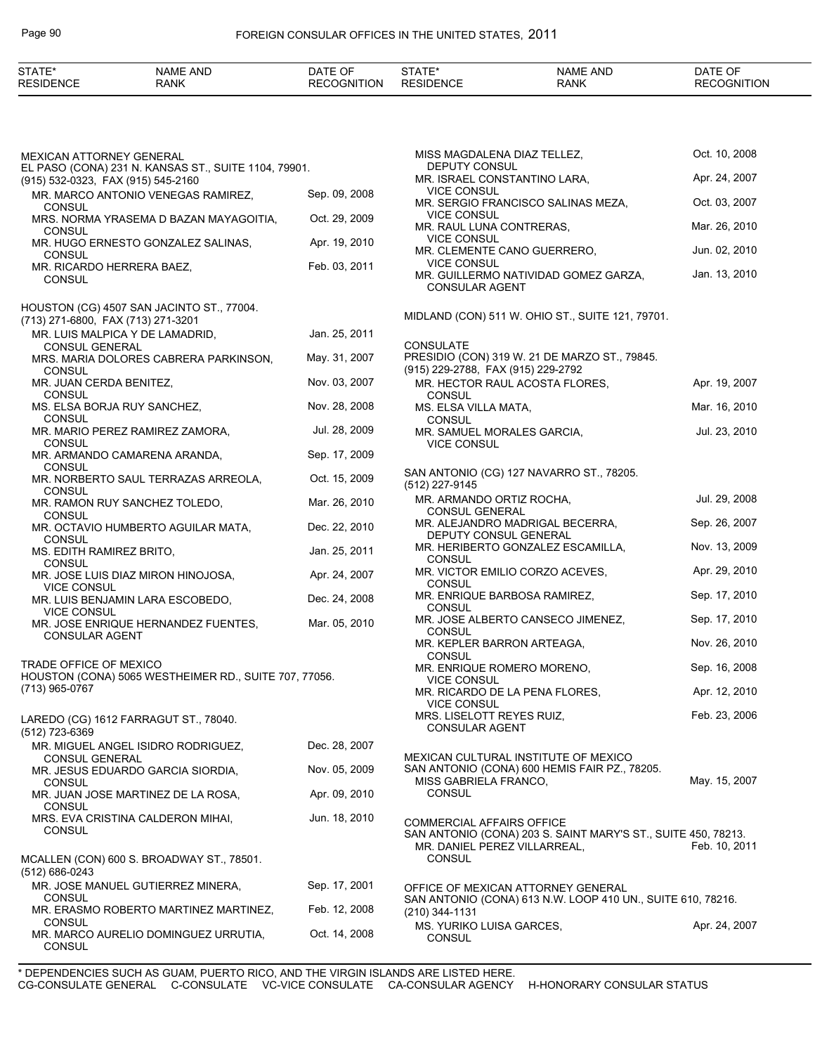| STATE* RESIDENCE | NAME AND RANK | DATE OF RECOGNITION |
|---|---|---|

MEXICAN ATTORNEY GENERAL
EL PASO (CONA) 231 N. KANSAS ST., SUITE 1104, 79901.
(915) 532-0323, FAX (915) 545-2160

| NAME AND RANK | DATE OF RECOGNITION |
|---|---|
| MR. MARCO ANTONIO VENEGAS RAMIREZ, CONSUL | Sep. 09, 2008 |
| MRS. NORMA YRASEMA D BAZAN MAYAGOITIA, CONSUL | Oct. 29, 2009 |
| MR. HUGO ERNESTO GONZALEZ SALINAS, CONSUL | Apr. 19, 2010 |
| MR. RICARDO HERRERA BAEZ, CONSUL | Feb. 03, 2011 |

HOUSTON (CG) 4507 SAN JACINTO ST., 77004.
(713) 271-6800, FAX (713) 271-3201

| NAME AND RANK | DATE OF RECOGNITION |
|---|---|
| MR. LUIS MALPICA Y DE LAMADRID, CONSUL GENERAL | Jan. 25, 2011 |
| MRS. MARIA DOLORES CABRERA PARKINSON, CONSUL | May. 31, 2007 |
| MR. JUAN CERDA BENITEZ, CONSUL | Nov. 03, 2007 |
| MS. ELSA BORJA RUY SANCHEZ, CONSUL | Nov. 28, 2008 |
| MR. MARIO PEREZ RAMIREZ ZAMORA, CONSUL | Jul. 28, 2009 |
| MR. ARMANDO CAMARENA ARANDA, CONSUL | Sep. 17, 2009 |
| MR. NORBERTO SAUL TERRAZAS ARREOLA, CONSUL | Oct. 15, 2009 |
| MR. RAMON RUY SANCHEZ TOLEDO, CONSUL | Mar. 26, 2010 |
| MR. OCTAVIO HUMBERTO AGUILAR MATA, CONSUL | Dec. 22, 2010 |
| MS. EDITH RAMIREZ BRITO, CONSUL | Jan. 25, 2011 |
| MR. JOSE LUIS DIAZ MIRON HINOJOSA, VICE CONSUL | Apr. 24, 2007 |
| MR. LUIS BENJAMIN LARA ESCOBEDO, VICE CONSUL | Dec. 24, 2008 |
| MR. JOSE ENRIQUE HERNANDEZ FUENTES, CONSULAR AGENT | Mar. 05, 2010 |

TRADE OFFICE OF MEXICO
HOUSTON (CONA) 5065 WESTHEIMER RD., SUITE 707, 77056.
(713) 965-0767

LAREDO (CG) 1612 FARRAGUT ST., 78040.
(512) 723-6369

| NAME AND RANK | DATE OF RECOGNITION |
|---|---|
| MR. MIGUEL ANGEL ISIDRO RODRIGUEZ, CONSUL GENERAL | Dec. 28, 2007 |
| MR. JESUS EDUARDO GARCIA SIORDIA, CONSUL | Nov. 05, 2009 |
| MR. JUAN JOSE MARTINEZ DE LA ROSA, CONSUL | Apr. 09, 2010 |
| MRS. EVA CRISTINA CALDERON MIHAI, CONSUL | Jun. 18, 2010 |

MCALLEN (CON) 600 S. BROADWAY ST., 78501.
(512) 686-0243

| NAME AND RANK | DATE OF RECOGNITION |
|---|---|
| MR. JOSE MANUEL GUTIERREZ MINERA, CONSUL | Sep. 17, 2001 |
| MR. ERASMO ROBERTO MARTINEZ MARTINEZ, CONSUL | Feb. 12, 2008 |
| MR. MARCO AURELIO DOMINGUEZ URRUTIA, CONSUL | Oct. 14, 2008 |
| MISS MAGDALENA DIAZ TELLEZ, DEPUTY CONSUL | Oct. 10, 2008 |
| MR. ISRAEL CONSTANTINO LARA, VICE CONSUL | Apr. 24, 2007 |
| MR. SERGIO FRANCISCO SALINAS MEZA, VICE CONSUL | Oct. 03, 2007 |
| MR. RAUL LUNA CONTRERAS, VICE CONSUL | Mar. 26, 2010 |
| MR. CLEMENTE CANO GUERRERO, VICE CONSUL | Jun. 02, 2010 |
| MR. GUILLERMO NATIVIDAD GOMEZ GARZA, CONSULAR AGENT | Jan. 13, 2010 |

MIDLAND (CON) 511 W. OHIO ST., SUITE 121, 79701.

CONSULATE
PRESIDIO (CON) 319 W. 21 DE MARZO ST., 79845.
(915) 229-2788, FAX (915) 229-2792

| NAME AND RANK | DATE OF RECOGNITION |
|---|---|
| MR. HECTOR RAUL ACOSTA FLORES, CONSUL | Apr. 19, 2007 |
| MS. ELSA VILLA MATA, CONSUL | Mar. 16, 2010 |
| MR. SAMUEL MORALES GARCIA, VICE CONSUL | Jul. 23, 2010 |

SAN ANTONIO (CG) 127 NAVARRO ST., 78205.
(512) 227-9145

| NAME AND RANK | DATE OF RECOGNITION |
|---|---|
| MR. ARMANDO ORTIZ ROCHA, CONSUL GENERAL | Jul. 29, 2008 |
| MR. ALEJANDRO MADRIGAL BECERRA, DEPUTY CONSUL GENERAL | Sep. 26, 2007 |
| MR. HERIBERTO GONZALEZ ESCAMILLA, CONSUL | Nov. 13, 2009 |
| MR. VICTOR EMILIO CORZO ACEVES, CONSUL | Apr. 29, 2010 |
| MR. ENRIQUE BARBOSA RAMIREZ, CONSUL | Sep. 17, 2010 |
| MR. JOSE ALBERTO CANSECO JIMENEZ, CONSUL | Sep. 17, 2010 |
| MR. KEPLER BARRON ARTEAGA, CONSUL | Nov. 26, 2010 |
| MR. ENRIQUE ROMERO MORENO, VICE CONSUL | Sep. 16, 2008 |
| MR. RICARDO DE LA PENA FLORES, VICE CONSUL | Apr. 12, 2010 |
| MRS. LISELOTT REYES RUIZ, CONSULAR AGENT | Feb. 23, 2006 |

MEXICAN CULTURAL INSTITUTE OF MEXICO
SAN ANTONIO (CONA) 600 HEMIS FAIR PZ., 78205.

| NAME AND RANK | DATE OF RECOGNITION |
|---|---|
| MISS GABRIELA FRANCO, CONSUL | May. 15, 2007 |

COMMERCIAL AFFAIRS OFFICE
SAN ANTONIO (CONA) 203 S. SAINT MARY'S ST., SUITE 450, 78213.

| NAME AND RANK | DATE OF RECOGNITION |
|---|---|
| MR. DANIEL PEREZ VILLARREAL, CONSUL | Feb. 10, 2011 |

OFFICE OF MEXICAN ATTORNEY GENERAL
SAN ANTONIO (CONA) 613 N.W. LOOP 410 UN., SUITE 610, 78216.
(210) 344-1131

| NAME AND RANK | DATE OF RECOGNITION |
|---|---|
| MS. YURIKO LUISA GARCES, CONSUL | Apr. 24, 2007 |

\* DEPENDENCIES SUCH AS GUAM, PUERTO RICO, AND THE VIRGIN ISLANDS ARE LISTED HERE.
CG-CONSULATE GENERAL C-CONSULATE VC-VICE CONSULATE CA-CONSULAR AGENCY H-HONORARY CONSULAR STATUS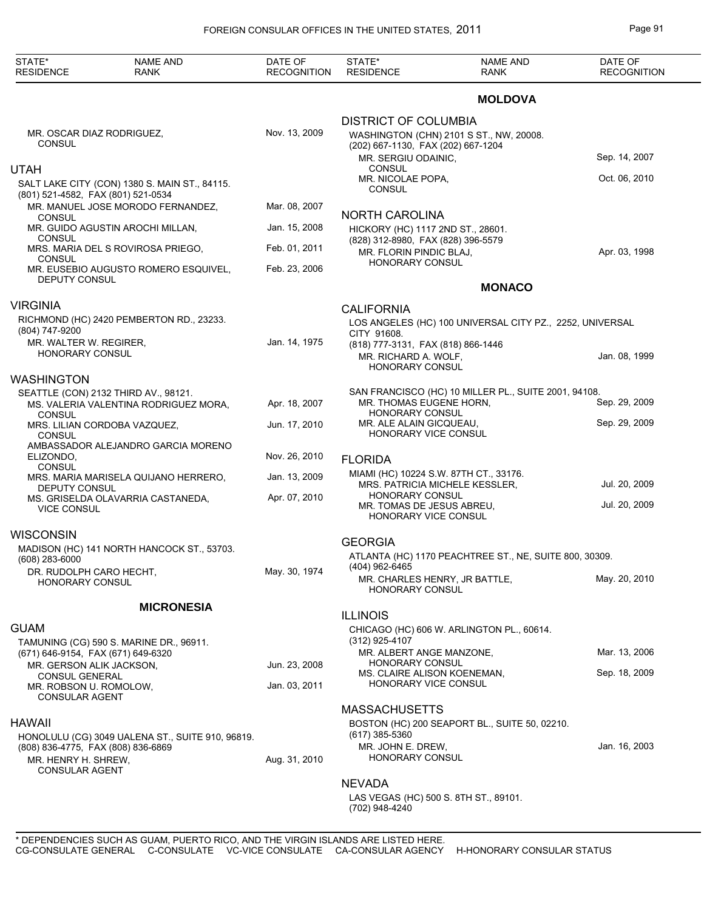| STATE* RESIDENCE | NAME AND RANK | DATE OF RECOGNITION |
|---|---|---|
| | MR. OSCAR DIAZ RODRIGUEZ, CONSUL | Nov. 13, 2009 |

## UTAH

SALT LAKE CITY (CON) 1380 S. MAIN ST., 84115.
(801) 521-4582, FAX (801) 521-0534

| NAME AND RANK | DATE OF RECOGNITION |
|---|---|
| MR. MANUEL JOSE MORODO FERNANDEZ, CONSUL | Mar. 08, 2007 |
| MR. GUIDO AGUSTIN AROCHI MILLAN, CONSUL | Jan. 15, 2008 |
| MRS. MARIA DEL S ROVIROSA PRIEGO, CONSUL | Feb. 01, 2011 |
| MR. EUSEBIO AUGUSTO ROMERO ESQUIVEL, DEPUTY CONSUL | Feb. 23, 2006 |

## VIRGINIA

RICHMOND (HC) 2420 PEMBERTON RD., 23233.
(804) 747-9200

| NAME AND RANK | DATE OF RECOGNITION |
|---|---|
| MR. WALTER W. REGIRER, HONORARY CONSUL | Jan. 14, 1975 |

## WASHINGTON

SEATTLE (CON) 2132 THIRD AV., 98121.

| NAME AND RANK | DATE OF RECOGNITION |
|---|---|
| MS. VALERIA VALENTINA RODRIGUEZ MORA, CONSUL | Apr. 18, 2007 |
| MRS. LILIAN CORDOBA VAZQUEZ, CONSUL | Jun. 17, 2010 |
| AMBASSADOR ALEJANDRO GARCIA MORENO ELIZONDO, CONSUL | Nov. 26, 2010 |
| MRS. MARIA MARISELA QUIJANO HERRERO, DEPUTY CONSUL | Jan. 13, 2009 |
| MS. GRISELDA OLAVARRIA CASTANEDA, VICE CONSUL | Apr. 07, 2010 |

## WISCONSIN

MADISON (HC) 141 NORTH HANCOCK ST., 53703.
(608) 283-6000

| NAME AND RANK | DATE OF RECOGNITION |
|---|---|
| DR. RUDOLPH CARO HECHT, HONORARY CONSUL | May. 30, 1974 |

# MICRONESIA

## GUAM

TAMUNING (CG) 590 S. MARINE DR., 96911.
(671) 646-9154, FAX (671) 649-6320

| NAME AND RANK | DATE OF RECOGNITION |
|---|---|
| MR. GERSON ALIK JACKSON, CONSUL GENERAL | Jun. 23, 2008 |
| MR. ROBSON U. ROMOLOW, CONSULAR AGENT | Jan. 03, 2011 |

## HAWAII

HONOLULU (CG) 3049 UALENA ST., SUITE 910, 96819.
(808) 836-4775, FAX (808) 836-6869

| NAME AND RANK | DATE OF RECOGNITION |
|---|---|
| MR. HENRY H. SHREW, CONSULAR AGENT | Aug. 31, 2010 |

# MOLDOVA

## DISTRICT OF COLUMBIA

WASHINGTON (CHN) 2101 S ST., NW, 20008.
(202) 667-1130, FAX (202) 667-1204

| NAME AND RANK | DATE OF RECOGNITION |
|---|---|
| MR. SERGIU ODAINIC, CONSUL | Sep. 14, 2007 |
| MR. NICOLAE POPA, CONSUL | Oct. 06, 2010 |

## NORTH CAROLINA

HICKORY (HC) 1117 2ND ST., 28601.
(828) 312-8980, FAX (828) 396-5579

| NAME AND RANK | DATE OF RECOGNITION |
|---|---|
| MR. FLORIN PINDIC BLAJ, HONORARY CONSUL | Apr. 03, 1998 |

# MONACO

## CALIFORNIA

LOS ANGELES (HC) 100 UNIVERSAL CITY PZ., 2252, UNIVERSAL CITY 91608.
(818) 777-3131, FAX (818) 866-1446

| NAME AND RANK | DATE OF RECOGNITION |
|---|---|
| MR. RICHARD A. WOLF, HONORARY CONSUL | Jan. 08, 1999 |

SAN FRANCISCO (HC) 10 MILLER PL., SUITE 2001, 94108.

| NAME AND RANK | DATE OF RECOGNITION |
|---|---|
| MR. THOMAS EUGENE HORN, HONORARY CONSUL | Sep. 29, 2009 |
| MR. ALE ALAIN GICQUEAU, HONORARY VICE CONSUL | Sep. 29, 2009 |

## FLORIDA

MIAMI (HC) 10224 S.W. 87TH CT., 33176.

| NAME AND RANK | DATE OF RECOGNITION |
|---|---|
| MRS. PATRICIA MICHELE KESSLER, HONORARY CONSUL | Jul. 20, 2009 |
| MR. TOMAS DE JESUS ABREU, HONORARY VICE CONSUL | Jul. 20, 2009 |

## GEORGIA

ATLANTA (HC) 1170 PEACHTREE ST., NE, SUITE 800, 30309.
(404) 962-6465

| NAME AND RANK | DATE OF RECOGNITION |
|---|---|
| MR. CHARLES HENRY, JR BATTLE, HONORARY CONSUL | May. 20, 2010 |

## ILLINOIS

CHICAGO (HC) 606 W. ARLINGTON PL., 60614.
(312) 925-4107

| NAME AND RANK | DATE OF RECOGNITION |
|---|---|
| MR. ALBERT ANGE MANZONE, HONORARY CONSUL | Mar. 13, 2006 |
| MS. CLAIRE ALISON KOENEMAN, HONORARY VICE CONSUL | Sep. 18, 2009 |

## MASSACHUSETTS

BOSTON (HC) 200 SEAPORT BL., SUITE 50, 02210.
(617) 385-5360

| NAME AND RANK | DATE OF RECOGNITION |
|---|---|
| MR. JOHN E. DREW, HONORARY CONSUL | Jan. 16, 2003 |

## NEVADA

LAS VEGAS (HC) 500 S. 8TH ST., 89101.
(702) 948-4240

\* DEPENDENCIES SUCH AS GUAM, PUERTO RICO, AND THE VIRGIN ISLANDS ARE LISTED HERE.
CG-CONSULATE GENERAL C-CONSULATE VC-VICE CONSULATE CA-CONSULAR AGENCY H-HONORARY CONSULAR STATUS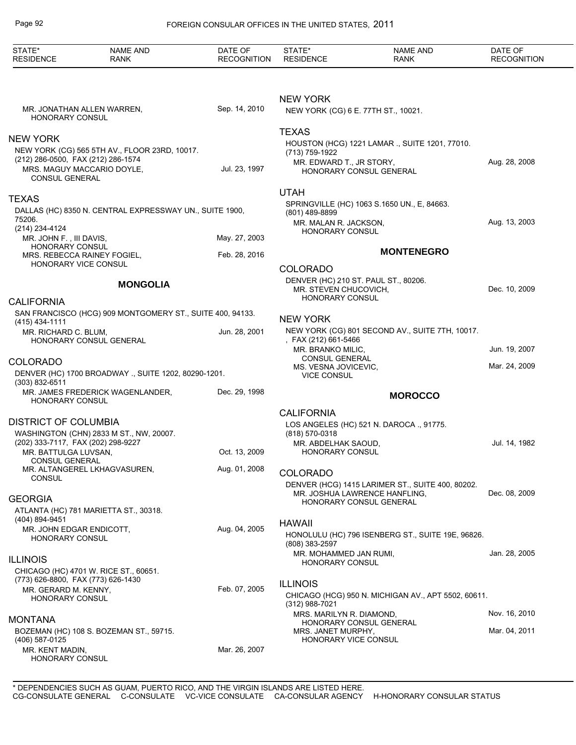MR. JONATHAN ALLEN WARREN, HONORARY CONSUL — Sep. 14, 2010

### NEW YORK

NEW YORK (CG) 565 5TH AV., FLOOR 23RD, 10017.
(212) 286-0500, FAX (212) 286-1574

MRS. MAGUY MACCARIO DOYLE, CONSUL GENERAL — Jul. 23, 1997

### TEXAS

DALLAS (HC) 8350 N. CENTRAL EXPRESSWAY UN., SUITE 1900, 75206.
(214) 234-4124

MR. JOHN F. , III DAVIS, HONORARY CONSUL — May. 27, 2003
MRS. REBECCA RAINEY FOGIEL, HONORARY VICE CONSUL — Feb. 28, 2016

## MONGOLIA

### CALIFORNIA

SAN FRANCISCO (HCG) 909 MONTGOMERY ST., SUITE 400, 94133.
(415) 434-1111

MR. RICHARD C. BLUM, HONORARY CONSUL GENERAL — Jun. 28, 2001

### COLORADO

DENVER (HC) 1700 BROADWAY ., SUITE 1202, 80290-1201.
(303) 832-6511

MR. JAMES FREDERICK WAGENLANDER, HONORARY CONSUL — Dec. 29, 1998

### DISTRICT OF COLUMBIA

WASHINGTON (CHN) 2833 M ST., NW, 20007.
(202) 333-7117, FAX (202) 298-9227

MR. BATTULGA LUVSAN, CONSUL GENERAL — Oct. 13, 2009
MR. ALTANGEREL LKHAGVASUREN, CONSUL — Aug. 01, 2008

### GEORGIA

ATLANTA (HC) 781 MARIETTA ST., 30318.
(404) 894-9451

MR. JOHN EDGAR ENDICOTT, HONORARY CONSUL — Aug. 04, 2005

### ILLINOIS

CHICAGO (HC) 4701 W. RICE ST., 60651.
(773) 626-8800, FAX (773) 626-1430

MR. GERARD M. KENNY, HONORARY CONSUL — Feb. 07, 2005

### MONTANA

BOZEMAN (HC) 108 S. BOZEMAN ST., 59715.
(406) 587-0125

MR. KENT MADIN, HONORARY CONSUL — Mar. 26, 2007

### NEW YORK

NEW YORK (CG) 6 E. 77TH ST., 10021.

### TEXAS

HOUSTON (HCG) 1221 LAMAR ., SUITE 1201, 77010.
(713) 759-1922

MR. EDWARD T., JR STORY, HONORARY CONSUL GENERAL — Aug. 28, 2008

### UTAH

SPRINGVILLE (HC) 1063 S.1650 UN., E, 84663.
(801) 489-8899

MR. MALAN R. JACKSON, HONORARY CONSUL — Aug. 13, 2003

## MONTENEGRO

### COLORADO

DENVER (HC) 210 ST. PAUL ST., 80206.

MR. STEVEN CHUCOVICH, HONORARY CONSUL — Dec. 10, 2009

### NEW YORK

NEW YORK (CG) 801 SECOND AV., SUITE 7TH, 10017.
, FAX (212) 661-5466

MR. BRANKO MILIC, CONSUL GENERAL — Jun. 19, 2007
MS. VESNA JOVICEVIC, VICE CONSUL — Mar. 24, 2009

## MOROCCO

### CALIFORNIA

LOS ANGELES (HC) 521 N. DAROCA ., 91775.
(818) 570-0318

MR. ABDELHAK SAOUD, HONORARY CONSUL — Jul. 14, 1982

### COLORADO

DENVER (HCG) 1415 LARIMER ST., SUITE 400, 80202.

MR. JOSHUA LAWRENCE HANFLING, HONORARY CONSUL GENERAL — Dec. 08, 2009

### HAWAII

HONOLULU (HC) 796 ISENBERG ST., SUITE 19E, 96826.
(808) 383-2597

MR. MOHAMMED JAN RUMI, HONORARY CONSUL — Jan. 28, 2005

### ILLINOIS

CHICAGO (HCG) 950 N. MICHIGAN AV., APT 5502, 60611.
(312) 988-7021

MRS. MARILYN R. DIAMOND, HONORARY CONSUL GENERAL — Nov. 16, 2010
MRS. JANET MURPHY, HONORARY VICE CONSUL — Mar. 04, 2011

\* DEPENDENCIES SUCH AS GUAM, PUERTO RICO, AND THE VIRGIN ISLANDS ARE LISTED HERE.
CG-CONSULATE GENERAL C-CONSULATE VC-VICE CONSULATE CA-CONSULAR AGENCY H-HONORARY CONSULAR STATUS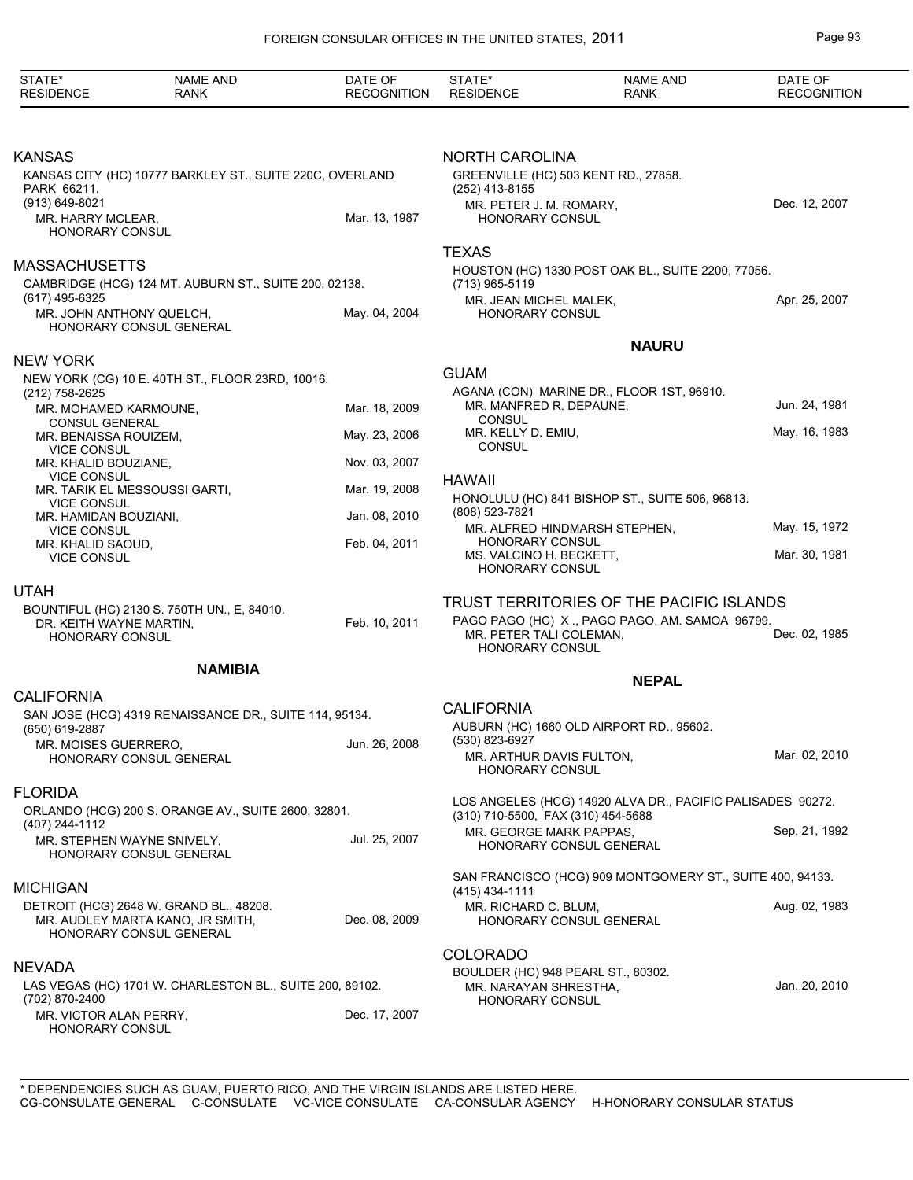| STATE* RESIDENCE | NAME AND RANK | DATE OF RECOGNITION |
|---|---|---|

### KANSAS

KANSAS CITY (HC) 10777 BARKLEY ST., SUITE 220C, OVERLAND PARK 66211.
(913) 649-8021

| | |
|---|---|
| MR. HARRY MCLEAR, HONORARY CONSUL | Mar. 13, 1987 |

### MASSACHUSETTS

CAMBRIDGE (HCG) 124 MT. AUBURN ST., SUITE 200, 02138.
(617) 495-6325

| | |
|---|---|
| MR. JOHN ANTHONY QUELCH, HONORARY CONSUL GENERAL | May. 04, 2004 |

### NEW YORK

NEW YORK (CG) 10 E. 40TH ST., FLOOR 23RD, 10016.
(212) 758-2625

| | |
|---|---|
| MR. MOHAMED KARMOUNE, CONSUL GENERAL | Mar. 18, 2009 |
| MR. BENAISSA ROUIZEM, VICE CONSUL | May. 23, 2006 |
| MR. KHALID BOUZIANE, VICE CONSUL | Nov. 03, 2007 |
| MR. TARIK EL MESSOUSSI GARTI, VICE CONSUL | Mar. 19, 2008 |
| MR. HAMIDAN BOUZIANI, VICE CONSUL | Jan. 08, 2010 |
| MR. KHALID SAOUD, VICE CONSUL | Feb. 04, 2011 |

### UTAH

BOUNTIFUL (HC) 2130 S. 750TH UN., E, 84010.

| | |
|---|---|
| DR. KEITH WAYNE MARTIN, HONORARY CONSUL | Feb. 10, 2011 |

## NAMIBIA

### CALIFORNIA

SAN JOSE (HCG) 4319 RENAISSANCE DR., SUITE 114, 95134.
(650) 619-2887

| | |
|---|---|
| MR. MOISES GUERRERO, HONORARY CONSUL GENERAL | Jun. 26, 2008 |

### FLORIDA

ORLANDO (HCG) 200 S. ORANGE AV., SUITE 2600, 32801.
(407) 244-1112

| | |
|---|---|
| MR. STEPHEN WAYNE SNIVELY, HONORARY CONSUL GENERAL | Jul. 25, 2007 |

### MICHIGAN

DETROIT (HCG) 2648 W. GRAND BL., 48208.

| | |
|---|---|
| MR. AUDLEY MARTA KANO, JR SMITH, HONORARY CONSUL GENERAL | Dec. 08, 2009 |

### NEVADA

LAS VEGAS (HC) 1701 W. CHARLESTON BL., SUITE 200, 89102.
(702) 870-2400

| | |
|---|---|
| MR. VICTOR ALAN PERRY, HONORARY CONSUL | Dec. 17, 2007 |

### NORTH CAROLINA

GREENVILLE (HC) 503 KENT RD., 27858.
(252) 413-8155

| | |
|---|---|
| MR. PETER J. M. ROMARY, HONORARY CONSUL | Dec. 12, 2007 |

### TEXAS

HOUSTON (HC) 1330 POST OAK BL., SUITE 2200, 77056.
(713) 965-5119

| | |
|---|---|
| MR. JEAN MICHEL MALEK, HONORARY CONSUL | Apr. 25, 2007 |

## NAURU

### GUAM

AGANA (CON) MARINE DR., FLOOR 1ST, 96910.

| | |
|---|---|
| MR. MANFRED R. DEPAUNE, CONSUL | Jun. 24, 1981 |
| MR. KELLY D. EMIU, CONSUL | May. 16, 1983 |

### HAWAII

HONOLULU (HC) 841 BISHOP ST., SUITE 506, 96813.
(808) 523-7821

| | |
|---|---|
| MR. ALFRED HINDMARSH STEPHEN, HONORARY CONSUL | May. 15, 1972 |
| MS. VALCINO H. BECKETT, HONORARY CONSUL | Mar. 30, 1981 |

### TRUST TERRITORIES OF THE PACIFIC ISLANDS

PAGO PAGO (HC) X ., PAGO PAGO, AM. SAMOA 96799.

| | |
|---|---|
| MR. PETER TALI COLEMAN, HONORARY CONSUL | Dec. 02, 1985 |

## NEPAL

### CALIFORNIA

AUBURN (HC) 1660 OLD AIRPORT RD., 95602.
(530) 823-6927

| | |
|---|---|
| MR. ARTHUR DAVIS FULTON, HONORARY CONSUL | Mar. 02, 2010 |

LOS ANGELES (HCG) 14920 ALVA DR., PACIFIC PALISADES 90272.
(310) 710-5500, FAX (310) 454-5688

| | |
|---|---|
| MR. GEORGE MARK PAPPAS, HONORARY CONSUL GENERAL | Sep. 21, 1992 |

SAN FRANCISCO (HCG) 909 MONTGOMERY ST., SUITE 400, 94133.
(415) 434-1111

| | |
|---|---|
| MR. RICHARD C. BLUM, HONORARY CONSUL GENERAL | Aug. 02, 1983 |

### COLORADO

BOULDER (HC) 948 PEARL ST., 80302.

| | |
|---|---|
| MR. NARAYAN SHRESTHA, HONORARY CONSUL | Jan. 20, 2010 |

* DEPENDENCIES SUCH AS GUAM, PUERTO RICO, AND THE VIRGIN ISLANDS ARE LISTED HERE.
CG-CONSULATE GENERAL C-CONSULATE VC-VICE CONSULATE CA-CONSULAR AGENCY H-HONORARY CONSULAR STATUS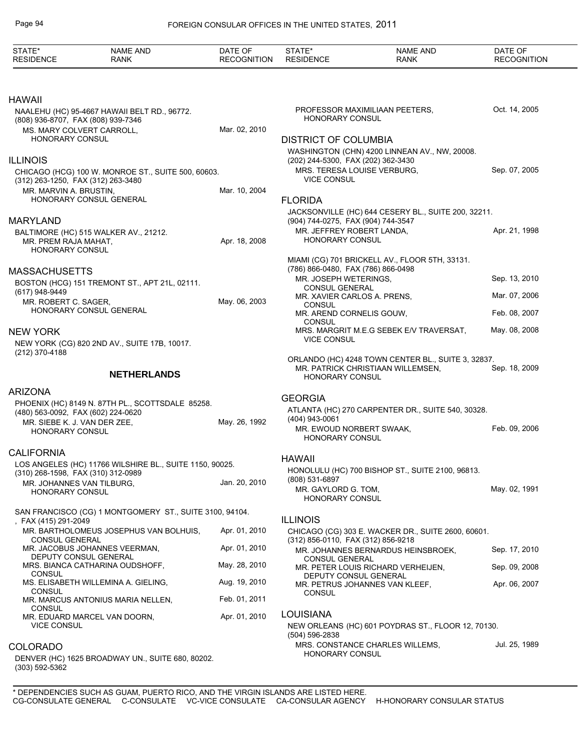| STATE* RESIDENCE | NAME AND RANK | DATE OF RECOGNITION |
|---|---|---|

## HAWAII

NAALEHU (HC) 95-4667 HAWAII BELT RD., 96772.
(808) 936-8707, FAX (808) 939-7346

| | |
|---|---|
| MS. MARY COLVERT CARROLL, HONORARY CONSUL | Mar. 02, 2010 |

## ILLINOIS

CHICAGO (HCG) 100 W. MONROE ST., SUITE 500, 60603.
(312) 263-1250, FAX (312) 263-3480

| | |
|---|---|
| MR. MARVIN A. BRUSTIN, HONORARY CONSUL GENERAL | Mar. 10, 2004 |

## MARYLAND

BALTIMORE (HC) 515 WALKER AV., 21212.

| | |
|---|---|
| MR. PREM RAJA MAHAT, HONORARY CONSUL | Apr. 18, 2008 |

## MASSACHUSETTS

BOSTON (HCG) 151 TREMONT ST., APT 21L, 02111.
(617) 948-9449

| | |
|---|---|
| MR. ROBERT C. SAGER, HONORARY CONSUL GENERAL | May. 06, 2003 |

## NEW YORK

NEW YORK (CG) 820 2ND AV., SUITE 17B, 10017.
(212) 370-4188

# NETHERLANDS

## ARIZONA

PHOENIX (HC) 8149 N. 87TH PL., SCOTTSDALE 85258.
(480) 563-0092, FAX (602) 224-0620

| | |
|---|---|
| MR. SIEBE K. J. VAN DER ZEE, HONORARY CONSUL | May. 26, 1992 |

## CALIFORNIA

LOS ANGELES (HC) 11766 WILSHIRE BL., SUITE 1150, 90025.
(310) 268-1598, FAX (310) 312-0989

| | |
|---|---|
| MR. JOHANNES VAN TILBURG, HONORARY CONSUL | Jan. 20, 2010 |

SAN FRANCISCO (CG) 1 MONTGOMERY ST., SUITE 3100, 94104.
, FAX (415) 291-2049

| | |
|---|---|
| MR. BARTHOLOMEUS JOSEPHUS VAN BOLHUIS, CONSUL GENERAL | Apr. 01, 2010 |
| MR. JACOBUS JOHANNES VEERMAN, DEPUTY CONSUL GENERAL | Apr. 01, 2010 |
| MRS. BIANCA CATHARINA OUDSHOFF, CONSUL | May. 28, 2010 |
| MS. ELISABETH WILLEMINA A. GIELING, CONSUL | Aug. 19, 2010 |
| MR. MARCUS ANTONIUS MARIA NELLEN, CONSUL | Feb. 01, 2011 |
| MR. EDUARD MARCEL VAN DOORN, VICE CONSUL | Apr. 01, 2010 |

## COLORADO

DENVER (HC) 1625 BROADWAY UN., SUITE 680, 80202.
(303) 592-5362

| | |
|---|---|
| PROFESSOR MAXIMILIAAN PEETERS, HONORARY CONSUL | Oct. 14, 2005 |

## DISTRICT OF COLUMBIA

WASHINGTON (CHN) 4200 LINNEAN AV., NW, 20008.
(202) 244-5300, FAX (202) 362-3430

| | |
|---|---|
| MRS. TERESA LOUISE VERBURG, VICE CONSUL | Sep. 07, 2005 |

## FLORIDA

JACKSONVILLE (HC) 644 CESERY BL., SUITE 200, 32211.
(904) 744-0275, FAX (904) 744-3547

| | |
|---|---|
| MR. JEFFREY ROBERT LANDA, HONORARY CONSUL | Apr. 21, 1998 |

MIAMI (CG) 701 BRICKELL AV., FLOOR 5TH, 33131.
(786) 866-0480, FAX (786) 866-0498

| | |
|---|---|
| MR. JOSEPH WETERINGS, CONSUL GENERAL | Sep. 13, 2010 |
| MR. XAVIER CARLOS A. PRENS, CONSUL | Mar. 07, 2006 |
| MR. AREND CORNELIS GOUW, CONSUL | Feb. 08, 2007 |
| MRS. MARGRIT M.E.G SEBEK E/V TRAVERSAT, VICE CONSUL | May. 08, 2008 |

ORLANDO (HC) 4248 TOWN CENTER BL., SUITE 3, 32837.

| | |
|---|---|
| MR. PATRICK CHRISTIAAN WILLEMSEN, HONORARY CONSUL | Sep. 18, 2009 |

## GEORGIA

ATLANTA (HC) 270 CARPENTER DR., SUITE 540, 30328.
(404) 943-0061

| | |
|---|---|
| MR. EWOUD NORBERT SWAAK, HONORARY CONSUL | Feb. 09, 2006 |

## HAWAII

HONOLULU (HC) 700 BISHOP ST., SUITE 2100, 96813.
(808) 531-6897

| | |
|---|---|
| MR. GAYLORD G. TOM, HONORARY CONSUL | May. 02, 1991 |

## ILLINOIS

CHICAGO (CG) 303 E. WACKER DR., SUITE 2600, 60601.
(312) 856-0110, FAX (312) 856-9218

| | |
|---|---|
| MR. JOHANNES BERNARDUS HEINSBROEK, CONSUL GENERAL | Sep. 17, 2010 |
| MR. PETER LOUIS RICHARD VERHEIJEN, DEPUTY CONSUL GENERAL | Sep. 09, 2008 |
| MR. PETRUS JOHANNES VAN KLEEF, CONSUL | Apr. 06, 2007 |

## LOUISIANA

NEW ORLEANS (HC) 601 POYDRAS ST., FLOOR 12, 70130.
(504) 596-2838

| | |
|---|---|
| MRS. CONSTANCE CHARLES WILLEMS, HONORARY CONSUL | Jul. 25, 1989 |

\* DEPENDENCIES SUCH AS GUAM, PUERTO RICO, AND THE VIRGIN ISLANDS ARE LISTED HERE.
CG-CONSULATE GENERAL C-CONSULATE VC-VICE CONSULATE CA-CONSULAR AGENCY H-HONORARY CONSULAR STATUS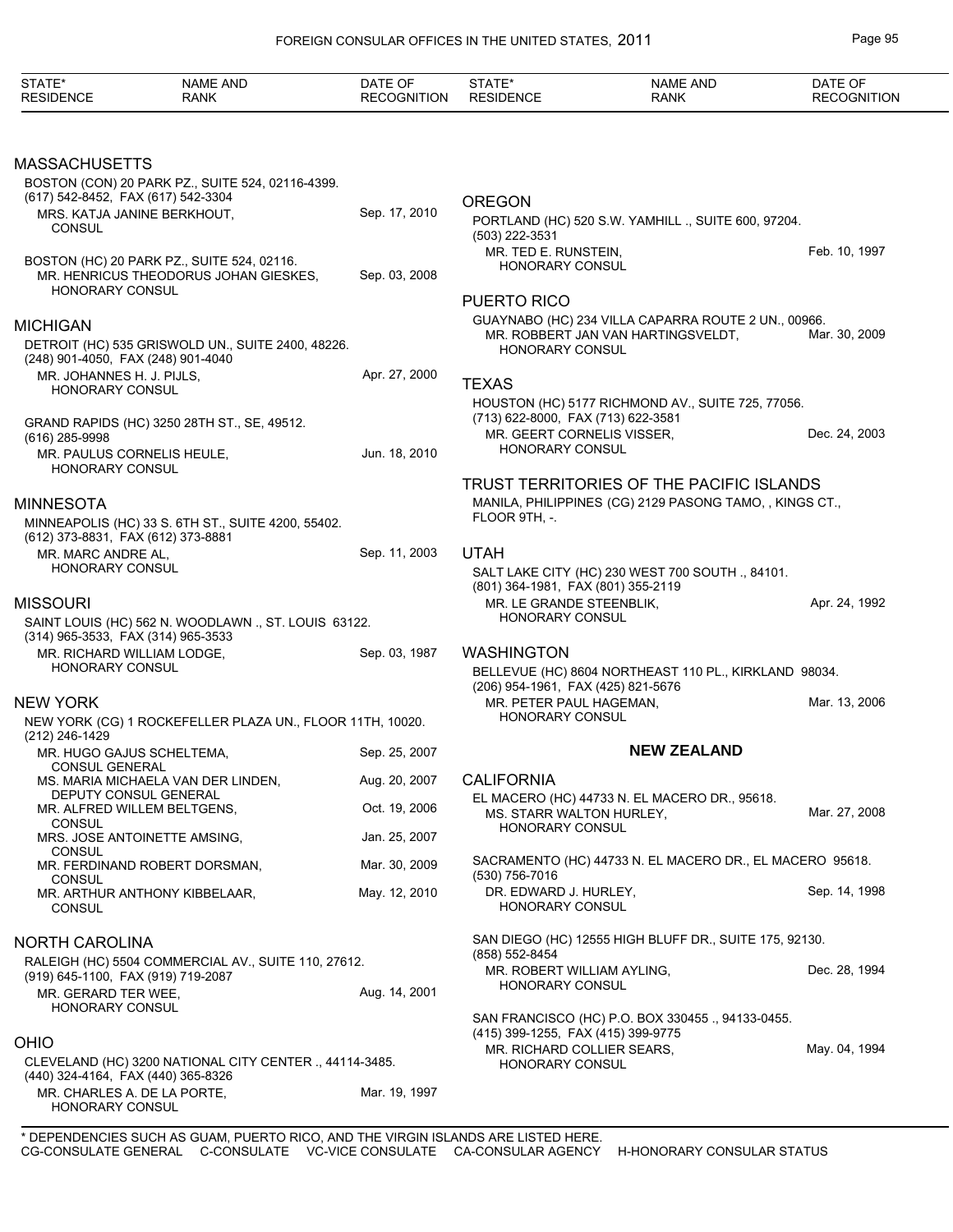| STATE* RESIDENCE | NAME AND RANK | DATE OF RECOGNITION |
|---|---|---|

## MASSACHUSETTS

BOSTON (CON) 20 PARK PZ., SUITE 524, 02116-4399.
(617) 542-8452, FAX (617) 542-3304

MRS. KATJA JANINE BERKHOUT, CONSUL — Sep. 17, 2010

BOSTON (HC) 20 PARK PZ., SUITE 524, 02116.

MR. HENRICUS THEODORUS JOHAN GIESKES, HONORARY CONSUL — Sep. 03, 2008

## MICHIGAN

DETROIT (HC) 535 GRISWOLD UN., SUITE 2400, 48226.
(248) 901-4050, FAX (248) 901-4040

MR. JOHANNES H. J. PIJLS, HONORARY CONSUL — Apr. 27, 2000

GRAND RAPIDS (HC) 3250 28TH ST., SE, 49512.
(616) 285-9998

MR. PAULUS CORNELIS HEULE, HONORARY CONSUL — Jun. 18, 2010

## MINNESOTA

MINNEAPOLIS (HC) 33 S. 6TH ST., SUITE 4200, 55402.
(612) 373-8831, FAX (612) 373-8881

MR. MARC ANDRE AL, HONORARY CONSUL — Sep. 11, 2003

## MISSOURI

SAINT LOUIS (HC) 562 N. WOODLAWN ., ST. LOUIS 63122.
(314) 965-3533, FAX (314) 965-3533

MR. RICHARD WILLIAM LODGE, HONORARY CONSUL — Sep. 03, 1987

## NEW YORK

NEW YORK (CG) 1 ROCKEFELLER PLAZA UN., FLOOR 11TH, 10020.
(212) 246-1429

MR. HUGO GAJUS SCHELTEMA, CONSUL GENERAL — Sep. 25, 2007

MS. MARIA MICHAELA VAN DER LINDEN, DEPUTY CONSUL GENERAL — Aug. 20, 2007

MR. ALFRED WILLEM BELTGENS, CONSUL — Oct. 19, 2006

MRS. JOSE ANTOINETTE AMSING, CONSUL — Jan. 25, 2007

MR. FERDINAND ROBERT DORSMAN, CONSUL — Mar. 30, 2009

MR. ARTHUR ANTHONY KIBBELAAR, CONSUL — May. 12, 2010

## NORTH CAROLINA

RALEIGH (HC) 5504 COMMERCIAL AV., SUITE 110, 27612.
(919) 645-1100, FAX (919) 719-2087

MR. GERARD TER WEE, HONORARY CONSUL — Aug. 14, 2001

## OHIO

CLEVELAND (HC) 3200 NATIONAL CITY CENTER ., 44114-3485.
(440) 324-4164, FAX (440) 365-8326

MR. CHARLES A. DE LA PORTE, HONORARY CONSUL — Mar. 19, 1997

## OREGON

PORTLAND (HC) 520 S.W. YAMHILL ., SUITE 600, 97204.
(503) 222-3531

MR. TED E. RUNSTEIN, HONORARY CONSUL — Feb. 10, 1997

## PUERTO RICO

GUAYNABO (HC) 234 VILLA CAPARRA ROUTE 2 UN., 00966.

MR. ROBBERT JAN VAN HARTINGSVELDT, HONORARY CONSUL — Mar. 30, 2009

## TEXAS

HOUSTON (HC) 5177 RICHMOND AV., SUITE 725, 77056.
(713) 622-8000, FAX (713) 622-3581

MR. GEERT CORNELIS VISSER, HONORARY CONSUL — Dec. 24, 2003

## TRUST TERRITORIES OF THE PACIFIC ISLANDS

MANILA, PHILIPPINES (CG) 2129 PASONG TAMO, , KINGS CT., FLOOR 9TH, -.

## UTAH

SALT LAKE CITY (HC) 230 WEST 700 SOUTH ., 84101.
(801) 364-1981, FAX (801) 355-2119

MR. LE GRANDE STEENBLIK, HONORARY CONSUL — Apr. 24, 1992

## WASHINGTON

BELLEVUE (HC) 8604 NORTHEAST 110 PL., KIRKLAND 98034.
(206) 954-1961, FAX (425) 821-5676

MR. PETER PAUL HAGEMAN, HONORARY CONSUL — Mar. 13, 2006

# NEW ZEALAND

## CALIFORNIA

EL MACERO (HC) 44733 N. EL MACERO DR., 95618.

MS. STARR WALTON HURLEY, HONORARY CONSUL — Mar. 27, 2008

SACRAMENTO (HC) 44733 N. EL MACERO DR., EL MACERO 95618.
(530) 756-7016

DR. EDWARD J. HURLEY, HONORARY CONSUL — Sep. 14, 1998

SAN DIEGO (HC) 12555 HIGH BLUFF DR., SUITE 175, 92130.
(858) 552-8454

MR. ROBERT WILLIAM AYLING, HONORARY CONSUL — Dec. 28, 1994

SAN FRANCISCO (HC) P.O. BOX 330455 ., 94133-0455.
(415) 399-1255, FAX (415) 399-9775

MR. RICHARD COLLIER SEARS, HONORARY CONSUL — May. 04, 1994

\* DEPENDENCIES SUCH AS GUAM, PUERTO RICO, AND THE VIRGIN ISLANDS ARE LISTED HERE.
CG-CONSULATE GENERAL C-CONSULATE VC-VICE CONSULATE CA-CONSULAR AGENCY H-HONORARY CONSULAR STATUS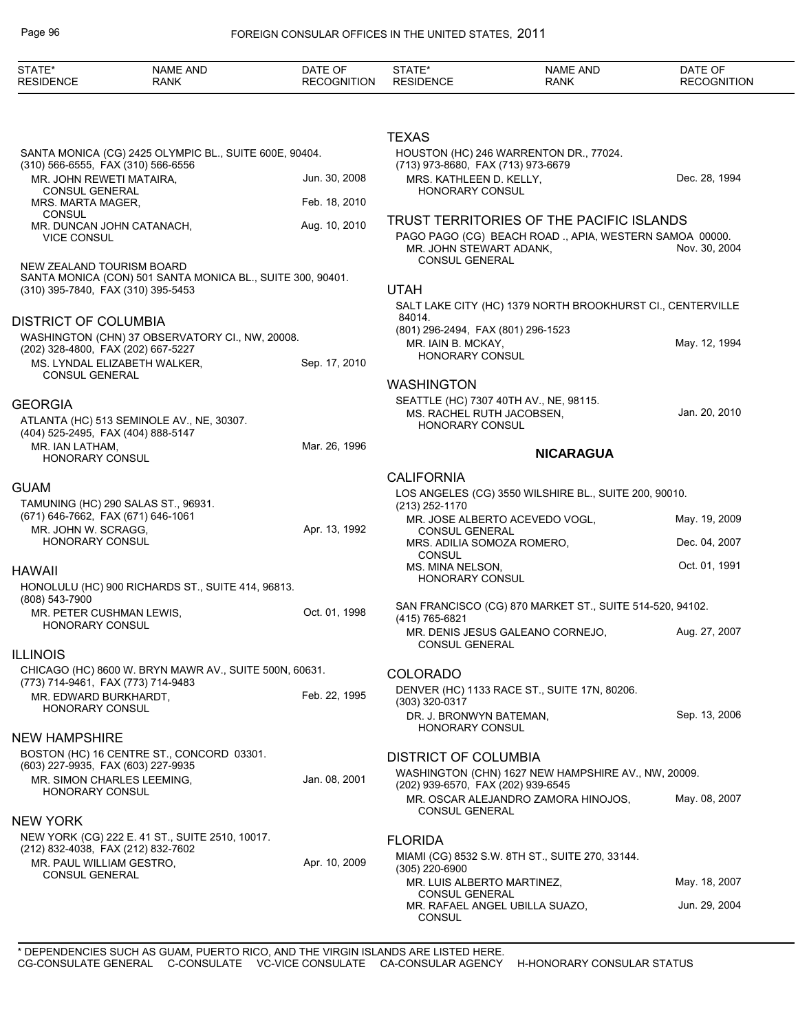SANTA MONICA (CG) 2425 OLYMPIC BL., SUITE 600E, 90404.
(310) 566-6555, FAX (310) 566-6556

| Name and Rank | Date of Recognition |
|---|---|
| MR. JOHN REWETI MATAIRA, CONSUL GENERAL | Jun. 30, 2008 |
| MRS. MARTA MAGER, CONSUL | Feb. 18, 2010 |
| MR. DUNCAN JOHN CATANACH, VICE CONSUL | Aug. 10, 2010 |

NEW ZEALAND TOURISM BOARD
SANTA MONICA (CON) 501 SANTA MONICA BL., SUITE 300, 90401.
(310) 395-7840, FAX (310) 395-5453

## DISTRICT OF COLUMBIA

WASHINGTON (CHN) 37 OBSERVATORY CI., NW, 20008.
(202) 328-4800, FAX (202) 667-5227

| Name and Rank | Date of Recognition |
|---|---|
| MS. LYNDAL ELIZABETH WALKER, CONSUL GENERAL | Sep. 17, 2010 |

## GEORGIA

ATLANTA (HC) 513 SEMINOLE AV., NE, 30307.
(404) 525-2495, FAX (404) 888-5147

| Name and Rank | Date of Recognition |
|---|---|
| MR. IAN LATHAM, HONORARY CONSUL | Mar. 26, 1996 |

## GUAM

TAMUNING (HC) 290 SALAS ST., 96931.
(671) 646-7662, FAX (671) 646-1061

| Name and Rank | Date of Recognition |
|---|---|
| MR. JOHN W. SCRAGG, HONORARY CONSUL | Apr. 13, 1992 |

## HAWAII

HONOLULU (HC) 900 RICHARDS ST., SUITE 414, 96813.
(808) 543-7900

| Name and Rank | Date of Recognition |
|---|---|
| MR. PETER CUSHMAN LEWIS, HONORARY CONSUL | Oct. 01, 1998 |

## ILLINOIS

CHICAGO (HC) 8600 W. BRYN MAWR AV., SUITE 500N, 60631.
(773) 714-9461, FAX (773) 714-9483

| Name and Rank | Date of Recognition |
|---|---|
| MR. EDWARD BURKHARDT, HONORARY CONSUL | Feb. 22, 1995 |

## NEW HAMPSHIRE

BOSTON (HC) 16 CENTRE ST., CONCORD 03301.
(603) 227-9935, FAX (603) 227-9935

| Name and Rank | Date of Recognition |
|---|---|
| MR. SIMON CHARLES LEEMING, HONORARY CONSUL | Jan. 08, 2001 |

## NEW YORK

NEW YORK (CG) 222 E. 41 ST., SUITE 2510, 10017.
(212) 832-4038, FAX (212) 832-7602

| Name and Rank | Date of Recognition |
|---|---|
| MR. PAUL WILLIAM GESTRO, CONSUL GENERAL | Apr. 10, 2009 |

## TEXAS

HOUSTON (HC) 246 WARRENTON DR., 77024.
(713) 973-8680, FAX (713) 973-6679

| Name and Rank | Date of Recognition |
|---|---|
| MRS. KATHLEEN D. KELLY, HONORARY CONSUL | Dec. 28, 1994 |

## TRUST TERRITORIES OF THE PACIFIC ISLANDS

PAGO PAGO (CG) BEACH ROAD ., APIA, WESTERN SAMOA 00000.

| Name and Rank | Date of Recognition |
|---|---|
| MR. JOHN STEWART ADANK, CONSUL GENERAL | Nov. 30, 2004 |

## UTAH

SALT LAKE CITY (HC) 1379 NORTH BROOKHURST CI., CENTERVILLE 84014.
(801) 296-2494, FAX (801) 296-1523

| Name and Rank | Date of Recognition |
|---|---|
| MR. IAIN B. MCKAY, HONORARY CONSUL | May. 12, 1994 |

## WASHINGTON

SEATTLE (HC) 7307 40TH AV., NE, 98115.

| Name and Rank | Date of Recognition |
|---|---|
| MS. RACHEL RUTH JACOBSEN, HONORARY CONSUL | Jan. 20, 2010 |

# NICARAGUA

## CALIFORNIA

LOS ANGELES (CG) 3550 WILSHIRE BL., SUITE 200, 90010.
(213) 252-1170

| Name and Rank | Date of Recognition |
|---|---|
| MR. JOSE ALBERTO ACEVEDO VOGL, CONSUL GENERAL | May. 19, 2009 |
| MRS. ADILIA SOMOZA ROMERO, CONSUL | Dec. 04, 2007 |
| MS. MINA NELSON, HONORARY CONSUL | Oct. 01, 1991 |

SAN FRANCISCO (CG) 870 MARKET ST., SUITE 514-520, 94102.
(415) 765-6821

| Name and Rank | Date of Recognition |
|---|---|
| MR. DENIS JESUS GALEANO CORNEJO, CONSUL GENERAL | Aug. 27, 2007 |

## COLORADO

DENVER (HC) 1133 RACE ST., SUITE 17N, 80206.
(303) 320-0317

| Name and Rank | Date of Recognition |
|---|---|
| DR. J. BRONWYN BATEMAN, HONORARY CONSUL | Sep. 13, 2006 |

## DISTRICT OF COLUMBIA

WASHINGTON (CHN) 1627 NEW HAMPSHIRE AV., NW, 20009.
(202) 939-6570, FAX (202) 939-6545

| Name and Rank | Date of Recognition |
|---|---|
| MR. OSCAR ALEJANDRO ZAMORA HINOJOS, CONSUL GENERAL | May. 08, 2007 |

## FLORIDA

MIAMI (CG) 8532 S.W. 8TH ST., SUITE 270, 33144.
(305) 220-6900

| Name and Rank | Date of Recognition |
|---|---|
| MR. LUIS ALBERTO MARTINEZ, CONSUL GENERAL | May. 18, 2007 |
| MR. RAFAEL ANGEL UBILLA SUAZO, CONSUL | Jun. 29, 2004 |

* DEPENDENCIES SUCH AS GUAM, PUERTO RICO, AND THE VIRGIN ISLANDS ARE LISTED HERE.
CG-CONSULATE GENERAL C-CONSULATE VC-VICE CONSULATE CA-CONSULAR AGENCY H-HONORARY CONSULAR STATUS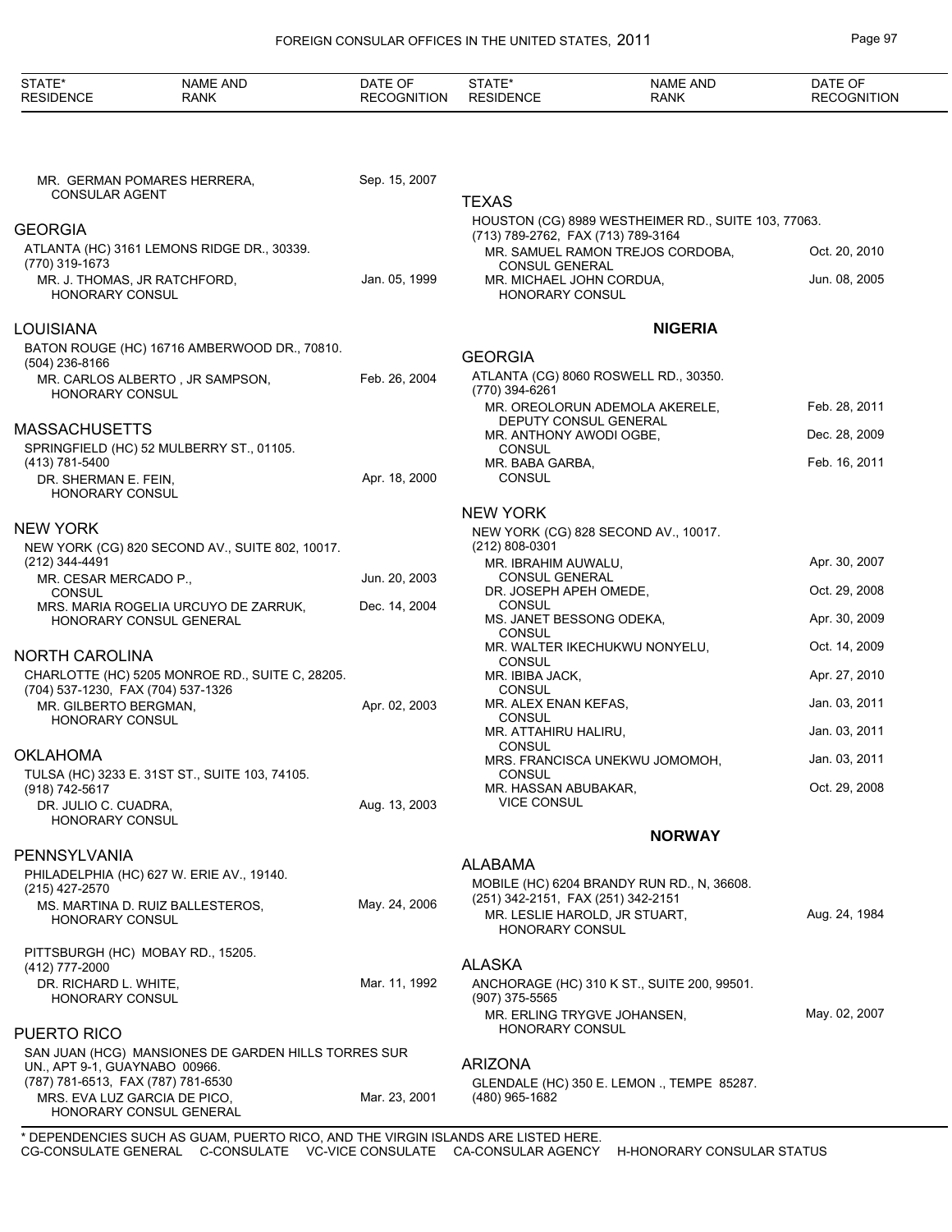MR. GERMAN POMARES HERRERA, CONSULAR AGENT — Sep. 15, 2007

## GEORGIA

ATLANTA (HC) 3161 LEMONS RIDGE DR., 30339.
(770) 319-1673

- MR. J. THOMAS, JR RATCHFORD, HONORARY CONSUL — Jan. 05, 1999

## LOUISIANA

BATON ROUGE (HC) 16716 AMBERWOOD DR., 70810.
(504) 236-8166

- MR. CARLOS ALBERTO , JR SAMPSON, HONORARY CONSUL — Feb. 26, 2004

## MASSACHUSETTS

SPRINGFIELD (HC) 52 MULBERRY ST., 01105.
(413) 781-5400

- DR. SHERMAN E. FEIN, HONORARY CONSUL — Apr. 18, 2000

## NEW YORK

NEW YORK (CG) 820 SECOND AV., SUITE 802, 10017.
(212) 344-4491

- MR. CESAR MERCADO P., CONSUL — Jun. 20, 2003
- MRS. MARIA ROGELIA URCUYO DE ZARRUK, HONORARY CONSUL GENERAL — Dec. 14, 2004

## NORTH CAROLINA

CHARLOTTE (HC) 5205 MONROE RD., SUITE C, 28205.
(704) 537-1230, FAX (704) 537-1326

- MR. GILBERTO BERGMAN, HONORARY CONSUL — Apr. 02, 2003

## OKLAHOMA

TULSA (HC) 3233 E. 31ST ST., SUITE 103, 74105.
(918) 742-5617

- DR. JULIO C. CUADRA, HONORARY CONSUL — Aug. 13, 2003

## PENNSYLVANIA

PHILADELPHIA (HC) 627 W. ERIE AV., 19140.
(215) 427-2570

- MS. MARTINA D. RUIZ BALLESTEROS, HONORARY CONSUL — May. 24, 2006

PITTSBURGH (HC) MOBAY RD., 15205.
(412) 777-2000

- DR. RICHARD L. WHITE, HONORARY CONSUL — Mar. 11, 1992

## PUERTO RICO

SAN JUAN (HCG) MANSIONES DE GARDEN HILLS TORRES SUR UN., APT 9-1, GUAYNABO 00966.
(787) 781-6513, FAX (787) 781-6530

- MRS. EVA LUZ GARCIA DE PICO, HONORARY CONSUL GENERAL — Mar. 23, 2001

## TEXAS

HOUSTON (CG) 8989 WESTHEIMER RD., SUITE 103, 77063.
(713) 789-2762, FAX (713) 789-3164

- MR. SAMUEL RAMON TREJOS CORDOBA, CONSUL GENERAL — Oct. 20, 2010
- MR. MICHAEL JOHN CORDUA, HONORARY CONSUL — Jun. 08, 2005

# NIGERIA

## GEORGIA

ATLANTA (CG) 8060 ROSWELL RD., 30350.
(770) 394-6261

- MR. OREOLORUN ADEMOLA AKERELE, DEPUTY CONSUL GENERAL — Feb. 28, 2011
- MR. ANTHONY AWODI OGBE, CONSUL — Dec. 28, 2009
- MR. BABA GARBA, CONSUL — Feb. 16, 2011

## NEW YORK

NEW YORK (CG) 828 SECOND AV., 10017.
(212) 808-0301

- MR. IBRAHIM AUWALU, CONSUL GENERAL — Apr. 30, 2007
- DR. JOSEPH APEH OMEDE, CONSUL — Oct. 29, 2008
- MS. JANET BESSONG ODEKA, CONSUL — Apr. 30, 2009
- MR. WALTER IKECHUKWU NONYELU, CONSUL — Oct. 14, 2009
- MR. IBIBA JACK, CONSUL — Apr. 27, 2010
- MR. ALEX ENAN KEFAS, CONSUL — Jan. 03, 2011
- MR. ATTAHIRU HALIRU, CONSUL — Jan. 03, 2011
- MRS. FRANCISCA UNEKWU JOMOMOH, CONSUL — Jan. 03, 2011
- MR. HASSAN ABUBAKAR, VICE CONSUL — Oct. 29, 2008

# NORWAY

## ALABAMA

MOBILE (HC) 6204 BRANDY RUN RD., N, 36608.
(251) 342-2151, FAX (251) 342-2151

- MR. LESLIE HAROLD, JR STUART, HONORARY CONSUL — Aug. 24, 1984

## ALASKA

ANCHORAGE (HC) 310 K ST., SUITE 200, 99501.
(907) 375-5565

- MR. ERLING TRYGVE JOHANSEN, HONORARY CONSUL — May. 02, 2007

## ARIZONA

GLENDALE (HC) 350 E. LEMON ., TEMPE 85287.
(480) 965-1682

\* DEPENDENCIES SUCH AS GUAM, PUERTO RICO, AND THE VIRGIN ISLANDS ARE LISTED HERE.
CG-CONSULATE GENERAL C-CONSULATE VC-VICE CONSULATE CA-CONSULAR AGENCY H-HONORARY CONSULAR STATUS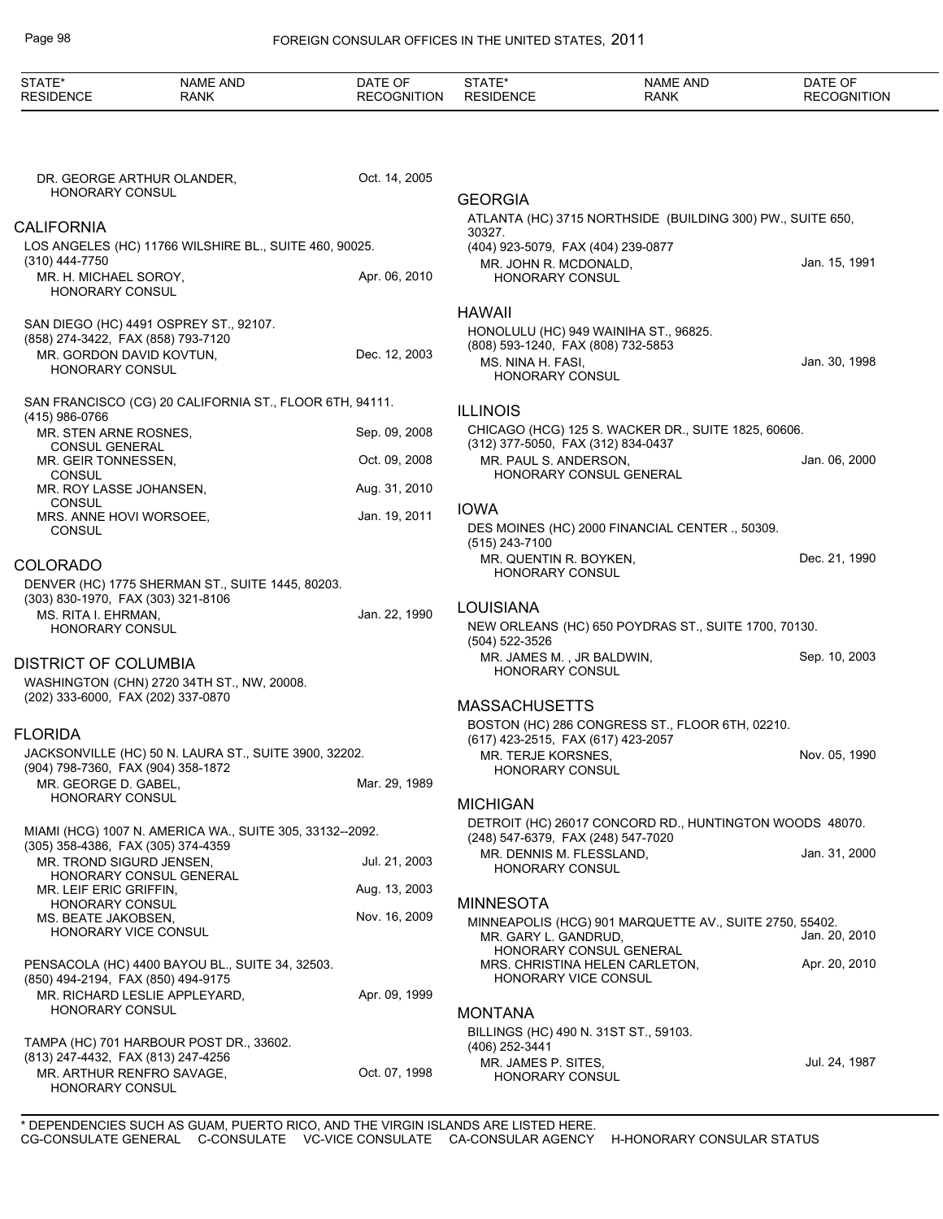| STATE* RESIDENCE | NAME AND RANK | DATE OF RECOGNITION |
|---|---|---|

DR. GEORGE ARTHUR OLANDER, HONORARY CONSUL — Oct. 14, 2005

## CALIFORNIA

LOS ANGELES (HC) 11766 WILSHIRE BL., SUITE 460, 90025.
(310) 444-7750

MR. H. MICHAEL SOROY, HONORARY CONSUL — Apr. 06, 2010

SAN DIEGO (HC) 4491 OSPREY ST., 92107.
(858) 274-3422, FAX (858) 793-7120

MR. GORDON DAVID KOVTUN, HONORARY CONSUL — Dec. 12, 2003

SAN FRANCISCO (CG) 20 CALIFORNIA ST., FLOOR 6TH, 94111.
(415) 986-0766

MR. STEN ARNE ROSNES, CONSUL GENERAL — Sep. 09, 2008
MR. GEIR TONNESSEN, CONSUL — Oct. 09, 2008
MR. ROY LASSE JOHANSEN, CONSUL — Aug. 31, 2010
MRS. ANNE HOVI WORSOEE, CONSUL — Jan. 19, 2011

## COLORADO

DENVER (HC) 1775 SHERMAN ST., SUITE 1445, 80203.
(303) 830-1970, FAX (303) 321-8106

MS. RITA I. EHRMAN, HONORARY CONSUL — Jan. 22, 1990

## DISTRICT OF COLUMBIA

WASHINGTON (CHN) 2720 34TH ST., NW, 20008.
(202) 333-6000, FAX (202) 337-0870

## FLORIDA

JACKSONVILLE (HC) 50 N. LAURA ST., SUITE 3900, 32202.
(904) 798-7360, FAX (904) 358-1872

MR. GEORGE D. GABEL, HONORARY CONSUL — Mar. 29, 1989

MIAMI (HCG) 1007 N. AMERICA WA., SUITE 305, 33132--2092.
(305) 358-4386, FAX (305) 374-4359

MR. TROND SIGURD JENSEN, HONORARY CONSUL GENERAL — Jul. 21, 2003
MR. LEIF ERIC GRIFFIN, HONORARY CONSUL — Aug. 13, 2003
MS. BEATE JAKOBSEN, HONORARY VICE CONSUL — Nov. 16, 2009

PENSACOLA (HC) 4400 BAYOU BL., SUITE 34, 32503.
(850) 494-2194, FAX (850) 494-9175

MR. RICHARD LESLIE APPLEYARD, HONORARY CONSUL — Apr. 09, 1999

TAMPA (HC) 701 HARBOUR POST DR., 33602.
(813) 247-4432, FAX (813) 247-4256

MR. ARTHUR RENFRO SAVAGE, HONORARY CONSUL — Oct. 07, 1998

## GEORGIA

ATLANTA (HC) 3715 NORTHSIDE (BUILDING 300) PW., SUITE 650, 30327.
(404) 923-5079, FAX (404) 239-0877

MR. JOHN R. MCDONALD, HONORARY CONSUL — Jan. 15, 1991

## HAWAII

HONOLULU (HC) 949 WAINIHA ST., 96825.
(808) 593-1240, FAX (808) 732-5853

MS. NINA H. FASI, HONORARY CONSUL — Jan. 30, 1998

## ILLINOIS

CHICAGO (HCG) 125 S. WACKER DR., SUITE 1825, 60606.
(312) 377-5050, FAX (312) 834-0437

MR. PAUL S. ANDERSON, HONORARY CONSUL GENERAL — Jan. 06, 2000

## IOWA

DES MOINES (HC) 2000 FINANCIAL CENTER ., 50309.
(515) 243-7100

MR. QUENTIN R. BOYKEN, HONORARY CONSUL — Dec. 21, 1990

## LOUISIANA

NEW ORLEANS (HC) 650 POYDRAS ST., SUITE 1700, 70130.
(504) 522-3526

MR. JAMES M. , JR BALDWIN, HONORARY CONSUL — Sep. 10, 2003

## MASSACHUSETTS

BOSTON (HC) 286 CONGRESS ST., FLOOR 6TH, 02210.
(617) 423-2515, FAX (617) 423-2057

MR. TERJE KORSNES, HONORARY CONSUL — Nov. 05, 1990

## MICHIGAN

DETROIT (HC) 26017 CONCORD RD., HUNTINGTON WOODS 48070.
(248) 547-6379, FAX (248) 547-7020

MR. DENNIS M. FLESSLAND, HONORARY CONSUL — Jan. 31, 2000

## MINNESOTA

MINNEAPOLIS (HCG) 901 MARQUETTE AV., SUITE 2750, 55402.

MR. GARY L. GANDRUD, HONORARY CONSUL GENERAL — Jan. 20, 2010
MRS. CHRISTINA HELEN CARLETON, HONORARY VICE CONSUL — Apr. 20, 2010

## MONTANA

BILLINGS (HC) 490 N. 31ST ST., 59103.
(406) 252-3441

MR. JAMES P. SITES, HONORARY CONSUL — Jul. 24, 1987

\* DEPENDENCIES SUCH AS GUAM, PUERTO RICO, AND THE VIRGIN ISLANDS ARE LISTED HERE.
CG-CONSULATE GENERAL C-CONSULATE VC-VICE CONSULATE CA-CONSULAR AGENCY H-HONORARY CONSULAR STATUS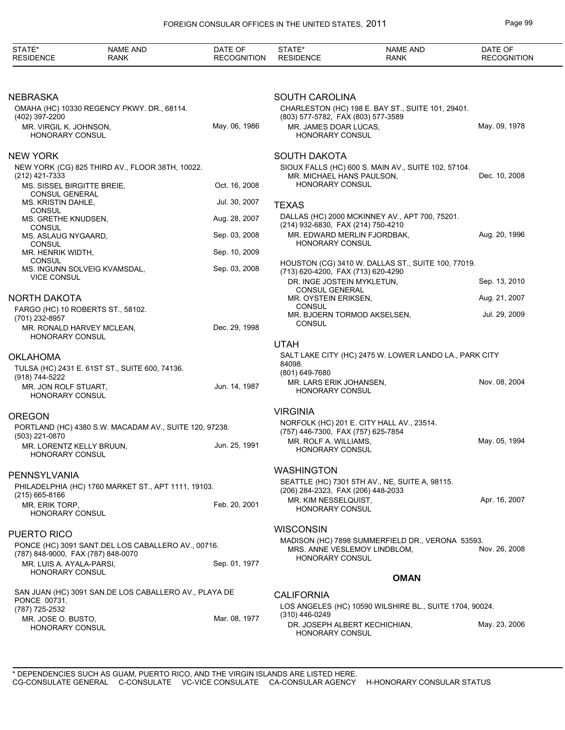| STATE* RESIDENCE | NAME AND RANK | DATE OF RECOGNITION |
|---|---|---|

## NEBRASKA

OMAHA (HC) 10330 REGENCY PKWY. DR., 68114.
(402) 397-2200

| | |
|---|---|
| MR. VIRGIL K. JOHNSON, HONORARY CONSUL | May. 06, 1986 |

## NEW YORK

NEW YORK (CG) 825 THIRD AV., FLOOR 38TH, 10022.
(212) 421-7333

| | |
|---|---|
| MS. SISSEL BIRGITTE BREIE, CONSUL GENERAL | Oct. 16, 2008 |
| MS. KRISTIN DAHLE, CONSUL | Jul. 30, 2007 |
| MS. GRETHE KNUDSEN, CONSUL | Aug. 28, 2007 |
| MS. ASLAUG NYGAARD, CONSUL | Sep. 03, 2008 |
| MR. HENRIK WIDTH, CONSUL | Sep. 10, 2009 |
| MS. INGUNN SOLVEIG KVAMSDAL, VICE CONSUL | Sep. 03, 2008 |

## NORTH DAKOTA

FARGO (HC) 10 ROBERTS ST., 58102.
(701) 232-8957

| | |
|---|---|
| MR. RONALD HARVEY MCLEAN, HONORARY CONSUL | Dec. 29, 1998 |

## OKLAHOMA

TULSA (HC) 2431 E. 61ST ST., SUITE 600, 74136.
(918) 744-5222

| | |
|---|---|
| MR. JON ROLF STUART, HONORARY CONSUL | Jun. 14, 1987 |

## OREGON

PORTLAND (HC) 4380 S.W. MACADAM AV., SUITE 120, 97238.
(503) 221-0870

| | |
|---|---|
| MR. LORENTZ KELLY BRUUN, HONORARY CONSUL | Jun. 25, 1991 |

## PENNSYLVANIA

PHILADELPHIA (HC) 1760 MARKET ST., APT 1111, 19103.
(215) 665-8166

| | |
|---|---|
| MR. ERIK TORP, HONORARY CONSUL | Feb. 20, 2001 |

## PUERTO RICO

PONCE (HC) 3091 SANT.DEL LOS CABALLERO AV., 00716.
(787) 848-9000, FAX (787) 848-0070

| | |
|---|---|
| MR. LUIS A. AYALA-PARSI, HONORARY CONSUL | Sep. 01, 1977 |

SAN JUAN (HC) 3091 SAN.DE LOS CABALLERO AV., PLAYA DE PONCE 00731.
(787) 725-2532

| | |
|---|---|
| MR. JOSE O. BUSTO, HONORARY CONSUL | Mar. 08, 1977 |

## SOUTH CAROLINA

CHARLESTON (HC) 198 E. BAY ST., SUITE 101, 29401.
(803) 577-5782, FAX (803) 577-3589

| | |
|---|---|
| MR. JAMES DOAR LUCAS, HONORARY CONSUL | May. 09, 1978 |

## SOUTH DAKOTA

SIOUX FALLS (HC) 600 S. MAIN AV., SUITE 102, 57104.

| | |
|---|---|
| MR. MICHAEL HANS PAULSON, HONORARY CONSUL | Dec. 10, 2008 |

## TEXAS

DALLAS (HC) 2000 MCKINNEY AV., APT 700, 75201.
(214) 932-6830, FAX (214) 750-4210

| | |
|---|---|
| MR. EDWARD MERLIN FJORDBAK, HONORARY CONSUL | Aug. 20, 1996 |

HOUSTON (CG) 3410 W. DALLAS ST., SUITE 100, 77019.
(713) 620-4200, FAX (713) 620-4290

| | |
|---|---|
| DR. INGE JOSTEIN MYKLETUN, CONSUL GENERAL | Sep. 13, 2010 |
| MR. OYSTEIN ERIKSEN, CONSUL | Aug. 21, 2007 |
| MR. BJOERN TORMOD AKSELSEN, CONSUL | Jul. 29, 2009 |

## UTAH

SALT LAKE CITY (HC) 2475 W. LOWER LANDO LA., PARK CITY 84098.
(801) 649-7680

| | |
|---|---|
| MR. LARS ERIK JOHANSEN, HONORARY CONSUL | Nov. 08, 2004 |

## VIRGINIA

NORFOLK (HC) 201 E. CITY HALL AV., 23514.
(757) 446-7300, FAX (757) 625-7854

| | |
|---|---|
| MR. ROLF A. WILLIAMS, HONORARY CONSUL | May. 05, 1994 |

## WASHINGTON

SEATTLE (HC) 7301 5TH AV., NE, SUITE A, 98115.
(206) 284-2323, FAX (206) 448-2033

| | |
|---|---|
| MR. KIM NESSELQUIST, HONORARY CONSUL | Apr. 16, 2007 |

## WISCONSIN

MADISON (HC) 7898 SUMMERFIELD DR., VERONA 53593.

| | |
|---|---|
| MRS. ANNE VESLEMOY LINDBLOM, HONORARY CONSUL | Nov. 26, 2008 |

# OMAN

## CALIFORNIA

LOS ANGELES (HC) 10590 WILSHIRE BL., SUITE 1704, 90024.
(310) 446-0249

| | |
|---|---|
| DR. JOSEPH ALBERT KECHICHIAN, HONORARY CONSUL | May. 23, 2006 |

\* DEPENDENCIES SUCH AS GUAM, PUERTO RICO, AND THE VIRGIN ISLANDS ARE LISTED HERE.
CG-CONSULATE GENERAL C-CONSULATE VC-VICE CONSULATE CA-CONSULAR AGENCY H-HONORARY CONSULAR STATUS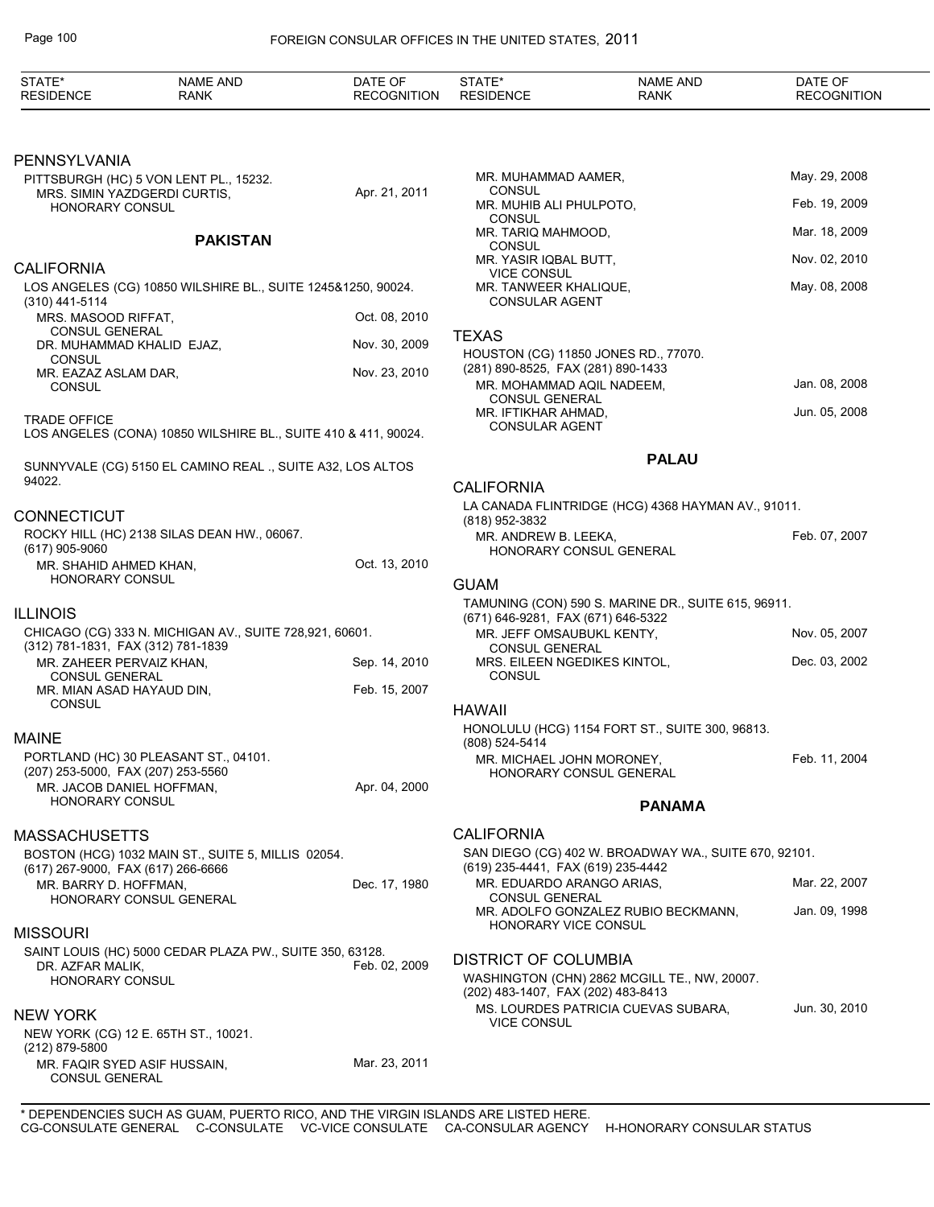## PENNSYLVANIA

PITTSBURGH (HC) 5 VON LENT PL., 15232.

| NAME AND RANK | DATE OF RECOGNITION |
|---|---|
| MRS. SIMIN YAZDGERDI CURTIS, HONORARY CONSUL | Apr. 21, 2011 |

# PAKISTAN

## CALIFORNIA

LOS ANGELES (CG) 10850 WILSHIRE BL., SUITE 1245&1250, 90024.
(310) 441-5114

| NAME AND RANK | DATE OF RECOGNITION |
|---|---|
| MRS. MASOOD RIFFAT, CONSUL GENERAL | Oct. 08, 2010 |
| DR. MUHAMMAD KHALID EJAZ, CONSUL | Nov. 30, 2009 |
| MR. EAZAZ ASLAM DAR, CONSUL | Nov. 23, 2010 |

TRADE OFFICE
LOS ANGELES (CONA) 10850 WILSHIRE BL., SUITE 410 & 411, 90024.

SUNNYVALE (CG) 5150 EL CAMINO REAL ., SUITE A32, LOS ALTOS 94022.

## CONNECTICUT

ROCKY HILL (HC) 2138 SILAS DEAN HW., 06067.
(617) 905-9060

| NAME AND RANK | DATE OF RECOGNITION |
|---|---|
| MR. SHAHID AHMED KHAN, HONORARY CONSUL | Oct. 13, 2010 |

## ILLINOIS

CHICAGO (CG) 333 N. MICHIGAN AV., SUITE 728,921, 60601.
(312) 781-1831, FAX (312) 781-1839

| NAME AND RANK | DATE OF RECOGNITION |
|---|---|
| MR. ZAHEER PERVAIZ KHAN, CONSUL GENERAL | Sep. 14, 2010 |
| MR. MIAN ASAD HAYAUD DIN, CONSUL | Feb. 15, 2007 |

## MAINE

PORTLAND (HC) 30 PLEASANT ST., 04101.
(207) 253-5000, FAX (207) 253-5560

| NAME AND RANK | DATE OF RECOGNITION |
|---|---|
| MR. JACOB DANIEL HOFFMAN, HONORARY CONSUL | Apr. 04, 2000 |

## MASSACHUSETTS

BOSTON (HCG) 1032 MAIN ST., SUITE 5, MILLIS 02054.
(617) 267-9000, FAX (617) 266-6666

| NAME AND RANK | DATE OF RECOGNITION |
|---|---|
| MR. BARRY D. HOFFMAN, HONORARY CONSUL GENERAL | Dec. 17, 1980 |

## MISSOURI

SAINT LOUIS (HC) 5000 CEDAR PLAZA PW., SUITE 350, 63128.

| NAME AND RANK | DATE OF RECOGNITION |
|---|---|
| DR. AZFAR MALIK, HONORARY CONSUL | Feb. 02, 2009 |

## NEW YORK

NEW YORK (CG) 12 E. 65TH ST., 10021.
(212) 879-5800

| NAME AND RANK | DATE OF RECOGNITION |
|---|---|
| MR. FAQIR SYED ASIF HUSSAIN, CONSUL GENERAL | Mar. 23, 2011 |
| MR. MUHAMMAD AAMER, CONSUL | May. 29, 2008 |
| MR. MUHIB ALI PHULPOTO, CONSUL | Feb. 19, 2009 |
| MR. TARIQ MAHMOOD, CONSUL | Mar. 18, 2009 |
| MR. YASIR IQBAL BUTT, VICE CONSUL | Nov. 02, 2010 |
| MR. TANWEER KHALIQUE, CONSULAR AGENT | May. 08, 2008 |

## TEXAS

HOUSTON (CG) 11850 JONES RD., 77070.
(281) 890-8525, FAX (281) 890-1433

| NAME AND RANK | DATE OF RECOGNITION |
|---|---|
| MR. MOHAMMAD AQIL NADEEM, CONSUL GENERAL | Jan. 08, 2008 |
| MR. IFTIKHAR AHMAD, CONSULAR AGENT | Jun. 05, 2008 |

# PALAU

## CALIFORNIA

LA CANADA FLINTRIDGE (HCG) 4368 HAYMAN AV., 91011.
(818) 952-3832

| NAME AND RANK | DATE OF RECOGNITION |
|---|---|
| MR. ANDREW B. LEEKA, HONORARY CONSUL GENERAL | Feb. 07, 2007 |

## GUAM

TAMUNING (CON) 590 S. MARINE DR., SUITE 615, 96911.
(671) 646-9281, FAX (671) 646-5322

| NAME AND RANK | DATE OF RECOGNITION |
|---|---|
| MR. JEFF OMSAUBUKL KENTY, CONSUL GENERAL | Nov. 05, 2007 |
| MRS. EILEEN NGEDIKES KINTOL, CONSUL | Dec. 03, 2002 |

## HAWAII

HONOLULU (HCG) 1154 FORT ST., SUITE 300, 96813.
(808) 524-5414

| NAME AND RANK | DATE OF RECOGNITION |
|---|---|
| MR. MICHAEL JOHN MORONEY, HONORARY CONSUL GENERAL | Feb. 11, 2004 |

# PANAMA

## CALIFORNIA

SAN DIEGO (CG) 402 W. BROADWAY WA., SUITE 670, 92101.
(619) 235-4441, FAX (619) 235-4442

| NAME AND RANK | DATE OF RECOGNITION |
|---|---|
| MR. EDUARDO ARANGO ARIAS, CONSUL GENERAL | Mar. 22, 2007 |
| MR. ADOLFO GONZALEZ RUBIO BECKMANN, HONORARY VICE CONSUL | Jan. 09, 1998 |

## DISTRICT OF COLUMBIA

WASHINGTON (CHN) 2862 MCGILL TE., NW, 20007.
(202) 483-1407, FAX (202) 483-8413

| NAME AND RANK | DATE OF RECOGNITION |
|---|---|
| MS. LOURDES PATRICIA CUEVAS SUBARA, VICE CONSUL | Jun. 30, 2010 |

\* DEPENDENCIES SUCH AS GUAM, PUERTO RICO, AND THE VIRGIN ISLANDS ARE LISTED HERE.
CG-CONSULATE GENERAL C-CONSULATE VC-VICE CONSULATE CA-CONSULAR AGENCY H-HONORARY CONSULAR STATUS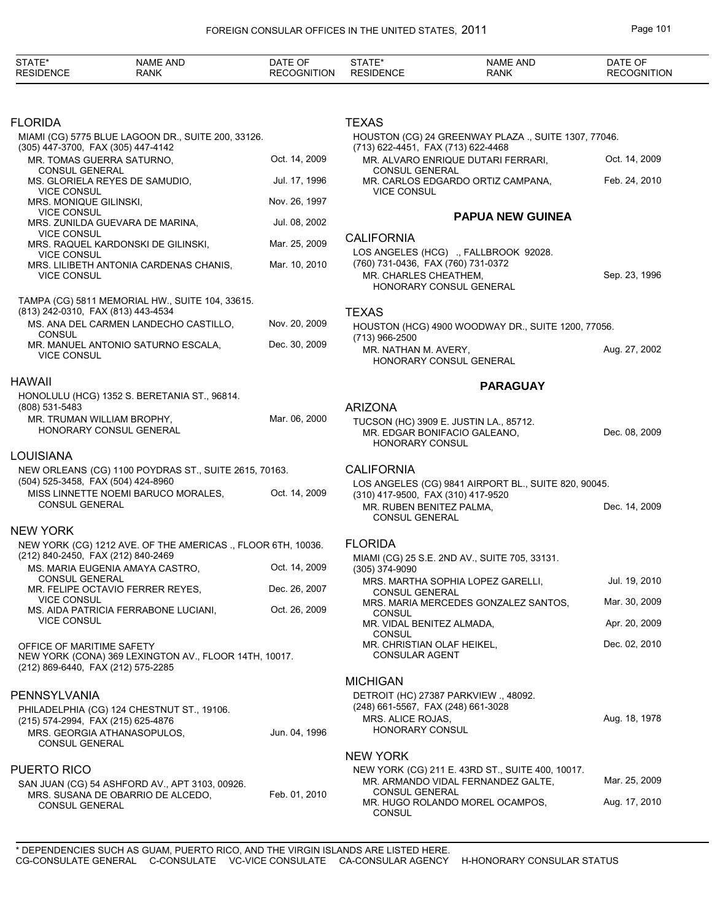| STATE* RESIDENCE | NAME AND RANK | DATE OF RECOGNITION |
|---|---|---|

### FLORIDA

MIAMI (CG) 5775 BLUE LAGOON DR., SUITE 200, 33126.
(305) 447-3700, FAX (305) 447-4142

| | |
|---|---|
| MR. TOMAS GUERRA SATURNO, CONSUL GENERAL | Oct. 14, 2009 |
| MS. GLORIELA REYES DE SAMUDIO, VICE CONSUL | Jul. 17, 1996 |
| MRS. MONIQUE GILINSKI, VICE CONSUL | Nov. 26, 1997 |
| MRS. ZUNILDA GUEVARA DE MARINA, VICE CONSUL | Jul. 08, 2002 |
| MRS. RAQUEL KARDONSKI DE GILINSKI, VICE CONSUL | Mar. 25, 2009 |
| MRS. LILIBETH ANTONIA CARDENAS CHANIS, VICE CONSUL | Mar. 10, 2010 |

TAMPA (CG) 5811 MEMORIAL HW., SUITE 104, 33615.
(813) 242-0310, FAX (813) 443-4534

| | |
|---|---|
| MS. ANA DEL CARMEN LANDECHO CASTILLO, CONSUL | Nov. 20, 2009 |
| MR. MANUEL ANTONIO SATURNO ESCALA, VICE CONSUL | Dec. 30, 2009 |

### HAWAII

HONOLULU (HCG) 1352 S. BERETANIA ST., 96814.
(808) 531-5483

| | |
|---|---|
| MR. TRUMAN WILLIAM BROPHY, HONORARY CONSUL GENERAL | Mar. 06, 2000 |

### LOUISIANA

NEW ORLEANS (CG) 1100 POYDRAS ST., SUITE 2615, 70163.
(504) 525-3458, FAX (504) 424-8960

| | |
|---|---|
| MISS LINNETTE NOEMI BARUCO MORALES, CONSUL GENERAL | Oct. 14, 2009 |

### NEW YORK

NEW YORK (CG) 1212 AVE. OF THE AMERICAS ., FLOOR 6TH, 10036.
(212) 840-2450, FAX (212) 840-2469

| | |
|---|---|
| MS. MARIA EUGENIA AMAYA CASTRO, CONSUL GENERAL | Oct. 14, 2009 |
| MR. FELIPE OCTAVIO FERRER REYES, VICE CONSUL | Dec. 26, 2007 |
| MS. AIDA PATRICIA FERRABONE LUCIANI, VICE CONSUL | Oct. 26, 2009 |

OFFICE OF MARITIME SAFETY
NEW YORK (CONA) 369 LEXINGTON AV., FLOOR 14TH, 10017.
(212) 869-6440, FAX (212) 575-2285

### PENNSYLVANIA

PHILADELPHIA (CG) 124 CHESTNUT ST., 19106.
(215) 574-2994, FAX (215) 625-4876

| | |
|---|---|
| MRS. GEORGIA ATHANASOPULOS, CONSUL GENERAL | Jun. 04, 1996 |

### PUERTO RICO

SAN JUAN (CG) 54 ASHFORD AV., APT 3103, 00926.

| | |
|---|---|
| MRS. SUSANA DE OBARRIO DE ALCEDO, CONSUL GENERAL | Feb. 01, 2010 |

### TEXAS

HOUSTON (CG) 24 GREENWAY PLAZA ., SUITE 1307, 77046.
(713) 622-4451, FAX (713) 622-4468

| | |
|---|---|
| MR. ALVARO ENRIQUE DUTARI FERRARI, CONSUL GENERAL | Oct. 14, 2009 |
| MR. CARLOS EDGARDO ORTIZ CAMPANA, VICE CONSUL | Feb. 24, 2010 |

## PAPUA NEW GUINEA

### CALIFORNIA

LOS ANGELES (HCG) ., FALLBROOK 92028.
(760) 731-0436, FAX (760) 731-0372

| | |
|---|---|
| MR. CHARLES CHEATHEM, HONORARY CONSUL GENERAL | Sep. 23, 1996 |

### TEXAS

HOUSTON (HCG) 4900 WOODWAY DR., SUITE 1200, 77056.
(713) 966-2500

| | |
|---|---|
| MR. NATHAN M. AVERY, HONORARY CONSUL GENERAL | Aug. 27, 2002 |

## PARAGUAY

### ARIZONA

TUCSON (HC) 3909 E. JUSTIN LA., 85712.

| | |
|---|---|
| MR. EDGAR BONIFACIO GALEANO, HONORARY CONSUL | Dec. 08, 2009 |

### CALIFORNIA

LOS ANGELES (CG) 9841 AIRPORT BL., SUITE 820, 90045.
(310) 417-9500, FAX (310) 417-9520

| | |
|---|---|
| MR. RUBEN BENITEZ PALMA, CONSUL GENERAL | Dec. 14, 2009 |

### FLORIDA

MIAMI (CG) 25 S.E. 2ND AV., SUITE 705, 33131.
(305) 374-9090

| | |
|---|---|
| MRS. MARTHA SOPHIA LOPEZ GARELLI, CONSUL GENERAL | Jul. 19, 2010 |
| MRS. MARIA MERCEDES GONZALEZ SANTOS, CONSUL | Mar. 30, 2009 |
| MR. VIDAL BENITEZ ALMADA, CONSUL | Apr. 20, 2009 |
| MR. CHRISTIAN OLAF HEIKEL, CONSULAR AGENT | Dec. 02, 2010 |

### MICHIGAN

DETROIT (HC) 27387 PARKVIEW ., 48092.
(248) 661-5567, FAX (248) 661-3028

| | |
|---|---|
| MRS. ALICE ROJAS, HONORARY CONSUL | Aug. 18, 1978 |

### NEW YORK

NEW YORK (CG) 211 E. 43RD ST., SUITE 400, 10017.

| | |
|---|---|
| MR. ARMANDO VIDAL FERNANDEZ GALTE, CONSUL GENERAL | Mar. 25, 2009 |
| MR. HUGO ROLANDO MOREL OCAMPOS, CONSUL | Aug. 17, 2010 |

\* DEPENDENCIES SUCH AS GUAM, PUERTO RICO, AND THE VIRGIN ISLANDS ARE LISTED HERE.
CG-CONSULATE GENERAL C-CONSULATE VC-VICE CONSULATE CA-CONSULAR AGENCY H-HONORARY CONSULAR STATUS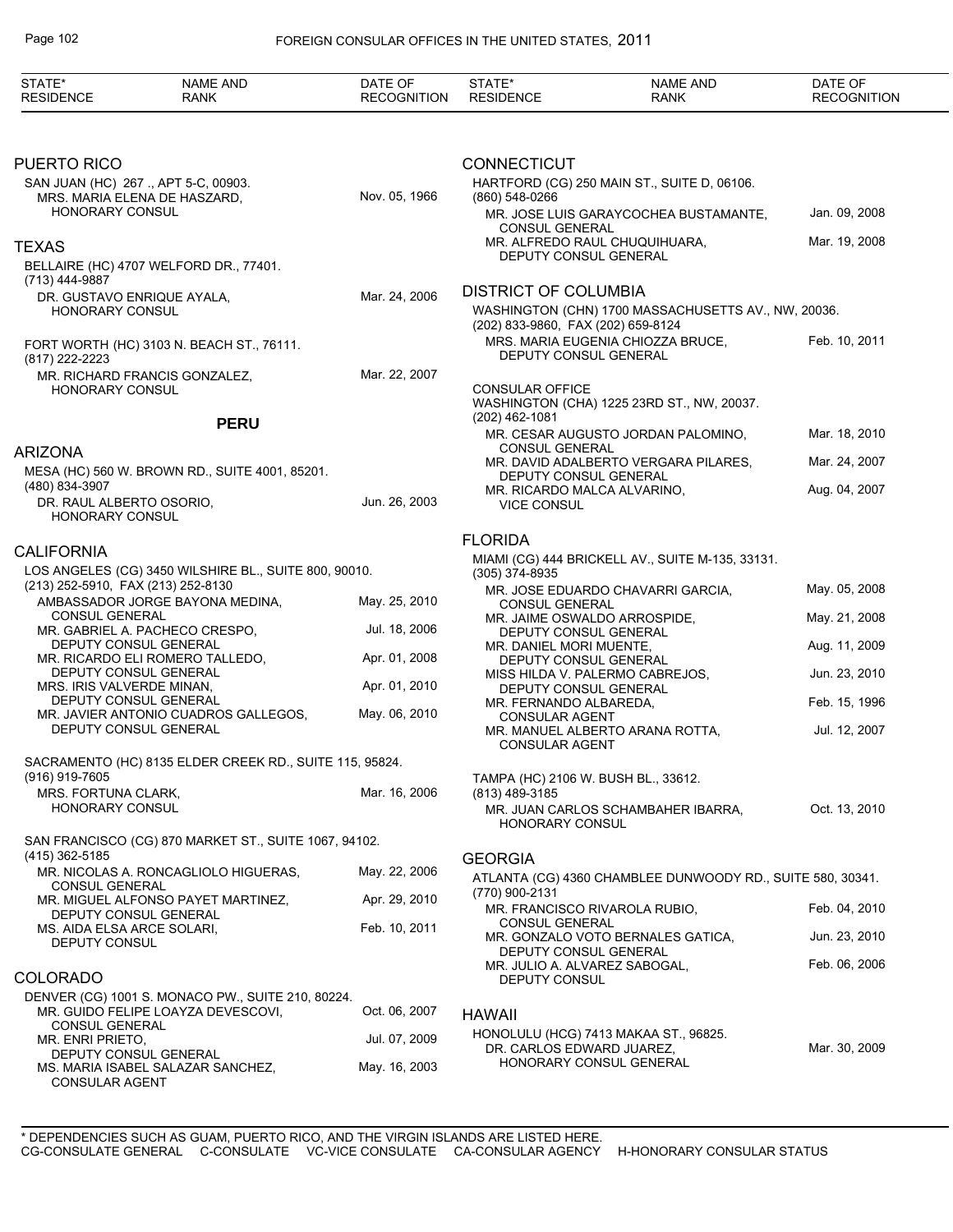## PUERTO RICO

SAN JUAN (HC) 267 ., APT 5-C, 00903.

MRS. MARIA ELENA DE HASZARD, HONORARY CONSUL — Nov. 05, 1966

## TEXAS

BELLAIRE (HC) 4707 WELFORD DR., 77401.
(713) 444-9887

DR. GUSTAVO ENRIQUE AYALA, HONORARY CONSUL — Mar. 24, 2006

FORT WORTH (HC) 3103 N. BEACH ST., 76111.
(817) 222-2223

MR. RICHARD FRANCIS GONZALEZ, HONORARY CONSUL — Mar. 22, 2007

# PERU

## ARIZONA

MESA (HC) 560 W. BROWN RD., SUITE 4001, 85201.
(480) 834-3907

DR. RAUL ALBERTO OSORIO, HONORARY CONSUL — Jun. 26, 2003

## CALIFORNIA

LOS ANGELES (CG) 3450 WILSHIRE BL., SUITE 800, 90010.
(213) 252-5910, FAX (213) 252-8130

| NAME AND RANK | DATE OF RECOGNITION |
|---|---|
| AMBASSADOR JORGE BAYONA MEDINA, CONSUL GENERAL | May. 25, 2010 |
| MR. GABRIEL A. PACHECO CRESPO, DEPUTY CONSUL GENERAL | Jul. 18, 2006 |
| MR. RICARDO ELI ROMERO TALLEDO, DEPUTY CONSUL GENERAL | Apr. 01, 2008 |
| MRS. IRIS VALVERDE MINAN, DEPUTY CONSUL GENERAL | Apr. 01, 2010 |
| MR. JAVIER ANTONIO CUADROS GALLEGOS, DEPUTY CONSUL GENERAL | May. 06, 2010 |

SACRAMENTO (HC) 8135 ELDER CREEK RD., SUITE 115, 95824.
(916) 919-7605

MRS. FORTUNA CLARK, HONORARY CONSUL — Mar. 16, 2006

SAN FRANCISCO (CG) 870 MARKET ST., SUITE 1067, 94102.
(415) 362-5185

| NAME AND RANK | DATE OF RECOGNITION |
|---|---|
| MR. NICOLAS A. RONCAGLIOLO HIGUERAS, CONSUL GENERAL | May. 22, 2006 |
| MR. MIGUEL ALFONSO PAYET MARTINEZ, DEPUTY CONSUL GENERAL | Apr. 29, 2010 |
| MS. AIDA ELSA ARCE SOLARI, DEPUTY CONSUL | Feb. 10, 2011 |

## COLORADO

DENVER (CG) 1001 S. MONACO PW., SUITE 210, 80224.

| NAME AND RANK | DATE OF RECOGNITION |
|---|---|
| MR. GUIDO FELIPE LOAYZA DEVESCOVI, CONSUL GENERAL | Oct. 06, 2007 |
| MR. ENRI PRIETO, DEPUTY CONSUL GENERAL | Jul. 07, 2009 |
| MS. MARIA ISABEL SALAZAR SANCHEZ, CONSULAR AGENT | May. 16, 2003 |

## CONNECTICUT

HARTFORD (CG) 250 MAIN ST., SUITE D, 06106.
(860) 548-0266

| NAME AND RANK | DATE OF RECOGNITION |
|---|---|
| MR. JOSE LUIS GARAYCOCHEA BUSTAMANTE, CONSUL GENERAL | Jan. 09, 2008 |
| MR. ALFREDO RAUL CHUQUIHUARA, DEPUTY CONSUL GENERAL | Mar. 19, 2008 |

## DISTRICT OF COLUMBIA

WASHINGTON (CHN) 1700 MASSACHUSETTS AV., NW, 20036.
(202) 833-9860, FAX (202) 659-8124

MRS. MARIA EUGENIA CHIOZZA BRUCE, DEPUTY CONSUL GENERAL — Feb. 10, 2011

CONSULAR OFFICE
WASHINGTON (CHA) 1225 23RD ST., NW, 20037.
(202) 462-1081

| NAME AND RANK | DATE OF RECOGNITION |
|---|---|
| MR. CESAR AUGUSTO JORDAN PALOMINO, CONSUL GENERAL | Mar. 18, 2010 |
| MR. DAVID ADALBERTO VERGARA PILARES, DEPUTY CONSUL GENERAL | Mar. 24, 2007 |
| MR. RICARDO MALCA ALVARINO, VICE CONSUL | Aug. 04, 2007 |

## FLORIDA

MIAMI (CG) 444 BRICKELL AV., SUITE M-135, 33131.
(305) 374-8935

| NAME AND RANK | DATE OF RECOGNITION |
|---|---|
| MR. JOSE EDUARDO CHAVARRI GARCIA, CONSUL GENERAL | May. 05, 2008 |
| MR. JAIME OSWALDO ARROSPIDE, DEPUTY CONSUL GENERAL | May. 21, 2008 |
| MR. DANIEL MORI MUENTE, DEPUTY CONSUL GENERAL | Aug. 11, 2009 |
| MISS HILDA V. PALERMO CABREJOS, DEPUTY CONSUL GENERAL | Jun. 23, 2010 |
| MR. FERNANDO ALBAREDA, CONSULAR AGENT | Feb. 15, 1996 |
| MR. MANUEL ALBERTO ARANA ROTTA, CONSULAR AGENT | Jul. 12, 2007 |

TAMPA (HC) 2106 W. BUSH BL., 33612.
(813) 489-3185

MR. JUAN CARLOS SCHAMBAHER IBARRA, HONORARY CONSUL — Oct. 13, 2010

## GEORGIA

ATLANTA (CG) 4360 CHAMBLEE DUNWOODY RD., SUITE 580, 30341.
(770) 900-2131

| NAME AND RANK | DATE OF RECOGNITION |
|---|---|
| MR. FRANCISCO RIVAROLA RUBIO, CONSUL GENERAL | Feb. 04, 2010 |
| MR. GONZALO VOTO BERNALES GATICA, DEPUTY CONSUL GENERAL | Jun. 23, 2010 |
| MR. JULIO A. ALVAREZ SABOGAL, DEPUTY CONSUL | Feb. 06, 2006 |

## HAWAII

HONOLULU (HCG) 7413 MAKAA ST., 96825.

DR. CARLOS EDWARD JUAREZ, HONORARY CONSUL GENERAL — Mar. 30, 2009

\* DEPENDENCIES SUCH AS GUAM, PUERTO RICO, AND THE VIRGIN ISLANDS ARE LISTED HERE.
CG-CONSULATE GENERAL C-CONSULATE VC-VICE CONSULATE CA-CONSULAR AGENCY H-HONORARY CONSULAR STATUS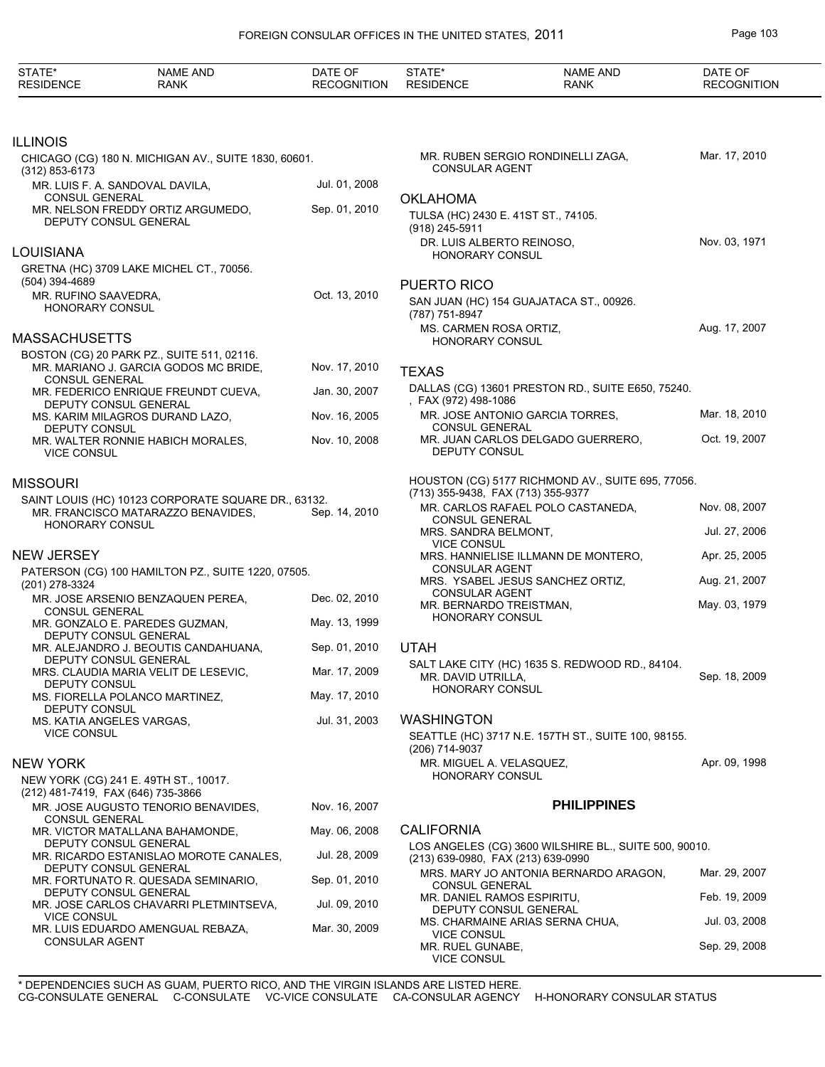| STATE* RESIDENCE | NAME AND RANK | DATE OF RECOGNITION |
|---|---|---|

## ILLINOIS

CHICAGO (CG) 180 N. MICHIGAN AV., SUITE 1830, 60601.
(312) 853-6173

| | |
|---|---|
| MR. LUIS F. A. SANDOVAL DAVILA, CONSUL GENERAL | Jul. 01, 2008 |
| MR. NELSON FREDDY ORTIZ ARGUMEDO, DEPUTY CONSUL GENERAL | Sep. 01, 2010 |

## LOUISIANA

GRETNA (HC) 3709 LAKE MICHEL CT., 70056.
(504) 394-4689

| | |
|---|---|
| MR. RUFINO SAAVEDRA, HONORARY CONSUL | Oct. 13, 2010 |

## MASSACHUSETTS

BOSTON (CG) 20 PARK PZ., SUITE 511, 02116.

| | |
|---|---|
| MR. MARIANO J. GARCIA GODOS MC BRIDE, CONSUL GENERAL | Nov. 17, 2010 |
| MR. FEDERICO ENRIQUE FREUNDT CUEVA, DEPUTY CONSUL GENERAL | Jan. 30, 2007 |
| MS. KARIM MILAGROS DURAND LAZO, DEPUTY CONSUL | Nov. 16, 2005 |
| MR. WALTER RONNIE HABICH MORALES, VICE CONSUL | Nov. 10, 2008 |

## MISSOURI

SAINT LOUIS (HC) 10123 CORPORATE SQUARE DR., 63132.

| | |
|---|---|
| MR. FRANCISCO MATARAZZO BENAVIDES, HONORARY CONSUL | Sep. 14, 2010 |

## NEW JERSEY

PATERSON (CG) 100 HAMILTON PZ., SUITE 1220, 07505.
(201) 278-3324

| | |
|---|---|
| MR. JOSE ARSENIO BENZAQUEN PEREA, CONSUL GENERAL | Dec. 02, 2010 |
| MR. GONZALO E. PAREDES GUZMAN, DEPUTY CONSUL GENERAL | May. 13, 1999 |
| MR. ALEJANDRO J. BEOUTIS CANDAHUANA, DEPUTY CONSUL GENERAL | Sep. 01, 2010 |
| MRS. CLAUDIA MARIA VELIT DE LESEVIC, DEPUTY CONSUL | Mar. 17, 2009 |
| MS. FIORELLA POLANCO MARTINEZ, DEPUTY CONSUL | May. 17, 2010 |
| MS. KATIA ANGELES VARGAS, VICE CONSUL | Jul. 31, 2003 |

## NEW YORK

NEW YORK (CG) 241 E. 49TH ST., 10017.
(212) 481-7419, FAX (646) 735-3866

| | |
|---|---|
| MR. JOSE AUGUSTO TENORIO BENAVIDES, CONSUL GENERAL | Nov. 16, 2007 |
| MR. VICTOR MATALLANA BAHAMONDE, DEPUTY CONSUL GENERAL | May. 06, 2008 |
| MR. RICARDO ESTANISLAO MOROTE CANALES, DEPUTY CONSUL GENERAL | Jul. 28, 2009 |
| MR. FORTUNATO R. QUESADA SEMINARIO, DEPUTY CONSUL GENERAL | Sep. 01, 2010 |
| MR. JOSE CARLOS CHAVARRI PLETMINTSEVA, VICE CONSUL | Jul. 09, 2010 |
| MR. LUIS EDUARDO AMENGUAL REBAZA, CONSULAR AGENT | Mar. 30, 2009 |
| MR. RUBEN SERGIO RONDINELLI ZAGA, CONSULAR AGENT | Mar. 17, 2010 |

## OKLAHOMA

TULSA (HC) 2430 E. 41ST ST., 74105.
(918) 245-5911

| | |
|---|---|
| DR. LUIS ALBERTO REINOSO, HONORARY CONSUL | Nov. 03, 1971 |

## PUERTO RICO

SAN JUAN (HC) 154 GUAJATACA ST., 00926.
(787) 751-8947

| | |
|---|---|
| MS. CARMEN ROSA ORTIZ, HONORARY CONSUL | Aug. 17, 2007 |

## TEXAS

DALLAS (CG) 13601 PRESTON RD., SUITE E650, 75240.
, FAX (972) 498-1086

| | |
|---|---|
| MR. JOSE ANTONIO GARCIA TORRES, CONSUL GENERAL | Mar. 18, 2010 |
| MR. JUAN CARLOS DELGADO GUERRERO, DEPUTY CONSUL | Oct. 19, 2007 |

HOUSTON (CG) 5177 RICHMOND AV., SUITE 695, 77056.
(713) 355-9438, FAX (713) 355-9377

| | |
|---|---|
| MR. CARLOS RAFAEL POLO CASTANEDA, CONSUL GENERAL | Nov. 08, 2007 |
| MRS. SANDRA BELMONT, VICE CONSUL | Jul. 27, 2006 |
| MRS. HANNIELISE ILLMANN DE MONTERO, CONSULAR AGENT | Apr. 25, 2005 |
| MRS. YSABEL JESUS SANCHEZ ORTIZ, CONSULAR AGENT | Aug. 21, 2007 |
| MR. BERNARDO TREISTMAN, HONORARY CONSUL | May. 03, 1979 |

## UTAH

SALT LAKE CITY (HC) 1635 S. REDWOOD RD., 84104.

| | |
|---|---|
| MR. DAVID UTRILLA, HONORARY CONSUL | Sep. 18, 2009 |

## WASHINGTON

SEATTLE (HC) 3717 N.E. 157TH ST., SUITE 100, 98155.
(206) 714-9037

| | |
|---|---|
| MR. MIGUEL A. VELASQUEZ, HONORARY CONSUL | Apr. 09, 1998 |

# PHILIPPINES

## CALIFORNIA

LOS ANGELES (CG) 3600 WILSHIRE BL., SUITE 500, 90010.
(213) 639-0980, FAX (213) 639-0990

| | |
|---|---|
| MRS. MARY JO ANTONIA BERNARDO ARAGON, CONSUL GENERAL | Mar. 29, 2007 |
| MR. DANIEL RAMOS ESPIRITU, DEPUTY CONSUL GENERAL | Feb. 19, 2009 |
| MS. CHARMAINE ARIAS SERNA CHUA, VICE CONSUL | Jul. 03, 2008 |
| MR. RUEL GUNABE, VICE CONSUL | Sep. 29, 2008 |

\* DEPENDENCIES SUCH AS GUAM, PUERTO RICO, AND THE VIRGIN ISLANDS ARE LISTED HERE.
CG-CONSULATE GENERAL C-CONSULATE VC-VICE CONSULATE CA-CONSULAR AGENCY H-HONORARY CONSULAR STATUS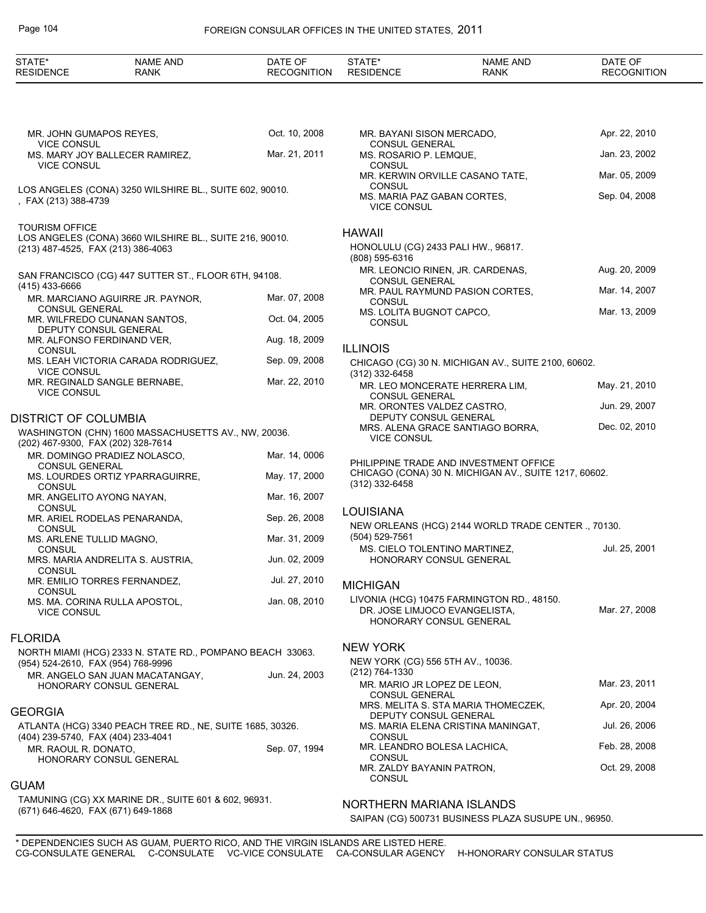| STATE* RESIDENCE | NAME AND RANK | DATE OF RECOGNITION |
|---|---|---|
| | MR. JOHN GUMAPOS REYES, VICE CONSUL | Oct. 10, 2008 |
| | MS. MARY JOY BALLECER RAMIREZ, VICE CONSUL | Mar. 21, 2011 |

LOS ANGELES (CONA) 3250 WILSHIRE BL., SUITE 602, 90010.
, FAX (213) 388-4739

TOURISM OFFICE
LOS ANGELES (CONA) 3660 WILSHIRE BL., SUITE 216, 90010.
(213) 487-4525, FAX (213) 386-4063

SAN FRANCISCO (CG) 447 SUTTER ST., FLOOR 6TH, 94108.
(415) 433-6666

| NAME AND RANK | DATE OF RECOGNITION |
|---|---|
| MR. MARCIANO AGUIRRE JR. PAYNOR, CONSUL GENERAL | Mar. 07, 2008 |
| MR. WILFREDO CUNANAN SANTOS, DEPUTY CONSUL GENERAL | Oct. 04, 2005 |
| MR. ALFONSO FERDINAND VER, CONSUL | Aug. 18, 2009 |
| MS. LEAH VICTORIA CARADA RODRIGUEZ, VICE CONSUL | Sep. 09, 2008 |
| MR. REGINALD SANGLE BERNABE, VICE CONSUL | Mar. 22, 2010 |

## DISTRICT OF COLUMBIA

WASHINGTON (CHN) 1600 MASSACHUSETTS AV., NW, 20036.
(202) 467-9300, FAX (202) 328-7614

| NAME AND RANK | DATE OF RECOGNITION |
|---|---|
| MR. DOMINGO PRADIEZ NOLASCO, CONSUL GENERAL | Mar. 14, 0006 |
| MS. LOURDES ORTIZ YPARRAGUIRRE, CONSUL | May. 17, 2000 |
| MR. ANGELITO AYONG NAYAN, CONSUL | Mar. 16, 2007 |
| MR. ARIEL RODELAS PENARANDA, CONSUL | Sep. 26, 2008 |
| MS. ARLENE TULLID MAGNO, CONSUL | Mar. 31, 2009 |
| MRS. MARIA ANDRELITA S. AUSTRIA, CONSUL | Jun. 02, 2009 |
| MR. EMILIO TORRES FERNANDEZ, CONSUL | Jul. 27, 2010 |
| MS. MA. CORINA RULLA APOSTOL, VICE CONSUL | Jan. 08, 2010 |

## FLORIDA

NORTH MIAMI (HCG) 2333 N. STATE RD., POMPANO BEACH 33063.
(954) 524-2610, FAX (954) 768-9996

| NAME AND RANK | DATE OF RECOGNITION |
|---|---|
| MR. ANGELO SAN JUAN MACATANGAY, HONORARY CONSUL GENERAL | Jun. 24, 2003 |

## GEORGIA

ATLANTA (HCG) 3340 PEACH TREE RD., NE, SUITE 1685, 30326.
(404) 239-5740, FAX (404) 233-4041

| NAME AND RANK | DATE OF RECOGNITION |
|---|---|
| MR. RAOUL R. DONATO, HONORARY CONSUL GENERAL | Sep. 07, 1994 |

## GUAM

TAMUNING (CG) XX MARINE DR., SUITE 601 & 602, 96931.
(671) 646-4620, FAX (671) 649-1868

| NAME AND RANK | DATE OF RECOGNITION |
|---|---|
| MR. BAYANI SISON MERCADO, CONSUL GENERAL | Apr. 22, 2010 |
| MS. ROSARIO P. LEMQUE, CONSUL | Jan. 23, 2002 |
| MR. KERWIN ORVILLE CASANO TATE, CONSUL | Mar. 05, 2009 |
| MS. MARIA PAZ GABAN CORTES, VICE CONSUL | Sep. 04, 2008 |

## HAWAII

HONOLULU (CG) 2433 PALI HW., 96817.
(808) 595-6316

| NAME AND RANK | DATE OF RECOGNITION |
|---|---|
| MR. LEONCIO RINEN, JR. CARDENAS, CONSUL GENERAL | Aug. 20, 2009 |
| MR. PAUL RAYMUND PASION CORTES, CONSUL | Mar. 14, 2007 |
| MS. LOLITA BUGNOT CAPCO, CONSUL | Mar. 13, 2009 |

## ILLINOIS

CHICAGO (CG) 30 N. MICHIGAN AV., SUITE 2100, 60602.
(312) 332-6458

| NAME AND RANK | DATE OF RECOGNITION |
|---|---|
| MR. LEO MONCERATE HERRERA LIM, CONSUL GENERAL | May. 21, 2010 |
| MR. ORONTES VALDEZ CASTRO, DEPUTY CONSUL GENERAL | Jun. 29, 2007 |
| MRS. ALENA GRACE SANTIAGO BORRA, VICE CONSUL | Dec. 02, 2010 |

PHILIPPINE TRADE AND INVESTMENT OFFICE
CHICAGO (CONA) 30 N. MICHIGAN AV., SUITE 1217, 60602.
(312) 332-6458

## LOUISIANA

NEW ORLEANS (HCG) 2144 WORLD TRADE CENTER ., 70130.
(504) 529-7561

| NAME AND RANK | DATE OF RECOGNITION |
|---|---|
| MS. CIELO TOLENTINO MARTINEZ, HONORARY CONSUL GENERAL | Jul. 25, 2001 |

## MICHIGAN

LIVONIA (HCG) 10475 FARMINGTON RD., 48150.

| NAME AND RANK | DATE OF RECOGNITION |
|---|---|
| DR. JOSE LIMJOCO EVANGELISTA, HONORARY CONSUL GENERAL | Mar. 27, 2008 |

## NEW YORK

NEW YORK (CG) 556 5TH AV., 10036.
(212) 764-1330

| NAME AND RANK | DATE OF RECOGNITION |
|---|---|
| MR. MARIO JR LOPEZ DE LEON, CONSUL GENERAL | Mar. 23, 2011 |
| MRS. MELITA S. STA MARIA THOMECZEK, DEPUTY CONSUL GENERAL | Apr. 20, 2004 |
| MS. MARIA ELENA CRISTINA MANINGAT, CONSUL | Jul. 26, 2006 |
| MR. LEANDRO BOLESA LACHICA, CONSUL | Feb. 28, 2008 |
| MR. ZALDY BAYANIN PATRON, CONSUL | Oct. 29, 2008 |

## NORTHERN MARIANA ISLANDS

SAIPAN (CG) 500731 BUSINESS PLAZA SUSUPE UN., 96950.

\* DEPENDENCIES SUCH AS GUAM, PUERTO RICO, AND THE VIRGIN ISLANDS ARE LISTED HERE.
CG-CONSULATE GENERAL C-CONSULATE VC-VICE CONSULATE CA-CONSULAR AGENCY H-HONORARY CONSULAR STATUS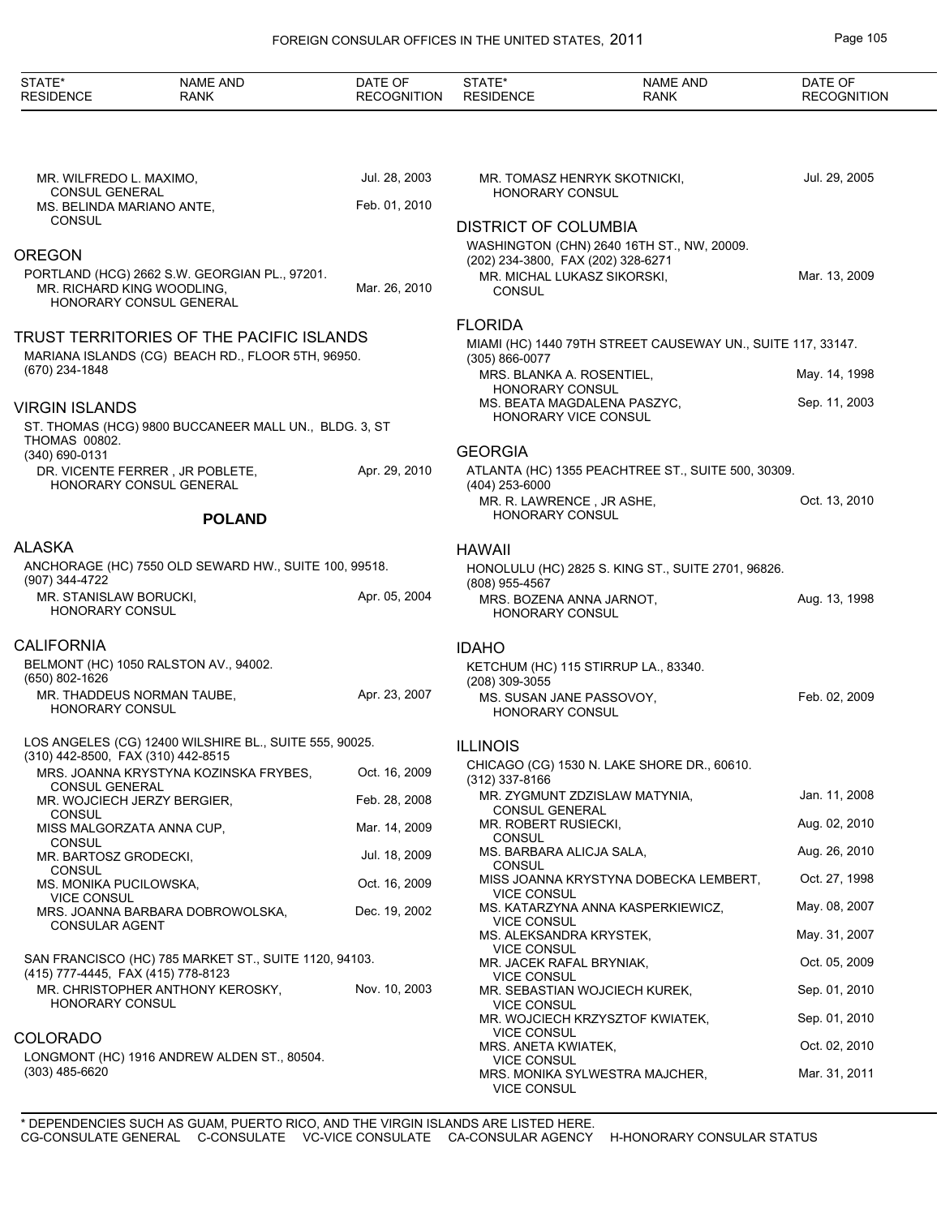| STATE* RESIDENCE | NAME AND RANK | DATE OF RECOGNITION |
|---|---|---|
| | MR. WILFREDO L. MAXIMO, CONSUL GENERAL | Jul. 28, 2003 |
| | MS. BELINDA MARIANO ANTE, CONSUL | Feb. 01, 2010 |

## OREGON

PORTLAND (HCG) 2662 S.W. GEORGIAN PL., 97201.

| NAME AND RANK | DATE OF RECOGNITION |
|---|---|
| MR. RICHARD KING WOODLING, HONORARY CONSUL GENERAL | Mar. 26, 2010 |

## TRUST TERRITORIES OF THE PACIFIC ISLANDS

MARIANA ISLANDS (CG) BEACH RD., FLOOR 5TH, 96950.
(670) 234-1848

## VIRGIN ISLANDS

ST. THOMAS (HCG) 9800 BUCCANEER MALL UN., BLDG. 3, ST THOMAS 00802.
(340) 690-0131

| NAME AND RANK | DATE OF RECOGNITION |
|---|---|
| DR. VICENTE FERRER , JR POBLETE, HONORARY CONSUL GENERAL | Apr. 29, 2010 |

# POLAND

## ALASKA

ANCHORAGE (HC) 7550 OLD SEWARD HW., SUITE 100, 99518.
(907) 344-4722

| NAME AND RANK | DATE OF RECOGNITION |
|---|---|
| MR. STANISLAW BORUCKI, HONORARY CONSUL | Apr. 05, 2004 |

## CALIFORNIA

BELMONT (HC) 1050 RALSTON AV., 94002.
(650) 802-1626

| NAME AND RANK | DATE OF RECOGNITION |
|---|---|
| MR. THADDEUS NORMAN TAUBE, HONORARY CONSUL | Apr. 23, 2007 |

LOS ANGELES (CG) 12400 WILSHIRE BL., SUITE 555, 90025.
(310) 442-8500, FAX (310) 442-8515

| NAME AND RANK | DATE OF RECOGNITION |
|---|---|
| MRS. JOANNA KRYSTYNA KOZINSKA FRYBES, CONSUL GENERAL | Oct. 16, 2009 |
| MR. WOJCIECH JERZY BERGIER, CONSUL | Feb. 28, 2008 |
| MISS MALGORZATA ANNA CUP, CONSUL | Mar. 14, 2009 |
| MR. BARTOSZ GRODECKI, CONSUL | Jul. 18, 2009 |
| MS. MONIKA PUCILOWSKA, VICE CONSUL | Oct. 16, 2009 |
| MRS. JOANNA BARBARA DOBROWOLSKA, CONSULAR AGENT | Dec. 19, 2002 |

SAN FRANCISCO (HC) 785 MARKET ST., SUITE 1120, 94103.
(415) 777-4445, FAX (415) 778-8123

| NAME AND RANK | DATE OF RECOGNITION |
|---|---|
| MR. CHRISTOPHER ANTHONY KEROSKY, HONORARY CONSUL | Nov. 10, 2003 |

## COLORADO

LONGMONT (HC) 1916 ANDREW ALDEN ST., 80504.
(303) 485-6620

| NAME AND RANK | DATE OF RECOGNITION |
|---|---|
| MR. TOMASZ HENRYK SKOTNICKI, HONORARY CONSUL | Jul. 29, 2005 |

## DISTRICT OF COLUMBIA

WASHINGTON (CHN) 2640 16TH ST., NW, 20009.
(202) 234-3800, FAX (202) 328-6271

| NAME AND RANK | DATE OF RECOGNITION |
|---|---|
| MR. MICHAL LUKASZ SIKORSKI, CONSUL | Mar. 13, 2009 |

## FLORIDA

MIAMI (HC) 1440 79TH STREET CAUSEWAY UN., SUITE 117, 33147.
(305) 866-0077

| NAME AND RANK | DATE OF RECOGNITION |
|---|---|
| MRS. BLANKA A. ROSENTIEL, HONORARY CONSUL | May. 14, 1998 |
| MS. BEATA MAGDALENA PASZYC, HONORARY VICE CONSUL | Sep. 11, 2003 |

## GEORGIA

ATLANTA (HC) 1355 PEACHTREE ST., SUITE 500, 30309.
(404) 253-6000

| NAME AND RANK | DATE OF RECOGNITION |
|---|---|
| MR. R. LAWRENCE , JR ASHE, HONORARY CONSUL | Oct. 13, 2010 |

## HAWAII

HONOLULU (HC) 2825 S. KING ST., SUITE 2701, 96826.
(808) 955-4567

| NAME AND RANK | DATE OF RECOGNITION |
|---|---|
| MRS. BOZENA ANNA JARNOT, HONORARY CONSUL | Aug. 13, 1998 |

## IDAHO

KETCHUM (HC) 115 STIRRUP LA., 83340.
(208) 309-3055

| NAME AND RANK | DATE OF RECOGNITION |
|---|---|
| MS. SUSAN JANE PASSOVOY, HONORARY CONSUL | Feb. 02, 2009 |

## ILLINOIS

CHICAGO (CG) 1530 N. LAKE SHORE DR., 60610.
(312) 337-8166

| NAME AND RANK | DATE OF RECOGNITION |
|---|---|
| MR. ZYGMUNT ZDZISLAW MATYNIA, CONSUL GENERAL | Jan. 11, 2008 |
| MR. ROBERT RUSIECKI, CONSUL | Aug. 02, 2010 |
| MS. BARBARA ALICJA SALA, CONSUL | Aug. 26, 2010 |
| MISS JOANNA KRYSTYNA DOBECKA LEMBERT, VICE CONSUL | Oct. 27, 1998 |
| MS. KATARZYNA ANNA KASPERKIEWICZ, VICE CONSUL | May. 08, 2007 |
| MS. ALEKSANDRA KRYSTEK, VICE CONSUL | May. 31, 2007 |
| MR. JACEK RAFAL BRYNIAK, VICE CONSUL | Oct. 05, 2009 |
| MR. SEBASTIAN WOJCIECH KUREK, VICE CONSUL | Sep. 01, 2010 |
| MR. WOJCIECH KRZYSZTOF KWIATEK, VICE CONSUL | Sep. 01, 2010 |
| MRS. ANETA KWIATEK, VICE CONSUL | Oct. 02, 2010 |
| MRS. MONIKA SYLWESTRA MAJCHER, VICE CONSUL | Mar. 31, 2011 |

\* DEPENDENCIES SUCH AS GUAM, PUERTO RICO, AND THE VIRGIN ISLANDS ARE LISTED HERE.
CG-CONSULATE GENERAL C-CONSULATE VC-VICE CONSULATE CA-CONSULAR AGENCY H-HONORARY CONSULAR STATUS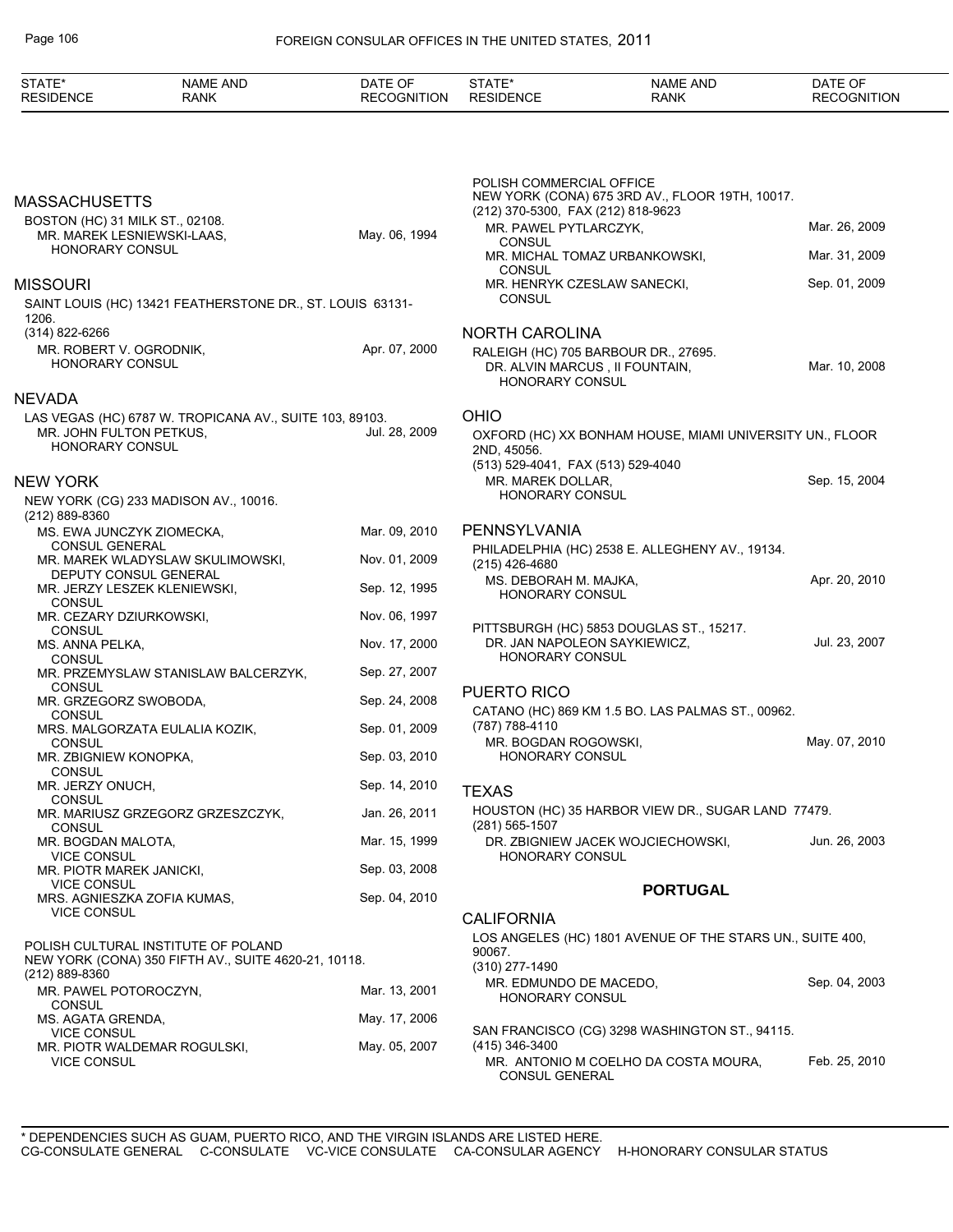## MASSACHUSETTS

BOSTON (HC) 31 MILK ST., 02108.

| Name and Rank | Date of Recognition |
|---|---|
| MR. MAREK LESNIEWSKI-LAAS, HONORARY CONSUL | May. 06, 1994 |

## MISSOURI

SAINT LOUIS (HC) 13421 FEATHERSTONE DR., ST. LOUIS 63131-1206.
(314) 822-6266

| Name and Rank | Date of Recognition |
|---|---|
| MR. ROBERT V. OGRODNIK, HONORARY CONSUL | Apr. 07, 2000 |

## NEVADA

LAS VEGAS (HC) 6787 W. TROPICANA AV., SUITE 103, 89103.

| Name and Rank | Date of Recognition |
|---|---|
| MR. JOHN FULTON PETKUS, HONORARY CONSUL | Jul. 28, 2009 |

## NEW YORK

NEW YORK (CG) 233 MADISON AV., 10016.
(212) 889-8360

| Name and Rank | Date of Recognition |
|---|---|
| MS. EWA JUNCZYK ZIOMECKA, CONSUL GENERAL | Mar. 09, 2010 |
| MR. MAREK WLADYSLAW SKULIMOWSKI, DEPUTY CONSUL GENERAL | Nov. 01, 2009 |
| MR. JERZY LESZEK KLENIEWSKI, CONSUL | Sep. 12, 1995 |
| MR. CEZARY DZIURKOWSKI, CONSUL | Nov. 06, 1997 |
| MS. ANNA PELKA, CONSUL | Nov. 17, 2000 |
| MR. PRZEMYSLAW STANISLAW BALCERZYK, CONSUL | Sep. 27, 2007 |
| MR. GRZEGORZ SWOBODA, CONSUL | Sep. 24, 2008 |
| MRS. MALGORZATA EULALIA KOZIK, CONSUL | Sep. 01, 2009 |
| MR. ZBIGNIEW KONOPKA, CONSUL | Sep. 03, 2010 |
| MR. JERZY ONUCH, CONSUL | Sep. 14, 2010 |
| MR. MARIUSZ GRZEGORZ GRZESZCZYK, CONSUL | Jan. 26, 2011 |
| MR. BOGDAN MALOTA, VICE CONSUL | Mar. 15, 1999 |
| MR. PIOTR MAREK JANICKI, VICE CONSUL | Sep. 03, 2008 |
| MRS. AGNIESZKA ZOFIA KUMAS, VICE CONSUL | Sep. 04, 2010 |

POLISH CULTURAL INSTITUTE OF POLAND
NEW YORK (CONA) 350 FIFTH AV., SUITE 4620-21, 10118.
(212) 889-8360

| Name and Rank | Date of Recognition |
|---|---|
| MR. PAWEL POTOROCZYN, CONSUL | Mar. 13, 2001 |
| MS. AGATA GRENDA, VICE CONSUL | May. 17, 2006 |
| MR. PIOTR WALDEMAR ROGULSKI, VICE CONSUL | May. 05, 2007 |

POLISH COMMERCIAL OFFICE
NEW YORK (CONA) 675 3RD AV., FLOOR 19TH, 10017.
(212) 370-5300, FAX (212) 818-9623

| Name and Rank | Date of Recognition |
|---|---|
| MR. PAWEL PYTLARCZYK, CONSUL | Mar. 26, 2009 |
| MR. MICHAL TOMAZ URBANKOWSKI, CONSUL | Mar. 31, 2009 |
| MR. HENRYK CZESLAW SANECKI, CONSUL | Sep. 01, 2009 |

## NORTH CAROLINA

RALEIGH (HC) 705 BARBOUR DR., 27695.

| Name and Rank | Date of Recognition |
|---|---|
| DR. ALVIN MARCUS , II FOUNTAIN, HONORARY CONSUL | Mar. 10, 2008 |

## OHIO

OXFORD (HC) XX BONHAM HOUSE, MIAMI UNIVERSITY UN., FLOOR 2ND, 45056.
(513) 529-4041, FAX (513) 529-4040

| Name and Rank | Date of Recognition |
|---|---|
| MR. MAREK DOLLAR, HONORARY CONSUL | Sep. 15, 2004 |

## PENNSYLVANIA

PHILADELPHIA (HC) 2538 E. ALLEGHENY AV., 19134.
(215) 426-4680

| Name and Rank | Date of Recognition |
|---|---|
| MS. DEBORAH M. MAJKA, HONORARY CONSUL | Apr. 20, 2010 |

PITTSBURGH (HC) 5853 DOUGLAS ST., 15217.

| Name and Rank | Date of Recognition |
|---|---|
| DR. JAN NAPOLEON SAYKIEWICZ, HONORARY CONSUL | Jul. 23, 2007 |

## PUERTO RICO

CATANO (HC) 869 KM 1.5 BO. LAS PALMAS ST., 00962.
(787) 788-4110

| Name and Rank | Date of Recognition |
|---|---|
| MR. BOGDAN ROGOWSKI, HONORARY CONSUL | May. 07, 2010 |

## TEXAS

HOUSTON (HC) 35 HARBOR VIEW DR., SUGAR LAND 77479.
(281) 565-1507

| Name and Rank | Date of Recognition |
|---|---|
| DR. ZBIGNIEW JACEK WOJCIECHOWSKI, HONORARY CONSUL | Jun. 26, 2003 |

# PORTUGAL

## CALIFORNIA

LOS ANGELES (HC) 1801 AVENUE OF THE STARS UN., SUITE 400, 90067.
(310) 277-1490

| Name and Rank | Date of Recognition |
|---|---|
| MR. EDMUNDO DE MACEDO, HONORARY CONSUL | Sep. 04, 2003 |

SAN FRANCISCO (CG) 3298 WASHINGTON ST., 94115.
(415) 346-3400

| Name and Rank | Date of Recognition |
|---|---|
| MR. ANTONIO M COELHO DA COSTA MOURA, CONSUL GENERAL | Feb. 25, 2010 |

\* DEPENDENCIES SUCH AS GUAM, PUERTO RICO, AND THE VIRGIN ISLANDS ARE LISTED HERE.
CG-CONSULATE GENERAL C-CONSULATE VC-VICE CONSULATE CA-CONSULAR AGENCY H-HONORARY CONSULAR STATUS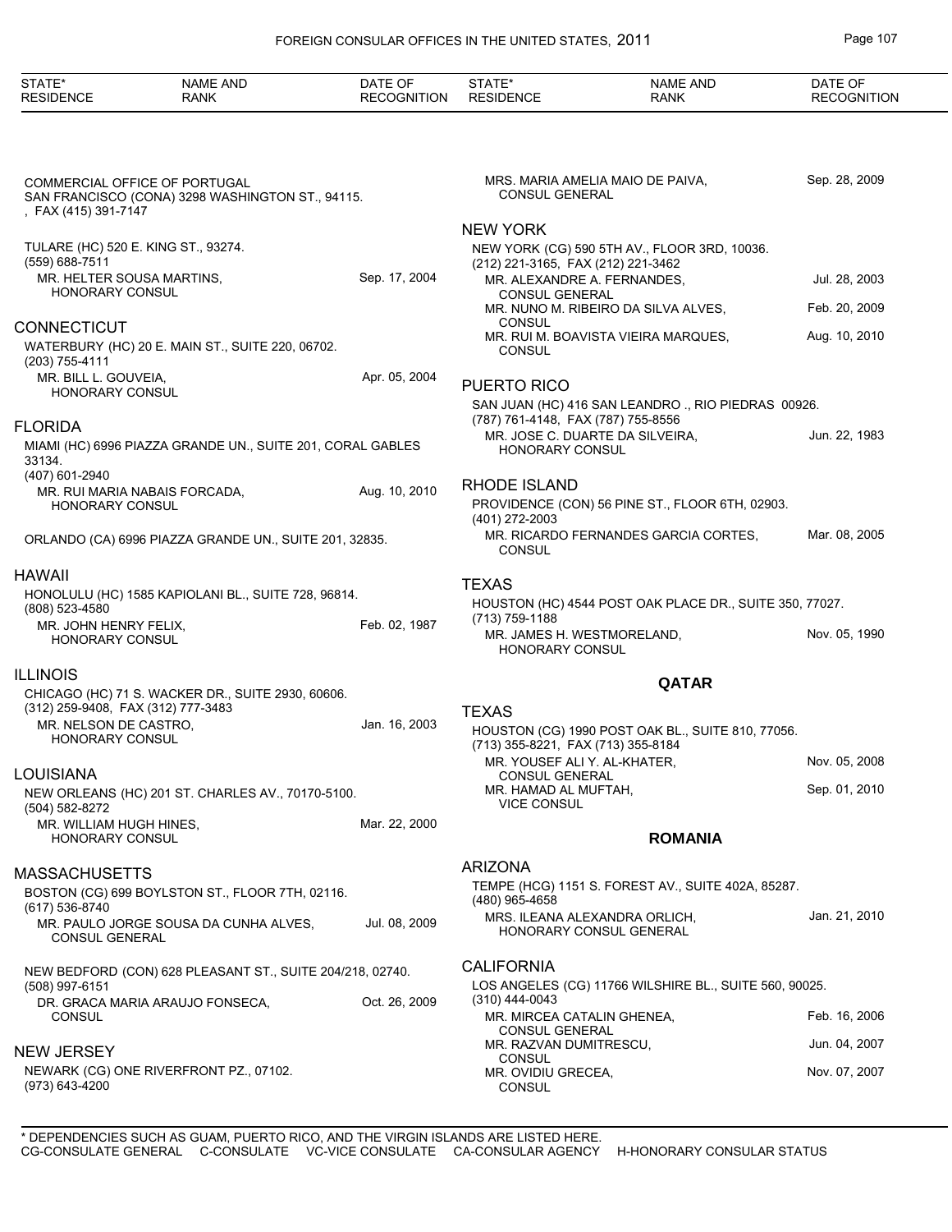COMMERCIAL OFFICE OF PORTUGAL
SAN FRANCISCO (CONA) 3298 WASHINGTON ST., 94115.
, FAX (415) 391-7147

TULARE (HC) 520 E. KING ST., 93274.
(559) 688-7511

| | |
|---|---|
| MR. HELTER SOUSA MARTINS, HONORARY CONSUL | Sep. 17, 2004 |

## CONNECTICUT

WATERBURY (HC) 20 E. MAIN ST., SUITE 220, 06702.
(203) 755-4111

| | |
|---|---|
| MR. BILL L. GOUVEIA, HONORARY CONSUL | Apr. 05, 2004 |

## FLORIDA

MIAMI (HC) 6996 PIAZZA GRANDE UN., SUITE 201, CORAL GABLES 33134.
(407) 601-2940

| | |
|---|---|
| MR. RUI MARIA NABAIS FORCADA, HONORARY CONSUL | Aug. 10, 2010 |

ORLANDO (CA) 6996 PIAZZA GRANDE UN., SUITE 201, 32835.

## HAWAII

HONOLULU (HC) 1585 KAPIOLANI BL., SUITE 728, 96814.
(808) 523-4580

| | |
|---|---|
| MR. JOHN HENRY FELIX, HONORARY CONSUL | Feb. 02, 1987 |

## ILLINOIS

CHICAGO (HC) 71 S. WACKER DR., SUITE 2930, 60606.
(312) 259-9408, FAX (312) 777-3483

| | |
|---|---|
| MR. NELSON DE CASTRO, HONORARY CONSUL | Jan. 16, 2003 |

## LOUISIANA

NEW ORLEANS (HC) 201 ST. CHARLES AV., 70170-5100.
(504) 582-8272

| | |
|---|---|
| MR. WILLIAM HUGH HINES, HONORARY CONSUL | Mar. 22, 2000 |

## MASSACHUSETTS

BOSTON (CG) 699 BOYLSTON ST., FLOOR 7TH, 02116.
(617) 536-8740

| | |
|---|---|
| MR. PAULO JORGE SOUSA DA CUNHA ALVES, CONSUL GENERAL | Jul. 08, 2009 |

NEW BEDFORD (CON) 628 PLEASANT ST., SUITE 204/218, 02740.
(508) 997-6151

| | |
|---|---|
| DR. GRACA MARIA ARAUJO FONSECA, CONSUL | Oct. 26, 2009 |

## NEW JERSEY

NEWARK (CG) ONE RIVERFRONT PZ., 07102.
(973) 643-4200

| | |
|---|---|
| MRS. MARIA AMELIA MAIO DE PAIVA, CONSUL GENERAL | Sep. 28, 2009 |

## NEW YORK

NEW YORK (CG) 590 5TH AV., FLOOR 3RD, 10036.
(212) 221-3165, FAX (212) 221-3462

| | |
|---|---|
| MR. ALEXANDRE A. FERNANDES, CONSUL GENERAL | Jul. 28, 2003 |
| MR. NUNO M. RIBEIRO DA SILVA ALVES, CONSUL | Feb. 20, 2009 |
| MR. RUI M. BOAVISTA VIEIRA MARQUES, CONSUL | Aug. 10, 2010 |

## PUERTO RICO

SAN JUAN (HC) 416 SAN LEANDRO ., RIO PIEDRAS 00926.
(787) 761-4148, FAX (787) 755-8556

| | |
|---|---|
| MR. JOSE C. DUARTE DA SILVEIRA, HONORARY CONSUL | Jun. 22, 1983 |

## RHODE ISLAND

PROVIDENCE (CON) 56 PINE ST., FLOOR 6TH, 02903.
(401) 272-2003

| | |
|---|---|
| MR. RICARDO FERNANDES GARCIA CORTES, CONSUL | Mar. 08, 2005 |

## TEXAS

HOUSTON (HC) 4544 POST OAK PLACE DR., SUITE 350, 77027.
(713) 759-1188

| | |
|---|---|
| MR. JAMES H. WESTMORELAND, HONORARY CONSUL | Nov. 05, 1990 |

# QATAR

## TEXAS

HOUSTON (CG) 1990 POST OAK BL., SUITE 810, 77056.
(713) 355-8221, FAX (713) 355-8184

| | |
|---|---|
| MR. YOUSEF ALI Y. AL-KHATER, CONSUL GENERAL | Nov. 05, 2008 |
| MR. HAMAD AL MUFTAH, VICE CONSUL | Sep. 01, 2010 |

# ROMANIA

## ARIZONA

TEMPE (HCG) 1151 S. FOREST AV., SUITE 402A, 85287.
(480) 965-4658

| | |
|---|---|
| MRS. ILEANA ALEXANDRA ORLICH, HONORARY CONSUL GENERAL | Jan. 21, 2010 |

## CALIFORNIA

LOS ANGELES (CG) 11766 WILSHIRE BL., SUITE 560, 90025.
(310) 444-0043

| | |
|---|---|
| MR. MIRCEA CATALIN GHENEA, CONSUL GENERAL | Feb. 16, 2006 |
| MR. RAZVAN DUMITRESCU, CONSUL | Jun. 04, 2007 |
| MR. OVIDIU GRECEA, CONSUL | Nov. 07, 2007 |

\* DEPENDENCIES SUCH AS GUAM, PUERTO RICO, AND THE VIRGIN ISLANDS ARE LISTED HERE.
CG-CONSULATE GENERAL C-CONSULATE VC-VICE CONSULATE CA-CONSULAR AGENCY H-HONORARY CONSULAR STATUS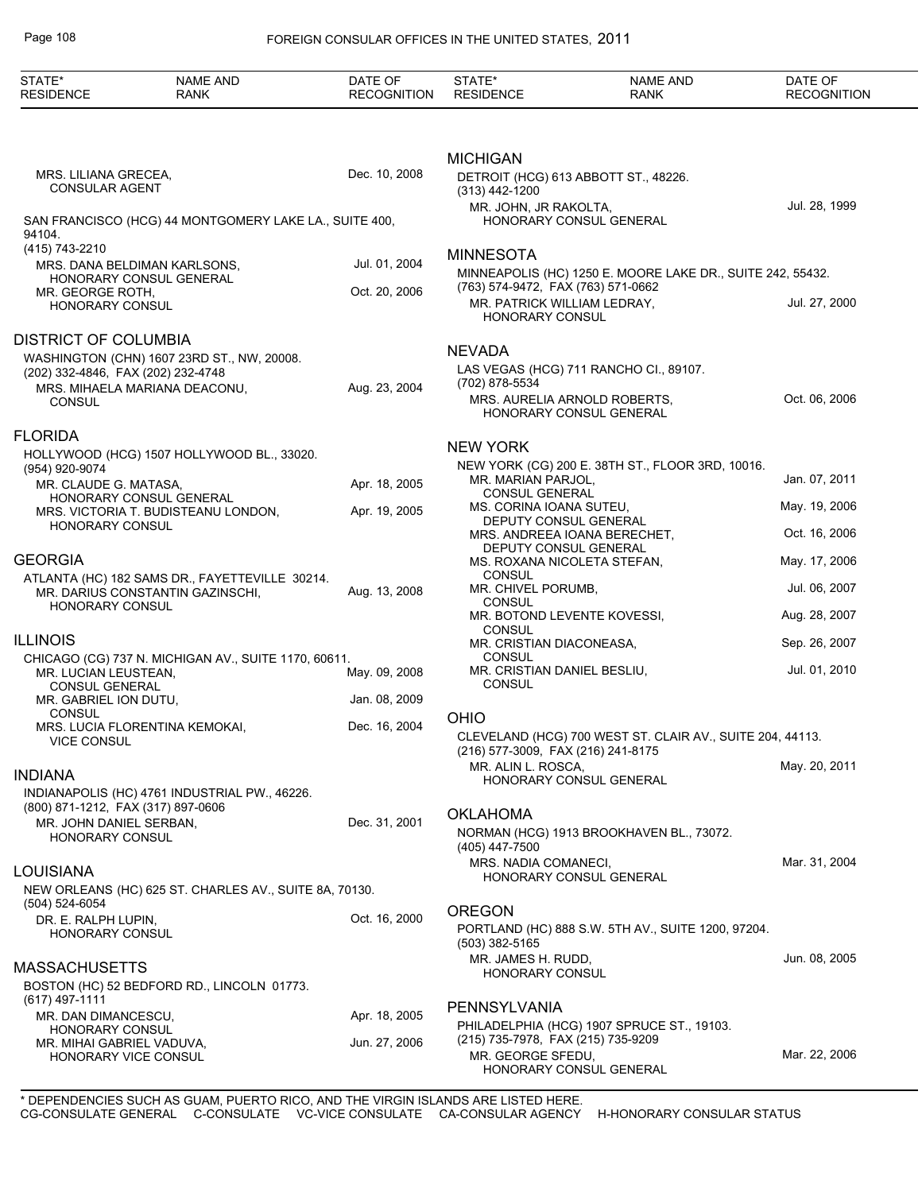| STATE* RESIDENCE | NAME AND RANK | DATE OF RECOGNITION |
|---|---|---|
| | MRS. LILIANA GRECEA, CONSULAR AGENT | Dec. 10, 2008 |
| SAN FRANCISCO (HCG) 44 MONTGOMERY LAKE LA., SUITE 400, 94104. (415) 743-2210 | | |
| | MRS. DANA BELDIMAN KARLSONS, HONORARY CONSUL GENERAL | Jul. 01, 2004 |
| | MR. GEORGE ROTH, HONORARY CONSUL | Oct. 20, 2006 |

## DISTRICT OF COLUMBIA

| STATE* RESIDENCE | NAME AND RANK | DATE OF RECOGNITION |
|---|---|---|
| WASHINGTON (CHN) 1607 23RD ST., NW, 20008. (202) 332-4846, FAX (202) 232-4748 | | |
| | MRS. MIHAELA MARIANA DEACONU, CONSUL | Aug. 23, 2004 |

## FLORIDA

| STATE* RESIDENCE | NAME AND RANK | DATE OF RECOGNITION |
|---|---|---|
| HOLLYWOOD (HCG) 1507 HOLLYWOOD BL., 33020. (954) 920-9074 | | |
| | MR. CLAUDE G. MATASA, HONORARY CONSUL GENERAL | Apr. 18, 2005 |
| | MRS. VICTORIA T. BUDISTEANU LONDON, HONORARY CONSUL | Apr. 19, 2005 |

## GEORGIA

| STATE* RESIDENCE | NAME AND RANK | DATE OF RECOGNITION |
|---|---|---|
| ATLANTA (HC) 182 SAMS DR., FAYETTEVILLE 30214. | | |
| | MR. DARIUS CONSTANTIN GAZINSCHI, HONORARY CONSUL | Aug. 13, 2008 |

## ILLINOIS

| STATE* RESIDENCE | NAME AND RANK | DATE OF RECOGNITION |
|---|---|---|
| CHICAGO (CG) 737 N. MICHIGAN AV., SUITE 1170, 60611. | | |
| | MR. LUCIAN LEUSTEAN, CONSUL GENERAL | May. 09, 2008 |
| | MR. GABRIEL ION DUTU, CONSUL | Jan. 08, 2009 |
| | MRS. LUCIA FLORENTINA KEMOKAI, VICE CONSUL | Dec. 16, 2004 |

## INDIANA

| STATE* RESIDENCE | NAME AND RANK | DATE OF RECOGNITION |
|---|---|---|
| INDIANAPOLIS (HC) 4761 INDUSTRIAL PW., 46226. (800) 871-1212, FAX (317) 897-0606 | | |
| | MR. JOHN DANIEL SERBAN, HONORARY CONSUL | Dec. 31, 2001 |

## LOUISIANA

| STATE* RESIDENCE | NAME AND RANK | DATE OF RECOGNITION |
|---|---|---|
| NEW ORLEANS (HC) 625 ST. CHARLES AV., SUITE 8A, 70130. (504) 524-6054 | | |
| | DR. E. RALPH LUPIN, HONORARY CONSUL | Oct. 16, 2000 |

## MASSACHUSETTS

| STATE* RESIDENCE | NAME AND RANK | DATE OF RECOGNITION |
|---|---|---|
| BOSTON (HC) 52 BEDFORD RD., LINCOLN 01773. (617) 497-1111 | | |
| | MR. DAN DIMANCESCU, HONORARY CONSUL | Apr. 18, 2005 |
| | MR. MIHAI GABRIEL VADUVA, HONORARY VICE CONSUL | Jun. 27, 2006 |

## MICHIGAN

| STATE* RESIDENCE | NAME AND RANK | DATE OF RECOGNITION |
|---|---|---|
| DETROIT (HCG) 613 ABBOTT ST., 48226. (313) 442-1200 | | |
| | MR. JOHN, JR RAKOLTA, HONORARY CONSUL GENERAL | Jul. 28, 1999 |

## MINNESOTA

| STATE* RESIDENCE | NAME AND RANK | DATE OF RECOGNITION |
|---|---|---|
| MINNEAPOLIS (HC) 1250 E. MOORE LAKE DR., SUITE 242, 55432. (763) 574-9472, FAX (763) 571-0662 | | |
| | MR. PATRICK WILLIAM LEDRAY, HONORARY CONSUL | Jul. 27, 2000 |

## NEVADA

| STATE* RESIDENCE | NAME AND RANK | DATE OF RECOGNITION |
|---|---|---|
| LAS VEGAS (HCG) 711 RANCHO CI., 89107. (702) 878-5534 | | |
| | MRS. AURELIA ARNOLD ROBERTS, HONORARY CONSUL GENERAL | Oct. 06, 2006 |

## NEW YORK

| STATE* RESIDENCE | NAME AND RANK | DATE OF RECOGNITION |
|---|---|---|
| NEW YORK (CG) 200 E. 38TH ST., FLOOR 3RD, 10016. | | |
| | MR. MARIAN PARJOL, CONSUL GENERAL | Jan. 07, 2011 |
| | MS. CORINA IOANA SUTEU, DEPUTY CONSUL GENERAL | May. 19, 2006 |
| | MRS. ANDREEA IOANA BERECHET, DEPUTY CONSUL GENERAL | Oct. 16, 2006 |
| | MS. ROXANA NICOLETA STEFAN, CONSUL | May. 17, 2006 |
| | MR. CHIVEL PORUMB, CONSUL | Jul. 06, 2007 |
| | MR. BOTOND LEVENTE KOVESSI, CONSUL | Aug. 28, 2007 |
| | MR. CRISTIAN DIACONEASA, CONSUL | Sep. 26, 2007 |
| | MR. CRISTIAN DANIEL BESLIU, CONSUL | Jul. 01, 2010 |

## OHIO

| STATE* RESIDENCE | NAME AND RANK | DATE OF RECOGNITION |
|---|---|---|
| CLEVELAND (HCG) 700 WEST ST. CLAIR AV., SUITE 204, 44113. (216) 577-3009, FAX (216) 241-8175 | | |
| | MR. ALIN L. ROSCA, HONORARY CONSUL GENERAL | May. 20, 2011 |

## OKLAHOMA

| STATE* RESIDENCE | NAME AND RANK | DATE OF RECOGNITION |
|---|---|---|
| NORMAN (HCG) 1913 BROOKHAVEN BL., 73072. (405) 447-7500 | | |
| | MRS. NADIA COMANECI, HONORARY CONSUL GENERAL | Mar. 31, 2004 |

## OREGON

| STATE* RESIDENCE | NAME AND RANK | DATE OF RECOGNITION |
|---|---|---|
| PORTLAND (HC) 888 S.W. 5TH AV., SUITE 1200, 97204. (503) 382-5165 | | |
| | MR. JAMES H. RUDD, HONORARY CONSUL | Jun. 08, 2005 |

## PENNSYLVANIA

| STATE* RESIDENCE | NAME AND RANK | DATE OF RECOGNITION |
|---|---|---|
| PHILADELPHIA (HCG) 1907 SPRUCE ST., 19103. (215) 735-7978, FAX (215) 735-9209 | | |
| | MR. GEORGE SFEDU, HONORARY CONSUL GENERAL | Mar. 22, 2006 |

\* DEPENDENCIES SUCH AS GUAM, PUERTO RICO, AND THE VIRGIN ISLANDS ARE LISTED HERE.
CG-CONSULATE GENERAL C-CONSULATE VC-VICE CONSULATE CA-CONSULAR AGENCY H-HONORARY CONSULAR STATUS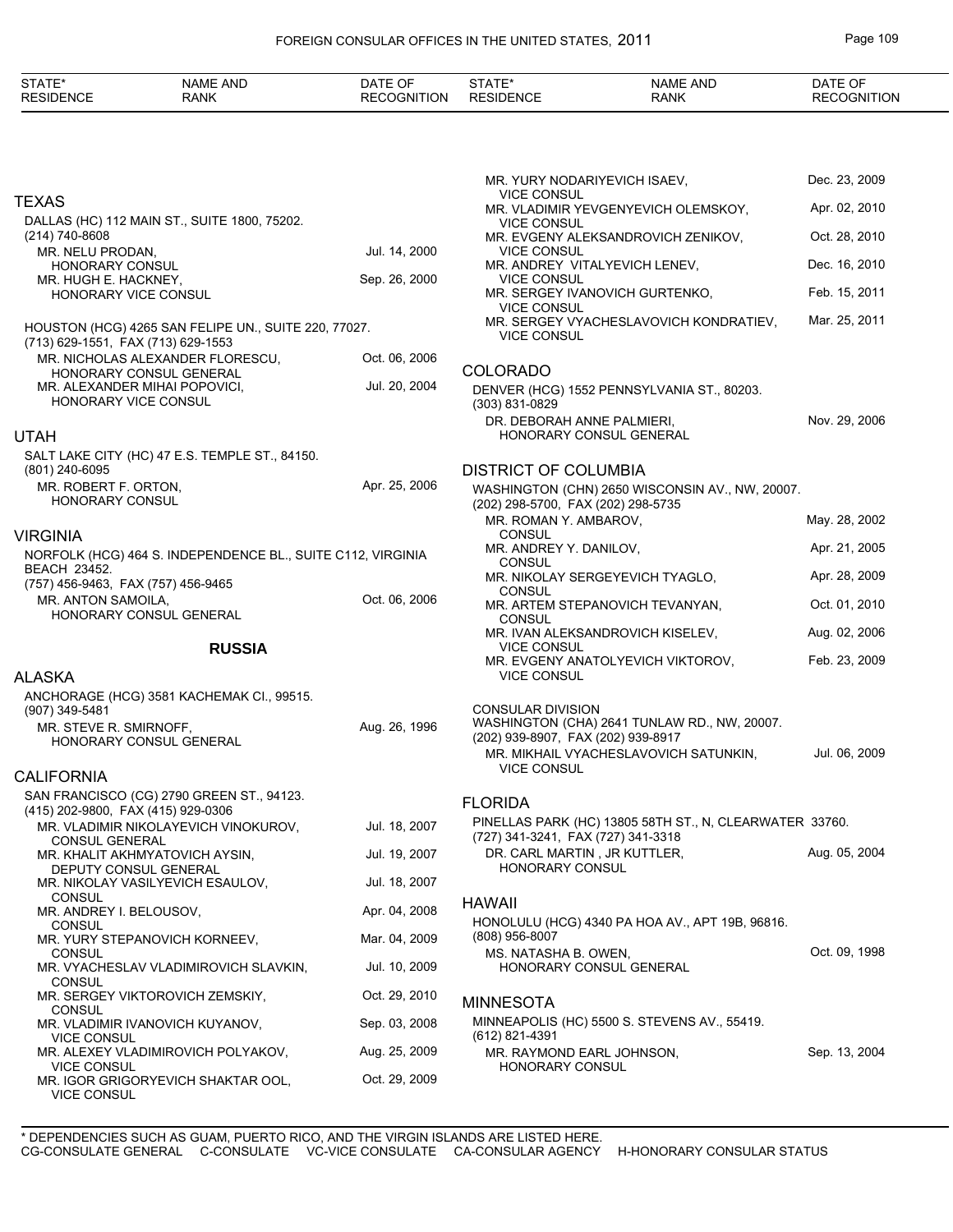| STATE* RESIDENCE | NAME AND RANK | DATE OF RECOGNITION |
|---|---|---|

## TEXAS

DALLAS (HC) 112 MAIN ST., SUITE 1800, 75202.
(214) 740-8608

| | | |
|---|---|---|
| | MR. NELU PRODAN, HONORARY CONSUL | Jul. 14, 2000 |
| | MR. HUGH E. HACKNEY, HONORARY VICE CONSUL | Sep. 26, 2000 |

HOUSTON (HCG) 4265 SAN FELIPE UN., SUITE 220, 77027.
(713) 629-1551, FAX (713) 629-1553

| | | |
|---|---|---|
| | MR. NICHOLAS ALEXANDER FLORESCU, HONORARY CONSUL GENERAL | Oct. 06, 2006 |
| | MR. ALEXANDER MIHAI POPOVICI, HONORARY VICE CONSUL | Jul. 20, 2004 |

## UTAH

SALT LAKE CITY (HC) 47 E.S. TEMPLE ST., 84150.
(801) 240-6095

| | | |
|---|---|---|
| | MR. ROBERT F. ORTON, HONORARY CONSUL | Apr. 25, 2006 |

## VIRGINIA

NORFOLK (HCG) 464 S. INDEPENDENCE BL., SUITE C112, VIRGINIA BEACH 23452.
(757) 456-9463, FAX (757) 456-9465

| | | |
|---|---|---|
| | MR. ANTON SAMOILA, HONORARY CONSUL GENERAL | Oct. 06, 2006 |

# RUSSIA

## ALASKA

ANCHORAGE (HCG) 3581 KACHEMAK CI., 99515.
(907) 349-5481

| | | |
|---|---|---|
| | MR. STEVE R. SMIRNOFF, HONORARY CONSUL GENERAL | Aug. 26, 1996 |

## CALIFORNIA

SAN FRANCISCO (CG) 2790 GREEN ST., 94123.
(415) 202-9800, FAX (415) 929-0306

| | | |
|---|---|---|
| | MR. VLADIMIR NIKOLAYEVICH VINOKUROV, CONSUL GENERAL | Jul. 18, 2007 |
| | MR. KHALIT AKHMYATOVICH AYSIN, DEPUTY CONSUL GENERAL | Jul. 19, 2007 |
| | MR. NIKOLAY VASILYEVICH ESAULOV, CONSUL | Jul. 18, 2007 |
| | MR. ANDREY I. BELOUSOV, CONSUL | Apr. 04, 2008 |
| | MR. YURY STEPANOVICH KORNEEV, CONSUL | Mar. 04, 2009 |
| | MR. VYACHESLAV VLADIMIROVICH SLAVKIN, CONSUL | Jul. 10, 2009 |
| | MR. SERGEY VIKTOROVICH ZEMSKIY, CONSUL | Oct. 29, 2010 |
| | MR. VLADIMIR IVANOVICH KUYANOV, VICE CONSUL | Sep. 03, 2008 |
| | MR. ALEXEY VLADIMIROVICH POLYAKOV, VICE CONSUL | Aug. 25, 2009 |
| | MR. IGOR GRIGORYEVICH SHAKTAR OOL, VICE CONSUL | Oct. 29, 2009 |
| | MR. YURY NODARIYEVICH ISAEV, VICE CONSUL | Dec. 23, 2009 |
| | MR. VLADIMIR YEVGENYEVICH OLEMSKOY, VICE CONSUL | Apr. 02, 2010 |
| | MR. EVGENY ALEKSANDROVICH ZENIKOV, VICE CONSUL | Oct. 28, 2010 |
| | MR. ANDREY VITALYEVICH LENEV, VICE CONSUL | Dec. 16, 2010 |
| | MR. SERGEY IVANOVICH GURTENKO, VICE CONSUL | Feb. 15, 2011 |
| | MR. SERGEY VYACHESLAVOVICH KONDRATIEV, VICE CONSUL | Mar. 25, 2011 |

## COLORADO

DENVER (HCG) 1552 PENNSYLVANIA ST., 80203.
(303) 831-0829

| | | |
|---|---|---|
| | DR. DEBORAH ANNE PALMIERI, HONORARY CONSUL GENERAL | Nov. 29, 2006 |

## DISTRICT OF COLUMBIA

WASHINGTON (CHN) 2650 WISCONSIN AV., NW, 20007.
(202) 298-5700, FAX (202) 298-5735

| | | |
|---|---|---|
| | MR. ROMAN Y. AMBAROV, CONSUL | May. 28, 2002 |
| | MR. ANDREY Y. DANILOV, CONSUL | Apr. 21, 2005 |
| | MR. NIKOLAY SERGEYEVICH TYAGLO, CONSUL | Apr. 28, 2009 |
| | MR. ARTEM STEPANOVICH TEVANYAN, CONSUL | Oct. 01, 2010 |
| | MR. IVAN ALEKSANDROVICH KISELEV, VICE CONSUL | Aug. 02, 2006 |
| | MR. EVGENY ANATOLYEVICH VIKTOROV, VICE CONSUL | Feb. 23, 2009 |

CONSULAR DIVISION
WASHINGTON (CHA) 2641 TUNLAW RD., NW, 20007.
(202) 939-8907, FAX (202) 939-8917

| | | |
|---|---|---|
| | MR. MIKHAIL VYACHESLAVOVICH SATUNKIN, VICE CONSUL | Jul. 06, 2009 |

## FLORIDA

PINELLAS PARK (HC) 13805 58TH ST., N, CLEARWATER 33760.
(727) 341-3241, FAX (727) 341-3318

| | | |
|---|---|---|
| | DR. CARL MARTIN , JR KUTTLER, HONORARY CONSUL | Aug. 05, 2004 |

## HAWAII

HONOLULU (HCG) 4340 PA HOA AV., APT 19B, 96816.
(808) 956-8007

| | | |
|---|---|---|
| | MS. NATASHA B. OWEN, HONORARY CONSUL GENERAL | Oct. 09, 1998 |

## MINNESOTA

MINNEAPOLIS (HC) 5500 S. STEVENS AV., 55419.
(612) 821-4391

| | | |
|---|---|---|
| | MR. RAYMOND EARL JOHNSON, HONORARY CONSUL | Sep. 13, 2004 |

\* DEPENDENCIES SUCH AS GUAM, PUERTO RICO, AND THE VIRGIN ISLANDS ARE LISTED HERE.
CG-CONSULATE GENERAL C-CONSULATE VC-VICE CONSULATE CA-CONSULAR AGENCY H-HONORARY CONSULAR STATUS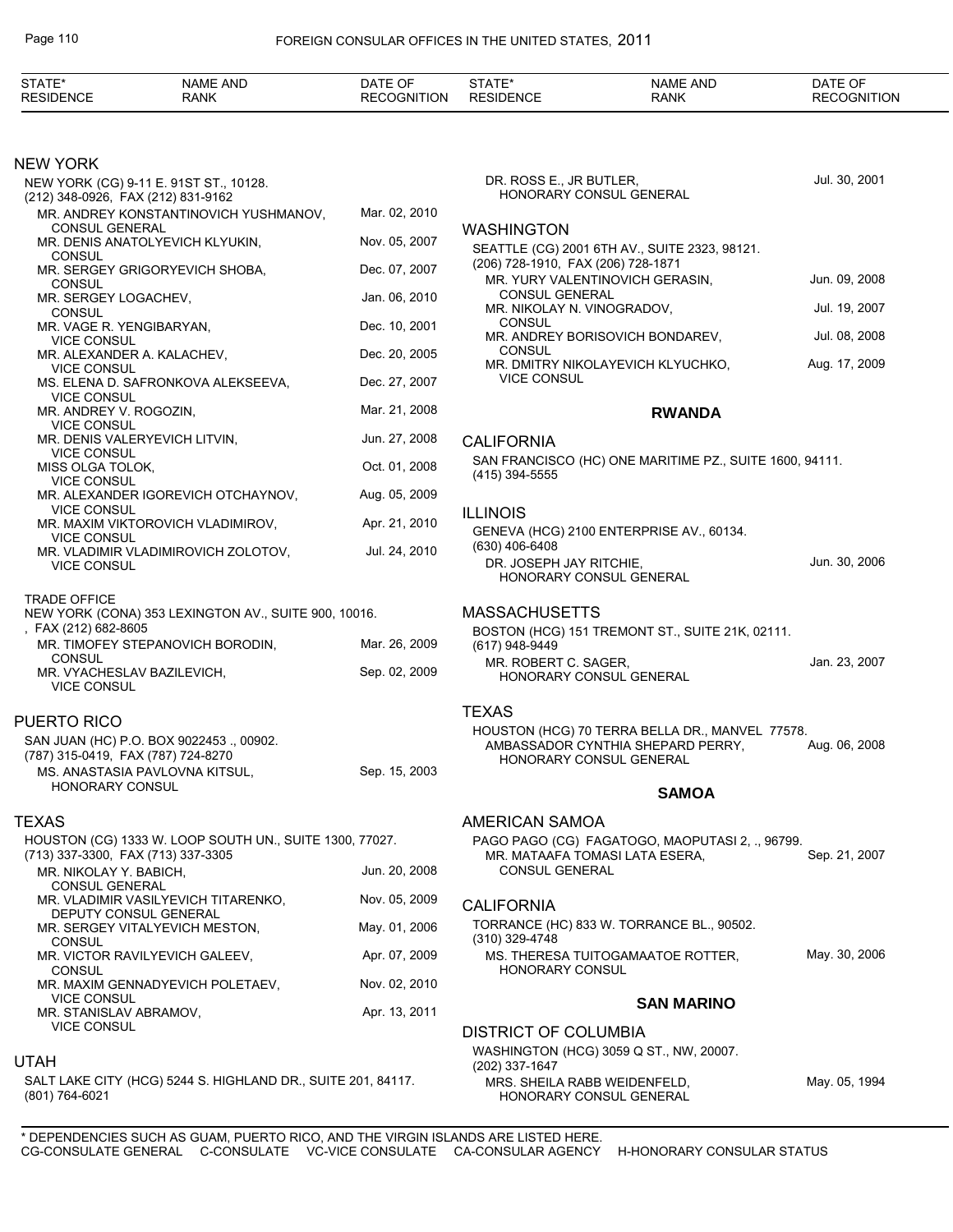## NEW YORK

NEW YORK (CG) 9-11 E. 91ST ST., 10128.
(212) 348-0926, FAX (212) 831-9162

| Name and Rank | Date of Recognition |
|---|---|
| MR. ANDREY KONSTANTINOVICH YUSHMANOV, CONSUL GENERAL | Mar. 02, 2010 |
| MR. DENIS ANATOLYEVICH KLYUKIN, CONSUL | Nov. 05, 2007 |
| MR. SERGEY GRIGORYEVICH SHOBA, CONSUL | Dec. 07, 2007 |
| MR. SERGEY LOGACHEV, CONSUL | Jan. 06, 2010 |
| MR. VAGE R. YENGIBARYAN, VICE CONSUL | Dec. 10, 2001 |
| MR. ALEXANDER A. KALACHEV, VICE CONSUL | Dec. 20, 2005 |
| MS. ELENA D. SAFRONKOVA ALEKSEEVA, VICE CONSUL | Dec. 27, 2007 |
| MR. ANDREY V. ROGOZIN, VICE CONSUL | Mar. 21, 2008 |
| MR. DENIS VALERYEVICH LITVIN, VICE CONSUL | Jun. 27, 2008 |
| MISS OLGA TOLOK, VICE CONSUL | Oct. 01, 2008 |
| MR. ALEXANDER IGOREVICH OTCHAYNOV, VICE CONSUL | Aug. 05, 2009 |
| MR. MAXIM VIKTOROVICH VLADIMIROV, VICE CONSUL | Apr. 21, 2010 |
| MR. VLADIMIR VLADIMIROVICH ZOLOTOV, VICE CONSUL | Jul. 24, 2010 |

TRADE OFFICE
NEW YORK (CONA) 353 LEXINGTON AV., SUITE 900, 10016.
, FAX (212) 682-8605

| Name and Rank | Date of Recognition |
|---|---|
| MR. TIMOFEY STEPANOVICH BORODIN, CONSUL | Mar. 26, 2009 |
| MR. VYACHESLAV BAZILEVICH, VICE CONSUL | Sep. 02, 2009 |

## PUERTO RICO

SAN JUAN (HC) P.O. BOX 9022453 ., 00902.
(787) 315-0419, FAX (787) 724-8270

| Name and Rank | Date of Recognition |
|---|---|
| MS. ANASTASIA PAVLOVNA KITSUL, HONORARY CONSUL | Sep. 15, 2003 |

## TEXAS

HOUSTON (CG) 1333 W. LOOP SOUTH UN., SUITE 1300, 77027.
(713) 337-3300, FAX (713) 337-3305

| Name and Rank | Date of Recognition |
|---|---|
| MR. NIKOLAY Y. BABICH, CONSUL GENERAL | Jun. 20, 2008 |
| MR. VLADIMIR VASILYEVICH TITARENKO, DEPUTY CONSUL GENERAL | Nov. 05, 2009 |
| MR. SERGEY VITALYEVICH MESTON, CONSUL | May. 01, 2006 |
| MR. VICTOR RAVILYEVICH GALEEV, CONSUL | Apr. 07, 2009 |
| MR. MAXIM GENNADYEVICH POLETAEV, VICE CONSUL | Nov. 02, 2010 |
| MR. STANISLAV ABRAMOV, VICE CONSUL | Apr. 13, 2011 |

## UTAH

SALT LAKE CITY (HCG) 5244 S. HIGHLAND DR., SUITE 201, 84117.
(801) 764-6021

| Name and Rank | Date of Recognition |
|---|---|
| DR. ROSS E., JR BUTLER, HONORARY CONSUL GENERAL | Jul. 30, 2001 |

## WASHINGTON

SEATTLE (CG) 2001 6TH AV., SUITE 2323, 98121.
(206) 728-1910, FAX (206) 728-1871

| Name and Rank | Date of Recognition |
|---|---|
| MR. YURY VALENTINOVICH GERASIN, CONSUL GENERAL | Jun. 09, 2008 |
| MR. NIKOLAY N. VINOGRADOV, CONSUL | Jul. 19, 2007 |
| MR. ANDREY BORISOVICH BONDAREV, CONSUL | Jul. 08, 2008 |
| MR. DMITRY NIKOLAYEVICH KLYUCHKO, VICE CONSUL | Aug. 17, 2009 |

# RWANDA

## CALIFORNIA

SAN FRANCISCO (HC) ONE MARITIME PZ., SUITE 1600, 94111.
(415) 394-5555

## ILLINOIS

GENEVA (HCG) 2100 ENTERPRISE AV., 60134.
(630) 406-6408

| Name and Rank | Date of Recognition |
|---|---|
| DR. JOSEPH JAY RITCHIE, HONORARY CONSUL GENERAL | Jun. 30, 2006 |

## MASSACHUSETTS

BOSTON (HCG) 151 TREMONT ST., SUITE 21K, 02111.
(617) 948-9449

| Name and Rank | Date of Recognition |
|---|---|
| MR. ROBERT C. SAGER, HONORARY CONSUL GENERAL | Jan. 23, 2007 |

## TEXAS

HOUSTON (HCG) 70 TERRA BELLA DR., MANVEL 77578.

| Name and Rank | Date of Recognition |
|---|---|
| AMBASSADOR CYNTHIA SHEPARD PERRY, HONORARY CONSUL GENERAL | Aug. 06, 2008 |

# SAMOA

## AMERICAN SAMOA

PAGO PAGO (CG) FAGATOGO, MAOPUTASI 2, ., 96799.

| Name and Rank | Date of Recognition |
|---|---|
| MR. MATAAFA TOMASI LATA ESERA, CONSUL GENERAL | Sep. 21, 2007 |

## CALIFORNIA

TORRANCE (HC) 833 W. TORRANCE BL., 90502.
(310) 329-4748

| Name and Rank | Date of Recognition |
|---|---|
| MS. THERESA TUITOGAMAATOE ROTTER, HONORARY CONSUL | May. 30, 2006 |

# SAN MARINO

## DISTRICT OF COLUMBIA

WASHINGTON (HCG) 3059 Q ST., NW, 20007.
(202) 337-1647

| Name and Rank | Date of Recognition |
|---|---|
| MRS. SHEILA RABB WEIDENFELD, HONORARY CONSUL GENERAL | May. 05, 1994 |

* DEPENDENCIES SUCH AS GUAM, PUERTO RICO, AND THE VIRGIN ISLANDS ARE LISTED HERE.
CG-CONSULATE GENERAL C-CONSULATE VC-VICE CONSULATE CA-CONSULAR AGENCY H-HONORARY CONSULAR STATUS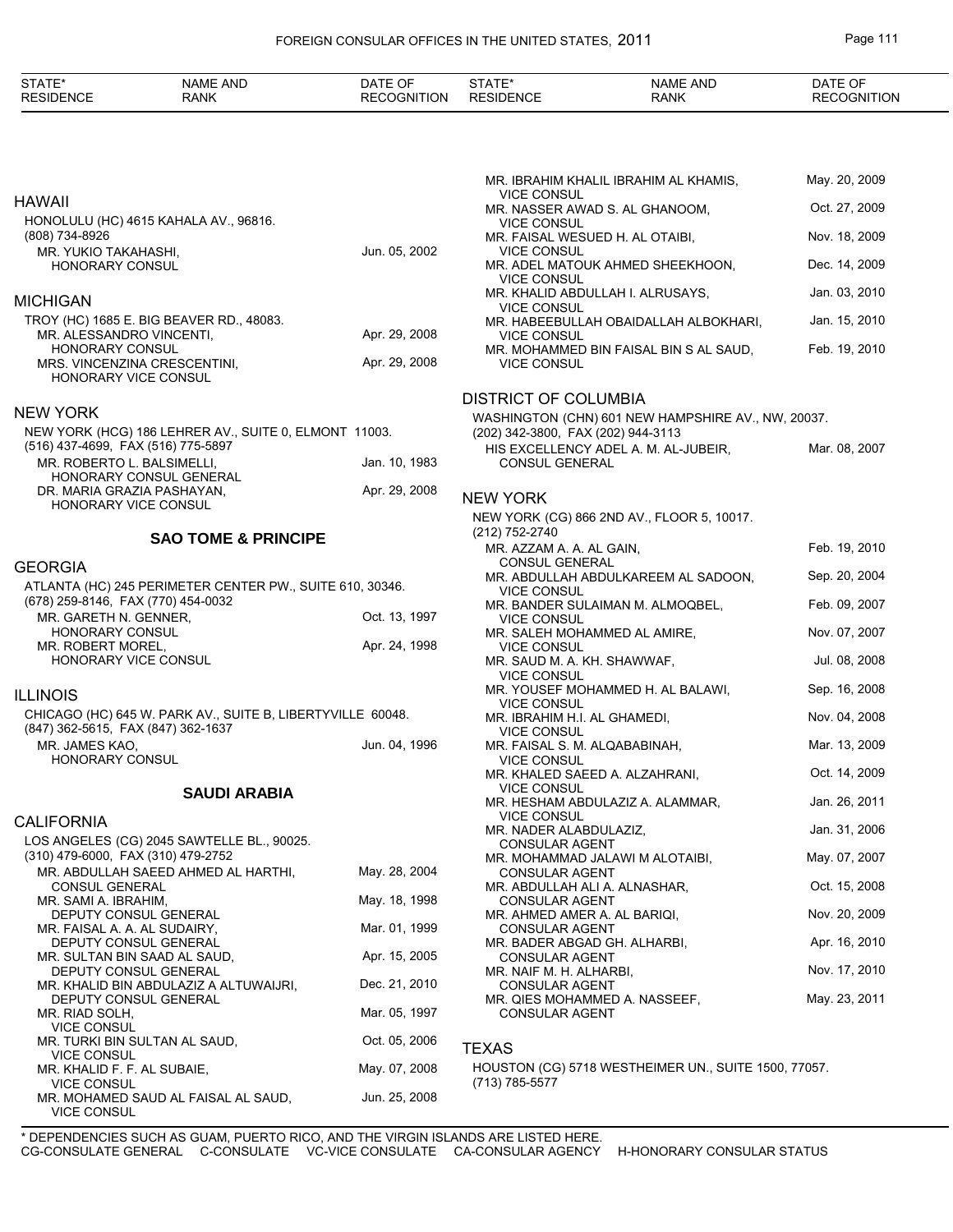| STATE* RESIDENCE | NAME AND RANK | DATE OF RECOGNITION |
|---|---|---|

## HAWAII

HONOLULU (HC) 4615 KAHALA AV., 96816.
(808) 734-8926

| | |
|---|---|
| MR. YUKIO TAKAHASHI, HONORARY CONSUL | Jun. 05, 2002 |

## MICHIGAN

TROY (HC) 1685 E. BIG BEAVER RD., 48083.

| | |
|---|---|
| MR. ALESSANDRO VINCENTI, HONORARY CONSUL | Apr. 29, 2008 |
| MRS. VINCENZINA CRESCENTINI, HONORARY VICE CONSUL | Apr. 29, 2008 |

## NEW YORK

NEW YORK (HCG) 186 LEHRER AV., SUITE 0, ELMONT 11003.
(516) 437-4699, FAX (516) 775-5897

| | |
|---|---|
| MR. ROBERTO L. BALSIMELLI, HONORARY CONSUL GENERAL | Jan. 10, 1983 |
| DR. MARIA GRAZIA PASHAYAN, HONORARY VICE CONSUL | Apr. 29, 2008 |

# SAO TOME & PRINCIPE

## GEORGIA

ATLANTA (HC) 245 PERIMETER CENTER PW., SUITE 610, 30346.
(678) 259-8146, FAX (770) 454-0032

| | |
|---|---|
| MR. GARETH N. GENNER, HONORARY CONSUL | Oct. 13, 1997 |
| MR. ROBERT MOREL, HONORARY VICE CONSUL | Apr. 24, 1998 |

## ILLINOIS

CHICAGO (HC) 645 W. PARK AV., SUITE B, LIBERTYVILLE 60048.
(847) 362-5615, FAX (847) 362-1637

| | |
|---|---|
| MR. JAMES KAO, HONORARY CONSUL | Jun. 04, 1996 |

# SAUDI ARABIA

## CALIFORNIA

LOS ANGELES (CG) 2045 SAWTELLE BL., 90025.
(310) 479-6000, FAX (310) 479-2752

| | |
|---|---|
| MR. ABDULLAH SAEED AHMED AL HARTHI, CONSUL GENERAL | May. 28, 2004 |
| MR. SAMI A. IBRAHIM, DEPUTY CONSUL GENERAL | May. 18, 1998 |
| MR. FAISAL A. A. AL SUDAIRY, DEPUTY CONSUL GENERAL | Mar. 01, 1999 |
| MR. SULTAN BIN SAAD AL SAUD, DEPUTY CONSUL GENERAL | Apr. 15, 2005 |
| MR. KHALID BIN ABDULAZIZ A ALTUWAIJRI, DEPUTY CONSUL GENERAL | Dec. 21, 2010 |
| MR. RIAD SOLH, VICE CONSUL | Mar. 05, 1997 |
| MR. TURKI BIN SULTAN AL SAUD, VICE CONSUL | Oct. 05, 2006 |
| MR. KHALID F. F. AL SUBAIE, VICE CONSUL | May. 07, 2008 |
| MR. MOHAMED SAUD AL FAISAL AL SAUD, VICE CONSUL | Jun. 25, 2008 |
| MR. IBRAHIM KHALIL IBRAHIM AL KHAMIS, VICE CONSUL | May. 20, 2009 |
| MR. NASSER AWAD S. AL GHANOOM, VICE CONSUL | Oct. 27, 2009 |
| MR. FAISAL WESUED H. AL OTAIBI, VICE CONSUL | Nov. 18, 2009 |
| MR. ADEL MATOUK AHMED SHEEKHOON, VICE CONSUL | Dec. 14, 2009 |
| MR. KHALID ABDULLAH I. ALRUSAYS, VICE CONSUL | Jan. 03, 2010 |
| MR. HABEEBULLAH OBAIDALLAH ALBOKHARI, VICE CONSUL | Jan. 15, 2010 |
| MR. MOHAMMED BIN FAISAL BIN S AL SAUD, VICE CONSUL | Feb. 19, 2010 |

## DISTRICT OF COLUMBIA

WASHINGTON (CHN) 601 NEW HAMPSHIRE AV., NW, 20037.
(202) 342-3800, FAX (202) 944-3113

| | |
|---|---|
| HIS EXCELLENCY ADEL A. M. AL-JUBEIR, CONSUL GENERAL | Mar. 08, 2007 |

## NEW YORK

NEW YORK (CG) 866 2ND AV., FLOOR 5, 10017.
(212) 752-2740

| | |
|---|---|
| MR. AZZAM A. A. AL GAIN, CONSUL GENERAL | Feb. 19, 2010 |
| MR. ABDULLAH ABDULKAREEM AL SADOON, VICE CONSUL | Sep. 20, 2004 |
| MR. BANDER SULAIMAN M. ALMOQBEL, VICE CONSUL | Feb. 09, 2007 |
| MR. SALEH MOHAMMED AL AMIRE, VICE CONSUL | Nov. 07, 2007 |
| MR. SAUD M. A. KH. SHAWWAF, VICE CONSUL | Jul. 08, 2008 |
| MR. YOUSEF MOHAMMED H. AL BALAWI, VICE CONSUL | Sep. 16, 2008 |
| MR. IBRAHIM H.I. AL GHAMEDI, VICE CONSUL | Nov. 04, 2008 |
| MR. FAISAL S. M. ALQABABINAH, VICE CONSUL | Mar. 13, 2009 |
| MR. KHALED SAEED A. ALZAHRANI, VICE CONSUL | Oct. 14, 2009 |
| MR. HESHAM ABDULAZIZ A. ALAMMAR, VICE CONSUL | Jan. 26, 2011 |
| MR. NADER ALABDULAZIZ, CONSULAR AGENT | Jan. 31, 2006 |
| MR. MOHAMMAD JALAWI M ALOTAIBI, CONSULAR AGENT | May. 07, 2007 |
| MR. ABDULLAH ALI A. ALNASHAR, CONSULAR AGENT | Oct. 15, 2008 |
| MR. AHMED AMER A. AL BARIQI, CONSULAR AGENT | Nov. 20, 2009 |
| MR. BADER ABGAD GH. ALHARBI, CONSULAR AGENT | Apr. 16, 2010 |
| MR. NAIF M. H. ALHARBI, CONSULAR AGENT | Nov. 17, 2010 |
| MR. QIES MOHAMMED A. NASSEEF, CONSULAR AGENT | May. 23, 2011 |

## TEXAS

HOUSTON (CG) 5718 WESTHEIMER UN., SUITE 1500, 77057.
(713) 785-5577

\* DEPENDENCIES SUCH AS GUAM, PUERTO RICO, AND THE VIRGIN ISLANDS ARE LISTED HERE.
CG-CONSULATE GENERAL C-CONSULATE VC-VICE CONSULATE CA-CONSULAR AGENCY H-HONORARY CONSULAR STATUS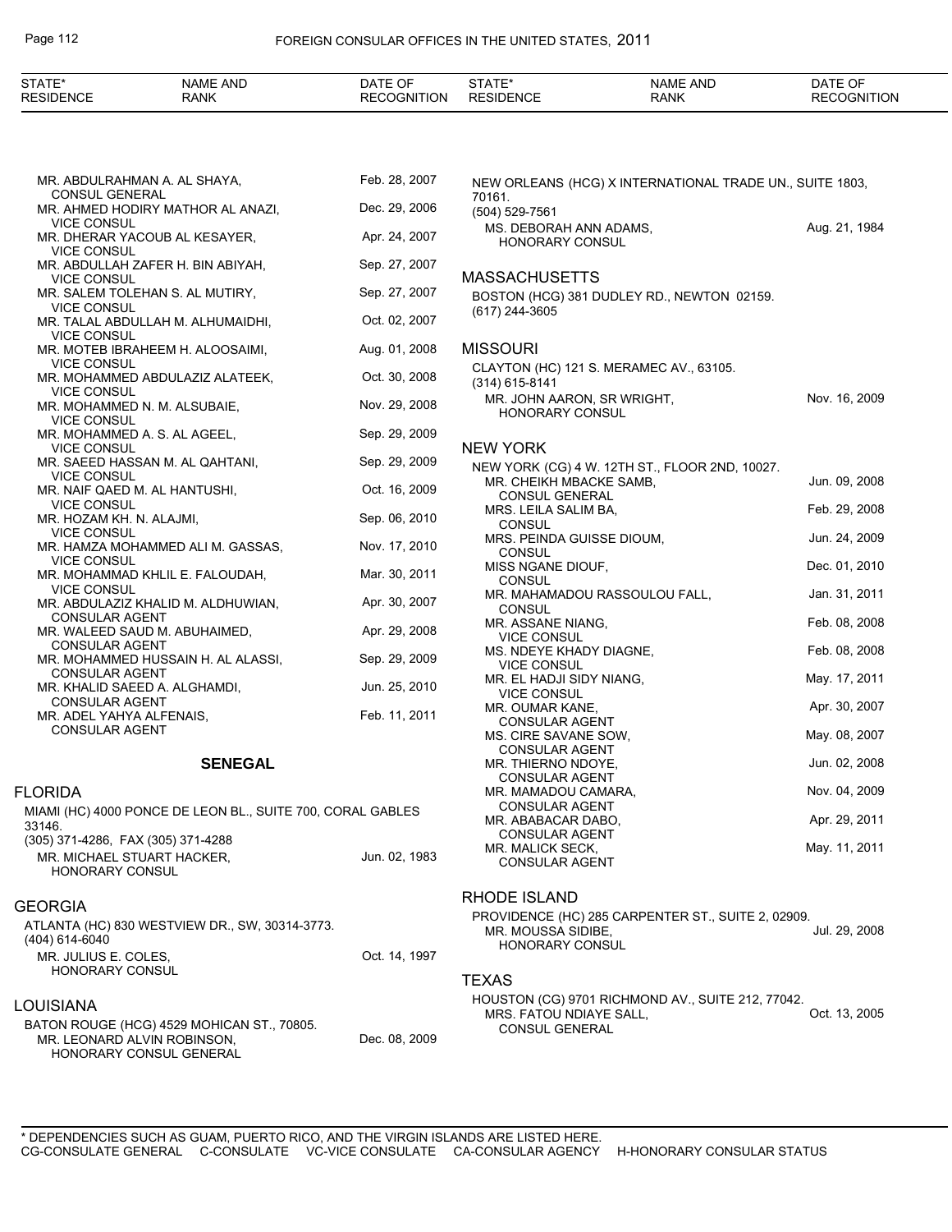| STATE* RESIDENCE | NAME AND RANK | DATE OF RECOGNITION |
|---|---|---|
| | MR. ABDULRAHMAN A. AL SHAYA, CONSUL GENERAL | Feb. 28, 2007 |
| | MR. AHMED HODIRY MATHOR AL ANAZI, VICE CONSUL | Dec. 29, 2006 |
| | MR. DHERAR YACOUB AL KESAYER, VICE CONSUL | Apr. 24, 2007 |
| | MR. ABDULLAH ZAFER H. BIN ABIYAH, VICE CONSUL | Sep. 27, 2007 |
| | MR. SALEM TOLEHAN S. AL MUTIRY, VICE CONSUL | Sep. 27, 2007 |
| | MR. TALAL ABDULLAH M. ALHUMAIDHI, VICE CONSUL | Oct. 02, 2007 |
| | MR. MOTEB IBRAHEEM H. ALOOSAIMI, VICE CONSUL | Aug. 01, 2008 |
| | MR. MOHAMMED ABDULAZIZ ALATEEK, VICE CONSUL | Oct. 30, 2008 |
| | MR. MOHAMMED N. M. ALSUBAIE, VICE CONSUL | Nov. 29, 2008 |
| | MR. MOHAMMED A. S. AL AGEEL, VICE CONSUL | Sep. 29, 2009 |
| | MR. SAEED HASSAN M. AL QAHTANI, VICE CONSUL | Sep. 29, 2009 |
| | MR. NAIF QAED M. AL HANTUSHI, VICE CONSUL | Oct. 16, 2009 |
| | MR. HOZAM KH. N. ALAJMI, VICE CONSUL | Sep. 06, 2010 |
| | MR. HAMZA MOHAMMED ALI M. GASSAS, VICE CONSUL | Nov. 17, 2010 |
| | MR. MOHAMMAD KHLIL E. FALOUDAH, VICE CONSUL | Mar. 30, 2011 |
| | MR. ABDULAZIZ KHALID M. ALDHUWIAN, CONSULAR AGENT | Apr. 30, 2007 |
| | MR. WALEED SAUD M. ABUHAIMED, CONSULAR AGENT | Apr. 29, 2008 |
| | MR. MOHAMMED HUSSAIN H. AL ALASSI, CONSULAR AGENT | Sep. 29, 2009 |
| | MR. KHALID SAEED A. ALGHAMDI, CONSULAR AGENT | Jun. 25, 2010 |
| | MR. ADEL YAHYA ALFENAIS, CONSULAR AGENT | Feb. 11, 2011 |

## SENEGAL

### FLORIDA

MIAMI (HC) 4000 PONCE DE LEON BL., SUITE 700, CORAL GABLES 33146.
(305) 371-4286, FAX (305) 371-4288

| NAME AND RANK | DATE OF RECOGNITION |
|---|---|
| MR. MICHAEL STUART HACKER, HONORARY CONSUL | Jun. 02, 1983 |

### GEORGIA

ATLANTA (HC) 830 WESTVIEW DR., SW, 30314-3773.
(404) 614-6040

| NAME AND RANK | DATE OF RECOGNITION |
|---|---|
| MR. JULIUS E. COLES, HONORARY CONSUL | Oct. 14, 1997 |

### LOUISIANA

BATON ROUGE (HCG) 4529 MOHICAN ST., 70805.

| NAME AND RANK | DATE OF RECOGNITION |
|---|---|
| MR. LEONARD ALVIN ROBINSON, HONORARY CONSUL GENERAL | Dec. 08, 2009 |

NEW ORLEANS (HCG) X INTERNATIONAL TRADE UN., SUITE 1803, 70161.
(504) 529-7561

| NAME AND RANK | DATE OF RECOGNITION |
|---|---|
| MS. DEBORAH ANN ADAMS, HONORARY CONSUL | Aug. 21, 1984 |

### MASSACHUSETTS

BOSTON (HCG) 381 DUDLEY RD., NEWTON 02159.
(617) 244-3605

### MISSOURI

CLAYTON (HC) 121 S. MERAMEC AV., 63105.
(314) 615-8141

| NAME AND RANK | DATE OF RECOGNITION |
|---|---|
| MR. JOHN AARON, SR WRIGHT, HONORARY CONSUL | Nov. 16, 2009 |

### NEW YORK

NEW YORK (CG) 4 W. 12TH ST., FLOOR 2ND, 10027.

| NAME AND RANK | DATE OF RECOGNITION |
|---|---|
| MR. CHEIKH MBACKE SAMB, CONSUL GENERAL | Jun. 09, 2008 |
| MRS. LEILA SALIM BA, CONSUL | Feb. 29, 2008 |
| MRS. PEINDA GUISSE DIOUM, CONSUL | Jun. 24, 2009 |
| MISS NGANE DIOUF, CONSUL | Dec. 01, 2010 |
| MR. MAHAMADOU RASSOULOU FALL, CONSUL | Jan. 31, 2011 |
| MR. ASSANE NIANG, VICE CONSUL | Feb. 08, 2008 |
| MS. NDEYE KHADY DIAGNE, VICE CONSUL | Feb. 08, 2008 |
| MR. EL HADJI SIDY NIANG, VICE CONSUL | May. 17, 2011 |
| MR. OUMAR KANE, CONSULAR AGENT | Apr. 30, 2007 |
| MS. CIRE SAVANE SOW, CONSULAR AGENT | May. 08, 2007 |
| MR. THIERNO NDOYE, CONSULAR AGENT | Jun. 02, 2008 |
| MR. MAMADOU CAMARA, CONSULAR AGENT | Nov. 04, 2009 |
| MR. ABABACAR DABO, CONSULAR AGENT | Apr. 29, 2011 |
| MR. MALICK SECK, CONSULAR AGENT | May. 11, 2011 |

### RHODE ISLAND

PROVIDENCE (HC) 285 CARPENTER ST., SUITE 2, 02909.

| NAME AND RANK | DATE OF RECOGNITION |
|---|---|
| MR. MOUSSA SIDIBE, HONORARY CONSUL | Jul. 29, 2008 |

### TEXAS

HOUSTON (CG) 9701 RICHMOND AV., SUITE 212, 77042.

| NAME AND RANK | DATE OF RECOGNITION |
|---|---|
| MRS. FATOU NDIAYE SALL, CONSUL GENERAL | Oct. 13, 2005 |

\* DEPENDENCIES SUCH AS GUAM, PUERTO RICO, AND THE VIRGIN ISLANDS ARE LISTED HERE.
CG-CONSULATE GENERAL C-CONSULATE VC-VICE CONSULATE CA-CONSULAR AGENCY H-HONORARY CONSULAR STATUS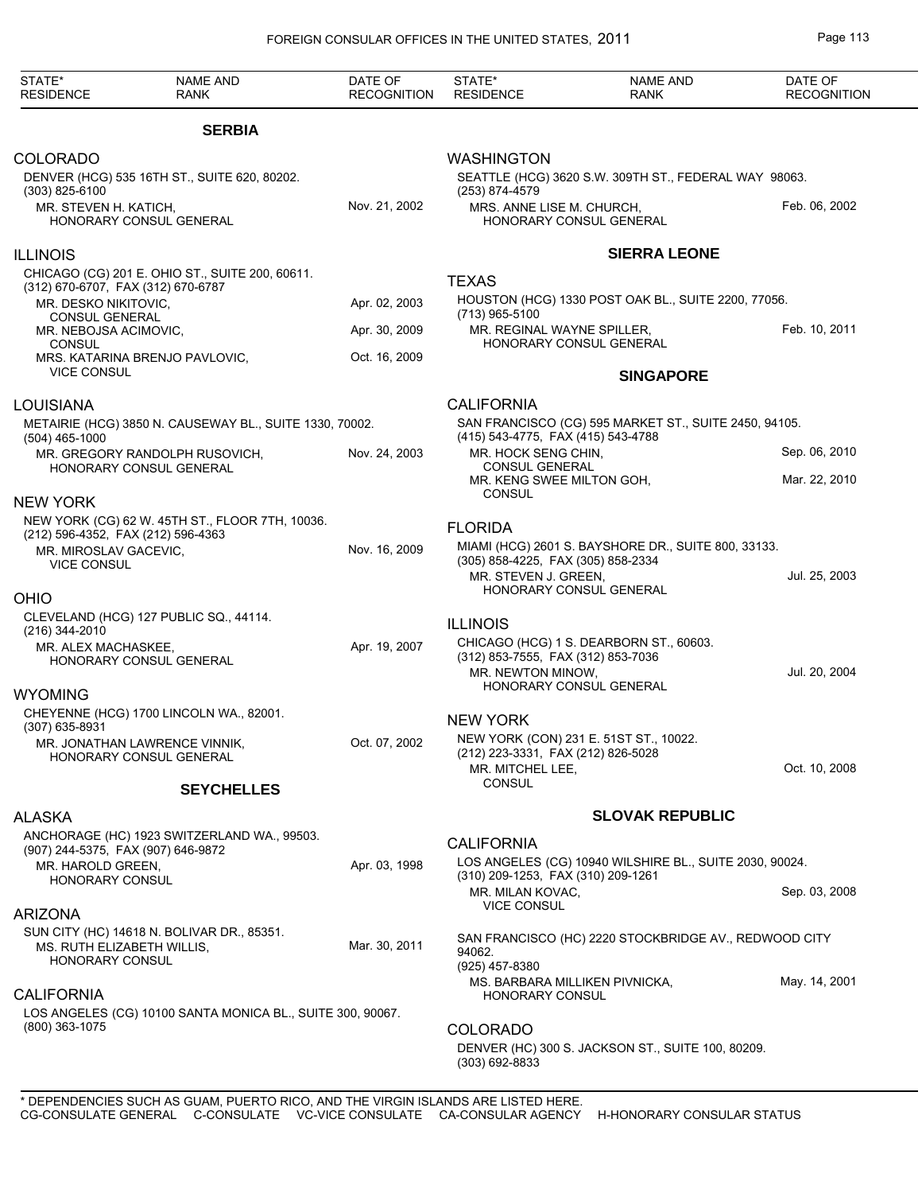| STATE* RESIDENCE | NAME AND RANK | DATE OF RECOGNITION |
|---|---|---|

## SERBIA

### COLORADO

DENVER (HCG) 535 16TH ST., SUITE 620, 80202.
(303) 825-6100

| | | |
|---|---|---|
| MR. STEVEN H. KATICH, HONORARY CONSUL GENERAL | | Nov. 21, 2002 |

### ILLINOIS

CHICAGO (CG) 201 E. OHIO ST., SUITE 200, 60611.
(312) 670-6707, FAX (312) 670-6787

| | | |
|---|---|---|
| MR. DESKO NIKITOVIC, CONSUL GENERAL | | Apr. 02, 2003 |
| MR. NEBOJSA ACIMOVIC, CONSUL | | Apr. 30, 2009 |
| MRS. KATARINA BRENJO PAVLOVIC, VICE CONSUL | | Oct. 16, 2009 |

### LOUISIANA

METAIRIE (HCG) 3850 N. CAUSEWAY BL., SUITE 1330, 70002.
(504) 465-1000

| | | |
|---|---|---|
| MR. GREGORY RANDOLPH RUSOVICH, HONORARY CONSUL GENERAL | | Nov. 24, 2003 |

### NEW YORK

NEW YORK (CG) 62 W. 45TH ST., FLOOR 7TH, 10036.
(212) 596-4352, FAX (212) 596-4363

| | | |
|---|---|---|
| MR. MIROSLAV GACEVIC, VICE CONSUL | | Nov. 16, 2009 |

### OHIO

CLEVELAND (HCG) 127 PUBLIC SQ., 44114.
(216) 344-2010

| | | |
|---|---|---|
| MR. ALEX MACHASKEE, HONORARY CONSUL GENERAL | | Apr. 19, 2007 |

### WYOMING

CHEYENNE (HCG) 1700 LINCOLN WA., 82001.
(307) 635-8931

| | | |
|---|---|---|
| MR. JONATHAN LAWRENCE VINNIK, HONORARY CONSUL GENERAL | | Oct. 07, 2002 |

## SEYCHELLES

### ALASKA

ANCHORAGE (HC) 1923 SWITZERLAND WA., 99503.
(907) 244-5375, FAX (907) 646-9872

| | | |
|---|---|---|
| MR. HAROLD GREEN, HONORARY CONSUL | | Apr. 03, 1998 |

### ARIZONA

SUN CITY (HC) 14618 N. BOLIVAR DR., 85351.

| | | |
|---|---|---|
| MS. RUTH ELIZABETH WILLIS, HONORARY CONSUL | | Mar. 30, 2011 |

### CALIFORNIA

LOS ANGELES (CG) 10100 SANTA MONICA BL., SUITE 300, 90067.
(800) 363-1075

### WASHINGTON

SEATTLE (HCG) 3620 S.W. 309TH ST., FEDERAL WAY 98063.
(253) 874-4579

| | | |
|---|---|---|
| MRS. ANNE LISE M. CHURCH, HONORARY CONSUL GENERAL | | Feb. 06, 2002 |

## SIERRA LEONE

### TEXAS

HOUSTON (HCG) 1330 POST OAK BL., SUITE 2200, 77056.
(713) 965-5100

| | | |
|---|---|---|
| MR. REGINAL WAYNE SPILLER, HONORARY CONSUL GENERAL | | Feb. 10, 2011 |

## SINGAPORE

### CALIFORNIA

SAN FRANCISCO (CG) 595 MARKET ST., SUITE 2450, 94105.
(415) 543-4775, FAX (415) 543-4788

| | | |
|---|---|---|
| MR. HOCK SENG CHIN, CONSUL GENERAL | | Sep. 06, 2010 |
| MR. KENG SWEE MILTON GOH, CONSUL | | Mar. 22, 2010 |

### FLORIDA

MIAMI (HCG) 2601 S. BAYSHORE DR., SUITE 800, 33133.
(305) 858-4225, FAX (305) 858-2334

| | | |
|---|---|---|
| MR. STEVEN J. GREEN, HONORARY CONSUL GENERAL | | Jul. 25, 2003 |

### ILLINOIS

CHICAGO (HCG) 1 S. DEARBORN ST., 60603.
(312) 853-7555, FAX (312) 853-7036

| | | |
|---|---|---|
| MR. NEWTON MINOW, HONORARY CONSUL GENERAL | | Jul. 20, 2004 |

### NEW YORK

NEW YORK (CON) 231 E. 51ST ST., 10022.
(212) 223-3331, FAX (212) 826-5028

| | | |
|---|---|---|
| MR. MITCHEL LEE, CONSUL | | Oct. 10, 2008 |

## SLOVAK REPUBLIC

### CALIFORNIA

LOS ANGELES (CG) 10940 WILSHIRE BL., SUITE 2030, 90024.
(310) 209-1253, FAX (310) 209-1261

| | | |
|---|---|---|
| MR. MILAN KOVAC, VICE CONSUL | | Sep. 03, 2008 |

SAN FRANCISCO (HC) 2220 STOCKBRIDGE AV., REDWOOD CITY 94062.
(925) 457-8380

| | | |
|---|---|---|
| MS. BARBARA MILLIKEN PIVNICKA, HONORARY CONSUL | | May. 14, 2001 |

### COLORADO

DENVER (HC) 300 S. JACKSON ST., SUITE 100, 80209.
(303) 692-8833

\* DEPENDENCIES SUCH AS GUAM, PUERTO RICO, AND THE VIRGIN ISLANDS ARE LISTED HERE.
CG-CONSULATE GENERAL C-CONSULATE VC-VICE CONSULATE CA-CONSULAR AGENCY H-HONORARY CONSULAR STATUS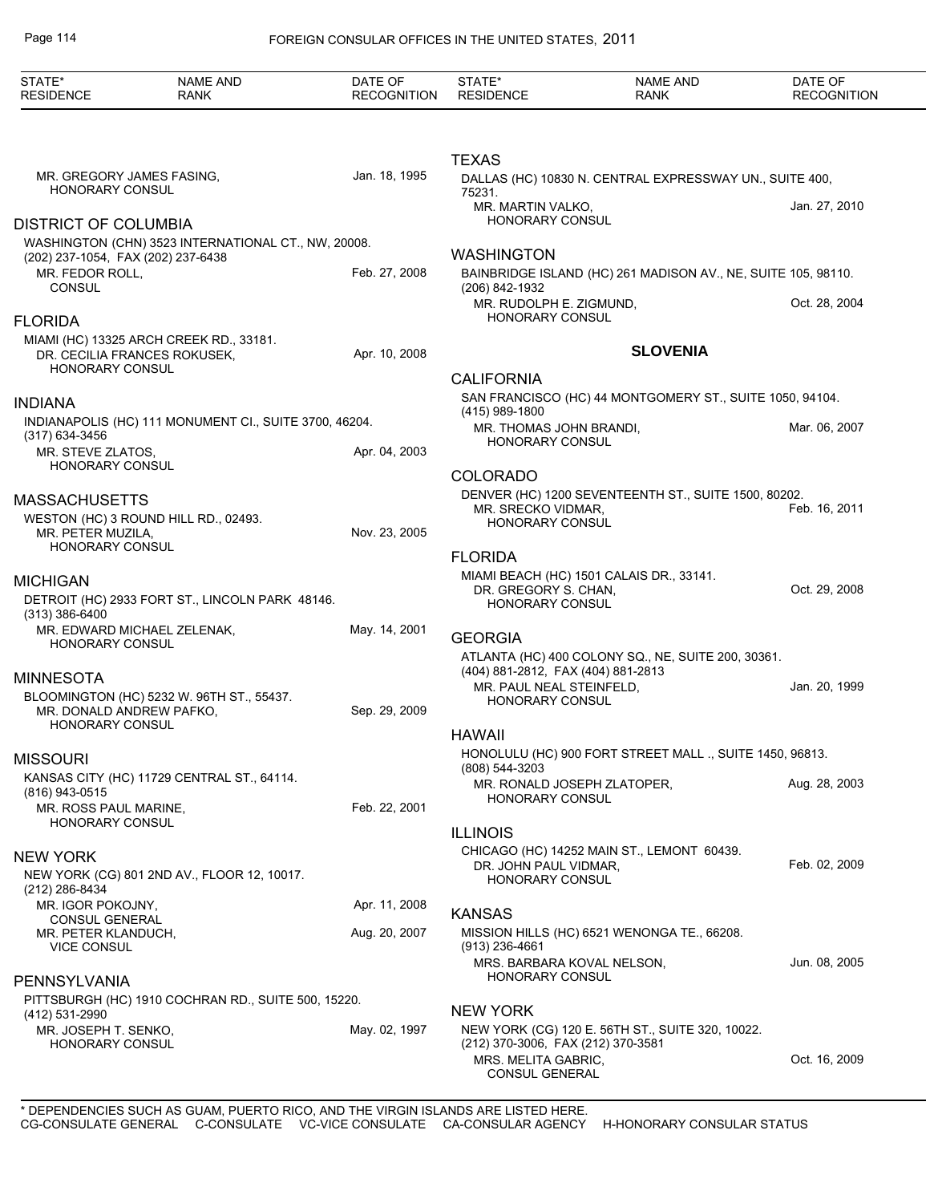| STATE* RESIDENCE | NAME AND RANK | DATE OF RECOGNITION |
|---|---|---|

MR. GREGORY JAMES FASING, HONORARY CONSUL — Jan. 18, 1995

## DISTRICT OF COLUMBIA

WASHINGTON (CHN) 3523 INTERNATIONAL CT., NW, 20008.
(202) 237-1054, FAX (202) 237-6438

MR. FEDOR ROLL, CONSUL — Feb. 27, 2008

## FLORIDA

MIAMI (HC) 13325 ARCH CREEK RD., 33181.

DR. CECILIA FRANCES ROKUSEK, HONORARY CONSUL — Apr. 10, 2008

## INDIANA

INDIANAPOLIS (HC) 111 MONUMENT CI., SUITE 3700, 46204.
(317) 634-3456

MR. STEVE ZLATOS, HONORARY CONSUL — Apr. 04, 2003

## MASSACHUSETTS

WESTON (HC) 3 ROUND HILL RD., 02493.

MR. PETER MUZILA, HONORARY CONSUL — Nov. 23, 2005

## MICHIGAN

DETROIT (HC) 2933 FORT ST., LINCOLN PARK 48146.
(313) 386-6400

MR. EDWARD MICHAEL ZELENAK, HONORARY CONSUL — May. 14, 2001

## MINNESOTA

BLOOMINGTON (HC) 5232 W. 96TH ST., 55437.

MR. DONALD ANDREW PAFKO, HONORARY CONSUL — Sep. 29, 2009

## MISSOURI

KANSAS CITY (HC) 11729 CENTRAL ST., 64114.
(816) 943-0515

MR. ROSS PAUL MARINE, HONORARY CONSUL — Feb. 22, 2001

## NEW YORK

NEW YORK (CG) 801 2ND AV., FLOOR 12, 10017.
(212) 286-8434

MR. IGOR POKOJNY, CONSUL GENERAL — Apr. 11, 2008

MR. PETER KLANDUCH, VICE CONSUL — Aug. 20, 2007

## PENNSYLVANIA

PITTSBURGH (HC) 1910 COCHRAN RD., SUITE 500, 15220.
(412) 531-2990

MR. JOSEPH T. SENKO, HONORARY CONSUL — May. 02, 1997

## TEXAS

DALLAS (HC) 10830 N. CENTRAL EXPRESSWAY UN., SUITE 400, 75231.

MR. MARTIN VALKO, HONORARY CONSUL — Jan. 27, 2010

## WASHINGTON

BAINBRIDGE ISLAND (HC) 261 MADISON AV., NE, SUITE 105, 98110.
(206) 842-1932

MR. RUDOLPH E. ZIGMUND, HONORARY CONSUL — Oct. 28, 2004

# SLOVENIA

## CALIFORNIA

SAN FRANCISCO (HC) 44 MONTGOMERY ST., SUITE 1050, 94104.
(415) 989-1800

MR. THOMAS JOHN BRANDI, HONORARY CONSUL — Mar. 06, 2007

## COLORADO

DENVER (HC) 1200 SEVENTEENTH ST., SUITE 1500, 80202.

MR. SRECKO VIDMAR, HONORARY CONSUL — Feb. 16, 2011

## FLORIDA

MIAMI BEACH (HC) 1501 CALAIS DR., 33141.

DR. GREGORY S. CHAN, HONORARY CONSUL — Oct. 29, 2008

## GEORGIA

ATLANTA (HC) 400 COLONY SQ., NE, SUITE 200, 30361.
(404) 881-2812, FAX (404) 881-2813

MR. PAUL NEAL STEINFELD, HONORARY CONSUL — Jan. 20, 1999

## HAWAII

HONOLULU (HC) 900 FORT STREET MALL ., SUITE 1450, 96813.
(808) 544-3203

MR. RONALD JOSEPH ZLATOPER, HONORARY CONSUL — Aug. 28, 2003

## ILLINOIS

CHICAGO (HC) 14252 MAIN ST., LEMONT 60439.

DR. JOHN PAUL VIDMAR, HONORARY CONSUL — Feb. 02, 2009

## KANSAS

MISSION HILLS (HC) 6521 WENONGA TE., 66208.
(913) 236-4661

MRS. BARBARA KOVAL NELSON, HONORARY CONSUL — Jun. 08, 2005

## NEW YORK

NEW YORK (CG) 120 E. 56TH ST., SUITE 320, 10022.
(212) 370-3006, FAX (212) 370-3581

MRS. MELITA GABRIC, CONSUL GENERAL — Oct. 16, 2009

\* DEPENDENCIES SUCH AS GUAM, PUERTO RICO, AND THE VIRGIN ISLANDS ARE LISTED HERE.
CG-CONSULATE GENERAL C-CONSULATE VC-VICE CONSULATE CA-CONSULAR AGENCY H-HONORARY CONSULAR STATUS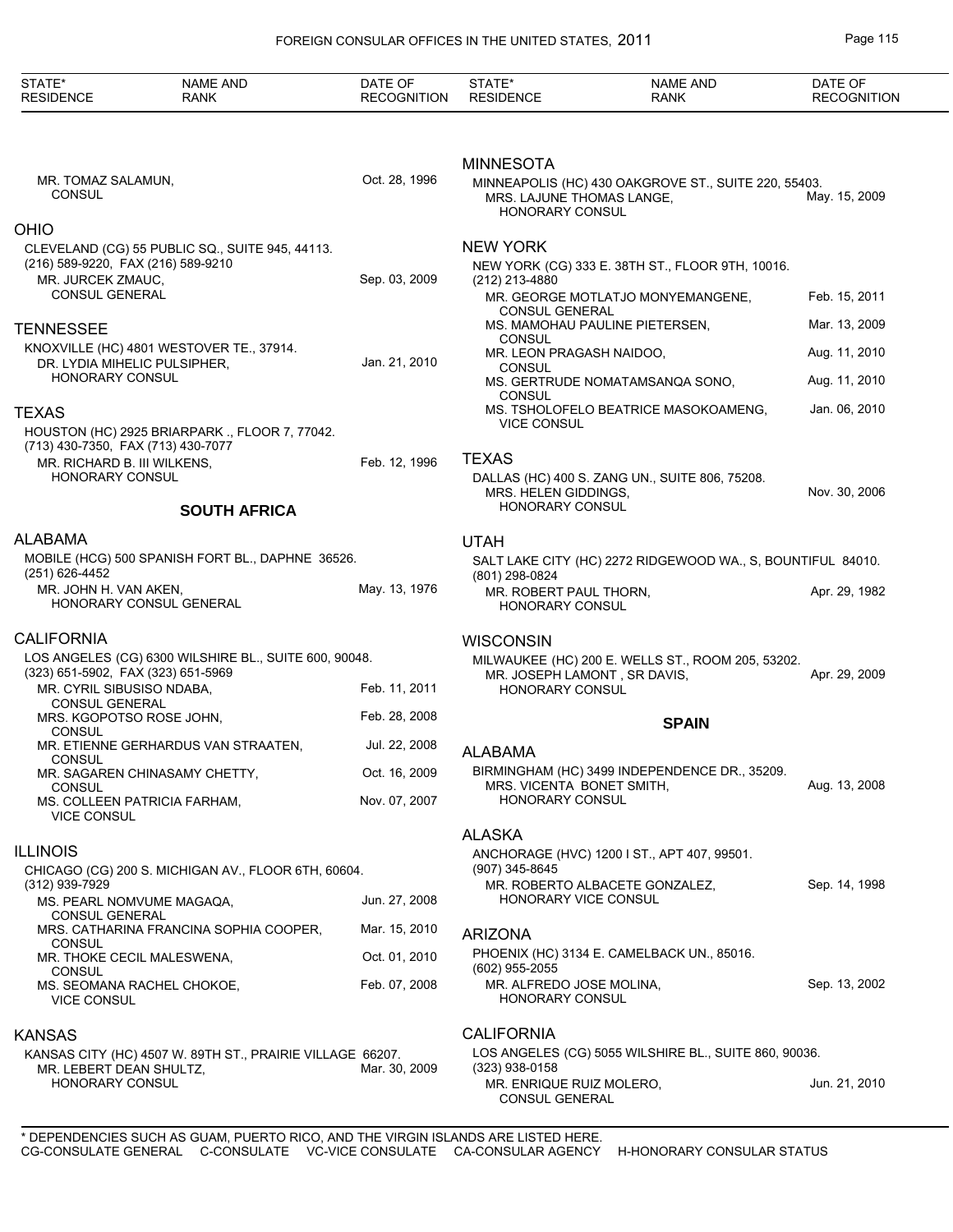MR. TOMAZ SALAMUN, CONSUL — Oct. 28, 1996

## OHIO

CLEVELAND (CG) 55 PUBLIC SQ., SUITE 945, 44113.
(216) 589-9220, FAX (216) 589-9210

MR. JURCEK ZMAUC, CONSUL GENERAL — Sep. 03, 2009

## TENNESSEE

KNOXVILLE (HC) 4801 WESTOVER TE., 37914.

DR. LYDIA MIHELIC PULSIPHER, HONORARY CONSUL — Jan. 21, 2010

## TEXAS

HOUSTON (HC) 2925 BRIARPARK ., FLOOR 7, 77042.
(713) 430-7350, FAX (713) 430-7077

MR. RICHARD B. III WILKENS, HONORARY CONSUL — Feb. 12, 1996

# SOUTH AFRICA

## ALABAMA

MOBILE (HCG) 500 SPANISH FORT BL., DAPHNE 36526.
(251) 626-4452

MR. JOHN H. VAN AKEN, HONORARY CONSUL GENERAL — May. 13, 1976

## CALIFORNIA

LOS ANGELES (CG) 6300 WILSHIRE BL., SUITE 600, 90048.
(323) 651-5902, FAX (323) 651-5969

MR. CYRIL SIBUSISO NDABA, CONSUL GENERAL — Feb. 11, 2011
MRS. KGOPOTSO ROSE JOHN, CONSUL — Feb. 28, 2008
MR. ETIENNE GERHARDUS VAN STRAATEN, CONSUL — Jul. 22, 2008
MR. SAGAREN CHINASAMY CHETTY, CONSUL — Oct. 16, 2009
MS. COLLEEN PATRICIA FARHAM, VICE CONSUL — Nov. 07, 2007

## ILLINOIS

CHICAGO (CG) 200 S. MICHIGAN AV., FLOOR 6TH, 60604.
(312) 939-7929

MS. PEARL NOMVUME MAGAQA, CONSUL GENERAL — Jun. 27, 2008
MRS. CATHARINA FRANCINA SOPHIA COOPER, CONSUL — Mar. 15, 2010
MR. THOKE CECIL MALESWENA, CONSUL — Oct. 01, 2010
MS. SEOMANA RACHEL CHOKOE, VICE CONSUL — Feb. 07, 2008

## KANSAS

KANSAS CITY (HC) 4507 W. 89TH ST., PRAIRIE VILLAGE 66207.

MR. LEBERT DEAN SHULTZ, HONORARY CONSUL — Mar. 30, 2009

## MINNESOTA

MINNEAPOLIS (HC) 430 OAKGROVE ST., SUITE 220, 55403.

MRS. LAJUNE THOMAS LANGE, HONORARY CONSUL — May. 15, 2009

## NEW YORK

NEW YORK (CG) 333 E. 38TH ST., FLOOR 9TH, 10016.
(212) 213-4880

MR. GEORGE MOTLATJO MONYEMANGENE, CONSUL GENERAL — Feb. 15, 2011
MS. MAMOHAU PAULINE PIETERSEN, CONSUL — Mar. 13, 2009
MR. LEON PRAGASH NAIDOO, CONSUL — Aug. 11, 2010
MS. GERTRUDE NOMATAMSANQA SONO, CONSUL — Aug. 11, 2010
MS. TSHOLOFELO BEATRICE MASOKOAMENG, VICE CONSUL — Jan. 06, 2010

## TEXAS

DALLAS (HC) 400 S. ZANG UN., SUITE 806, 75208.

MRS. HELEN GIDDINGS, HONORARY CONSUL — Nov. 30, 2006

## UTAH

SALT LAKE CITY (HC) 2272 RIDGEWOOD WA., S, BOUNTIFUL 84010.
(801) 298-0824

MR. ROBERT PAUL THORN, HONORARY CONSUL — Apr. 29, 1982

## WISCONSIN

MILWAUKEE (HC) 200 E. WELLS ST., ROOM 205, 53202.

MR. JOSEPH LAMONT , SR DAVIS, HONORARY CONSUL — Apr. 29, 2009

# SPAIN

## ALABAMA

BIRMINGHAM (HC) 3499 INDEPENDENCE DR., 35209.

MRS. VICENTA BONET SMITH, HONORARY CONSUL — Aug. 13, 2008

## ALASKA

ANCHORAGE (HVC) 1200 I ST., APT 407, 99501.
(907) 345-8645

MR. ROBERTO ALBACETE GONZALEZ, HONORARY VICE CONSUL — Sep. 14, 1998

## ARIZONA

PHOENIX (HC) 3134 E. CAMELBACK UN., 85016.
(602) 955-2055

MR. ALFREDO JOSE MOLINA, HONORARY CONSUL — Sep. 13, 2002

## CALIFORNIA

LOS ANGELES (CG) 5055 WILSHIRE BL., SUITE 860, 90036.
(323) 938-0158

MR. ENRIQUE RUIZ MOLERO, CONSUL GENERAL — Jun. 21, 2010

\* DEPENDENCIES SUCH AS GUAM, PUERTO RICO, AND THE VIRGIN ISLANDS ARE LISTED HERE.
CG-CONSULATE GENERAL C-CONSULATE VC-VICE CONSULATE CA-CONSULAR AGENCY H-HONORARY CONSULAR STATUS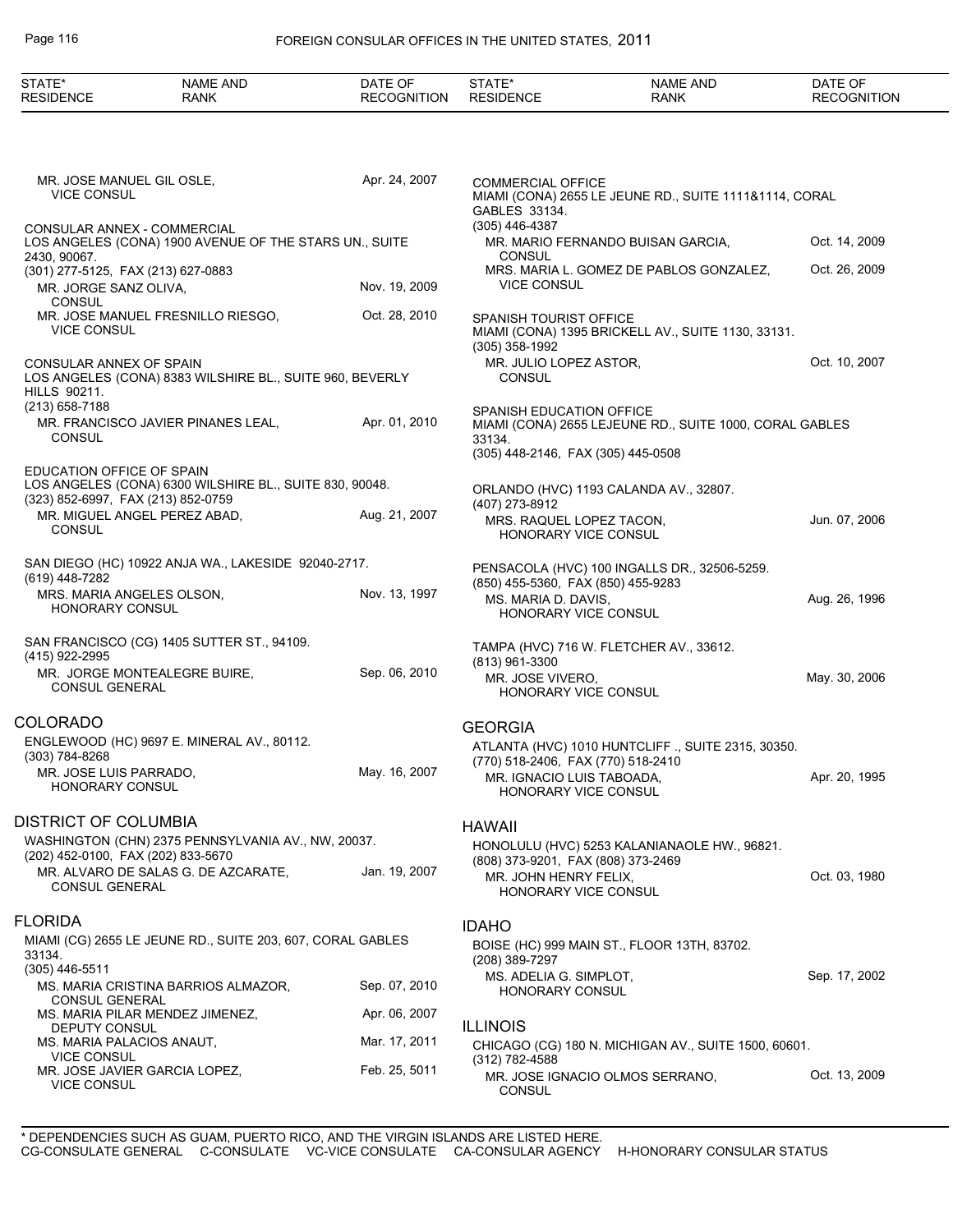| STATE* RESIDENCE | NAME AND RANK | DATE OF RECOGNITION |
|---|---|---|

MR. JOSE MANUEL GIL OSLE, VICE CONSUL — Apr. 24, 2007

CONSULAR ANNEX - COMMERCIAL
LOS ANGELES (CONA) 1900 AVENUE OF THE STARS UN., SUITE 2430, 90067.
(301) 277-5125, FAX (213) 627-0883

MR. JORGE SANZ OLIVA, CONSUL — Nov. 19, 2009
MR. JOSE MANUEL FRESNILLO RIESGO, VICE CONSUL — Oct. 28, 2010

CONSULAR ANNEX OF SPAIN
LOS ANGELES (CONA) 8383 WILSHIRE BL., SUITE 960, BEVERLY HILLS 90211.
(213) 658-7188

MR. FRANCISCO JAVIER PINANES LEAL, CONSUL — Apr. 01, 2010

EDUCATION OFFICE OF SPAIN
LOS ANGELES (CONA) 6300 WILSHIRE BL., SUITE 830, 90048.
(323) 852-6997, FAX (213) 852-0759

MR. MIGUEL ANGEL PEREZ ABAD, CONSUL — Aug. 21, 2007

SAN DIEGO (HC) 10922 ANJA WA., LAKESIDE 92040-2717.
(619) 448-7282

MRS. MARIA ANGELES OLSON, HONORARY CONSUL — Nov. 13, 1997

SAN FRANCISCO (CG) 1405 SUTTER ST., 94109.
(415) 922-2995

MR. JORGE MONTEALEGRE BUIRE, CONSUL GENERAL — Sep. 06, 2010

## COLORADO

ENGLEWOOD (HC) 9697 E. MINERAL AV., 80112.
(303) 784-8268

MR. JOSE LUIS PARRADO, HONORARY CONSUL — May. 16, 2007

## DISTRICT OF COLUMBIA

WASHINGTON (CHN) 2375 PENNSYLVANIA AV., NW, 20037.
(202) 452-0100, FAX (202) 833-5670

MR. ALVARO DE SALAS G. DE AZCARATE, CONSUL GENERAL — Jan. 19, 2007

## FLORIDA

MIAMI (CG) 2655 LE JEUNE RD., SUITE 203, 607, CORAL GABLES 33134.
(305) 446-5511

MS. MARIA CRISTINA BARRIOS ALMAZOR, CONSUL GENERAL — Sep. 07, 2010
MS. MARIA PILAR MENDEZ JIMENEZ, DEPUTY CONSUL — Apr. 06, 2007
MS. MARIA PALACIOS ANAUT, VICE CONSUL — Mar. 17, 2011
MR. JOSE JAVIER GARCIA LOPEZ, VICE CONSUL — Feb. 25, 5011

COMMERCIAL OFFICE
MIAMI (CONA) 2655 LE JEUNE RD., SUITE 1111&1114, CORAL GABLES 33134.
(305) 446-4387

MR. MARIO FERNANDO BUISAN GARCIA, CONSUL — Oct. 14, 2009
MRS. MARIA L. GOMEZ DE PABLOS GONZALEZ, VICE CONSUL — Oct. 26, 2009

SPANISH TOURIST OFFICE
MIAMI (CONA) 1395 BRICKELL AV., SUITE 1130, 33131.
(305) 358-1992

MR. JULIO LOPEZ ASTOR, CONSUL — Oct. 10, 2007

SPANISH EDUCATION OFFICE
MIAMI (CONA) 2655 LEJEUNE RD., SUITE 1000, CORAL GABLES 33134.
(305) 448-2146, FAX (305) 445-0508

ORLANDO (HVC) 1193 CALANDA AV., 32807.
(407) 273-8912

MRS. RAQUEL LOPEZ TACON, HONORARY VICE CONSUL — Jun. 07, 2006

PENSACOLA (HVC) 100 INGALLS DR., 32506-5259.
(850) 455-5360, FAX (850) 455-9283

MS. MARIA D. DAVIS, HONORARY VICE CONSUL — Aug. 26, 1996

TAMPA (HVC) 716 W. FLETCHER AV., 33612.
(813) 961-3300

MR. JOSE VIVERO, HONORARY VICE CONSUL — May. 30, 2006

## GEORGIA

ATLANTA (HVC) 1010 HUNTCLIFF ., SUITE 2315, 30350.
(770) 518-2406, FAX (770) 518-2410

MR. IGNACIO LUIS TABOADA, HONORARY VICE CONSUL — Apr. 20, 1995

## HAWAII

HONOLULU (HVC) 5253 KALANIANAOLE HW., 96821.
(808) 373-9201, FAX (808) 373-2469

MR. JOHN HENRY FELIX, HONORARY VICE CONSUL — Oct. 03, 1980

## IDAHO

BOISE (HC) 999 MAIN ST., FLOOR 13TH, 83702.
(208) 389-7297

MS. ADELIA G. SIMPLOT, HONORARY CONSUL — Sep. 17, 2002

## ILLINOIS

CHICAGO (CG) 180 N. MICHIGAN AV., SUITE 1500, 60601.
(312) 782-4588

MR. JOSE IGNACIO OLMOS SERRANO, CONSUL — Oct. 13, 2009

\* DEPENDENCIES SUCH AS GUAM, PUERTO RICO, AND THE VIRGIN ISLANDS ARE LISTED HERE.
CG-CONSULATE GENERAL C-CONSULATE VC-VICE CONSULATE CA-CONSULAR AGENCY H-HONORARY CONSULAR STATUS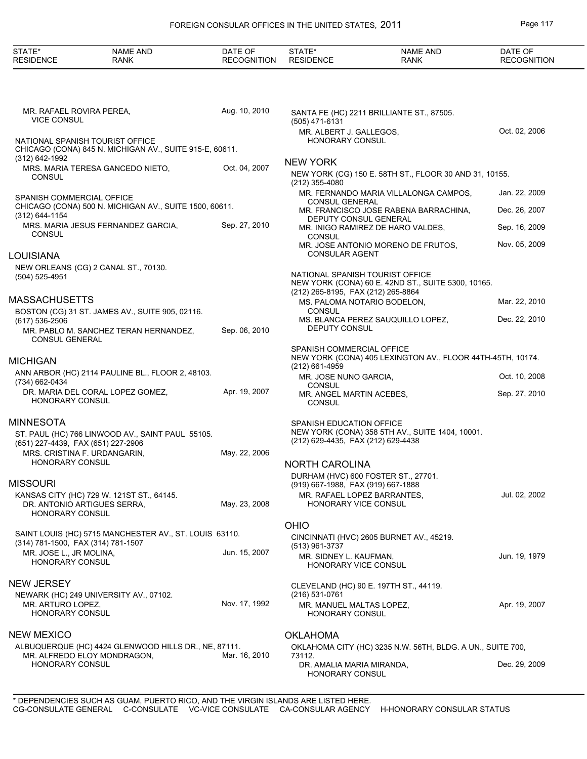| STATE* RESIDENCE | NAME AND RANK | DATE OF RECOGNITION |
|---|---|---|

MR. RAFAEL ROVIRA PEREA, VICE CONSUL — Aug. 10, 2010

NATIONAL SPANISH TOURIST OFFICE
CHICAGO (CONA) 845 N. MICHIGAN AV., SUITE 915-E, 60611.
(312) 642-1992

MRS. MARIA TERESA GANCEDO NIETO, CONSUL — Oct. 04, 2007

SPANISH COMMERCIAL OFFICE
CHICAGO (CONA) 500 N. MICHIGAN AV., SUITE 1500, 60611.
(312) 644-1154

MRS. MARIA JESUS FERNANDEZ GARCIA, CONSUL — Sep. 27, 2010

## LOUISIANA

NEW ORLEANS (CG) 2 CANAL ST., 70130.
(504) 525-4951

## MASSACHUSETTS

BOSTON (CG) 31 ST. JAMES AV., SUITE 905, 02116.
(617) 536-2506

MR. PABLO M. SANCHEZ TERAN HERNANDEZ, CONSUL GENERAL — Sep. 06, 2010

## MICHIGAN

ANN ARBOR (HC) 2114 PAULINE BL., FLOOR 2, 48103.
(734) 662-0434

DR. MARIA DEL CORAL LOPEZ GOMEZ, HONORARY CONSUL — Apr. 19, 2007

## MINNESOTA

ST. PAUL (HC) 766 LINWOOD AV., SAINT PAUL 55105.
(651) 227-4439, FAX (651) 227-2906

MRS. CRISTINA F. URDANGARIN, HONORARY CONSUL — May. 22, 2006

## MISSOURI

KANSAS CITY (HC) 729 W. 121ST ST., 64145.

DR. ANTONIO ARTIGUES SERRA, HONORARY CONSUL — May. 23, 2008

SAINT LOUIS (HC) 5715 MANCHESTER AV., ST. LOUIS 63110.
(314) 781-1500, FAX (314) 781-1507

MR. JOSE L., JR MOLINA, HONORARY CONSUL — Jun. 15, 2007

## NEW JERSEY

NEWARK (HC) 249 UNIVERSITY AV., 07102.

MR. ARTURO LOPEZ, HONORARY CONSUL — Nov. 17, 1992

## NEW MEXICO

ALBUQUERQUE (HC) 4424 GLENWOOD HILLS DR., NE, 87111.

MR. ALFREDO ELOY MONDRAGON, HONORARY CONSUL — Mar. 16, 2010

SANTA FE (HC) 2211 BRILLIANTE ST., 87505.
(505) 471-6131

MR. ALBERT J. GALLEGOS, HONORARY CONSUL — Oct. 02, 2006

## NEW YORK

NEW YORK (CG) 150 E. 58TH ST., FLOOR 30 AND 31, 10155.
(212) 355-4080

MR. FERNANDO MARIA VILLALONGA CAMPOS, CONSUL GENERAL — Jan. 22, 2009
MR. FRANCISCO JOSE RABENA BARRACHINA, DEPUTY CONSUL GENERAL — Dec. 26, 2007
MR. INIGO RAMIREZ DE HARO VALDES, CONSUL — Sep. 16, 2009
MR. JOSE ANTONIO MORENO DE FRUTOS, CONSULAR AGENT — Nov. 05, 2009

NATIONAL SPANISH TOURIST OFFICE
NEW YORK (CONA) 60 E. 42ND ST., SUITE 5300, 10165.
(212) 265-8195, FAX (212) 265-8864

MS. PALOMA NOTARIO BODELON, CONSUL — Mar. 22, 2010
MS. BLANCA PEREZ SAUQUILLO LOPEZ, DEPUTY CONSUL — Dec. 22, 2010

SPANISH COMMERCIAL OFFICE
NEW YORK (CONA) 405 LEXINGTON AV., FLOOR 44TH-45TH, 10174.
(212) 661-4959

MR. JOSE NUNO GARCIA, CONSUL — Oct. 10, 2008
MR. ANGEL MARTIN ACEBES, CONSUL — Sep. 27, 2010

SPANISH EDUCATION OFFICE
NEW YORK (CONA) 358 5TH AV., SUITE 1404, 10001.
(212) 629-4435, FAX (212) 629-4438

## NORTH CAROLINA

DURHAM (HVC) 600 FOSTER ST., 27701.
(919) 667-1988, FAX (919) 667-1888

MR. RAFAEL LOPEZ BARRANTES, HONORARY VICE CONSUL — Jul. 02, 2002

## OHIO

CINCINNATI (HVC) 2605 BURNET AV., 45219.
(513) 961-3737

MR. SIDNEY L. KAUFMAN, HONORARY VICE CONSUL — Jun. 19, 1979

CLEVELAND (HC) 90 E. 197TH ST., 44119.
(216) 531-0761

MR. MANUEL MALTAS LOPEZ, HONORARY CONSUL — Apr. 19, 2007

## OKLAHOMA

OKLAHOMA CITY (HC) 3235 N.W. 56TH, BLDG. A UN., SUITE 700, 73112.

DR. AMALIA MARIA MIRANDA, HONORARY CONSUL — Dec. 29, 2009

\* DEPENDENCIES SUCH AS GUAM, PUERTO RICO, AND THE VIRGIN ISLANDS ARE LISTED HERE.
CG-CONSULATE GENERAL C-CONSULATE VC-VICE CONSULATE CA-CONSULAR AGENCY H-HONORARY CONSULAR STATUS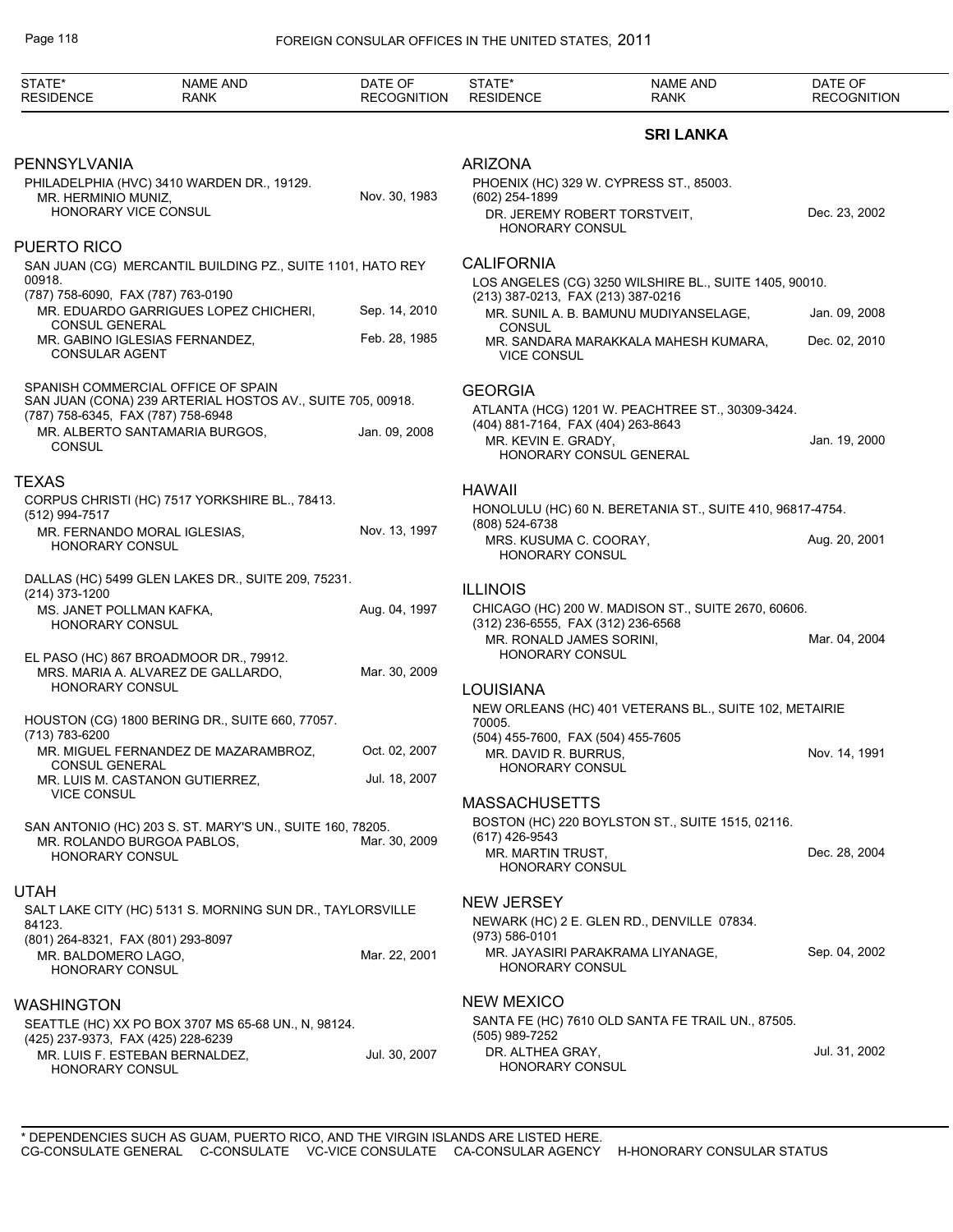| STATE* RESIDENCE | NAME AND RANK | DATE OF RECOGNITION |
|---|---|---|

### PENNSYLVANIA

PHILADELPHIA (HVC) 3410 WARDEN DR., 19129.
MR. HERMINIO MUNIZ, HONORARY VICE CONSUL — Nov. 30, 1983

### PUERTO RICO

SAN JUAN (CG) MERCANTIL BUILDING PZ., SUITE 1101, HATO REY 00918.
(787) 758-6090, FAX (787) 763-0190
MR. EDUARDO GARRIGUES LOPEZ CHICHERI, CONSUL GENERAL — Sep. 14, 2010
MR. GABINO IGLESIAS FERNANDEZ, CONSULAR AGENT — Feb. 28, 1985

SPANISH COMMERCIAL OFFICE OF SPAIN
SAN JUAN (CONA) 239 ARTERIAL HOSTOS AV., SUITE 705, 00918.
(787) 758-6345, FAX (787) 758-6948
MR. ALBERTO SANTAMARIA BURGOS, CONSUL — Jan. 09, 2008

### TEXAS

CORPUS CHRISTI (HC) 7517 YORKSHIRE BL., 78413.
(512) 994-7517
MR. FERNANDO MORAL IGLESIAS, HONORARY CONSUL — Nov. 13, 1997

DALLAS (HC) 5499 GLEN LAKES DR., SUITE 209, 75231.
(214) 373-1200
MS. JANET POLLMAN KAFKA, HONORARY CONSUL — Aug. 04, 1997

EL PASO (HC) 867 BROADMOOR DR., 79912.
MRS. MARIA A. ALVAREZ DE GALLARDO, HONORARY CONSUL — Mar. 30, 2009

HOUSTON (CG) 1800 BERING DR., SUITE 660, 77057.
(713) 783-6200
MR. MIGUEL FERNANDEZ DE MAZARAMBROZ, CONSUL GENERAL — Oct. 02, 2007
MR. LUIS M. CASTANON GUTIERREZ, VICE CONSUL — Jul. 18, 2007

SAN ANTONIO (HC) 203 S. ST. MARY'S UN., SUITE 160, 78205.
MR. ROLANDO BURGOA PABLOS, HONORARY CONSUL — Mar. 30, 2009

### UTAH

SALT LAKE CITY (HC) 5131 S. MORNING SUN DR., TAYLORSVILLE 84123.
(801) 264-8321, FAX (801) 293-8097
MR. BALDOMERO LAGO, HONORARY CONSUL — Mar. 22, 2001

### WASHINGTON

SEATTLE (HC) XX PO BOX 3707 MS 65-68 UN., N, 98124.
(425) 237-9373, FAX (425) 228-6239
MR. LUIS F. ESTEBAN BERNALDEZ, HONORARY CONSUL — Jul. 30, 2007

## SRI LANKA

### ARIZONA

PHOENIX (HC) 329 W. CYPRESS ST., 85003.
(602) 254-1899
DR. JEREMY ROBERT TORSTVEIT, HONORARY CONSUL — Dec. 23, 2002

### CALIFORNIA

LOS ANGELES (CG) 3250 WILSHIRE BL., SUITE 1405, 90010.
(213) 387-0213, FAX (213) 387-0216
MR. SUNIL A. B. BAMUNU MUDIYANSELAGE, CONSUL — Jan. 09, 2008
MR. SANDARA MARAKKALA MAHESH KUMARA, VICE CONSUL — Dec. 02, 2010

### GEORGIA

ATLANTA (HCG) 1201 W. PEACHTREE ST., 30309-3424.
(404) 881-7164, FAX (404) 263-8643
MR. KEVIN E. GRADY, HONORARY CONSUL GENERAL — Jan. 19, 2000

### HAWAII

HONOLULU (HC) 60 N. BERETANIA ST., SUITE 410, 96817-4754.
(808) 524-6738
MRS. KUSUMA C. COORAY, HONORARY CONSUL — Aug. 20, 2001

### ILLINOIS

CHICAGO (HC) 200 W. MADISON ST., SUITE 2670, 60606.
(312) 236-6555, FAX (312) 236-6568
MR. RONALD JAMES SORINI, HONORARY CONSUL — Mar. 04, 2004

### LOUISIANA

NEW ORLEANS (HC) 401 VETERANS BL., SUITE 102, METAIRIE 70005.
(504) 455-7600, FAX (504) 455-7605
MR. DAVID R. BURRUS, HONORARY CONSUL — Nov. 14, 1991

### MASSACHUSETTS

BOSTON (HC) 220 BOYLSTON ST., SUITE 1515, 02116.
(617) 426-9543
MR. MARTIN TRUST, HONORARY CONSUL — Dec. 28, 2004

### NEW JERSEY

NEWARK (HC) 2 E. GLEN RD., DENVILLE 07834.
(973) 586-0101
MR. JAYASIRI PARAKRAMA LIYANAGE, HONORARY CONSUL — Sep. 04, 2002

### NEW MEXICO

SANTA FE (HC) 7610 OLD SANTA FE TRAIL UN., 87505.
(505) 989-7252
DR. ALTHEA GRAY, HONORARY CONSUL — Jul. 31, 2002

\* DEPENDENCIES SUCH AS GUAM, PUERTO RICO, AND THE VIRGIN ISLANDS ARE LISTED HERE.
CG-CONSULATE GENERAL C-CONSULATE VC-VICE CONSULATE CA-CONSULAR AGENCY H-HONORARY CONSULAR STATUS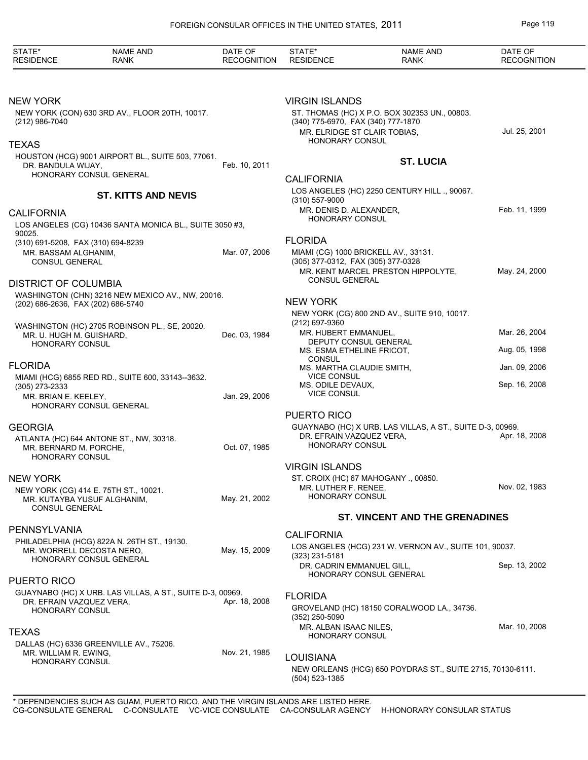| STATE* RESIDENCE | NAME AND RANK | DATE OF RECOGNITION |
|---|---|---|

## NEW YORK

NEW YORK (CON) 630 3RD AV., FLOOR 20TH, 10017.
(212) 986-7040

## TEXAS

HOUSTON (HCG) 9001 AIRPORT BL., SUITE 503, 77061.

| | | |
|---|---|---|
| | DR. BANDULA WIJAY, HONORARY CONSUL GENERAL | Feb. 10, 2011 |

### ST. KITTS AND NEVIS

## CALIFORNIA

LOS ANGELES (CG) 10436 SANTA MONICA BL., SUITE 3050 #3, 90025.
(310) 691-5208, FAX (310) 694-8239

| | | |
|---|---|---|
| | MR. BASSAM ALGHANIM, CONSUL GENERAL | Mar. 07, 2006 |

## DISTRICT OF COLUMBIA

WASHINGTON (CHN) 3216 NEW MEXICO AV., NW, 20016.
(202) 686-2636, FAX (202) 686-5740

WASHINGTON (HC) 2705 ROBINSON PL., SE, 20020.

| | | |
|---|---|---|
| | MR. U. HUGH M. GUISHARD, HONORARY CONSUL | Dec. 03, 1984 |

## FLORIDA

MIAMI (HCG) 6855 RED RD., SUITE 600, 33143--3632.
(305) 273-2333

| | | |
|---|---|---|
| | MR. BRIAN E. KEELEY, HONORARY CONSUL GENERAL | Jan. 29, 2006 |

## GEORGIA

ATLANTA (HC) 644 ANTONE ST., NW, 30318.

| | | |
|---|---|---|
| | MR. BERNARD M. PORCHE, HONORARY CONSUL | Oct. 07, 1985 |

## NEW YORK

NEW YORK (CG) 414 E. 75TH ST., 10021.

| | | |
|---|---|---|
| | MR. KUTAYBA YUSUF ALGHANIM, CONSUL GENERAL | May. 21, 2002 |

## PENNSYLVANIA

PHILADELPHIA (HCG) 822A N. 26TH ST., 19130.

| | | |
|---|---|---|
| | MR. WORRELL DECOSTA NERO, HONORARY CONSUL GENERAL | May. 15, 2009 |

## PUERTO RICO

GUAYNABO (HC) X URB. LAS VILLAS, A ST., SUITE D-3, 00969.

| | | |
|---|---|---|
| | DR. EFRAIN VAZQUEZ VERA, HONORARY CONSUL | Apr. 18, 2008 |

## TEXAS

DALLAS (HC) 6336 GREENVILLE AV., 75206.

| | | |
|---|---|---|
| | MR. WILLIAM R. EWING, HONORARY CONSUL | Nov. 21, 1985 |

## VIRGIN ISLANDS

ST. THOMAS (HC) X P.O. BOX 302353 UN., 00803.
(340) 775-6970, FAX (340) 777-1870

| | | |
|---|---|---|
| | MR. ELRIDGE ST CLAIR TOBIAS, HONORARY CONSUL | Jul. 25, 2001 |

### ST. LUCIA

## CALIFORNIA

LOS ANGELES (HC) 2250 CENTURY HILL ., 90067.
(310) 557-9000

| | | |
|---|---|---|
| | MR. DENIS D. ALEXANDER, HONORARY CONSUL | Feb. 11, 1999 |

## FLORIDA

MIAMI (CG) 1000 BRICKELL AV., 33131.
(305) 377-0312, FAX (305) 377-0328

| | | |
|---|---|---|
| | MR. KENT MARCEL PRESTON HIPPOLYTE, CONSUL GENERAL | May. 24, 2000 |

## NEW YORK

NEW YORK (CG) 800 2ND AV., SUITE 910, 10017.
(212) 697-9360

| | | |
|---|---|---|
| | MR. HUBERT EMMANUEL, DEPUTY CONSUL GENERAL | Mar. 26, 2004 |
| | MS. ESMA ETHELINE FRICOT, CONSUL | Aug. 05, 1998 |
| | MS. MARTHA CLAUDIE SMITH, VICE CONSUL | Jan. 09, 2006 |
| | MS. ODILE DEVAUX, VICE CONSUL | Sep. 16, 2008 |

## PUERTO RICO

GUAYNABO (HC) X URB. LAS VILLAS, A ST., SUITE D-3, 00969.

| | | |
|---|---|---|
| | DR. EFRAIN VAZQUEZ VERA, HONORARY CONSUL | Apr. 18, 2008 |

## VIRGIN ISLANDS

ST. CROIX (HC) 67 MAHOGANY ., 00850.

| | | |
|---|---|---|
| | MR. LUTHER F. RENEE, HONORARY CONSUL | Nov. 02, 1983 |

### ST. VINCENT AND THE GRENADINES

## CALIFORNIA

LOS ANGELES (HCG) 231 W. VERNON AV., SUITE 101, 90037.
(323) 231-5181

| | | |
|---|---|---|
| | DR. CADRIN EMMANUEL GILL, HONORARY CONSUL GENERAL | Sep. 13, 2002 |

## FLORIDA

GROVELAND (HC) 18150 CORALWOOD LA., 34736.
(352) 250-5090

| | | |
|---|---|---|
| | MR. ALBAN ISAAC NILES, HONORARY CONSUL | Mar. 10, 2008 |

## LOUISIANA

NEW ORLEANS (HCG) 650 POYDRAS ST., SUITE 2715, 70130-6111.
(504) 523-1385

\* DEPENDENCIES SUCH AS GUAM, PUERTO RICO, AND THE VIRGIN ISLANDS ARE LISTED HERE.
CG-CONSULATE GENERAL C-CONSULATE VC-VICE CONSULATE CA-CONSULAR AGENCY H-HONORARY CONSULAR STATUS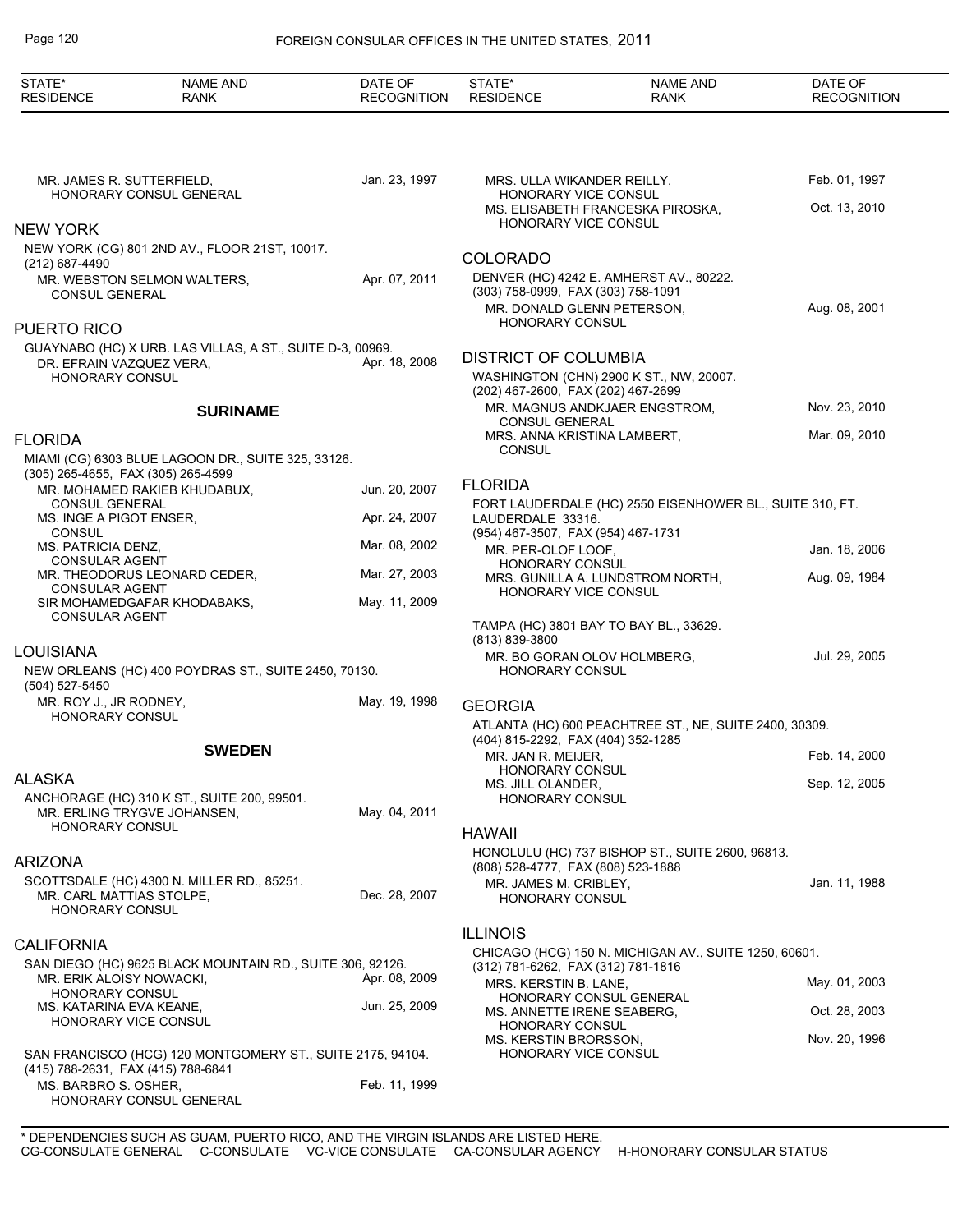MR. JAMES R. SUTTERFIELD, HONORARY CONSUL GENERAL — Jan. 23, 1997

### NEW YORK

NEW YORK (CG) 801 2ND AV., FLOOR 21ST, 10017.
(212) 687-4490

MR. WEBSTON SELMON WALTERS, CONSUL GENERAL — Apr. 07, 2011

### PUERTO RICO

GUAYNABO (HC) X URB. LAS VILLAS, A ST., SUITE D-3, 00969.

DR. EFRAIN VAZQUEZ VERA, HONORARY CONSUL — Apr. 18, 2008

## SURINAME

### FLORIDA

MIAMI (CG) 6303 BLUE LAGOON DR., SUITE 325, 33126.
(305) 265-4655, FAX (305) 265-4599

MR. MOHAMED RAKIEB KHUDABUX, CONSUL GENERAL — Jun. 20, 2007
MS. INGE A PIGOT ENSER, CONSUL — Apr. 24, 2007
MS. PATRICIA DENZ, CONSULAR AGENT — Mar. 08, 2002
MR. THEODORUS LEONARD CEDER, CONSULAR AGENT — Mar. 27, 2003
SIR MOHAMEDGAFAR KHODABAKS, CONSULAR AGENT — May. 11, 2009

### LOUISIANA

NEW ORLEANS (HC) 400 POYDRAS ST., SUITE 2450, 70130.
(504) 527-5450

MR. ROY J., JR RODNEY, HONORARY CONSUL — May. 19, 1998

## SWEDEN

### ALASKA

ANCHORAGE (HC) 310 K ST., SUITE 200, 99501.

MR. ERLING TRYGVE JOHANSEN, HONORARY CONSUL — May. 04, 2011

### ARIZONA

SCOTTSDALE (HC) 4300 N. MILLER RD., 85251.

MR. CARL MATTIAS STOLPE, HONORARY CONSUL — Dec. 28, 2007

### CALIFORNIA

SAN DIEGO (HC) 9625 BLACK MOUNTAIN RD., SUITE 306, 92126.

MR. ERIK ALOISY NOWACKI, HONORARY CONSUL — Apr. 08, 2009
MS. KATARINA EVA KEANE, HONORARY VICE CONSUL — Jun. 25, 2009

SAN FRANCISCO (HCG) 120 MONTGOMERY ST., SUITE 2175, 94104.
(415) 788-2631, FAX (415) 788-6841

MS. BARBRO S. OSHER, HONORARY CONSUL GENERAL — Feb. 11, 1999
MRS. ULLA WIKANDER REILLY, HONORARY VICE CONSUL — Feb. 01, 1997
MS. ELISABETH FRANCESKA PIROSKA, HONORARY VICE CONSUL — Oct. 13, 2010

### COLORADO

DENVER (HC) 4242 E. AMHERST AV., 80222.
(303) 758-0999, FAX (303) 758-1091

MR. DONALD GLENN PETERSON, HONORARY CONSUL — Aug. 08, 2001

### DISTRICT OF COLUMBIA

WASHINGTON (CHN) 2900 K ST., NW, 20007.
(202) 467-2600, FAX (202) 467-2699

MR. MAGNUS ANDKJAER ENGSTROM, CONSUL GENERAL — Nov. 23, 2010
MRS. ANNA KRISTINA LAMBERT, CONSUL — Mar. 09, 2010

### FLORIDA

FORT LAUDERDALE (HC) 2550 EISENHOWER BL., SUITE 310, FT. LAUDERDALE 33316.
(954) 467-3507, FAX (954) 467-1731

MR. PER-OLOF LOOF, HONORARY CONSUL — Jan. 18, 2006
MRS. GUNILLA A. LUNDSTROM NORTH, HONORARY VICE CONSUL — Aug. 09, 1984

TAMPA (HC) 3801 BAY TO BAY BL., 33629.
(813) 839-3800

MR. BO GORAN OLOV HOLMBERG, HONORARY CONSUL — Jul. 29, 2005

### GEORGIA

ATLANTA (HC) 600 PEACHTREE ST., NE, SUITE 2400, 30309.
(404) 815-2292, FAX (404) 352-1285

MR. JAN R. MEIJER, HONORARY CONSUL — Feb. 14, 2000
MS. JILL OLANDER, HONORARY CONSUL — Sep. 12, 2005

### HAWAII

HONOLULU (HC) 737 BISHOP ST., SUITE 2600, 96813.
(808) 528-4777, FAX (808) 523-1888

MR. JAMES M. CRIBLEY, HONORARY CONSUL — Jan. 11, 1988

### ILLINOIS

CHICAGO (HCG) 150 N. MICHIGAN AV., SUITE 1250, 60601.
(312) 781-6262, FAX (312) 781-1816

MRS. KERSTIN B. LANE, HONORARY CONSUL GENERAL — May. 01, 2003
MS. ANNETTE IRENE SEABERG, HONORARY CONSUL — Oct. 28, 2003
MS. KERSTIN BRORSSON, HONORARY VICE CONSUL — Nov. 20, 1996

\* DEPENDENCIES SUCH AS GUAM, PUERTO RICO, AND THE VIRGIN ISLANDS ARE LISTED HERE.
CG-CONSULATE GENERAL C-CONSULATE VC-VICE CONSULATE CA-CONSULAR AGENCY H-HONORARY CONSULAR STATUS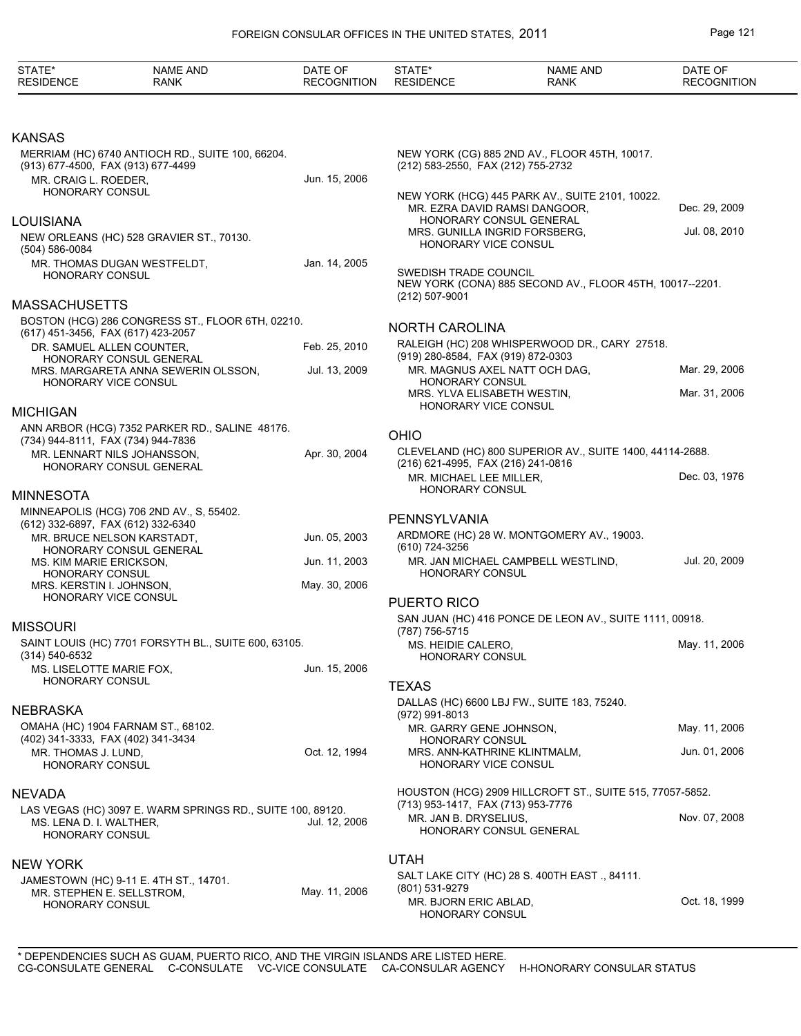| STATE* RESIDENCE | NAME AND RANK | DATE OF RECOGNITION |
|---|---|---|

## KANSAS

MERRIAM (HC) 6740 ANTIOCH RD., SUITE 100, 66204.
(913) 677-4500, FAX (913) 677-4499

| MR. CRAIG L. ROEDER, HONORARY CONSUL | Jun. 15, 2006 |
|---|---|

## LOUISIANA

NEW ORLEANS (HC) 528 GRAVIER ST., 70130.
(504) 586-0084

| MR. THOMAS DUGAN WESTFELDT, HONORARY CONSUL | Jan. 14, 2005 |
|---|---|

## MASSACHUSETTS

BOSTON (HCG) 286 CONGRESS ST., FLOOR 6TH, 02210.
(617) 451-3456, FAX (617) 423-2057

| DR. SAMUEL ALLEN COUNTER, HONORARY CONSUL GENERAL | Feb. 25, 2010 |
|---|---|
| MRS. MARGARETA ANNA SEWERIN OLSSON, HONORARY VICE CONSUL | Jul. 13, 2009 |

## MICHIGAN

ANN ARBOR (HCG) 7352 PARKER RD., SALINE 48176.
(734) 944-8111, FAX (734) 944-7836

| MR. LENNART NILS JOHANSSON, HONORARY CONSUL GENERAL | Apr. 30, 2004 |
|---|---|

## MINNESOTA

MINNEAPOLIS (HCG) 706 2ND AV., S, 55402.
(612) 332-6897, FAX (612) 332-6340

| MR. BRUCE NELSON KARSTADT, HONORARY CONSUL GENERAL | Jun. 05, 2003 |
|---|---|
| MS. KIM MARIE ERICKSON, HONORARY CONSUL | Jun. 11, 2003 |
| MRS. KERSTIN I. JOHNSON, HONORARY VICE CONSUL | May. 30, 2006 |

## MISSOURI

SAINT LOUIS (HC) 7701 FORSYTH BL., SUITE 600, 63105.
(314) 540-6532

| MS. LISELOTTE MARIE FOX, HONORARY CONSUL | Jun. 15, 2006 |
|---|---|

## NEBRASKA

OMAHA (HC) 1904 FARNAM ST., 68102.
(402) 341-3333, FAX (402) 341-3434

| MR. THOMAS J. LUND, HONORARY CONSUL | Oct. 12, 1994 |
|---|---|

## NEVADA

LAS VEGAS (HC) 3097 E. WARM SPRINGS RD., SUITE 100, 89120.

| MS. LENA D. I. WALTHER, HONORARY CONSUL | Jul. 12, 2006 |
|---|---|

## NEW YORK

JAMESTOWN (HC) 9-11 E. 4TH ST., 14701.

| MR. STEPHEN E. SELLSTROM, HONORARY CONSUL | May. 11, 2006 |
|---|---|

NEW YORK (CG) 885 2ND AV., FLOOR 45TH, 10017.
(212) 583-2550, FAX (212) 755-2732

NEW YORK (HCG) 445 PARK AV., SUITE 2101, 10022.

| MR. EZRA DAVID RAMSI DANGOOR, HONORARY CONSUL GENERAL | Dec. 29, 2009 |
|---|---|
| MRS. GUNILLA INGRID FORSBERG, HONORARY VICE CONSUL | Jul. 08, 2010 |

SWEDISH TRADE COUNCIL
NEW YORK (CONA) 885 SECOND AV., FLOOR 45TH, 10017--2201.
(212) 507-9001

## NORTH CAROLINA

RALEIGH (HC) 208 WHISPERWOOD DR., CARY 27518.
(919) 280-8584, FAX (919) 872-0303

| MR. MAGNUS AXEL NATT OCH DAG, HONORARY CONSUL | Mar. 29, 2006 |
|---|---|
| MRS. YLVA ELISABETH WESTIN, HONORARY VICE CONSUL | Mar. 31, 2006 |

## OHIO

CLEVELAND (HC) 800 SUPERIOR AV., SUITE 1400, 44114-2688.
(216) 621-4995, FAX (216) 241-0816

| MR. MICHAEL LEE MILLER, HONORARY CONSUL | Dec. 03, 1976 |
|---|---|

## PENNSYLVANIA

ARDMORE (HC) 28 W. MONTGOMERY AV., 19003.
(610) 724-3256

| MR. JAN MICHAEL CAMPBELL WESTLIND, HONORARY CONSUL | Jul. 20, 2009 |
|---|---|

## PUERTO RICO

SAN JUAN (HC) 416 PONCE DE LEON AV., SUITE 1111, 00918.
(787) 756-5715

| MS. HEIDIE CALERO, HONORARY CONSUL | May. 11, 2006 |
|---|---|

## TEXAS

DALLAS (HC) 6600 LBJ FW., SUITE 183, 75240.
(972) 991-8013

| MR. GARRY GENE JOHNSON, HONORARY CONSUL | May. 11, 2006 |
|---|---|
| MRS. ANN-KATHRINE KLINTMALM, HONORARY VICE CONSUL | Jun. 01, 2006 |

HOUSTON (HCG) 2909 HILLCROFT ST., SUITE 515, 77057-5852.
(713) 953-1417, FAX (713) 953-7776

| MR. JAN B. DRYSELIUS, HONORARY CONSUL GENERAL | Nov. 07, 2008 |
|---|---|

## UTAH

SALT LAKE CITY (HC) 28 S. 400TH EAST ., 84111.
(801) 531-9279

| MR. BJORN ERIC ABLAD, HONORARY CONSUL | Oct. 18, 1999 |
|---|---|

\* DEPENDENCIES SUCH AS GUAM, PUERTO RICO, AND THE VIRGIN ISLANDS ARE LISTED HERE.
CG-CONSULATE GENERAL C-CONSULATE VC-VICE CONSULATE CA-CONSULAR AGENCY H-HONORARY CONSULAR STATUS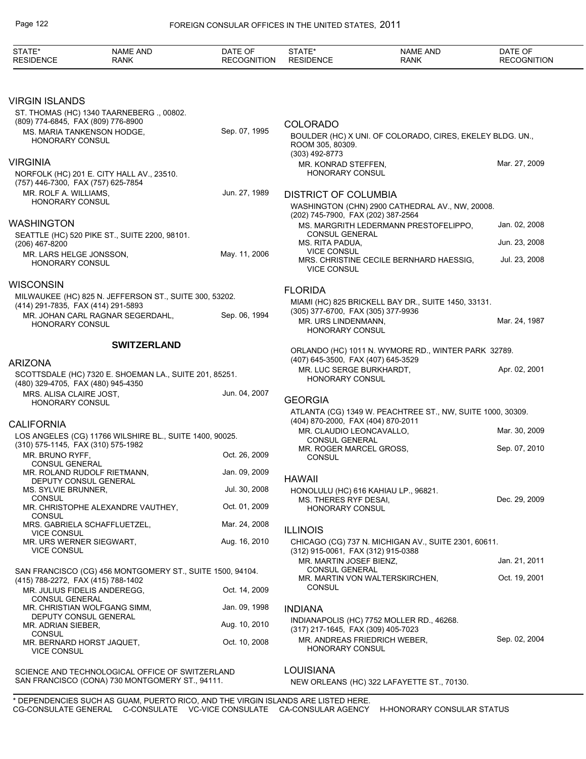| STATE* RESIDENCE | NAME AND RANK | DATE OF RECOGNITION |
|---|---|---|

## VIRGIN ISLANDS

ST. THOMAS (HC) 1340 TAARNEBERG ., 00802.
(809) 774-6845, FAX (809) 776-8900

| | |
|---|---|
| MS. MARIA TANKENSON HODGE, HONORARY CONSUL | Sep. 07, 1995 |

## VIRGINIA

NORFOLK (HC) 201 E. CITY HALL AV., 23510.
(757) 446-7300, FAX (757) 625-7854

| | |
|---|---|
| MR. ROLF A. WILLIAMS, HONORARY CONSUL | Jun. 27, 1989 |

## WASHINGTON

SEATTLE (HC) 520 PIKE ST., SUITE 2200, 98101.
(206) 467-8200

| | |
|---|---|
| MR. LARS HELGE JONSSON, HONORARY CONSUL | May. 11, 2006 |

## WISCONSIN

MILWAUKEE (HC) 825 N. JEFFERSON ST., SUITE 300, 53202.
(414) 291-7835, FAX (414) 291-5893

| | |
|---|---|
| MR. JOHAN CARL RAGNAR SEGERDAHL, HONORARY CONSUL | Sep. 06, 1994 |

# SWITZERLAND

## ARIZONA

SCOTTSDALE (HC) 7320 E. SHOEMAN LA., SUITE 201, 85251.
(480) 329-4705, FAX (480) 945-4350

| | |
|---|---|
| MRS. ALISA CLAIRE JOST, HONORARY CONSUL | Jun. 04, 2007 |

## CALIFORNIA

LOS ANGELES (CG) 11766 WILSHIRE BL., SUITE 1400, 90025.
(310) 575-1145, FAX (310) 575-1982

| | |
|---|---|
| MR. BRUNO RYFF, CONSUL GENERAL | Oct. 26, 2009 |
| MR. ROLAND RUDOLF RIETMANN, DEPUTY CONSUL GENERAL | Jan. 09, 2009 |
| MS. SYLVIE BRUNNER, CONSUL | Jul. 30, 2008 |
| MR. CHRISTOPHE ALEXANDRE VAUTHEY, CONSUL | Oct. 01, 2009 |
| MRS. GABRIELA SCHAFFLUETZEL, VICE CONSUL | Mar. 24, 2008 |
| MR. URS WERNER SIEGWART, VICE CONSUL | Aug. 16, 2010 |

SAN FRANCISCO (CG) 456 MONTGOMERY ST., SUITE 1500, 94104.
(415) 788-2272, FAX (415) 788-1402

| | |
|---|---|
| MR. JULIUS FIDELIS ANDEREGG, CONSUL GENERAL | Oct. 14, 2009 |
| MR. CHRISTIAN WOLFGANG SIMM, DEPUTY CONSUL GENERAL | Jan. 09, 1998 |
| MR. ADRIAN SIEBER, CONSUL | Aug. 10, 2010 |
| MR. BERNARD HORST JAQUET, VICE CONSUL | Oct. 10, 2008 |

SCIENCE AND TECHNOLOGICAL OFFICE OF SWITZERLAND
SAN FRANCISCO (CONA) 730 MONTGOMERY ST., 94111.

## COLORADO

BOULDER (HC) X UNI. OF COLORADO, CIRES, EKELEY BLDG. UN., ROOM 305, 80309.
(303) 492-8773

| | |
|---|---|
| MR. KONRAD STEFFEN, HONORARY CONSUL | Mar. 27, 2009 |

## DISTRICT OF COLUMBIA

WASHINGTON (CHN) 2900 CATHEDRAL AV., NW, 20008.
(202) 745-7900, FAX (202) 387-2564

| | |
|---|---|
| MS. MARGRITH LEDERMANN PRESTOFELIPPO, CONSUL GENERAL | Jan. 02, 2008 |
| MS. RITA PADUA, VICE CONSUL | Jun. 23, 2008 |
| MRS. CHRISTINE CECILE BERNHARD HAESSIG, VICE CONSUL | Jul. 23, 2008 |

## FLORIDA

MIAMI (HC) 825 BRICKELL BAY DR., SUITE 1450, 33131.
(305) 377-6700, FAX (305) 377-9936

| | |
|---|---|
| MR. URS LINDENMANN, HONORARY CONSUL | Mar. 24, 1987 |

ORLANDO (HC) 1011 N. WYMORE RD., WINTER PARK 32789.
(407) 645-3500, FAX (407) 645-3529

| | |
|---|---|
| MR. LUC SERGE BURKHARDT, HONORARY CONSUL | Apr. 02, 2001 |

## GEORGIA

ATLANTA (CG) 1349 W. PEACHTREE ST., NW, SUITE 1000, 30309.
(404) 870-2000, FAX (404) 870-2011

| | |
|---|---|
| MR. CLAUDIO LEONCAVALLO, CONSUL GENERAL | Mar. 30, 2009 |
| MR. ROGER MARCEL GROSS, CONSUL | Sep. 07, 2010 |

## HAWAII

HONOLULU (HC) 616 KAHIAU LP., 96821.

| | |
|---|---|
| MS. THERES RYF DESAI, HONORARY CONSUL | Dec. 29, 2009 |

## ILLINOIS

CHICAGO (CG) 737 N. MICHIGAN AV., SUITE 2301, 60611.
(312) 915-0061, FAX (312) 915-0388

| | |
|---|---|
| MR. MARTIN JOSEF BIENZ, CONSUL GENERAL | Jan. 21, 2011 |
| MR. MARTIN VON WALTERSKIRCHEN, CONSUL | Oct. 19, 2001 |

## INDIANA

INDIANAPOLIS (HC) 7752 MOLLER RD., 46268.
(317) 217-1645, FAX (309) 405-7023

| | |
|---|---|
| MR. ANDREAS FRIEDRICH WEBER, HONORARY CONSUL | Sep. 02, 2004 |

## LOUISIANA

NEW ORLEANS (HC) 322 LAFAYETTE ST., 70130.

\* DEPENDENCIES SUCH AS GUAM, PUERTO RICO, AND THE VIRGIN ISLANDS ARE LISTED HERE.
CG-CONSULATE GENERAL C-CONSULATE VC-VICE CONSULATE CA-CONSULAR AGENCY H-HONORARY CONSULAR STATUS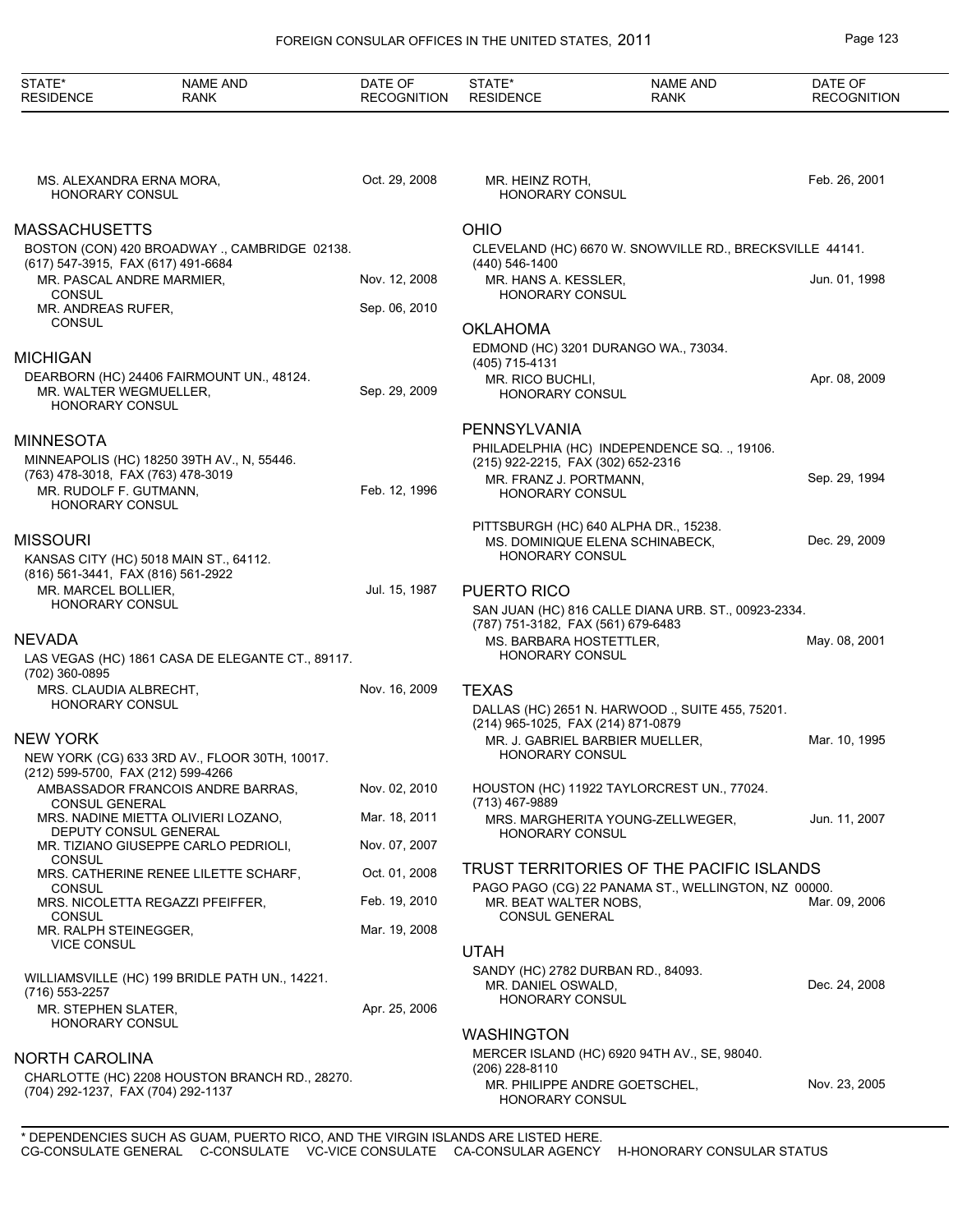| STATE* RESIDENCE | NAME AND RANK | DATE OF RECOGNITION |
|---|---|---|
| | MS. ALEXANDRA ERNA MORA, HONORARY CONSUL | Oct. 29, 2008 |

## MASSACHUSETTS

BOSTON (CON) 420 BROADWAY ., CAMBRIDGE 02138.
(617) 547-3915, FAX (617) 491-6684

| NAME AND RANK | DATE OF RECOGNITION |
|---|---|
| MR. PASCAL ANDRE MARMIER, CONSUL | Nov. 12, 2008 |
| MR. ANDREAS RUFER, CONSUL | Sep. 06, 2010 |

## MICHIGAN

DEARBORN (HC) 24406 FAIRMOUNT UN., 48124.

| NAME AND RANK | DATE OF RECOGNITION |
|---|---|
| MR. WALTER WEGMUELLER, HONORARY CONSUL | Sep. 29, 2009 |

## MINNESOTA

MINNEAPOLIS (HC) 18250 39TH AV., N, 55446.
(763) 478-3018, FAX (763) 478-3019

| NAME AND RANK | DATE OF RECOGNITION |
|---|---|
| MR. RUDOLF F. GUTMANN, HONORARY CONSUL | Feb. 12, 1996 |

## MISSOURI

KANSAS CITY (HC) 5018 MAIN ST., 64112.
(816) 561-3441, FAX (816) 561-2922

| NAME AND RANK | DATE OF RECOGNITION |
|---|---|
| MR. MARCEL BOLLIER, HONORARY CONSUL | Jul. 15, 1987 |

## NEVADA

LAS VEGAS (HC) 1861 CASA DE ELEGANTE CT., 89117.
(702) 360-0895

| NAME AND RANK | DATE OF RECOGNITION |
|---|---|
| MRS. CLAUDIA ALBRECHT, HONORARY CONSUL | Nov. 16, 2009 |

## NEW YORK

NEW YORK (CG) 633 3RD AV., FLOOR 30TH, 10017.
(212) 599-5700, FAX (212) 599-4266

| NAME AND RANK | DATE OF RECOGNITION |
|---|---|
| AMBASSADOR FRANCOIS ANDRE BARRAS, CONSUL GENERAL | Nov. 02, 2010 |
| MRS. NADINE MIETTA OLIVIERI LOZANO, DEPUTY CONSUL GENERAL | Mar. 18, 2011 |
| MR. TIZIANO GIUSEPPE CARLO PEDRIOLI, CONSUL | Nov. 07, 2007 |
| MRS. CATHERINE RENEE LILETTE SCHARF, CONSUL | Oct. 01, 2008 |
| MRS. NICOLETTA REGAZZI PFEIFFER, CONSUL | Feb. 19, 2010 |
| MR. RALPH STEINEGGER, VICE CONSUL | Mar. 19, 2008 |

WILLIAMSVILLE (HC) 199 BRIDLE PATH UN., 14221.
(716) 553-2257

| NAME AND RANK | DATE OF RECOGNITION |
|---|---|
| MR. STEPHEN SLATER, HONORARY CONSUL | Apr. 25, 2006 |

## NORTH CAROLINA

CHARLOTTE (HC) 2208 HOUSTON BRANCH RD., 28270.
(704) 292-1237, FAX (704) 292-1137

| NAME AND RANK | DATE OF RECOGNITION |
|---|---|
| MR. HEINZ ROTH, HONORARY CONSUL | Feb. 26, 2001 |

## OHIO

CLEVELAND (HC) 6670 W. SNOWVILLE RD., BRECKSVILLE 44141.
(440) 546-1400

| NAME AND RANK | DATE OF RECOGNITION |
|---|---|
| MR. HANS A. KESSLER, HONORARY CONSUL | Jun. 01, 1998 |

## OKLAHOMA

EDMOND (HC) 3201 DURANGO WA., 73034.
(405) 715-4131

| NAME AND RANK | DATE OF RECOGNITION |
|---|---|
| MR. RICO BUCHLI, HONORARY CONSUL | Apr. 08, 2009 |

## PENNSYLVANIA

PHILADELPHIA (HC) INDEPENDENCE SQ. ., 19106.
(215) 922-2215, FAX (302) 652-2316

| NAME AND RANK | DATE OF RECOGNITION |
|---|---|
| MR. FRANZ J. PORTMANN, HONORARY CONSUL | Sep. 29, 1994 |

PITTSBURGH (HC) 640 ALPHA DR., 15238.

| NAME AND RANK | DATE OF RECOGNITION |
|---|---|
| MS. DOMINIQUE ELENA SCHINABECK, HONORARY CONSUL | Dec. 29, 2009 |

## PUERTO RICO

SAN JUAN (HC) 816 CALLE DIANA URB. ST., 00923-2334.
(787) 751-3182, FAX (561) 679-6483

| NAME AND RANK | DATE OF RECOGNITION |
|---|---|
| MS. BARBARA HOSTETTLER, HONORARY CONSUL | May. 08, 2001 |

## TEXAS

DALLAS (HC) 2651 N. HARWOOD ., SUITE 455, 75201.
(214) 965-1025, FAX (214) 871-0879

| NAME AND RANK | DATE OF RECOGNITION |
|---|---|
| MR. J. GABRIEL BARBIER MUELLER, HONORARY CONSUL | Mar. 10, 1995 |

HOUSTON (HC) 11922 TAYLORCREST UN., 77024.
(713) 467-9889

| NAME AND RANK | DATE OF RECOGNITION |
|---|---|
| MRS. MARGHERITA YOUNG-ZELLWEGER, HONORARY CONSUL | Jun. 11, 2007 |

## TRUST TERRITORIES OF THE PACIFIC ISLANDS

PAGO PAGO (CG) 22 PANAMA ST., WELLINGTON, NZ 00000.

| NAME AND RANK | DATE OF RECOGNITION |
|---|---|
| MR. BEAT WALTER NOBS, CONSUL GENERAL | Mar. 09, 2006 |

## UTAH

SANDY (HC) 2782 DURBAN RD., 84093.

| NAME AND RANK | DATE OF RECOGNITION |
|---|---|
| MR. DANIEL OSWALD, HONORARY CONSUL | Dec. 24, 2008 |

## WASHINGTON

MERCER ISLAND (HC) 6920 94TH AV., SE, 98040.
(206) 228-8110

| NAME AND RANK | DATE OF RECOGNITION |
|---|---|
| MR. PHILIPPE ANDRE GOETSCHEL, HONORARY CONSUL | Nov. 23, 2005 |

\* DEPENDENCIES SUCH AS GUAM, PUERTO RICO, AND THE VIRGIN ISLANDS ARE LISTED HERE.
CG-CONSULATE GENERAL C-CONSULATE VC-VICE CONSULATE CA-CONSULAR AGENCY H-HONORARY CONSULAR STATUS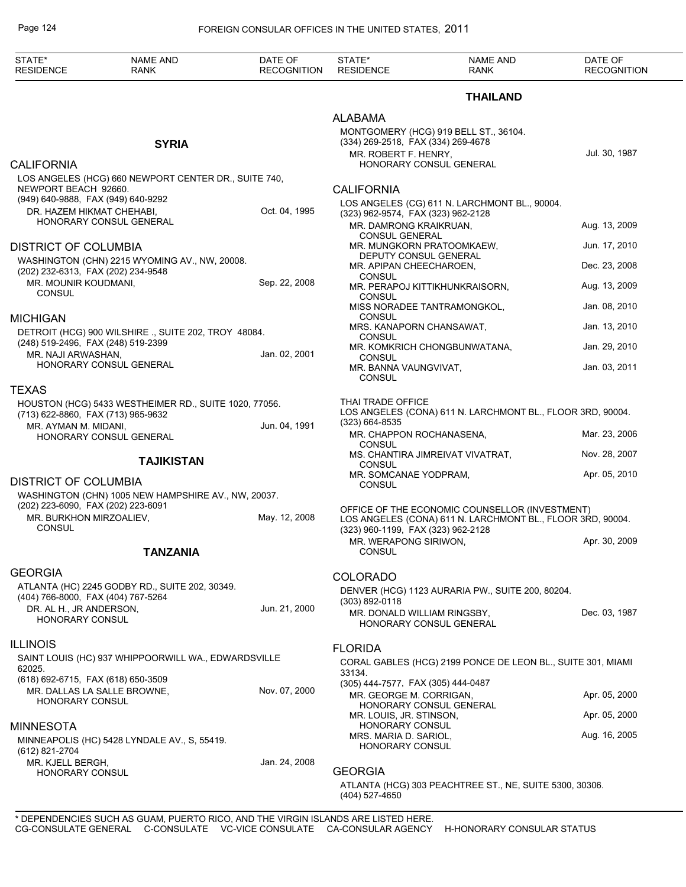## SYRIA

### CALIFORNIA

LOS ANGELES (HCG) 660 NEWPORT CENTER DR., SUITE 740, NEWPORT BEACH 92660.
(949) 640-9888, FAX (949) 640-9292

| NAME AND RANK | DATE OF RECOGNITION |
|---|---|
| DR. HAZEM HIKMAT CHEHABI, HONORARY CONSUL GENERAL | Oct. 04, 1995 |

### DISTRICT OF COLUMBIA

WASHINGTON (CHN) 2215 WYOMING AV., NW, 20008.
(202) 232-6313, FAX (202) 234-9548

| NAME AND RANK | DATE OF RECOGNITION |
|---|---|
| MR. MOUNIR KOUDMANI, CONSUL | Sep. 22, 2008 |

### MICHIGAN

DETROIT (HCG) 900 WILSHIRE ., SUITE 202, TROY 48084.
(248) 519-2496, FAX (248) 519-2399

| NAME AND RANK | DATE OF RECOGNITION |
|---|---|
| MR. NAJI ARWASHAN, HONORARY CONSUL GENERAL | Jan. 02, 2001 |

### TEXAS

HOUSTON (HCG) 5433 WESTHEIMER RD., SUITE 1020, 77056.
(713) 622-8860, FAX (713) 965-9632

| NAME AND RANK | DATE OF RECOGNITION |
|---|---|
| MR. AYMAN M. MIDANI, HONORARY CONSUL GENERAL | Jun. 04, 1991 |

## TAJIKISTAN

### DISTRICT OF COLUMBIA

WASHINGTON (CHN) 1005 NEW HAMPSHIRE AV., NW, 20037.
(202) 223-6090, FAX (202) 223-6091

| NAME AND RANK | DATE OF RECOGNITION |
|---|---|
| MR. BURKHON MIRZOALIEV, CONSUL | May. 12, 2008 |

## TANZANIA

### GEORGIA

ATLANTA (HC) 2245 GODBY RD., SUITE 202, 30349.
(404) 766-8000, FAX (404) 767-5264

| NAME AND RANK | DATE OF RECOGNITION |
|---|---|
| DR. AL H., JR ANDERSON, HONORARY CONSUL | Jun. 21, 2000 |

### ILLINOIS

SAINT LOUIS (HC) 937 WHIPPOORWILL WA., EDWARDSVILLE 62025.
(618) 692-6715, FAX (618) 650-3509

| NAME AND RANK | DATE OF RECOGNITION |
|---|---|
| MR. DALLAS LA SALLE BROWNE, HONORARY CONSUL | Nov. 07, 2000 |

### MINNESOTA

MINNEAPOLIS (HC) 5428 LYNDALE AV., S, 55419.
(612) 821-2704

| NAME AND RANK | DATE OF RECOGNITION |
|---|---|
| MR. KJELL BERGH, HONORARY CONSUL | Jan. 24, 2008 |

## THAILAND

### ALABAMA

MONTGOMERY (HCG) 919 BELL ST., 36104.
(334) 269-2518, FAX (334) 269-4678

| NAME AND RANK | DATE OF RECOGNITION |
|---|---|
| MR. ROBERT F. HENRY, HONORARY CONSUL GENERAL | Jul. 30, 1987 |

### CALIFORNIA

LOS ANGELES (CG) 611 N. LARCHMONT BL., 90004.
(323) 962-9574, FAX (323) 962-2128

| NAME AND RANK | DATE OF RECOGNITION |
|---|---|
| MR. DAMRONG KRAIKRUAN, CONSUL GENERAL | Aug. 13, 2009 |
| MR. MUNGKORN PRATOOMKAEW, DEPUTY CONSUL GENERAL | Jun. 17, 2010 |
| MR. APIPAN CHEECHAROEN, CONSUL | Dec. 23, 2008 |
| MR. PERAPOJ KITTIKHUNKRAISORN, CONSUL | Aug. 13, 2009 |
| MISS NORADEE TANTRAMONGKOL, CONSUL | Jan. 08, 2010 |
| MRS. KANAPORN CHANSAWAT, CONSUL | Jan. 13, 2010 |
| MR. KOMKRICH CHONGBUNWATANA, CONSUL | Jan. 29, 2010 |
| MR. BANNA VAUNGVIVAT, CONSUL | Jan. 03, 2011 |

THAI TRADE OFFICE
LOS ANGELES (CONA) 611 N. LARCHMONT BL., FLOOR 3RD, 90004.
(323) 664-8535

| NAME AND RANK | DATE OF RECOGNITION |
|---|---|
| MR. CHAPPON ROCHANASENA, CONSUL | Mar. 23, 2006 |
| MS. CHANTIRA JIMREIVAT VIVATRAT, CONSUL | Nov. 28, 2007 |
| MR. SOMCANAE YODPRAM, CONSUL | Apr. 05, 2010 |

OFFICE OF THE ECONOMIC COUNSELLOR (INVESTMENT)
LOS ANGELES (CONA) 611 N. LARCHMONT BL., FLOOR 3RD, 90004.
(323) 960-1199, FAX (323) 962-2128

| NAME AND RANK | DATE OF RECOGNITION |
|---|---|
| MR. WERAPONG SIRIWON, CONSUL | Apr. 30, 2009 |

### COLORADO

DENVER (HCG) 1123 AURARIA PW., SUITE 200, 80204.
(303) 892-0118

| NAME AND RANK | DATE OF RECOGNITION |
|---|---|
| MR. DONALD WILLIAM RINGSBY, HONORARY CONSUL GENERAL | Dec. 03, 1987 |

### FLORIDA

CORAL GABLES (HCG) 2199 PONCE DE LEON BL., SUITE 301, MIAMI 33134.
(305) 444-7577, FAX (305) 444-0487

| NAME AND RANK | DATE OF RECOGNITION |
|---|---|
| MR. GEORGE M. CORRIGAN, HONORARY CONSUL GENERAL | Apr. 05, 2000 |
| MR. LOUIS, JR. STINSON, HONORARY CONSUL | Apr. 05, 2000 |
| MRS. MARIA D. SARIOL, HONORARY CONSUL | Aug. 16, 2005 |

### GEORGIA

ATLANTA (HCG) 303 PEACHTREE ST., NE, SUITE 5300, 30306.
(404) 527-4650

\* DEPENDENCIES SUCH AS GUAM, PUERTO RICO, AND THE VIRGIN ISLANDS ARE LISTED HERE.
CG-CONSULATE GENERAL C-CONSULATE VC-VICE CONSULATE CA-CONSULAR AGENCY H-HONORARY CONSULAR STATUS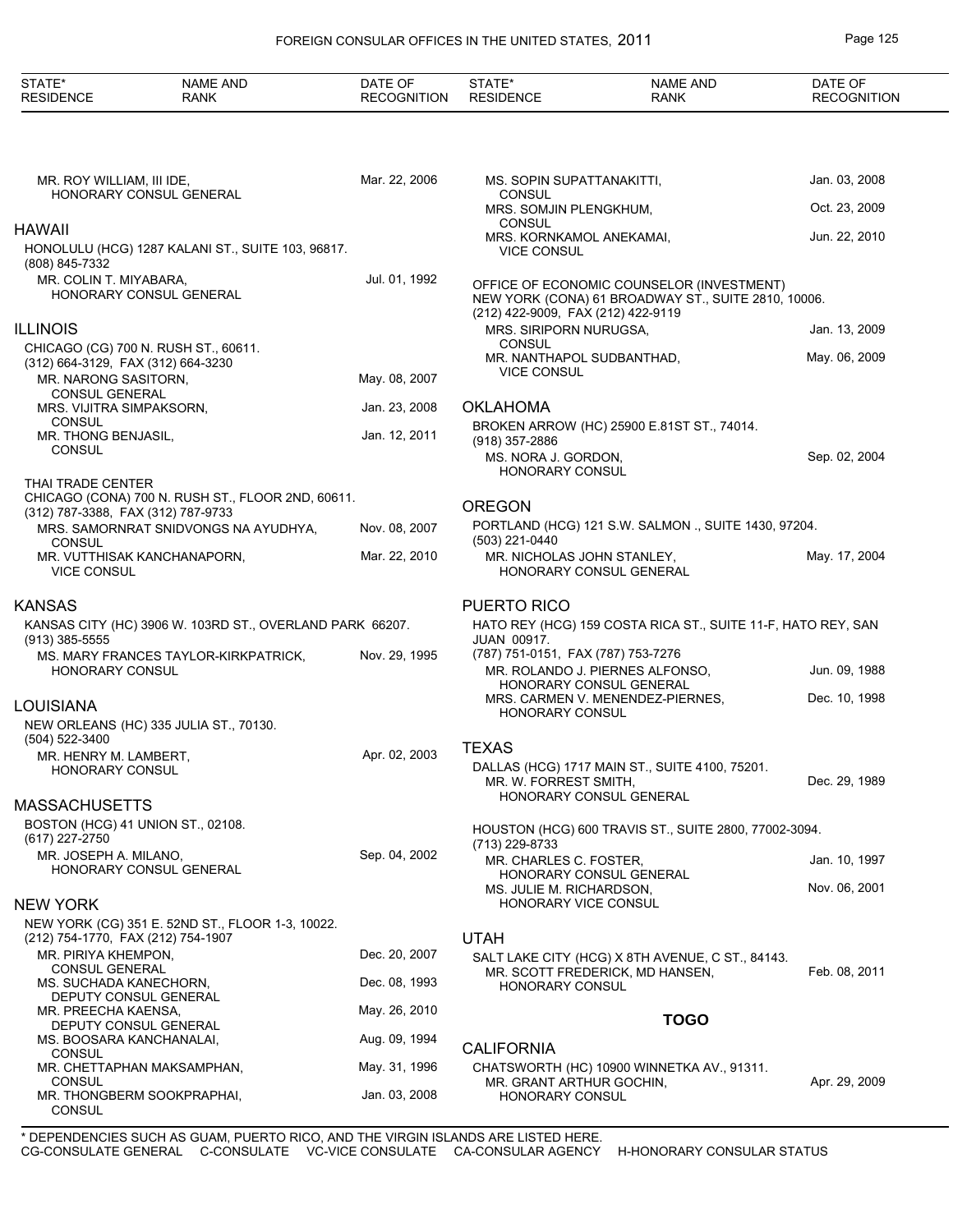| STATE* RESIDENCE | NAME AND RANK | DATE OF RECOGNITION |
|---|---|---|

MR. ROY WILLIAM, III IDE, HONORARY CONSUL GENERAL — Mar. 22, 2006

## HAWAII

HONOLULU (HCG) 1287 KALANI ST., SUITE 103, 96817.
(808) 845-7332

MR. COLIN T. MIYABARA, HONORARY CONSUL GENERAL — Jul. 01, 1992

## ILLINOIS

CHICAGO (CG) 700 N. RUSH ST., 60611.
(312) 664-3129, FAX (312) 664-3230

MR. NARONG SASITORN, CONSUL GENERAL — May. 08, 2007
MRS. VIJITRA SIMPAKSORN, CONSUL — Jan. 23, 2008
MR. THONG BENJASIL, CONSUL — Jan. 12, 2011

THAI TRADE CENTER
CHICAGO (CONA) 700 N. RUSH ST., FLOOR 2ND, 60611.
(312) 787-3388, FAX (312) 787-9733

MRS. SAMORNRAT SNIDVONGS NA AYUDHYA, CONSUL — Nov. 08, 2007
MR. VUTTHISAK KANCHANAPORN, VICE CONSUL — Mar. 22, 2010

## KANSAS

KANSAS CITY (HC) 3906 W. 103RD ST., OVERLAND PARK 66207.
(913) 385-5555

MS. MARY FRANCES TAYLOR-KIRKPATRICK, HONORARY CONSUL — Nov. 29, 1995

## LOUISIANA

NEW ORLEANS (HC) 335 JULIA ST., 70130.
(504) 522-3400

MR. HENRY M. LAMBERT, HONORARY CONSUL — Apr. 02, 2003

## MASSACHUSETTS

BOSTON (HCG) 41 UNION ST., 02108.
(617) 227-2750

MR. JOSEPH A. MILANO, HONORARY CONSUL GENERAL — Sep. 04, 2002

## NEW YORK

NEW YORK (CG) 351 E. 52ND ST., FLOOR 1-3, 10022.
(212) 754-1770, FAX (212) 754-1907

MR. PIRIYA KHEMPON, CONSUL GENERAL — Dec. 20, 2007
MS. SUCHADA KANECHORN, DEPUTY CONSUL GENERAL — Dec. 08, 1993
MR. PREECHA KAENSA, DEPUTY CONSUL GENERAL — May. 26, 2010
MS. BOOSARA KANCHANALAI, CONSUL — Aug. 09, 1994
MR. CHETTAPHAN MAKSAMPHAN, CONSUL — May. 31, 1996
MR. THONGBERM SOOKPRAPHAI, CONSUL — Jan. 03, 2008
MS. SOPIN SUPATTANAKITTI, CONSUL — Jan. 03, 2008
MRS. SOMJIN PLENGKHUM, CONSUL — Oct. 23, 2009
MRS. KORNKAMOL ANEKAMAI, VICE CONSUL — Jun. 22, 2010

OFFICE OF ECONOMIC COUNSELOR (INVESTMENT)
NEW YORK (CONA) 61 BROADWAY ST., SUITE 2810, 10006.
(212) 422-9009, FAX (212) 422-9119

MRS. SIRIPORN NURUGSA, CONSUL — Jan. 13, 2009
MR. NANTHAPOL SUDBANTHAD, VICE CONSUL — May. 06, 2009

## OKLAHOMA

BROKEN ARROW (HC) 25900 E.81ST ST., 74014.
(918) 357-2886

MS. NORA J. GORDON, HONORARY CONSUL — Sep. 02, 2004

## OREGON

PORTLAND (HCG) 121 S.W. SALMON ., SUITE 1430, 97204.
(503) 221-0440

MR. NICHOLAS JOHN STANLEY, HONORARY CONSUL GENERAL — May. 17, 2004

## PUERTO RICO

HATO REY (HCG) 159 COSTA RICA ST., SUITE 11-F, HATO REY, SAN JUAN 00917.
(787) 751-0151, FAX (787) 753-7276

MR. ROLANDO J. PIERNES ALFONSO, HONORARY CONSUL GENERAL — Jun. 09, 1988
MRS. CARMEN V. MENENDEZ-PIERNES, HONORARY CONSUL — Dec. 10, 1998

## TEXAS

DALLAS (HCG) 1717 MAIN ST., SUITE 4100, 75201.

MR. W. FORREST SMITH, HONORARY CONSUL GENERAL — Dec. 29, 1989

HOUSTON (HCG) 600 TRAVIS ST., SUITE 2800, 77002-3094.
(713) 229-8733

MR. CHARLES C. FOSTER, HONORARY CONSUL GENERAL — Jan. 10, 1997
MS. JULIE M. RICHARDSON, HONORARY VICE CONSUL — Nov. 06, 2001

## UTAH

SALT LAKE CITY (HCG) X 8TH AVENUE, C ST., 84143.

MR. SCOTT FREDERICK, MD HANSEN, HONORARY CONSUL — Feb. 08, 2011

# TOGO

## CALIFORNIA

CHATSWORTH (HC) 10900 WINNETKA AV., 91311.

MR. GRANT ARTHUR GOCHIN, HONORARY CONSUL — Apr. 29, 2009

\* DEPENDENCIES SUCH AS GUAM, PUERTO RICO, AND THE VIRGIN ISLANDS ARE LISTED HERE.
CG-CONSULATE GENERAL C-CONSULATE VC-VICE CONSULATE CA-CONSULAR AGENCY H-HONORARY CONSULAR STATUS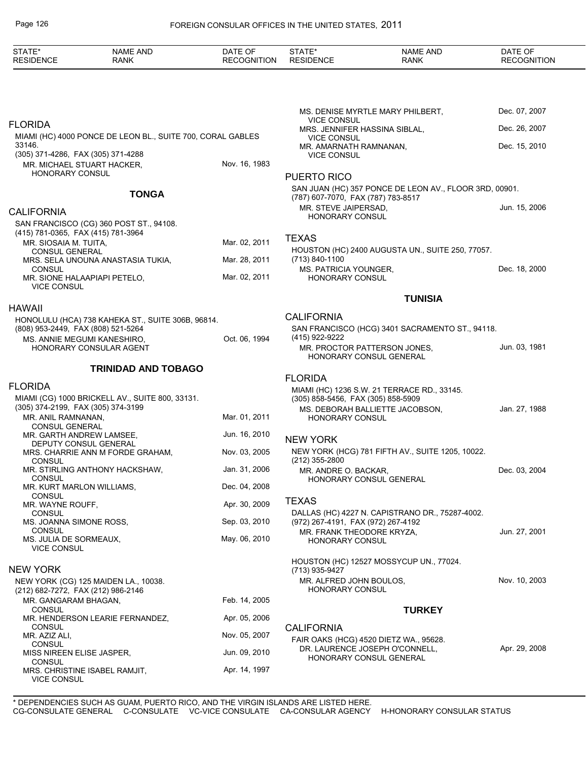## FLORIDA

MIAMI (HC) 4000 PONCE DE LEON BL., SUITE 700, CORAL GABLES 33146.
(305) 371-4286, FAX (305) 371-4288

| | |
|---|---|
| MR. MICHAEL STUART HACKER, HONORARY CONSUL | Nov. 16, 1983 |

# TONGA

## CALIFORNIA

SAN FRANCISCO (CG) 360 POST ST., 94108.
(415) 781-0365, FAX (415) 781-3964

| | |
|---|---|
| MR. SIOSAIA M. TUITA, CONSUL GENERAL | Mar. 02, 2011 |
| MRS. SELA UNOUNA ANASTASIA TUKIA, CONSUL | Mar. 28, 2011 |
| MR. SIONE HALAAPIAPI PETELO, VICE CONSUL | Mar. 02, 2011 |

## HAWAII

HONOLULU (HCA) 738 KAHEKA ST., SUITE 306B, 96814.
(808) 953-2449, FAX (808) 521-5264

| | |
|---|---|
| MS. ANNIE MEGUMI KANESHIRO, HONORARY CONSULAR AGENT | Oct. 06, 1994 |

# TRINIDAD AND TOBAGO

## FLORIDA

MIAMI (CG) 1000 BRICKELL AV., SUITE 800, 33131.
(305) 374-2199, FAX (305) 374-3199

| | |
|---|---|
| MR. ANIL RAMNANAN, CONSUL GENERAL | Mar. 01, 2011 |
| MR. GARTH ANDREW LAMSEE, DEPUTY CONSUL GENERAL | Jun. 16, 2010 |
| MRS. CHARRIE ANN M FORDE GRAHAM, CONSUL | Nov. 03, 2005 |
| MR. STIRLING ANTHONY HACKSHAW, CONSUL | Jan. 31, 2006 |
| MR. KURT MARLON WILLIAMS, CONSUL | Dec. 04, 2008 |
| MR. WAYNE ROUFF, CONSUL | Apr. 30, 2009 |
| MS. JOANNA SIMONE ROSS, CONSUL | Sep. 03, 2010 |
| MS. JULIA DE SORMEAUX, VICE CONSUL | May. 06, 2010 |

## NEW YORK

NEW YORK (CG) 125 MAIDEN LA., 10038.
(212) 682-7272, FAX (212) 986-2146

| | |
|---|---|
| MR. GANGARAM BHAGAN, CONSUL | Feb. 14, 2005 |
| MR. HENDERSON LEARIE FERNANDEZ, CONSUL | Apr. 05, 2006 |
| MR. AZIZ ALI, CONSUL | Nov. 05, 2007 |
| MISS NIREEN ELISE JASPER, CONSUL | Jun. 09, 2010 |
| MRS. CHRISTINE ISABEL RAMJIT, VICE CONSUL | Apr. 14, 1997 |
| MS. DENISE MYRTLE MARY PHILBERT, VICE CONSUL | Dec. 07, 2007 |
| MRS. JENNIFER HASSINA SIBLAL, VICE CONSUL | Dec. 26, 2007 |
| MR. AMARNATH RAMNANAN, VICE CONSUL | Dec. 15, 2010 |

## PUERTO RICO

SAN JUAN (HC) 357 PONCE DE LEON AV., FLOOR 3RD, 00901.
(787) 607-7070, FAX (787) 783-8517

| | |
|---|---|
| MR. STEVE JAIPERSAD, HONORARY CONSUL | Jun. 15, 2006 |

## TEXAS

HOUSTON (HC) 2400 AUGUSTA UN., SUITE 250, 77057.
(713) 840-1100

| | |
|---|---|
| MS. PATRICIA YOUNGER, HONORARY CONSUL | Dec. 18, 2000 |

# TUNISIA

## CALIFORNIA

SAN FRANCISCO (HCG) 3401 SACRAMENTO ST., 94118.
(415) 922-9222

| | |
|---|---|
| MR. PROCTOR PATTERSON JONES, HONORARY CONSUL GENERAL | Jun. 03, 1981 |

## FLORIDA

MIAMI (HC) 1236 S.W. 21 TERRACE RD., 33145.
(305) 858-5456, FAX (305) 858-5909

| | |
|---|---|
| MS. DEBORAH BALLIETTE JACOBSON, HONORARY CONSUL | Jan. 27, 1988 |

## NEW YORK

NEW YORK (HCG) 781 FIFTH AV., SUITE 1205, 10022.
(212) 355-2800

| | |
|---|---|
| MR. ANDRE O. BACKAR, HONORARY CONSUL GENERAL | Dec. 03, 2004 |

## TEXAS

DALLAS (HC) 4227 N. CAPISTRANO DR., 75287-4002.
(972) 267-4191, FAX (972) 267-4192

| | |
|---|---|
| MR. FRANK THEODORE KRYZA, HONORARY CONSUL | Jun. 27, 2001 |

HOUSTON (HC) 12527 MOSSYCUP UN., 77024.
(713) 935-9427

| | |
|---|---|
| MR. ALFRED JOHN BOULOS, HONORARY CONSUL | Nov. 10, 2003 |

# TURKEY

## CALIFORNIA

FAIR OAKS (HCG) 4520 DIETZ WA., 95628.

| | |
|---|---|
| DR. LAURENCE JOSEPH O'CONNELL, HONORARY CONSUL GENERAL | Apr. 29, 2008 |

\* DEPENDENCIES SUCH AS GUAM, PUERTO RICO, AND THE VIRGIN ISLANDS ARE LISTED HERE.
CG-CONSULATE GENERAL C-CONSULATE VC-VICE CONSULATE CA-CONSULAR AGENCY H-HONORARY CONSULAR STATUS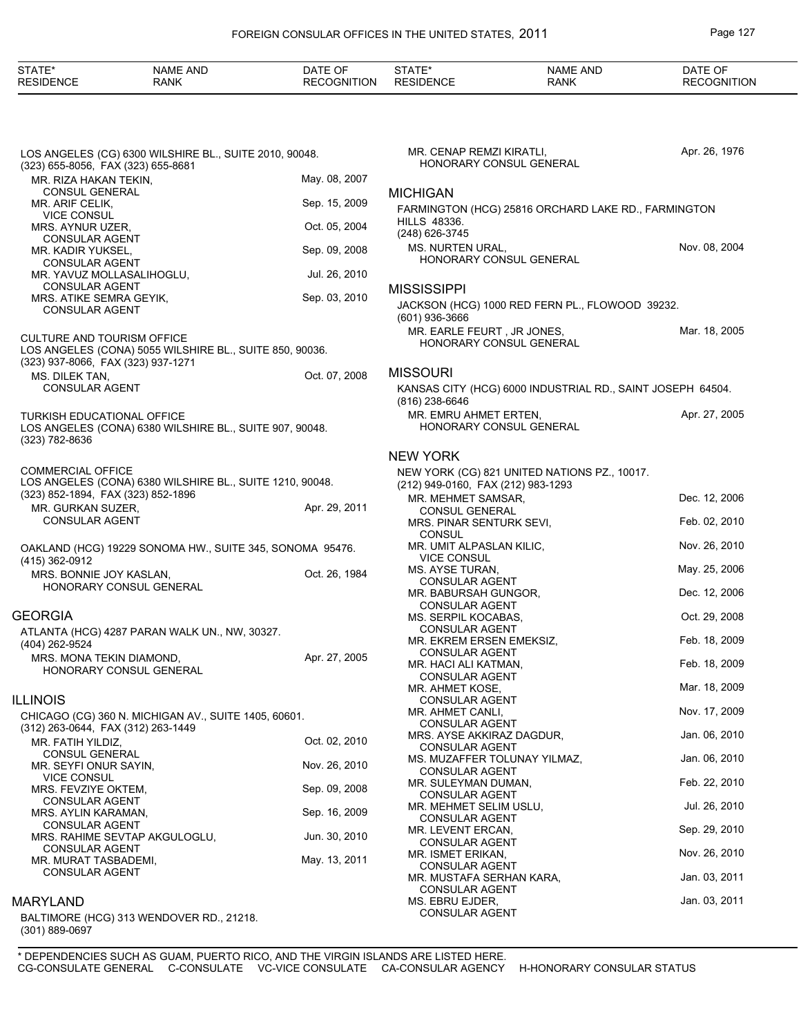| STATE* RESIDENCE | NAME AND RANK | DATE OF RECOGNITION |
|---|---|---|

LOS ANGELES (CG) 6300 WILSHIRE BL., SUITE 2010, 90048.
(323) 655-8056, FAX (323) 655-8681

| | | |
|---|---|---|
| | MR. RIZA HAKAN TEKIN, CONSUL GENERAL | May. 08, 2007 |
| | MR. ARIF CELIK, VICE CONSUL | Sep. 15, 2009 |
| | MRS. AYNUR UZER, CONSULAR AGENT | Oct. 05, 2004 |
| | MR. KADIR YUKSEL, CONSULAR AGENT | Sep. 09, 2008 |
| | MR. YAVUZ MOLLASALIHOGLU, CONSULAR AGENT | Jul. 26, 2010 |
| | MRS. ATIKE SEMRA GEYIK, CONSULAR AGENT | Sep. 03, 2010 |

CULTURE AND TOURISM OFFICE
LOS ANGELES (CONA) 5055 WILSHIRE BL., SUITE 850, 90036.
(323) 937-8066, FAX (323) 937-1271

| | | |
|---|---|---|
| | MS. DILEK TAN, CONSULAR AGENT | Oct. 07, 2008 |

TURKISH EDUCATIONAL OFFICE
LOS ANGELES (CONA) 6380 WILSHIRE BL., SUITE 907, 90048.
(323) 782-8636

COMMERCIAL OFFICE
LOS ANGELES (CONA) 6380 WILSHIRE BL., SUITE 1210, 90048.
(323) 852-1894, FAX (323) 852-1896

| | | |
|---|---|---|
| | MR. GURKAN SUZER, CONSULAR AGENT | Apr. 29, 2011 |

OAKLAND (HCG) 19229 SONOMA HW., SUITE 345, SONOMA 95476.
(415) 362-0912

| | | |
|---|---|---|
| | MRS. BONNIE JOY KASLAN, HONORARY CONSUL GENERAL | Oct. 26, 1984 |

## GEORGIA

ATLANTA (HCG) 4287 PARAN WALK UN., NW, 30327.
(404) 262-9524

| | | |
|---|---|---|
| | MRS. MONA TEKIN DIAMOND, HONORARY CONSUL GENERAL | Apr. 27, 2005 |

## ILLINOIS

CHICAGO (CG) 360 N. MICHIGAN AV., SUITE 1405, 60601.
(312) 263-0644, FAX (312) 263-1449

| | | |
|---|---|---|
| | MR. FATIH YILDIZ, CONSUL GENERAL | Oct. 02, 2010 |
| | MR. SEYFI ONUR SAYIN, VICE CONSUL | Nov. 26, 2010 |
| | MRS. FEVZIYE OKTEM, CONSULAR AGENT | Sep. 09, 2008 |
| | MRS. AYLIN KARAMAN, CONSULAR AGENT | Sep. 16, 2009 |
| | MRS. RAHIME SEVTAP AKGULOGLU, CONSULAR AGENT | Jun. 30, 2010 |
| | MR. MURAT TASBADEMI, CONSULAR AGENT | May. 13, 2011 |

## MARYLAND

BALTIMORE (HCG) 313 WENDOVER RD., 21218.
(301) 889-0697

| | | |
|---|---|---|
| | MR. CENAP REMZI KIRATLI, HONORARY CONSUL GENERAL | Apr. 26, 1976 |

## MICHIGAN

FARMINGTON (HCG) 25816 ORCHARD LAKE RD., FARMINGTON HILLS 48336.
(248) 626-3745

| | | |
|---|---|---|
| | MS. NURTEN URAL, HONORARY CONSUL GENERAL | Nov. 08, 2004 |

## MISSISSIPPI

JACKSON (HCG) 1000 RED FERN PL., FLOWOOD 39232.
(601) 936-3666

| | | |
|---|---|---|
| | MR. EARLE FEURT , JR JONES, HONORARY CONSUL GENERAL | Mar. 18, 2005 |

## MISSOURI

KANSAS CITY (HCG) 6000 INDUSTRIAL RD., SAINT JOSEPH 64504.
(816) 238-6646

| | | |
|---|---|---|
| | MR. EMRU AHMET ERTEN, HONORARY CONSUL GENERAL | Apr. 27, 2005 |

## NEW YORK

NEW YORK (CG) 821 UNITED NATIONS PZ., 10017.
(212) 949-0160, FAX (212) 983-1293

| | | |
|---|---|---|
| | MR. MEHMET SAMSAR, CONSUL GENERAL | Dec. 12, 2006 |
| | MRS. PINAR SENTURK SEVI, CONSUL | Feb. 02, 2010 |
| | MR. UMIT ALPASLAN KILIC, VICE CONSUL | Nov. 26, 2010 |
| | MS. AYSE TURAN, CONSULAR AGENT | May. 25, 2006 |
| | MR. BABURSAH GUNGOR, CONSULAR AGENT | Dec. 12, 2006 |
| | MS. SERPIL KOCABAS, CONSULAR AGENT | Oct. 29, 2008 |
| | MR. EKREM ERSEN EMEKSIZ, CONSULAR AGENT | Feb. 18, 2009 |
| | MR. HACI ALI KATMAN, CONSULAR AGENT | Feb. 18, 2009 |
| | MR. AHMET KOSE, CONSULAR AGENT | Mar. 18, 2009 |
| | MR. AHMET CANLI, CONSULAR AGENT | Nov. 17, 2009 |
| | MRS. AYSE AKKIRAZ DAGDUR, CONSULAR AGENT | Jan. 06, 2010 |
| | MS. MUZAFFER TOLUNAY YILMAZ, CONSULAR AGENT | Jan. 06, 2010 |
| | MR. SULEYMAN DUMAN, CONSULAR AGENT | Feb. 22, 2010 |
| | MR. MEHMET SELIM USLU, CONSULAR AGENT | Jul. 26, 2010 |
| | MR. LEVENT ERCAN, CONSULAR AGENT | Sep. 29, 2010 |
| | MR. ISMET ERIKAN, CONSULAR AGENT | Nov. 26, 2010 |
| | MR. MUSTAFA SERHAN KARA, CONSULAR AGENT | Jan. 03, 2011 |
| | MS. EBRU EJDER, CONSULAR AGENT | Jan. 03, 2011 |

\* DEPENDENCIES SUCH AS GUAM, PUERTO RICO, AND THE VIRGIN ISLANDS ARE LISTED HERE.
CG-CONSULATE GENERAL C-CONSULATE VC-VICE CONSULATE CA-CONSULAR AGENCY H-HONORARY CONSULAR STATUS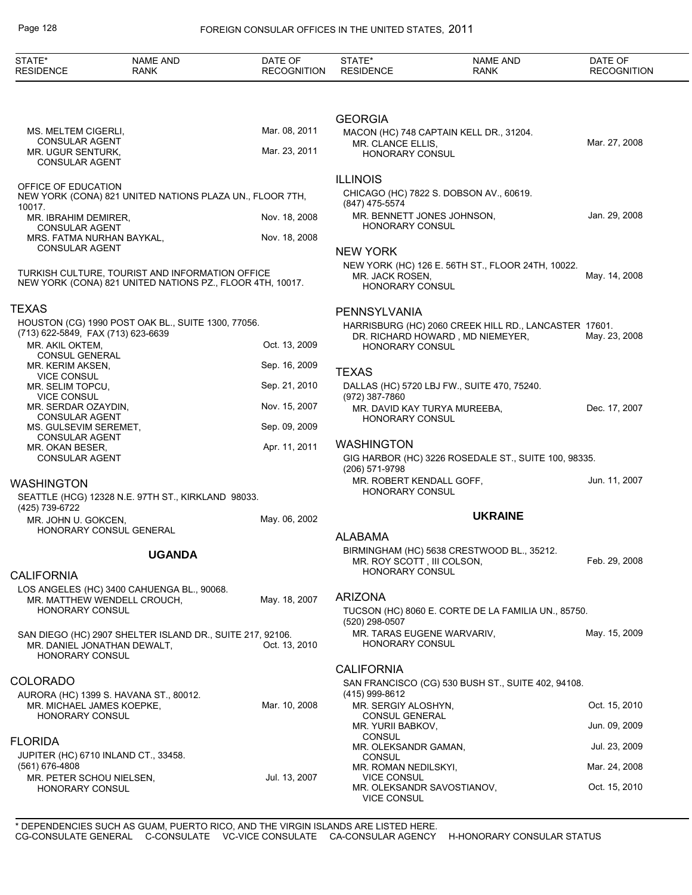| STATE* RESIDENCE | NAME AND RANK | DATE OF RECOGNITION |
|---|---|---|
| | MS. MELTEM CIGERLI, CONSULAR AGENT | Mar. 08, 2011 |
| | MR. UGUR SENTURK, CONSULAR AGENT | Mar. 23, 2011 |

OFFICE OF EDUCATION
NEW YORK (CONA) 821 UNITED NATIONS PLAZA UN., FLOOR 7TH, 10017.

| NAME AND RANK | DATE OF RECOGNITION |
|---|---|
| MR. IBRAHIM DEMIRER, CONSULAR AGENT | Nov. 18, 2008 |
| MRS. FATMA NURHAN BAYKAL, CONSULAR AGENT | Nov. 18, 2008 |

TURKISH CULTURE, TOURIST AND INFORMATION OFFICE
NEW YORK (CONA) 821 UNITED NATIONS PZ., FLOOR 4TH, 10017.

## TEXAS

HOUSTON (CG) 1990 POST OAK BL., SUITE 1300, 77056.
(713) 622-5849, FAX (713) 623-6639

| NAME AND RANK | DATE OF RECOGNITION |
|---|---|
| MR. AKIL OKTEM, CONSUL GENERAL | Oct. 13, 2009 |
| MR. KERIM AKSEN, VICE CONSUL | Sep. 16, 2009 |
| MR. SELIM TOPCU, VICE CONSUL | Sep. 21, 2010 |
| MR. SERDAR OZAYDIN, CONSULAR AGENT | Nov. 15, 2007 |
| MS. GULSEVIM SEREMET, CONSULAR AGENT | Sep. 09, 2009 |
| MR. OKAN BESER, CONSULAR AGENT | Apr. 11, 2011 |

## WASHINGTON

SEATTLE (HCG) 12328 N.E. 97TH ST., KIRKLAND 98033.
(425) 739-6722

| NAME AND RANK | DATE OF RECOGNITION |
|---|---|
| MR. JOHN U. GOKCEN, HONORARY CONSUL GENERAL | May. 06, 2002 |

# UGANDA

## CALIFORNIA

LOS ANGELES (HC) 3400 CAHUENGA BL., 90068.

| NAME AND RANK | DATE OF RECOGNITION |
|---|---|
| MR. MATTHEW WENDELL CROUCH, HONORARY CONSUL | May. 18, 2007 |

SAN DIEGO (HC) 2907 SHELTER ISLAND DR., SUITE 217, 92106.

| NAME AND RANK | DATE OF RECOGNITION |
|---|---|
| MR. DANIEL JONATHAN DEWALT, HONORARY CONSUL | Oct. 13, 2010 |

## COLORADO

AURORA (HC) 1399 S. HAVANA ST., 80012.

| NAME AND RANK | DATE OF RECOGNITION |
|---|---|
| MR. MICHAEL JAMES KOEPKE, HONORARY CONSUL | Mar. 10, 2008 |

## FLORIDA

JUPITER (HC) 6710 INLAND CT., 33458.
(561) 676-4808

| NAME AND RANK | DATE OF RECOGNITION |
|---|---|
| MR. PETER SCHOU NIELSEN, HONORARY CONSUL | Jul. 13, 2007 |

## GEORGIA

MACON (HC) 748 CAPTAIN KELL DR., 31204.

| NAME AND RANK | DATE OF RECOGNITION |
|---|---|
| MR. CLANCE ELLIS, HONORARY CONSUL | Mar. 27, 2008 |

## ILLINOIS

CHICAGO (HC) 7822 S. DOBSON AV., 60619.
(847) 475-5574

| NAME AND RANK | DATE OF RECOGNITION |
|---|---|
| MR. BENNETT JONES JOHNSON, HONORARY CONSUL | Jan. 29, 2008 |

## NEW YORK

NEW YORK (HC) 126 E. 56TH ST., FLOOR 24TH, 10022.

| NAME AND RANK | DATE OF RECOGNITION |
|---|---|
| MR. JACK ROSEN, HONORARY CONSUL | May. 14, 2008 |

## PENNSYLVANIA

HARRISBURG (HC) 2060 CREEK HILL RD., LANCASTER 17601.

| NAME AND RANK | DATE OF RECOGNITION |
|---|---|
| DR. RICHARD HOWARD , MD NIEMEYER, HONORARY CONSUL | May. 23, 2008 |

## TEXAS

DALLAS (HC) 5720 LBJ FW., SUITE 470, 75240.
(972) 387-7860

| NAME AND RANK | DATE OF RECOGNITION |
|---|---|
| MR. DAVID KAY TURYA MUREEBA, HONORARY CONSUL | Dec. 17, 2007 |

## WASHINGTON

GIG HARBOR (HC) 3226 ROSEDALE ST., SUITE 100, 98335.
(206) 571-9798

| NAME AND RANK | DATE OF RECOGNITION |
|---|---|
| MR. ROBERT KENDALL GOFF, HONORARY CONSUL | Jun. 11, 2007 |

# UKRAINE

## ALABAMA

BIRMINGHAM (HC) 5638 CRESTWOOD BL., 35212.

| NAME AND RANK | DATE OF RECOGNITION |
|---|---|
| MR. ROY SCOTT , III COLSON, HONORARY CONSUL | Feb. 29, 2008 |

## ARIZONA

TUCSON (HC) 8060 E. CORTE DE LA FAMILIA UN., 85750.
(520) 298-0507

| NAME AND RANK | DATE OF RECOGNITION |
|---|---|
| MR. TARAS EUGENE WARVARIV, HONORARY CONSUL | May. 15, 2009 |

## CALIFORNIA

SAN FRANCISCO (CG) 530 BUSH ST., SUITE 402, 94108.
(415) 999-8612

| NAME AND RANK | DATE OF RECOGNITION |
|---|---|
| MR. SERGIY ALOSHYN, CONSUL GENERAL | Oct. 15, 2010 |
| MR. YURII BABKOV, CONSUL | Jun. 09, 2009 |
| MR. OLEKSANDR GAMAN, CONSUL | Jul. 23, 2009 |
| MR. ROMAN NEDILSKYI, VICE CONSUL | Mar. 24, 2008 |
| MR. OLEKSANDR SAVOSTIANOV, VICE CONSUL | Oct. 15, 2010 |

\* DEPENDENCIES SUCH AS GUAM, PUERTO RICO, AND THE VIRGIN ISLANDS ARE LISTED HERE.
CG-CONSULATE GENERAL C-CONSULATE VC-VICE CONSULATE CA-CONSULAR AGENCY H-HONORARY CONSULAR STATUS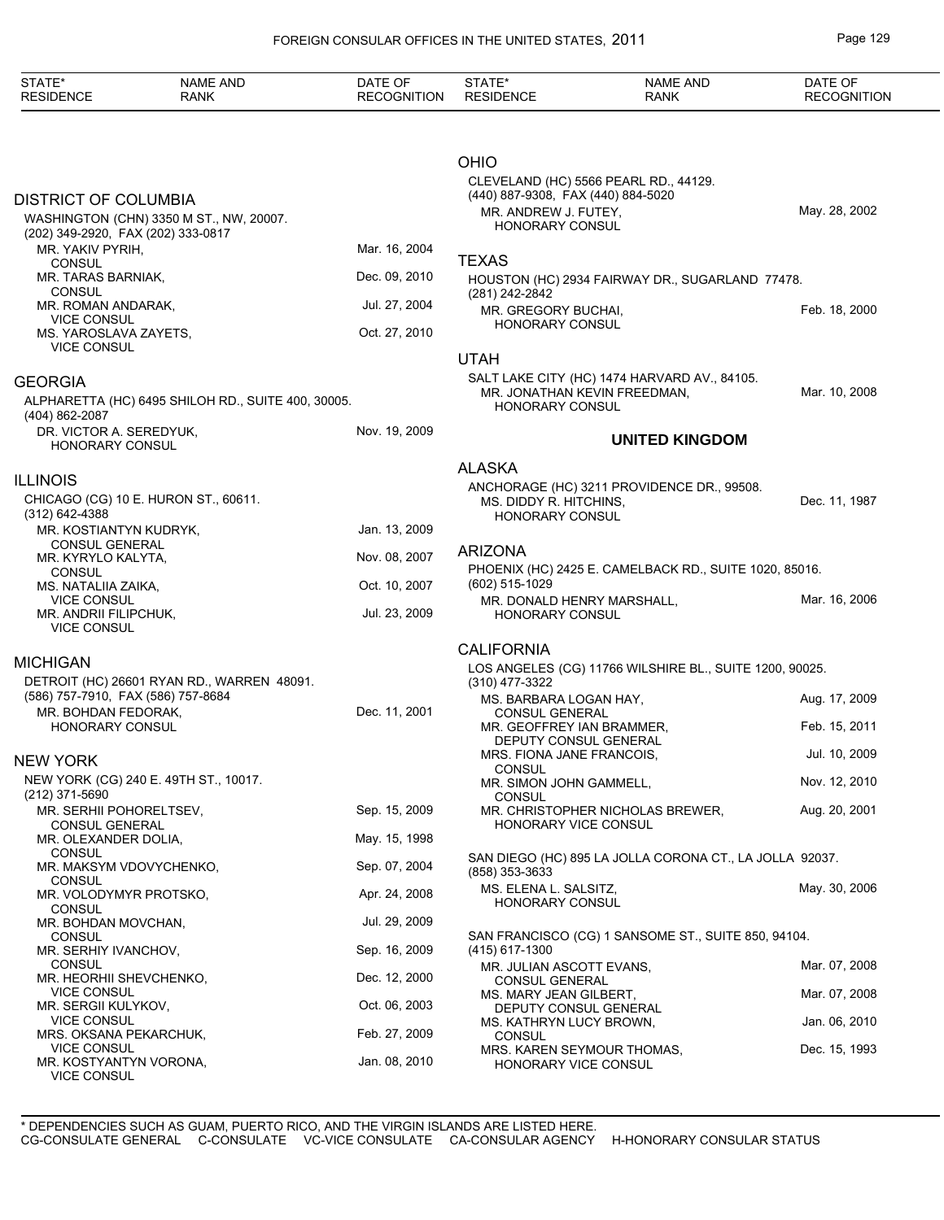| STATE* RESIDENCE | NAME AND RANK | DATE OF RECOGNITION |
|---|---|---|

## DISTRICT OF COLUMBIA

WASHINGTON (CHN) 3350 M ST., NW, 20007.
(202) 349-2920, FAX (202) 333-0817

| NAME AND RANK | DATE OF RECOGNITION |
|---|---|
| MR. YAKIV PYRIH, CONSUL | Mar. 16, 2004 |
| MR. TARAS BARNIAK, CONSUL | Dec. 09, 2010 |
| MR. ROMAN ANDARAK, VICE CONSUL | Jul. 27, 2004 |
| MS. YAROSLAVA ZAYETS, VICE CONSUL | Oct. 27, 2010 |

## GEORGIA

ALPHARETTA (HC) 6495 SHILOH RD., SUITE 400, 30005.
(404) 862-2087

| NAME AND RANK | DATE OF RECOGNITION |
|---|---|
| DR. VICTOR A. SEREDYUK, HONORARY CONSUL | Nov. 19, 2009 |

## ILLINOIS

CHICAGO (CG) 10 E. HURON ST., 60611.
(312) 642-4388

| NAME AND RANK | DATE OF RECOGNITION |
|---|---|
| MR. KOSTIANTYN KUDRYK, CONSUL GENERAL | Jan. 13, 2009 |
| MR. KYRYLO KALYTA, CONSUL | Nov. 08, 2007 |
| MS. NATALIIA ZAIKA, VICE CONSUL | Oct. 10, 2007 |
| MR. ANDRII FILIPCHUK, VICE CONSUL | Jul. 23, 2009 |

## MICHIGAN

DETROIT (HC) 26601 RYAN RD., WARREN 48091.
(586) 757-7910, FAX (586) 757-8684

| NAME AND RANK | DATE OF RECOGNITION |
|---|---|
| MR. BOHDAN FEDORAK, HONORARY CONSUL | Dec. 11, 2001 |

## NEW YORK

NEW YORK (CG) 240 E. 49TH ST., 10017.
(212) 371-5690

| NAME AND RANK | DATE OF RECOGNITION |
|---|---|
| MR. SERHII POHORELTSEV, CONSUL GENERAL | Sep. 15, 2009 |
| MR. OLEXANDER DOLIA, CONSUL | May. 15, 1998 |
| MR. MAKSYM VDOVYCHENKO, CONSUL | Sep. 07, 2004 |
| MR. VOLODYMYR PROTSKO, CONSUL | Apr. 24, 2008 |
| MR. BOHDAN MOVCHAN, CONSUL | Jul. 29, 2009 |
| MR. SERHIY IVANCHOV, CONSUL | Sep. 16, 2009 |
| MR. HEORHII SHEVCHENKO, VICE CONSUL | Dec. 12, 2000 |
| MR. SERGII KULYKOV, VICE CONSUL | Oct. 06, 2003 |
| MRS. OKSANA PEKARCHUK, VICE CONSUL | Feb. 27, 2009 |
| MR. KOSTYANTYN VORONA, VICE CONSUL | Jan. 08, 2010 |

## OHIO

CLEVELAND (HC) 5566 PEARL RD., 44129.
(440) 887-9308, FAX (440) 884-5020

| NAME AND RANK | DATE OF RECOGNITION |
|---|---|
| MR. ANDREW J. FUTEY, HONORARY CONSUL | May. 28, 2002 |

## TEXAS

HOUSTON (HC) 2934 FAIRWAY DR., SUGARLAND 77478.
(281) 242-2842

| NAME AND RANK | DATE OF RECOGNITION |
|---|---|
| MR. GREGORY BUCHAI, HONORARY CONSUL | Feb. 18, 2000 |

## UTAH

SALT LAKE CITY (HC) 1474 HARVARD AV., 84105.

| NAME AND RANK | DATE OF RECOGNITION |
|---|---|
| MR. JONATHAN KEVIN FREEDMAN, HONORARY CONSUL | Mar. 10, 2008 |

# UNITED KINGDOM

## ALASKA

ANCHORAGE (HC) 3211 PROVIDENCE DR., 99508.

| NAME AND RANK | DATE OF RECOGNITION |
|---|---|
| MS. DIDDY R. HITCHINS, HONORARY CONSUL | Dec. 11, 1987 |

## ARIZONA

PHOENIX (HC) 2425 E. CAMELBACK RD., SUITE 1020, 85016.
(602) 515-1029

| NAME AND RANK | DATE OF RECOGNITION |
|---|---|
| MR. DONALD HENRY MARSHALL, HONORARY CONSUL | Mar. 16, 2006 |

## CALIFORNIA

LOS ANGELES (CG) 11766 WILSHIRE BL., SUITE 1200, 90025.
(310) 477-3322

| NAME AND RANK | DATE OF RECOGNITION |
|---|---|
| MS. BARBARA LOGAN HAY, CONSUL GENERAL | Aug. 17, 2009 |
| MR. GEOFFREY IAN BRAMMER, DEPUTY CONSUL GENERAL | Feb. 15, 2011 |
| MRS. FIONA JANE FRANCOIS, CONSUL | Jul. 10, 2009 |
| MR. SIMON JOHN GAMMELL, CONSUL | Nov. 12, 2010 |
| MR. CHRISTOPHER NICHOLAS BREWER, HONORARY VICE CONSUL | Aug. 20, 2001 |

SAN DIEGO (HC) 895 LA JOLLA CORONA CT., LA JOLLA 92037.
(858) 353-3633

| NAME AND RANK | DATE OF RECOGNITION |
|---|---|
| MS. ELENA L. SALSITZ, HONORARY CONSUL | May. 30, 2006 |

SAN FRANCISCO (CG) 1 SANSOME ST., SUITE 850, 94104.
(415) 617-1300

| NAME AND RANK | DATE OF RECOGNITION |
|---|---|
| MR. JULIAN ASCOTT EVANS, CONSUL GENERAL | Mar. 07, 2008 |
| MS. MARY JEAN GILBERT, DEPUTY CONSUL GENERAL | Mar. 07, 2008 |
| MS. KATHRYN LUCY BROWN, CONSUL | Jan. 06, 2010 |
| MRS. KAREN SEYMOUR THOMAS, HONORARY VICE CONSUL | Dec. 15, 1993 |

* DEPENDENCIES SUCH AS GUAM, PUERTO RICO, AND THE VIRGIN ISLANDS ARE LISTED HERE.
CG-CONSULATE GENERAL C-CONSULATE VC-VICE CONSULATE CA-CONSULAR AGENCY H-HONORARY CONSULAR STATUS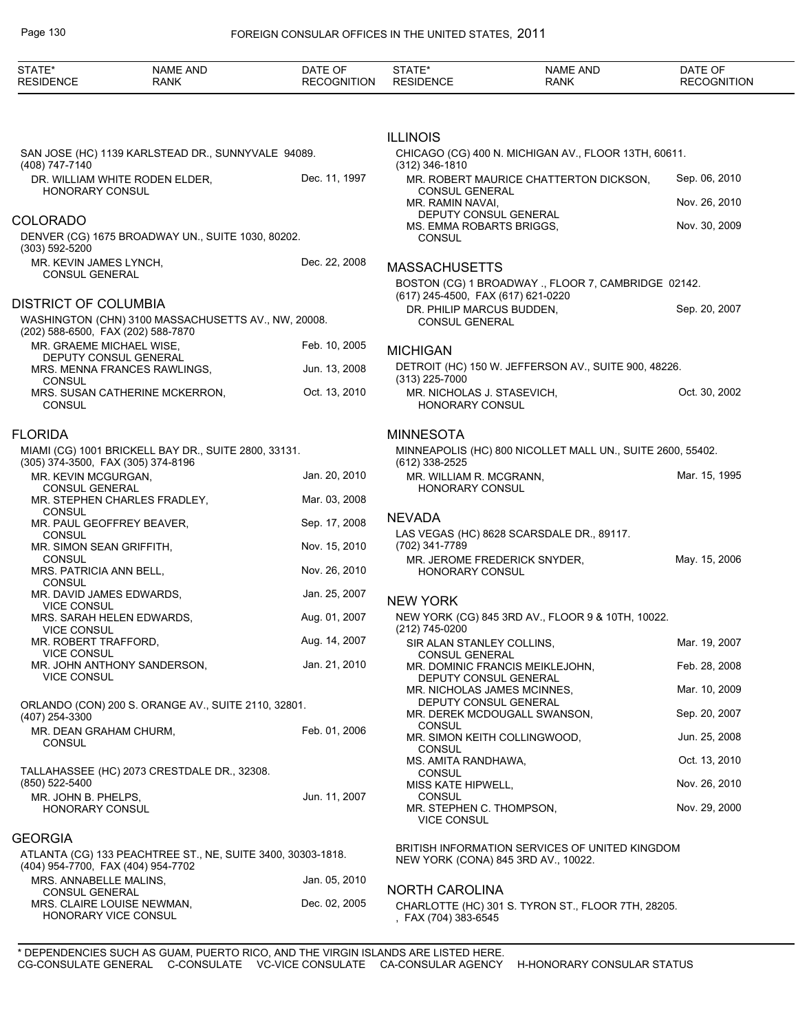SAN JOSE (HC) 1139 KARLSTEAD DR., SUNNYVALE 94089.
(408) 747-7140

DR. WILLIAM WHITE RODEN ELDER, HONORARY CONSUL — Dec. 11, 1997

## COLORADO

DENVER (CG) 1675 BROADWAY UN., SUITE 1030, 80202.
(303) 592-5200

MR. KEVIN JAMES LYNCH, CONSUL GENERAL — Dec. 22, 2008

## DISTRICT OF COLUMBIA

WASHINGTON (CHN) 3100 MASSACHUSETTS AV., NW, 20008.
(202) 588-6500, FAX (202) 588-7870

MR. GRAEME MICHAEL WISE, DEPUTY CONSUL GENERAL — Feb. 10, 2005
MRS. MENNA FRANCES RAWLINGS, CONSUL — Jun. 13, 2008
MRS. SUSAN CATHERINE MCKERRON, CONSUL — Oct. 13, 2010

## FLORIDA

MIAMI (CG) 1001 BRICKELL BAY DR., SUITE 2800, 33131.
(305) 374-3500, FAX (305) 374-8196

MR. KEVIN MCGURGAN, CONSUL GENERAL — Jan. 20, 2010
MR. STEPHEN CHARLES FRADLEY, CONSUL — Mar. 03, 2008
MR. PAUL GEOFFREY BEAVER, CONSUL — Sep. 17, 2008
MR. SIMON SEAN GRIFFITH, CONSUL — Nov. 15, 2010
MRS. PATRICIA ANN BELL, CONSUL — Nov. 26, 2010
MR. DAVID JAMES EDWARDS, VICE CONSUL — Jan. 25, 2007
MRS. SARAH HELEN EDWARDS, VICE CONSUL — Aug. 01, 2007
MR. ROBERT TRAFFORD, VICE CONSUL — Aug. 14, 2007
MR. JOHN ANTHONY SANDERSON, VICE CONSUL — Jan. 21, 2010

ORLANDO (CON) 200 S. ORANGE AV., SUITE 2110, 32801.
(407) 254-3300

MR. DEAN GRAHAM CHURM, CONSUL — Feb. 01, 2006

TALLAHASSEE (HC) 2073 CRESTDALE DR., 32308.
(850) 522-5400

MR. JOHN B. PHELPS, HONORARY CONSUL — Jun. 11, 2007

## GEORGIA

ATLANTA (CG) 133 PEACHTREE ST., NE, SUITE 3400, 30303-1818.
(404) 954-7700, FAX (404) 954-7702

MRS. ANNABELLE MALINS, CONSUL GENERAL — Jan. 05, 2010
MRS. CLAIRE LOUISE NEWMAN, HONORARY VICE CONSUL — Dec. 02, 2005

## ILLINOIS

CHICAGO (CG) 400 N. MICHIGAN AV., FLOOR 13TH, 60611.
(312) 346-1810

MR. ROBERT MAURICE CHATTERTON DICKSON, CONSUL GENERAL — Sep. 06, 2010
MR. RAMIN NAVAI, DEPUTY CONSUL GENERAL — Nov. 26, 2010
MS. EMMA ROBARTS BRIGGS, CONSUL — Nov. 30, 2009

## MASSACHUSETTS

BOSTON (CG) 1 BROADWAY ., FLOOR 7, CAMBRIDGE 02142.
(617) 245-4500, FAX (617) 621-0220

DR. PHILIP MARCUS BUDDEN, CONSUL GENERAL — Sep. 20, 2007

## MICHIGAN

DETROIT (HC) 150 W. JEFFERSON AV., SUITE 900, 48226.
(313) 225-7000

MR. NICHOLAS J. STASEVICH, HONORARY CONSUL — Oct. 30, 2002

## MINNESOTA

MINNEAPOLIS (HC) 800 NICOLLET MALL UN., SUITE 2600, 55402.
(612) 338-2525

MR. WILLIAM R. MCGRANN, HONORARY CONSUL — Mar. 15, 1995

## NEVADA

LAS VEGAS (HC) 8628 SCARSDALE DR., 89117.
(702) 341-7789

MR. JEROME FREDERICK SNYDER, HONORARY CONSUL — May. 15, 2006

## NEW YORK

NEW YORK (CG) 845 3RD AV., FLOOR 9 & 10TH, 10022.
(212) 745-0200

SIR ALAN STANLEY COLLINS, CONSUL GENERAL — Mar. 19, 2007
MR. DOMINIC FRANCIS MEIKLEJOHN, DEPUTY CONSUL GENERAL — Feb. 28, 2008
MR. NICHOLAS JAMES MCINNES, DEPUTY CONSUL GENERAL — Mar. 10, 2009
MR. DEREK MCDOUGALL SWANSON, CONSUL — Sep. 20, 2007
MR. SIMON KEITH COLLINGWOOD, CONSUL — Jun. 25, 2008
MS. AMITA RANDHAWA, CONSUL — Oct. 13, 2010
MISS KATE HIPWELL, CONSUL — Nov. 26, 2010
MR. STEPHEN C. THOMPSON, VICE CONSUL — Nov. 29, 2000

BRITISH INFORMATION SERVICES OF UNITED KINGDOM
NEW YORK (CONA) 845 3RD AV., 10022.

## NORTH CAROLINA

CHARLOTTE (HC) 301 S. TYRON ST., FLOOR 7TH, 28205.
, FAX (704) 383-6545

\* DEPENDENCIES SUCH AS GUAM, PUERTO RICO, AND THE VIRGIN ISLANDS ARE LISTED HERE.
CG-CONSULATE GENERAL C-CONSULATE VC-VICE CONSULATE CA-CONSULAR AGENCY H-HONORARY CONSULAR STATUS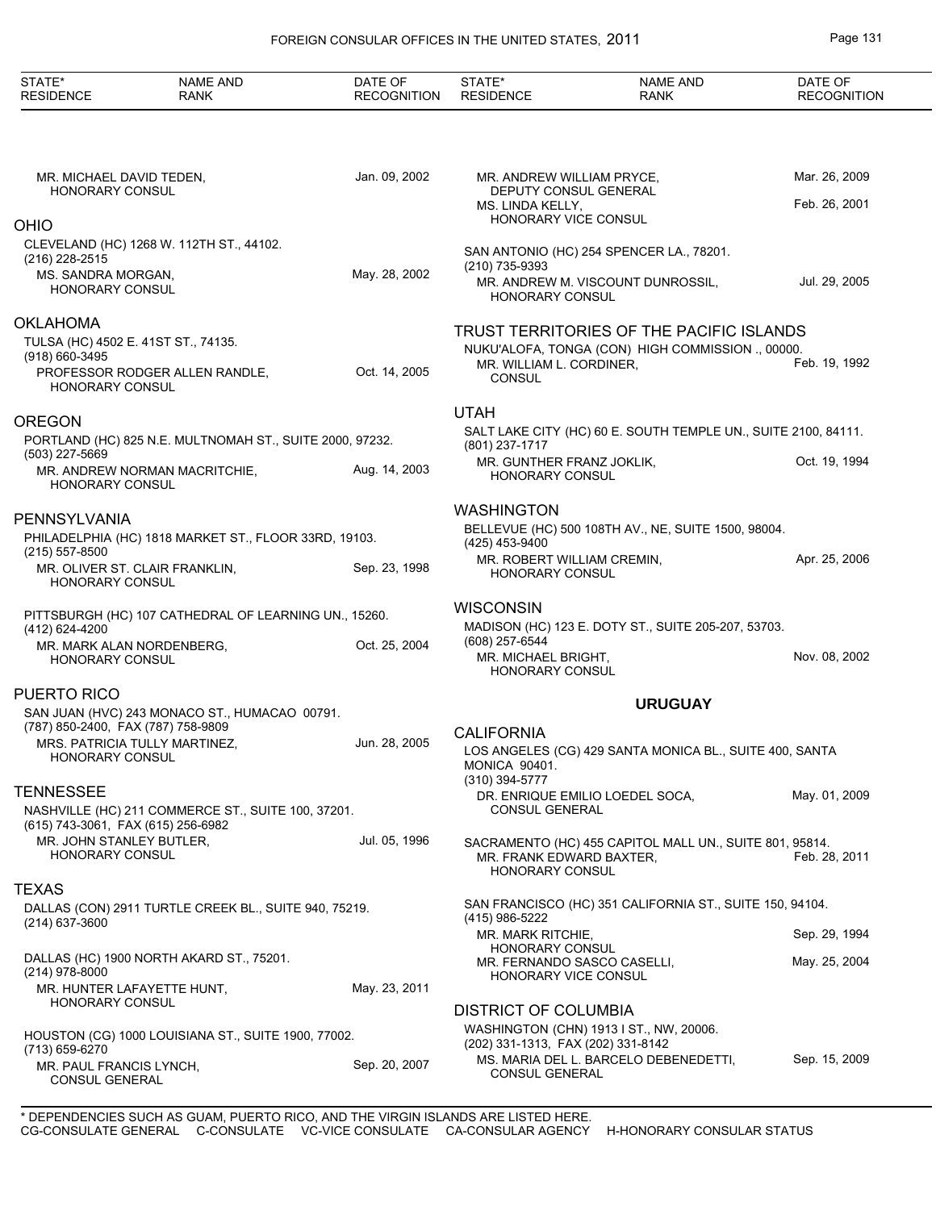| STATE* RESIDENCE | NAME AND RANK | DATE OF RECOGNITION |
|---|---|---|

MR. MICHAEL DAVID TEDEN, HONORARY CONSUL — Jan. 09, 2002

## OHIO

CLEVELAND (HC) 1268 W. 112TH ST., 44102.
(216) 228-2515
MS. SANDRA MORGAN, HONORARY CONSUL — May. 28, 2002

## OKLAHOMA

TULSA (HC) 4502 E. 41ST ST., 74135.
(918) 660-3495
PROFESSOR RODGER ALLEN RANDLE, HONORARY CONSUL — Oct. 14, 2005

## OREGON

PORTLAND (HC) 825 N.E. MULTNOMAH ST., SUITE 2000, 97232.
(503) 227-5669
MR. ANDREW NORMAN MACRITCHIE, HONORARY CONSUL — Aug. 14, 2003

## PENNSYLVANIA

PHILADELPHIA (HC) 1818 MARKET ST., FLOOR 33RD, 19103.
(215) 557-8500
MR. OLIVER ST. CLAIR FRANKLIN, HONORARY CONSUL — Sep. 23, 1998

PITTSBURGH (HC) 107 CATHEDRAL OF LEARNING UN., 15260.
(412) 624-4200
MR. MARK ALAN NORDENBERG, HONORARY CONSUL — Oct. 25, 2004

## PUERTO RICO

SAN JUAN (HVC) 243 MONACO ST., HUMACAO 00791.
(787) 850-2400, FAX (787) 758-9809
MRS. PATRICIA TULLY MARTINEZ, HONORARY CONSUL — Jun. 28, 2005

## TENNESSEE

NASHVILLE (HC) 211 COMMERCE ST., SUITE 100, 37201.
(615) 743-3061, FAX (615) 256-6982
MR. JOHN STANLEY BUTLER, HONORARY CONSUL — Jul. 05, 1996

## TEXAS

DALLAS (CON) 2911 TURTLE CREEK BL., SUITE 940, 75219.
(214) 637-3600

DALLAS (HC) 1900 NORTH AKARD ST., 75201.
(214) 978-8000
MR. HUNTER LAFAYETTE HUNT, HONORARY CONSUL — May. 23, 2011

HOUSTON (CG) 1000 LOUISIANA ST., SUITE 1900, 77002.
(713) 659-6270
MR. PAUL FRANCIS LYNCH, CONSUL GENERAL — Sep. 20, 2007

MR. ANDREW WILLIAM PRYCE, DEPUTY CONSUL GENERAL — Mar. 26, 2009
MS. LINDA KELLY, HONORARY VICE CONSUL — Feb. 26, 2001

SAN ANTONIO (HC) 254 SPENCER LA., 78201.
(210) 735-9393
MR. ANDREW M. VISCOUNT DUNROSSIL, HONORARY CONSUL — Jul. 29, 2005

## TRUST TERRITORIES OF THE PACIFIC ISLANDS

NUKU'ALOFA, TONGA (CON) HIGH COMMISSION ., 00000.
MR. WILLIAM L. CORDINER, CONSUL — Feb. 19, 1992

## UTAH

SALT LAKE CITY (HC) 60 E. SOUTH TEMPLE UN., SUITE 2100, 84111.
(801) 237-1717
MR. GUNTHER FRANZ JOKLIK, HONORARY CONSUL — Oct. 19, 1994

## WASHINGTON

BELLEVUE (HC) 500 108TH AV., NE, SUITE 1500, 98004.
(425) 453-9400
MR. ROBERT WILLIAM CREMIN, HONORARY CONSUL — Apr. 25, 2006

## WISCONSIN

MADISON (HC) 123 E. DOTY ST., SUITE 205-207, 53703.
(608) 257-6544
MR. MICHAEL BRIGHT, HONORARY CONSUL — Nov. 08, 2002

# URUGUAY

## CALIFORNIA

LOS ANGELES (CG) 429 SANTA MONICA BL., SUITE 400, SANTA MONICA 90401.
(310) 394-5777
DR. ENRIQUE EMILIO LOEDEL SOCA, CONSUL GENERAL — May. 01, 2009

SACRAMENTO (HC) 455 CAPITOL MALL UN., SUITE 801, 95814.
MR. FRANK EDWARD BAXTER, HONORARY CONSUL — Feb. 28, 2011

SAN FRANCISCO (HC) 351 CALIFORNIA ST., SUITE 150, 94104.
(415) 986-5222
MR. MARK RITCHIE, HONORARY CONSUL — Sep. 29, 1994
MR. FERNANDO SASCO CASELLI, HONORARY VICE CONSUL — May. 25, 2004

## DISTRICT OF COLUMBIA

WASHINGTON (CHN) 1913 I ST., NW, 20006.
(202) 331-1313, FAX (202) 331-8142
MS. MARIA DEL L. BARCELO DEBENEDETTI, CONSUL GENERAL — Sep. 15, 2009

* DEPENDENCIES SUCH AS GUAM, PUERTO RICO, AND THE VIRGIN ISLANDS ARE LISTED HERE.
CG-CONSULATE GENERAL C-CONSULATE VC-VICE CONSULATE CA-CONSULAR AGENCY H-HONORARY CONSULAR STATUS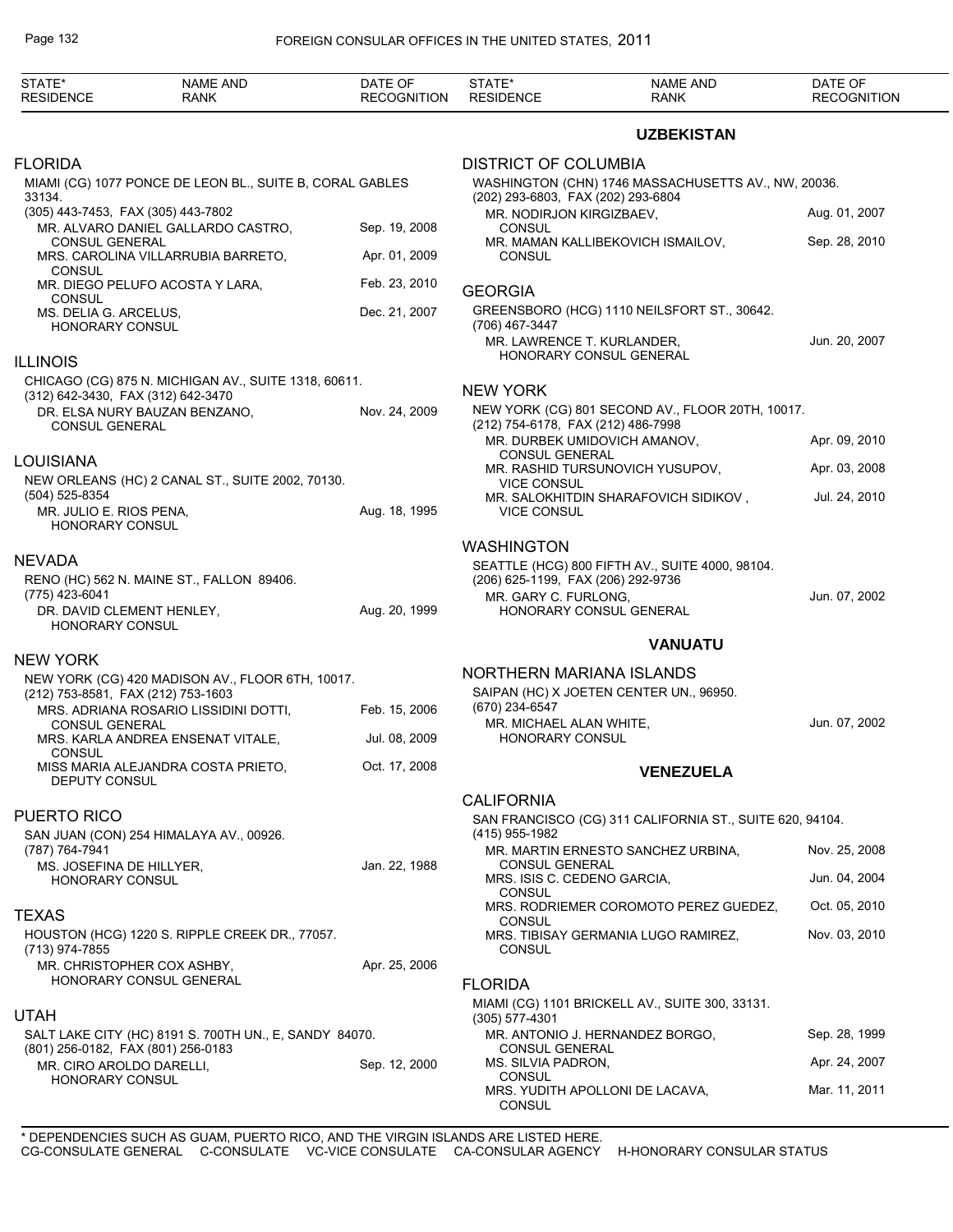| STATE* RESIDENCE | NAME AND RANK | DATE OF RECOGNITION |
|---|---|---|

### FLORIDA

MIAMI (CG) 1077 PONCE DE LEON BL., SUITE B, CORAL GABLES 33134.
(305) 443-7453, FAX (305) 443-7802

| | |
|---|---|
| MR. ALVARO DANIEL GALLARDO CASTRO, CONSUL GENERAL | Sep. 19, 2008 |
| MRS. CAROLINA VILLARRUBIA BARRETO, CONSUL | Apr. 01, 2009 |
| MR. DIEGO PELUFO ACOSTA Y LARA, CONSUL | Feb. 23, 2010 |
| MS. DELIA G. ARCELUS, HONORARY CONSUL | Dec. 21, 2007 |

### ILLINOIS

CHICAGO (CG) 875 N. MICHIGAN AV., SUITE 1318, 60611.
(312) 642-3430, FAX (312) 642-3470

| | |
|---|---|
| DR. ELSA NURY BAUZAN BENZANO, CONSUL GENERAL | Nov. 24, 2009 |

### LOUISIANA

NEW ORLEANS (HC) 2 CANAL ST., SUITE 2002, 70130.
(504) 525-8354

| | |
|---|---|
| MR. JULIO E. RIOS PENA, HONORARY CONSUL | Aug. 18, 1995 |

### NEVADA

RENO (HC) 562 N. MAINE ST., FALLON 89406.
(775) 423-6041

| | |
|---|---|
| DR. DAVID CLEMENT HENLEY, HONORARY CONSUL | Aug. 20, 1999 |

### NEW YORK

NEW YORK (CG) 420 MADISON AV., FLOOR 6TH, 10017.
(212) 753-8581, FAX (212) 753-1603

| | |
|---|---|
| MRS. ADRIANA ROSARIO LISSIDINI DOTTI, CONSUL GENERAL | Feb. 15, 2006 |
| MRS. KARLA ANDREA ENSENAT VITALE, CONSUL | Jul. 08, 2009 |
| MISS MARIA ALEJANDRA COSTA PRIETO, DEPUTY CONSUL | Oct. 17, 2008 |

### PUERTO RICO

SAN JUAN (CON) 254 HIMALAYA AV., 00926.
(787) 764-7941

| | |
|---|---|
| MS. JOSEFINA DE HILLYER, HONORARY CONSUL | Jan. 22, 1988 |

### TEXAS

HOUSTON (HCG) 1220 S. RIPPLE CREEK DR., 77057.
(713) 974-7855

| | |
|---|---|
| MR. CHRISTOPHER COX ASHBY, HONORARY CONSUL GENERAL | Apr. 25, 2006 |

### UTAH

SALT LAKE CITY (HC) 8191 S. 700TH UN., E, SANDY 84070.
(801) 256-0182, FAX (801) 256-0183

| | |
|---|---|
| MR. CIRO AROLDO DARELLI, HONORARY CONSUL | Sep. 12, 2000 |

## UZBEKISTAN

### DISTRICT OF COLUMBIA

WASHINGTON (CHN) 1746 MASSACHUSETTS AV., NW, 20036.
(202) 293-6803, FAX (202) 293-6804

| | |
|---|---|
| MR. NODIRJON KIRGIZBAEV, CONSUL | Aug. 01, 2007 |
| MR. MAMAN KALLIBEKOVICH ISMAILOV, CONSUL | Sep. 28, 2010 |

### GEORGIA

GREENSBORO (HCG) 1110 NEILSFORT ST., 30642.
(706) 467-3447

| | |
|---|---|
| MR. LAWRENCE T. KURLANDER, HONORARY CONSUL GENERAL | Jun. 20, 2007 |

### NEW YORK

NEW YORK (CG) 801 SECOND AV., FLOOR 20TH, 10017.
(212) 754-6178, FAX (212) 486-7998

| | |
|---|---|
| MR. DURBEK UMIDOVICH AMANOV, CONSUL GENERAL | Apr. 09, 2010 |
| MR. RASHID TURSUNOVICH YUSUPOV, VICE CONSUL | Apr. 03, 2008 |
| MR. SALOKHITDIN SHARAFOVICH SIDIKOV , VICE CONSUL | Jul. 24, 2010 |

### WASHINGTON

SEATTLE (HCG) 800 FIFTH AV., SUITE 4000, 98104.
(206) 625-1199, FAX (206) 292-9736

| | |
|---|---|
| MR. GARY C. FURLONG, HONORARY CONSUL GENERAL | Jun. 07, 2002 |

## VANUATU

### NORTHERN MARIANA ISLANDS

SAIPAN (HC) X JOETEN CENTER UN., 96950.
(670) 234-6547

| | |
|---|---|
| MR. MICHAEL ALAN WHITE, HONORARY CONSUL | Jun. 07, 2002 |

## VENEZUELA

### CALIFORNIA

SAN FRANCISCO (CG) 311 CALIFORNIA ST., SUITE 620, 94104.
(415) 955-1982

| | |
|---|---|
| MR. MARTIN ERNESTO SANCHEZ URBINA, CONSUL GENERAL | Nov. 25, 2008 |
| MRS. ISIS C. CEDENO GARCIA, CONSUL | Jun. 04, 2004 |
| MRS. RODRIEMER COROMOTO PEREZ GUEDEZ, CONSUL | Oct. 05, 2010 |
| MRS. TIBISAY GERMANIA LUGO RAMIREZ, CONSUL | Nov. 03, 2010 |

### FLORIDA

MIAMI (CG) 1101 BRICKELL AV., SUITE 300, 33131.
(305) 577-4301

| | |
|---|---|
| MR. ANTONIO J. HERNANDEZ BORGO, CONSUL GENERAL | Sep. 28, 1999 |
| MS. SILVIA PADRON, CONSUL | Apr. 24, 2007 |
| MRS. YUDITH APOLLONI DE LACAVA, CONSUL | Mar. 11, 2011 |

\* DEPENDENCIES SUCH AS GUAM, PUERTO RICO, AND THE VIRGIN ISLANDS ARE LISTED HERE.
CG-CONSULATE GENERAL C-CONSULATE VC-VICE CONSULATE CA-CONSULAR AGENCY H-HONORARY CONSULAR STATUS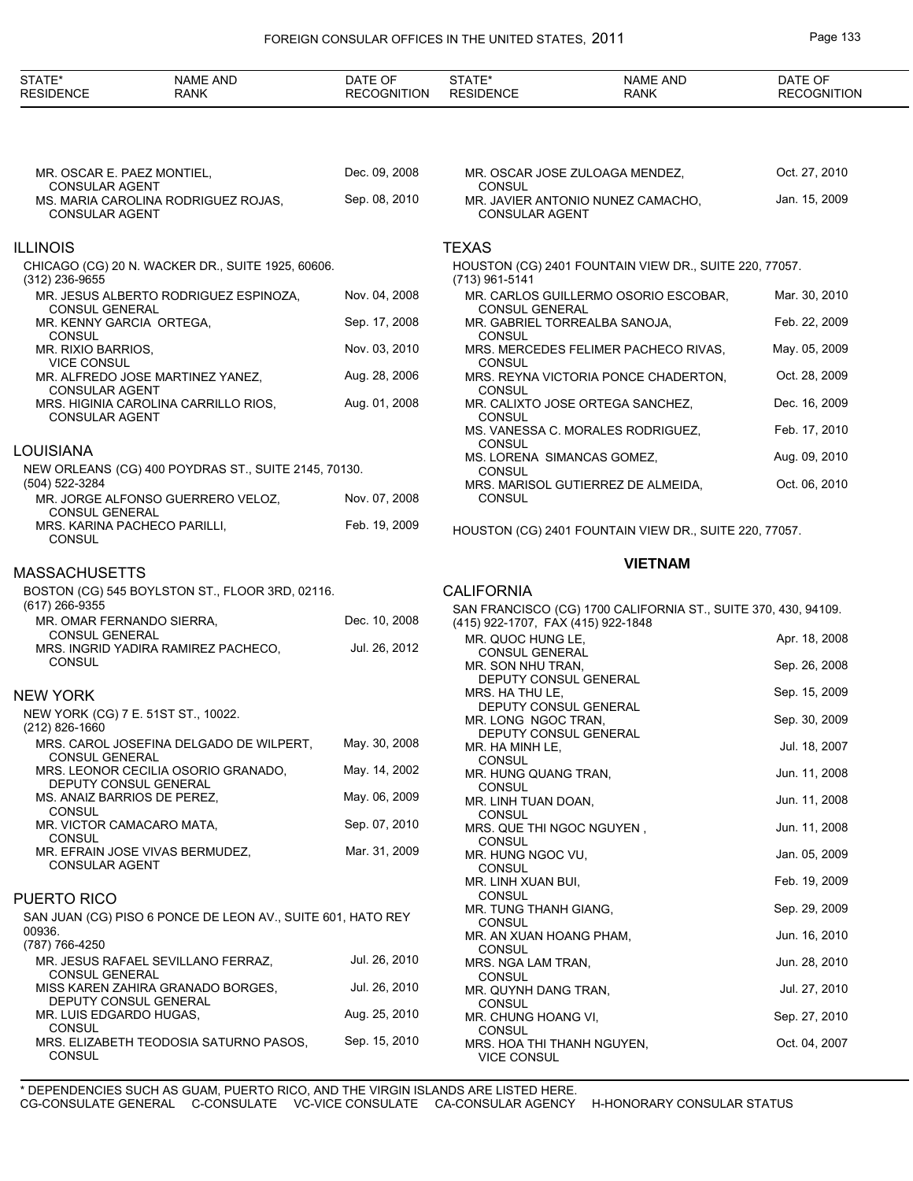| STATE* RESIDENCE | NAME AND RANK | DATE OF RECOGNITION |
|---|---|---|
| | MR. OSCAR E. PAEZ MONTIEL, CONSULAR AGENT | Dec. 09, 2008 |
| | MS. MARIA CAROLINA RODRIGUEZ ROJAS, CONSULAR AGENT | Sep. 08, 2010 |

## ILLINOIS

CHICAGO (CG) 20 N. WACKER DR., SUITE 1925, 60606.
(312) 236-9655

| NAME AND RANK | DATE OF RECOGNITION |
|---|---|
| MR. JESUS ALBERTO RODRIGUEZ ESPINOZA, CONSUL GENERAL | Nov. 04, 2008 |
| MR. KENNY GARCIA ORTEGA, CONSUL | Sep. 17, 2008 |
| MR. RIXIO BARRIOS, VICE CONSUL | Nov. 03, 2010 |
| MR. ALFREDO JOSE MARTINEZ YANEZ, CONSULAR AGENT | Aug. 28, 2006 |
| MRS. HIGINIA CAROLINA CARRILLO RIOS, CONSULAR AGENT | Aug. 01, 2008 |

## LOUISIANA

NEW ORLEANS (CG) 400 POYDRAS ST., SUITE 2145, 70130.
(504) 522-3284

| NAME AND RANK | DATE OF RECOGNITION |
|---|---|
| MR. JORGE ALFONSO GUERRERO VELOZ, CONSUL GENERAL | Nov. 07, 2008 |
| MRS. KARINA PACHECO PARILLI, CONSUL | Feb. 19, 2009 |

## MASSACHUSETTS

BOSTON (CG) 545 BOYLSTON ST., FLOOR 3RD, 02116.
(617) 266-9355

| NAME AND RANK | DATE OF RECOGNITION |
|---|---|
| MR. OMAR FERNANDO SIERRA, CONSUL GENERAL | Dec. 10, 2008 |
| MRS. INGRID YADIRA RAMIREZ PACHECO, CONSUL | Jul. 26, 2012 |

## NEW YORK

NEW YORK (CG) 7 E. 51ST ST., 10022.
(212) 826-1660

| NAME AND RANK | DATE OF RECOGNITION |
|---|---|
| MRS. CAROL JOSEFINA DELGADO DE WILPERT, CONSUL GENERAL | May. 30, 2008 |
| MRS. LEONOR CECILIA OSORIO GRANADO, DEPUTY CONSUL GENERAL | May. 14, 2002 |
| MS. ANAIZ BARRIOS DE PEREZ, CONSUL | May. 06, 2009 |
| MR. VICTOR CAMACARO MATA, CONSUL | Sep. 07, 2010 |
| MR. EFRAIN JOSE VIVAS BERMUDEZ, CONSULAR AGENT | Mar. 31, 2009 |

## PUERTO RICO

SAN JUAN (CG) PISO 6 PONCE DE LEON AV., SUITE 601, HATO REY 00936.
(787) 766-4250

| NAME AND RANK | DATE OF RECOGNITION |
|---|---|
| MR. JESUS RAFAEL SEVILLANO FERRAZ, CONSUL GENERAL | Jul. 26, 2010 |
| MISS KAREN ZAHIRA GRANADO BORGES, DEPUTY CONSUL GENERAL | Jul. 26, 2010 |
| MR. LUIS EDGARDO HUGAS, CONSUL | Aug. 25, 2010 |
| MRS. ELIZABETH TEODOSIA SATURNO PASOS, CONSUL | Sep. 15, 2010 |
| MR. OSCAR JOSE ZULOAGA MENDEZ, CONSUL | Oct. 27, 2010 |
| MR. JAVIER ANTONIO NUNEZ CAMACHO, CONSULAR AGENT | Jan. 15, 2009 |

## TEXAS

HOUSTON (CG) 2401 FOUNTAIN VIEW DR., SUITE 220, 77057.
(713) 961-5141

| NAME AND RANK | DATE OF RECOGNITION |
|---|---|
| MR. CARLOS GUILLERMO OSORIO ESCOBAR, CONSUL GENERAL | Mar. 30, 2010 |
| MR. GABRIEL TORREALBA SANOJA, CONSUL | Feb. 22, 2009 |
| MRS. MERCEDES FELIMER PACHECO RIVAS, CONSUL | May. 05, 2009 |
| MRS. REYNA VICTORIA PONCE CHADERTON, CONSUL | Oct. 28, 2009 |
| MR. CALIXTO JOSE ORTEGA SANCHEZ, CONSUL | Dec. 16, 2009 |
| MS. VANESSA C. MORALES RODRIGUEZ, CONSUL | Feb. 17, 2010 |
| MS. LORENA SIMANCAS GOMEZ, CONSUL | Aug. 09, 2010 |
| MRS. MARISOL GUTIERREZ DE ALMEIDA, CONSUL | Oct. 06, 2010 |

HOUSTON (CG) 2401 FOUNTAIN VIEW DR., SUITE 220, 77057.

# VIETNAM

## CALIFORNIA

SAN FRANCISCO (CG) 1700 CALIFORNIA ST., SUITE 370, 430, 94109.
(415) 922-1707, FAX (415) 922-1848

| NAME AND RANK | DATE OF RECOGNITION |
|---|---|
| MR. QUOC HUNG LE, CONSUL GENERAL | Apr. 18, 2008 |
| MR. SON NHU TRAN, DEPUTY CONSUL GENERAL | Sep. 26, 2008 |
| MRS. HA THU LE, DEPUTY CONSUL GENERAL | Sep. 15, 2009 |
| MR. LONG NGOC TRAN, DEPUTY CONSUL GENERAL | Sep. 30, 2009 |
| MR. HA MINH LE, CONSUL | Jul. 18, 2007 |
| MR. HUNG QUANG TRAN, CONSUL | Jun. 11, 2008 |
| MR. LINH TUAN DOAN, CONSUL | Jun. 11, 2008 |
| MRS. QUE THI NGOC NGUYEN , CONSUL | Jun. 11, 2008 |
| MR. HUNG NGOC VU, CONSUL | Jan. 05, 2009 |
| MR. LINH XUAN BUI, CONSUL | Feb. 19, 2009 |
| MR. TUNG THANH GIANG, CONSUL | Sep. 29, 2009 |
| MR. AN XUAN HOANG PHAM, CONSUL | Jun. 16, 2010 |
| MRS. NGA LAM TRAN, CONSUL | Jun. 28, 2010 |
| MR. QUYNH DANG TRAN, CONSUL | Jul. 27, 2010 |
| MR. CHUNG HOANG VI, CONSUL | Sep. 27, 2010 |
| MRS. HOA THI THANH NGUYEN, VICE CONSUL | Oct. 04, 2007 |

\* DEPENDENCIES SUCH AS GUAM, PUERTO RICO, AND THE VIRGIN ISLANDS ARE LISTED HERE.
CG-CONSULATE GENERAL C-CONSULATE VC-VICE CONSULATE CA-CONSULAR AGENCY H-HONORARY CONSULAR STATUS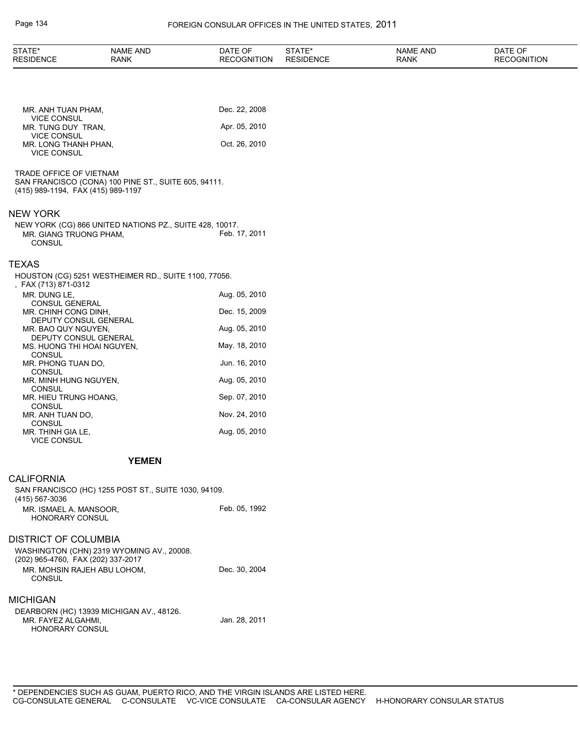| STATE* RESIDENCE | NAME AND RANK | DATE OF RECOGNITION |
|---|---|---|
| | MR. ANH TUAN PHAM, VICE CONSUL | Dec. 22, 2008 |
| | MR. TUNG DUY TRAN, VICE CONSUL | Apr. 05, 2010 |
| | MR. LONG THANH PHAN, VICE CONSUL | Oct. 26, 2010 |

TRADE OFFICE OF VIETNAM
SAN FRANCISCO (CONA) 100 PINE ST., SUITE 605, 94111.
(415) 989-1194, FAX (415) 989-1197

## NEW YORK

NEW YORK (CG) 866 UNITED NATIONS PZ., SUITE 428, 10017.

| NAME AND RANK | DATE OF RECOGNITION |
|---|---|
| MR. GIANG TRUONG PHAM, CONSUL | Feb. 17, 2011 |

## TEXAS

HOUSTON (CG) 5251 WESTHEIMER RD., SUITE 1100, 77056.
, FAX (713) 871-0312

| NAME AND RANK | DATE OF RECOGNITION |
|---|---|
| MR. DUNG LE, CONSUL GENERAL | Aug. 05, 2010 |
| MR. CHINH CONG DINH, DEPUTY CONSUL GENERAL | Dec. 15, 2009 |
| MR. BAO QUY NGUYEN, DEPUTY CONSUL GENERAL | Aug. 05, 2010 |
| MS. HUONG THI HOAI NGUYEN, CONSUL | May. 18, 2010 |
| MR. PHONG TUAN DO, CONSUL | Jun. 16, 2010 |
| MR. MINH HUNG NGUYEN, CONSUL | Aug. 05, 2010 |
| MR. HIEU TRUNG HOANG, CONSUL | Sep. 07, 2010 |
| MR. ANH TUAN DO, CONSUL | Nov. 24, 2010 |
| MR. THINH GIA LE, VICE CONSUL | Aug. 05, 2010 |

# YEMEN

## CALIFORNIA

SAN FRANCISCO (HC) 1255 POST ST., SUITE 1030, 94109.
(415) 567-3036

| NAME AND RANK | DATE OF RECOGNITION |
|---|---|
| MR. ISMAEL A. MANSOOR, HONORARY CONSUL | Feb. 05, 1992 |

## DISTRICT OF COLUMBIA

WASHINGTON (CHN) 2319 WYOMING AV., 20008.
(202) 965-4760, FAX (202) 337-2017

| NAME AND RANK | DATE OF RECOGNITION |
|---|---|
| MR. MOHSIN RAJEH ABU LOHOM, CONSUL | Dec. 30, 2004 |

## MICHIGAN

DEARBORN (HC) 13939 MICHIGAN AV., 48126.

| NAME AND RANK | DATE OF RECOGNITION |
|---|---|
| MR. FAYEZ ALGAHMI, HONORARY CONSUL | Jan. 28, 2011 |

\* DEPENDENCIES SUCH AS GUAM, PUERTO RICO, AND THE VIRGIN ISLANDS ARE LISTED HERE.
CG-CONSULATE GENERAL C-CONSULATE VC-VICE CONSULATE CA-CONSULAR AGENCY H-HONORARY CONSULAR STATUS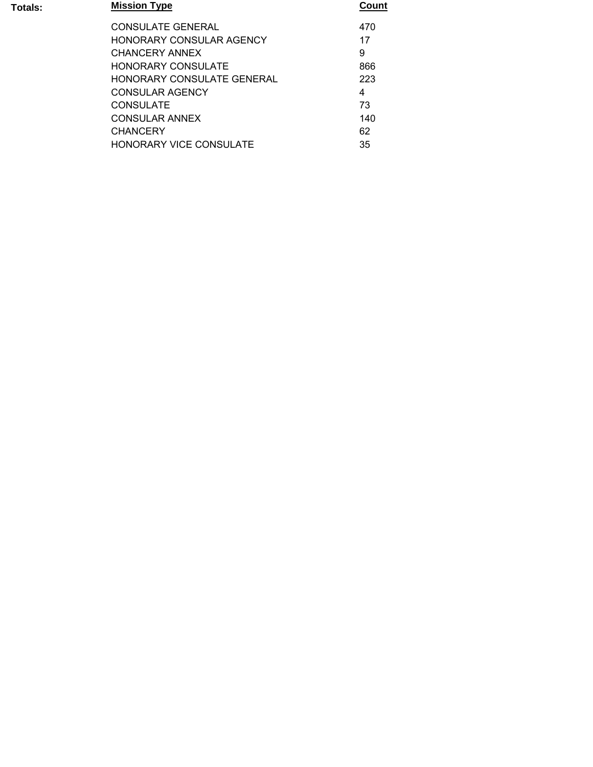**Totals:**

| Mission Type | Count |
|---|---|
| CONSULATE GENERAL | 470 |
| HONORARY CONSULAR AGENCY | 17 |
| CHANCERY ANNEX | 9 |
| HONORARY CONSULATE | 866 |
| HONORARY CONSULATE GENERAL | 223 |
| CONSULAR AGENCY | 4 |
| CONSULATE | 73 |
| CONSULAR ANNEX | 140 |
| CHANCERY | 62 |
| HONORARY VICE CONSULATE | 35 |